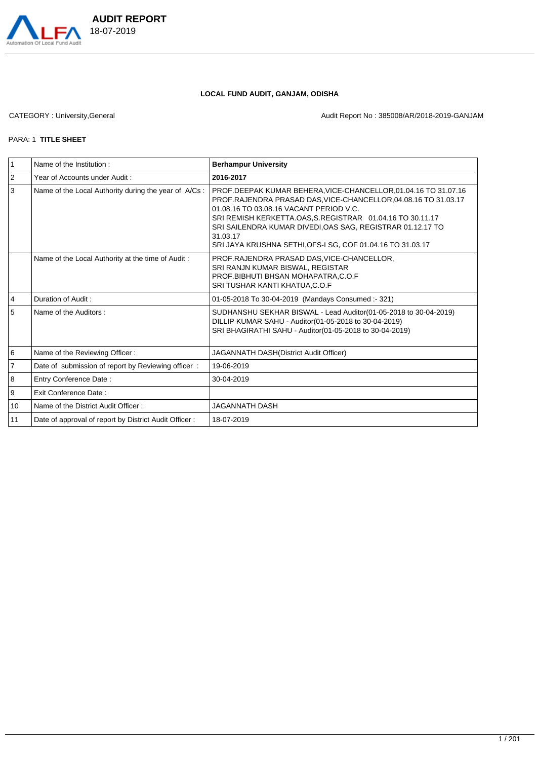**AUDIT REPORT**
18-07-2019

**LOCAL FUND AUDIT, GANJAM, ODISHA**

CATEGORY : University,General

Audit Report No : 385008/AR/2018-2019-GANJAM

PARA: 1 **TITLE SHEET**

| | | |
|---|---|---|
| 1 | Name of the Institution : | **Berhampur University** |
| 2 | Year of Accounts under Audit : | **2016-2017** |
| 3 | Name of the Local Authority during the year of A/Cs : | PROF.DEEPAK KUMAR BEHERA,VICE-CHANCELLOR,01.04.16 TO 31.07.16<br>PROF.RAJENDRA PRASAD DAS,VICE-CHANCELLOR,04.08.16 TO 31.03.17<br>01.08.16 TO 03.08.16 VACANT PERIOD V.C.<br>SRI REMISH KERKETTA.OAS,S.REGISTRAR 01.04.16 TO 30.11.17<br>SRI SAILENDRA KUMAR DIVEDI,OAS SAG, REGISTRAR 01.12.17 TO 31.03.17<br>SRI JAYA KRUSHNA SETHI,OFS-I SG, COF 01.04.16 TO 31.03.17 |
| | Name of the Local Authority at the time of Audit : | PROF.RAJENDRA PRASAD DAS,VICE-CHANCELLOR,<br>SRI RANJN KUMAR BISWAL, REGISTAR<br>PROF.BIBHUTI BHSAN MOHAPATRA,C.O.F<br>SRI TUSHAR KANTI KHATUA,C.O.F |
| 4 | Duration of Audit : | 01-05-2018 To 30-04-2019 (Mandays Consumed :- 321) |
| 5 | Name of the Auditors : | SUDHANSHU SEKHAR BISWAL - Lead Auditor(01-05-2018 to 30-04-2019)<br>DILLIP KUMAR SAHU - Auditor(01-05-2018 to 30-04-2019)<br>SRI BHAGIRATHI SAHU - Auditor(01-05-2018 to 30-04-2019) |
| 6 | Name of the Reviewing Officer : | JAGANNATH DASH(District Audit Officer) |
| 7 | Date of submission of report by Reviewing officer : | 19-06-2019 |
| 8 | Entry Conference Date : | 30-04-2019 |
| 9 | Exit Conference Date : | |
| 10 | Name of the District Audit Officer : | JAGANNATH DASH |
| 11 | Date of approval of report by District Audit Officer : | 18-07-2019 |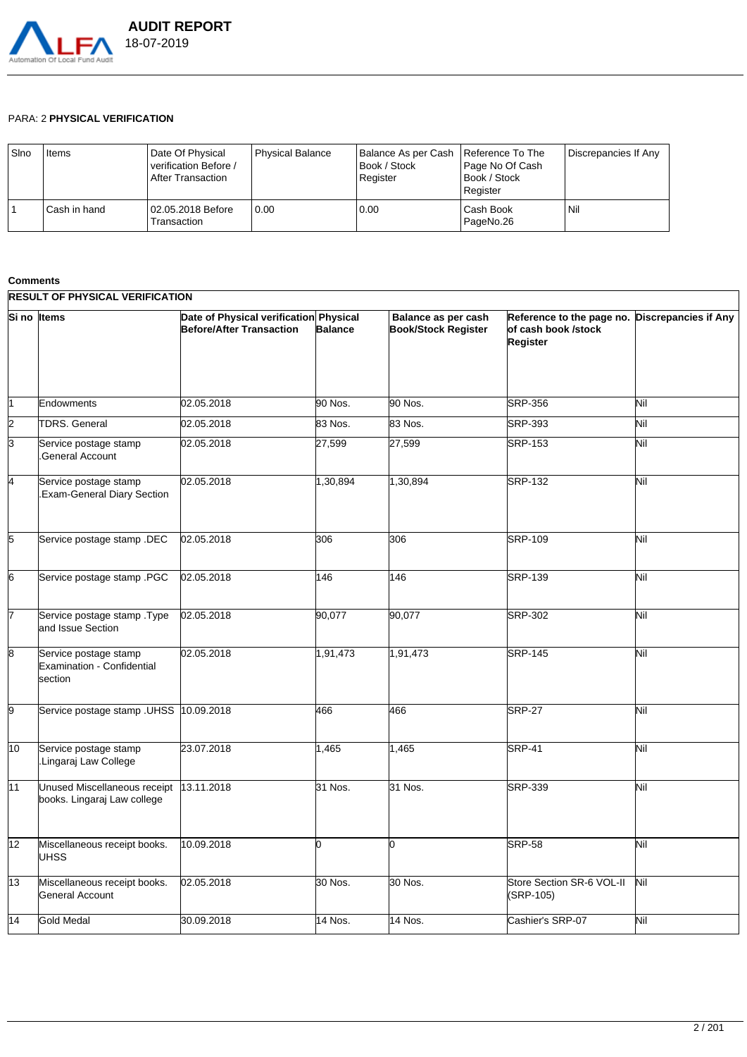PARA: 2 **PHYSICAL VERIFICATION**

| Slno | Items | Date Of Physical verification Before / After Transaction | Physical Balance | Balance As per Cash Book / Stock Register | Reference To The Page No Of Cash Book / Stock Register | Discrepancies If Any |
|---|---|---|---|---|---|---|
| 1 | Cash in hand | 02.05.2018 Before Transaction | 0.00 | 0.00 | Cash Book PageNo.26 | Nil |

**Comments**

**RESULT OF PHYSICAL VERIFICATION**

| Si no | Items | Date of Physical verification Before/After Transaction | Physical Balance | Balance as per cash Book/Stock Register | Reference to the page no. of cash book /stock Register | Discrepancies if Any |
|---|---|---|---|---|---|---|
| 1 | Endowments | 02.05.2018 | 90 Nos. | 90 Nos. | SRP-356 | Nil |
| 2 | TDRS. General | 02.05.2018 | 83 Nos. | 83 Nos. | SRP-393 | Nil |
| 3 | Service postage stamp .General Account | 02.05.2018 | 27,599 | 27,599 | SRP-153 | Nil |
| 4 | Service postage stamp .Exam-General Diary Section | 02.05.2018 | 1,30,894 | 1,30,894 | SRP-132 | Nil |
| 5 | Service postage stamp .DEC | 02.05.2018 | 306 | 306 | SRP-109 | Nil |
| 6 | Service postage stamp .PGC | 02.05.2018 | 146 | 146 | SRP-139 | Nil |
| 7 | Service postage stamp .Type and Issue Section | 02.05.2018 | 90,077 | 90,077 | SRP-302 | Nil |
| 8 | Service postage stamp Examination - Confidential section | 02.05.2018 | 1,91,473 | 1,91,473 | SRP-145 | Nil |
| 9 | Service postage stamp .UHSS | 10.09.2018 | 466 | 466 | SRP-27 | Nil |
| 10 | Service postage stamp .Lingaraj Law College | 23.07.2018 | 1,465 | 1,465 | SRP-41 | Nil |
| 11 | Unused Miscellaneous receipt books. Lingaraj Law college | 13.11.2018 | 31 Nos. | 31 Nos. | SRP-339 | Nil |
| 12 | Miscellaneous receipt books. UHSS | 10.09.2018 | 0 | 0 | SRP-58 | Nil |
| 13 | Miscellaneous receipt books. General Account | 02.05.2018 | 30 Nos. | 30 Nos. | Store Section SR-6 VOL-II (SRP-105) | Nil |
| 14 | Gold Medal | 30.09.2018 | 14 Nos. | 14 Nos. | Cashier's SRP-07 | Nil |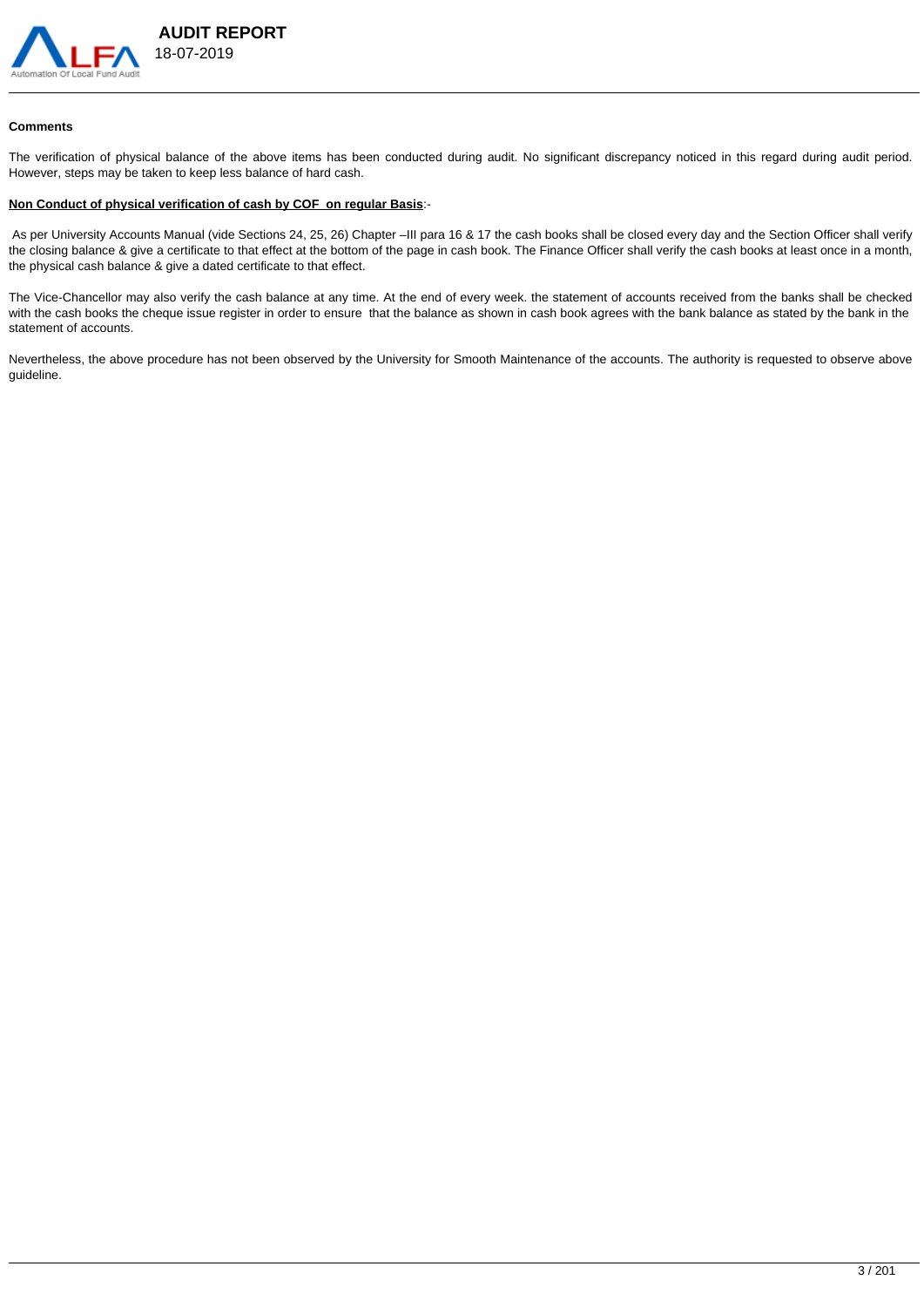**Comments**

The verification of physical balance of the above items has been conducted during audit. No significant discrepancy noticed in this regard during audit period. However, steps may be taken to keep less balance of hard cash.

**<u>Non Conduct of physical verification of cash by COF on regular Basis</u>**:-

As per University Accounts Manual (vide Sections 24, 25, 26) Chapter –III para 16 & 17 the cash books shall be closed every day and the Section Officer shall verify the closing balance & give a certificate to that effect at the bottom of the page in cash book. The Finance Officer shall verify the cash books at least once in a month, the physical cash balance & give a dated certificate to that effect.

The Vice-Chancellor may also verify the cash balance at any time. At the end of every week. the statement of accounts received from the banks shall be checked with the cash books the cheque issue register in order to ensure that the balance as shown in cash book agrees with the bank balance as stated by the bank in the statement of accounts.

Nevertheless, the above procedure has not been observed by the University for Smooth Maintenance of the accounts. The authority is requested to observe above guideline.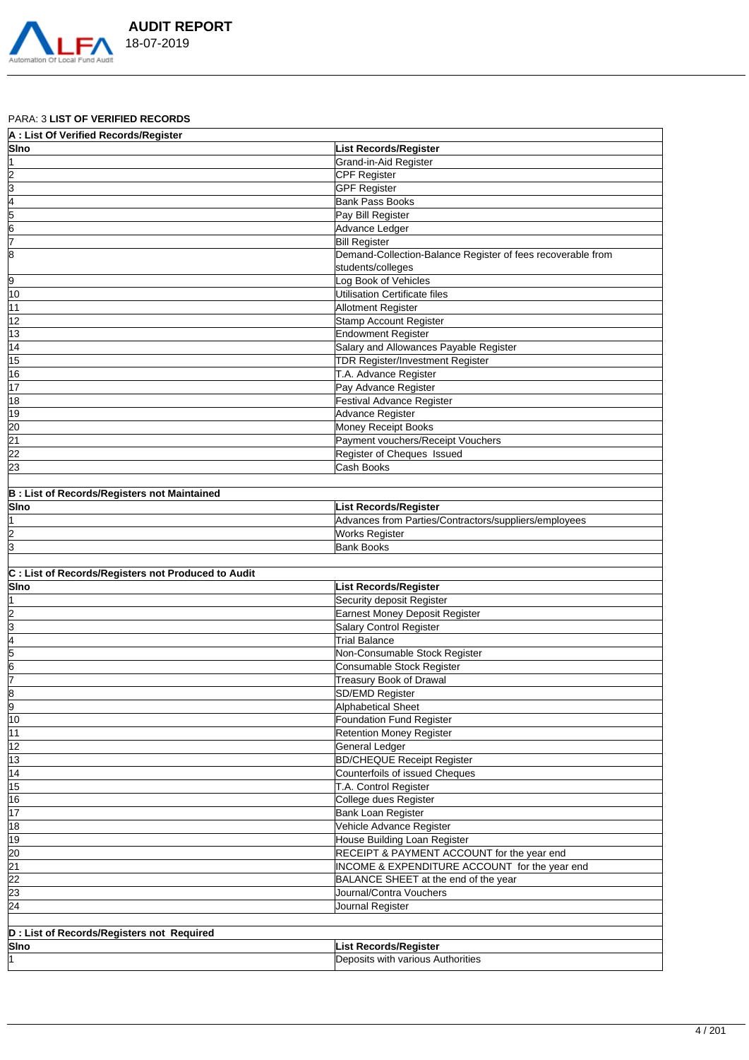PARA: 3 **LIST OF VERIFIED RECORDS**

**A : List Of Verified Records/Register**

| Slno | List Records/Register |
|---|---|
| 1 | Grand-in-Aid Register |
| 2 | CPF Register |
| 3 | GPF Register |
| 4 | Bank Pass Books |
| 5 | Pay Bill Register |
| 6 | Advance Ledger |
| 7 | Bill Register |
| 8 | Demand-Collection-Balance Register of fees recoverable from students/colleges |
| 9 | Log Book of Vehicles |
| 10 | Utilisation Certificate files |
| 11 | Allotment Register |
| 12 | Stamp Account Register |
| 13 | Endowment Register |
| 14 | Salary and Allowances Payable Register |
| 15 | TDR Register/Investment Register |
| 16 | T.A. Advance Register |
| 17 | Pay Advance Register |
| 18 | Festival Advance Register |
| 19 | Advance Register |
| 20 | Money Receipt Books |
| 21 | Payment vouchers/Receipt Vouchers |
| 22 | Register of Cheques Issued |
| 23 | Cash Books |

**B : List of Records/Registers not Maintained**

| Slno | List Records/Register |
|---|---|
| 1 | Advances from Parties/Contractors/suppliers/employees |
| 2 | Works Register |
| 3 | Bank Books |

**C : List of Records/Registers not Produced to Audit**

| Slno | List Records/Register |
|---|---|
| 1 | Security deposit Register |
| 2 | Earnest Money Deposit Register |
| 3 | Salary Control Register |
| 4 | Trial Balance |
| 5 | Non-Consumable Stock Register |
| 6 | Consumable Stock Register |
| 7 | Treasury Book of Drawal |
| 8 | SD/EMD Register |
| 9 | Alphabetical Sheet |
| 10 | Foundation Fund Register |
| 11 | Retention Money Register |
| 12 | General Ledger |
| 13 | BD/CHEQUE Receipt Register |
| 14 | Counterfoils of issued Cheques |
| 15 | T.A. Control Register |
| 16 | College dues Register |
| 17 | Bank Loan Register |
| 18 | Vehicle Advance Register |
| 19 | House Building Loan Register |
| 20 | RECEIPT & PAYMENT ACCOUNT for the year end |
| 21 | INCOME & EXPENDITURE ACCOUNT for the year end |
| 22 | BALANCE SHEET at the end of the year |
| 23 | Journal/Contra Vouchers |
| 24 | Journal Register |

**D : List of Records/Registers not Required**

| Slno | List Records/Register |
|---|---|
| 1 | Deposits with various Authorities |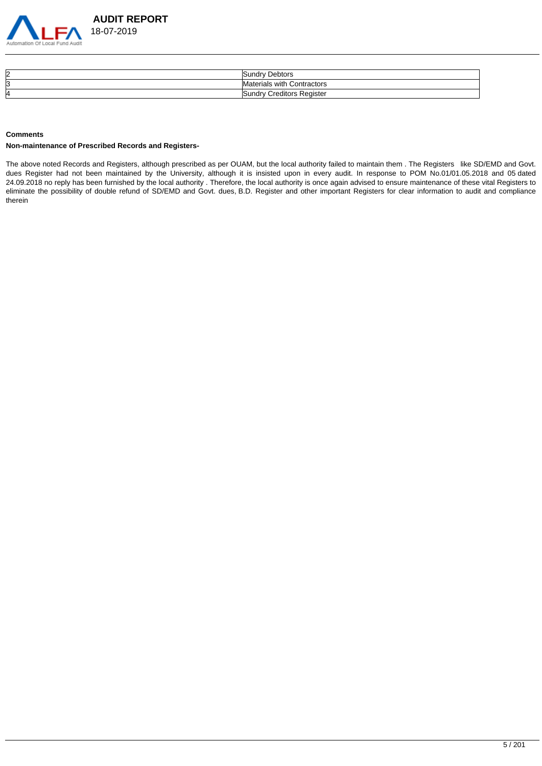| | |
|---|---|
| 2 | Sundry Debtors |
| 3 | Materials with Contractors |
| 4 | Sundry Creditors Register |

**Comments**

**Non-maintenance of Prescribed Records and Registers-**

The above noted Records and Registers, although prescribed as per OUAM, but the local authority failed to maintain them . The Registers like SD/EMD and Govt. dues Register had not been maintained by the University, although it is insisted upon in every audit. In response to POM No.01/01.05.2018 and 05 dated 24.09.2018 no reply has been furnished by the local authority . Therefore, the local authority is once again advised to ensure maintenance of these vital Registers to eliminate the possibility of double refund of SD/EMD and Govt. dues, B.D. Register and other important Registers for clear information to audit and compliance therein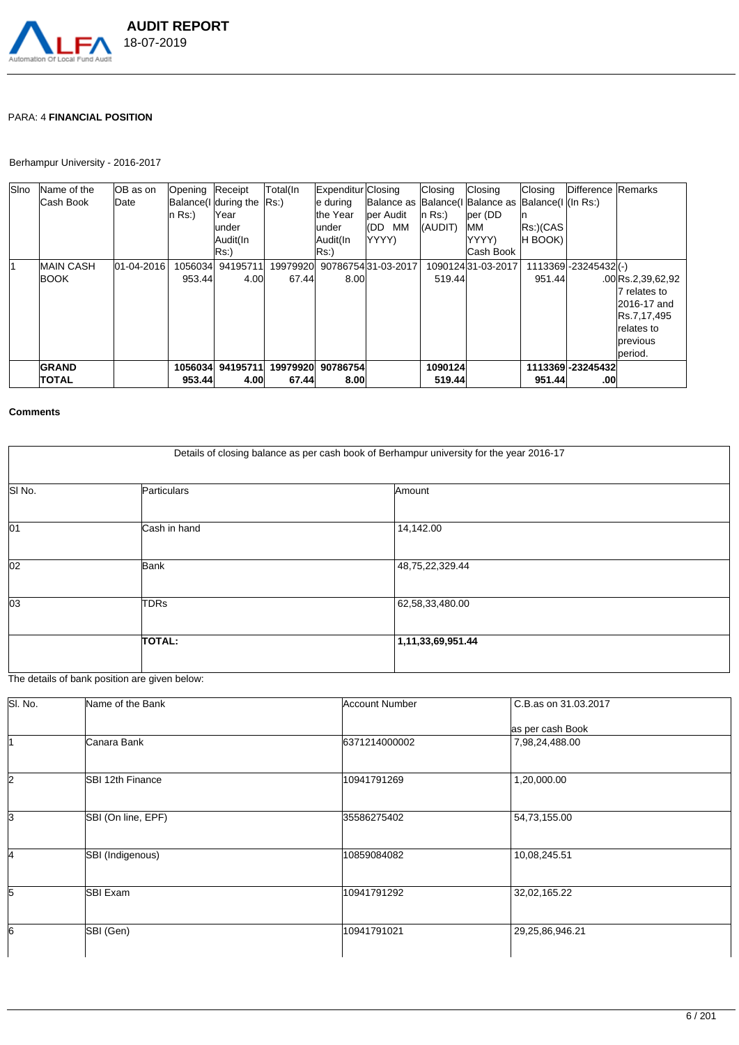PARA: 4 **FINANCIAL POSITION**

Berhampur University - 2016-2017

| Slno | Name of the Cash Book | OB as on Date | Opening Balance(In Rs:) | Receipt during the Year under Audit(In Rs:) | Total(In Rs:) | Expenditure during the Year under Audit(In Rs:) | Closing Balance as per Audit (DD MM YYYY) | Closing Balance(In Rs:) (AUDIT) | Closing Balance as per (DD MM YYYY) Cash Book | Closing Balance(In Rs:)(CASH BOOK) | Difference (In Rs:) | Remarks |
|---|---|---|---|---|---|---|---|---|---|---|---|---|
| 1 | MAIN CASH BOOK | 01-04-2016 | 1056034953.44 | 941957114.00 | 1997992067.44 | 907867548.00 | 31-03-2017 | 1090124519.44 | 31-03-2017 | 1113369951.44 | -23245432.00 | (-) Rs.2,39,62,927 relates to 2016-17 and Rs.7,17,495 relates to previous period. |
| | **GRAND TOTAL** | | **1056034953.44** | **941957114.00** | **1997992067.44** | **907867548.00** | | **1090124519.44** | | **1113369951.44** | **-23245432.00** | |

**Comments**

| Details of closing balance as per cash book of Berhampur university for the year 2016-17 | | |
|---|---|---|
| Sl No. | Particulars | Amount |
| 01 | Cash in hand | 14,142.00 |
| 02 | Bank | 48,75,22,329.44 |
| 03 | TDRs | 62,58,33,480.00 |
| | **TOTAL:** | **1,11,33,69,951.44** |

The details of bank position are given below:

| Sl. No. | Name of the Bank | Account Number | C.B.as on 31.03.2017 as per cash Book |
|---|---|---|---|
| 1 | Canara Bank | 6371214000002 | 7,98,24,488.00 |
| 2 | SBI 12th Finance | 10941791269 | 1,20,000.00 |
| 3 | SBI (On line, EPF) | 35586275402 | 54,73,155.00 |
| 4 | SBI (Indigenous) | 10859084082 | 10,08,245.51 |
| 5 | SBI Exam | 10941791292 | 32,02,165.22 |
| 6 | SBI (Gen) | 10941791021 | 29,25,86,946.21 |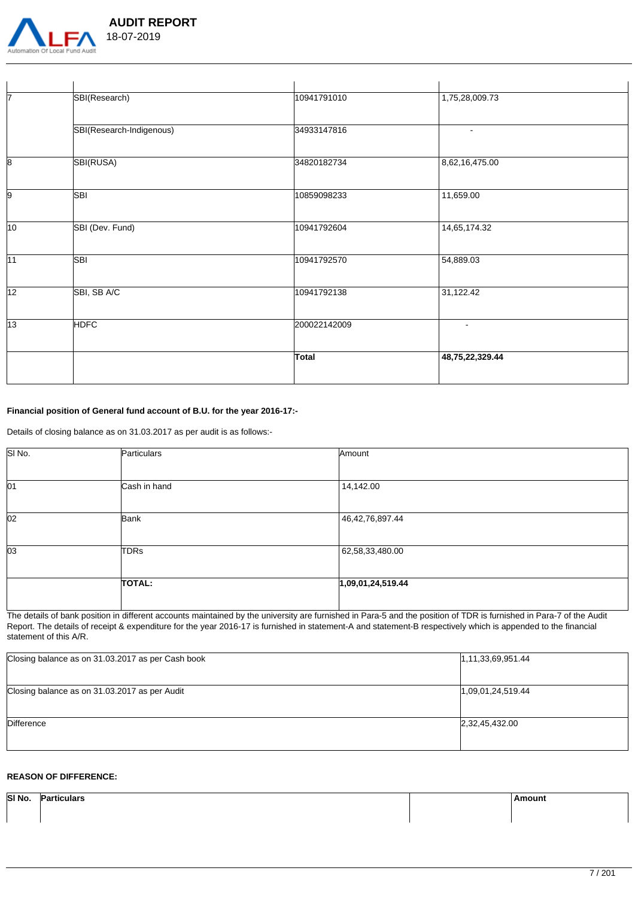| | | | |
|---|---|---|---|
| 7 | SBI(Research) | 10941791010 | 1,75,28,009.73 |
| | SBI(Research-Indigenous) | 34933147816 | - |
| 8 | SBI(RUSA) | 34820182734 | 8,62,16,475.00 |
| 9 | SBI | 10859098233 | 11,659.00 |
| 10 | SBI (Dev. Fund) | 10941792604 | 14,65,174.32 |
| 11 | SBI | 10941792570 | 54,889.03 |
| 12 | SBI, SB A/C | 10941792138 | 31,122.42 |
| 13 | HDFC | 200022142009 | - |
| | | **Total** | **48,75,22,329.44** |

**Financial position of General fund account of B.U. for the year 2016-17:-**

Details of closing balance as on 31.03.2017 as per audit is as follows:-

| Sl No. | Particulars | Amount |
|---|---|---|
| 01 | Cash in hand | 14,142.00 |
| 02 | Bank | 46,42,76,897.44 |
| 03 | TDRs | 62,58,33,480.00 |
| | **TOTAL:** | **1,09,01,24,519.44** |

The details of bank position in different accounts maintained by the university are furnished in Para-5 and the position of TDR is furnished in Para-7 of the Audit Report. The details of receipt & expenditure for the year 2016-17 is furnished in statement-A and statement-B respectively which is appended to the financial statement of this A/R.

| | |
|---|---|
| Closing balance as on 31.03.2017 as per Cash book | 1,11,33,69,951.44 |
| Closing balance as on 31.03.2017 as per Audit | 1,09,01,24,519.44 |
| Difference | 2,32,45,432.00 |

**REASON OF DIFFERENCE:**

| **Sl No.** | **Particulars** | | **Amount** |
|---|---|---|---|
| | | | |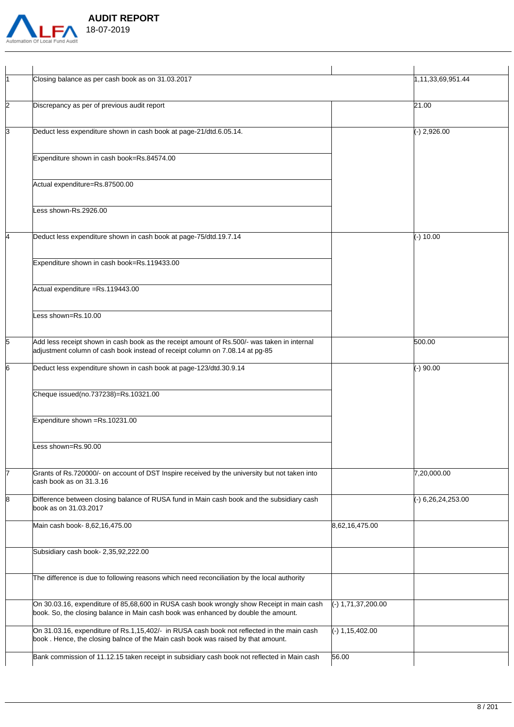| | | | |
|---|---|---|---|
| 1 | Closing balance as per cash book as on 31.03.2017 | | 1,11,33,69,951.44 |
| 2 | Discrepancy as per of previous audit report | | 21.00 |
| 3 | Deduct less expenditure shown in cash book at page-21/dtd.6.05.14. | | (-) 2,926.00 |
| | Expenditure shown in cash book=Rs.84574.00 | | |
| | Actual expenditure=Rs.87500.00 | | |
| | Less shown-Rs.2926.00 | | |
| 4 | Deduct less expenditure shown in cash book at page-75/dtd.19.7.14 | | (-) 10.00 |
| | Expenditure shown in cash book=Rs.119433.00 | | |
| | Actual expenditure =Rs.119443.00 | | |
| | Less shown=Rs.10.00 | | |
| 5 | Add less receipt shown in cash book as the receipt amount of Rs.500/- was taken in internal adjustment column of cash book instead of receipt column on 7.08.14 at pg-85 | | 500.00 |
| 6 | Deduct less expenditure shown in cash book at page-123/dtd.30.9.14 | | (-) 90.00 |
| | Cheque issued(no.737238)=Rs.10321.00 | | |
| | Expenditure shown =Rs.10231.00 | | |
| | Less shown=Rs.90.00 | | |
| 7 | Grants of Rs.720000/- on account of DST Inspire received by the university but not taken into cash book as on 31.3.16 | | 7,20,000.00 |
| 8 | Difference between closing balance of RUSA fund in Main cash book and the subsidiary cash book as on 31.03.2017 | | (-) 6,26,24,253.00 |
| | Main cash book- 8,62,16,475.00 | 8,62,16,475.00 | |
| | Subsidiary cash book- 2,35,92,222.00 | | |
| | The difference is due to following reasons which need reconciliation by the local authority | | |
| | On 30.03.16, expenditure of 85,68,600 in RUSA cash book wrongly show Receipt in main cash book. So, the closing balance in Main cash book was enhanced by double the amount. | (-) 1,71,37,200.00 | |
| | On 31.03.16, expenditure of Rs.1,15,402/- in RUSA cash book not reflected in the main cash book . Hence, the closing balnce of the Main cash book was raised by that amount. | (-) 1,15,402.00 | |
| | Bank commission of 11.12.15 taken receipt in subsidiary cash book not reflected in Main cash | 56.00 | |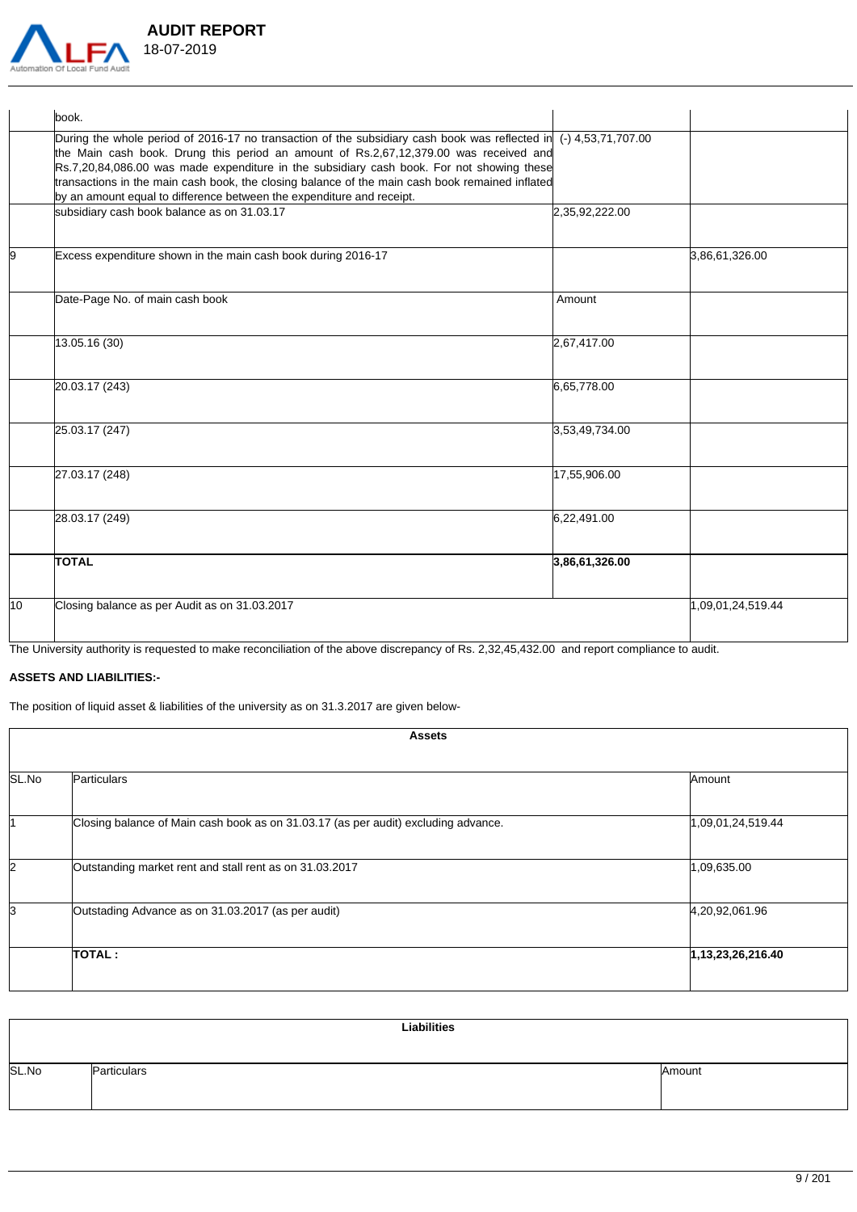| | | | |
|---|---|---|---|
| | book. | | |
| | During the whole period of 2016-17 no transaction of the subsidiary cash book was reflected in the Main cash book. Drung this period an amount of Rs.2,67,12,379.00 was received and Rs.7,20,84,086.00 was made expenditure in the subsidiary cash book. For not showing these transactions in the main cash book, the closing balance of the main cash book remained inflated by an amount equal to difference between the expenditure and receipt. | (-) 4,53,71,707.00 | |
| | subsidiary cash book balance as on 31.03.17 | 2,35,92,222.00 | |
| 9 | Excess expenditure shown in the main cash book during 2016-17 | | 3,86,61,326.00 |
| | Date-Page No. of main cash book | Amount | |
| | 13.05.16 (30) | 2,67,417.00 | |
| | 20.03.17 (243) | 6,65,778.00 | |
| | 25.03.17 (247) | 3,53,49,734.00 | |
| | 27.03.17 (248) | 17,55,906.00 | |
| | 28.03.17 (249) | 6,22,491.00 | |
| | **TOTAL** | **3,86,61,326.00** | |
| 10 | Closing balance as per Audit as on 31.03.2017 | | 1,09,01,24,519.44 |

The University authority is requested to make reconciliation of the above discrepancy of Rs. 2,32,45,432.00 and report compliance to audit.

**ASSETS AND LIABILITIES:-**

The position of liquid asset & liabilities of the university as on 31.3.2017 are given below-

| **Assets** | | |
|---|---|---|
| SL.No | Particulars | Amount |
| 1 | Closing balance of Main cash book as on 31.03.17 (as per audit) excluding advance. | 1,09,01,24,519.44 |
| 2 | Outstanding market rent and stall rent as on 31.03.2017 | 1,09,635.00 |
| 3 | Outstading Advance as on 31.03.2017 (as per audit) | 4,20,92,061.96 |
| | **TOTAL :** | **1,13,23,26,216.40** |

| **Liabilities** | | |
|---|---|---|
| SL.No | Particulars | Amount |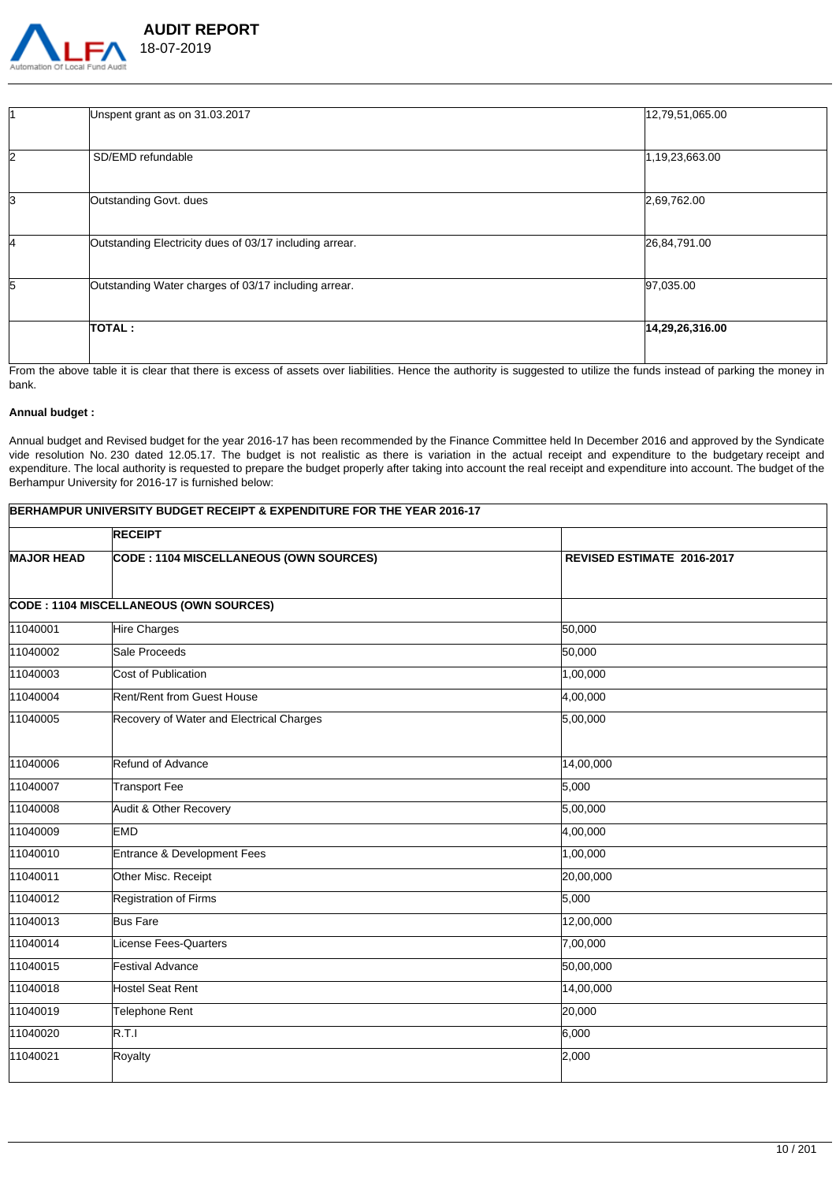| | | |
|---|---|---|
| 1 | Unspent grant as on 31.03.2017 | 12,79,51,065.00 |
| 2 | SD/EMD refundable | 1,19,23,663.00 |
| 3 | Outstanding Govt. dues | 2,69,762.00 |
| 4 | Outstanding Electricity dues of 03/17 including arrear. | 26,84,791.00 |
| 5 | Outstanding Water charges of 03/17 including arrear. | 97,035.00 |
| | **TOTAL :** | **14,29,26,316.00** |

From the above table it is clear that there is excess of assets over liabilities. Hence the authority is suggested to utilize the funds instead of parking the money in bank.

**Annual budget :**

Annual budget and Revised budget for the year 2016-17 has been recommended by the Finance Committee held In December 2016 and approved by the Syndicate vide resolution No. 230 dated 12.05.17. The budget is not realistic as there is variation in the actual receipt and expenditure to the budgetary receipt and expenditure. The local authority is requested to prepare the budget properly after taking into account the real receipt and expenditure into account. The budget of the Berhampur University for 2016-17 is furnished below:

| **BERHAMPUR UNIVERSITY BUDGET RECEIPT & EXPENDITURE FOR THE YEAR 2016-17** | | |
|---|---|---|
| | **RECEIPT** | |
| **MAJOR HEAD** | **CODE : 1104 MISCELLANEOUS (OWN SOURCES)** | **REVISED ESTIMATE 2016-2017** |
| **CODE : 1104 MISCELLANEOUS (OWN SOURCES)** | | |
| 11040001 | Hire Charges | 50,000 |
| 11040002 | Sale Proceeds | 50,000 |
| 11040003 | Cost of Publication | 1,00,000 |
| 11040004 | Rent/Rent from Guest House | 4,00,000 |
| 11040005 | Recovery of Water and Electrical Charges | 5,00,000 |
| 11040006 | Refund of Advance | 14,00,000 |
| 11040007 | Transport Fee | 5,000 |
| 11040008 | Audit & Other Recovery | 5,00,000 |
| 11040009 | EMD | 4,00,000 |
| 11040010 | Entrance & Development Fees | 1,00,000 |
| 11040011 | Other Misc. Receipt | 20,00,000 |
| 11040012 | Registration of Firms | 5,000 |
| 11040013 | Bus Fare | 12,00,000 |
| 11040014 | License Fees-Quarters | 7,00,000 |
| 11040015 | Festival Advance | 50,00,000 |
| 11040018 | Hostel Seat Rent | 14,00,000 |
| 11040019 | Telephone Rent | 20,000 |
| 11040020 | R.T.I | 6,000 |
| 11040021 | Royalty | 2,000 |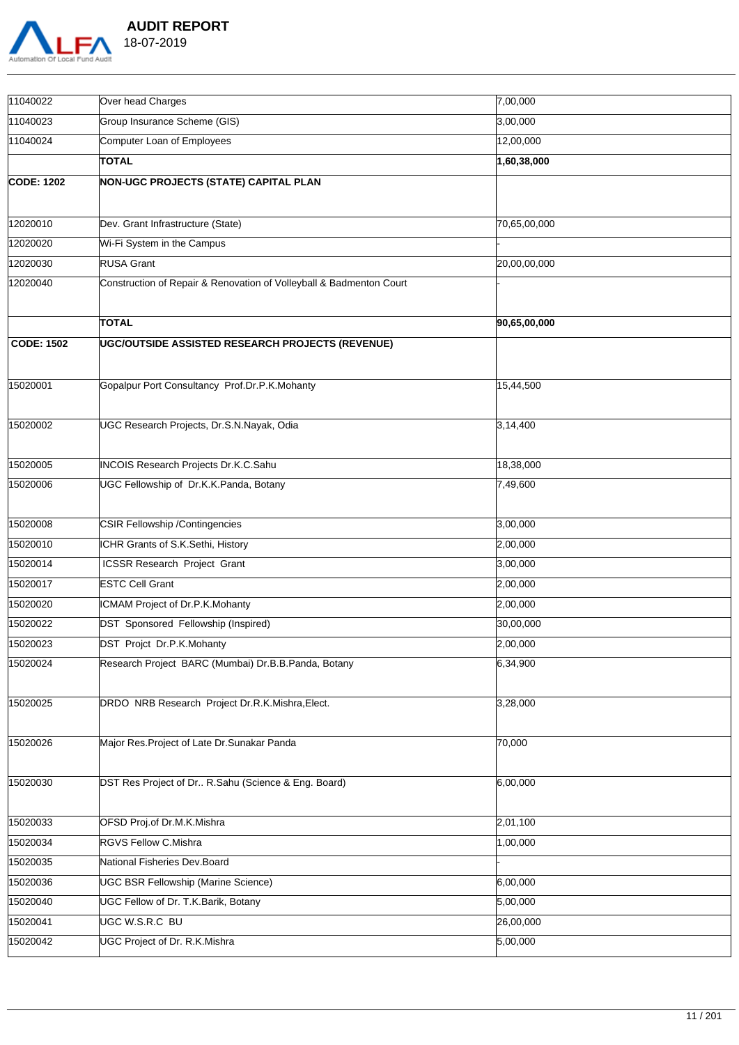| | | |
|---|---|---|
| 11040022 | Over head Charges | 7,00,000 |
| 11040023 | Group Insurance Scheme (GIS) | 3,00,000 |
| 11040024 | Computer Loan of Employees | 12,00,000 |
| | **TOTAL** | **1,60,38,000** |
| **CODE: 1202** | **NON-UGC PROJECTS (STATE) CAPITAL PLAN** | |
| 12020010 | Dev. Grant Infrastructure (State) | 70,65,00,000 |
| 12020020 | Wi-Fi System in the Campus | - |
| 12020030 | RUSA Grant | 20,00,00,000 |
| 12020040 | Construction of Repair & Renovation of Volleyball & Badmenton Court | - |
| | **TOTAL** | **90,65,00,000** |
| **CODE: 1502** | **UGC/OUTSIDE ASSISTED RESEARCH PROJECTS (REVENUE)** | |
| 15020001 | Gopalpur Port Consultancy Prof.Dr.P.K.Mohanty | 15,44,500 |
| 15020002 | UGC Research Projects, Dr.S.N.Nayak, Odia | 3,14,400 |
| 15020005 | INCOIS Research Projects Dr.K.C.Sahu | 18,38,000 |
| 15020006 | UGC Fellowship of Dr.K.K.Panda, Botany | 7,49,600 |
| 15020008 | CSIR Fellowship /Contingencies | 3,00,000 |
| 15020010 | ICHR Grants of S.K.Sethi, History | 2,00,000 |
| 15020014 | ICSSR Research Project Grant | 3,00,000 |
| 15020017 | ESTC Cell Grant | 2,00,000 |
| 15020020 | ICMAM Project of Dr.P.K.Mohanty | 2,00,000 |
| 15020022 | DST Sponsored Fellowship (Inspired) | 30,00,000 |
| 15020023 | DST Projct Dr.P.K.Mohanty | 2,00,000 |
| 15020024 | Research Project BARC (Mumbai) Dr.B.B.Panda, Botany | 6,34,900 |
| 15020025 | DRDO NRB Research Project Dr.R.K.Mishra,Elect. | 3,28,000 |
| 15020026 | Major Res.Project of Late Dr.Sunakar Panda | 70,000 |
| 15020030 | DST Res Project of Dr.. R.Sahu (Science & Eng. Board) | 6,00,000 |
| 15020033 | OFSD Proj.of Dr.M.K.Mishra | 2,01,100 |
| 15020034 | RGVS Fellow C.Mishra | 1,00,000 |
| 15020035 | National Fisheries Dev.Board | - |
| 15020036 | UGC BSR Fellowship (Marine Science) | 6,00,000 |
| 15020040 | UGC Fellow of Dr. T.K.Barik, Botany | 5,00,000 |
| 15020041 | UGC W.S.R.C BU | 26,00,000 |
| 15020042 | UGC Project of Dr. R.K.Mishra | 5,00,000 |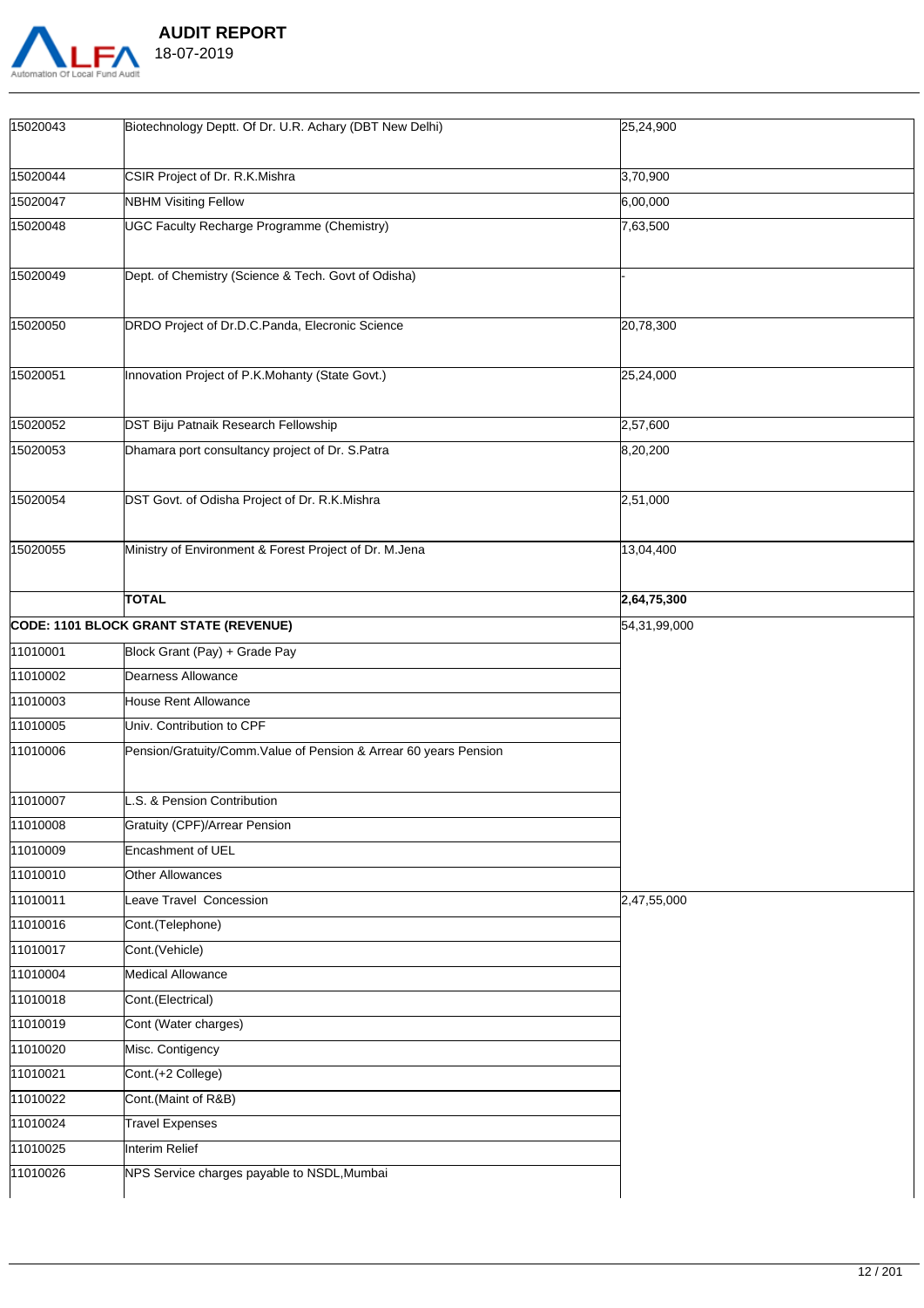| | | |
|---|---|---|
| 15020043 | Biotechnology Deptt. Of Dr. U.R. Achary (DBT New Delhi) | 25,24,900 |
| 15020044 | CSIR Project of Dr. R.K.Mishra | 3,70,900 |
| 15020047 | NBHM Visiting Fellow | 6,00,000 |
| 15020048 | UGC Faculty Recharge Programme (Chemistry) | 7,63,500 |
| 15020049 | Dept. of Chemistry (Science & Tech. Govt of Odisha) | - |
| 15020050 | DRDO Project of Dr.D.C.Panda, Elecronic Science | 20,78,300 |
| 15020051 | Innovation Project of P.K.Mohanty (State Govt.) | 25,24,000 |
| 15020052 | DST Biju Patnaik Research Fellowship | 2,57,600 |
| 15020053 | Dhamara port consultancy project of Dr. S.Patra | 8,20,200 |
| 15020054 | DST Govt. of Odisha Project of Dr. R.K.Mishra | 2,51,000 |
| 15020055 | Ministry of Environment & Forest Project of Dr. M.Jena | 13,04,400 |
| | **TOTAL** | **2,64,75,300** |
| **CODE: 1101 BLOCK GRANT STATE (REVENUE)** | | 54,31,99,000 |
| 11010001 | Block Grant (Pay) + Grade Pay | |
| 11010002 | Dearness Allowance | |
| 11010003 | House Rent Allowance | |
| 11010005 | Univ. Contribution to CPF | |
| 11010006 | Pension/Gratuity/Comm.Value of Pension & Arrear 60 years Pension | |
| 11010007 | L.S. & Pension Contribution | |
| 11010008 | Gratuity (CPF)/Arrear Pension | |
| 11010009 | Encashment of UEL | |
| 11010010 | Other Allowances | |
| 11010011 | Leave Travel Concession | 2,47,55,000 |
| 11010016 | Cont.(Telephone) | |
| 11010017 | Cont.(Vehicle) | |
| 11010004 | Medical Allowance | |
| 11010018 | Cont.(Electrical) | |
| 11010019 | Cont (Water charges) | |
| 11010020 | Misc. Contigency | |
| 11010021 | Cont.(+2 College) | |
| 11010022 | Cont.(Maint of R&B) | |
| 11010024 | Travel Expenses | |
| 11010025 | Interim Relief | |
| 11010026 | NPS Service charges payable to NSDL,Mumbai | |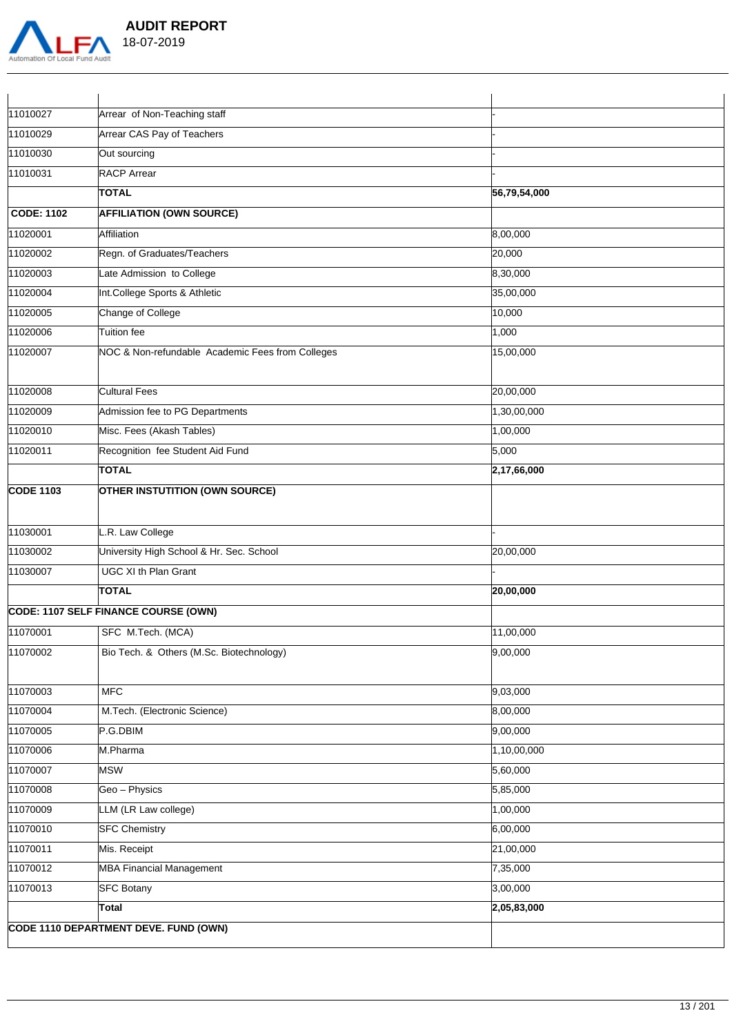| | | |
|---|---|---|
| 11010027 | Arrear of Non-Teaching staff | - |
| 11010029 | Arrear CAS Pay of Teachers | - |
| 11010030 | Out sourcing | - |
| 11010031 | RACP Arrear | - |
| | **TOTAL** | **56,79,54,000** |
| **CODE: 1102** | **AFFILIATION (OWN SOURCE)** | |
| 11020001 | Affiliation | 8,00,000 |
| 11020002 | Regn. of Graduates/Teachers | 20,000 |
| 11020003 | Late Admission to College | 8,30,000 |
| 11020004 | Int.College Sports & Athletic | 35,00,000 |
| 11020005 | Change of College | 10,000 |
| 11020006 | Tuition fee | 1,000 |
| 11020007 | NOC & Non-refundable Academic Fees from Colleges | 15,00,000 |
| 11020008 | Cultural Fees | 20,00,000 |
| 11020009 | Admission fee to PG Departments | 1,30,00,000 |
| 11020010 | Misc. Fees (Akash Tables) | 1,00,000 |
| 11020011 | Recognition fee Student Aid Fund | 5,000 |
| | **TOTAL** | **2,17,66,000** |
| **CODE 1103** | **OTHER INSTUTITION (OWN SOURCE)** | |
| 11030001 | L.R. Law College | - |
| 11030002 | University High School & Hr. Sec. School | 20,00,000 |
| 11030007 | UGC XI th Plan Grant | - |
| | **TOTAL** | **20,00,000** |
| **CODE: 1107 SELF FINANCE COURSE (OWN)** | | |
| 11070001 | SFC M.Tech. (MCA) | 11,00,000 |
| 11070002 | Bio Tech. & Others (M.Sc. Biotechnology) | 9,00,000 |
| 11070003 | MFC | 9,03,000 |
| 11070004 | M.Tech. (Electronic Science) | 8,00,000 |
| 11070005 | P.G.DBIM | 9,00,000 |
| 11070006 | M.Pharma | 1,10,00,000 |
| 11070007 | MSW | 5,60,000 |
| 11070008 | Geo – Physics | 5,85,000 |
| 11070009 | LLM (LR Law college) | 1,00,000 |
| 11070010 | SFC Chemistry | 6,00,000 |
| 11070011 | Mis. Receipt | 21,00,000 |
| 11070012 | MBA Financial Management | 7,35,000 |
| 11070013 | SFC Botany | 3,00,000 |
| | **Total** | **2,05,83,000** |
| **CODE 1110 DEPARTMENT DEVE. FUND (OWN)** | | |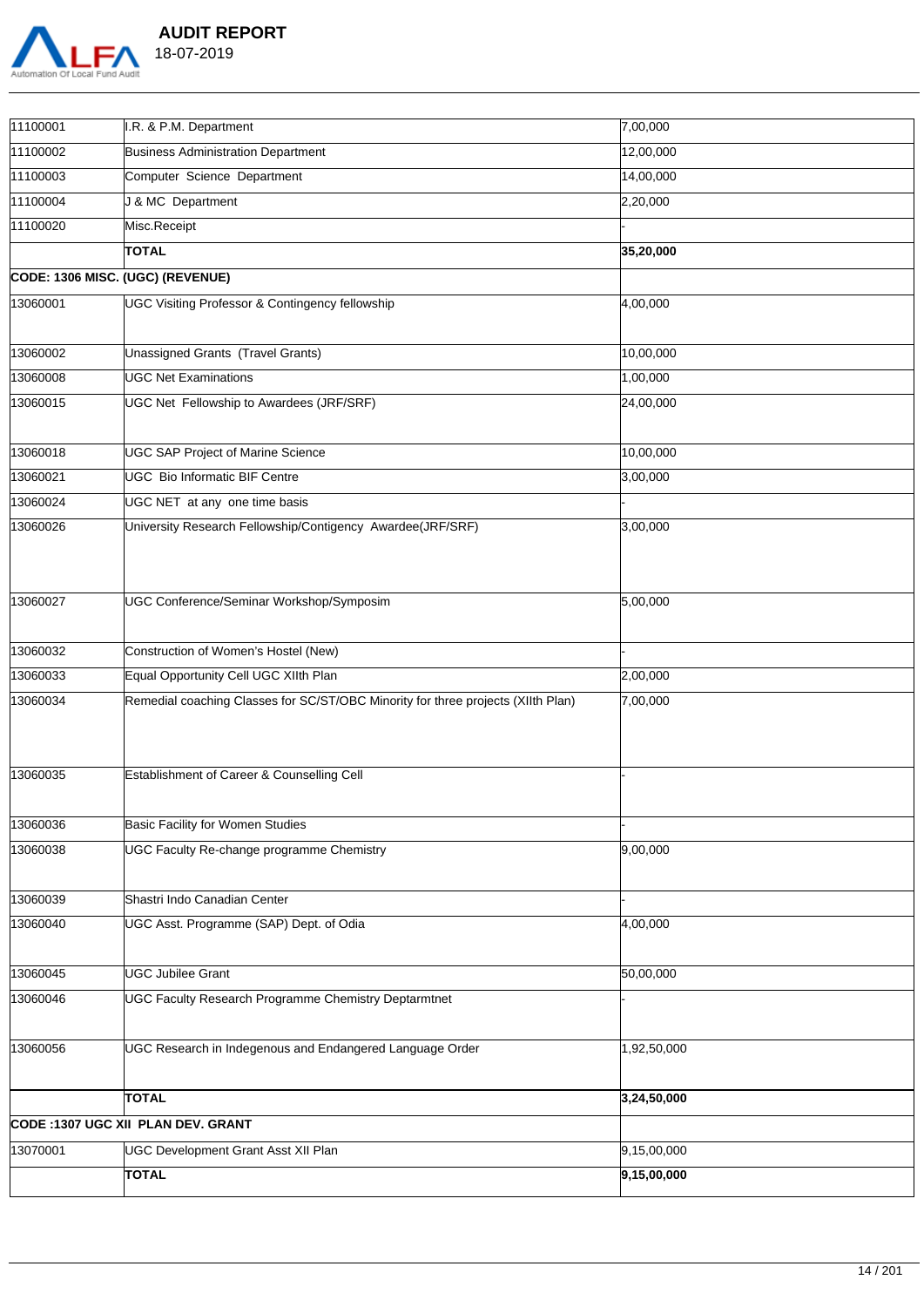| | | |
|---|---|---|
| 11100001 | I.R. & P.M. Department | 7,00,000 |
| 11100002 | Business Administration Department | 12,00,000 |
| 11100003 | Computer Science Department | 14,00,000 |
| 11100004 | J & MC Department | 2,20,000 |
| 11100020 | Misc.Receipt | - |
| | **TOTAL** | **35,20,000** |
| **CODE: 1306 MISC. (UGC) (REVENUE)** | | |
| 13060001 | UGC Visiting Professor & Contingency fellowship | 4,00,000 |
| 13060002 | Unassigned Grants (Travel Grants) | 10,00,000 |
| 13060008 | UGC Net Examinations | 1,00,000 |
| 13060015 | UGC Net Fellowship to Awardees (JRF/SRF) | 24,00,000 |
| 13060018 | UGC SAP Project of Marine Science | 10,00,000 |
| 13060021 | UGC Bio Informatic BIF Centre | 3,00,000 |
| 13060024 | UGC NET at any one time basis | - |
| 13060026 | University Research Fellowship/Contigency Awardee(JRF/SRF) | 3,00,000 |
| 13060027 | UGC Conference/Seminar Workshop/Symposim | 5,00,000 |
| 13060032 | Construction of Women's Hostel (New) | - |
| 13060033 | Equal Opportunity Cell UGC XIIth Plan | 2,00,000 |
| 13060034 | Remedial coaching Classes for SC/ST/OBC Minority for three projects (XIIth Plan) | 7,00,000 |
| 13060035 | Establishment of Career & Counselling Cell | - |
| 13060036 | Basic Facility for Women Studies | - |
| 13060038 | UGC Faculty Re-change programme Chemistry | 9,00,000 |
| 13060039 | Shastri Indo Canadian Center | - |
| 13060040 | UGC Asst. Programme (SAP) Dept. of Odia | 4,00,000 |
| 13060045 | UGC Jubilee Grant | 50,00,000 |
| 13060046 | UGC Faculty Research Programme Chemistry Deptarmtnet | - |
| 13060056 | UGC Research in Indegenous and Endangered Language Order | 1,92,50,000 |
| | **TOTAL** | **3,24,50,000** |
| **CODE :1307 UGC XII PLAN DEV. GRANT** | | |
| 13070001 | UGC Development Grant Asst XII Plan | 9,15,00,000 |
| | **TOTAL** | **9,15,00,000** |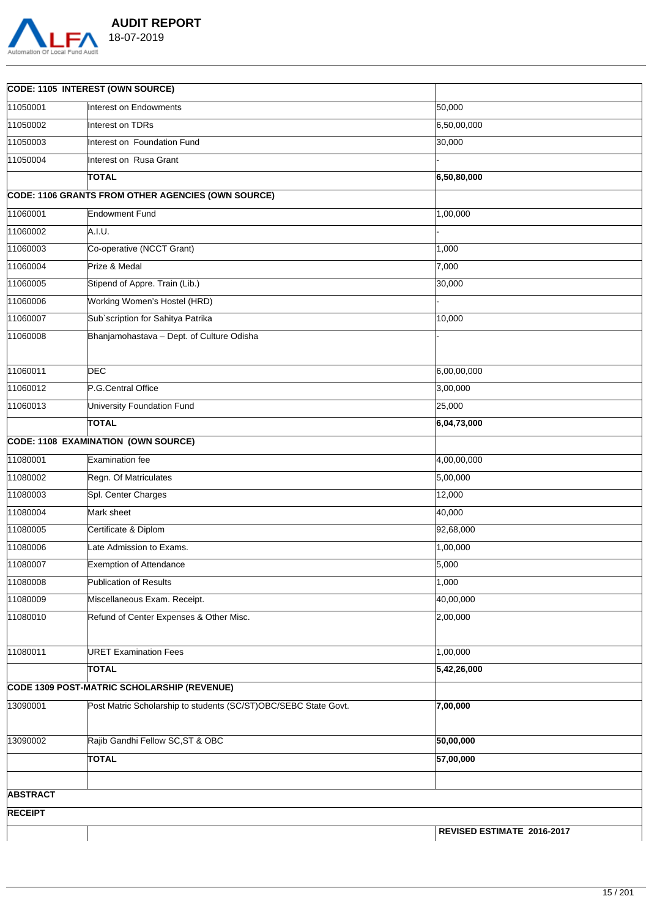| CODE: 1105 INTEREST (OWN SOURCE) | | |
|---|---|---|
| 11050001 | Interest on Endowments | 50,000 |
| 11050002 | Interest on TDRs | 6,50,00,000 |
| 11050003 | Interest on Foundation Fund | 30,000 |
| 11050004 | Interest on Rusa Grant | - |
| | **TOTAL** | **6,50,80,000** |
| **CODE: 1106 GRANTS FROM OTHER AGENCIES (OWN SOURCE)** | | |
| 11060001 | Endowment Fund | 1,00,000 |
| 11060002 | A.I.U. | - |
| 11060003 | Co-operative (NCCT Grant) | 1,000 |
| 11060004 | Prize & Medal | 7,000 |
| 11060005 | Stipend of Appre. Train (Lib.) | 30,000 |
| 11060006 | Working Women's Hostel (HRD) | - |
| 11060007 | Sub`scription for Sahitya Patrika | 10,000 |
| 11060008 | Bhanjamohastava – Dept. of Culture Odisha | - |
| 11060011 | DEC | 6,00,00,000 |
| 11060012 | P.G.Central Office | 3,00,000 |
| 11060013 | University Foundation Fund | 25,000 |
| | **TOTAL** | **6,04,73,000** |
| **CODE: 1108 EXAMINATION (OWN SOURCE)** | | |
| 11080001 | Examination fee | 4,00,00,000 |
| 11080002 | Regn. Of Matriculates | 5,00,000 |
| 11080003 | Spl. Center Charges | 12,000 |
| 11080004 | Mark sheet | 40,000 |
| 11080005 | Certificate & Diplom | 92,68,000 |
| 11080006 | Late Admission to Exams. | 1,00,000 |
| 11080007 | Exemption of Attendance | 5,000 |
| 11080008 | Publication of Results | 1,000 |
| 11080009 | Miscellaneous Exam. Receipt. | 40,00,000 |
| 11080010 | Refund of Center Expenses & Other Misc. | 2,00,000 |
| 11080011 | URET Examination Fees | 1,00,000 |
| | **TOTAL** | **5,42,26,000** |
| **CODE 1309 POST-MATRIC SCHOLARSHIP (REVENUE)** | | |
| 13090001 | Post Matric Scholarship to students (SC/ST)OBC/SEBC State Govt. | **7,00,000** |
| 13090002 | Rajib Gandhi Fellow SC,ST & OBC | **50,00,000** |
| | **TOTAL** | **57,00,000** |
| | | |

**ABSTRACT**

**RECEIPT**

| | | REVISED ESTIMATE 2016-2017 |
|---|---|---|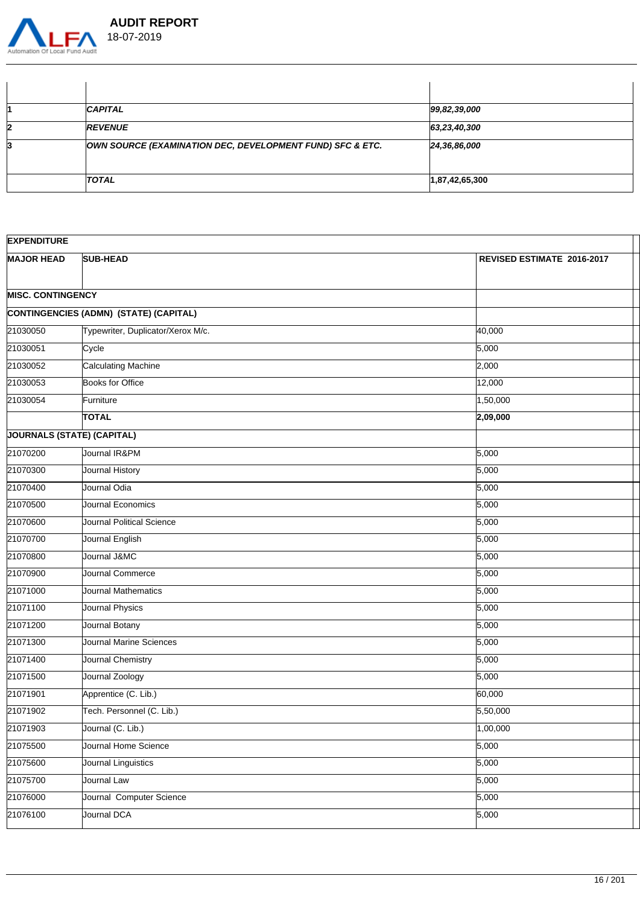| | | |
|---|---|---|
| 1 | ***CAPITAL*** | ***99,82,39,000*** |
| 2 | ***REVENUE*** | ***63,23,40,300*** |
| 3 | ***OWN SOURCE (EXAMINATION DEC, DEVELOPMENT FUND) SFC & ETC.*** | ***24,36,86,000*** |
| | ***TOTAL*** | **1,87,42,65,300** |

| **EXPENDITURE** | | |
|---|---|---|
| **MAJOR HEAD** | **SUB-HEAD** | **REVISED ESTIMATE 2016-2017** |
| **MISC. CONTINGENCY** | | |
| **CONTINGENCIES (ADMN) (STATE) (CAPITAL)** | | |
| 21030050 | Typewriter, Duplicator/Xerox M/c. | 40,000 |
| 21030051 | Cycle | 5,000 |
| 21030052 | Calculating Machine | 2,000 |
| 21030053 | Books for Office | 12,000 |
| 21030054 | Furniture | 1,50,000 |
| | **TOTAL** | **2,09,000** |
| **JOURNALS (STATE) (CAPITAL)** | | |
| 21070200 | Journal IR&PM | 5,000 |
| 21070300 | Journal History | 5,000 |
| 21070400 | Journal Odia | 5,000 |
| 21070500 | Journal Economics | 5,000 |
| 21070600 | Journal Political Science | 5,000 |
| 21070700 | Journal English | 5,000 |
| 21070800 | Journal J&MC | 5,000 |
| 21070900 | Journal Commerce | 5,000 |
| 21071000 | Journal Mathematics | 5,000 |
| 21071100 | Journal Physics | 5,000 |
| 21071200 | Journal Botany | 5,000 |
| 21071300 | Journal Marine Sciences | 5,000 |
| 21071400 | Journal Chemistry | 5,000 |
| 21071500 | Journal Zoology | 5,000 |
| 21071901 | Apprentice (C. Lib.) | 60,000 |
| 21071902 | Tech. Personnel (C. Lib.) | 5,50,000 |
| 21071903 | Journal (C. Lib.) | 1,00,000 |
| 21075500 | Journal Home Science | 5,000 |
| 21075600 | Journal Linguistics | 5,000 |
| 21075700 | Journal Law | 5,000 |
| 21076000 | Journal Computer Science | 5,000 |
| 21076100 | Journal DCA | 5,000 |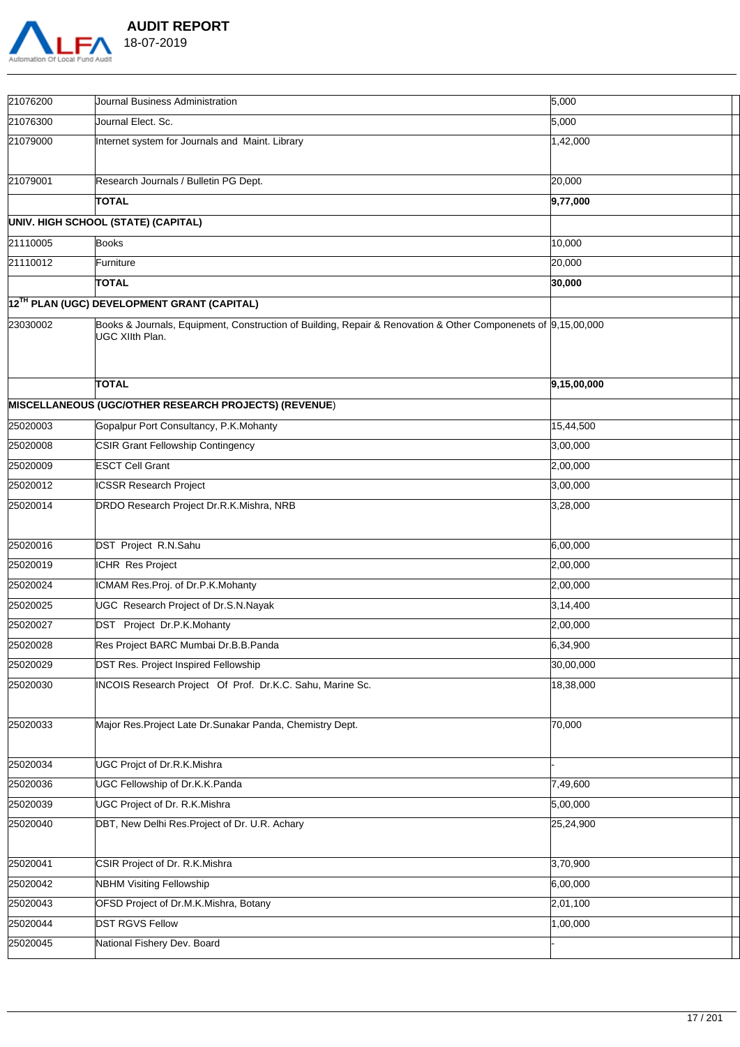| | | |
|---|---|---|
| 21076200 | Journal Business Administration | 5,000 |
| 21076300 | Journal Elect. Sc. | 5,000 |
| 21079000 | Internet system for Journals and Maint. Library | 1,42,000 |
| 21079001 | Research Journals / Bulletin PG Dept. | 20,000 |
| | **TOTAL** | **9,77,000** |
| **UNIV. HIGH SCHOOL (STATE) (CAPITAL)** | | |
| 21110005 | Books | 10,000 |
| 21110012 | Furniture | 20,000 |
| | **TOTAL** | **30,000** |
| **12TH PLAN (UGC) DEVELOPMENT GRANT (CAPITAL)** | | |
| 23030002 | Books & Journals, Equipment, Construction of Building, Repair & Renovation & Other Componenets of UGC XIIth Plan. | 9,15,00,000 |
| | **TOTAL** | **9,15,00,000** |
| **MISCELLANEOUS (UGC/OTHER RESEARCH PROJECTS) (REVENUE)** | | |
| 25020003 | Gopalpur Port Consultancy, P.K.Mohanty | 15,44,500 |
| 25020008 | CSIR Grant Fellowship Contingency | 3,00,000 |
| 25020009 | ESCT Cell Grant | 2,00,000 |
| 25020012 | ICSSR Research Project | 3,00,000 |
| 25020014 | DRDO Research Project Dr.R.K.Mishra, NRB | 3,28,000 |
| 25020016 | DST Project R.N.Sahu | 6,00,000 |
| 25020019 | ICHR Res Project | 2,00,000 |
| 25020024 | ICMAM Res.Proj. of Dr.P.K.Mohanty | 2,00,000 |
| 25020025 | UGC Research Project of Dr.S.N.Nayak | 3,14,400 |
| 25020027 | DST Project Dr.P.K.Mohanty | 2,00,000 |
| 25020028 | Res Project BARC Mumbai Dr.B.B.Panda | 6,34,900 |
| 25020029 | DST Res. Project Inspired Fellowship | 30,00,000 |
| 25020030 | INCOIS Research Project Of Prof. Dr.K.C. Sahu, Marine Sc. | 18,38,000 |
| 25020033 | Major Res.Project Late Dr.Sunakar Panda, Chemistry Dept. | 70,000 |
| 25020034 | UGC Projct of Dr.R.K.Mishra | - |
| 25020036 | UGC Fellowship of Dr.K.K.Panda | 7,49,600 |
| 25020039 | UGC Project of Dr. R.K.Mishra | 5,00,000 |
| 25020040 | DBT, New Delhi Res.Project of Dr. U.R. Achary | 25,24,900 |
| 25020041 | CSIR Project of Dr. R.K.Mishra | 3,70,900 |
| 25020042 | NBHM Visiting Fellowship | 6,00,000 |
| 25020043 | OFSD Project of Dr.M.K.Mishra, Botany | 2,01,100 |
| 25020044 | DST RGVS Fellow | 1,00,000 |
| 25020045 | National Fishery Dev. Board | - |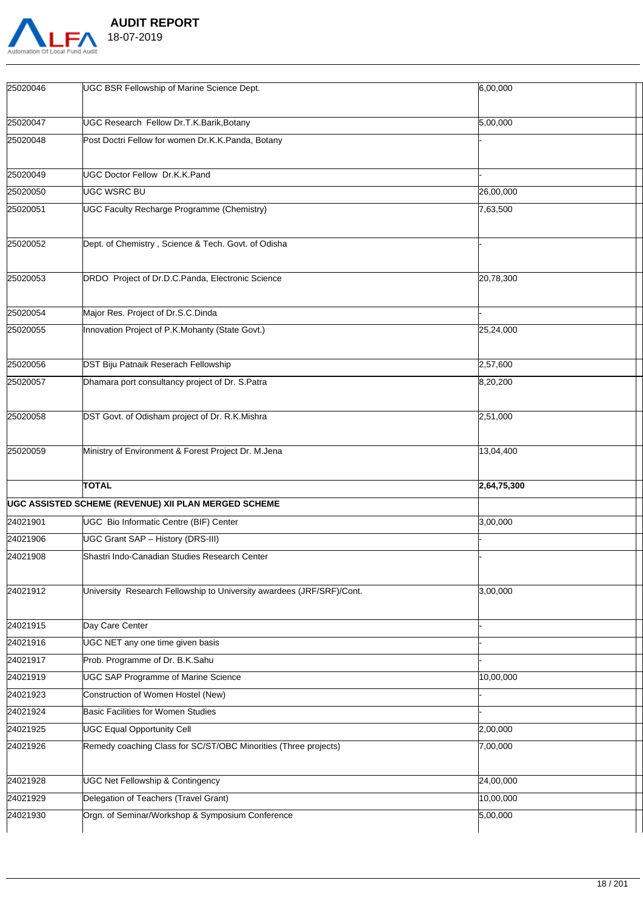| | | |
|---|---|---|
| 25020046 | UGC BSR Fellowship of Marine Science Dept. | 6,00,000 |
| 25020047 | UGC Research Fellow Dr.T.K.Barik,Botany | 5,00,000 |
| 25020048 | Post Doctri Fellow for women Dr.K.K.Panda, Botany | - |
| 25020049 | UGC Doctor Fellow Dr.K.K.Pand | - |
| 25020050 | UGC WSRC BU | 26,00,000 |
| 25020051 | UGC Faculty Recharge Programme (Chemistry) | 7,63,500 |
| 25020052 | Dept. of Chemistry , Science & Tech. Govt. of Odisha | - |
| 25020053 | DRDO Project of Dr.D.C.Panda, Electronic Science | 20,78,300 |
| 25020054 | Major Res. Project of Dr.S.C.Dinda | - |
| 25020055 | Innovation Project of P.K.Mohanty (State Govt.) | 25,24,000 |
| 25020056 | DST Biju Patnaik Reserach Fellowship | 2,57,600 |
| 25020057 | Dhamara port consultancy project of Dr. S.Patra | 8,20,200 |
| 25020058 | DST Govt. of Odisham project of Dr. R.K.Mishra | 2,51,000 |
| 25020059 | Ministry of Environment & Forest Project Dr. M.Jena | 13,04,400 |
| | **TOTAL** | **2,64,75,300** |
| **UGC ASSISTED SCHEME (REVENUE) XII PLAN MERGED SCHEME** | | |
| 24021901 | UGC Bio Informatic Centre (BIF) Center | 3,00,000 |
| 24021906 | UGC Grant SAP – History (DRS-III) | - |
| 24021908 | Shastri Indo-Canadian Studies Research Center | - |
| 24021912 | University Research Fellowship to University awardees (JRF/SRF)/Cont. | 3,00,000 |
| 24021915 | Day Care Center | - |
| 24021916 | UGC NET any one time given basis | - |
| 24021917 | Prob. Programme of Dr. B.K.Sahu | - |
| 24021919 | UGC SAP Programme of Marine Science | 10,00,000 |
| 24021923 | Construction of Women Hostel (New) | - |
| 24021924 | Basic Facilities for Women Studies | - |
| 24021925 | UGC Equal Opportunity Cell | 2,00,000 |
| 24021926 | Remedy coaching Class for SC/ST/OBC Minorities (Three projects) | 7,00,000 |
| 24021928 | UGC Net Fellowship & Contingency | 24,00,000 |
| 24021929 | Delegation of Teachers (Travel Grant) | 10,00,000 |
| 24021930 | Orgn. of Seminar/Workshop & Symposium Conference | 5,00,000 |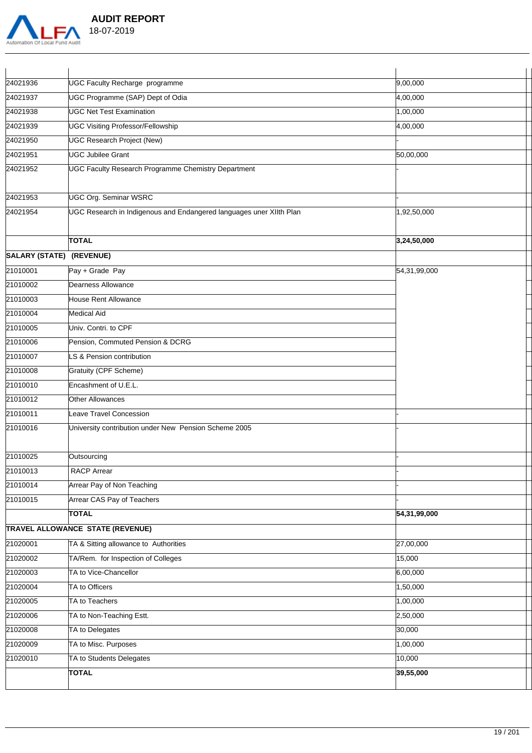| | | |
|---|---|---|
| 24021936 | UGC Faculty Recharge programme | 9,00,000 |
| 24021937 | UGC Programme (SAP) Dept of Odia | 4,00,000 |
| 24021938 | UGC Net Test Examination | 1,00,000 |
| 24021939 | UGC Visiting Professor/Fellowship | 4,00,000 |
| 24021950 | UGC Research Project (New) | - |
| 24021951 | UGC Jubilee Grant | 50,00,000 |
| 24021952 | UGC Faculty Research Programme Chemistry Department | - |
| 24021953 | UGC Org. Seminar WSRC | - |
| 24021954 | UGC Research in Indigenous and Endangered languages uner XIIth Plan | 1,92,50,000 |
| | **TOTAL** | **3,24,50,000** |
| **SALARY (STATE) (REVENUE)** | | |
| 21010001 | Pay + Grade Pay | 54,31,99,000 |
| 21010002 | Dearness Allowance | |
| 21010003 | House Rent Allowance | |
| 21010004 | Medical Aid | |
| 21010005 | Univ. Contri. to CPF | |
| 21010006 | Pension, Commuted Pension & DCRG | |
| 21010007 | LS & Pension contribution | |
| 21010008 | Gratuity (CPF Scheme) | |
| 21010010 | Encashment of U.E.L. | |
| 21010012 | Other Allowances | |
| 21010011 | Leave Travel Concession | - |
| 21010016 | University contribution under New Pension Scheme 2005 | - |
| 21010025 | Outsourcing | - |
| 21010013 | RACP Arrear | - |
| 21010014 | Arrear Pay of Non Teaching | - |
| 21010015 | Arrear CAS Pay of Teachers | - |
| | **TOTAL** | **54,31,99,000** |
| **TRAVEL ALLOWANCE STATE (REVENUE)** | | |
| 21020001 | TA & Sitting allowance to Authorities | 27,00,000 |
| 21020002 | TA/Rem. for Inspection of Colleges | 15,000 |
| 21020003 | TA to Vice-Chancellor | 6,00,000 |
| 21020004 | TA to Officers | 1,50,000 |
| 21020005 | TA to Teachers | 1,00,000 |
| 21020006 | TA to Non-Teaching Estt. | 2,50,000 |
| 21020008 | TA to Delegates | 30,000 |
| 21020009 | TA to Misc. Purposes | 1,00,000 |
| 21020010 | TA to Students Delegates | 10,000 |
| | **TOTAL** | **39,55,000** |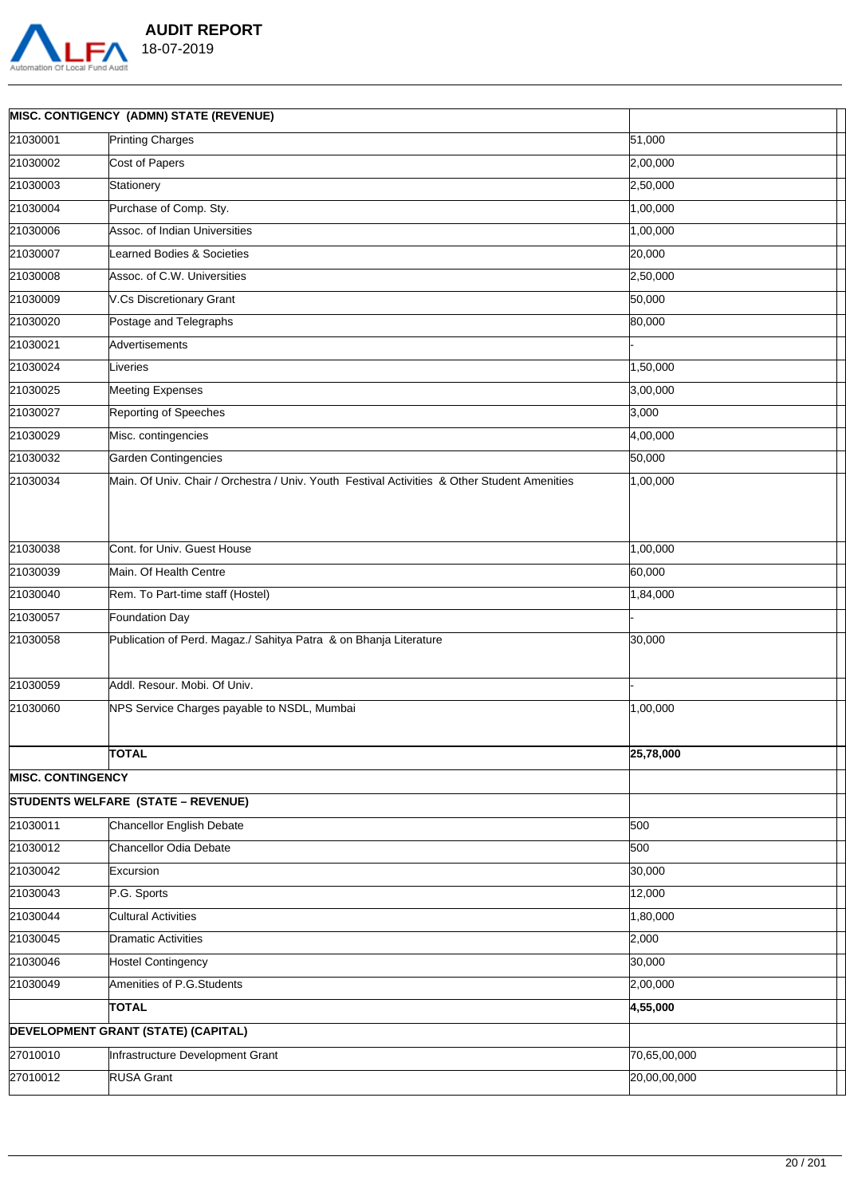| MISC. CONTIGENCY (ADMN) STATE (REVENUE) | | |
|---|---|---|
| 21030001 | Printing Charges | 51,000 |
| 21030002 | Cost of Papers | 2,00,000 |
| 21030003 | Stationery | 2,50,000 |
| 21030004 | Purchase of Comp. Sty. | 1,00,000 |
| 21030006 | Assoc. of Indian Universities | 1,00,000 |
| 21030007 | Learned Bodies & Societies | 20,000 |
| 21030008 | Assoc. of C.W. Universities | 2,50,000 |
| 21030009 | V.Cs Discretionary Grant | 50,000 |
| 21030020 | Postage and Telegraphs | 80,000 |
| 21030021 | Advertisements | - |
| 21030024 | Liveries | 1,50,000 |
| 21030025 | Meeting Expenses | 3,00,000 |
| 21030027 | Reporting of Speeches | 3,000 |
| 21030029 | Misc. contingencies | 4,00,000 |
| 21030032 | Garden Contingencies | 50,000 |
| 21030034 | Main. Of Univ. Chair / Orchestra / Univ. Youth Festival Activities & Other Student Amenities | 1,00,000 |
| 21030038 | Cont. for Univ. Guest House | 1,00,000 |
| 21030039 | Main. Of Health Centre | 60,000 |
| 21030040 | Rem. To Part-time staff (Hostel) | 1,84,000 |
| 21030057 | Foundation Day | - |
| 21030058 | Publication of Perd. Magaz./ Sahitya Patra & on Bhanja Literature | 30,000 |
| 21030059 | Addl. Resour. Mobi. Of Univ. | - |
| 21030060 | NPS Service Charges payable to NSDL, Mumbai | 1,00,000 |
| | **TOTAL** | **25,78,000** |
| **MISC. CONTINGENCY** | | |
| **STUDENTS WELFARE (STATE – REVENUE)** | | |
| 21030011 | Chancellor English Debate | 500 |
| 21030012 | Chancellor Odia Debate | 500 |
| 21030042 | Excursion | 30,000 |
| 21030043 | P.G. Sports | 12,000 |
| 21030044 | Cultural Activities | 1,80,000 |
| 21030045 | Dramatic Activities | 2,000 |
| 21030046 | Hostel Contingency | 30,000 |
| 21030049 | Amenities of P.G.Students | 2,00,000 |
| | **TOTAL** | **4,55,000** |
| **DEVELOPMENT GRANT (STATE) (CAPITAL)** | | |
| 27010010 | Infrastructure Development Grant | 70,65,00,000 |
| 27010012 | RUSA Grant | 20,00,00,000 |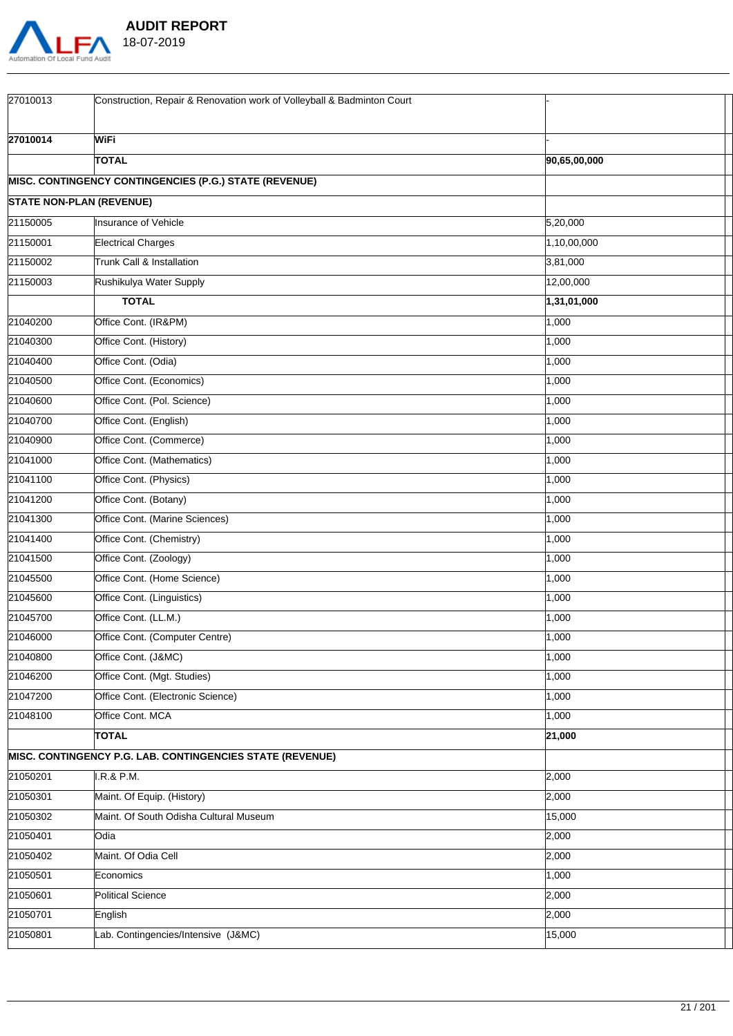| | | |
|---|---|---|
| 27010013 | Construction, Repair & Renovation work of Volleyball & Badminton Court | - |
| **27010014** | **WiFi** | - |
| | **TOTAL** | **90,65,00,000** |
| **MISC. CONTINGENCY CONTINGENCIES (P.G.) STATE (REVENUE)** | | |
| **STATE NON-PLAN (REVENUE)** | | |
| 21150005 | Insurance of Vehicle | 5,20,000 |
| 21150001 | Electrical Charges | 1,10,00,000 |
| 21150002 | Trunk Call & Installation | 3,81,000 |
| 21150003 | Rushikulya Water Supply | 12,00,000 |
| | **TOTAL** | **1,31,01,000** |
| 21040200 | Office Cont. (IR&PM) | 1,000 |
| 21040300 | Office Cont. (History) | 1,000 |
| 21040400 | Office Cont. (Odia) | 1,000 |
| 21040500 | Office Cont. (Economics) | 1,000 |
| 21040600 | Office Cont. (Pol. Science) | 1,000 |
| 21040700 | Office Cont. (English) | 1,000 |
| 21040900 | Office Cont. (Commerce) | 1,000 |
| 21041000 | Office Cont. (Mathematics) | 1,000 |
| 21041100 | Office Cont. (Physics) | 1,000 |
| 21041200 | Office Cont. (Botany) | 1,000 |
| 21041300 | Office Cont. (Marine Sciences) | 1,000 |
| 21041400 | Office Cont. (Chemistry) | 1,000 |
| 21041500 | Office Cont. (Zoology) | 1,000 |
| 21045500 | Office Cont. (Home Science) | 1,000 |
| 21045600 | Office Cont. (Linguistics) | 1,000 |
| 21045700 | Office Cont. (LL.M.) | 1,000 |
| 21046000 | Office Cont. (Computer Centre) | 1,000 |
| 21040800 | Office Cont. (J&MC) | 1,000 |
| 21046200 | Office Cont. (Mgt. Studies) | 1,000 |
| 21047200 | Office Cont. (Electronic Science) | 1,000 |
| 21048100 | Office Cont. MCA | 1,000 |
| | **TOTAL** | **21,000** |
| **MISC. CONTINGENCY P.G. LAB. CONTINGENCIES STATE (REVENUE)** | | |
| 21050201 | I.R.& P.M. | 2,000 |
| 21050301 | Maint. Of Equip. (History) | 2,000 |
| 21050302 | Maint. Of South Odisha Cultural Museum | 15,000 |
| 21050401 | Odia | 2,000 |
| 21050402 | Maint. Of Odia Cell | 2,000 |
| 21050501 | Economics | 1,000 |
| 21050601 | Political Science | 2,000 |
| 21050701 | English | 2,000 |
| 21050801 | Lab. Contingencies/Intensive (J&MC) | 15,000 |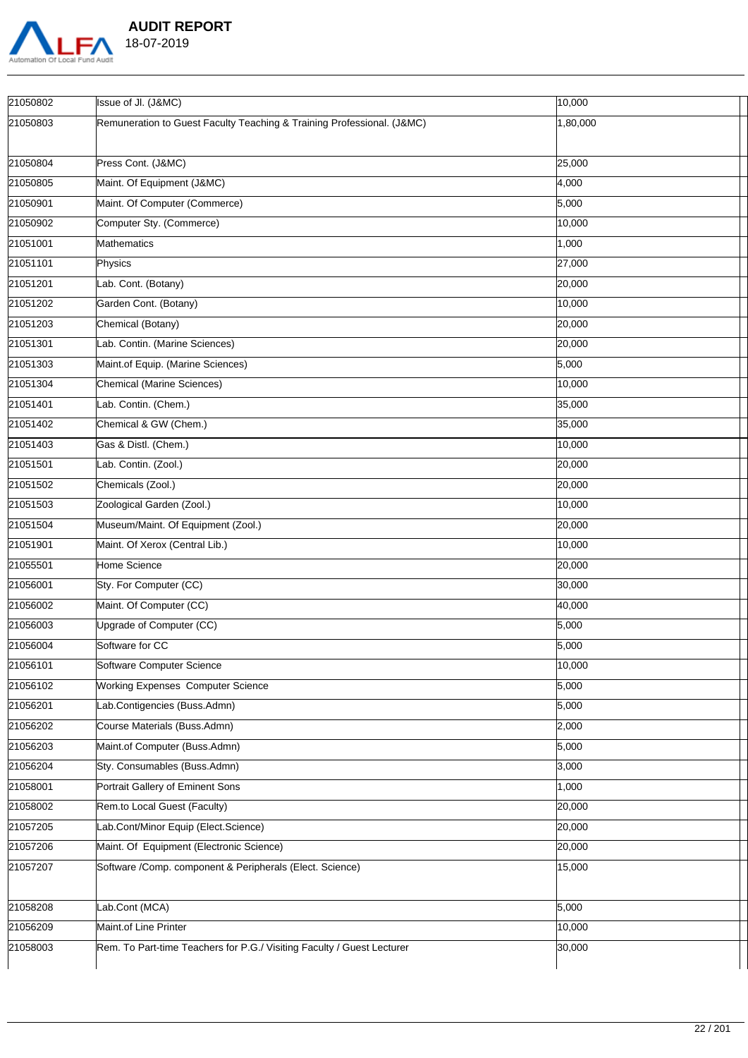| | | |
|---|---|---|
| 21050802 | Issue of Jl. (J&MC) | 10,000 |
| 21050803 | Remuneration to Guest Faculty Teaching & Training Professional. (J&MC) | 1,80,000 |
| 21050804 | Press Cont. (J&MC) | 25,000 |
| 21050805 | Maint. Of Equipment (J&MC) | 4,000 |
| 21050901 | Maint. Of Computer (Commerce) | 5,000 |
| 21050902 | Computer Sty. (Commerce) | 10,000 |
| 21051001 | Mathematics | 1,000 |
| 21051101 | Physics | 27,000 |
| 21051201 | Lab. Cont. (Botany) | 20,000 |
| 21051202 | Garden Cont. (Botany) | 10,000 |
| 21051203 | Chemical (Botany) | 20,000 |
| 21051301 | Lab. Contin. (Marine Sciences) | 20,000 |
| 21051303 | Maint.of Equip. (Marine Sciences) | 5,000 |
| 21051304 | Chemical (Marine Sciences) | 10,000 |
| 21051401 | Lab. Contin. (Chem.) | 35,000 |
| 21051402 | Chemical & GW (Chem.) | 35,000 |
| 21051403 | Gas & Distl. (Chem.) | 10,000 |
| 21051501 | Lab. Contin. (Zool.) | 20,000 |
| 21051502 | Chemicals (Zool.) | 20,000 |
| 21051503 | Zoological Garden (Zool.) | 10,000 |
| 21051504 | Museum/Maint. Of Equipment (Zool.) | 20,000 |
| 21051901 | Maint. Of Xerox (Central Lib.) | 10,000 |
| 21055501 | Home Science | 20,000 |
| 21056001 | Sty. For Computer (CC) | 30,000 |
| 21056002 | Maint. Of Computer (CC) | 40,000 |
| 21056003 | Upgrade of Computer (CC) | 5,000 |
| 21056004 | Software for CC | 5,000 |
| 21056101 | Software Computer Science | 10,000 |
| 21056102 | Working Expenses Computer Science | 5,000 |
| 21056201 | Lab.Contigencies (Buss.Admn) | 5,000 |
| 21056202 | Course Materials (Buss.Admn) | 2,000 |
| 21056203 | Maint.of Computer (Buss.Admn) | 5,000 |
| 21056204 | Sty. Consumables (Buss.Admn) | 3,000 |
| 21058001 | Portrait Gallery of Eminent Sons | 1,000 |
| 21058002 | Rem.to Local Guest (Faculty) | 20,000 |
| 21057205 | Lab.Cont/Minor Equip (Elect.Science) | 20,000 |
| 21057206 | Maint. Of Equipment (Electronic Science) | 20,000 |
| 21057207 | Software /Comp. component & Peripherals (Elect. Science) | 15,000 |
| 21058208 | Lab.Cont (MCA) | 5,000 |
| 21056209 | Maint.of Line Printer | 10,000 |
| 21058003 | Rem. To Part-time Teachers for P.G./ Visiting Faculty / Guest Lecturer | 30,000 |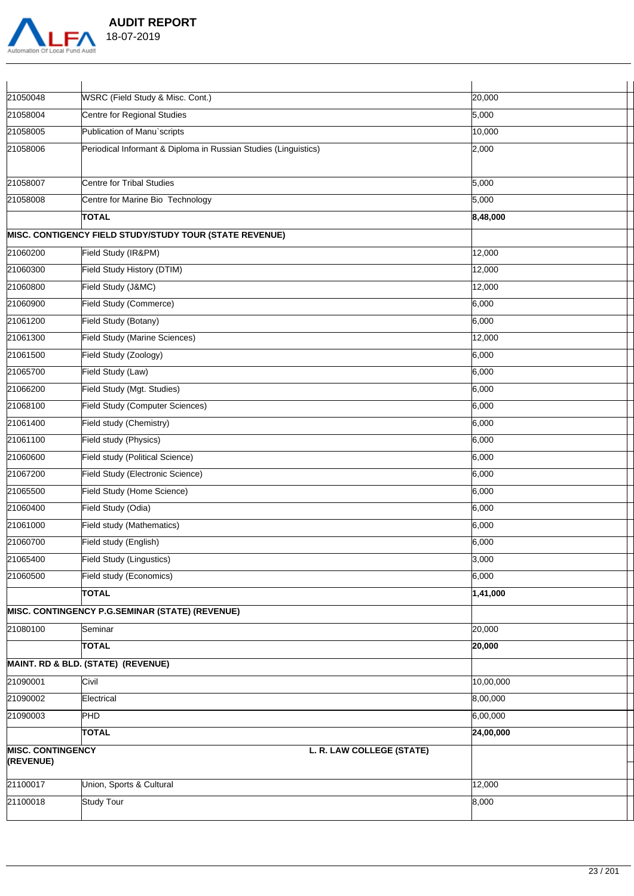| | | |
|---|---|---|
| 21050048 | WSRC (Field Study & Misc. Cont.) | 20,000 |
| 21058004 | Centre for Regional Studies | 5,000 |
| 21058005 | Publication of Manu`scripts | 10,000 |
| 21058006 | Periodical Informant & Diploma in Russian Studies (Linguistics) | 2,000 |
| 21058007 | Centre for Tribal Studies | 5,000 |
| 21058008 | Centre for Marine Bio Technology | 5,000 |
| | **TOTAL** | **8,48,000** |
| **MISC. CONTIGENCY FIELD STUDY/STUDY TOUR (STATE REVENUE)** | | |
| 21060200 | Field Study (IR&PM) | 12,000 |
| 21060300 | Field Study History (DTIM) | 12,000 |
| 21060800 | Field Study (J&MC) | 12,000 |
| 21060900 | Field Study (Commerce) | 6,000 |
| 21061200 | Field Study (Botany) | 6,000 |
| 21061300 | Field Study (Marine Sciences) | 12,000 |
| 21061500 | Field Study (Zoology) | 6,000 |
| 21065700 | Field Study (Law) | 6,000 |
| 21066200 | Field Study (Mgt. Studies) | 6,000 |
| 21068100 | Field Study (Computer Sciences) | 6,000 |
| 21061400 | Field study (Chemistry) | 6,000 |
| 21061100 | Field study (Physics) | 6,000 |
| 21060600 | Field study (Political Science) | 6,000 |
| 21067200 | Field Study (Electronic Science) | 6,000 |
| 21065500 | Field Study (Home Science) | 6,000 |
| 21060400 | Field Study (Odia) | 6,000 |
| 21061000 | Field study (Mathematics) | 6,000 |
| 21060700 | Field study (English) | 6,000 |
| 21065400 | Field Study (Lingustics) | 3,000 |
| 21060500 | Field study (Economics) | 6,000 |
| | **TOTAL** | **1,41,000** |
| **MISC. CONTINGENCY P.G.SEMINAR (STATE) (REVENUE)** | | |
| 21080100 | Seminar | 20,000 |
| | **TOTAL** | **20,000** |
| **MAINT. RD & BLD. (STATE) (REVENUE)** | | |
| 21090001 | Civil | 10,00,000 |
| 21090002 | Electrical | 8,00,000 |
| 21090003 | PHD | 6,00,000 |
| | **TOTAL** | **24,00,000** |
| **MISC. CONTINGENCY (REVENUE)** | **L. R. LAW COLLEGE (STATE)** | |
| 21100017 | Union, Sports & Cultural | 12,000 |
| 21100018 | Study Tour | 8,000 |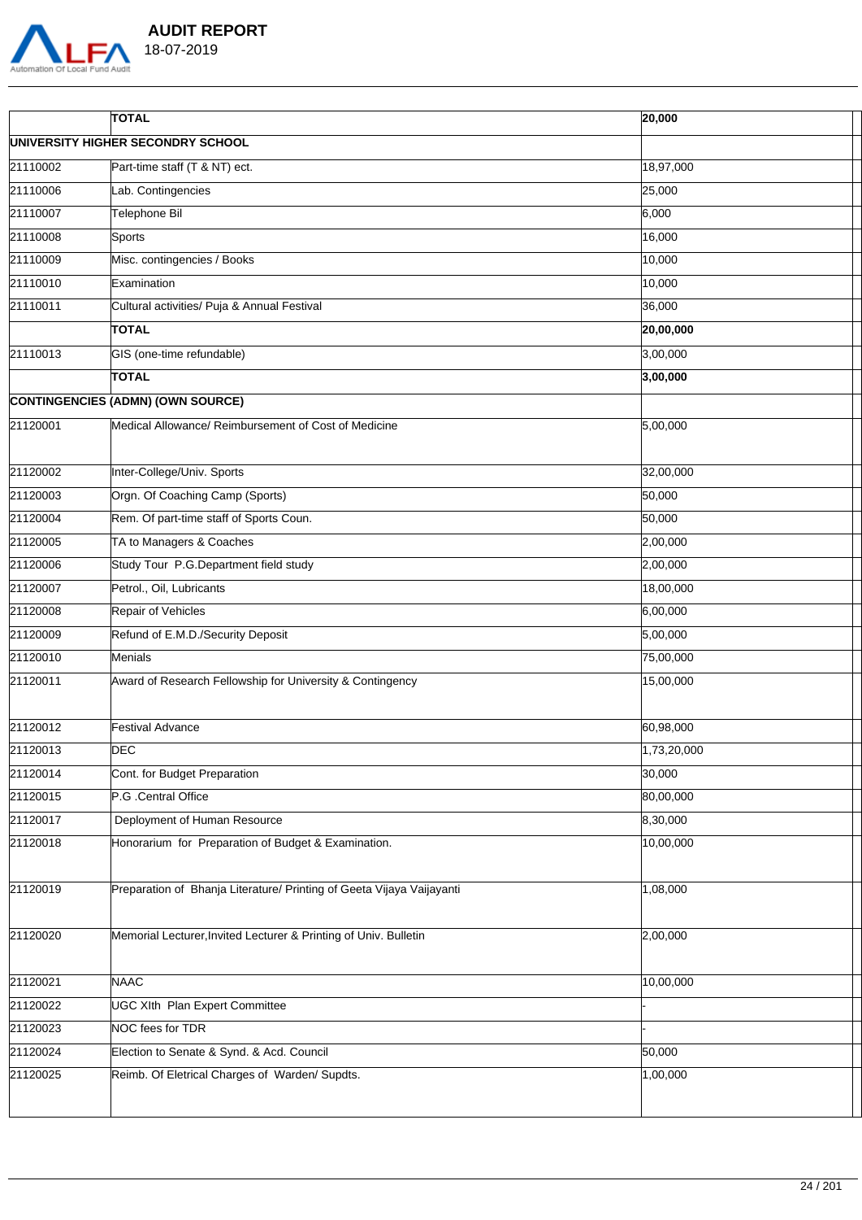| | TOTAL | 20,000 |
|---|---|---|
| UNIVERSITY HIGHER SECONDRY SCHOOL | | |
| 21110002 | Part-time staff (T & NT) ect. | 18,97,000 |
| 21110006 | Lab. Contingencies | 25,000 |
| 21110007 | Telephone Bil | 6,000 |
| 21110008 | Sports | 16,000 |
| 21110009 | Misc. contingencies / Books | 10,000 |
| 21110010 | Examination | 10,000 |
| 21110011 | Cultural activities/ Puja & Annual Festival | 36,000 |
| | TOTAL | 20,00,000 |
| 21110013 | GIS (one-time refundable) | 3,00,000 |
| | TOTAL | 3,00,000 |
| CONTINGENCIES (ADMN) (OWN SOURCE) | | |
| 21120001 | Medical Allowance/ Reimbursement of Cost of Medicine | 5,00,000 |
| 21120002 | Inter-College/Univ. Sports | 32,00,000 |
| 21120003 | Orgn. Of Coaching Camp (Sports) | 50,000 |
| 21120004 | Rem. Of part-time staff of Sports Coun. | 50,000 |
| 21120005 | TA to Managers & Coaches | 2,00,000 |
| 21120006 | Study Tour P.G.Department field study | 2,00,000 |
| 21120007 | Petrol., Oil, Lubricants | 18,00,000 |
| 21120008 | Repair of Vehicles | 6,00,000 |
| 21120009 | Refund of E.M.D./Security Deposit | 5,00,000 |
| 21120010 | Menials | 75,00,000 |
| 21120011 | Award of Research Fellowship for University & Contingency | 15,00,000 |
| 21120012 | Festival Advance | 60,98,000 |
| 21120013 | DEC | 1,73,20,000 |
| 21120014 | Cont. for Budget Preparation | 30,000 |
| 21120015 | P.G .Central Office | 80,00,000 |
| 21120017 | Deployment of Human Resource | 8,30,000 |
| 21120018 | Honorarium for Preparation of Budget & Examination. | 10,00,000 |
| 21120019 | Preparation of Bhanja Literature/ Printing of Geeta Vijaya Vaijayanti | 1,08,000 |
| 21120020 | Memorial Lecturer,Invited Lecturer & Printing of Univ. Bulletin | 2,00,000 |
| 21120021 | NAAC | 10,00,000 |
| 21120022 | UGC XIth Plan Expert Committee | - |
| 21120023 | NOC fees for TDR | - |
| 21120024 | Election to Senate & Synd. & Acd. Council | 50,000 |
| 21120025 | Reimb. Of Eletrical Charges of Warden/ Supdts. | 1,00,000 |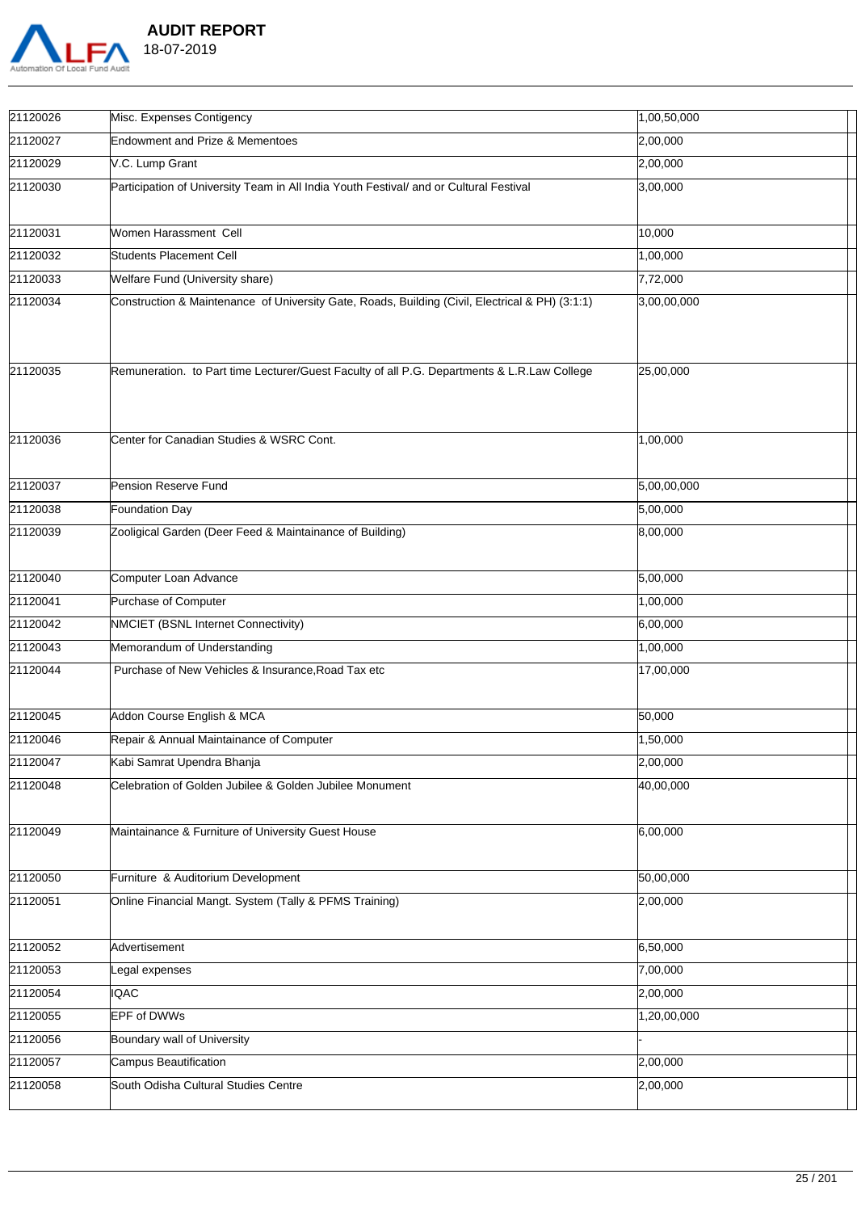| 21120026 | Misc. Expenses Contigency | 1,00,50,000 |
|---|---|---|
| 21120027 | Endowment and Prize & Mementoes | 2,00,000 |
| 21120029 | V.C. Lump Grant | 2,00,000 |
| 21120030 | Participation of University Team in All India Youth Festival/ and or Cultural Festival | 3,00,000 |
| 21120031 | Women Harassment Cell | 10,000 |
| 21120032 | Students Placement Cell | 1,00,000 |
| 21120033 | Welfare Fund (University share) | 7,72,000 |
| 21120034 | Construction & Maintenance of University Gate, Roads, Building (Civil, Electrical & PH) (3:1:1) | 3,00,00,000 |
| 21120035 | Remuneration. to Part time Lecturer/Guest Faculty of all P.G. Departments & L.R.Law College | 25,00,000 |
| 21120036 | Center for Canadian Studies & WSRC Cont. | 1,00,000 |
| 21120037 | Pension Reserve Fund | 5,00,00,000 |
| 21120038 | Foundation Day | 5,00,000 |
| 21120039 | Zooligical Garden (Deer Feed & Maintainance of Building) | 8,00,000 |
| 21120040 | Computer Loan Advance | 5,00,000 |
| 21120041 | Purchase of Computer | 1,00,000 |
| 21120042 | NMCIET (BSNL Internet Connectivity) | 6,00,000 |
| 21120043 | Memorandum of Understanding | 1,00,000 |
| 21120044 | Purchase of New Vehicles & Insurance,Road Tax etc | 17,00,000 |
| 21120045 | Addon Course English & MCA | 50,000 |
| 21120046 | Repair & Annual Maintainance of Computer | 1,50,000 |
| 21120047 | Kabi Samrat Upendra Bhanja | 2,00,000 |
| 21120048 | Celebration of Golden Jubilee & Golden Jubilee Monument | 40,00,000 |
| 21120049 | Maintainance & Furniture of University Guest House | 6,00,000 |
| 21120050 | Furniture & Auditorium Development | 50,00,000 |
| 21120051 | Online Financial Mangt. System (Tally & PFMS Training) | 2,00,000 |
| 21120052 | Advertisement | 6,50,000 |
| 21120053 | Legal expenses | 7,00,000 |
| 21120054 | IQAC | 2,00,000 |
| 21120055 | EPF of DWWs | 1,20,00,000 |
| 21120056 | Boundary wall of University | - |
| 21120057 | Campus Beautification | 2,00,000 |
| 21120058 | South Odisha Cultural Studies Centre | 2,00,000 |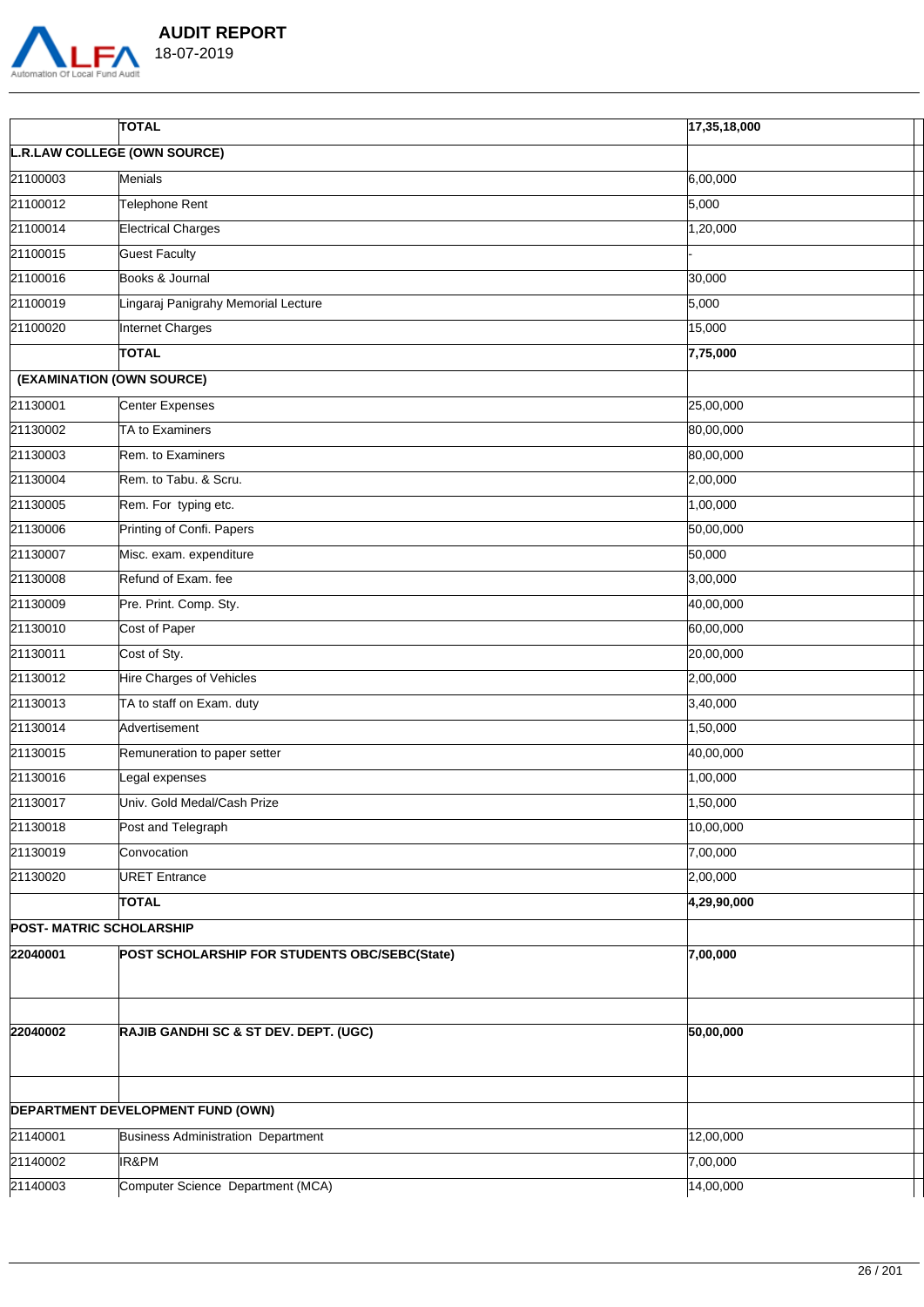| | TOTAL | 17,35,18,000 |
|---|---|---|
| **L.R.LAW COLLEGE (OWN SOURCE)** | | |
| 21100003 | Menials | 6,00,000 |
| 21100012 | Telephone Rent | 5,000 |
| 21100014 | Electrical Charges | 1,20,000 |
| 21100015 | Guest Faculty | - |
| 21100016 | Books & Journal | 30,000 |
| 21100019 | Lingaraj Panigrahy Memorial Lecture | 5,000 |
| 21100020 | Internet Charges | 15,000 |
| | **TOTAL** | **7,75,000** |
| **(EXAMINATION (OWN SOURCE)** | | |
| 21130001 | Center Expenses | 25,00,000 |
| 21130002 | TA to Examiners | 80,00,000 |
| 21130003 | Rem. to Examiners | 80,00,000 |
| 21130004 | Rem. to Tabu. & Scru. | 2,00,000 |
| 21130005 | Rem. For typing etc. | 1,00,000 |
| 21130006 | Printing of Confi. Papers | 50,00,000 |
| 21130007 | Misc. exam. expenditure | 50,000 |
| 21130008 | Refund of Exam. fee | 3,00,000 |
| 21130009 | Pre. Print. Comp. Sty. | 40,00,000 |
| 21130010 | Cost of Paper | 60,00,000 |
| 21130011 | Cost of Sty. | 20,00,000 |
| 21130012 | Hire Charges of Vehicles | 2,00,000 |
| 21130013 | TA to staff on Exam. duty | 3,40,000 |
| 21130014 | Advertisement | 1,50,000 |
| 21130015 | Remuneration to paper setter | 40,00,000 |
| 21130016 | Legal expenses | 1,00,000 |
| 21130017 | Univ. Gold Medal/Cash Prize | 1,50,000 |
| 21130018 | Post and Telegraph | 10,00,000 |
| 21130019 | Convocation | 7,00,000 |
| 21130020 | URET Entrance | 2,00,000 |
| | **TOTAL** | **4,29,90,000** |
| **POST- MATRIC SCHOLARSHIP** | | |
| **22040001** | **POST SCHOLARSHIP FOR STUDENTS OBC/SEBC(State)** | **7,00,000** |
| | | |
| **22040002** | **RAJIB GANDHI SC & ST DEV. DEPT. (UGC)** | **50,00,000** |
| | | |
| **DEPARTMENT DEVELOPMENT FUND (OWN)** | | |
| 21140001 | Business Administration Department | 12,00,000 |
| 21140002 | IR&PM | 7,00,000 |
| 21140003 | Computer Science Department (MCA) | 14,00,000 |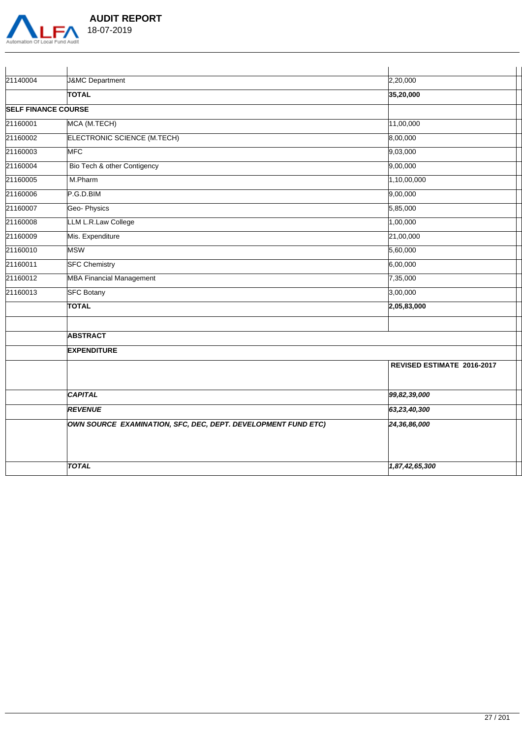| | | |
|---|---|---|
| 21140004 | J&MC Department | 2,20,000 |
| | **TOTAL** | **35,20,000** |
| **SELF FINANCE COURSE** | | |
| 21160001 | MCA (M.TECH) | 11,00,000 |
| 21160002 | ELECTRONIC SCIENCE (M.TECH) | 8,00,000 |
| 21160003 | MFC | 9,03,000 |
| 21160004 | Bio Tech & other Contigency | 9,00,000 |
| 21160005 | M.Pharm | 1,10,00,000 |
| 21160006 | P.G.D.BIM | 9,00,000 |
| 21160007 | Geo- Physics | 5,85,000 |
| 21160008 | LLM L.R.Law College | 1,00,000 |
| 21160009 | Mis. Expenditure | 21,00,000 |
| 21160010 | MSW | 5,60,000 |
| 21160011 | SFC Chemistry | 6,00,000 |
| 21160012 | MBA Financial Management | 7,35,000 |
| 21160013 | SFC Botany | 3,00,000 |
| | **TOTAL** | **2,05,83,000** |
| | | |
| | **ABSTRACT** | |
| | **EXPENDITURE** | |
| | | **REVISED ESTIMATE 2016-2017** |
| | ***CAPITAL*** | ***99,82,39,000*** |
| | ***REVENUE*** | ***63,23,40,300*** |
| | ***OWN SOURCE EXAMINATION, SFC, DEC, DEPT. DEVELOPMENT FUND ETC)*** | ***24,36,86,000*** |
| | ***TOTAL*** | ***1,87,42,65,300*** |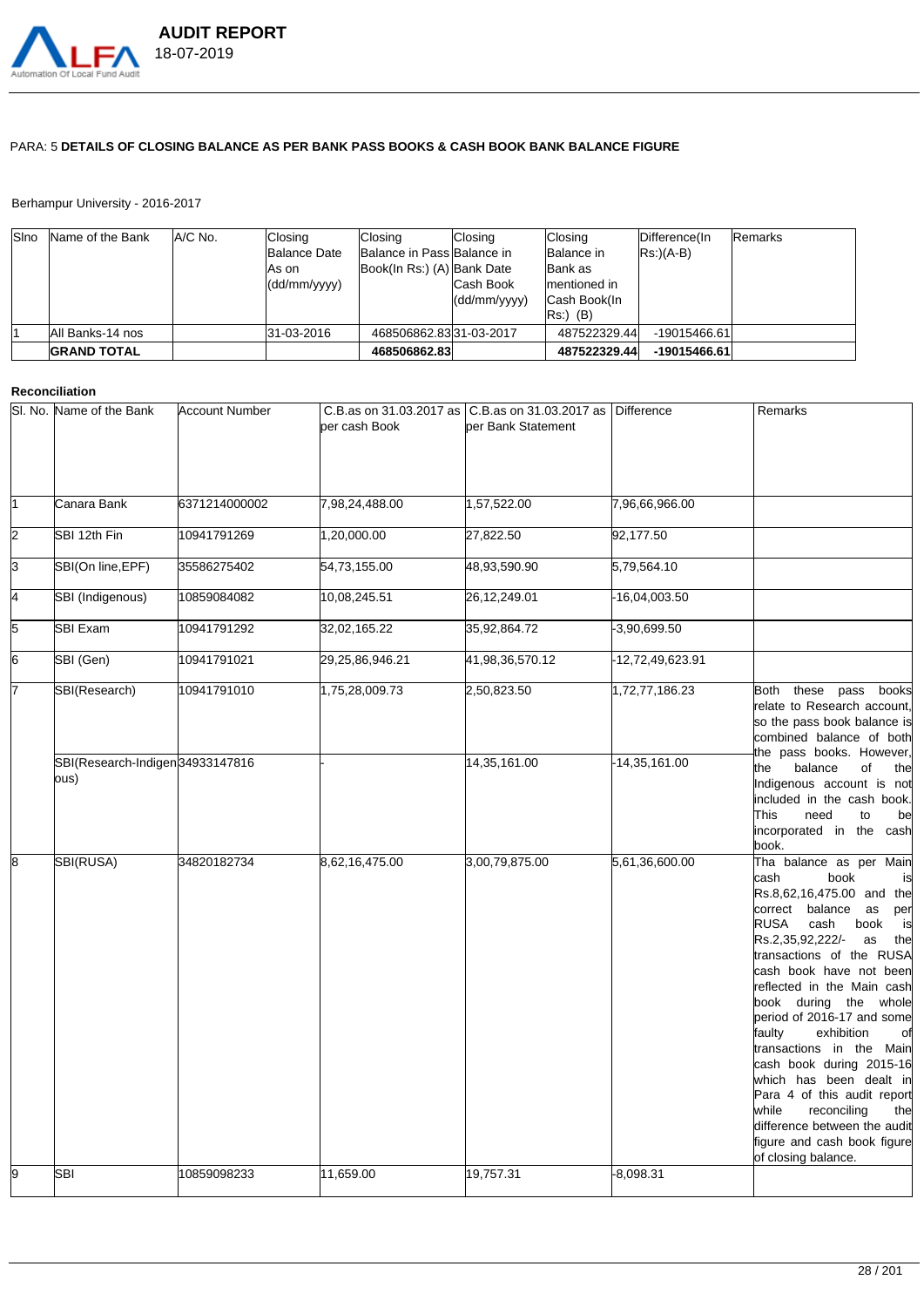PARA: 5 **DETAILS OF CLOSING BALANCE AS PER BANK PASS BOOKS & CASH BOOK BANK BALANCE FIGURE**

Berhampur University - 2016-2017

| Slno | Name of the Bank | A/C No. | Closing Balance Date As on (dd/mm/yyyy) | Closing Balance in Pass Book(In Rs:) (A) | Closing Balance in Bank Date Cash Book (dd/mm/yyyy) | Closing Balance in Bank as mentioned in Cash Book(In Rs:) (B) | Difference(In Rs:)(A-B) | Remarks |
|---|---|---|---|---|---|---|---|---|
| 1 | All Banks-14 nos | | 31-03-2016 | 468506862.83 | 31-03-2017 | 487522329.44 | -19015466.61 | |
| | **GRAND TOTAL** | | | **468506862.83** | | **487522329.44** | **-19015466.61** | |

**Reconciliation**

| Sl. No. | Name of the Bank | Account Number | C.B.as on 31.03.2017 as per cash Book | C.B.as on 31.03.2017 as per Bank Statement | Difference | Remarks |
|---|---|---|---|---|---|---|
| 1 | Canara Bank | 6371214000002 | 7,98,24,488.00 | 1,57,522.00 | 7,96,66,966.00 | |
| 2 | SBI 12th Fin | 10941791269 | 1,20,000.00 | 27,822.50 | 92,177.50 | |
| 3 | SBI(On line,EPF) | 35586275402 | 54,73,155.00 | 48,93,590.90 | 5,79,564.10 | |
| 4 | SBI (Indigenous) | 10859084082 | 10,08,245.51 | 26,12,249.01 | -16,04,003.50 | |
| 5 | SBI Exam | 10941791292 | 32,02,165.22 | 35,92,864.72 | -3,90,699.50 | |
| 6 | SBI (Gen) | 10941791021 | 29,25,86,946.21 | 41,98,36,570.12 | -12,72,49,623.91 | |
| 7 | SBI(Research) | 10941791010 | 1,75,28,009.73 | 2,50,823.50 | 1,72,77,186.23 | Both these pass books relate to Research account, so the pass book balance is combined balance of both the pass books. However, the balance of the Indigenous account is not included in the cash book. This need to be incorporated in the cash book. |
| | SBI(Research-Indigenous) | 34933147816 | - | 14,35,161.00 | -14,35,161.00 | |
| 8 | SBI(RUSA) | 34820182734 | 8,62,16,475.00 | 3,00,79,875.00 | 5,61,36,600.00 | Tha balance as per Main cash book is Rs.8,62,16,475.00 and the correct balance as per RUSA cash book is Rs.2,35,92,222/- as the transactions of the RUSA cash book have not been reflected in the Main cash book during the whole period of 2016-17 and some faulty exhibition of transactions in the Main cash book during 2015-16 which has been dealt in Para 4 of this audit report while reconciling the difference between the audit figure and cash book figure of closing balance. |
| 9 | SBI | 10859098233 | 11,659.00 | 19,757.31 | -8,098.31 | |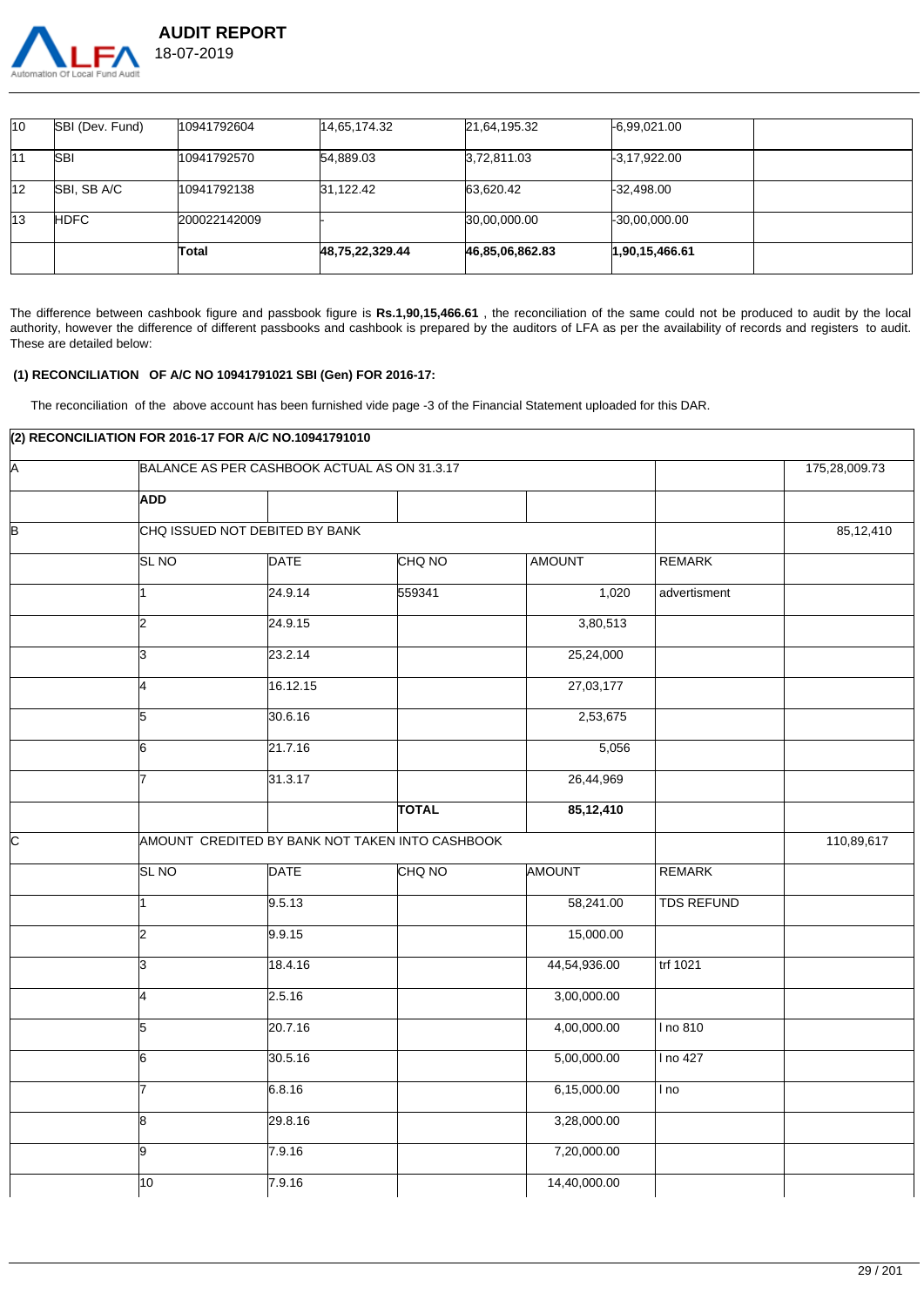| 10 | SBI (Dev. Fund) | 10941792604 | 14,65,174.32 | 21,64,195.32 | -6,99,021.00 | |
|---|---|---|---|---|---|---|
| 11 | SBI | 10941792570 | 54,889.03 | 3,72,811.03 | -3,17,922.00 | |
| 12 | SBI, SB A/C | 10941792138 | 31,122.42 | 63,620.42 | -32,498.00 | |
| 13 | HDFC | 200022142009 | - | 30,00,000.00 | -30,00,000.00 | |
| | | **Total** | **48,75,22,329.44** | **46,85,06,862.83** | **1,90,15,466.61** | |

The difference between cashbook figure and passbook figure is **Rs.1,90,15,466.61** , the reconciliation of the same could not be produced to audit by the local authority, however the difference of different passbooks and cashbook is prepared by the auditors of LFA as per the availability of records and registers to audit. These are detailed below:

**(1) RECONCILIATION OF A/C NO 10941791021 SBI (Gen) FOR 2016-17:**

The reconciliation of the above account has been furnished vide page -3 of the Financial Statement uploaded for this DAR.

| **(2) RECONCILIATION FOR 2016-17 FOR A/C NO.10941791010** | | | | | | |
|---|---|---|---|---|---|---|
| A | BALANCE AS PER CASHBOOK ACTUAL AS ON 31.3.17 | | | | | 175,28,009.73 |
| | **ADD** | | | | | |
| B | CHQ ISSUED NOT DEBITED BY BANK | | | | | 85,12,410 |
| | SL NO | DATE | CHQ NO | AMOUNT | REMARK | |
| | 1 | 24.9.14 | 559341 | 1,020 | advertisment | |
| | 2 | 24.9.15 | | 3,80,513 | | |
| | 3 | 23.2.14 | | 25,24,000 | | |
| | 4 | 16.12.15 | | 27,03,177 | | |
| | 5 | 30.6.16 | | 2,53,675 | | |
| | 6 | 21.7.16 | | 5,056 | | |
| | 7 | 31.3.17 | | 26,44,969 | | |
| | | | **TOTAL** | **85,12,410** | | |
| C | AMOUNT CREDITED BY BANK NOT TAKEN INTO CASHBOOK | | | | | 110,89,617 |
| | SL NO | DATE | CHQ NO | AMOUNT | REMARK | |
| | 1 | 9.5.13 | | 58,241.00 | TDS REFUND | |
| | 2 | 9.9.15 | | 15,000.00 | | |
| | 3 | 18.4.16 | | 44,54,936.00 | trf 1021 | |
| | 4 | 2.5.16 | | 3,00,000.00 | | |
| | 5 | 20.7.16 | | 4,00,000.00 | l no 810 | |
| | 6 | 30.5.16 | | 5,00,000.00 | l no 427 | |
| | 7 | 6.8.16 | | 6,15,000.00 | l no | |
| | 8 | 29.8.16 | | 3,28,000.00 | | |
| | 9 | 7.9.16 | | 7,20,000.00 | | |
| | 10 | 7.9.16 | | 14,40,000.00 | | |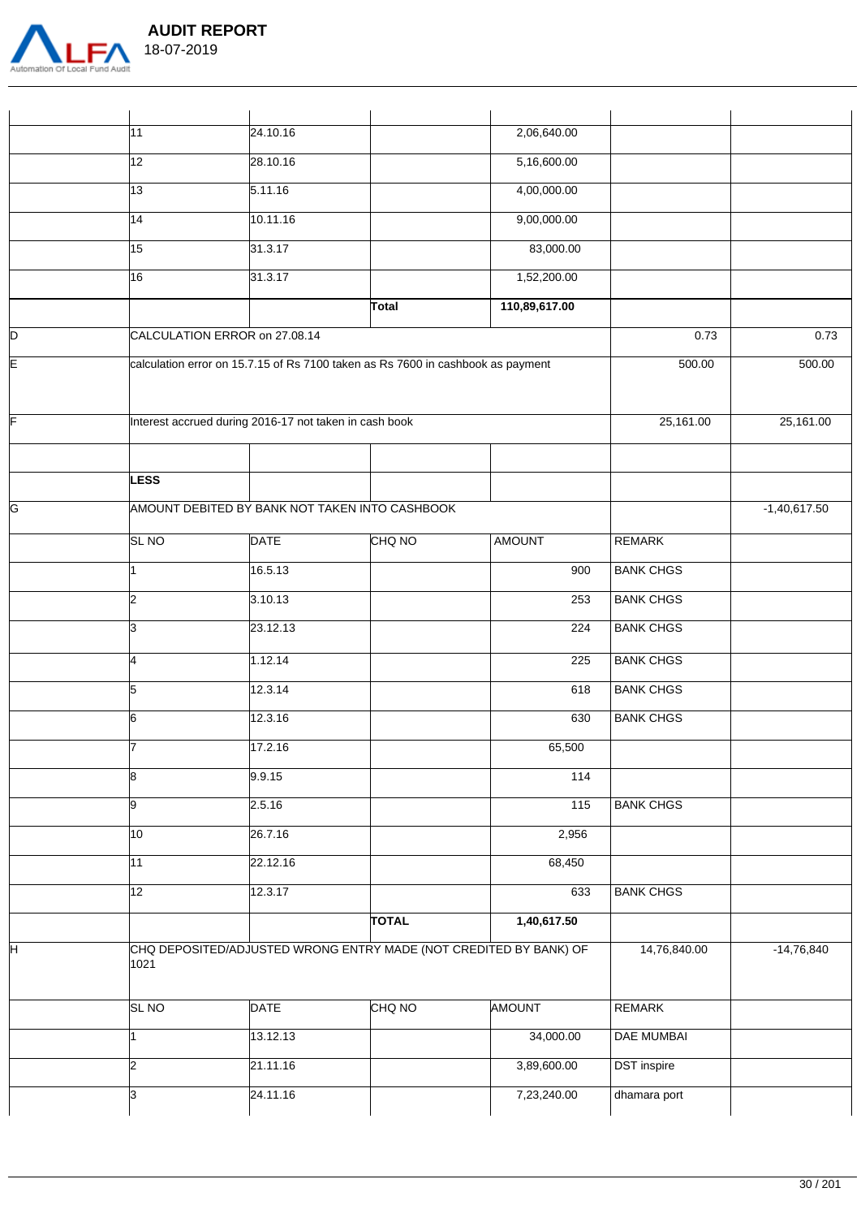| | | | | | | |
|---|---|---|---|---|---|---|
| | 11 | 24.10.16 | | 2,06,640.00 | | |
| | 12 | 28.10.16 | | 5,16,600.00 | | |
| | 13 | 5.11.16 | | 4,00,000.00 | | |
| | 14 | 10.11.16 | | 9,00,000.00 | | |
| | 15 | 31.3.17 | | 83,000.00 | | |
| | 16 | 31.3.17 | | 1,52,200.00 | | |
| | | | **Total** | **110,89,617.00** | | |
| D | CALCULATION ERROR on 27.08.14 | | | | 0.73 | 0.73 |
| E | calculation error on 15.7.15 of Rs 7100 taken as Rs 7600 in cashbook as payment | | | | 500.00 | 500.00 |
| F | Interest accrued during 2016-17 not taken in cash book | | | | 25,161.00 | 25,161.00 |
| | | | | | | |
| | **LESS** | | | | | |
| G | AMOUNT DEBITED BY BANK NOT TAKEN INTO CASHBOOK | | | | | -1,40,617.50 |
| | SL NO | DATE | CHQ NO | AMOUNT | REMARK | |
| | 1 | 16.5.13 | | 900 | BANK CHGS | |
| | 2 | 3.10.13 | | 253 | BANK CHGS | |
| | 3 | 23.12.13 | | 224 | BANK CHGS | |
| | 4 | 1.12.14 | | 225 | BANK CHGS | |
| | 5 | 12.3.14 | | 618 | BANK CHGS | |
| | 6 | 12.3.16 | | 630 | BANK CHGS | |
| | 7 | 17.2.16 | | 65,500 | | |
| | 8 | 9.9.15 | | 114 | | |
| | 9 | 2.5.16 | | 115 | BANK CHGS | |
| | 10 | 26.7.16 | | 2,956 | | |
| | 11 | 22.12.16 | | 68,450 | | |
| | 12 | 12.3.17 | | 633 | BANK CHGS | |
| | | | **TOTAL** | **1,40,617.50** | | |
| H | CHQ DEPOSITED/ADJUSTED WRONG ENTRY MADE (NOT CREDITED BY BANK) OF 1021 | | | | 14,76,840.00 | -14,76,840 |
| | SL NO | DATE | CHQ NO | AMOUNT | REMARK | |
| | 1 | 13.12.13 | | 34,000.00 | DAE MUMBAI | |
| | 2 | 21.11.16 | | 3,89,600.00 | DST inspire | |
| | 3 | 24.11.16 | | 7,23,240.00 | dhamara port | |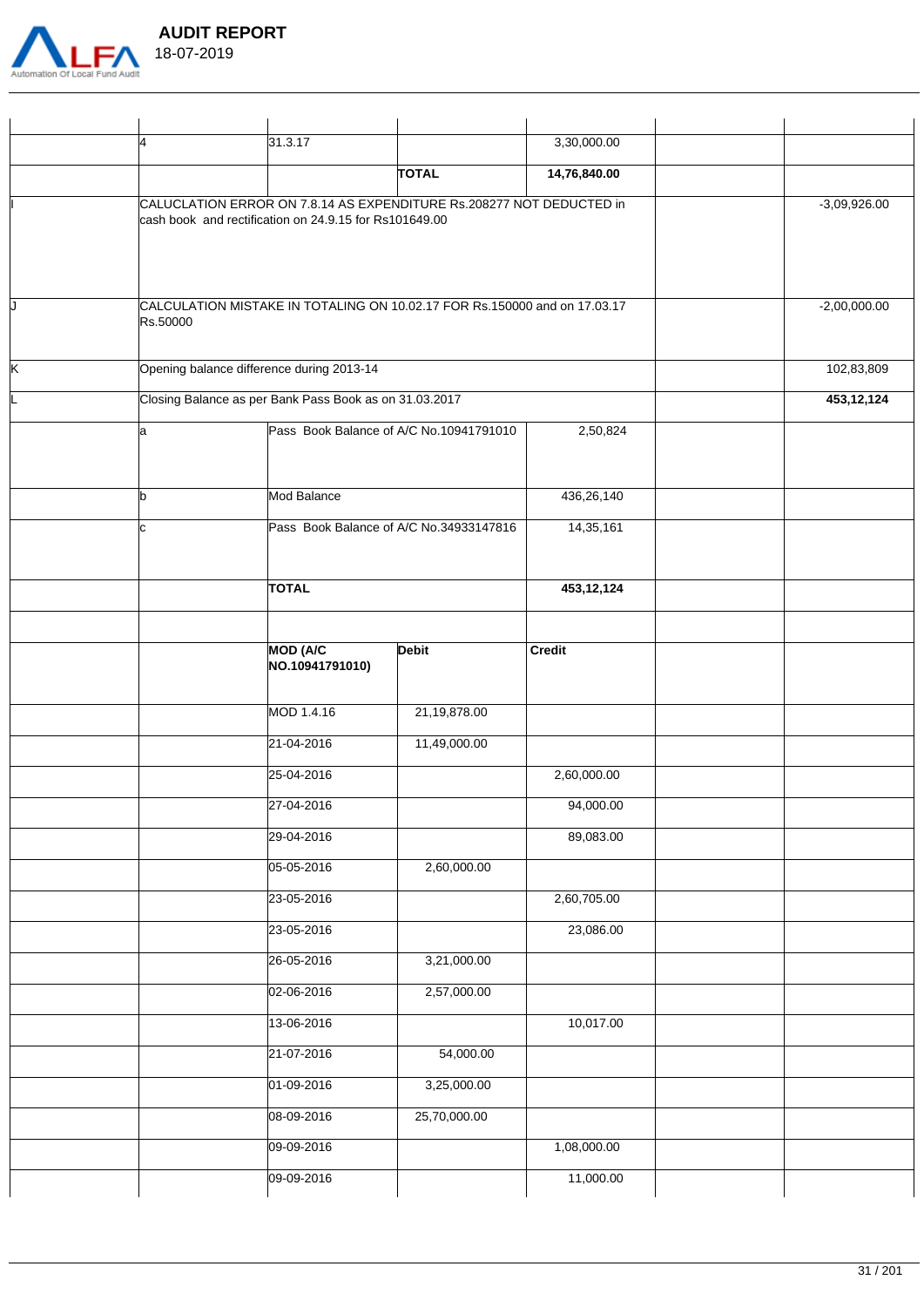| | | | | | | |
|---|---|---|---|---|---|---|
| | 4 | 31.3.17 | | 3,30,000.00 | | |
| | | | **TOTAL** | **14,76,840.00** | | |
| I | CALUCLATION ERROR ON 7.8.14 AS EXPENDITURE Rs.208277 NOT DEDUCTED in cash book and rectification on 24.9.15 for Rs101649.00 | | | | | -3,09,926.00 |
| J | CALCULATION MISTAKE IN TOTALING ON 10.02.17 FOR Rs.150000 and on 17.03.17 Rs.50000 | | | | | -2,00,000.00 |
| K | Opening balance difference during 2013-14 | | | | | 102,83,809 |
| L | Closing Balance as per Bank Pass Book as on 31.03.2017 | | | | | **453,12,124** |
| | a | Pass Book Balance of A/C No.10941791010 | | 2,50,824 | | |
| | b | Mod Balance | | 436,26,140 | | |
| | c | Pass Book Balance of A/C No.34933147816 | | 14,35,161 | | |
| | | **TOTAL** | | **453,12,124** | | |
| | | | | | | |
| | | **MOD (A/C NO.10941791010)** | **Debit** | **Credit** | | |
| | | MOD 1.4.16 | 21,19,878.00 | | | |
| | | 21-04-2016 | 11,49,000.00 | | | |
| | | 25-04-2016 | | 2,60,000.00 | | |
| | | 27-04-2016 | | 94,000.00 | | |
| | | 29-04-2016 | | 89,083.00 | | |
| | | 05-05-2016 | 2,60,000.00 | | | |
| | | 23-05-2016 | | 2,60,705.00 | | |
| | | 23-05-2016 | | 23,086.00 | | |
| | | 26-05-2016 | 3,21,000.00 | | | |
| | | 02-06-2016 | 2,57,000.00 | | | |
| | | 13-06-2016 | | 10,017.00 | | |
| | | 21-07-2016 | 54,000.00 | | | |
| | | 01-09-2016 | 3,25,000.00 | | | |
| | | 08-09-2016 | 25,70,000.00 | | | |
| | | 09-09-2016 | | 1,08,000.00 | | |
| | | 09-09-2016 | | 11,000.00 | | |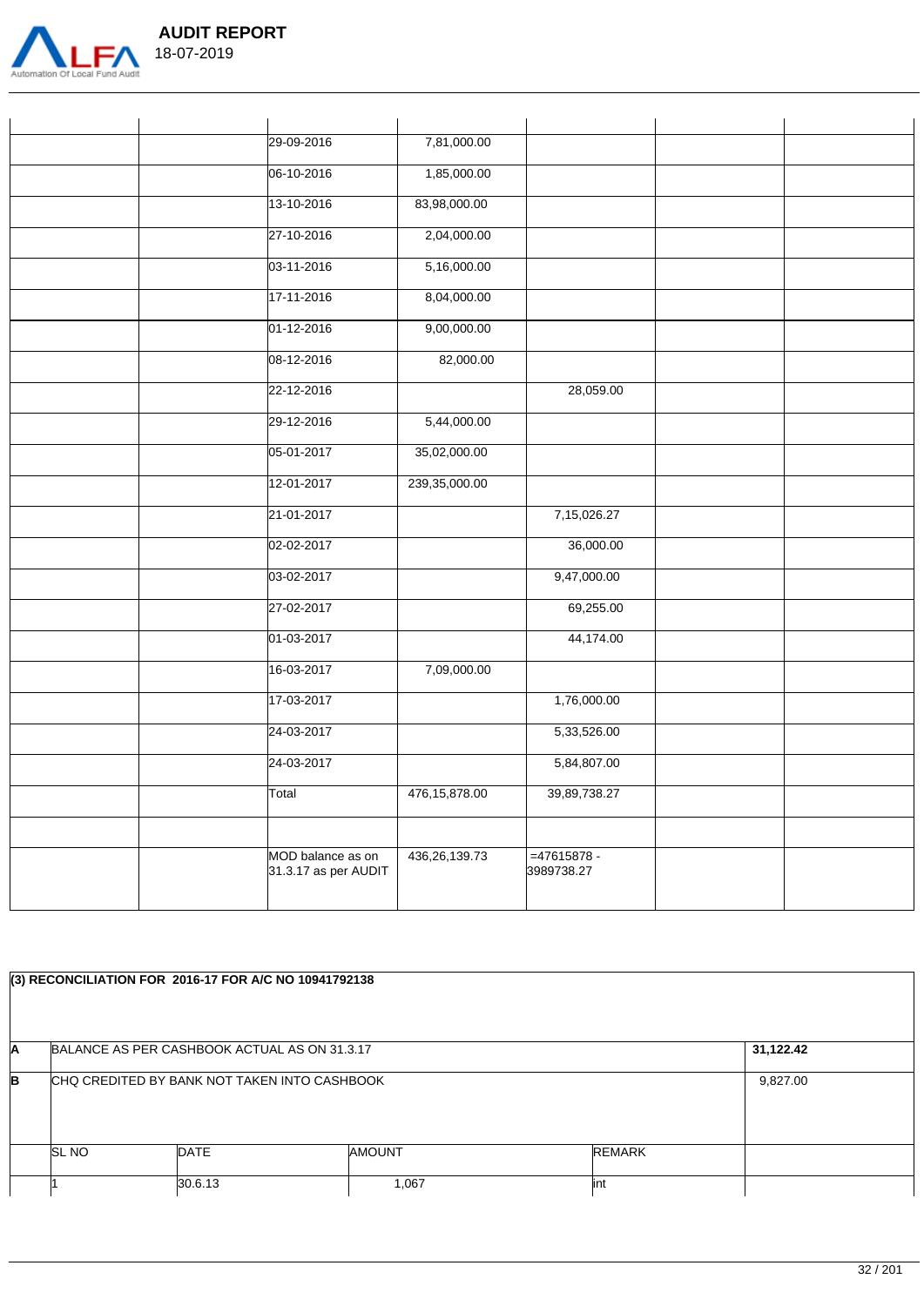| | | | | | | |
|---|---|---|---|---|---|---|
| | | 29-09-2016 | 7,81,000.00 | | | |
| | | 06-10-2016 | 1,85,000.00 | | | |
| | | 13-10-2016 | 83,98,000.00 | | | |
| | | 27-10-2016 | 2,04,000.00 | | | |
| | | 03-11-2016 | 5,16,000.00 | | | |
| | | 17-11-2016 | 8,04,000.00 | | | |
| | | 01-12-2016 | 9,00,000.00 | | | |
| | | 08-12-2016 | 82,000.00 | | | |
| | | 22-12-2016 | | 28,059.00 | | |
| | | 29-12-2016 | 5,44,000.00 | | | |
| | | 05-01-2017 | 35,02,000.00 | | | |
| | | 12-01-2017 | 239,35,000.00 | | | |
| | | 21-01-2017 | | 7,15,026.27 | | |
| | | 02-02-2017 | | 36,000.00 | | |
| | | 03-02-2017 | | 9,47,000.00 | | |
| | | 27-02-2017 | | 69,255.00 | | |
| | | 01-03-2017 | | 44,174.00 | | |
| | | 16-03-2017 | 7,09,000.00 | | | |
| | | 17-03-2017 | | 1,76,000.00 | | |
| | | 24-03-2017 | | 5,33,526.00 | | |
| | | 24-03-2017 | | 5,84,807.00 | | |
| | | Total | 476,15,878.00 | 39,89,738.27 | | |
| | | | | | | |
| | | MOD balance as on 31.3.17 as per AUDIT | 436,26,139.73 | =47615878 - 3989738.27 | | |

| (3) RECONCILIATION FOR 2016-17 FOR A/C NO 10941792138 | | | | | |
|---|---|---|---|---|---|
| A | BALANCE AS PER CASHBOOK ACTUAL AS ON 31.3.17 | | | | **31,122.42** |
| B | CHQ CREDITED BY BANK NOT TAKEN INTO CASHBOOK | | | | 9,827.00 |
| | SL NO | DATE | AMOUNT | REMARK | |
| | 1 | 30.6.13 | 1,067 | int | |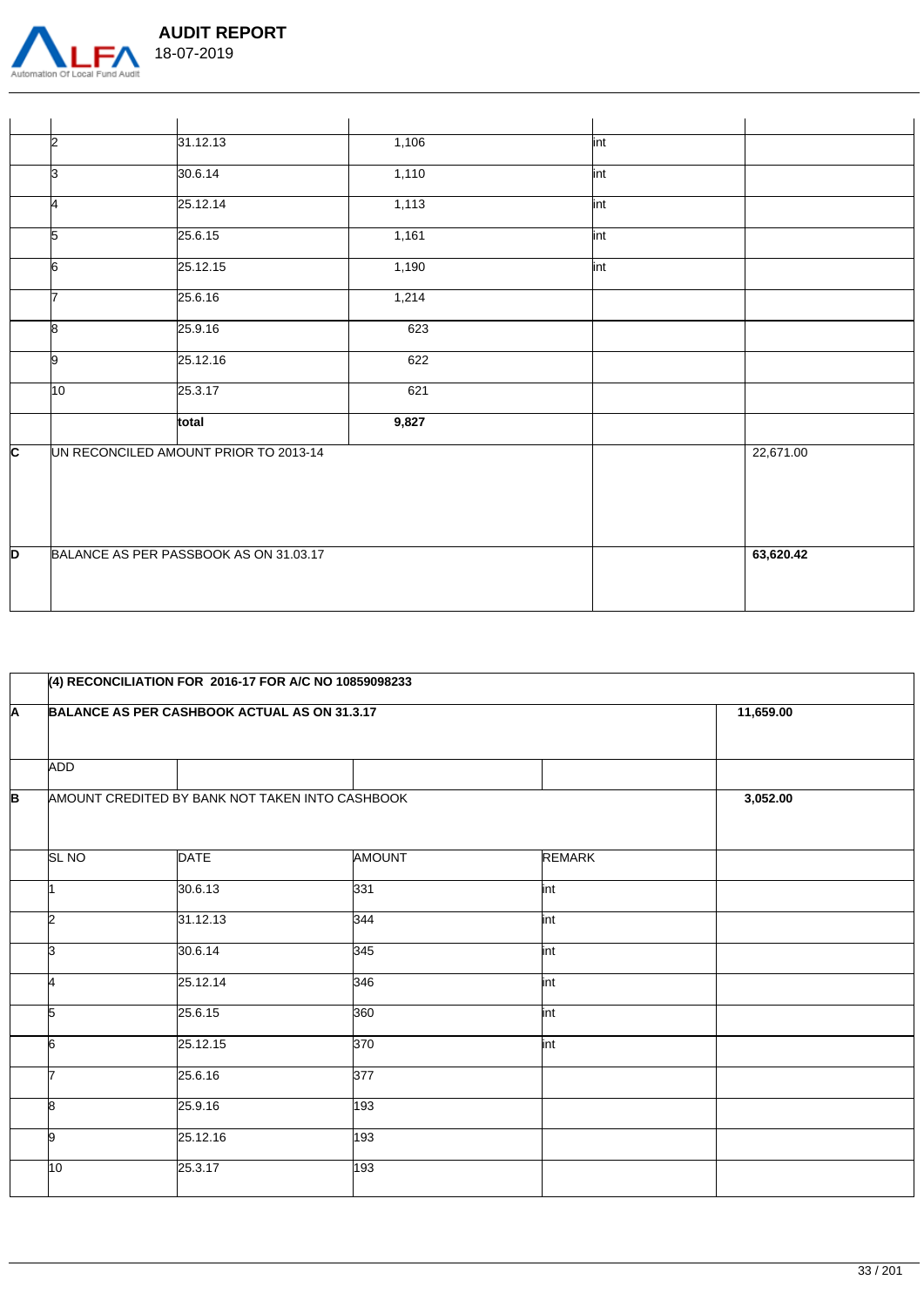| | | | | | |
|---|---|---|---|---|---|
| | 2 | 31.12.13 | 1,106 | int | |
| | 3 | 30.6.14 | 1,110 | int | |
| | 4 | 25.12.14 | 1,113 | int | |
| | 5 | 25.6.15 | 1,161 | int | |
| | 6 | 25.12.15 | 1,190 | int | |
| | 7 | 25.6.16 | 1,214 | | |
| | 8 | 25.9.16 | 623 | | |
| | 9 | 25.12.16 | 622 | | |
| | 10 | 25.3.17 | 621 | | |
| | | **total** | **9,827** | | |
| C | UN RECONCILED AMOUNT PRIOR TO 2013-14 | | | | 22,671.00 |
| D | BALANCE AS PER PASSBOOK AS ON 31.03.17 | | | | **63,620.42** |

| | **(4) RECONCILIATION FOR 2016-17 FOR A/C NO 10859098233** | | | | |
|---|---|---|---|---|---|
| A | **BALANCE AS PER CASHBOOK ACTUAL AS ON 31.3.17** | | | | **11,659.00** |
| | ADD | | | | |
| B | AMOUNT CREDITED BY BANK NOT TAKEN INTO CASHBOOK | | | | **3,052.00** |
| | SL NO | DATE | AMOUNT | REMARK | |
| | 1 | 30.6.13 | 331 | int | |
| | 2 | 31.12.13 | 344 | int | |
| | 3 | 30.6.14 | 345 | int | |
| | 4 | 25.12.14 | 346 | int | |
| | 5 | 25.6.15 | 360 | int | |
| | 6 | 25.12.15 | 370 | int | |
| | 7 | 25.6.16 | 377 | | |
| | 8 | 25.9.16 | 193 | | |
| | 9 | 25.12.16 | 193 | | |
| | 10 | 25.3.17 | 193 | | |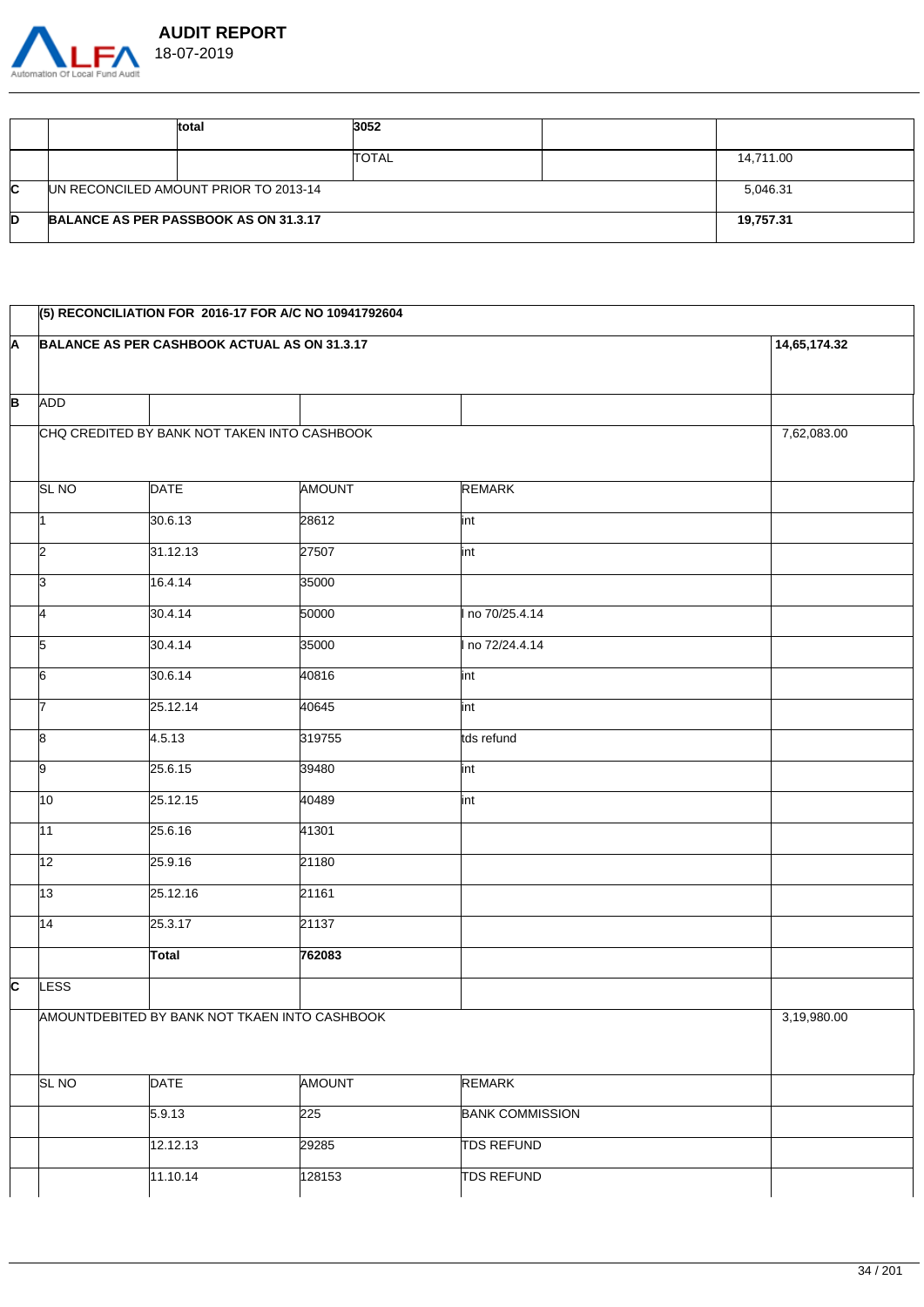|  |  | total | 3052 |  |  |
|---|---|---|---|---|---|
|  |  |  | TOTAL |  | 14,711.00 |
| C | UN RECONCILED AMOUNT PRIOR TO 2013-14 |  |  |  | 5,046.31 |
| D | **BALANCE AS PER PASSBOOK AS ON 31.3.17** |  |  |  | **19,757.31** |

|  | **(5) RECONCILIATION FOR 2016-17 FOR A/C NO 10941792604** |  |  |  |  |
|---|---|---|---|---|---|
| **A** | **BALANCE AS PER CASHBOOK ACTUAL AS ON 31.3.17** |  |  |  | **14,65,174.32** |
| **B** | ADD |  |  |  |  |
|  | CHQ CREDITED BY BANK NOT TAKEN INTO CASHBOOK |  |  |  | 7,62,083.00 |
|  | SL NO | DATE | AMOUNT | REMARK |  |
|  | 1 | 30.6.13 | 28612 | int |  |
|  | 2 | 31.12.13 | 27507 | int |  |
|  | 3 | 16.4.14 | 35000 |  |  |
|  | 4 | 30.4.14 | 50000 | I no 70/25.4.14 |  |
|  | 5 | 30.4.14 | 35000 | I no 72/24.4.14 |  |
|  | 6 | 30.6.14 | 40816 | int |  |
|  | 7 | 25.12.14 | 40645 | int |  |
|  | 8 | 4.5.13 | 319755 | tds refund |  |
|  | 9 | 25.6.15 | 39480 | int |  |
|  | 10 | 25.12.15 | 40489 | int |  |
|  | 11 | 25.6.16 | 41301 |  |  |
|  | 12 | 25.9.16 | 21180 |  |  |
|  | 13 | 25.12.16 | 21161 |  |  |
|  | 14 | 25.3.17 | 21137 |  |  |
|  |  | **Total** | **762083** |  |  |
| **C** | LESS |  |  |  |  |
|  | AMOUNTDEBITED BY BANK NOT TKAEN INTO CASHBOOK |  |  |  | 3,19,980.00 |
|  | SL NO | DATE | AMOUNT | REMARK |  |
|  |  | 5.9.13 | 225 | BANK COMMISSION |  |
|  |  | 12.12.13 | 29285 | TDS REFUND |  |
|  |  | 11.10.14 | 128153 | TDS REFUND |  |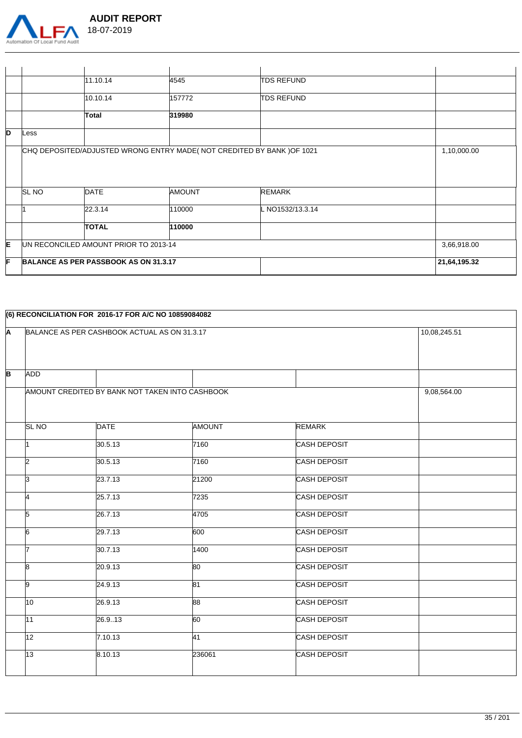| | | | | | |
|---|---|---|---|---|---|
| | | 11.10.14 | 4545 | TDS REFUND | |
| | | 10.10.14 | 157772 | TDS REFUND | |
| | | **Total** | **319980** | | |
| **D** | Less | | | | |
| | CHQ DEPOSITED/ADJUSTED WRONG ENTRY MADE( NOT CREDITED BY BANK )OF 1021 | | | | 1,10,000.00 |
| | SL NO | DATE | AMOUNT | REMARK | |
| | 1 | 22.3.14 | 110000 | L NO1532/13.3.14 | |
| | | **TOTAL** | **110000** | | |
| **E** | UN RECONCILED AMOUNT PRIOR TO 2013-14 | | | | 3,66,918.00 |
| **F** | **BALANCE AS PER PASSBOOK AS ON 31.3.17** | | | | **21,64,195.32** |

| **(6) RECONCILIATION FOR 2016-17 FOR A/C NO 10859084082** | | | | | |
|---|---|---|---|---|---|
| **A** | BALANCE AS PER CASHBOOK ACTUAL AS ON 31.3.17 | | | | 10,08,245.51 |
| **B** | ADD | | | | |
| | AMOUNT CREDITED BY BANK NOT TAKEN INTO CASHBOOK | | | | 9,08,564.00 |
| | SL NO | DATE | AMOUNT | REMARK | |
| | 1 | 30.5.13 | 7160 | CASH DEPOSIT | |
| | 2 | 30.5.13 | 7160 | CASH DEPOSIT | |
| | 3 | 23.7.13 | 21200 | CASH DEPOSIT | |
| | 4 | 25.7.13 | 7235 | CASH DEPOSIT | |
| | 5 | 26.7.13 | 4705 | CASH DEPOSIT | |
| | 6 | 29.7.13 | 600 | CASH DEPOSIT | |
| | 7 | 30.7.13 | 1400 | CASH DEPOSIT | |
| | 8 | 20.9.13 | 80 | CASH DEPOSIT | |
| | 9 | 24.9.13 | 81 | CASH DEPOSIT | |
| | 10 | 26.9.13 | 88 | CASH DEPOSIT | |
| | 11 | 26.9..13 | 60 | CASH DEPOSIT | |
| | 12 | 7.10.13 | 41 | CASH DEPOSIT | |
| | 13 | 8.10.13 | 236061 | CASH DEPOSIT | |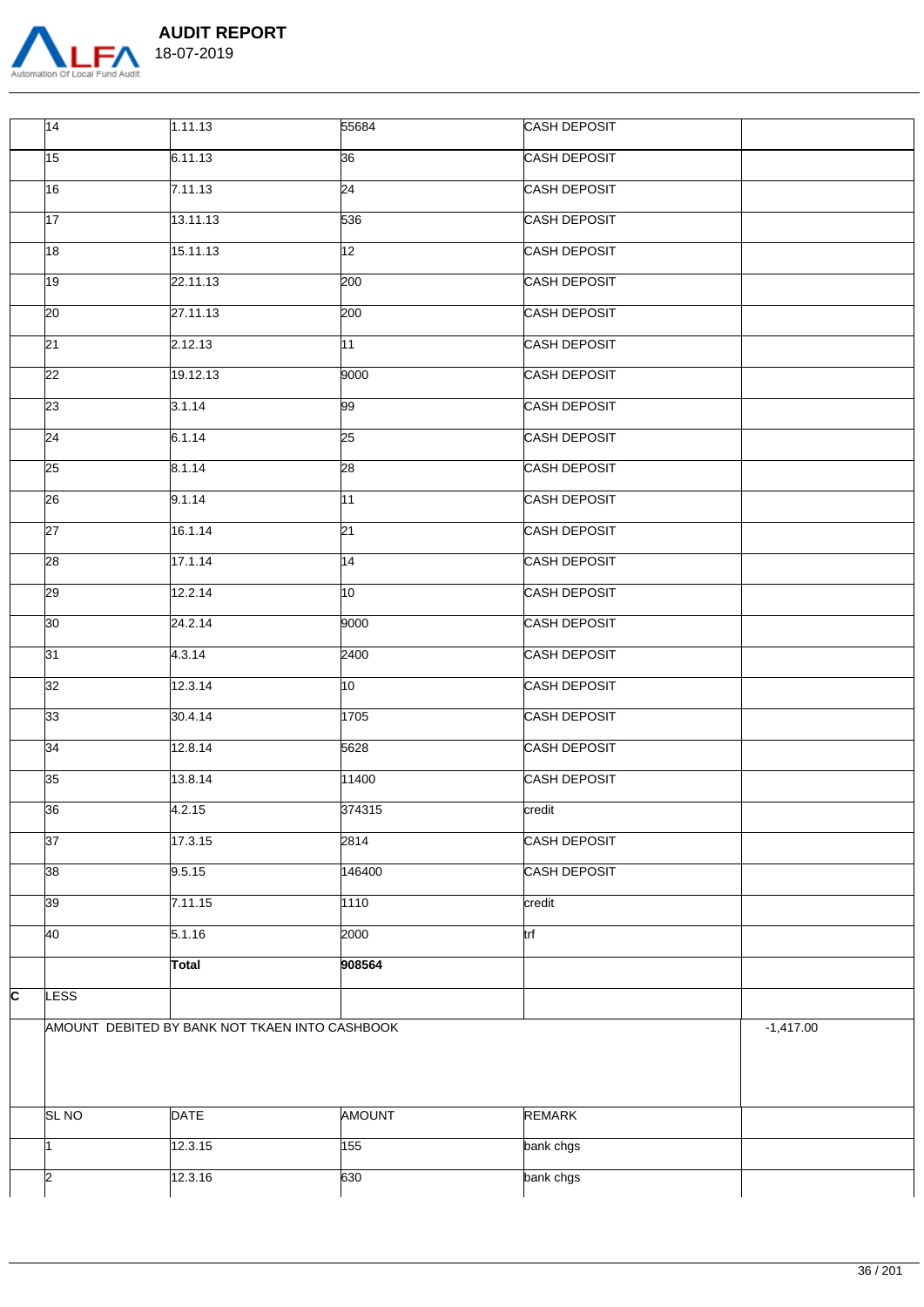|  |  |  |  |  |  |
|---|---|---|---|---|---|
|  | 14 | 1.11.13 | 55684 | CASH DEPOSIT |  |
|  | 15 | 6.11.13 | 36 | CASH DEPOSIT |  |
|  | 16 | 7.11.13 | 24 | CASH DEPOSIT |  |
|  | 17 | 13.11.13 | 536 | CASH DEPOSIT |  |
|  | 18 | 15.11.13 | 12 | CASH DEPOSIT |  |
|  | 19 | 22.11.13 | 200 | CASH DEPOSIT |  |
|  | 20 | 27.11.13 | 200 | CASH DEPOSIT |  |
|  | 21 | 2.12.13 | 11 | CASH DEPOSIT |  |
|  | 22 | 19.12.13 | 9000 | CASH DEPOSIT |  |
|  | 23 | 3.1.14 | 99 | CASH DEPOSIT |  |
|  | 24 | 6.1.14 | 25 | CASH DEPOSIT |  |
|  | 25 | 8.1.14 | 28 | CASH DEPOSIT |  |
|  | 26 | 9.1.14 | 11 | CASH DEPOSIT |  |
|  | 27 | 16.1.14 | 21 | CASH DEPOSIT |  |
|  | 28 | 17.1.14 | 14 | CASH DEPOSIT |  |
|  | 29 | 12.2.14 | 10 | CASH DEPOSIT |  |
|  | 30 | 24.2.14 | 9000 | CASH DEPOSIT |  |
|  | 31 | 4.3.14 | 2400 | CASH DEPOSIT |  |
|  | 32 | 12.3.14 | 10 | CASH DEPOSIT |  |
|  | 33 | 30.4.14 | 1705 | CASH DEPOSIT |  |
|  | 34 | 12.8.14 | 5628 | CASH DEPOSIT |  |
|  | 35 | 13.8.14 | 11400 | CASH DEPOSIT |  |
|  | 36 | 4.2.15 | 374315 | credit |  |
|  | 37 | 17.3.15 | 2814 | CASH DEPOSIT |  |
|  | 38 | 9.5.15 | 146400 | CASH DEPOSIT |  |
|  | 39 | 7.11.15 | 1110 | credit |  |
|  | 40 | 5.1.16 | 2000 | trf |  |
|  |  | **Total** | **908564** |  |  |
| C | LESS |  |  |  |  |
|  | AMOUNT DEBITED BY BANK NOT TKAEN INTO CASHBOOK |  |  |  | -1,417.00 |
|  | SL NO | DATE | AMOUNT | REMARK |  |
|  | 1 | 12.3.15 | 155 | bank chgs |  |
|  | 2 | 12.3.16 | 630 | bank chgs |  |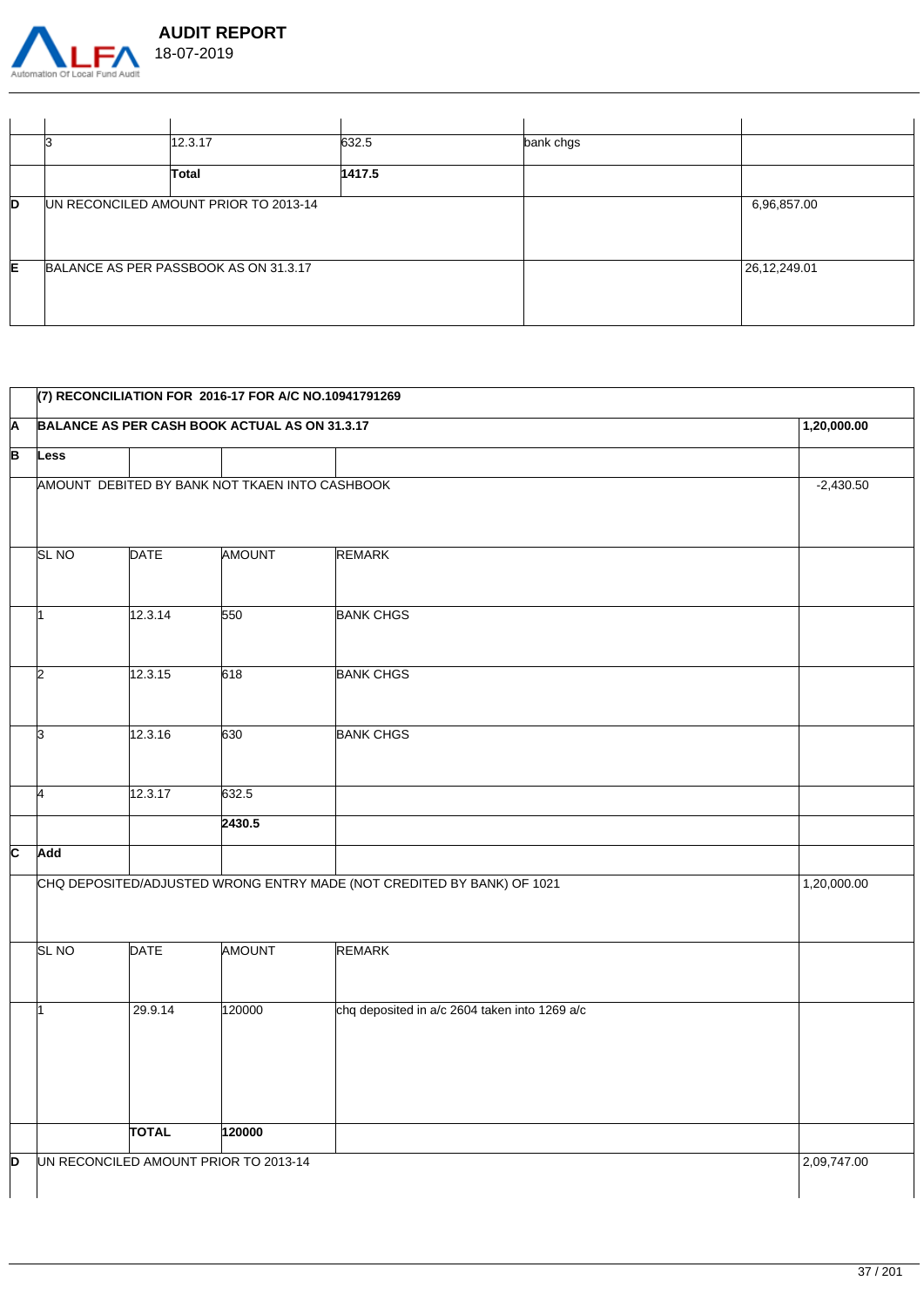| | | | | | |
|---|---|---|---|---|---|
| | 3 | 12.3.17 | 632.5 | bank chgs | |
| | | **Total** | **1417.5** | | |
| **D** | UN RECONCILED AMOUNT PRIOR TO 2013-14 | | | | 6,96,857.00 |
| **E** | BALANCE AS PER PASSBOOK AS ON 31.3.17 | | | | 26,12,249.01 |

| | **(7) RECONCILIATION FOR 2016-17 FOR A/C NO.10941791269** | | | | |
|---|---|---|---|---|---|
| **A** | **BALANCE AS PER CASH BOOK ACTUAL AS ON 31.3.17** | | | | **1,20,000.00** |
| **B** | **Less** | | | | |
| | AMOUNT DEBITED BY BANK NOT TKAEN INTO CASHBOOK | | | | -2,430.50 |
| | SL NO | DATE | AMOUNT | REMARK | |
| | 1 | 12.3.14 | 550 | BANK CHGS | |
| | 2 | 12.3.15 | 618 | BANK CHGS | |
| | 3 | 12.3.16 | 630 | BANK CHGS | |
| | 4 | 12.3.17 | 632.5 | | |
| | | | **2430.5** | | |
| **C** | **Add** | | | | |
| | CHQ DEPOSITED/ADJUSTED WRONG ENTRY MADE (NOT CREDITED BY BANK) OF 1021 | | | | 1,20,000.00 |
| | SL NO | DATE | AMOUNT | REMARK | |
| | 1 | 29.9.14 | 120000 | chq deposited in a/c 2604 taken into 1269 a/c | |
| | | **TOTAL** | **120000** | | |
| **D** | UN RECONCILED AMOUNT PRIOR TO 2013-14 | | | | 2,09,747.00 |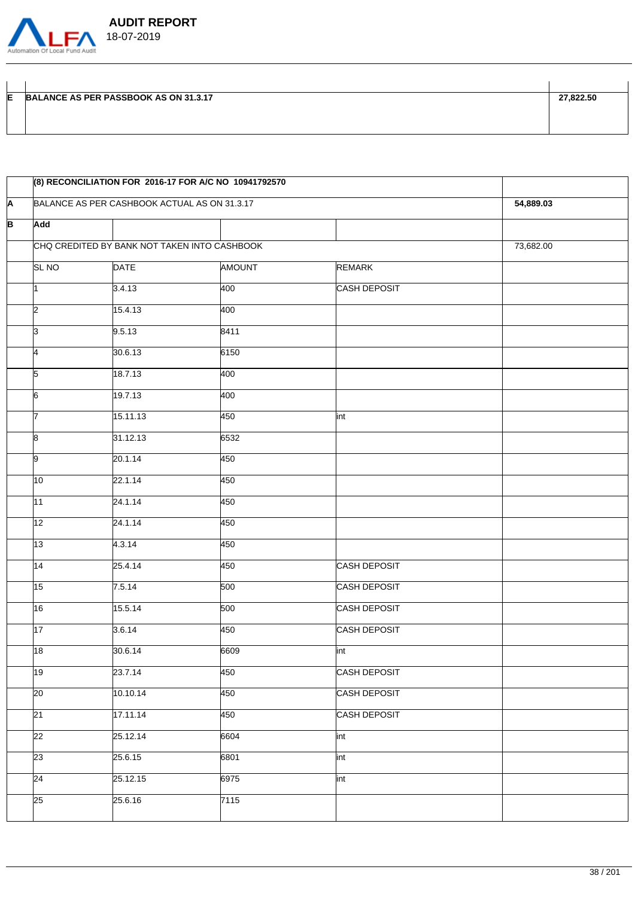| E | BALANCE AS PER PASSBOOK AS ON 31.3.17 | 27,822.50 |
|---|---|---|

| | (8) RECONCILIATION FOR 2016-17 FOR A/C NO 10941792570 | | | | |
|---|---|---|---|---|---|
| A | BALANCE AS PER CASHBOOK ACTUAL AS ON 31.3.17 | | | | 54,889.03 |
| B | Add | | | | |
| | CHQ CREDITED BY BANK NOT TAKEN INTO CASHBOOK | | | | 73,682.00 |
| | SL NO | DATE | AMOUNT | REMARK | |
| | 1 | 3.4.13 | 400 | CASH DEPOSIT | |
| | 2 | 15.4.13 | 400 | | |
| | 3 | 9.5.13 | 8411 | | |
| | 4 | 30.6.13 | 6150 | | |
| | 5 | 18.7.13 | 400 | | |
| | 6 | 19.7.13 | 400 | | |
| | 7 | 15.11.13 | 450 | int | |
| | 8 | 31.12.13 | 6532 | | |
| | 9 | 20.1.14 | 450 | | |
| | 10 | 22.1.14 | 450 | | |
| | 11 | 24.1.14 | 450 | | |
| | 12 | 24.1.14 | 450 | | |
| | 13 | 4.3.14 | 450 | | |
| | 14 | 25.4.14 | 450 | CASH DEPOSIT | |
| | 15 | 7.5.14 | 500 | CASH DEPOSIT | |
| | 16 | 15.5.14 | 500 | CASH DEPOSIT | |
| | 17 | 3.6.14 | 450 | CASH DEPOSIT | |
| | 18 | 30.6.14 | 6609 | int | |
| | 19 | 23.7.14 | 450 | CASH DEPOSIT | |
| | 20 | 10.10.14 | 450 | CASH DEPOSIT | |
| | 21 | 17.11.14 | 450 | CASH DEPOSIT | |
| | 22 | 25.12.14 | 6604 | int | |
| | 23 | 25.6.15 | 6801 | int | |
| | 24 | 25.12.15 | 6975 | int | |
| | 25 | 25.6.16 | 7115 | | |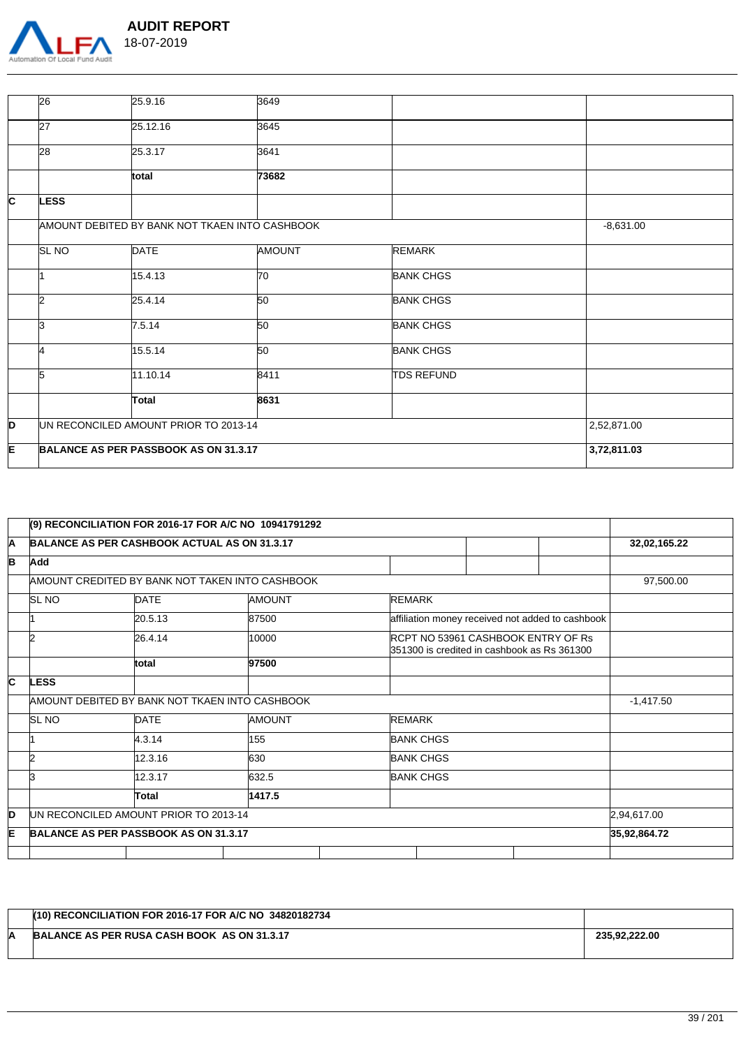|  | 26 | 25.9.16 | 3649 |  |  |
|---|---|---|---|---|---|
|  | 27 | 25.12.16 | 3645 |  |  |
|  | 28 | 25.3.17 | 3641 |  |  |
|  |  | total | **73682** |  |  |
| **C** | **LESS** |  |  |  |  |
|  | AMOUNT DEBITED BY BANK NOT TKAEN INTO CASHBOOK |  |  |  | -8,631.00 |
|  | SL NO | DATE | AMOUNT | REMARK |  |
|  | 1 | 15.4.13 | 70 | BANK CHGS |  |
|  | 2 | 25.4.14 | 50 | BANK CHGS |  |
|  | 3 | 7.5.14 | 50 | BANK CHGS |  |
|  | 4 | 15.5.14 | 50 | BANK CHGS |  |
|  | 5 | 11.10.14 | 8411 | TDS REFUND |  |
|  |  | Total | **8631** |  |  |
| **D** | UN RECONCILED AMOUNT PRIOR TO 2013-14 |  |  |  | 2,52,871.00 |
| **E** | **BALANCE AS PER PASSBOOK AS ON 31.3.17** |  |  |  | **3,72,811.03** |

|  | **(9) RECONCILIATION FOR 2016-17 FOR A/C NO 10941791292** |  |  |  |  |
|---|---|---|---|---|---|
| **A** | **BALANCE AS PER CASHBOOK ACTUAL AS ON 31.3.17** |  |  |  | **32,02,165.22** |
| **B** | **Add** |  |  |  |  |
|  | AMOUNT CREDITED BY BANK NOT TAKEN INTO CASHBOOK |  |  |  | 97,500.00 |
|  | SL NO | DATE | AMOUNT | REMARK |  |
|  | 1 | 20.5.13 | 87500 | affiliation money received not added to cashbook |  |
|  | 2 | 26.4.14 | 10000 | RCPT NO 53961 CASHBOOK ENTRY OF Rs 351300 is credited in cashbook as Rs 361300 |  |
|  |  | total | **97500** |  |  |
| **C** | **LESS** |  |  |  |  |
|  | AMOUNT DEBITED BY BANK NOT TKAEN INTO CASHBOOK |  |  |  | -1,417.50 |
|  | SL NO | DATE | AMOUNT | REMARK |  |
|  | 1 | 4.3.14 | 155 | BANK CHGS |  |
|  | 2 | 12.3.16 | 630 | BANK CHGS |  |
|  | 3 | 12.3.17 | 632.5 | BANK CHGS |  |
|  |  | Total | **1417.5** |  |  |
| **D** | UN RECONCILED AMOUNT PRIOR TO 2013-14 |  |  |  | 2,94,617.00 |
| **E** | **BALANCE AS PER PASSBOOK AS ON 31.3.17** |  |  |  | **35,92,864.72** |

|  | **(10) RECONCILIATION FOR 2016-17 FOR A/C NO 34820182734** |  |
|---|---|---|
| **A** | **BALANCE AS PER RUSA CASH BOOK AS ON 31.3.17** | **235,92,222.00** |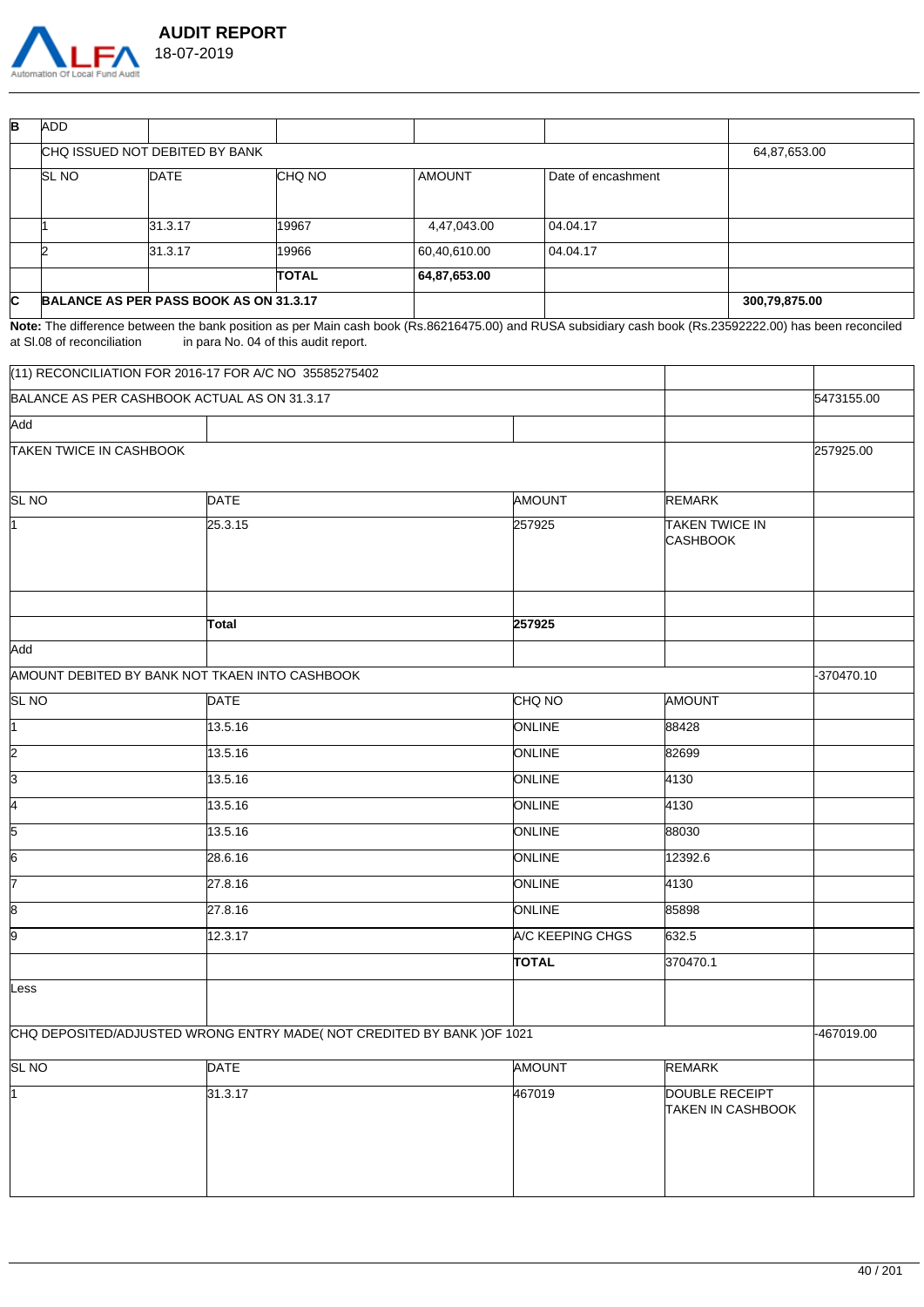| B | ADD | | | | |
|---|---|---|---|---|---|
| | CHQ ISSUED NOT DEBITED BY BANK | | | | 64,87,653.00 |
| | SL NO | DATE | CHQ NO | AMOUNT | Date of encashment |
| | 1 | 31.3.17 | 19967 | 4,47,043.00 | 04.04.17 |
| | 2 | 31.3.17 | 19966 | 60,40,610.00 | 04.04.17 |
| | | | **TOTAL** | **64,87,653.00** | |
| **C** | **BALANCE AS PER PASS BOOK AS ON 31.3.17** | | | | **300,79,875.00** |

**Note:** The difference between the bank position as per Main cash book (Rs.86216475.00) and RUSA subsidiary cash book (Rs.23592222.00) has been reconciled at Sl.08 of reconciliation in para No. 04 of this audit report.

| (11) RECONCILIATION FOR 2016-17 FOR A/C NO 35585275402 | | | | |
|---|---|---|---|---|
| BALANCE AS PER CASHBOOK ACTUAL AS ON 31.3.17 | | | | 5473155.00 |
| Add | | | | |
| TAKEN TWICE IN CASHBOOK | | | | 257925.00 |
| SL NO | DATE | AMOUNT | REMARK | |
| 1 | 25.3.15 | 257925 | TAKEN TWICE IN CASHBOOK | |
| | | | | |
| | **Total** | **257925** | | |
| Add | | | | |
| AMOUNT DEBITED BY BANK NOT TKAEN INTO CASHBOOK | | | | -370470.10 |
| SL NO | DATE | CHQ NO | AMOUNT | |
| 1 | 13.5.16 | ONLINE | 88428 | |
| 2 | 13.5.16 | ONLINE | 82699 | |
| 3 | 13.5.16 | ONLINE | 4130 | |
| 4 | 13.5.16 | ONLINE | 4130 | |
| 5 | 13.5.16 | ONLINE | 88030 | |
| 6 | 28.6.16 | ONLINE | 12392.6 | |
| 7 | 27.8.16 | ONLINE | 4130 | |
| 8 | 27.8.16 | ONLINE | 85898 | |
| 9 | 12.3.17 | A/C KEEPING CHGS | 632.5 | |
| | | **TOTAL** | 370470.1 | |
| Less | | | | |
| CHQ DEPOSITED/ADJUSTED WRONG ENTRY MADE( NOT CREDITED BY BANK )OF 1021 | | | | -467019.00 |
| SL NO | DATE | AMOUNT | REMARK | |
| 1 | 31.3.17 | 467019 | DOUBLE RECEIPT TAKEN IN CASHBOOK | |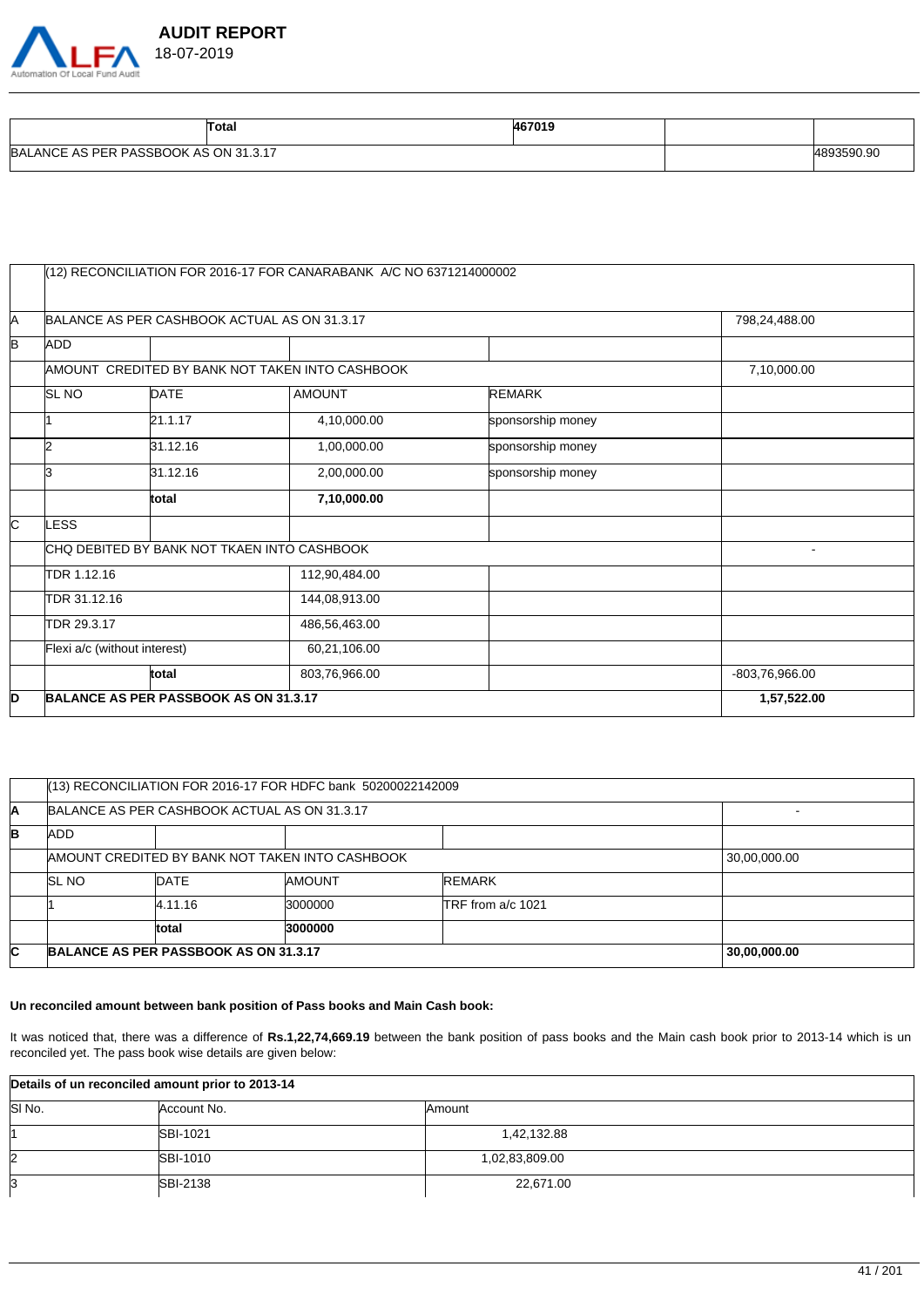| Total | 467019 | | |
|---|---|---|---|
| BALANCE AS PER PASSBOOK AS ON 31.3.17 | | | 4893590.90 |

| | (12) RECONCILIATION FOR 2016-17 FOR CANARABANK A/C NO 6371214000002 | | | | |
|---|---|---|---|---|---|
| A | BALANCE AS PER CASHBOOK ACTUAL AS ON 31.3.17 | | | | 798,24,488.00 |
| B | ADD | | | | |
| | AMOUNT CREDITED BY BANK NOT TAKEN INTO CASHBOOK | | | | 7,10,000.00 |
| | SL NO | DATE | AMOUNT | REMARK | |
| | 1 | 21.1.17 | 4,10,000.00 | sponsorship money | |
| | 2 | 31.12.16 | 1,00,000.00 | sponsorship money | |
| | 3 | 31.12.16 | 2,00,000.00 | sponsorship money | |
| | | total | 7,10,000.00 | | |
| C | LESS | | | | |
| | CHQ DEBITED BY BANK NOT TKAEN INTO CASHBOOK | | | | - |
| | TDR 1.12.16 | | 112,90,484.00 | | |
| | TDR 31.12.16 | | 144,08,913.00 | | |
| | TDR 29.3.17 | | 486,56,463.00 | | |
| | Flexi a/c (without interest) | | 60,21,106.00 | | |
| | | total | 803,76,966.00 | | -803,76,966.00 |
| **D** | **BALANCE AS PER PASSBOOK AS ON 31.3.17** | | | | **1,57,522.00** |

| | (13) RECONCILIATION FOR 2016-17 FOR HDFC bank 50200022142009 | | | | |
|---|---|---|---|---|---|
| **A** | BALANCE AS PER CASHBOOK ACTUAL AS ON 31.3.17 | | | | - |
| **B** | ADD | | | | |
| | AMOUNT CREDITED BY BANK NOT TAKEN INTO CASHBOOK | | | | 30,00,000.00 |
| | SL NO | DATE | AMOUNT | REMARK | |
| | 1 | 4.11.16 | 3000000 | TRF from a/c 1021 | |
| | | total | **3000000** | | |
| **C** | **BALANCE AS PER PASSBOOK AS ON 31.3.17** | | | | **30,00,000.00** |

**Un reconciled amount between bank position of Pass books and Main Cash book:**

It was noticed that, there was a difference of **Rs.1,22,74,669.19** between the bank position of pass books and the Main cash book prior to 2013-14 which is un reconciled yet. The pass book wise details are given below:

| **Details of un reconciled amount prior to 2013-14** | | |
|---|---|---|
| Sl No. | Account No. | Amount |
| 1 | SBI-1021 | 1,42,132.88 |
| 2 | SBI-1010 | 1,02,83,809.00 |
| 3 | SBI-2138 | 22,671.00 |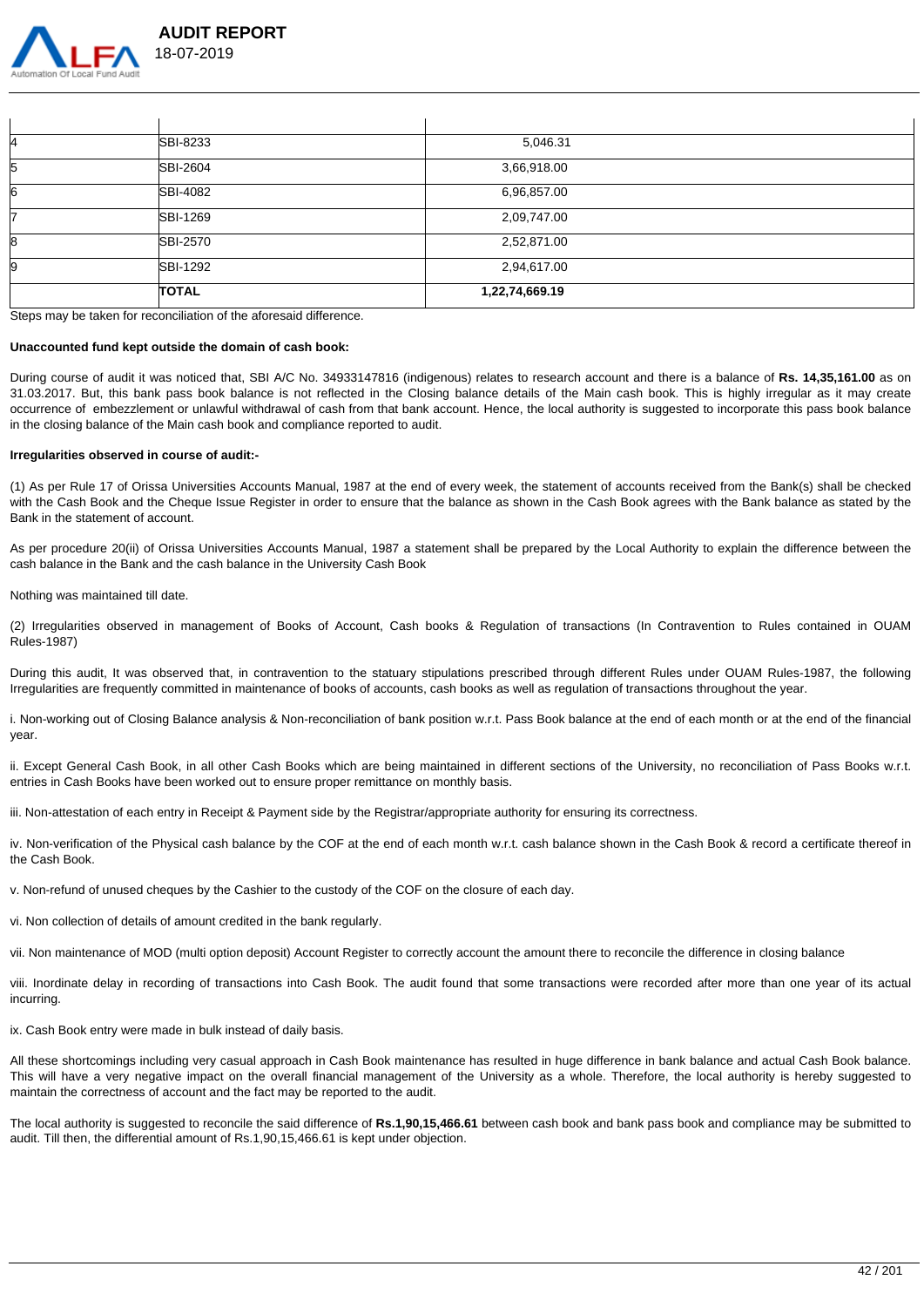| | | |
|---|---|---|
| 4 | SBI-8233 | 5,046.31 |
| 5 | SBI-2604 | 3,66,918.00 |
| 6 | SBI-4082 | 6,96,857.00 |
| 7 | SBI-1269 | 2,09,747.00 |
| 8 | SBI-2570 | 2,52,871.00 |
| 9 | SBI-1292 | 2,94,617.00 |
| | **TOTAL** | **1,22,74,669.19** |

Steps may be taken for reconciliation of the aforesaid difference.

**Unaccounted fund kept outside the domain of cash book:**

During course of audit it was noticed that, SBI A/C No. 34933147816 (indigenous) relates to research account and there is a balance of **Rs. 14,35,161.00** as on 31.03.2017. But, this bank pass book balance is not reflected in the Closing balance details of the Main cash book. This is highly irregular as it may create occurrence of embezzlement or unlawful withdrawal of cash from that bank account. Hence, the local authority is suggested to incorporate this pass book balance in the closing balance of the Main cash book and compliance reported to audit.

**Irregularities observed in course of audit:-**

(1) As per Rule 17 of Orissa Universities Accounts Manual, 1987 at the end of every week, the statement of accounts received from the Bank(s) shall be checked with the Cash Book and the Cheque Issue Register in order to ensure that the balance as shown in the Cash Book agrees with the Bank balance as stated by the Bank in the statement of account.

As per procedure 20(ii) of Orissa Universities Accounts Manual, 1987 a statement shall be prepared by the Local Authority to explain the difference between the cash balance in the Bank and the cash balance in the University Cash Book

Nothing was maintained till date.

(2) Irregularities observed in management of Books of Account, Cash books & Regulation of transactions (In Contravention to Rules contained in OUAM Rules-1987)

During this audit, It was observed that, in contravention to the statuary stipulations prescribed through different Rules under OUAM Rules-1987, the following Irregularities are frequently committed in maintenance of books of accounts, cash books as well as regulation of transactions throughout the year.

i. Non-working out of Closing Balance analysis & Non-reconciliation of bank position w.r.t. Pass Book balance at the end of each month or at the end of the financial year.

ii. Except General Cash Book, in all other Cash Books which are being maintained in different sections of the University, no reconciliation of Pass Books w.r.t. entries in Cash Books have been worked out to ensure proper remittance on monthly basis.

iii. Non-attestation of each entry in Receipt & Payment side by the Registrar/appropriate authority for ensuring its correctness.

iv. Non-verification of the Physical cash balance by the COF at the end of each month w.r.t. cash balance shown in the Cash Book & record a certificate thereof in the Cash Book.

v. Non-refund of unused cheques by the Cashier to the custody of the COF on the closure of each day.

vi. Non collection of details of amount credited in the bank regularly.

vii. Non maintenance of MOD (multi option deposit) Account Register to correctly account the amount there to reconcile the difference in closing balance

viii. Inordinate delay in recording of transactions into Cash Book. The audit found that some transactions were recorded after more than one year of its actual incurring.

ix. Cash Book entry were made in bulk instead of daily basis.

All these shortcomings including very casual approach in Cash Book maintenance has resulted in huge difference in bank balance and actual Cash Book balance. This will have a very negative impact on the overall financial management of the University as a whole. Therefore, the local authority is hereby suggested to maintain the correctness of account and the fact may be reported to the audit.

The local authority is suggested to reconcile the said difference of **Rs.1,90,15,466.61** between cash book and bank pass book and compliance may be submitted to audit. Till then, the differential amount of Rs.1,90,15,466.61 is kept under objection.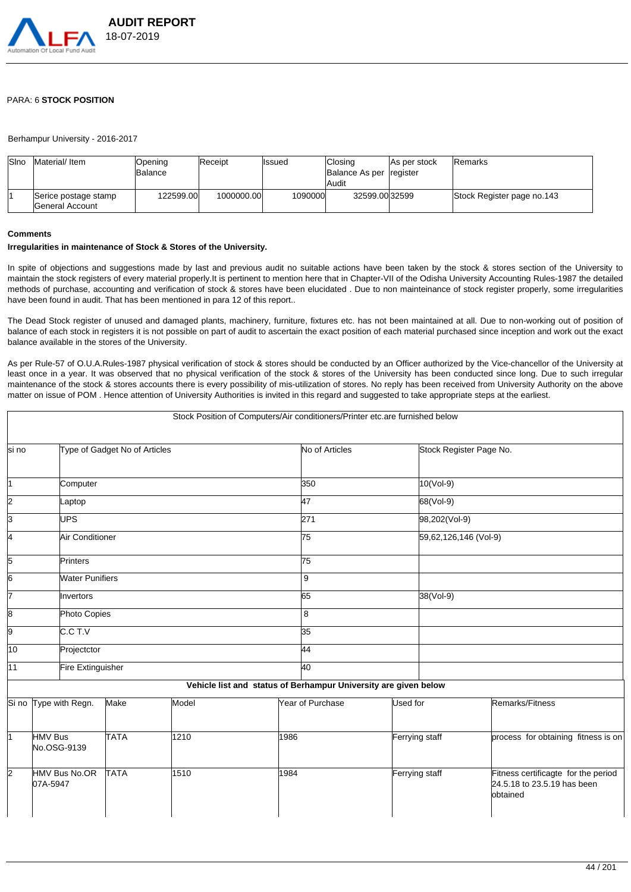PARA: 6 **STOCK POSITION**

Berhampur University - 2016-2017

| Slno | Material/ Item | Opening Balance | Receipt | Issued | Closing Balance As per Audit | As per stock register | Remarks |
|---|---|---|---|---|---|---|---|
| 1 | Serice postage stamp General Account | 122599.00 | 1000000.00 | 1090000 | 32599.00 | 32599 | Stock Register page no.143 |

**Comments**

**Irregularities in maintenance of Stock & Stores of the University.**

In spite of objections and suggestions made by last and previous audit no suitable actions have been taken by the stock & stores section of the University to maintain the stock registers of every material properly.It is pertinent to mention here that in Chapter-VII of the Odisha University Accounting Rules-1987 the detailed methods of purchase, accounting and verification of stock & stores have been elucidated . Due to non mainteinance of stock register properly, some irregularities have been found in audit. That has been mentioned in para 12 of this report..

The Dead Stock register of unused and damaged plants, machinery, furniture, fixtures etc. has not been maintained at all. Due to non-working out of position of balance of each stock in registers it is not possible on part of audit to ascertain the exact position of each material purchased since inception and work out the exact balance available in the stores of the University.

As per Rule-57 of O.U.A.Rules-1987 physical verification of stock & stores should be conducted by an Officer authorized by the Vice-chancellor of the University at least once in a year. It was observed that no physical verification of the stock & stores of the University has been conducted since long. Due to such irregular maintenance of the stock & stores accounts there is every possibility of mis-utilization of stores. No reply has been received from University Authority on the above matter on issue of POM . Hence attention of University Authorities is invited in this regard and suggested to take appropriate steps at the earliest.

Stock Position of Computers/Air conditioners/Printer etc.are furnished below

| si no | Type of Gadget No of Articles | No of Articles | Stock Register Page No. |
|---|---|---|---|
| 1 | Computer | 350 | 10(Vol-9) |
| 2 | Laptop | 47 | 68(Vol-9) |
| 3 | UPS | 271 | 98,202(Vol-9) |
| 4 | Air Conditioner | 75 | 59,62,126,146 (Vol-9) |
| 5 | Printers | 75 | |
| 6 | Water Punifiers | 9 | |
| 7 | Invertors | 65 | 38(Vol-9) |
| 8 | Photo Copies | 8 | |
| 9 | C.C T.V | 35 | |
| 10 | Projectctor | 44 | |
| 11 | Fire Extinguisher | 40 | |

**Vehicle list and status of Berhampur University are given below**

| Si no | Type with Regn. | Make | Model | Year of Purchase | Used for | Remarks/Fitness |
|---|---|---|---|---|---|---|
| 1 | HMV Bus No.OSG-9139 | TATA | 1210 | 1986 | Ferrying staff | process for obtaining fitness is on |
| 2 | HMV Bus No.OR 07A-5947 | TATA | 1510 | 1984 | Ferrying staff | Fitness certificagte for the period 24.5.18 to 23.5.19 has been obtained |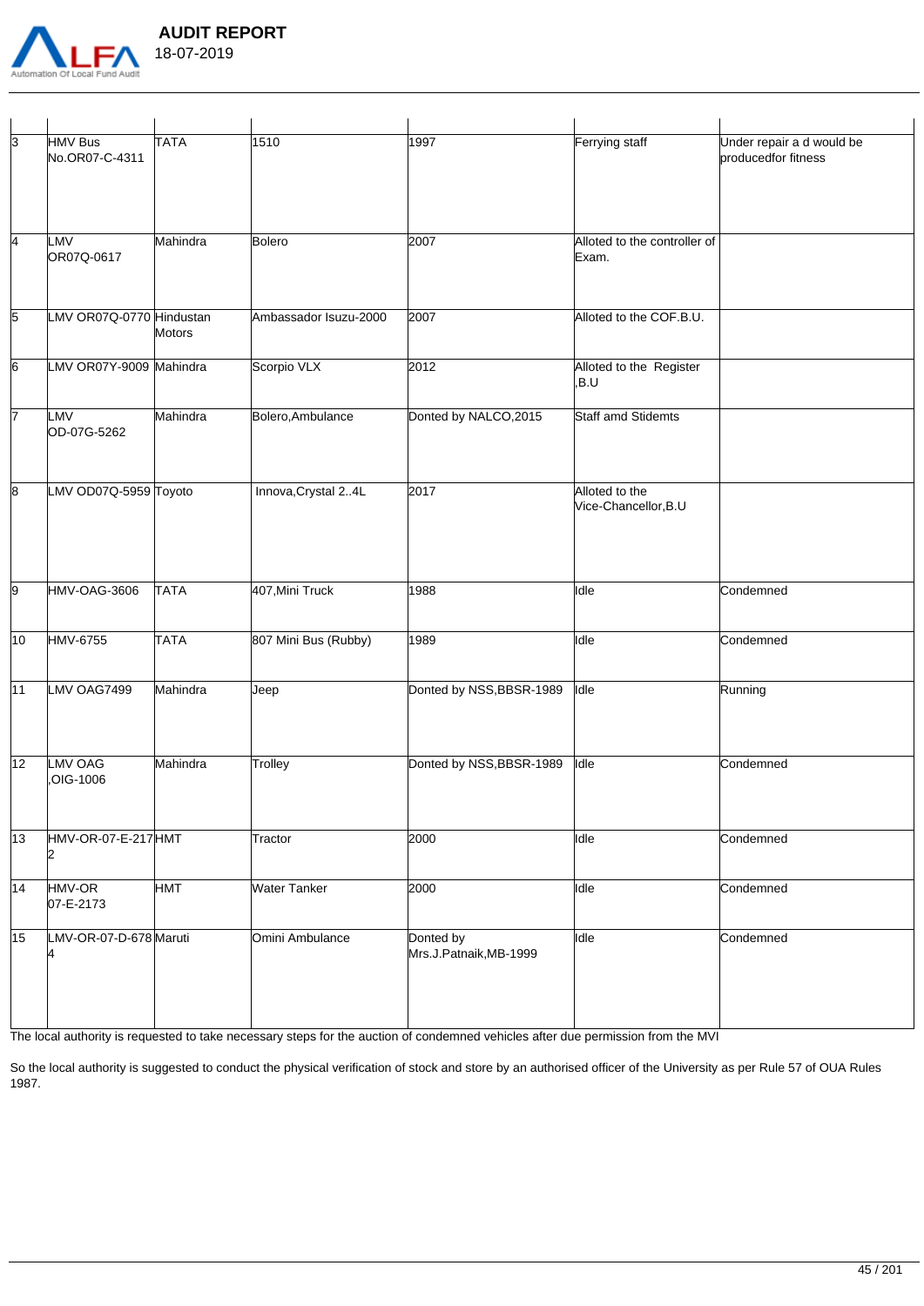| | | | | | | |
|---|---|---|---|---|---|---|
| 3 | HMV Bus No.OR07-C-4311 | TATA | 1510 | 1997 | Ferrying staff | Under repair a d would be producedfor fitness |
| 4 | LMV OR07Q-0617 | Mahindra | Bolero | 2007 | Alloted to the controller of Exam. | |
| 5 | LMV OR07Q-0770 | Hindustan Motors | Ambassador Isuzu-2000 | 2007 | Alloted to the COF.B.U. | |
| 6 | LMV OR07Y-9009 | Mahindra | Scorpio VLX | 2012 | Alloted to the Register ,B.U | |
| 7 | LMV OD-07G-5262 | Mahindra | Bolero,Ambulance | Donted by NALCO,2015 | Staff amd Stidemts | |
| 8 | LMV OD07Q-5959 | Toyoto | Innova,Crystal 2..4L | 2017 | Alloted to the Vice-Chancellor,B.U | |
| 9 | HMV-OAG-3606 | TATA | 407,Mini Truck | 1988 | Idle | Condemned |
| 10 | HMV-6755 | TATA | 807 Mini Bus (Rubby) | 1989 | Idle | Condemned |
| 11 | LMV OAG7499 | Mahindra | Jeep | Donted by NSS,BBSR-1989 | Idle | Running |
| 12 | LMV OAG ,OIG-1006 | Mahindra | Trolley | Donted by NSS,BBSR-1989 | Idle | Condemned |
| 13 | HMV-OR-07-E-2172 | HMT | Tractor | 2000 | Idle | Condemned |
| 14 | HMV-OR 07-E-2173 | HMT | Water Tanker | 2000 | Idle | Condemned |
| 15 | LMV-OR-07-D-6784 | Maruti | Omini Ambulance | Donted by Mrs.J.Patnaik,MB-1999 | Idle | Condemned |

The local authority is requested to take necessary steps for the auction of condemned vehicles after due permission from the MVI

So the local authority is suggested to conduct the physical verification of stock and store by an authorised officer of the University as per Rule 57 of OUA Rules 1987.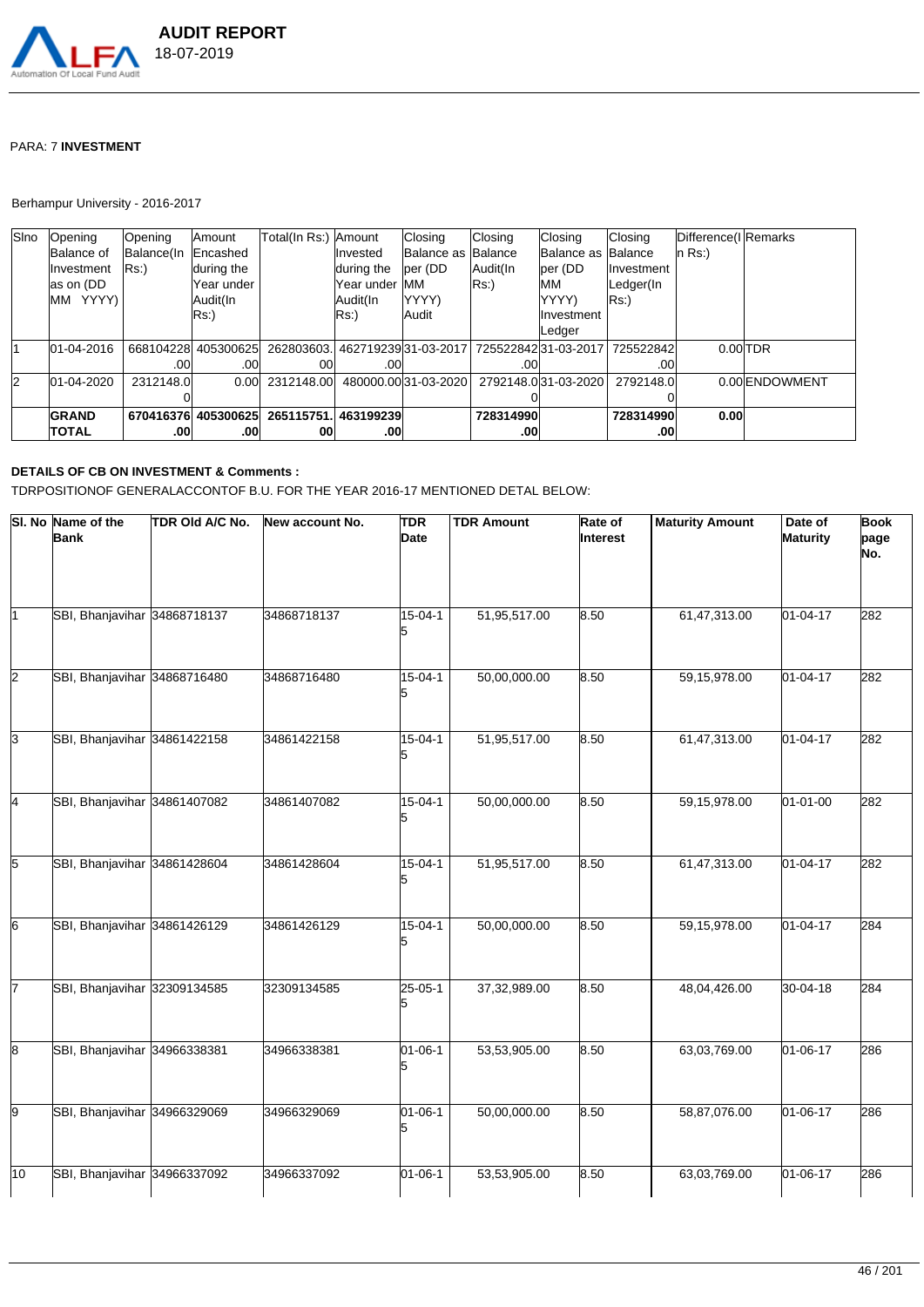PARA: 7 **INVESTMENT**

Berhampur University - 2016-2017

| Slno | Opening Balance of Investment as on (DD MM YYYY) | Opening Balance(In Rs:) | Amount Encashed during the Year under Audit(In Rs:) | Total(In Rs:) | Amount Invested during the Year under Audit(In Rs:) | Closing Balance as per (DD MM YYYY) Audit | Closing Balance Audit(In Rs:) | Closing Balance as per (DD MM YYYY) Investment Ledger | Closing Balance Investment Ledger(In Rs:) | Difference(In Rs:) | Remarks |
|---|---|---|---|---|---|---|---|---|---|---|---|
| 1 | 01-04-2016 | 668104228.00 | 405300625.00 | 262803603.00 | 462719239.00 | 31-03-2017 | 725522842.00 | 31-03-2017 | 725522842.00 | 0.00 | TDR |
| 2 | 01-04-2020 | 2312148.00 | 0.00 | 2312148.00 | 480000.00 | 31-03-2020 | 2792148.00 | 31-03-2020 | 2792148.00 | 0.00 | ENDOWMENT |
| | **GRAND TOTAL** | **670416376.00** | **405300625.00** | **265115751.00** | **463199239.00** | | **728314990.00** | | **728314990.00** | **0.00** | |

**DETAILS OF CB ON INVESTMENT & Comments :**

TDRPOSITIONOF GENERALACCONTOF B.U. FOR THE YEAR 2016-17 MENTIONED DETAL BELOW:

| Sl. No | Name of the Bank | TDR Old A/C No. | New account No. | TDR Date | TDR Amount | Rate of Interest | Maturity Amount | Date of Maturity | Book page No. |
|---|---|---|---|---|---|---|---|---|---|
| 1 | SBI, Bhanjavihar | 34868718137 | 34868718137 | 15-04-15 | 51,95,517.00 | 8.50 | 61,47,313.00 | 01-04-17 | 282 |
| 2 | SBI, Bhanjavihar | 34868716480 | 34868716480 | 15-04-15 | 50,00,000.00 | 8.50 | 59,15,978.00 | 01-04-17 | 282 |
| 3 | SBI, Bhanjavihar | 34861422158 | 34861422158 | 15-04-15 | 51,95,517.00 | 8.50 | 61,47,313.00 | 01-04-17 | 282 |
| 4 | SBI, Bhanjavihar | 34861407082 | 34861407082 | 15-04-15 | 50,00,000.00 | 8.50 | 59,15,978.00 | 01-01-00 | 282 |
| 5 | SBI, Bhanjavihar | 34861428604 | 34861428604 | 15-04-15 | 51,95,517.00 | 8.50 | 61,47,313.00 | 01-04-17 | 282 |
| 6 | SBI, Bhanjavihar | 34861426129 | 34861426129 | 15-04-15 | 50,00,000.00 | 8.50 | 59,15,978.00 | 01-04-17 | 284 |
| 7 | SBI, Bhanjavihar | 32309134585 | 32309134585 | 25-05-15 | 37,32,989.00 | 8.50 | 48,04,426.00 | 30-04-18 | 284 |
| 8 | SBI, Bhanjavihar | 34966338381 | 34966338381 | 01-06-15 | 53,53,905.00 | 8.50 | 63,03,769.00 | 01-06-17 | 286 |
| 9 | SBI, Bhanjavihar | 34966329069 | 34966329069 | 01-06-15 | 50,00,000.00 | 8.50 | 58,87,076.00 | 01-06-17 | 286 |
| 10 | SBI, Bhanjavihar | 34966337092 | 34966337092 | 01-06-1 | 53,53,905.00 | 8.50 | 63,03,769.00 | 01-06-17 | 286 |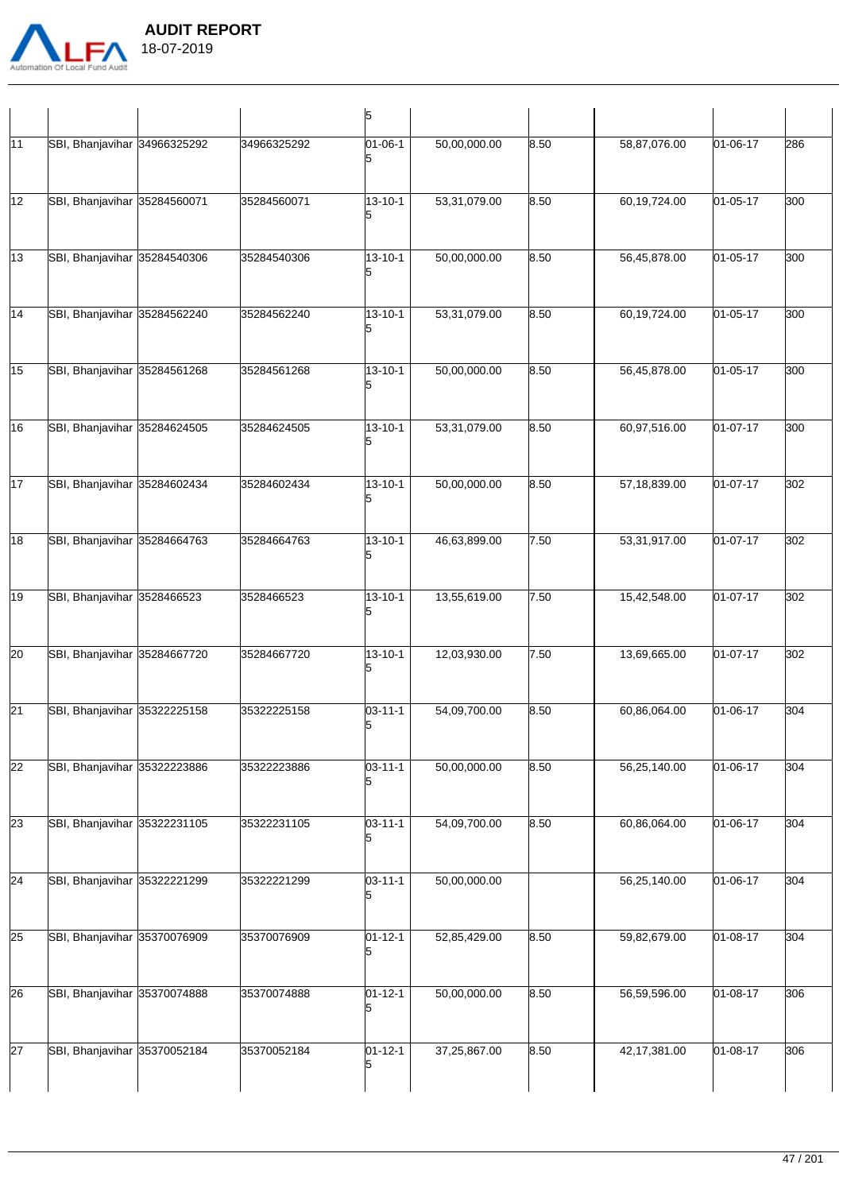| | | | | | | | | |
|---|---|---|---|---|---|---|---|---|
| | | | 5 | | | | | |
| 11 | SBI, Bhanjavihar | 34966325292 | 34966325292 | 01-06-15 | 50,00,000.00 | 8.50 | 58,87,076.00 | 01-06-17 | 286 |
| 12 | SBI, Bhanjavihar | 35284560071 | 35284560071 | 13-10-15 | 53,31,079.00 | 8.50 | 60,19,724.00 | 01-05-17 | 300 |
| 13 | SBI, Bhanjavihar | 35284540306 | 35284540306 | 13-10-15 | 50,00,000.00 | 8.50 | 56,45,878.00 | 01-05-17 | 300 |
| 14 | SBI, Bhanjavihar | 35284562240 | 35284562240 | 13-10-15 | 53,31,079.00 | 8.50 | 60,19,724.00 | 01-05-17 | 300 |
| 15 | SBI, Bhanjavihar | 35284561268 | 35284561268 | 13-10-15 | 50,00,000.00 | 8.50 | 56,45,878.00 | 01-05-17 | 300 |
| 16 | SBI, Bhanjavihar | 35284624505 | 35284624505 | 13-10-15 | 53,31,079.00 | 8.50 | 60,97,516.00 | 01-07-17 | 300 |
| 17 | SBI, Bhanjavihar | 35284602434 | 35284602434 | 13-10-15 | 50,00,000.00 | 8.50 | 57,18,839.00 | 01-07-17 | 302 |
| 18 | SBI, Bhanjavihar | 35284664763 | 35284664763 | 13-10-15 | 46,63,899.00 | 7.50 | 53,31,917.00 | 01-07-17 | 302 |
| 19 | SBI, Bhanjavihar | 3528466523 | 3528466523 | 13-10-15 | 13,55,619.00 | 7.50 | 15,42,548.00 | 01-07-17 | 302 |
| 20 | SBI, Bhanjavihar | 35284667720 | 35284667720 | 13-10-15 | 12,03,930.00 | 7.50 | 13,69,665.00 | 01-07-17 | 302 |
| 21 | SBI, Bhanjavihar | 35322225158 | 35322225158 | 03-11-15 | 54,09,700.00 | 8.50 | 60,86,064.00 | 01-06-17 | 304 |
| 22 | SBI, Bhanjavihar | 35322223886 | 35322223886 | 03-11-15 | 50,00,000.00 | 8.50 | 56,25,140.00 | 01-06-17 | 304 |
| 23 | SBI, Bhanjavihar | 35322231105 | 35322231105 | 03-11-15 | 54,09,700.00 | 8.50 | 60,86,064.00 | 01-06-17 | 304 |
| 24 | SBI, Bhanjavihar | 35322221299 | 35322221299 | 03-11-15 | 50,00,000.00 | | 56,25,140.00 | 01-06-17 | 304 |
| 25 | SBI, Bhanjavihar | 35370076909 | 35370076909 | 01-12-15 | 52,85,429.00 | 8.50 | 59,82,679.00 | 01-08-17 | 304 |
| 26 | SBI, Bhanjavihar | 35370074888 | 35370074888 | 01-12-15 | 50,00,000.00 | 8.50 | 56,59,596.00 | 01-08-17 | 306 |
| 27 | SBI, Bhanjavihar | 35370052184 | 35370052184 | 01-12-15 | 37,25,867.00 | 8.50 | 42,17,381.00 | 01-08-17 | 306 |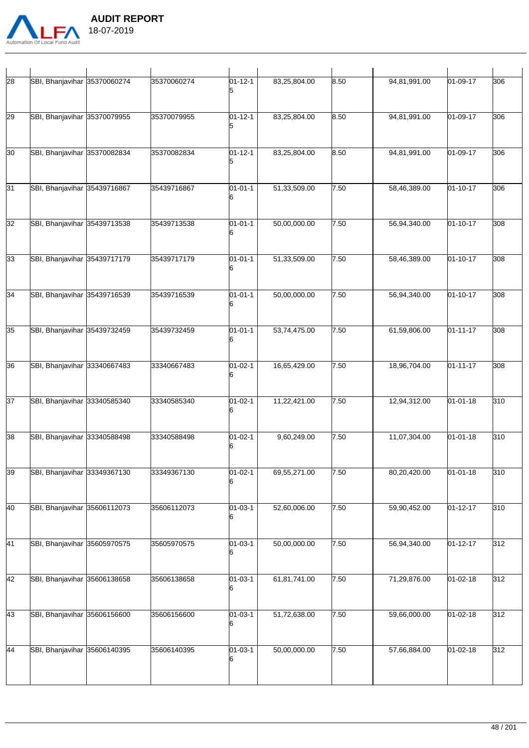| | | | | | | | | | |
|---|---|---|---|---|---|---|---|---|---|
| 28 | SBI, Bhanjavihar | 35370060274 | 35370060274 | 01-12-15 | 83,25,804.00 | 8.50 | 94,81,991.00 | 01-09-17 | 306 |
| 29 | SBI, Bhanjavihar | 35370079955 | 35370079955 | 01-12-15 | 83,25,804.00 | 8.50 | 94,81,991.00 | 01-09-17 | 306 |
| 30 | SBI, Bhanjavihar | 35370082834 | 35370082834 | 01-12-15 | 83,25,804.00 | 8.50 | 94,81,991.00 | 01-09-17 | 306 |
| 31 | SBI, Bhanjavihar | 35439716867 | 35439716867 | 01-01-16 | 51,33,509.00 | 7.50 | 58,46,389.00 | 01-10-17 | 306 |
| 32 | SBI, Bhanjavihar | 35439713538 | 35439713538 | 01-01-16 | 50,00,000.00 | 7.50 | 56,94,340.00 | 01-10-17 | 308 |
| 33 | SBI, Bhanjavihar | 35439717179 | 35439717179 | 01-01-16 | 51,33,509.00 | 7.50 | 58,46,389.00 | 01-10-17 | 308 |
| 34 | SBI, Bhanjavihar | 35439716539 | 35439716539 | 01-01-16 | 50,00,000.00 | 7.50 | 56,94,340.00 | 01-10-17 | 308 |
| 35 | SBI, Bhanjavihar | 35439732459 | 35439732459 | 01-01-16 | 53,74,475.00 | 7.50 | 61,59,806.00 | 01-11-17 | 308 |
| 36 | SBI, Bhanjavihar | 33340667483 | 33340667483 | 01-02-16 | 16,65,429.00 | 7.50 | 18,96,704.00 | 01-11-17 | 308 |
| 37 | SBI, Bhanjavihar | 33340585340 | 33340585340 | 01-02-16 | 11,22,421.00 | 7.50 | 12,94,312.00 | 01-01-18 | 310 |
| 38 | SBI, Bhanjavihar | 33340588498 | 33340588498 | 01-02-16 | 9,60,249.00 | 7.50 | 11,07,304.00 | 01-01-18 | 310 |
| 39 | SBI, Bhanjavihar | 33349367130 | 33349367130 | 01-02-16 | 69,55,271.00 | 7.50 | 80,20,420.00 | 01-01-18 | 310 |
| 40 | SBI, Bhanjavihar | 35606112073 | 35606112073 | 01-03-16 | 52,60,006.00 | 7.50 | 59,90,452.00 | 01-12-17 | 310 |
| 41 | SBI, Bhanjavihar | 35605970575 | 35605970575 | 01-03-16 | 50,00,000.00 | 7.50 | 56,94,340.00 | 01-12-17 | 312 |
| 42 | SBI, Bhanjavihar | 35606138658 | 35606138658 | 01-03-16 | 61,81,741.00 | 7.50 | 71,29,876.00 | 01-02-18 | 312 |
| 43 | SBI, Bhanjavihar | 35606156600 | 35606156600 | 01-03-16 | 51,72,638.00 | 7.50 | 59,66,000.00 | 01-02-18 | 312 |
| 44 | SBI, Bhanjavihar | 35606140395 | 35606140395 | 01-03-16 | 50,00,000.00 | 7.50 | 57,66,884.00 | 01-02-18 | 312 |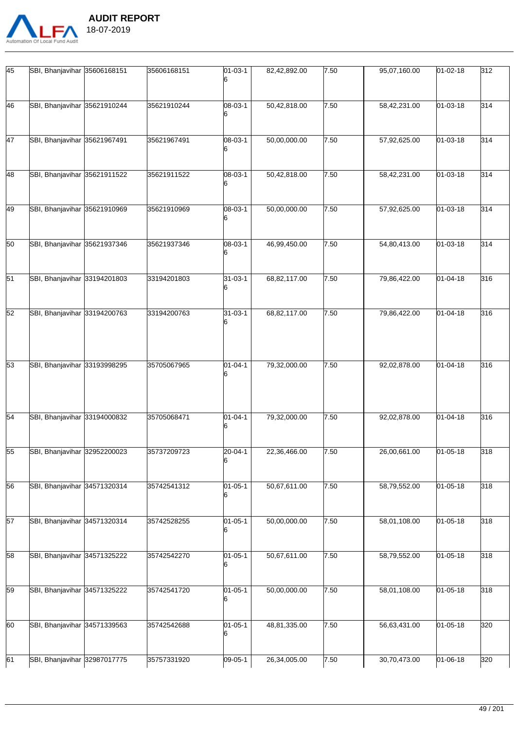| 45 | SBI, Bhanjavihar | 35606168151 | 35606168151 | 01-03-16 | 82,42,892.00 | 7.50 | 95,07,160.00 | 01-02-18 | 312 |
|---|---|---|---|---|---|---|---|---|---|
| 46 | SBI, Bhanjavihar | 35621910244 | 35621910244 | 08-03-16 | 50,42,818.00 | 7.50 | 58,42,231.00 | 01-03-18 | 314 |
| 47 | SBI, Bhanjavihar | 35621967491 | 35621967491 | 08-03-16 | 50,00,000.00 | 7.50 | 57,92,625.00 | 01-03-18 | 314 |
| 48 | SBI, Bhanjavihar | 35621911522 | 35621911522 | 08-03-16 | 50,42,818.00 | 7.50 | 58,42,231.00 | 01-03-18 | 314 |
| 49 | SBI, Bhanjavihar | 35621910969 | 35621910969 | 08-03-16 | 50,00,000.00 | 7.50 | 57,92,625.00 | 01-03-18 | 314 |
| 50 | SBI, Bhanjavihar | 35621937346 | 35621937346 | 08-03-16 | 46,99,450.00 | 7.50 | 54,80,413.00 | 01-03-18 | 314 |
| 51 | SBI, Bhanjavihar | 33194201803 | 33194201803 | 31-03-16 | 68,82,117.00 | 7.50 | 79,86,422.00 | 01-04-18 | 316 |
| 52 | SBI, Bhanjavihar | 33194200763 | 33194200763 | 31-03-16 | 68,82,117.00 | 7.50 | 79,86,422.00 | 01-04-18 | 316 |
| 53 | SBI, Bhanjavihar | 33193998295 | 35705067965 | 01-04-16 | 79,32,000.00 | 7.50 | 92,02,878.00 | 01-04-18 | 316 |
| 54 | SBI, Bhanjavihar | 33194000832 | 35705068471 | 01-04-16 | 79,32,000.00 | 7.50 | 92,02,878.00 | 01-04-18 | 316 |
| 55 | SBI, Bhanjavihar | 32952200023 | 35737209723 | 20-04-16 | 22,36,466.00 | 7.50 | 26,00,661.00 | 01-05-18 | 318 |
| 56 | SBI, Bhanjavihar | 34571320314 | 35742541312 | 01-05-16 | 50,67,611.00 | 7.50 | 58,79,552.00 | 01-05-18 | 318 |
| 57 | SBI, Bhanjavihar | 34571320314 | 35742528255 | 01-05-16 | 50,00,000.00 | 7.50 | 58,01,108.00 | 01-05-18 | 318 |
| 58 | SBI, Bhanjavihar | 34571325222 | 35742542270 | 01-05-16 | 50,67,611.00 | 7.50 | 58,79,552.00 | 01-05-18 | 318 |
| 59 | SBI, Bhanjavihar | 34571325222 | 35742541720 | 01-05-16 | 50,00,000.00 | 7.50 | 58,01,108.00 | 01-05-18 | 318 |
| 60 | SBI, Bhanjavihar | 34571339563 | 35742542688 | 01-05-16 | 48,81,335.00 | 7.50 | 56,63,431.00 | 01-05-18 | 320 |
| 61 | SBI, Bhanjavihar | 32987017775 | 35757331920 | 09-05-1 | 26,34,005.00 | 7.50 | 30,70,473.00 | 01-06-18 | 320 |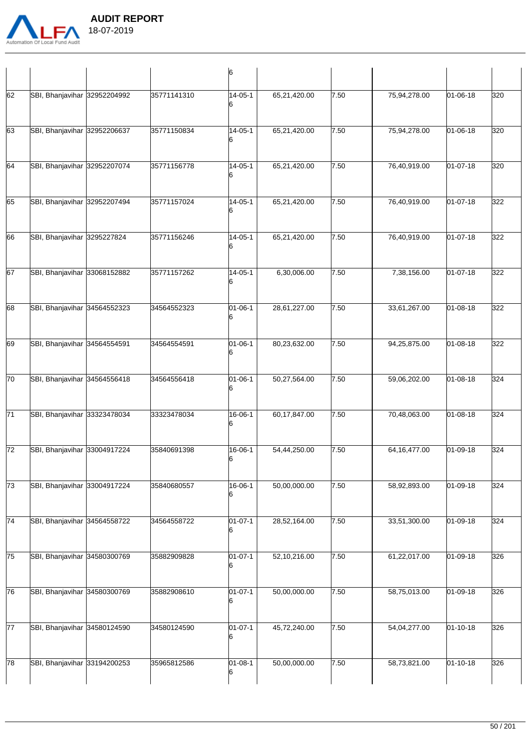|  |  |  |  | 6 |  |  |  |  |  |
|---|---|---|---|---|---|---|---|---|---|
| 62 | SBI, Bhanjavihar | 32952204992 | 35771141310 | 14-05-16 | 65,21,420.00 | 7.50 | 75,94,278.00 | 01-06-18 | 320 |
| 63 | SBI, Bhanjavihar | 32952206637 | 35771150834 | 14-05-16 | 65,21,420.00 | 7.50 | 75,94,278.00 | 01-06-18 | 320 |
| 64 | SBI, Bhanjavihar | 32952207074 | 35771156778 | 14-05-16 | 65,21,420.00 | 7.50 | 76,40,919.00 | 01-07-18 | 320 |
| 65 | SBI, Bhanjavihar | 32952207494 | 35771157024 | 14-05-16 | 65,21,420.00 | 7.50 | 76,40,919.00 | 01-07-18 | 322 |
| 66 | SBI, Bhanjavihar | 3295227824 | 35771156246 | 14-05-16 | 65,21,420.00 | 7.50 | 76,40,919.00 | 01-07-18 | 322 |
| 67 | SBI, Bhanjavihar | 33068152882 | 35771157262 | 14-05-16 | 6,30,006.00 | 7.50 | 7,38,156.00 | 01-07-18 | 322 |
| 68 | SBI, Bhanjavihar | 34564552323 | 34564552323 | 01-06-16 | 28,61,227.00 | 7.50 | 33,61,267.00 | 01-08-18 | 322 |
| 69 | SBI, Bhanjavihar | 34564554591 | 34564554591 | 01-06-16 | 80,23,632.00 | 7.50 | 94,25,875.00 | 01-08-18 | 322 |
| 70 | SBI, Bhanjavihar | 34564556418 | 34564556418 | 01-06-16 | 50,27,564.00 | 7.50 | 59,06,202.00 | 01-08-18 | 324 |
| 71 | SBI, Bhanjavihar | 33323478034 | 33323478034 | 16-06-16 | 60,17,847.00 | 7.50 | 70,48,063.00 | 01-08-18 | 324 |
| 72 | SBI, Bhanjavihar | 33004917224 | 35840691398 | 16-06-16 | 54,44,250.00 | 7.50 | 64,16,477.00 | 01-09-18 | 324 |
| 73 | SBI, Bhanjavihar | 33004917224 | 35840680557 | 16-06-16 | 50,00,000.00 | 7.50 | 58,92,893.00 | 01-09-18 | 324 |
| 74 | SBI, Bhanjavihar | 34564558722 | 34564558722 | 01-07-16 | 28,52,164.00 | 7.50 | 33,51,300.00 | 01-09-18 | 324 |
| 75 | SBI, Bhanjavihar | 34580300769 | 35882909828 | 01-07-16 | 52,10,216.00 | 7.50 | 61,22,017.00 | 01-09-18 | 326 |
| 76 | SBI, Bhanjavihar | 34580300769 | 35882908610 | 01-07-16 | 50,00,000.00 | 7.50 | 58,75,013.00 | 01-09-18 | 326 |
| 77 | SBI, Bhanjavihar | 34580124590 | 34580124590 | 01-07-16 | 45,72,240.00 | 7.50 | 54,04,277.00 | 01-10-18 | 326 |
| 78 | SBI, Bhanjavihar | 33194200253 | 35965812586 | 01-08-16 | 50,00,000.00 | 7.50 | 58,73,821.00 | 01-10-18 | 326 |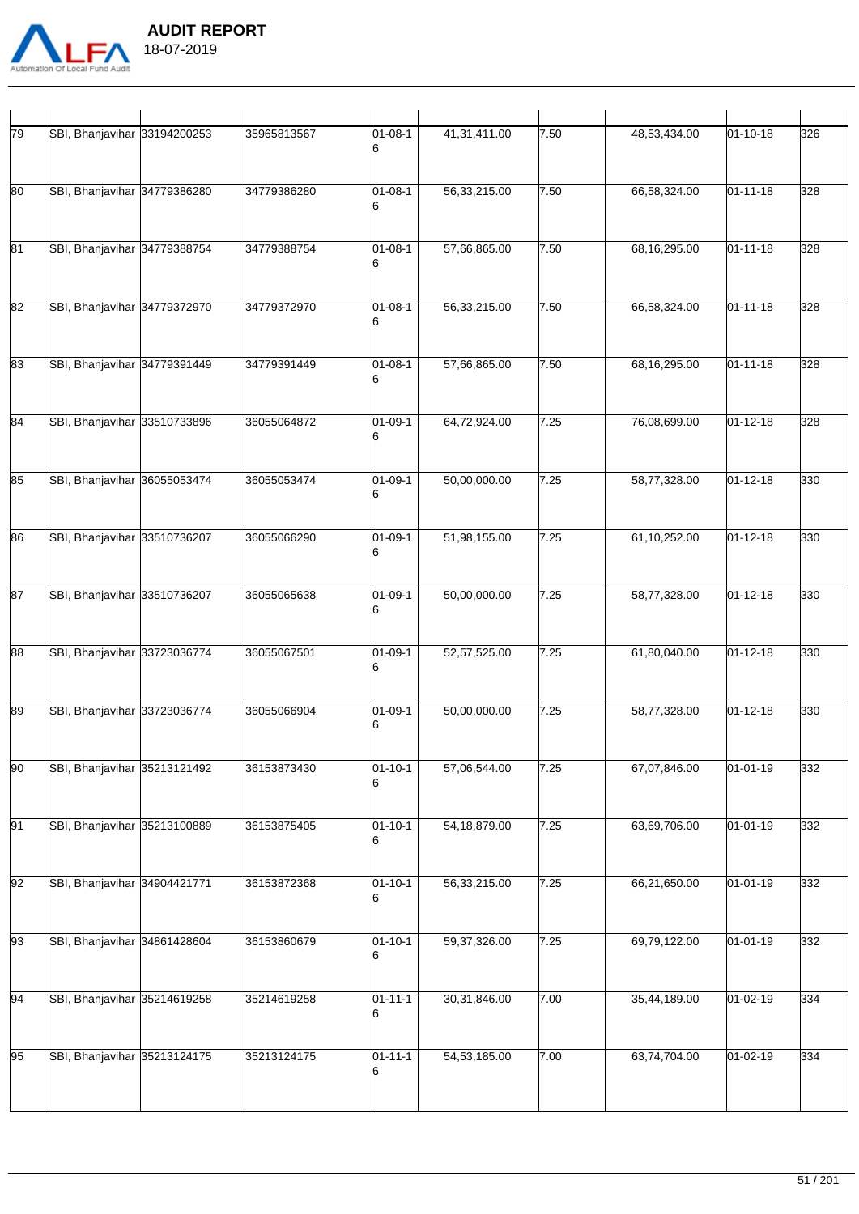| | | | | | | | | | |
|---|---|---|---|---|---|---|---|---|---|
| 79 | SBI, Bhanjavihar | 33194200253 | 35965813567 | 01-08-16 | 41,31,411.00 | 7.50 | 48,53,434.00 | 01-10-18 | 326 |
| 80 | SBI, Bhanjavihar | 34779386280 | 34779386280 | 01-08-16 | 56,33,215.00 | 7.50 | 66,58,324.00 | 01-11-18 | 328 |
| 81 | SBI, Bhanjavihar | 34779388754 | 34779388754 | 01-08-16 | 57,66,865.00 | 7.50 | 68,16,295.00 | 01-11-18 | 328 |
| 82 | SBI, Bhanjavihar | 34779372970 | 34779372970 | 01-08-16 | 56,33,215.00 | 7.50 | 66,58,324.00 | 01-11-18 | 328 |
| 83 | SBI, Bhanjavihar | 34779391449 | 34779391449 | 01-08-16 | 57,66,865.00 | 7.50 | 68,16,295.00 | 01-11-18 | 328 |
| 84 | SBI, Bhanjavihar | 33510733896 | 36055064872 | 01-09-16 | 64,72,924.00 | 7.25 | 76,08,699.00 | 01-12-18 | 328 |
| 85 | SBI, Bhanjavihar | 36055053474 | 36055053474 | 01-09-16 | 50,00,000.00 | 7.25 | 58,77,328.00 | 01-12-18 | 330 |
| 86 | SBI, Bhanjavihar | 33510736207 | 36055066290 | 01-09-16 | 51,98,155.00 | 7.25 | 61,10,252.00 | 01-12-18 | 330 |
| 87 | SBI, Bhanjavihar | 33510736207 | 36055065638 | 01-09-16 | 50,00,000.00 | 7.25 | 58,77,328.00 | 01-12-18 | 330 |
| 88 | SBI, Bhanjavihar | 33723036774 | 36055067501 | 01-09-16 | 52,57,525.00 | 7.25 | 61,80,040.00 | 01-12-18 | 330 |
| 89 | SBI, Bhanjavihar | 33723036774 | 36055066904 | 01-09-16 | 50,00,000.00 | 7.25 | 58,77,328.00 | 01-12-18 | 330 |
| 90 | SBI, Bhanjavihar | 35213121492 | 36153873430 | 01-10-16 | 57,06,544.00 | 7.25 | 67,07,846.00 | 01-01-19 | 332 |
| 91 | SBI, Bhanjavihar | 35213100889 | 36153875405 | 01-10-16 | 54,18,879.00 | 7.25 | 63,69,706.00 | 01-01-19 | 332 |
| 92 | SBI, Bhanjavihar | 34904421771 | 36153872368 | 01-10-16 | 56,33,215.00 | 7.25 | 66,21,650.00 | 01-01-19 | 332 |
| 93 | SBI, Bhanjavihar | 34861428604 | 36153860679 | 01-10-16 | 59,37,326.00 | 7.25 | 69,79,122.00 | 01-01-19 | 332 |
| 94 | SBI, Bhanjavihar | 35214619258 | 35214619258 | 01-11-16 | 30,31,846.00 | 7.00 | 35,44,189.00 | 01-02-19 | 334 |
| 95 | SBI, Bhanjavihar | 35213124175 | 35213124175 | 01-11-16 | 54,53,185.00 | 7.00 | 63,74,704.00 | 01-02-19 | 334 |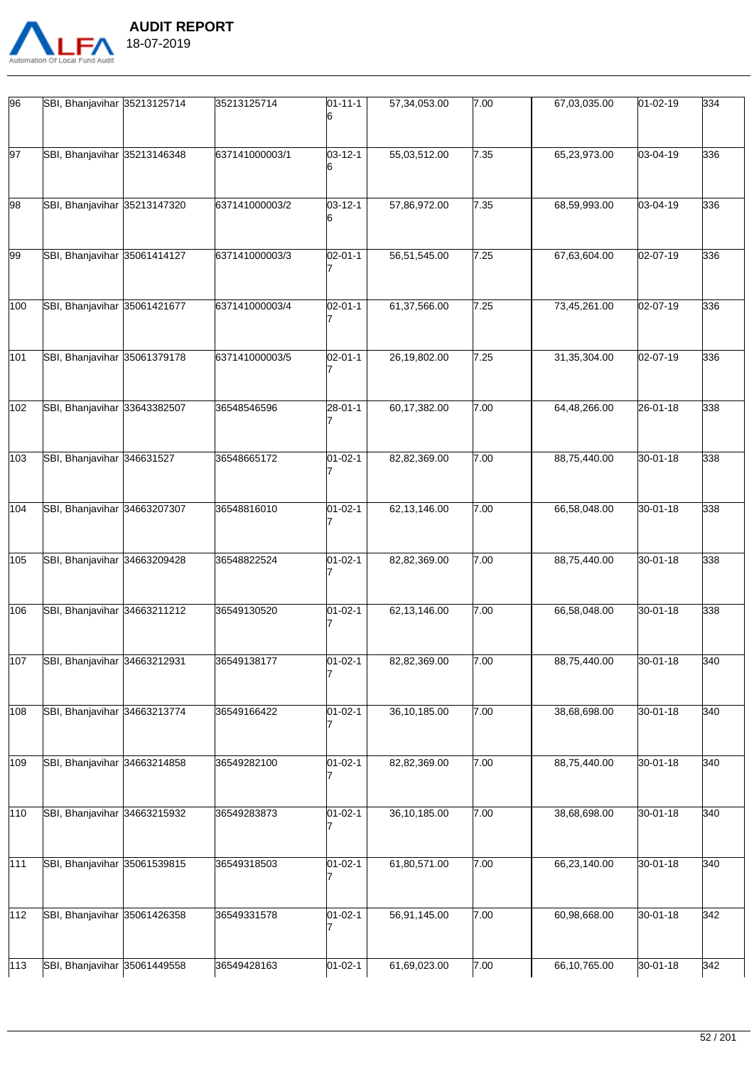| | | | | | | | | | |
|---|---|---|---|---|---|---|---|---|---|
| 96 | SBI, Bhanjavihar | 35213125714 | 35213125714 | 01-11-16 | 57,34,053.00 | 7.00 | 67,03,035.00 | 01-02-19 | 334 |
| 97 | SBI, Bhanjavihar | 35213146348 | 637141000003/1 | 03-12-16 | 55,03,512.00 | 7.35 | 65,23,973.00 | 03-04-19 | 336 |
| 98 | SBI, Bhanjavihar | 35213147320 | 637141000003/2 | 03-12-16 | 57,86,972.00 | 7.35 | 68,59,993.00 | 03-04-19 | 336 |
| 99 | SBI, Bhanjavihar | 35061414127 | 637141000003/3 | 02-01-17 | 56,51,545.00 | 7.25 | 67,63,604.00 | 02-07-19 | 336 |
| 100 | SBI, Bhanjavihar | 35061421677 | 637141000003/4 | 02-01-17 | 61,37,566.00 | 7.25 | 73,45,261.00 | 02-07-19 | 336 |
| 101 | SBI, Bhanjavihar | 35061379178 | 637141000003/5 | 02-01-17 | 26,19,802.00 | 7.25 | 31,35,304.00 | 02-07-19 | 336 |
| 102 | SBI, Bhanjavihar | 33643382507 | 36548546596 | 28-01-17 | 60,17,382.00 | 7.00 | 64,48,266.00 | 26-01-18 | 338 |
| 103 | SBI, Bhanjavihar | 346631527 | 36548665172 | 01-02-17 | 82,82,369.00 | 7.00 | 88,75,440.00 | 30-01-18 | 338 |
| 104 | SBI, Bhanjavihar | 34663207307 | 36548816010 | 01-02-17 | 62,13,146.00 | 7.00 | 66,58,048.00 | 30-01-18 | 338 |
| 105 | SBI, Bhanjavihar | 34663209428 | 36548822524 | 01-02-17 | 82,82,369.00 | 7.00 | 88,75,440.00 | 30-01-18 | 338 |
| 106 | SBI, Bhanjavihar | 34663211212 | 36549130520 | 01-02-17 | 62,13,146.00 | 7.00 | 66,58,048.00 | 30-01-18 | 338 |
| 107 | SBI, Bhanjavihar | 34663212931 | 36549138177 | 01-02-17 | 82,82,369.00 | 7.00 | 88,75,440.00 | 30-01-18 | 340 |
| 108 | SBI, Bhanjavihar | 34663213774 | 36549166422 | 01-02-17 | 36,10,185.00 | 7.00 | 38,68,698.00 | 30-01-18 | 340 |
| 109 | SBI, Bhanjavihar | 34663214858 | 36549282100 | 01-02-17 | 82,82,369.00 | 7.00 | 88,75,440.00 | 30-01-18 | 340 |
| 110 | SBI, Bhanjavihar | 34663215932 | 36549283873 | 01-02-17 | 36,10,185.00 | 7.00 | 38,68,698.00 | 30-01-18 | 340 |
| 111 | SBI, Bhanjavihar | 35061539815 | 36549318503 | 01-02-17 | 61,80,571.00 | 7.00 | 66,23,140.00 | 30-01-18 | 340 |
| 112 | SBI, Bhanjavihar | 35061426358 | 36549331578 | 01-02-17 | 56,91,145.00 | 7.00 | 60,98,668.00 | 30-01-18 | 342 |
| 113 | SBI, Bhanjavihar | 35061449558 | 36549428163 | 01-02-1 | 61,69,023.00 | 7.00 | 66,10,765.00 | 30-01-18 | 342 |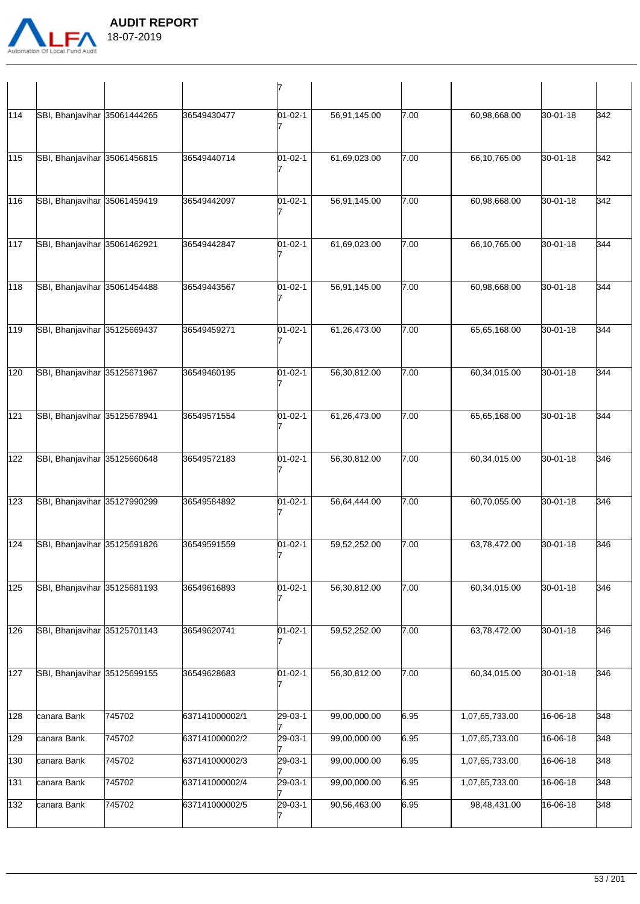| | | | | 7 | | | | | |
|---|---|---|---|---|---|---|---|---|---|
| 114 | SBI, Bhanjavihar | 35061444265 | 36549430477 | 01-02-17 | 56,91,145.00 | 7.00 | 60,98,668.00 | 30-01-18 | 342 |
| 115 | SBI, Bhanjavihar | 35061456815 | 36549440714 | 01-02-17 | 61,69,023.00 | 7.00 | 66,10,765.00 | 30-01-18 | 342 |
| 116 | SBI, Bhanjavihar | 35061459419 | 36549442097 | 01-02-17 | 56,91,145.00 | 7.00 | 60,98,668.00 | 30-01-18 | 342 |
| 117 | SBI, Bhanjavihar | 35061462921 | 36549442847 | 01-02-17 | 61,69,023.00 | 7.00 | 66,10,765.00 | 30-01-18 | 344 |
| 118 | SBI, Bhanjavihar | 35061454488 | 36549443567 | 01-02-17 | 56,91,145.00 | 7.00 | 60,98,668.00 | 30-01-18 | 344 |
| 119 | SBI, Bhanjavihar | 35125669437 | 36549459271 | 01-02-17 | 61,26,473.00 | 7.00 | 65,65,168.00 | 30-01-18 | 344 |
| 120 | SBI, Bhanjavihar | 35125671967 | 36549460195 | 01-02-17 | 56,30,812.00 | 7.00 | 60,34,015.00 | 30-01-18 | 344 |
| 121 | SBI, Bhanjavihar | 35125678941 | 36549571554 | 01-02-17 | 61,26,473.00 | 7.00 | 65,65,168.00 | 30-01-18 | 344 |
| 122 | SBI, Bhanjavihar | 35125660648 | 36549572183 | 01-02-17 | 56,30,812.00 | 7.00 | 60,34,015.00 | 30-01-18 | 346 |
| 123 | SBI, Bhanjavihar | 35127990299 | 36549584892 | 01-02-17 | 56,64,444.00 | 7.00 | 60,70,055.00 | 30-01-18 | 346 |
| 124 | SBI, Bhanjavihar | 35125691826 | 36549591559 | 01-02-17 | 59,52,252.00 | 7.00 | 63,78,472.00 | 30-01-18 | 346 |
| 125 | SBI, Bhanjavihar | 35125681193 | 36549616893 | 01-02-17 | 56,30,812.00 | 7.00 | 60,34,015.00 | 30-01-18 | 346 |
| 126 | SBI, Bhanjavihar | 35125701143 | 36549620741 | 01-02-17 | 59,52,252.00 | 7.00 | 63,78,472.00 | 30-01-18 | 346 |
| 127 | SBI, Bhanjavihar | 35125699155 | 36549628683 | 01-02-17 | 56,30,812.00 | 7.00 | 60,34,015.00 | 30-01-18 | 346 |
| 128 | canara Bank | 745702 | 637141000002/1 | 29-03-17 | 99,00,000.00 | 6.95 | 1,07,65,733.00 | 16-06-18 | 348 |
| 129 | canara Bank | 745702 | 637141000002/2 | 29-03-17 | 99,00,000.00 | 6.95 | 1,07,65,733.00 | 16-06-18 | 348 |
| 130 | canara Bank | 745702 | 637141000002/3 | 29-03-17 | 99,00,000.00 | 6.95 | 1,07,65,733.00 | 16-06-18 | 348 |
| 131 | canara Bank | 745702 | 637141000002/4 | 29-03-17 | 99,00,000.00 | 6.95 | 1,07,65,733.00 | 16-06-18 | 348 |
| 132 | canara Bank | 745702 | 637141000002/5 | 29-03-17 | 90,56,463.00 | 6.95 | 98,48,431.00 | 16-06-18 | 348 |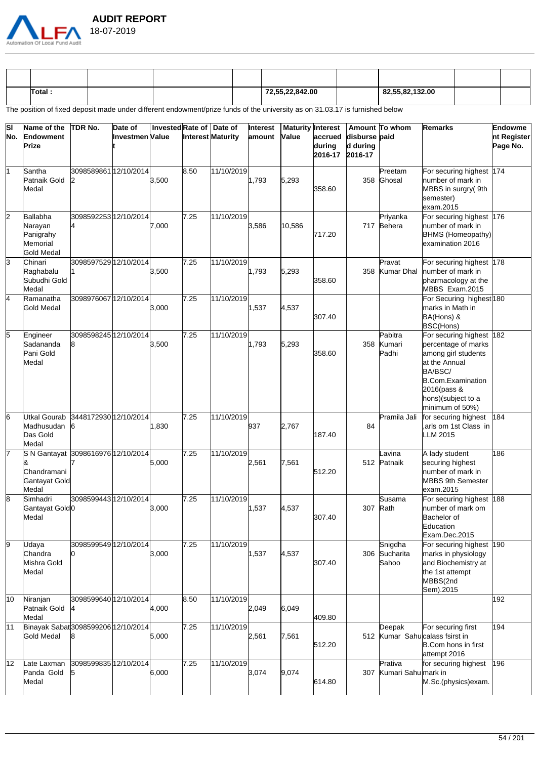| | | | | | | | | |
|---|---|---|---|---|---|---|---|---|
| | | | | | | | | |
| **Total :** | | | | **72,55,22,842.00** | | **82,55,82,132.00** | | |

The position of fixed deposit made under different endowment/prize funds of the university as on 31.03.17 is furnished below

| Sl No. | Name of the Endowment Prize | TDR No. | Date of Investment | Invested Value | Rate of Interest | Date of Maturity | Interest amount | Maturity Value | Interest accrued during 2016-17 | Amount disbursed during 2016-17 | To whom paid | Remarks | Endowment Register Page No. |
|---|---|---|---|---|---|---|---|---|---|---|---|---|---|
| 1 | Santha Patnaik Gold Medal | 30985898612 | 12/10/2014 | 3,500 | 8.50 | 11/10/2019 | 1,793 | 5,293 | 358.60 | 358 | Preetam Ghosal | For securing highest number of mark in MBBS in surgry( 9th semester) exam.2015 | 174 |
| 2 | Ballabha Narayan Panigrahy Memorial Gold Medal | 30985922534 | 12/10/2014 | 7,000 | 7.25 | 11/10/2019 | 3,586 | 10,586 | 717.20 | 717 | Priyanka Behera | For securing highest number of mark in BHMS (Homeopathy) examination 2016 | 176 |
| 3 | Chinari Raghabalu Subudhi Gold Medal | 30985975291 | 12/10/2014 | 3,500 | 7.25 | 11/10/2019 | 1,793 | 5,293 | 358.60 | 358 | Pravat Kumar Dhal | For securing highest number of mark in pharmacology at the MBBS Exam.2015 | 178 |
| 4 | Ramanatha Gold Medal | 3098976067 | 12/10/2014 | 3,000 | 7.25 | 11/10/2019 | 1,537 | 4,537 | 307.40 | | | For Securing highest marks in Math in BA(Hons) & BSC(Hons) | 180 |
| 5 | Engineer Sadananda Pani Gold Medal | 30985982458 | 12/10/2014 | 3,500 | 7.25 | 11/10/2019 | 1,793 | 5,293 | 358.60 | 358 | Pabitra Kumari Padhi | For securing highest percentage of marks among girl students at the Annual BA/BSC/ B.Com.Examination 2016(pass & hons)(subject to a minimum of 50%) | 182 |
| 6 | Utkal Gourab Madhusudan Das Gold Medal | 34481729306 | 12/10/2014 | 1,830 | 7.25 | 11/10/2019 | 937 | 2,767 | 187.40 | 84 | Pramila Jali | for securing highest ,arls om 1st Class in LLM 2015 | 184 |
| 7 | S N Gantayat & Chandramani Gantayat Gold Medal | 30986169767 | 12/10/2014 | 5,000 | 7.25 | 11/10/2019 | 2,561 | 7,561 | 512.20 | 512 | Lavina Patnaik | A lady student securing highest number of mark in MBBS 9th Semester exam.2015 | 186 |
| 8 | Simhadri Gantayat Gold Medal | 30985994430 | 12/10/2014 | 3,000 | 7.25 | 11/10/2019 | 1,537 | 4,537 | 307.40 | 307 | Susama Rath | For securing highest number of mark om Bachelor of Education Exam.Dec.2015 | 188 |
| 9 | Udaya Chandra Mishra Gold Medal | 30985995490 | 12/10/2014 | 3,000 | 7.25 | 11/10/2019 | 1,537 | 4,537 | 307.40 | 306 | Snigdha Sucharita Sahoo | For securing highest marks in physiology and Biochemistry at the 1st attempt MBBS(2nd Sem).2015 | 190 |
| 10 | Niranjan Patnaik Gold Medal | 30985996404 | 12/10/2014 | 4,000 | 8.50 | 11/10/2019 | 2,049 | 6,049 | 409.80 | | | | 192 |
| 11 | Binayak Sabat Gold Medal | 30985992068 | 12/10/2014 | 5,000 | 7.25 | 11/10/2019 | 2,561 | 7,561 | 512.20 | 512 | Deepak Kumar Sahu | For securing first calass fsirst in B.Com hons in first attempt 2016 | 194 |
| 12 | Late Laxman Panda Gold Medal | 30985998355 | 12/10/2014 | 6,000 | 7.25 | 11/10/2019 | 3,074 | 9,074 | 614.80 | 307 | Prativa Kumari Sahu | for securing highest mark in M.Sc.(physics)exam. | 196 |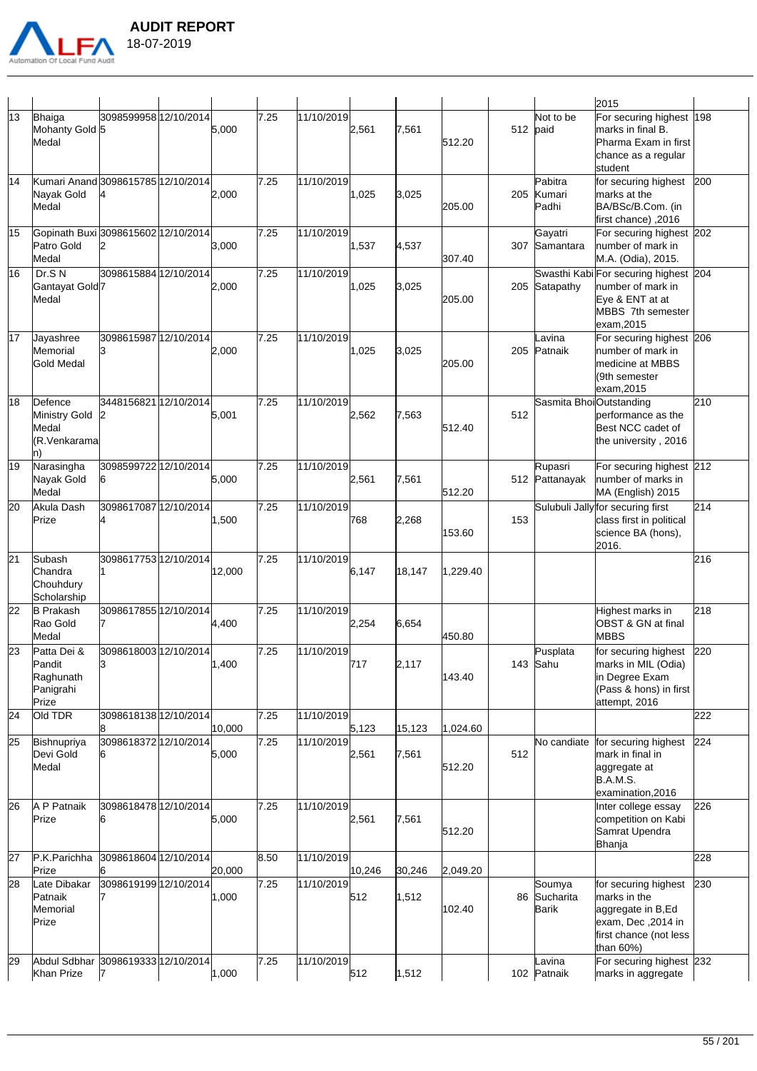| | | | | | | | | | | | | | |
|---|---|---|---|---|---|---|---|---|---|---|---|---|---|
| | | | | | | | | | | | | 2015 | |
| 13 | Bhaiga Mohanty Gold Medal | 30985999585 | 12/10/2014 | 5,000 | 7.25 | 11/10/2019 | 2,561 | 7,561 | 512.20 | 512 | Not to be paid | For securing highest marks in final B. Pharma Exam in first chance as a regular student | 198 |
| 14 | Kumari Anand Nayak Gold Medal | 30986157854 | 12/10/2014 | 2,000 | 7.25 | 11/10/2019 | 1,025 | 3,025 | 205.00 | 205 | Pabitra Kumari Padhi | for securing highest marks at the BA/BSc/B.Com. (in first chance) ,2016 | 200 |
| 15 | Gopinath Buxi Patro Gold Medal | 30986156022 | 12/10/2014 | 3,000 | 7.25 | 11/10/2019 | 1,537 | 4,537 | 307.40 | 307 | Gayatri Samantara | For securing highest number of mark in M.A. (Odia), 2015. | 202 |
| 16 | Dr.S N Gantayat Gold Medal | 30986158847 | 12/10/2014 | 2,000 | 7.25 | 11/10/2019 | 1,025 | 3,025 | 205.00 | 205 | Swasthi Kabi Satapathy | For securing highest number of mark in Eye & ENT at at MBBS 7th semester exam,2015 | 204 |
| 17 | Jayashree Memorial Gold Medal | 30986159873 | 12/10/2014 | 2,000 | 7.25 | 11/10/2019 | 1,025 | 3,025 | 205.00 | 205 | Lavina Patnaik | For securing highest number of mark in medicine at MBBS (9th semester exam,2015 | 206 |
| 18 | Defence Ministry Gold Medal (R.Venkaraman) | 34481568212 | 12/10/2014 | 5,001 | 7.25 | 11/10/2019 | 2,562 | 7,563 | 512.40 | 512 | Sasmita Bhoi | Outstanding performance as the Best NCC cadet of the university , 2016 | 210 |
| 19 | Narasingha Nayak Gold Medal | 30985997226 | 12/10/2014 | 5,000 | 7.25 | 11/10/2019 | 2,561 | 7,561 | 512.20 | 512 | Rupasri Pattanayak | For securing highest number of marks in MA (English) 2015 | 212 |
| 20 | Akula Dash Prize | 30986170874 | 12/10/2014 | 1,500 | 7.25 | 11/10/2019 | 768 | 2,268 | 153.60 | 153 | Sulubuli Jally | for securing first class first in political science BA (hons), 2016. | 214 |
| 21 | Subash Chandra Chouhdury Scholarship | 30986177531 | 12/10/2014 | 12,000 | 7.25 | 11/10/2019 | 6,147 | 18,147 | 1,229.40 | | | | 216 |
| 22 | B Prakash Rao Gold Medal | 30986178557 | 12/10/2014 | 4,400 | 7.25 | 11/10/2019 | 2,254 | 6,654 | 450.80 | | | Highest marks in OBST & GN at final MBBS | 218 |
| 23 | Patta Dei & Pandit Raghunath Panigrahi Prize | 30986180033 | 12/10/2014 | 1,400 | 7.25 | 11/10/2019 | 717 | 2,117 | 143.40 | 143 | Pusplata Sahu | for securing highest marks in MIL (Odia) in Degree Exam (Pass & hons) in first attempt, 2016 | 220 |
| 24 | Old TDR | 30986181388 | 12/10/2014 | 10,000 | 7.25 | 11/10/2019 | 5,123 | 15,123 | 1,024.60 | | | | 222 |
| 25 | Bishnupriya Devi Gold Medal | 30986183726 | 12/10/2014 | 5,000 | 7.25 | 11/10/2019 | 2,561 | 7,561 | 512.20 | 512 | No candiate | for securing highest mark in final in aggregate at B.A.M.S. examination,2016 | 224 |
| 26 | A P Patnaik Prize | 30986184786 | 12/10/2014 | 5,000 | 7.25 | 11/10/2019 | 2,561 | 7,561 | 512.20 | | | Inter college essay competition on Kabi Samrat Upendra Bhanja | 226 |
| 27 | P.K.Parichha Prize | 30986186046 | 12/10/2014 | 20,000 | 8.50 | 11/10/2019 | 10,246 | 30,246 | 2,049.20 | | | | 228 |
| 28 | Late Dibakar Patnaik Memorial Prize | 30986191997 | 12/10/2014 | 1,000 | 7.25 | 11/10/2019 | 512 | 1,512 | 102.40 | 86 | Soumya Sucharita Barik | for securing highest marks in the aggregate in B,Ed exam, Dec ,2014 in first chance (not less than 60%) | 230 |
| 29 | Abdul Sdbhar Khan Prize | 30986193337 | 12/10/2014 | 1,000 | 7.25 | 11/10/2019 | 512 | 1,512 | | 102 | Lavina Patnaik | For securing highest marks in aggregate | 232 |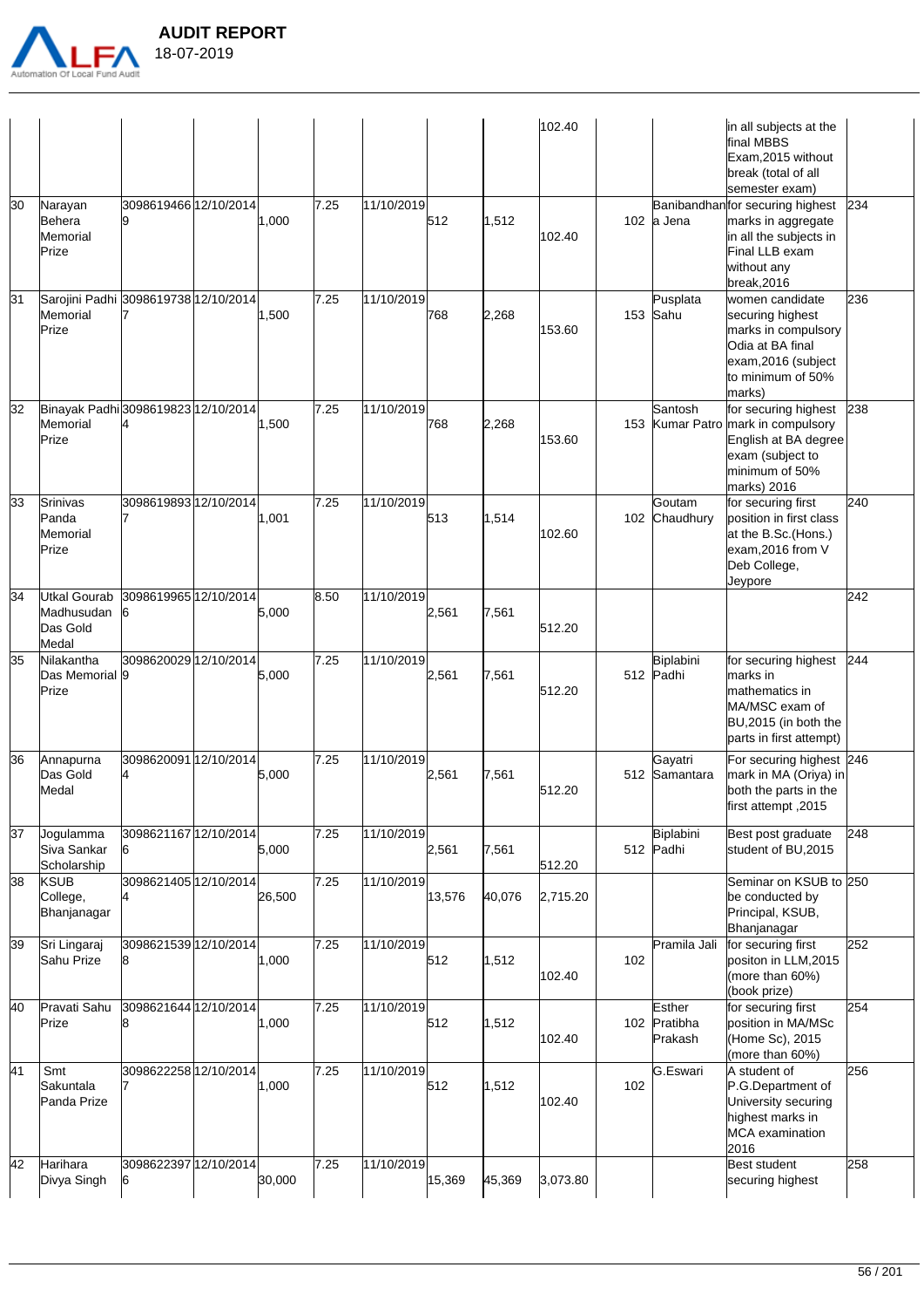|  |  |  |  |  |  |  |  |  |  |  |  |  |  |
|---|---|---|---|---|---|---|---|---|---|---|---|---|---|
|  |  |  |  |  |  |  |  |  | 102.40 |  |  | in all subjects at the final MBBS Exam,2015 without break (total of all semester exam) |  |
| 30 | Narayan Behera Memorial Prize | 30986194669 | 12/10/2014 |  | 1,000 | 7.25 | 11/10/2019 | 512 | 1,512 | 102.40 | 102 | Banibandhan a Jena | for securing highest marks in aggregate in all the subjects in Final LLB exam without any break,2016 | 234 |
| 31 | Sarojini Padhi Memorial Prize | 30986197387 | 12/10/2014 |  | 1,500 | 7.25 | 11/10/2019 | 768 | 2,268 | 153.60 | 153 | Pusplata Sahu | women candidate securing highest marks in compulsory Odia at BA final exam,2016 (subject to minimum of 50% marks) | 236 |
| 32 | Binayak Padhi Memorial Prize | 30986198234 | 12/10/2014 |  | 1,500 | 7.25 | 11/10/2019 | 768 | 2,268 | 153.60 | 153 | Santosh Kumar Patro | for securing highest mark in compulsory English at BA degree exam (subject to minimum of 50% marks) 2016 | 238 |
| 33 | Srinivas Panda Memorial Prize | 30986198937 | 12/10/2014 |  | 1,001 | 7.25 | 11/10/2019 | 513 | 1,514 | 102.60 | 102 | Goutam Chaudhury | for securing first position in first class at the B.Sc.(Hons.) exam,2016 from V Deb College, Jeypore | 240 |
| 34 | Utkal Gourab Madhusudan Das Gold Medal | 30986199656 | 12/10/2014 |  | 5,000 | 8.50 | 11/10/2019 | 2,561 | 7,561 | 512.20 |  |  |  | 242 |
| 35 | Nilakantha Das Memorial Prize | 30986200299 | 12/10/2014 |  | 5,000 | 7.25 | 11/10/2019 | 2,561 | 7,561 | 512.20 | 512 | Biplabini Padhi | for securing highest marks in mathematics in MA/MSC exam of BU,2015 (in both the parts in first attempt) | 244 |
| 36 | Annapurna Das Gold Medal | 30986200914 | 12/10/2014 |  | 5,000 | 7.25 | 11/10/2019 | 2,561 | 7,561 | 512.20 | 512 | Gayatri Samantara | For securing highest mark in MA (Oriya) in both the parts in the first attempt ,2015 | 246 |
| 37 | Jogulamma Siva Sankar Scholarship | 30986211676 | 12/10/2014 |  | 5,000 | 7.25 | 11/10/2019 | 2,561 | 7,561 | 512.20 | 512 | Biplabini Padhi | Best post graduate student of BU,2015 | 248 |
| 38 | KSUB College, Bhanjanagar | 30986214054 | 12/10/2014 |  | 26,500 | 7.25 | 11/10/2019 | 13,576 | 40,076 | 2,715.20 |  |  | Seminar on KSUB to be conducted by Principal, KSUB, Bhanjanagar | 250 |
| 39 | Sri Lingaraj Sahu Prize | 30986215398 | 12/10/2014 |  | 1,000 | 7.25 | 11/10/2019 | 512 | 1,512 | 102.40 | 102 | Pramila Jali | for securing first positon in LLM,2015 (more than 60%) (book prize) | 252 |
| 40 | Pravati Sahu Prize | 30986216448 | 12/10/2014 |  | 1,000 | 7.25 | 11/10/2019 | 512 | 1,512 | 102.40 | 102 | Esther Pratibha Prakash | for securing first position in MA/MSc (Home Sc), 2015 (more than 60%) | 254 |
| 41 | Smt Sakuntala Panda Prize | 30986222587 | 12/10/2014 |  | 1,000 | 7.25 | 11/10/2019 | 512 | 1,512 | 102.40 | 102 | G.Eswari | A student of P.G.Department of University securing highest marks in MCA examination 2016 | 256 |
| 42 | Harihara Divya Singh | 30986223976 | 12/10/2014 |  | 30,000 | 7.25 | 11/10/2019 | 15,369 | 45,369 | 3,073.80 |  |  | Best student securing highest | 258 |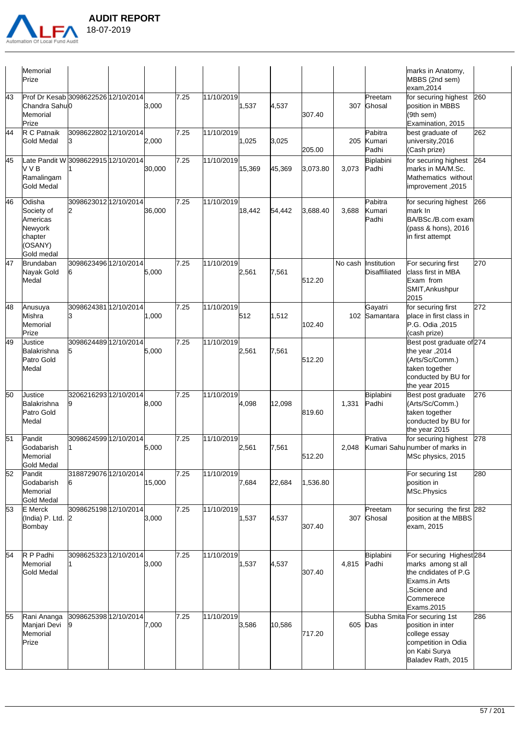| | | | | | | | | | | | | | |
|---|---|---|---|---|---|---|---|---|---|---|---|---|---|
| | Memorial Prize | | | | | | | | | | | marks in Anatomy, MBBS (2nd sem) exam,2014 | |
| 43 | Prof Dr Kesab Chandra Sahu Memorial Prize | 30986225260 | 12/10/2014 | 3,000 | 7.25 | 11/10/2019 | 1,537 | 4,537 | 307.40 | 307 | Preetam Ghosal | for securing highest position in MBBS (9th sem) Examination, 2015 | 260 |
| 44 | R C Patnaik Gold Medal | 30986228023 | 12/10/2014 | 2,000 | 7.25 | 11/10/2019 | 1,025 | 3,025 | 205.00 | 205 | Pabitra Kumari Padhi | best graduate of university,2016 (Cash prize) | 262 |
| 45 | Late Pandit W V V B Ramalingam Gold Medal | 30986229151 | 12/10/2014 | 30,000 | 7.25 | 11/10/2019 | 15,369 | 45,369 | 3,073.80 | 3,073 | Biplabini Padhi | for securing highest marks in MA/M.Sc. Mathematics without improvement ,2015 | 264 |
| 46 | Odisha Society of Americas Newyork chapter (OSANY) Gold medal | 30986230122 | 12/10/2014 | 36,000 | 7.25 | 11/10/2019 | 18,442 | 54,442 | 3,688.40 | 3,688 | Pabitra Kumari Padhi | for securing highest mark In BA/BSc./B.com exam (pass & hons), 2016 in first attempt | 266 |
| 47 | Brundaban Nayak Gold Medal | 30986234966 | 12/10/2014 | 5,000 | 7.25 | 11/10/2019 | 2,561 | 7,561 | 512.20 | No cash | Institution Disaffiliated | For securing first class first in MBA Exam from SMIT,Ankushpur 2015 | 270 |
| 48 | Anusuya Mishra Memorial Prize | 30986243813 | 12/10/2014 | 1,000 | 7.25 | 11/10/2019 | 512 | 1,512 | 102.40 | 102 | Gayatri Samantara | for securing first place in first class in P.G. Odia ,2015 (cash prize) | 272 |
| 49 | Justice Balakrishna Patro Gold Medal | 30986244895 | 12/10/2014 | 5,000 | 7.25 | 11/10/2019 | 2,561 | 7,561 | 512.20 | | | Best post graduate of the year ,2014 (Arts/Sc/Comm.) taken together conducted by BU for the year 2015 | 274 |
| 50 | Justice Balakrishna Patro Gold Medal | 32062162939 | 12/10/2014 | 8,000 | 7.25 | 11/10/2019 | 4,098 | 12,098 | 819.60 | 1,331 | Biplabini Padhi | Best post graduate (Arts/Sc/Comm.) taken together conducted by BU for the year 2015 | 276 |
| 51 | Pandit Godabarish Memorial Gold Medal | 30986245991 | 12/10/2014 | 5,000 | 7.25 | 11/10/2019 | 2,561 | 7,561 | 512.20 | 2,048 | Prativa Kumari Sahu | for securing highest number of marks in MSc physics, 2015 | 278 |
| 52 | Pandit Godabarish Memorial Gold Medal | 31887290766 | 12/10/2014 | 15,000 | 7.25 | 11/10/2019 | 7,684 | 22,684 | 1,536.80 | | | For securing 1st position in MSc.Physics | 280 |
| 53 | E Merck (India) P. Ltd. Bombay | 30986251982 | 12/10/2014 | 3,000 | 7.25 | 11/10/2019 | 1,537 | 4,537 | 307.40 | 307 | Preetam Ghosal | for securing the first position at the MBBS exam, 2015 | 282 |
| 54 | R P Padhi Memorial Gold Medal | 30986253231 | 12/10/2014 | 3,000 | 7.25 | 11/10/2019 | 1,537 | 4,537 | 307.40 | 4,815 | Biplabini Padhi | For securing Highest marks among st all the cndidates of P.G Exams.in Arts ,Science and Commerece Exams.2015 | 284 |
| 55 | Rani Ananga Manjari Devi Memorial Prize | 30986253989 | 12/10/2014 | 7,000 | 7.25 | 11/10/2019 | 3,586 | 10,586 | 717.20 | 605 | Subha Smita Das | For securing 1st position in inter college essay competition in Odia on Kabi Surya Baladev Rath, 2015 | 286 |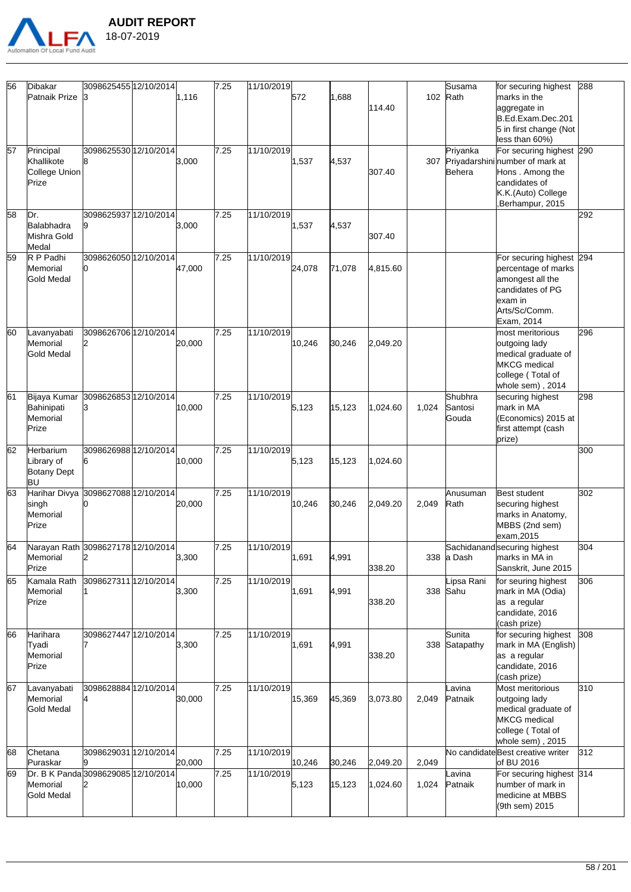# AUDIT REPORT

18-07-2019

| 56 | Dibakar Patnaik Prize | 30986254553 | 12/10/2014 | 1,116 | 7.25 | 11/10/2019 | 572 | 1,688 | 114.40 | 102 | Susama Rath | for securing highest marks in the aggregate in B.Ed.Exam.Dec.2015 in first change (Not less than 60%) | 288 |
|---|---|---|---|---|---|---|---|---|---|---|---|---|---|
| 57 | Principal Khallikote College Union Prize | 30986255308 | 12/10/2014 | 3,000 | 7.25 | 11/10/2019 | 1,537 | 4,537 | 307.40 | 307 | Priyanka Priyadarshini Behera | For securing highest number of mark at Hons . Among the candidates of K.K.(Auto) College ,Berhampur, 2015 | 290 |
| 58 | Dr. Balabhadra Mishra Gold Medal | 30986259379 | 12/10/2014 | 3,000 | 7.25 | 11/10/2019 | 1,537 | 4,537 | 307.40 | | | | 292 |
| 59 | R P Padhi Memorial Gold Medal | 30986260500 | 12/10/2014 | 47,000 | 7.25 | 11/10/2019 | 24,078 | 71,078 | 4,815.60 | | | For securing highest percentage of marks amongest all the candidates of PG exam in Arts/Sc/Comm. Exam, 2014 | 294 |
| 60 | Lavanyabati Memorial Gold Medal | 30986267062 | 12/10/2014 | 20,000 | 7.25 | 11/10/2019 | 10,246 | 30,246 | 2,049.20 | | | most meritorious outgoing lady medical graduate of MKCG medical college ( Total of whole sem) , 2014 | 296 |
| 61 | Bijaya Kumar Bahinipati Memorial Prize | 30986268533 | 12/10/2014 | 10,000 | 7.25 | 11/10/2019 | 5,123 | 15,123 | 1,024.60 | 1,024 | Shubhra Santosi Gouda | securing highest mark in MA (Economics) 2015 at first attempt (cash prize) | 298 |
| 62 | Herbarium Library of Botany Dept BU | 30986269886 | 12/10/2014 | 10,000 | 7.25 | 11/10/2019 | 5,123 | 15,123 | 1,024.60 | | | | 300 |
| 63 | Harihar Divya singh Memorial Prize | 30986270880 | 12/10/2014 | 20,000 | 7.25 | 11/10/2019 | 10,246 | 30,246 | 2,049.20 | 2,049 | Anusuman Rath | Best student securing highest marks in Anatomy, MBBS (2nd sem) exam,2015 | 302 |
| 64 | Narayan Rath Memorial Prize | 30986271782 | 12/10/2014 | 3,300 | 7.25 | 11/10/2019 | 1,691 | 4,991 | 338.20 | 338 | Sachidananda Dash | securing highest marks in MA in Sanskrit, June 2015 | 304 |
| 65 | Kamala Rath Memorial Prize | 30986273111 | 12/10/2014 | 3,300 | 7.25 | 11/10/2019 | 1,691 | 4,991 | 338.20 | 338 | Lipsa Rani Sahu | for seuring highest mark in MA (Odia) as a regular candidate, 2016 (cash prize) | 306 |
| 66 | Harihara Tyadi Memorial Prize | 30986274477 | 12/10/2014 | 3,300 | 7.25 | 11/10/2019 | 1,691 | 4,991 | 338.20 | 338 | Sunita Satapathy | for securing highest mark in MA (English) as a regular candidate, 2016 (cash prize) | 308 |
| 67 | Lavanyabati Memorial Gold Medal | 30986288844 | 12/10/2014 | 30,000 | 7.25 | 11/10/2019 | 15,369 | 45,369 | 3,073.80 | 2,049 | Lavina Patnaik | Most meritorious outgoing lady medical graduate of MKCG medical college ( Total of whole sem) , 2015 | 310 |
| 68 | Chetana Puraskar | 30986290319 | 12/10/2014 | 20,000 | 7.25 | 11/10/2019 | 10,246 | 30,246 | 2,049.20 | 2,049 | No candidate | Best creative writer of BU 2016 | 312 |
| 69 | Dr. B K Panda Memorial Gold Medal | 30986290852 | 12/10/2014 | 10,000 | 7.25 | 11/10/2019 | 5,123 | 15,123 | 1,024.60 | 1,024 | Lavina Patnaik | For securing highest number of mark in medicine at MBBS (9th sem) 2015 | 314 |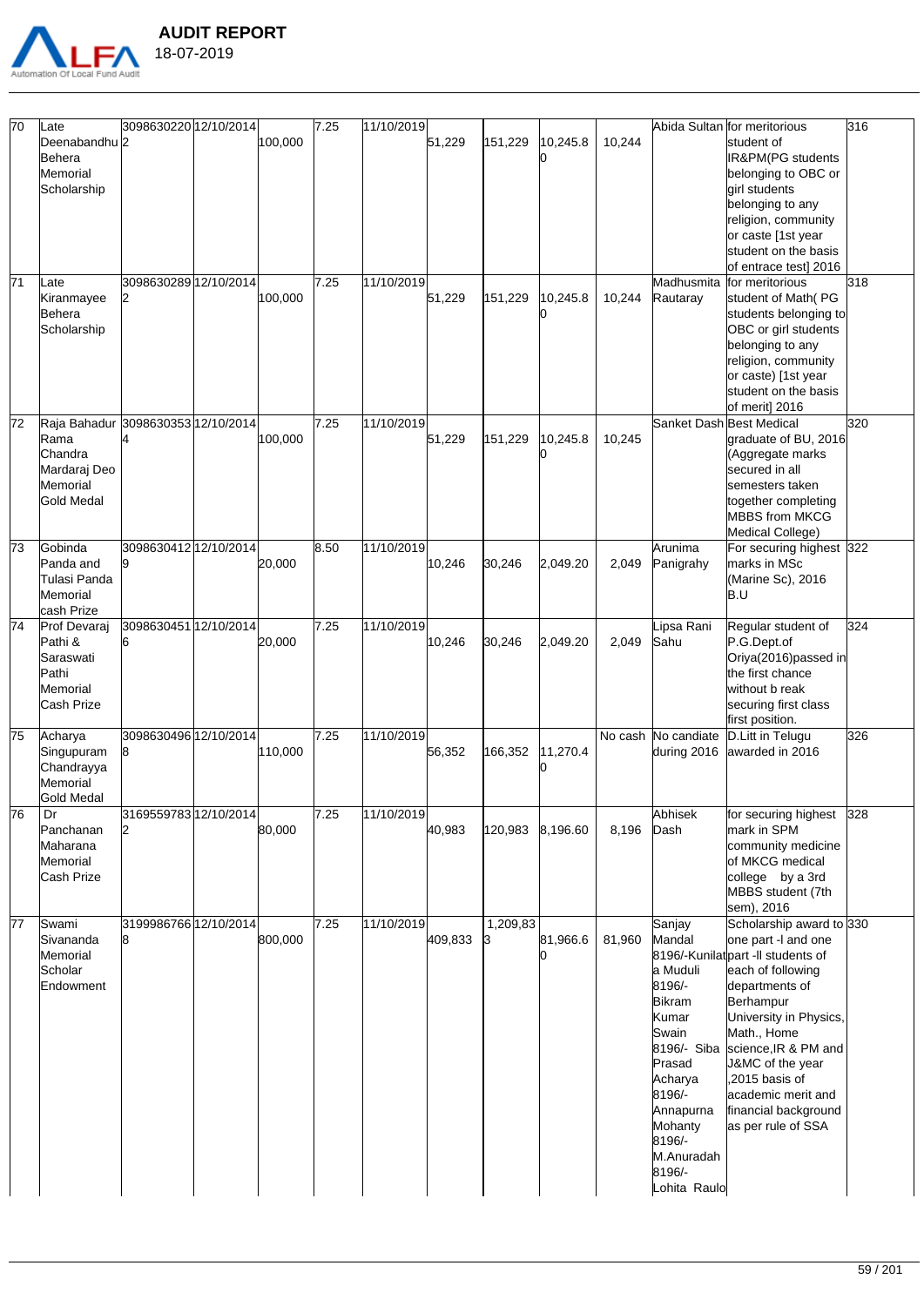# AUDIT REPORT

18-07-2019

| 70 | Late Deenabandhu Behera Memorial Scholarship | 30986302202 | 12/10/2014 | 100,000 | 7.25 | 11/10/2019 | 51,229 | 151,229 | 10,245.80 | 10,244 | Abida Sultan | for meritorious student of IR&PM(PG students belonging to OBC or girl students belonging to any religion, community or caste [1st year student on the basis of entrace test] 2016 | 316 |
|---|---|---|---|---|---|---|---|---|---|---|---|---|---|
| 71 | Late Kiranmayee Behera Scholarship | 30986302892 | 12/10/2014 | 100,000 | 7.25 | 11/10/2019 | 51,229 | 151,229 | 10,245.80 | 10,244 | Madhusmita Rautaray | for meritorious student of Math( PG students belonging to OBC or girl students belonging to any religion, community or caste) [1st year student on the basis of merit] 2016 | 318 |
| 72 | Raja Bahadur Rama Chandra Mardaraj Deo Memorial Gold Medal | 30986303534 | 12/10/2014 | 100,000 | 7.25 | 11/10/2019 | 51,229 | 151,229 | 10,245.80 | 10,245 | Sanket Dash | Best Medical graduate of BU, 2016 (Aggregate marks secured in all semesters taken together completing MBBS from MKCG Medical College) | 320 |
| 73 | Gobinda Panda and Tulasi Panda Memorial cash Prize | 30986304129 | 12/10/2014 | 20,000 | 8.50 | 11/10/2019 | 10,246 | 30,246 | 2,049.20 | 2,049 | Arunima Panigrahy | For securing highest marks in MSc (Marine Sc), 2016 B.U | 322 |
| 74 | Prof Devaraj Pathi & Saraswati Pathi Memorial Cash Prize | 30986304516 | 12/10/2014 | 20,000 | 7.25 | 11/10/2019 | 10,246 | 30,246 | 2,049.20 | 2,049 | Lipsa Rani Sahu | Regular student of P.G.Dept.of Oriya(2016)passed in the first chance without b reak securing first class first position. | 324 |
| 75 | Acharya Singupuram Chandrayya Memorial Gold Medal | 30986304968 | 12/10/2014 | 110,000 | 7.25 | 11/10/2019 | 56,352 | 166,352 | 11,270.40 | No cash | No candiate during 2016 | D.Litt in Telugu awarded in 2016 | 326 |
| 76 | Dr Panchanan Maharana Memorial Cash Prize | 31695597832 | 12/10/2014 | 80,000 | 7.25 | 11/10/2019 | 40,983 | 120,983 | 8,196.60 | 8,196 | Abhisek Dash | for securing highest mark in SPM community medicine of MKCG medical college by a 3rd MBBS student (7th sem), 2016 | 328 |
| 77 | Swami Sivananda Memorial Scholar Endowment | 31999867668 | 12/10/2014 | 800,000 | 7.25 | 11/10/2019 | 409,833 | 1,209,833 | 81,966.60 | 81,960 | Sanjay Mandal 8196/-Kunilata Muduli 8196/- Bikram Kumar Swain 8196/- Siba Prasad Acharya 8196/- Annapurna Mohanty 8196/- M.Anuradah 8196/- Lohita Raulo | Scholarship award to one part -I and one part -II students of each of following departments of Berhampur University in Physics, Math., Home science,IR & PM and J&MC of the year ,2015 basis of academic merit and financial background as per rule of SSA | 330 |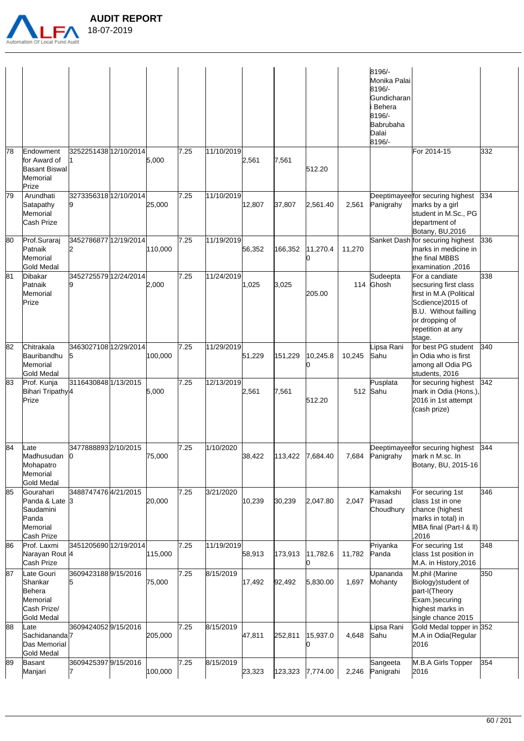| | | | | | | | | | | | | | |
|---|---|---|---|---|---|---|---|---|---|---|---|---|---|
| | | | | | | | | | | | 8196/- Monika Palai 8196/- Gundicharani Behera 8196/- Babrubaha Dalai 8196/- | | |
| 78 | Endowment for Award of Basant Biswal Memorial Prize | 32522514381 | 12/10/2014 | 5,000 | 7.25 | 11/10/2019 | 2,561 | 7,561 | 512.20 | | | For 2014-15 | 332 |
| 79 | Arundhati Satapathy Memorial Cash Prize | 32733563189 | 12/10/2014 | 25,000 | 7.25 | 11/10/2019 | 12,807 | 37,807 | 2,561.40 | 2,561 | Deeptimayee Panigrahy | for securing highest marks by a girl student in M.Sc., PG department of Botany, BU,2016 | 334 |
| 80 | Prof.Suraraj Patnaik Memorial Gold Medal | 34527868772 | 12/19/2014 | 110,000 | 7.25 | 11/19/2019 | 56,352 | 166,352 | 11,270.40 | 11,270 | Sanket Dash | for securing highest marks in medicine in the final MBBS examination ,2016 | 336 |
| 81 | Dibakar Patnaik Memorial Prize | 34527255799 | 12/24/2014 | 2,000 | 7.25 | 11/24/2019 | 1,025 | 3,025 | 205.00 | 114 | Sudeepta Ghosh | For a candiate secsuring first class first in M.A (Political Scdience)2015 of B.U. Without failling or dropping of repetition at any stage. | 338 |
| 82 | Chitrakala Bauribandhu Memorial Gold Medal | 34630271085 | 12/29/2014 | 100,000 | 7.25 | 11/29/2019 | 51,229 | 151,229 | 10,245.80 | 10,245 | Lipsa Rani Sahu | for best PG student in Odia who is first among all Odia PG students, 2016 | 340 |
| 83 | Prof. Kunja Bihari Tripathy Prize | 31164308484 | 1/13/2015 | 5,000 | 7.25 | 12/13/2019 | 2,561 | 7,561 | 512.20 | 512 | Pusplata Sahu | for securing highest mark in Odia (Hons.), 2016 in 1st attempt (cash prize) | 342 |
| 84 | Late Madhusudan Mohapatro Memorial Gold Medal | 34778888930 | 2/10/2015 | 75,000 | 7.25 | 1/10/2020 | 38,422 | 113,422 | 7,684.40 | 7,684 | Deeptimayee Panigrahy | for securing highest mark n M.sc. In Botany, BU, 2015-16 | 344 |
| 85 | Gourahari Panda & Late Saudamini Panda Memorial Cash Prize | 34887474763 | 4/21/2015 | 20,000 | 7.25 | 3/21/2020 | 10,239 | 30,239 | 2,047.80 | 2,047 | Kamakshi Prasad Choudhury | For securing 1st class 1st in one chance (highest marks in total) in MBA final (Part-I & II) ,2016 | 346 |
| 86 | Prof. Laxmi Narayan Rout Cash Prize | 34512056904 | 12/19/2014 | 115,000 | 7.25 | 11/19/2019 | 58,913 | 173,913 | 11,782.60 | 11,782 | Priyanka Panda | For securing 1st class 1st position in M.A. in History,2016 | 348 |
| 87 | Late Gouri Shankar Behera Memorial Cash Prize/ Gold Medal | 36094231885 | 9/15/2016 | 75,000 | 7.25 | 8/15/2019 | 17,492 | 92,492 | 5,830.00 | 1,697 | Upananda Mohanty | M.phil (Marine Biology)student of part-I(Theory Exam.)securing highest marks in single chance 2015 | 350 |
| 88 | Late Sachidananda Das Memorial Gold Medal | 36094240527 | 9/15/2016 | 205,000 | 7.25 | 8/15/2019 | 47,811 | 252,811 | 15,937.00 | 4,648 | Lipsa Rani Sahu | Gold Medal topper in M.A in Odia(Regular 2016 | 352 |
| 89 | Basant Manjari | 36094253977 | 9/15/2016 | 100,000 | 7.25 | 8/15/2019 | 23,323 | 123,323 | 7,774.00 | 2,246 | Sangeeta Panigrahi | M.B.A Girls Topper 2016 | 354 |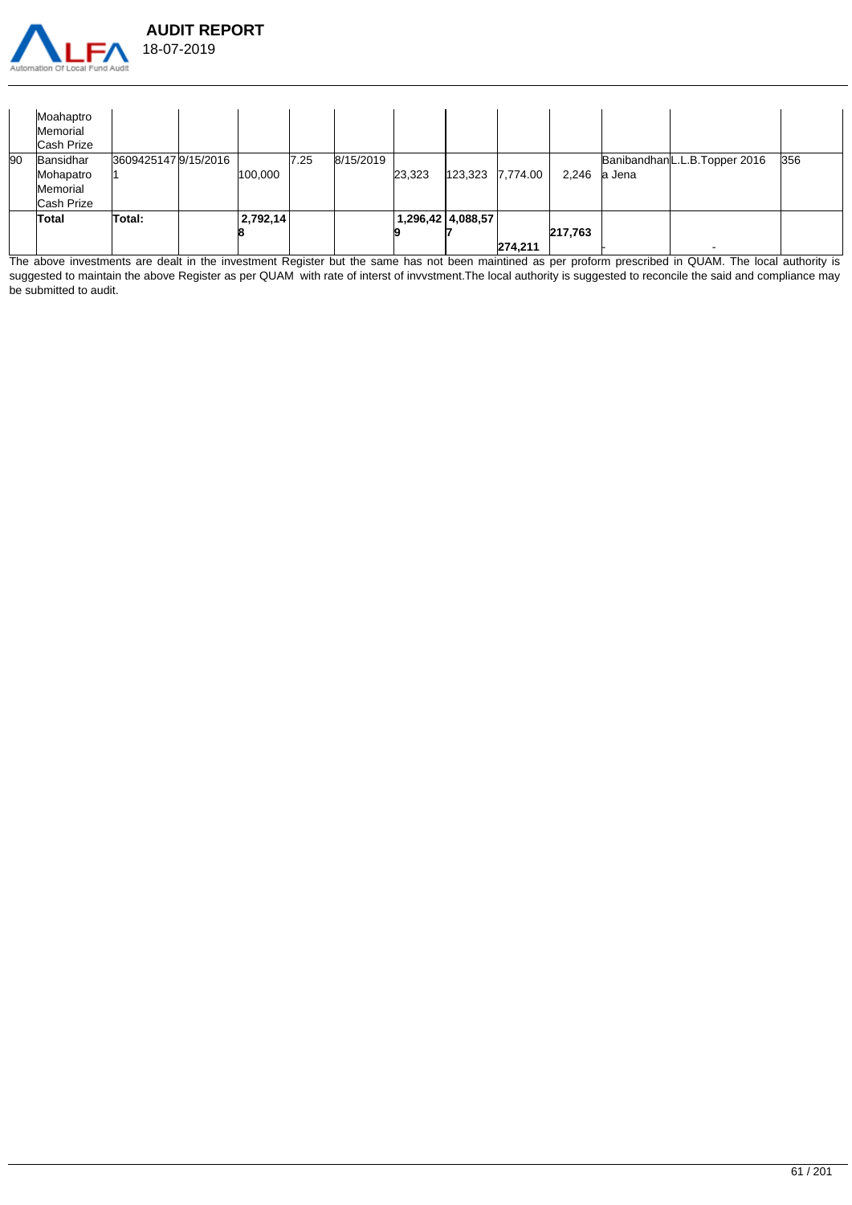| | | | | | | | | | | | | | |
|---|---|---|---|---|---|---|---|---|---|---|---|---|---|
| | Moahaptro Memorial Cash Prize | | | | | | | | | | | | |
| 90 | Bansidhar Mohapatro Memorial Cash Prize | 36094251471 | 9/15/2016 | 100,000 | 7.25 | 8/15/2019 | 23,323 | 123,323 | 7,774.00 | 2,246 | Banibandhana Jena | L.L.B.Topper 2016 | 356 |
| | **Total** | **Total:** | | **2,792,148** | | | **1,296,429** | **4,088,577** | **274,211** | **217,763** | - | - | |

The above investments are dealt in the investment Register but the same has not been maintined as per proform prescribed in QUAM. The local authority is suggested to maintain the above Register as per QUAM with rate of interst of invvstment.The local authority is suggested to reconcile the said and compliance may be submitted to audit.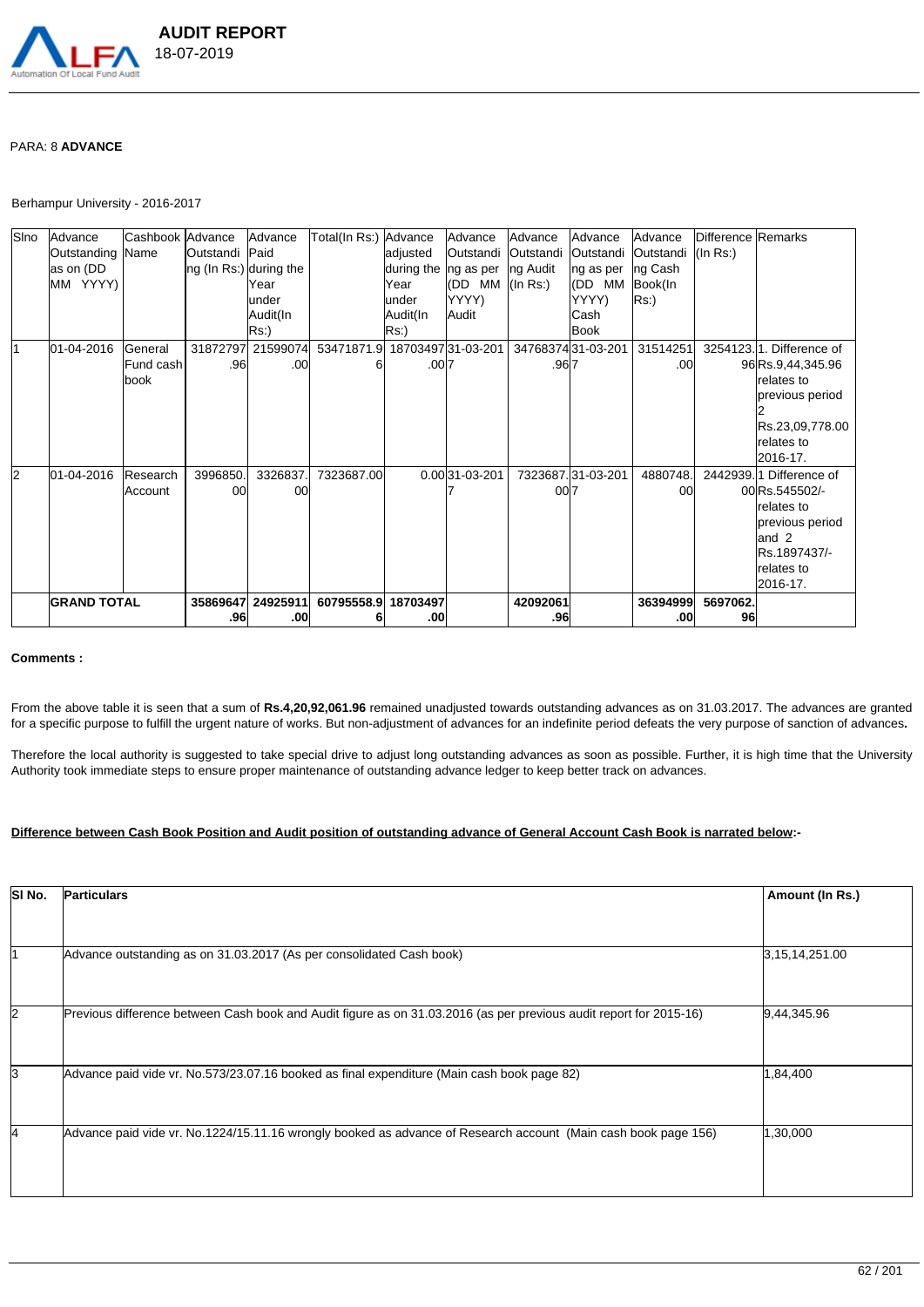PARA: 8 **ADVANCE**

Berhampur University - 2016-2017

| Slno | Advance Outstanding as on (DD MM YYYY) | Cashbook Name | Advance Outstanding (In Rs:) | Advance Paid during the Year under Audit(In Rs:) | Total(In Rs:) | Advance adjusted during the Year under Audit(In Rs:) | Advance Outstanding as per (DD MM YYYY) Audit | Advance Outstanding Audit (In Rs:) | Advance Outstanding as per (DD MM YYYY) Cash Book | Advance Outstanding Cash Book(In Rs:) | Difference (In Rs:) | Remarks |
|---|---|---|---|---|---|---|---|---|---|---|---|---|
| 1 | 01-04-2016 | General Fund cash book | 31872797.96 | 21599074.00 | 53471871.96 | 18703497.00 | 31-03-2017 | 34768374.96 | 31-03-2017 | 31514251.00 | 3254123.96 | 1. Difference of Rs.9,44,345.96 relates to previous period 2 Rs.23,09,778.00 relates to 2016-17. |
| 2 | 01-04-2016 | Research Account | 3996850.00 | 3326837.00 | 7323687.00 | 0.00 | 31-03-2017 | 7323687.00 | 31-03-2017 | 4880748.00 | 2442939.00 | 1 Difference of Rs.545502/- relates to previous period and 2 Rs.1897437/- relates to 2016-17. |
| | **GRAND TOTAL** | | **35869647.96** | **24925911.00** | **60795558.96** | **18703497.00** | | **42092061.96** | | **36394999.00** | **5697062.96** | |

**Comments :**

From the above table it is seen that a sum of **Rs.4,20,92,061.96** remained unadjusted towards outstanding advances as on 31.03.2017. The advances are granted for a specific purpose to fulfill the urgent nature of works. But non-adjustment of advances for an indefinite period defeats the very purpose of sanction of advances**.**

Therefore the local authority is suggested to take special drive to adjust long outstanding advances as soon as possible. Further, it is high time that the University Authority took immediate steps to ensure proper maintenance of outstanding advance ledger to keep better track on advances.

**Difference between Cash Book Position and Audit position of outstanding advance of General Account Cash Book is narrated below**:-

| Sl No. | Particulars | Amount (In Rs.) |
|---|---|---|
| 1 | Advance outstanding as on 31.03.2017 (As per consolidated Cash book) | 3,15,14,251.00 |
| 2 | Previous difference between Cash book and Audit figure as on 31.03.2016 (as per previous audit report for 2015-16) | 9,44,345.96 |
| 3 | Advance paid vide vr. No.573/23.07.16 booked as final expenditure (Main cash book page 82) | 1,84,400 |
| 4 | Advance paid vide vr. No.1224/15.11.16 wrongly booked as advance of Research account (Main cash book page 156) | 1,30,000 |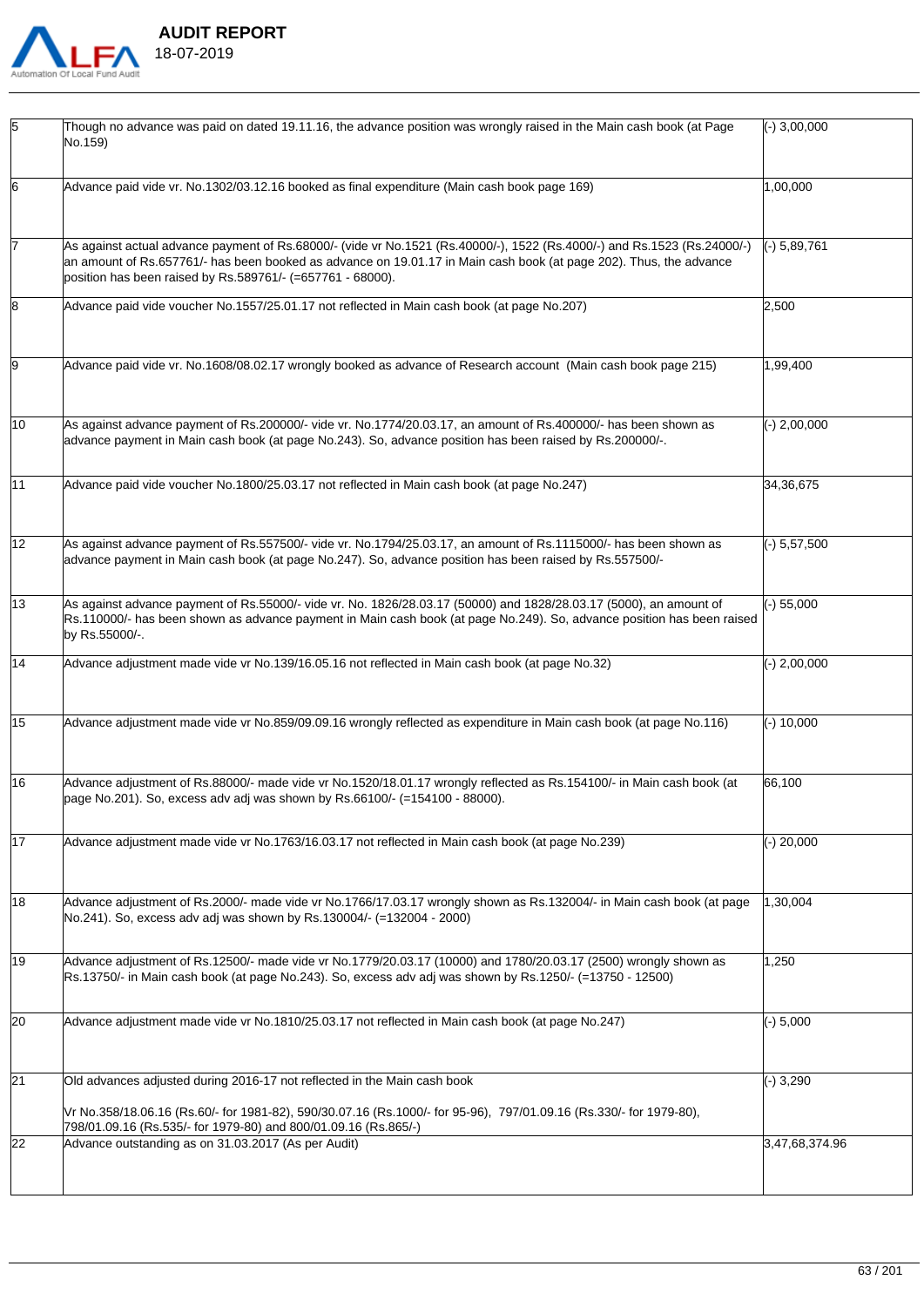| 5 | Though no advance was paid on dated 19.11.16, the advance position was wrongly raised in the Main cash book (at Page No.159) | (-) 3,00,000 |
|---|---|---|
| 6 | Advance paid vide vr. No.1302/03.12.16 booked as final expenditure (Main cash book page 169) | 1,00,000 |
| 7 | As against actual advance payment of Rs.68000/- (vide vr No.1521 (Rs.40000/-), 1522 (Rs.4000/-) and Rs.1523 (Rs.24000/-) an amount of Rs.657761/- has been booked as advance on 19.01.17 in Main cash book (at page 202). Thus, the advance position has been raised by Rs.589761/- (=657761 - 68000). | (-) 5,89,761 |
| 8 | Advance paid vide voucher No.1557/25.01.17 not reflected in Main cash book (at page No.207) | 2,500 |
| 9 | Advance paid vide vr. No.1608/08.02.17 wrongly booked as advance of Research account (Main cash book page 215) | 1,99,400 |
| 10 | As against advance payment of Rs.200000/- vide vr. No.1774/20.03.17, an amount of Rs.400000/- has been shown as advance payment in Main cash book (at page No.243). So, advance position has been raised by Rs.200000/-. | (-) 2,00,000 |
| 11 | Advance paid vide voucher No.1800/25.03.17 not reflected in Main cash book (at page No.247) | 34,36,675 |
| 12 | As against advance payment of Rs.557500/- vide vr. No.1794/25.03.17, an amount of Rs.1115000/- has been shown as advance payment in Main cash book (at page No.247). So, advance position has been raised by Rs.557500/- | (-) 5,57,500 |
| 13 | As against advance payment of Rs.55000/- vide vr. No. 1826/28.03.17 (50000) and 1828/28.03.17 (5000), an amount of Rs.110000/- has been shown as advance payment in Main cash book (at page No.249). So, advance position has been raised by Rs.55000/-. | (-) 55,000 |
| 14 | Advance adjustment made vide vr No.139/16.05.16 not reflected in Main cash book (at page No.32) | (-) 2,00,000 |
| 15 | Advance adjustment made vide vr No.859/09.09.16 wrongly reflected as expenditure in Main cash book (at page No.116) | (-) 10,000 |
| 16 | Advance adjustment of Rs.88000/- made vide vr No.1520/18.01.17 wrongly reflected as Rs.154100/- in Main cash book (at page No.201). So, excess adv adj was shown by Rs.66100/- (=154100 - 88000). | 66,100 |
| 17 | Advance adjustment made vide vr No.1763/16.03.17 not reflected in Main cash book (at page No.239) | (-) 20,000 |
| 18 | Advance adjustment of Rs.2000/- made vide vr No.1766/17.03.17 wrongly shown as Rs.132004/- in Main cash book (at page No.241). So, excess adv adj was shown by Rs.130004/- (=132004 - 2000) | 1,30,004 |
| 19 | Advance adjustment of Rs.12500/- made vide vr No.1779/20.03.17 (10000) and 1780/20.03.17 (2500) wrongly shown as Rs.13750/- in Main cash book (at page No.243). So, excess adv adj was shown by Rs.1250/- (=13750 - 12500) | 1,250 |
| 20 | Advance adjustment made vide vr No.1810/25.03.17 not reflected in Main cash book (at page No.247) | (-) 5,000 |
| 21 | Old advances adjusted during 2016-17 not reflected in the Main cash book<br><br>Vr No.358/18.06.16 (Rs.60/- for 1981-82), 590/30.07.16 (Rs.1000/- for 95-96), 797/01.09.16 (Rs.330/- for 1979-80), 798/01.09.16 (Rs.535/- for 1979-80) and 800/01.09.16 (Rs.865/-) | (-) 3,290 |
| 22 | Advance outstanding as on 31.03.2017 (As per Audit) | 3,47,68,374.96 |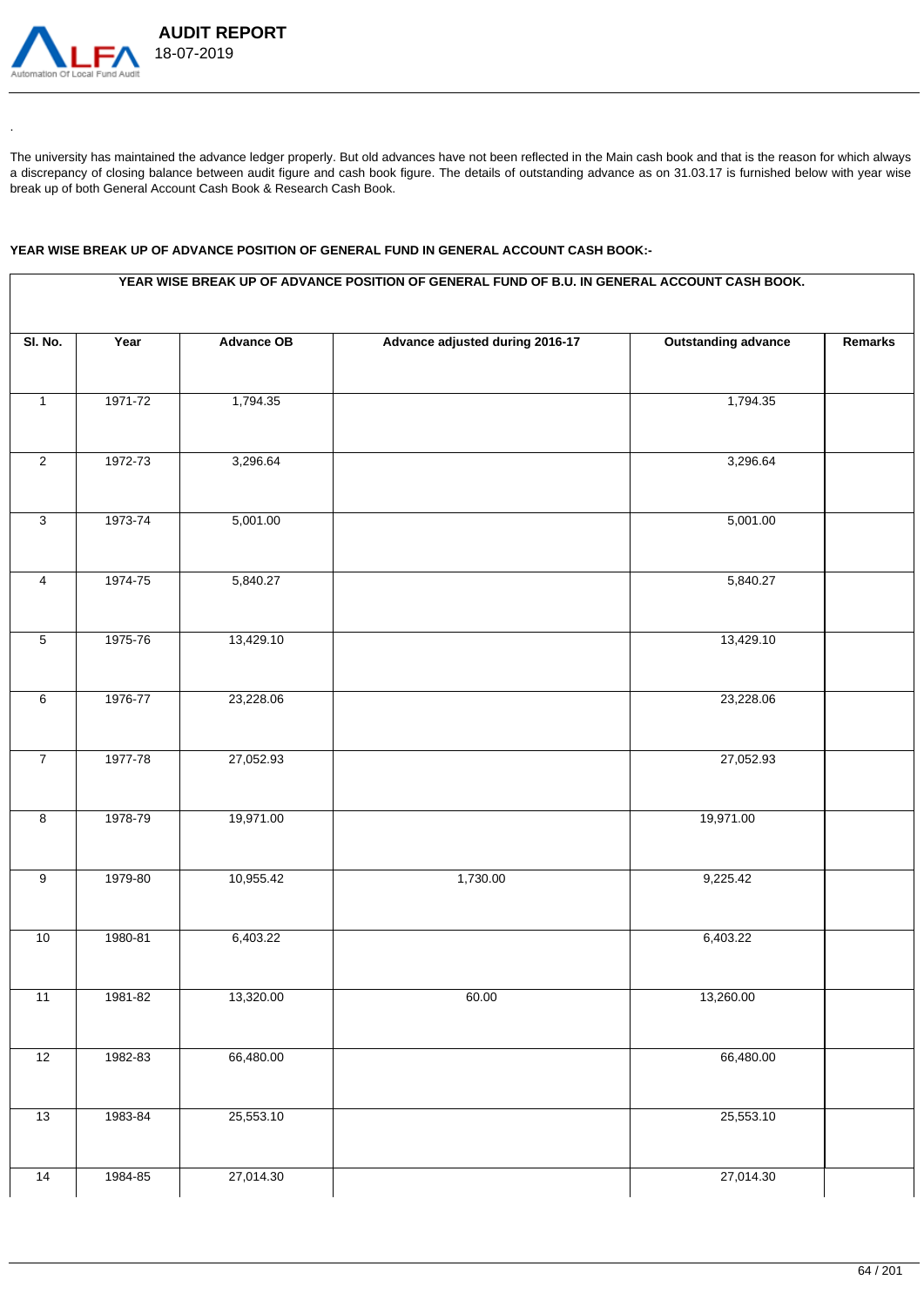The university has maintained the advance ledger properly. But old advances have not been reflected in the Main cash book and that is the reason for which always a discrepancy of closing balance between audit figure and cash book figure. The details of outstanding advance as on 31.03.17 is furnished below with year wise break up of both General Account Cash Book & Research Cash Book.

**YEAR WISE BREAK UP OF ADVANCE POSITION OF GENERAL FUND IN GENERAL ACCOUNT CASH BOOK:-**

| YEAR WISE BREAK UP OF ADVANCE POSITION OF GENERAL FUND OF B.U. IN GENERAL ACCOUNT CASH BOOK. | | | | | |
|---|---|---|---|---|---|
| Sl. No. | Year | Advance OB | Advance adjusted during 2016-17 | Outstanding advance | Remarks |
| 1 | 1971-72 | 1,794.35 | | 1,794.35 | |
| 2 | 1972-73 | 3,296.64 | | 3,296.64 | |
| 3 | 1973-74 | 5,001.00 | | 5,001.00 | |
| 4 | 1974-75 | 5,840.27 | | 5,840.27 | |
| 5 | 1975-76 | 13,429.10 | | 13,429.10 | |
| 6 | 1976-77 | 23,228.06 | | 23,228.06 | |
| 7 | 1977-78 | 27,052.93 | | 27,052.93 | |
| 8 | 1978-79 | 19,971.00 | | 19,971.00 | |
| 9 | 1979-80 | 10,955.42 | 1,730.00 | 9,225.42 | |
| 10 | 1980-81 | 6,403.22 | | 6,403.22 | |
| 11 | 1981-82 | 13,320.00 | 60.00 | 13,260.00 | |
| 12 | 1982-83 | 66,480.00 | | 66,480.00 | |
| 13 | 1983-84 | 25,553.10 | | 25,553.10 | |
| 14 | 1984-85 | 27,014.30 | | 27,014.30 | |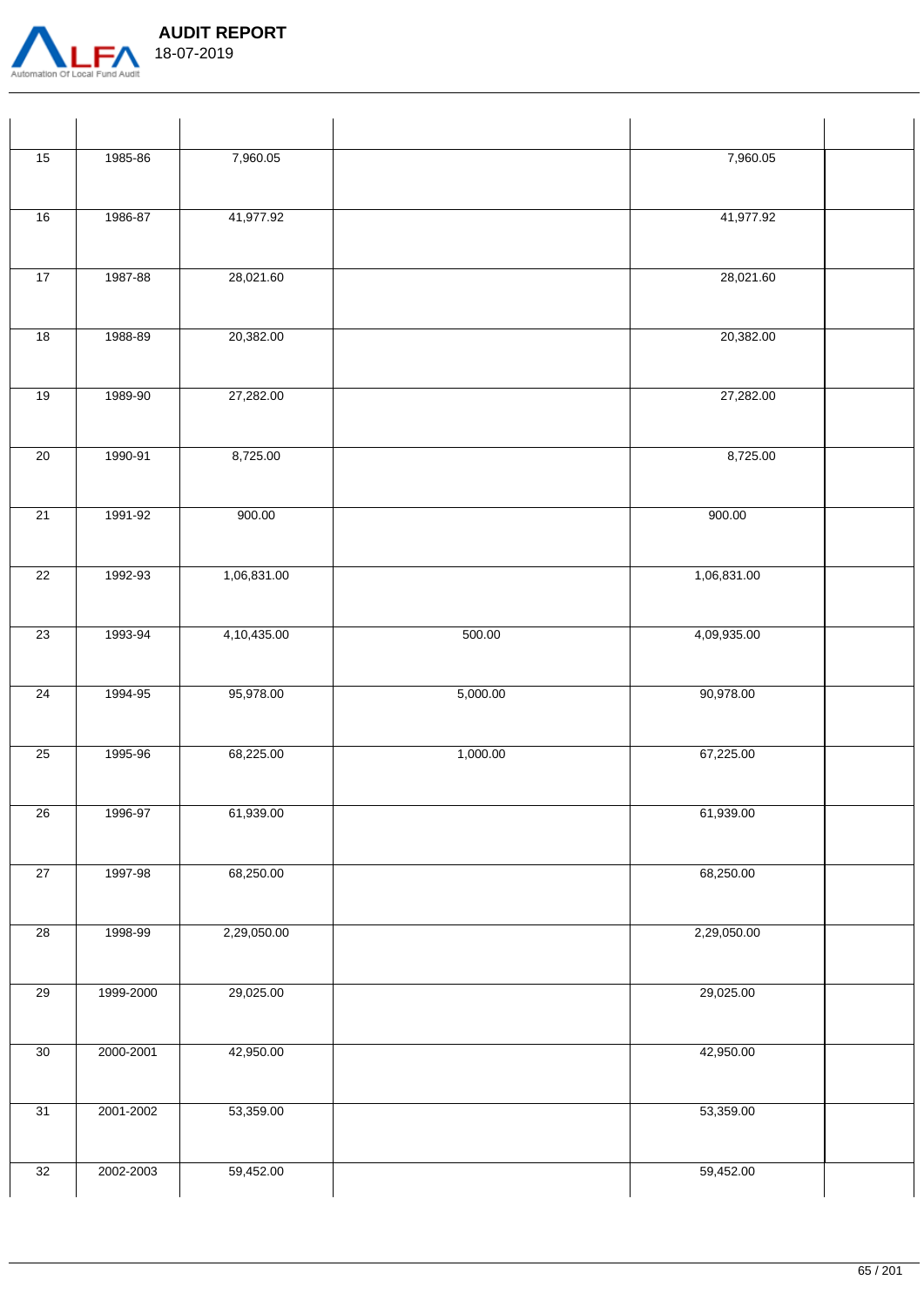| | | | | | |
|---|---|---|---|---|---|
| 15 | 1985-86 | 7,960.05 | | 7,960.05 | |
| 16 | 1986-87 | 41,977.92 | | 41,977.92 | |
| 17 | 1987-88 | 28,021.60 | | 28,021.60 | |
| 18 | 1988-89 | 20,382.00 | | 20,382.00 | |
| 19 | 1989-90 | 27,282.00 | | 27,282.00 | |
| 20 | 1990-91 | 8,725.00 | | 8,725.00 | |
| 21 | 1991-92 | 900.00 | | 900.00 | |
| 22 | 1992-93 | 1,06,831.00 | | 1,06,831.00 | |
| 23 | 1993-94 | 4,10,435.00 | 500.00 | 4,09,935.00 | |
| 24 | 1994-95 | 95,978.00 | 5,000.00 | 90,978.00 | |
| 25 | 1995-96 | 68,225.00 | 1,000.00 | 67,225.00 | |
| 26 | 1996-97 | 61,939.00 | | 61,939.00 | |
| 27 | 1997-98 | 68,250.00 | | 68,250.00 | |
| 28 | 1998-99 | 2,29,050.00 | | 2,29,050.00 | |
| 29 | 1999-2000 | 29,025.00 | | 29,025.00 | |
| 30 | 2000-2001 | 42,950.00 | | 42,950.00 | |
| 31 | 2001-2002 | 53,359.00 | | 53,359.00 | |
| 32 | 2002-2003 | 59,452.00 | | 59,452.00 | |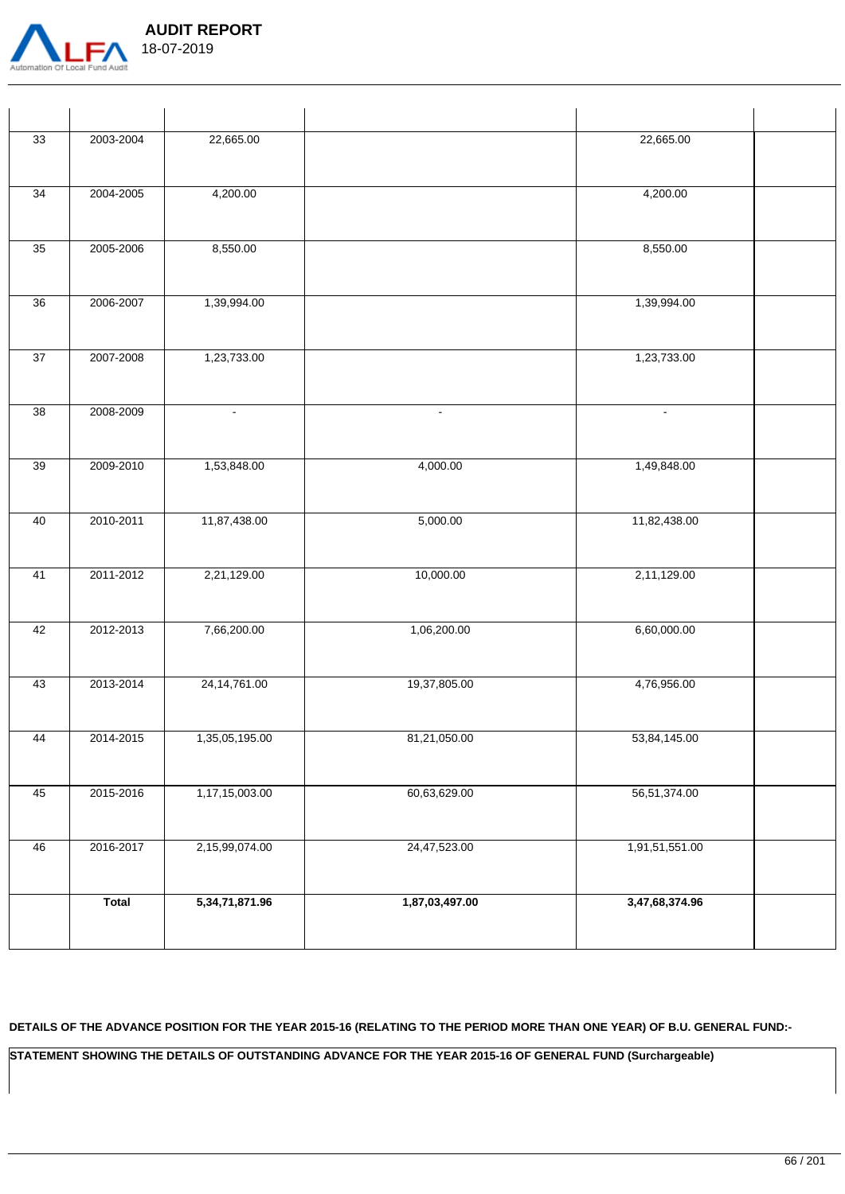| | | | | | |
|---|---|---|---|---|---|
| 33 | 2003-2004 | 22,665.00 | | 22,665.00 | |
| 34 | 2004-2005 | 4,200.00 | | 4,200.00 | |
| 35 | 2005-2006 | 8,550.00 | | 8,550.00 | |
| 36 | 2006-2007 | 1,39,994.00 | | 1,39,994.00 | |
| 37 | 2007-2008 | 1,23,733.00 | | 1,23,733.00 | |
| 38 | 2008-2009 | - | - | - | |
| 39 | 2009-2010 | 1,53,848.00 | 4,000.00 | 1,49,848.00 | |
| 40 | 2010-2011 | 11,87,438.00 | 5,000.00 | 11,82,438.00 | |
| 41 | 2011-2012 | 2,21,129.00 | 10,000.00 | 2,11,129.00 | |
| 42 | 2012-2013 | 7,66,200.00 | 1,06,200.00 | 6,60,000.00 | |
| 43 | 2013-2014 | 24,14,761.00 | 19,37,805.00 | 4,76,956.00 | |
| 44 | 2014-2015 | 1,35,05,195.00 | 81,21,050.00 | 53,84,145.00 | |
| 45 | 2015-2016 | 1,17,15,003.00 | 60,63,629.00 | 56,51,374.00 | |
| 46 | 2016-2017 | 2,15,99,074.00 | 24,47,523.00 | 1,91,51,551.00 | |
| | **Total** | **5,34,71,871.96** | **1,87,03,497.00** | **3,47,68,374.96** | |

**DETAILS OF THE ADVANCE POSITION FOR THE YEAR 2015-16 (RELATING TO THE PERIOD MORE THAN ONE YEAR) OF B.U. GENERAL FUND:-**

**STATEMENT SHOWING THE DETAILS OF OUTSTANDING ADVANCE FOR THE YEAR 2015-16 OF GENERAL FUND (Surchargeable)**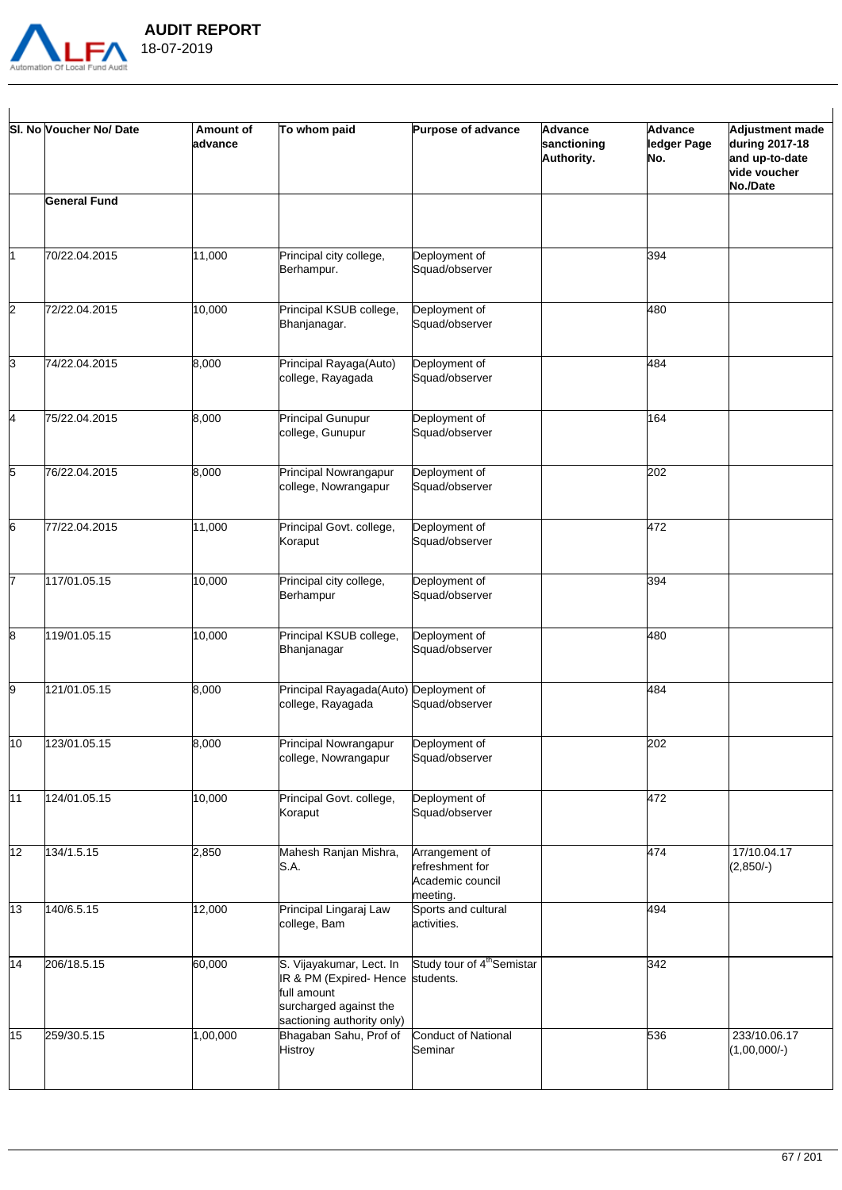| Sl. No | Voucher No/ Date | Amount of advance | To whom paid | Purpose of advance | Advance sanctioning Authority. | Advance ledger Page No. | Adjustment made during 2017-18 and up-to-date vide voucher No./Date |
|---|---|---|---|---|---|---|---|
| | **General Fund** | | | | | | |
| 1 | 70/22.04.2015 | 11,000 | Principal city college, Berhampur. | Deployment of Squad/observer | | 394 | |
| 2 | 72/22.04.2015 | 10,000 | Principal KSUB college, Bhanjanagar. | Deployment of Squad/observer | | 480 | |
| 3 | 74/22.04.2015 | 8,000 | Principal Rayaga(Auto) college, Rayagada | Deployment of Squad/observer | | 484 | |
| 4 | 75/22.04.2015 | 8,000 | Principal Gunupur college, Gunupur | Deployment of Squad/observer | | 164 | |
| 5 | 76/22.04.2015 | 8,000 | Principal Nowrangapur college, Nowrangapur | Deployment of Squad/observer | | 202 | |
| 6 | 77/22.04.2015 | 11,000 | Principal Govt. college, Koraput | Deployment of Squad/observer | | 472 | |
| 7 | 117/01.05.15 | 10,000 | Principal city college, Berhampur | Deployment of Squad/observer | | 394 | |
| 8 | 119/01.05.15 | 10,000 | Principal KSUB college, Bhanjanagar | Deployment of Squad/observer | | 480 | |
| 9 | 121/01.05.15 | 8,000 | Principal Rayagada(Auto) college, Rayagada | Deployment of Squad/observer | | 484 | |
| 10 | 123/01.05.15 | 8,000 | Principal Nowrangapur college, Nowrangapur | Deployment of Squad/observer | | 202 | |
| 11 | 124/01.05.15 | 10,000 | Principal Govt. college, Koraput | Deployment of Squad/observer | | 472 | |
| 12 | 134/1.5.15 | 2,850 | Mahesh Ranjan Mishra, S.A. | Arrangement of refreshment for Academic council meeting. | | 474 | 17/10.04.17 (2,850/-) |
| 13 | 140/6.5.15 | 12,000 | Principal Lingaraj Law college, Bam | Sports and cultural activities. | | 494 | |
| 14 | 206/18.5.15 | 60,000 | S. Vijayakumar, Lect. In IR & PM (Expired- Hence full amount surcharged against the sactioning authority only) | Study tour of 4th Semistar students. | | 342 | |
| 15 | 259/30.5.15 | 1,00,000 | Bhagaban Sahu, Prof of Histroy | Conduct of National Seminar | | 536 | 233/10.06.17 (1,00,000/-) |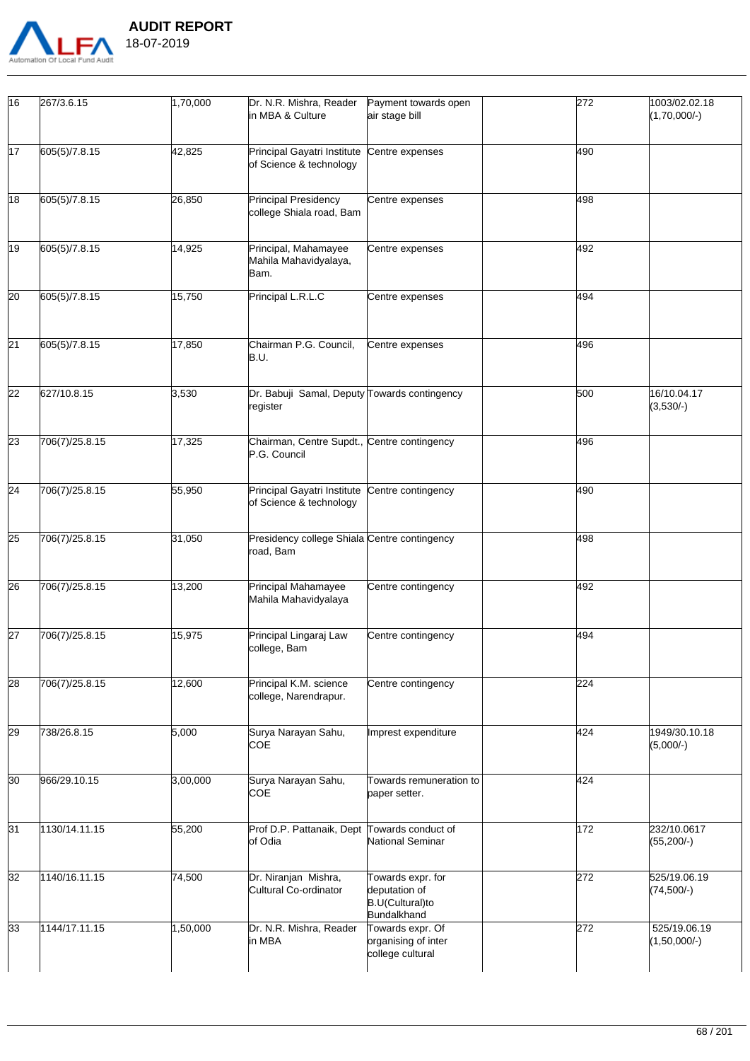| | | | | | | | |
|---|---|---|---|---|---|---|---|
| 16 | 267/3.6.15 | 1,70,000 | Dr. N.R. Mishra, Reader in MBA & Culture | Payment towards open air stage bill | | 272 | 1003/02.02.18 (1,70,000/-) |
| 17 | 605(5)/7.8.15 | 42,825 | Principal Gayatri Institute of Science & technology | Centre expenses | | 490 | |
| 18 | 605(5)/7.8.15 | 26,850 | Principal Presidency college Shiala road, Bam | Centre expenses | | 498 | |
| 19 | 605(5)/7.8.15 | 14,925 | Principal, Mahamayee Mahila Mahavidyalaya, Bam. | Centre expenses | | 492 | |
| 20 | 605(5)/7.8.15 | 15,750 | Principal L.R.L.C | Centre expenses | | 494 | |
| 21 | 605(5)/7.8.15 | 17,850 | Chairman P.G. Council, B.U. | Centre expenses | | 496 | |
| 22 | 627/10.8.15 | 3,530 | Dr. Babuji Samal, Deputy register | Towards contingency | | 500 | 16/10.04.17 (3,530/-) |
| 23 | 706(7)/25.8.15 | 17,325 | Chairman, Centre Supdt., P.G. Council | Centre contingency | | 496 | |
| 24 | 706(7)/25.8.15 | 55,950 | Principal Gayatri Institute of Science & technology | Centre contingency | | 490 | |
| 25 | 706(7)/25.8.15 | 31,050 | Presidency college Shiala road, Bam | Centre contingency | | 498 | |
| 26 | 706(7)/25.8.15 | 13,200 | Principal Mahamayee Mahila Mahavidyalaya | Centre contingency | | 492 | |
| 27 | 706(7)/25.8.15 | 15,975 | Principal Lingaraj Law college, Bam | Centre contingency | | 494 | |
| 28 | 706(7)/25.8.15 | 12,600 | Principal K.M. science college, Narendrapur. | Centre contingency | | 224 | |
| 29 | 738/26.8.15 | 5,000 | Surya Narayan Sahu, COE | Imprest expenditure | | 424 | 1949/30.10.18 (5,000/-) |
| 30 | 966/29.10.15 | 3,00,000 | Surya Narayan Sahu, COE | Towards remuneration to paper setter. | | 424 | |
| 31 | 1130/14.11.15 | 55,200 | Prof D.P. Pattanaik, Dept of Odia | Towards conduct of National Seminar | | 172 | 232/10.0617 (55,200/-) |
| 32 | 1140/16.11.15 | 74,500 | Dr. Niranjan Mishra, Cultural Co-ordinator | Towards expr. for deputation of B.U(Cultural)to Bundalkhand | | 272 | 525/19.06.19 (74,500/-) |
| 33 | 1144/17.11.15 | 1,50,000 | Dr. N.R. Mishra, Reader in MBA | Towards expr. Of organising of inter college cultural | | 272 | 525/19.06.19 (1,50,000/-) |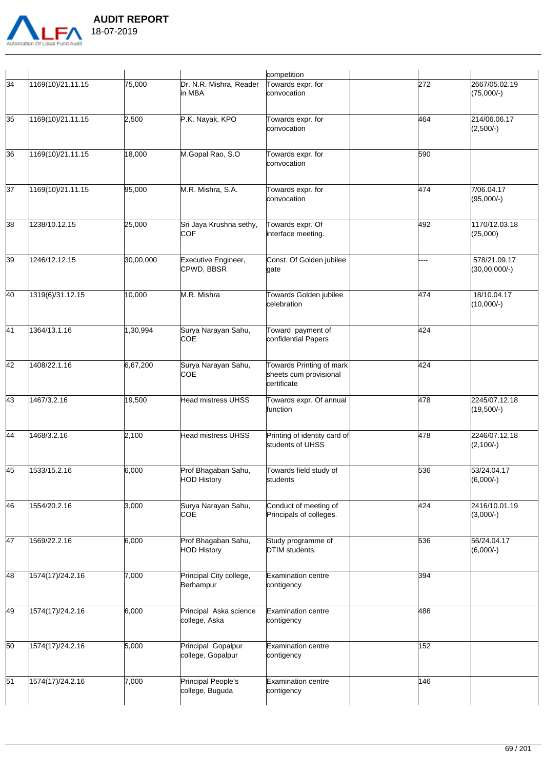| | | | | competition | | | |
|---|---|---|---|---|---|---|---|
| 34 | 1169(10)/21.11.15 | 75,000 | Dr. N.R. Mishra, Reader in MBA | Towards expr. for convocation | | 272 | 2667/05.02.19 (75,000/-) |
| 35 | 1169(10)/21.11.15 | 2,500 | P.K. Nayak, KPO | Towards expr. for convocation | | 464 | 214/06.06.17 (2,500/-) |
| 36 | 1169(10)/21.11.15 | 18,000 | M.Gopal Rao, S.O | Towards expr. for convocation | | 590 | |
| 37 | 1169(10)/21.11.15 | 95,000 | M.R. Mishra, S.A. | Towards expr. for convocation | | 474 | 7/06.04.17 (95,000/-) |
| 38 | 1238/10.12.15 | 25,000 | Sri Jaya Krushna sethy, COF | Towards expr. Of interface meeting. | | 492 | 1170/12.03.18 (25,000) |
| 39 | 1246/12.12.15 | 30,00,000 | Executive Engineer, CPWD, BBSR | Const. Of Golden jubilee gate | | ---- | 578/21.09.17 (30,00,000/-) |
| 40 | 1319(6)/31.12.15 | 10,000 | M.R. Mishra | Towards Golden jubilee celebration | | 474 | 18/10.04.17 (10,000/-) |
| 41 | 1364/13.1.16 | 1,30,994 | Surya Narayan Sahu, COE | Toward payment of confidential Papers | | 424 | |
| 42 | 1408/22.1.16 | 6,67,200 | Surya Narayan Sahu, COE | Towards Printing of mark sheets cum provisional certificate | | 424 | |
| 43 | 1467/3.2.16 | 19,500 | Head mistress UHSS | Towards expr. Of annual function | | 478 | 2245/07.12.18 (19,500/-) |
| 44 | 1468/3.2.16 | 2,100 | Head mistress UHSS | Printing of identity card of students of UHSS | | 478 | 2246/07.12.18 (2,100/-) |
| 45 | 1533/15.2.16 | 6,000 | Prof Bhagaban Sahu, HOD History | Towards field study of students | | 536 | 53/24.04.17 (6,000/-) |
| 46 | 1554/20.2.16 | 3,000 | Surya Narayan Sahu, COE | Conduct of meeting of Principals of colleges. | | 424 | 2416/10.01.19 (3,000/-) |
| 47 | 1569/22.2.16 | 6,000 | Prof Bhagaban Sahu, HOD History | Study programme of DTIM students. | | 536 | 56/24.04.17 (6,000/-) |
| 48 | 1574(17)/24.2.16 | 7,000 | Principal City college, Berhampur | Examination centre contigency | | 394 | |
| 49 | 1574(17)/24.2.16 | 6,000 | Principal Aska science college, Aska | Examination centre contigency | | 486 | |
| 50 | 1574(17)/24.2.16 | 5,000 | Principal Gopalpur college, Gopalpur | Examination centre contigency | | 152 | |
| 51 | 1574(17)/24.2.16 | 7,000 | Principal People's college, Buguda | Examination centre contigency | | 146 | |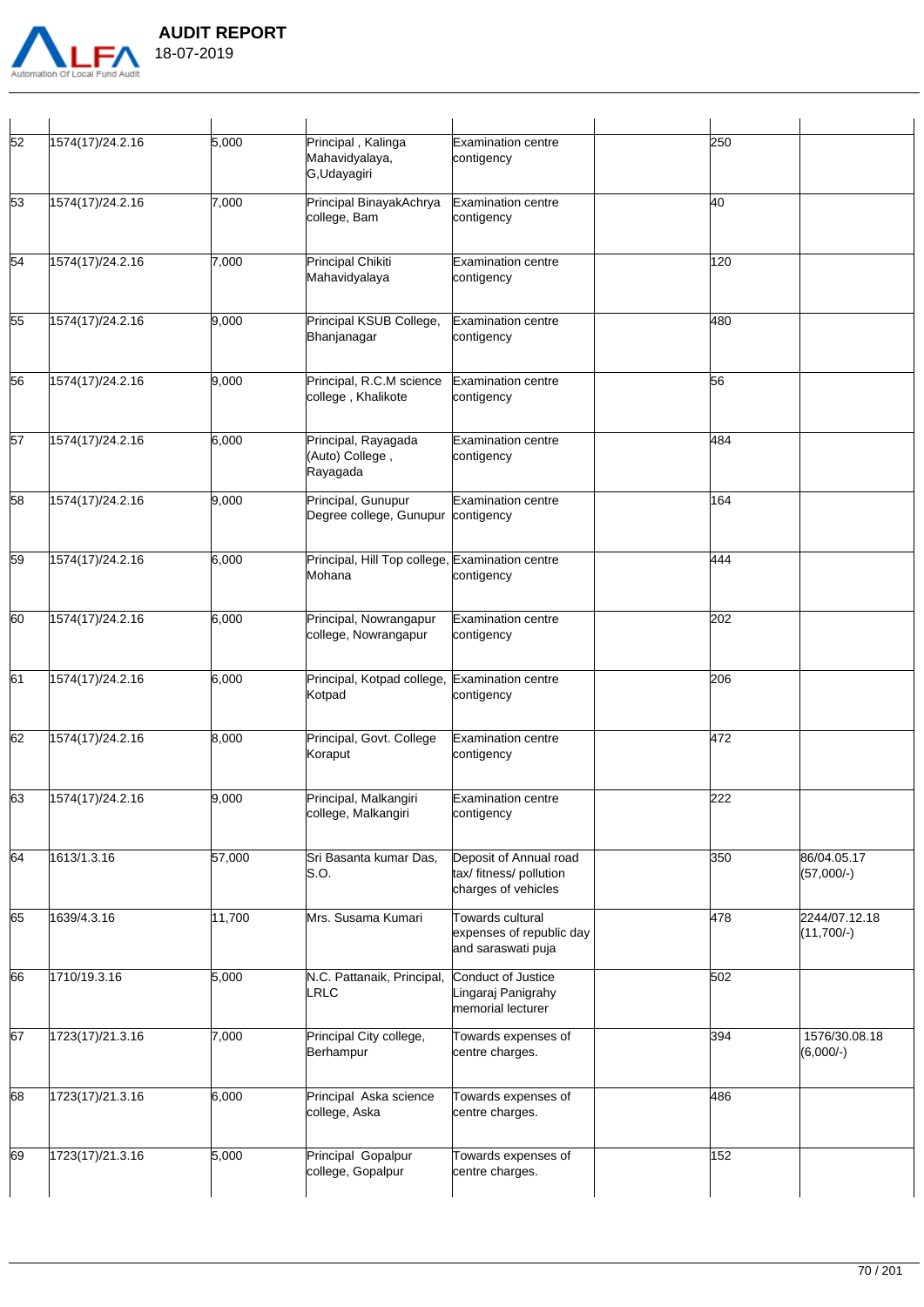| | | | | | | | |
|---|---|---|---|---|---|---|---|
| 52 | 1574(17)/24.2.16 | 5,000 | Principal , Kalinga Mahavidyalaya, G,Udayagiri | Examination centre contigency | | 250 | |
| 53 | 1574(17)/24.2.16 | 7,000 | Principal BinayakAchrya college, Bam | Examination centre contigency | | 40 | |
| 54 | 1574(17)/24.2.16 | 7,000 | Principal Chikiti Mahavidyalaya | Examination centre contigency | | 120 | |
| 55 | 1574(17)/24.2.16 | 9,000 | Principal KSUB College, Bhanjanagar | Examination centre contigency | | 480 | |
| 56 | 1574(17)/24.2.16 | 9,000 | Principal, R.C.M science college , Khalikote | Examination centre contigency | | 56 | |
| 57 | 1574(17)/24.2.16 | 6,000 | Principal, Rayagada (Auto) College , Rayagada | Examination centre contigency | | 484 | |
| 58 | 1574(17)/24.2.16 | 9,000 | Principal, Gunupur Degree college, Gunupur | Examination centre contigency | | 164 | |
| 59 | 1574(17)/24.2.16 | 6,000 | Principal, Hill Top college, Mohana | Examination centre contigency | | 444 | |
| 60 | 1574(17)/24.2.16 | 6,000 | Principal, Nowrangapur college, Nowrangapur | Examination centre contigency | | 202 | |
| 61 | 1574(17)/24.2.16 | 6,000 | Principal, Kotpad college, Kotpad | Examination centre contigency | | 206 | |
| 62 | 1574(17)/24.2.16 | 8,000 | Principal, Govt. College Koraput | Examination centre contigency | | 472 | |
| 63 | 1574(17)/24.2.16 | 9,000 | Principal, Malkangiri college, Malkangiri | Examination centre contigency | | 222 | |
| 64 | 1613/1.3.16 | 57,000 | Sri Basanta kumar Das, S.O. | Deposit of Annual road tax/ fitness/ pollution charges of vehicles | | 350 | 86/04.05.17 (57,000/-) |
| 65 | 1639/4.3.16 | 11,700 | Mrs. Susama Kumari | Towards cultural expenses of republic day and saraswati puja | | 478 | 2244/07.12.18 (11,700/-) |
| 66 | 1710/19.3.16 | 5,000 | N.C. Pattanaik, Principal, LRLC | Conduct of Justice Lingaraj Panigrahy memorial lecturer | | 502 | |
| 67 | 1723(17)/21.3.16 | 7,000 | Principal City college, Berhampur | Towards expenses of centre charges. | | 394 | 1576/30.08.18 (6,000/-) |
| 68 | 1723(17)/21.3.16 | 6,000 | Principal Aska science college, Aska | Towards expenses of centre charges. | | 486 | |
| 69 | 1723(17)/21.3.16 | 5,000 | Principal Gopalpur college, Gopalpur | Towards expenses of centre charges. | | 152 | |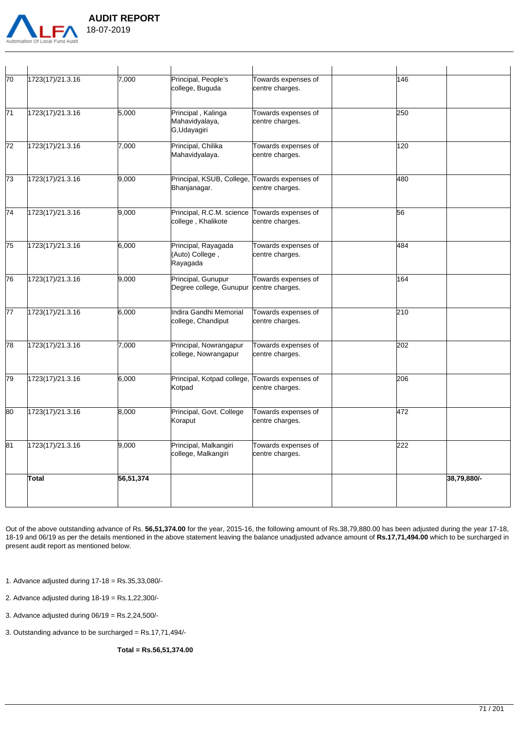| | | | | | | | |
|---|---|---|---|---|---|---|---|
| 70 | 1723(17)/21.3.16 | 7,000 | Principal, People's college, Buguda | Towards expenses of centre charges. | | 146 | |
| 71 | 1723(17)/21.3.16 | 5,000 | Principal , Kalinga Mahavidyalaya, G,Udayagiri | Towards expenses of centre charges. | | 250 | |
| 72 | 1723(17)/21.3.16 | 7,000 | Principal, Chilika Mahavidyalaya. | Towards expenses of centre charges. | | 120 | |
| 73 | 1723(17)/21.3.16 | 9,000 | Principal, KSUB, College, Bhanjanagar. | Towards expenses of centre charges. | | 480 | |
| 74 | 1723(17)/21.3.16 | 9,000 | Principal, R.C.M. science college , Khalikote | Towards expenses of centre charges. | | 56 | |
| 75 | 1723(17)/21.3.16 | 6,000 | Principal, Rayagada (Auto) College , Rayagada | Towards expenses of centre charges. | | 484 | |
| 76 | 1723(17)/21.3.16 | 9,000 | Principal, Gunupur Degree college, Gunupur | Towards expenses of centre charges. | | 164 | |
| 77 | 1723(17)/21.3.16 | 6,000 | Indira Gandhi Memorial college, Chandiput | Towards expenses of centre charges. | | 210 | |
| 78 | 1723(17)/21.3.16 | 7,000 | Principal, Nowrangapur college, Nowrangapur | Towards expenses of centre charges. | | 202 | |
| 79 | 1723(17)/21.3.16 | 6,000 | Principal, Kotpad college, Kotpad | Towards expenses of centre charges. | | 206 | |
| 80 | 1723(17)/21.3.16 | 8,000 | Principal, Govt. College Koraput | Towards expenses of centre charges. | | 472 | |
| 81 | 1723(17)/21.3.16 | 9,000 | Principal, Malkangiri college, Malkangiri | Towards expenses of centre charges. | | 222 | |
| | **Total** | **56,51,374** | | | | | **38,79,880/-** |

Out of the above outstanding advance of Rs. **56,51,374.00** for the year, 2015-16, the following amount of Rs.38,79,880.00 has been adjusted during the year 17-18, 18-19 and 06/19 as per the details mentioned in the above statement leaving the balance unadjusted advance amount of **Rs.17,71,494.00** which to be surcharged in present audit report as mentioned below.

1. Advance adjusted during 17-18 = Rs.35,33,080/-

2. Advance adjusted during 18-19 = Rs.1,22,300/-

3. Advance adjusted during 06/19 = Rs.2,24,500/-

3. Outstanding advance to be surcharged = Rs.17,71,494/-

**Total = Rs.56,51,374.00**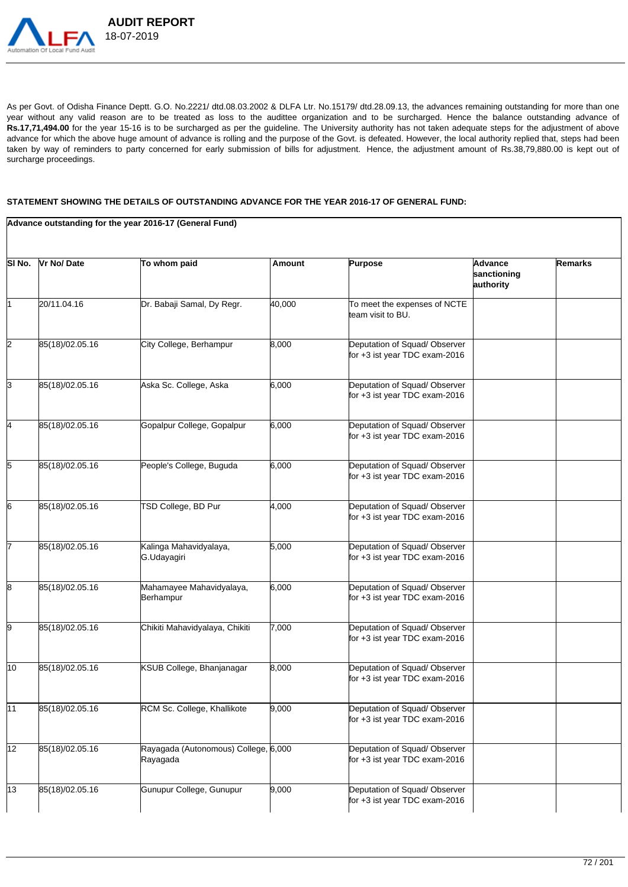As per Govt. of Odisha Finance Deptt. G.O. No.2221/ dtd.08.03.2002 & DLFA Ltr. No.15179/ dtd.28.09.13, the advances remaining outstanding for more than one year without any valid reason are to be treated as loss to the audittee organization and to be surcharged. Hence the balance outstanding advance of **Rs.17,71,494.00** for the year 15-16 is to be surcharged as per the guideline. The University authority has not taken adequate steps for the adjustment of above advance for which the above huge amount of advance is rolling and the purpose of the Govt. is defeated. However, the local authority replied that, steps had been taken by way of reminders to party concerned for early submission of bills for adjustment. Hence, the adjustment amount of Rs.38,79,880.00 is kept out of surcharge proceedings.

**STATEMENT SHOWING THE DETAILS OF OUTSTANDING ADVANCE FOR THE YEAR 2016-17 OF GENERAL FUND:**

**Advance outstanding for the year 2016-17 (General Fund)**

| Sl No. | Vr No/ Date | To whom paid | Amount | Purpose | Advance sanctioning authority | Remarks |
|---|---|---|---|---|---|---|
| 1 | 20/11.04.16 | Dr. Babaji Samal, Dy Regr. | 40,000 | To meet the expenses of NCTE team visit to BU. | | |
| 2 | 85(18)/02.05.16 | City College, Berhampur | 8,000 | Deputation of Squad/ Observer for +3 ist year TDC exam-2016 | | |
| 3 | 85(18)/02.05.16 | Aska Sc. College, Aska | 6,000 | Deputation of Squad/ Observer for +3 ist year TDC exam-2016 | | |
| 4 | 85(18)/02.05.16 | Gopalpur College, Gopalpur | 6,000 | Deputation of Squad/ Observer for +3 ist year TDC exam-2016 | | |
| 5 | 85(18)/02.05.16 | People's College, Buguda | 6,000 | Deputation of Squad/ Observer for +3 ist year TDC exam-2016 | | |
| 6 | 85(18)/02.05.16 | TSD College, BD Pur | 4,000 | Deputation of Squad/ Observer for +3 ist year TDC exam-2016 | | |
| 7 | 85(18)/02.05.16 | Kalinga Mahavidyalaya, G.Udayagiri | 5,000 | Deputation of Squad/ Observer for +3 ist year TDC exam-2016 | | |
| 8 | 85(18)/02.05.16 | Mahamayee Mahavidyalaya, Berhampur | 6,000 | Deputation of Squad/ Observer for +3 ist year TDC exam-2016 | | |
| 9 | 85(18)/02.05.16 | Chikiti Mahavidyalaya, Chikiti | 7,000 | Deputation of Squad/ Observer for +3 ist year TDC exam-2016 | | |
| 10 | 85(18)/02.05.16 | KSUB College, Bhanjanagar | 8,000 | Deputation of Squad/ Observer for +3 ist year TDC exam-2016 | | |
| 11 | 85(18)/02.05.16 | RCM Sc. College, Khallikote | 9,000 | Deputation of Squad/ Observer for +3 ist year TDC exam-2016 | | |
| 12 | 85(18)/02.05.16 | Rayagada (Autonomous) College, Rayagada | 6,000 | Deputation of Squad/ Observer for +3 ist year TDC exam-2016 | | |
| 13 | 85(18)/02.05.16 | Gunupur College, Gunupur | 9,000 | Deputation of Squad/ Observer for +3 ist year TDC exam-2016 | | |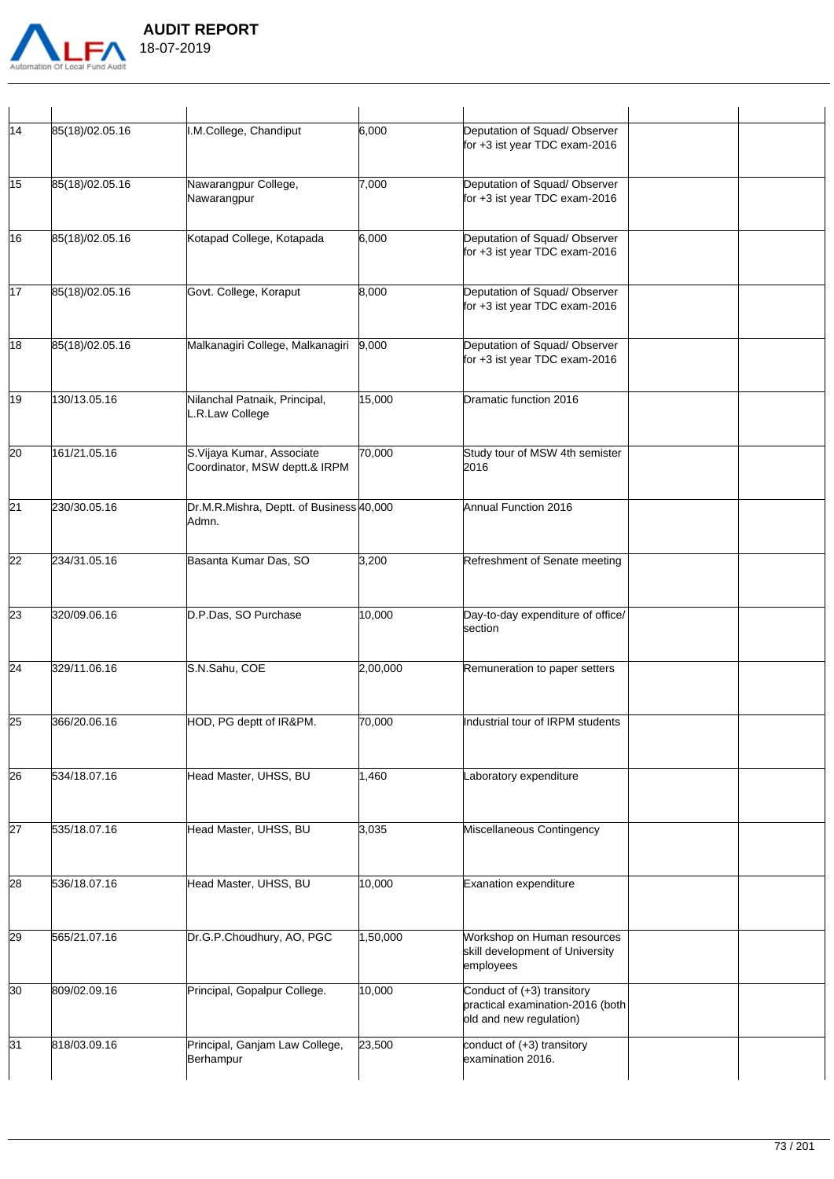|  |  |  |  |  |  |  |
|---|---|---|---|---|---|---|
| 14 | 85(18)/02.05.16 | I.M.College, Chandiput | 6,000 | Deputation of Squad/ Observer for +3 ist year TDC exam-2016 |  |  |
| 15 | 85(18)/02.05.16 | Nawarangpur College, Nawarangpur | 7,000 | Deputation of Squad/ Observer for +3 ist year TDC exam-2016 |  |  |
| 16 | 85(18)/02.05.16 | Kotapad College, Kotapada | 6,000 | Deputation of Squad/ Observer for +3 ist year TDC exam-2016 |  |  |
| 17 | 85(18)/02.05.16 | Govt. College, Koraput | 8,000 | Deputation of Squad/ Observer for +3 ist year TDC exam-2016 |  |  |
| 18 | 85(18)/02.05.16 | Malkanagiri College, Malkanagiri | 9,000 | Deputation of Squad/ Observer for +3 ist year TDC exam-2016 |  |  |
| 19 | 130/13.05.16 | Nilanchal Patnaik, Principal, L.R.Law College | 15,000 | Dramatic function 2016 |  |  |
| 20 | 161/21.05.16 | S.Vijaya Kumar, Associate Coordinator, MSW deptt.& IRPM | 70,000 | Study tour of MSW 4th semister 2016 |  |  |
| 21 | 230/30.05.16 | Dr.M.R.Mishra, Deptt. of Business Admn. | 40,000 | Annual Function 2016 |  |  |
| 22 | 234/31.05.16 | Basanta Kumar Das, SO | 3,200 | Refreshment of Senate meeting |  |  |
| 23 | 320/09.06.16 | D.P.Das, SO Purchase | 10,000 | Day-to-day expenditure of office/ section |  |  |
| 24 | 329/11.06.16 | S.N.Sahu, COE | 2,00,000 | Remuneration to paper setters |  |  |
| 25 | 366/20.06.16 | HOD, PG deptt of IR&PM. | 70,000 | Industrial tour of IRPM students |  |  |
| 26 | 534/18.07.16 | Head Master, UHSS, BU | 1,460 | Laboratory expenditure |  |  |
| 27 | 535/18.07.16 | Head Master, UHSS, BU | 3,035 | Miscellaneous Contingency |  |  |
| 28 | 536/18.07.16 | Head Master, UHSS, BU | 10,000 | Exanation expenditure |  |  |
| 29 | 565/21.07.16 | Dr.G.P.Choudhury, AO, PGC | 1,50,000 | Workshop on Human resources skill development of University employees |  |  |
| 30 | 809/02.09.16 | Principal, Gopalpur College. | 10,000 | Conduct of (+3) transitory practical examination-2016 (both old and new regulation) |  |  |
| 31 | 818/03.09.16 | Principal, Ganjam Law College, Berhampur | 23,500 | conduct of (+3) transitory examination 2016. |  |  |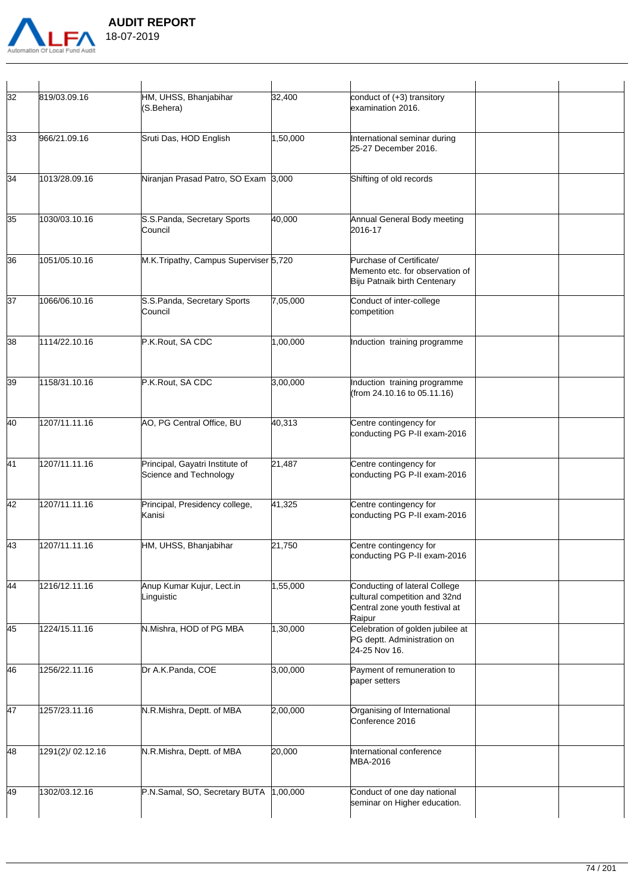| | | | | | | |
|---|---|---|---|---|---|---|
| 32 | 819/03.09.16 | HM, UHSS, Bhanjabihar (S.Behera) | 32,400 | conduct of (+3) transitory examination 2016. | | |
| 33 | 966/21.09.16 | Sruti Das, HOD English | 1,50,000 | International seminar during 25-27 December 2016. | | |
| 34 | 1013/28.09.16 | Niranjan Prasad Patro, SO Exam | 3,000 | Shifting of old records | | |
| 35 | 1030/03.10.16 | S.S.Panda, Secretary Sports Council | 40,000 | Annual General Body meeting 2016-17 | | |
| 36 | 1051/05.10.16 | M.K.Tripathy, Campus Supervisor | 5,720 | Purchase of Certificate/ Memento etc. for observation of Biju Patnaik birth Centenary | | |
| 37 | 1066/06.10.16 | S.S.Panda, Secretary Sports Council | 7,05,000 | Conduct of inter-college competition | | |
| 38 | 1114/22.10.16 | P.K.Rout, SA CDC | 1,00,000 | Induction training programme | | |
| 39 | 1158/31.10.16 | P.K.Rout, SA CDC | 3,00,000 | Induction training programme (from 24.10.16 to 05.11.16) | | |
| 40 | 1207/11.11.16 | AO, PG Central Office, BU | 40,313 | Centre contingency for conducting PG P-II exam-2016 | | |
| 41 | 1207/11.11.16 | Principal, Gayatri Institute of Science and Technology | 21,487 | Centre contingency for conducting PG P-II exam-2016 | | |
| 42 | 1207/11.11.16 | Principal, Presidency college, Kanisi | 41,325 | Centre contingency for conducting PG P-II exam-2016 | | |
| 43 | 1207/11.11.16 | HM, UHSS, Bhanjabihar | 21,750 | Centre contingency for conducting PG P-II exam-2016 | | |
| 44 | 1216/12.11.16 | Anup Kumar Kujur, Lect.in Linguistic | 1,55,000 | Conducting of lateral College cultural competition and 32nd Central zone youth festival at Raipur | | |
| 45 | 1224/15.11.16 | N.Mishra, HOD of PG MBA | 1,30,000 | Celebration of golden jubilee at PG deptt. Administration on 24-25 Nov 16. | | |
| 46 | 1256/22.11.16 | Dr A.K.Panda, COE | 3,00,000 | Payment of remuneration to paper setters | | |
| 47 | 1257/23.11.16 | N.R.Mishra, Deptt. of MBA | 2,00,000 | Organising of International Conference 2016 | | |
| 48 | 1291(2)/ 02.12.16 | N.R.Mishra, Deptt. of MBA | 20,000 | International conference MBA-2016 | | |
| 49 | 1302/03.12.16 | P.N.Samal, SO, Secretary BUTA | 1,00,000 | Conduct of one day national seminar on Higher education. | | |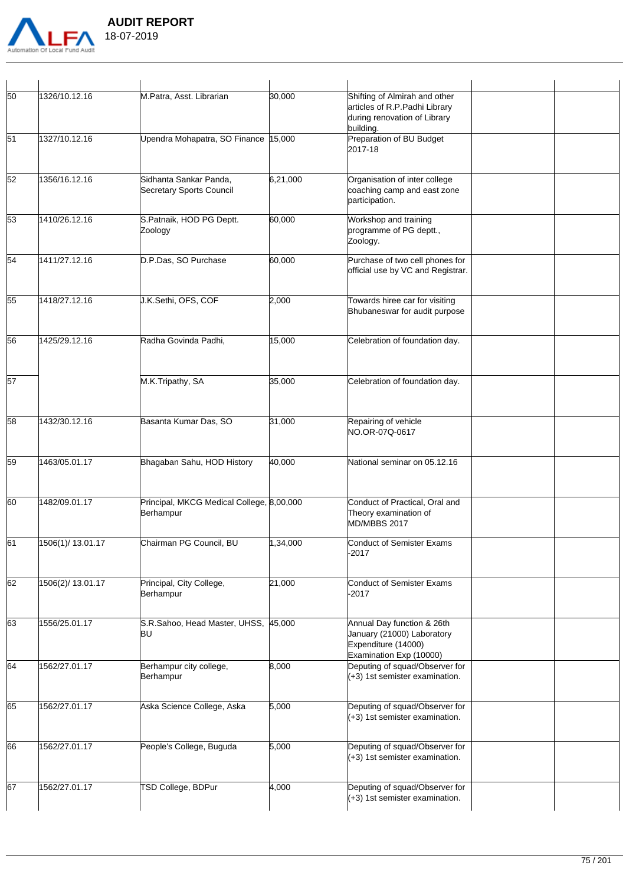| | | | | | | |
|---|---|---|---|---|---|---|
| 50 | 1326/10.12.16 | M.Patra, Asst. Librarian | 30,000 | Shifting of Almirah and other articles of R.P.Padhi Library during renovation of Library building. | | |
| 51 | 1327/10.12.16 | Upendra Mohapatra, SO Finance | 15,000 | Preparation of BU Budget 2017-18 | | |
| 52 | 1356/16.12.16 | Sidhanta Sankar Panda, Secretary Sports Council | 6,21,000 | Organisation of inter college coaching camp and east zone participation. | | |
| 53 | 1410/26.12.16 | S.Patnaik, HOD PG Deptt. Zoology | 60,000 | Workshop and training programme of PG deptt., Zoology. | | |
| 54 | 1411/27.12.16 | D.P.Das, SO Purchase | 60,000 | Purchase of two cell phones for official use by VC and Registrar. | | |
| 55 | 1418/27.12.16 | J.K.Sethi, OFS, COF | 2,000 | Towards hiree car for visiting Bhubaneswar for audit purpose | | |
| 56 | 1425/29.12.16 | Radha Govinda Padhi, | 15,000 | Celebration of foundation day. | | |
| 57 | | M.K.Tripathy, SA | 35,000 | Celebration of foundation day. | | |
| 58 | 1432/30.12.16 | Basanta Kumar Das, SO | 31,000 | Repairing of vehicle NO.OR-07Q-0617 | | |
| 59 | 1463/05.01.17 | Bhagaban Sahu, HOD History | 40,000 | National seminar on 05.12.16 | | |
| 60 | 1482/09.01.17 | Principal, MKCG Medical College, Berhampur | 8,00,000 | Conduct of Practical, Oral and Theory examination of MD/MBBS 2017 | | |
| 61 | 1506(1)/ 13.01.17 | Chairman PG Council, BU | 1,34,000 | Conduct of Semister Exams -2017 | | |
| 62 | 1506(2)/ 13.01.17 | Principal, City College, Berhampur | 21,000 | Conduct of Semister Exams -2017 | | |
| 63 | 1556/25.01.17 | S.R.Sahoo, Head Master, UHSS, BU | 45,000 | Annual Day function & 26th January (21000) Laboratory Expenditure (14000) Examination Exp (10000) | | |
| 64 | 1562/27.01.17 | Berhampur city college, Berhampur | 8,000 | Deputing of squad/Observer for (+3) 1st semister examination. | | |
| 65 | 1562/27.01.17 | Aska Science College, Aska | 5,000 | Deputing of squad/Observer for (+3) 1st semister examination. | | |
| 66 | 1562/27.01.17 | People's College, Buguda | 5,000 | Deputing of squad/Observer for (+3) 1st semister examination. | | |
| 67 | 1562/27.01.17 | TSD College, BDPur | 4,000 | Deputing of squad/Observer for (+3) 1st semister examination. | | |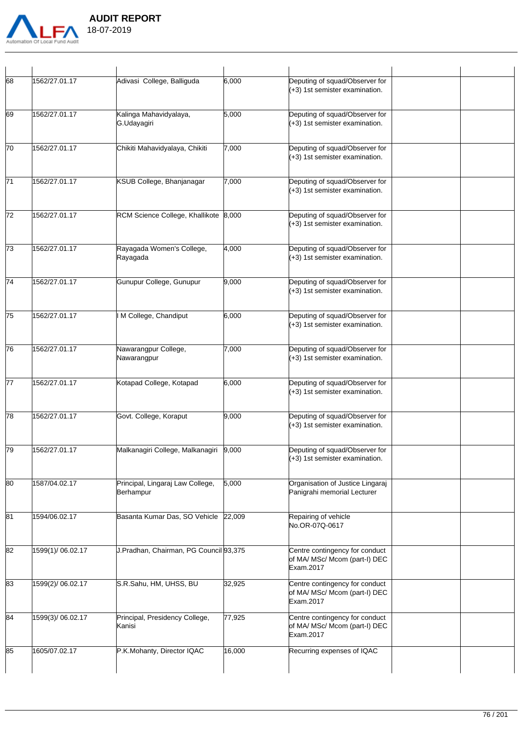| | | | | | | |
|---|---|---|---|---|---|---|
| 68 | 1562/27.01.17 | Adivasi College, Balliguda | 6,000 | Deputing of squad/Observer for (+3) 1st semister examination. | | |
| 69 | 1562/27.01.17 | Kalinga Mahavidyalaya, G.Udayagiri | 5,000 | Deputing of squad/Observer for (+3) 1st semister examination. | | |
| 70 | 1562/27.01.17 | Chikiti Mahavidyalaya, Chikiti | 7,000 | Deputing of squad/Observer for (+3) 1st semister examination. | | |
| 71 | 1562/27.01.17 | KSUB College, Bhanjanagar | 7,000 | Deputing of squad/Observer for (+3) 1st semister examination. | | |
| 72 | 1562/27.01.17 | RCM Science College, Khallikote | 8,000 | Deputing of squad/Observer for (+3) 1st semister examination. | | |
| 73 | 1562/27.01.17 | Rayagada Women's College, Rayagada | 4,000 | Deputing of squad/Observer for (+3) 1st semister examination. | | |
| 74 | 1562/27.01.17 | Gunupur College, Gunupur | 9,000 | Deputing of squad/Observer for (+3) 1st semister examination. | | |
| 75 | 1562/27.01.17 | I M College, Chandiput | 6,000 | Deputing of squad/Observer for (+3) 1st semister examination. | | |
| 76 | 1562/27.01.17 | Nawarangpur College, Nawarangpur | 7,000 | Deputing of squad/Observer for (+3) 1st semister examination. | | |
| 77 | 1562/27.01.17 | Kotapad College, Kotapad | 6,000 | Deputing of squad/Observer for (+3) 1st semister examination. | | |
| 78 | 1562/27.01.17 | Govt. College, Koraput | 9,000 | Deputing of squad/Observer for (+3) 1st semister examination. | | |
| 79 | 1562/27.01.17 | Malkanagiri College, Malkanagiri | 9,000 | Deputing of squad/Observer for (+3) 1st semister examination. | | |
| 80 | 1587/04.02.17 | Principal, Lingaraj Law College, Berhampur | 5,000 | Organisation of Justice Lingaraj Panigrahi memorial Lecturer | | |
| 81 | 1594/06.02.17 | Basanta Kumar Das, SO Vehicle | 22,009 | Repairing of vehicle No.OR-07Q-0617 | | |
| 82 | 1599(1)/ 06.02.17 | J.Pradhan, Chairman, PG Council | 93,375 | Centre contingency for conduct of MA/ MSc/ Mcom (part-I) DEC Exam.2017 | | |
| 83 | 1599(2)/ 06.02.17 | S.R.Sahu, HM, UHSS, BU | 32,925 | Centre contingency for conduct of MA/ MSc/ Mcom (part-I) DEC Exam.2017 | | |
| 84 | 1599(3)/ 06.02.17 | Principal, Presidency College, Kanisi | 77,925 | Centre contingency for conduct of MA/ MSc/ Mcom (part-I) DEC Exam.2017 | | |
| 85 | 1605/07.02.17 | P.K.Mohanty, Director IQAC | 16,000 | Recurring expenses of IQAC | | |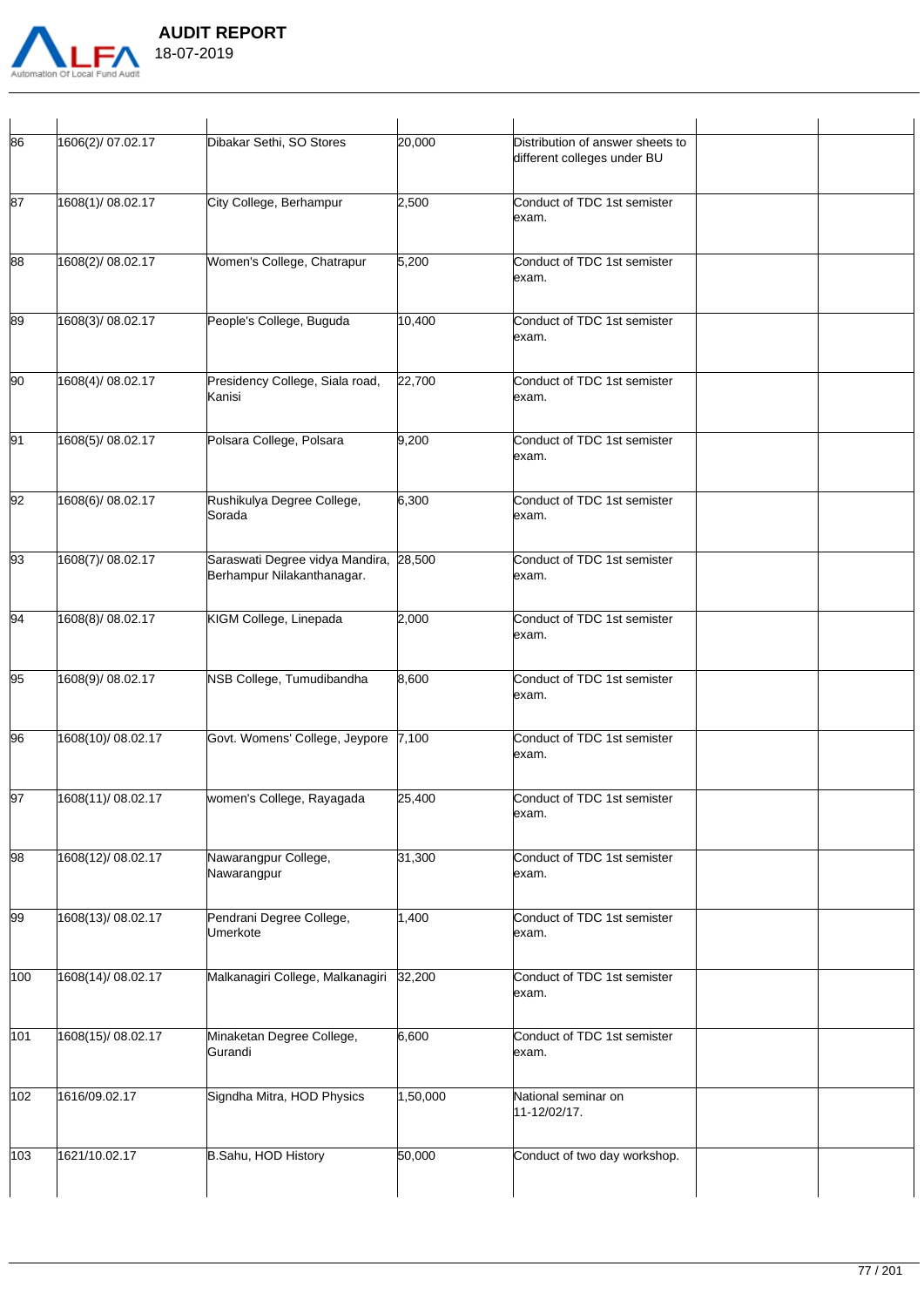| | | | | | | |
|---|---|---|---|---|---|---|
| 86 | 1606(2)/ 07.02.17 | Dibakar Sethi, SO Stores | 20,000 | Distribution of answer sheets to different colleges under BU | | |
| 87 | 1608(1)/ 08.02.17 | City College, Berhampur | 2,500 | Conduct of TDC 1st semister exam. | | |
| 88 | 1608(2)/ 08.02.17 | Women's College, Chatrapur | 5,200 | Conduct of TDC 1st semister exam. | | |
| 89 | 1608(3)/ 08.02.17 | People's College, Buguda | 10,400 | Conduct of TDC 1st semister exam. | | |
| 90 | 1608(4)/ 08.02.17 | Presidency College, Siala road, Kanisi | 22,700 | Conduct of TDC 1st semister exam. | | |
| 91 | 1608(5)/ 08.02.17 | Polsara College, Polsara | 9,200 | Conduct of TDC 1st semister exam. | | |
| 92 | 1608(6)/ 08.02.17 | Rushikulya Degree College, Sorada | 6,300 | Conduct of TDC 1st semister exam. | | |
| 93 | 1608(7)/ 08.02.17 | Saraswati Degree vidya Mandira, Berhampur Nilakanthanagar. | 28,500 | Conduct of TDC 1st semister exam. | | |
| 94 | 1608(8)/ 08.02.17 | KIGM College, Linepada | 2,000 | Conduct of TDC 1st semister exam. | | |
| 95 | 1608(9)/ 08.02.17 | NSB College, Tumudibandha | 8,600 | Conduct of TDC 1st semister exam. | | |
| 96 | 1608(10)/ 08.02.17 | Govt. Womens' College, Jeypore | 7,100 | Conduct of TDC 1st semister exam. | | |
| 97 | 1608(11)/ 08.02.17 | women's College, Rayagada | 25,400 | Conduct of TDC 1st semister exam. | | |
| 98 | 1608(12)/ 08.02.17 | Nawarangpur College, Nawarangpur | 31,300 | Conduct of TDC 1st semister exam. | | |
| 99 | 1608(13)/ 08.02.17 | Pendrani Degree College, Umerkote | 1,400 | Conduct of TDC 1st semister exam. | | |
| 100 | 1608(14)/ 08.02.17 | Malkanagiri College, Malkanagiri | 32,200 | Conduct of TDC 1st semister exam. | | |
| 101 | 1608(15)/ 08.02.17 | Minaketan Degree College, Gurandi | 6,600 | Conduct of TDC 1st semister exam. | | |
| 102 | 1616/09.02.17 | Signdha Mitra, HOD Physics | 1,50,000 | National seminar on 11-12/02/17. | | |
| 103 | 1621/10.02.17 | B.Sahu, HOD History | 50,000 | Conduct of two day workshop. | | |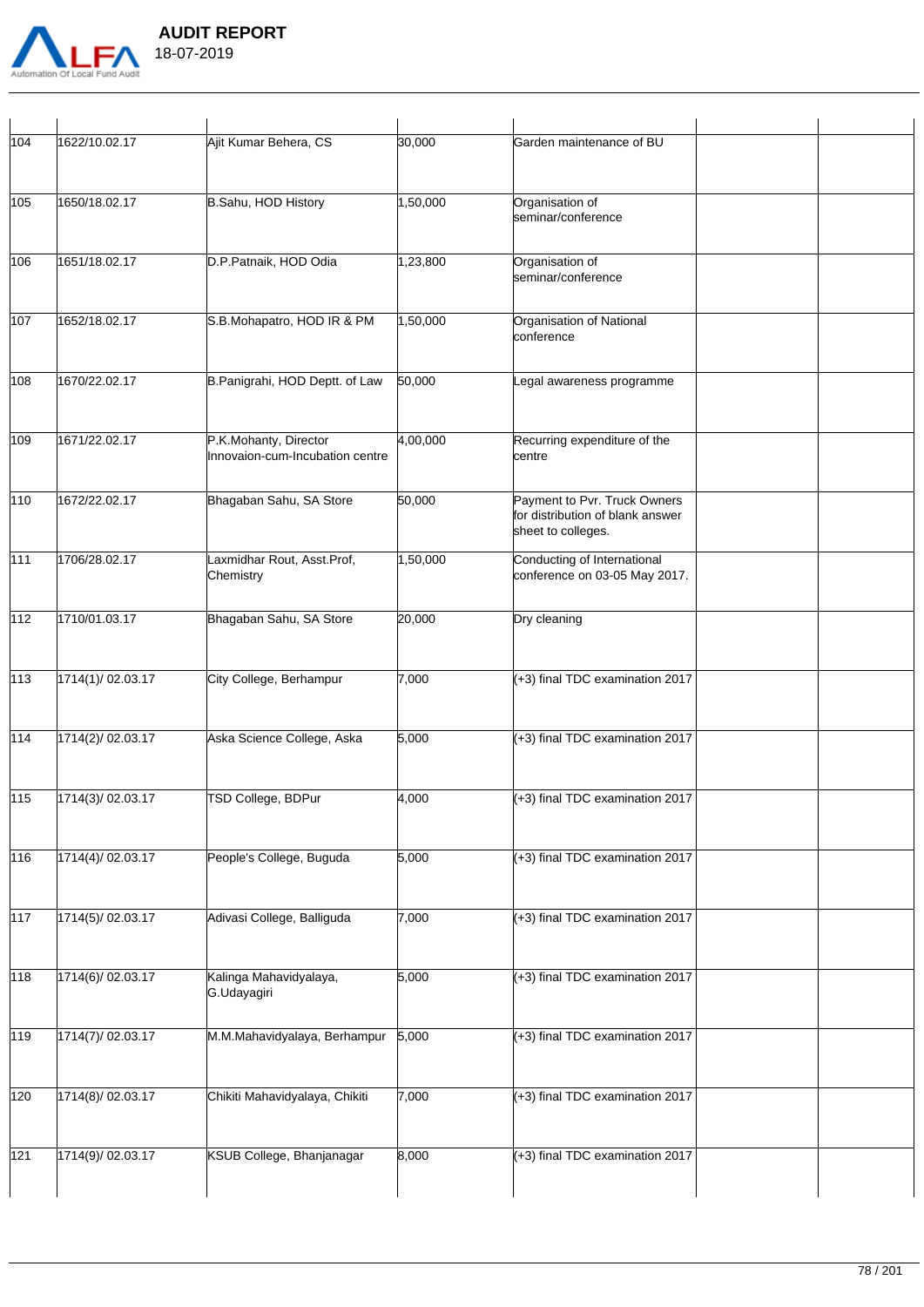| | | | | | | |
|---|---|---|---|---|---|---|
| 104 | 1622/10.02.17 | Ajit Kumar Behera, CS | 30,000 | Garden maintenance of BU | | |
| 105 | 1650/18.02.17 | B.Sahu, HOD History | 1,50,000 | Organisation of seminar/conference | | |
| 106 | 1651/18.02.17 | D.P.Patnaik, HOD Odia | 1,23,800 | Organisation of seminar/conference | | |
| 107 | 1652/18.02.17 | S.B.Mohapatro, HOD IR & PM | 1,50,000 | Organisation of National conference | | |
| 108 | 1670/22.02.17 | B.Panigrahi, HOD Deptt. of Law | 50,000 | Legal awareness programme | | |
| 109 | 1671/22.02.17 | P.K.Mohanty, Director Innovaion-cum-Incubation centre | 4,00,000 | Recurring expenditure of the centre | | |
| 110 | 1672/22.02.17 | Bhagaban Sahu, SA Store | 50,000 | Payment to Pvr. Truck Owners for distribution of blank answer sheet to colleges. | | |
| 111 | 1706/28.02.17 | Laxmidhar Rout, Asst.Prof, Chemistry | 1,50,000 | Conducting of International conference on 03-05 May 2017. | | |
| 112 | 1710/01.03.17 | Bhagaban Sahu, SA Store | 20,000 | Dry cleaning | | |
| 113 | 1714(1)/ 02.03.17 | City College, Berhampur | 7,000 | (+3) final TDC examination 2017 | | |
| 114 | 1714(2)/ 02.03.17 | Aska Science College, Aska | 5,000 | (+3) final TDC examination 2017 | | |
| 115 | 1714(3)/ 02.03.17 | TSD College, BDPur | 4,000 | (+3) final TDC examination 2017 | | |
| 116 | 1714(4)/ 02.03.17 | People's College, Buguda | 5,000 | (+3) final TDC examination 2017 | | |
| 117 | 1714(5)/ 02.03.17 | Adivasi College, Balliguda | 7,000 | (+3) final TDC examination 2017 | | |
| 118 | 1714(6)/ 02.03.17 | Kalinga Mahavidyalaya, G.Udayagiri | 5,000 | (+3) final TDC examination 2017 | | |
| 119 | 1714(7)/ 02.03.17 | M.M.Mahavidyalaya, Berhampur | 5,000 | (+3) final TDC examination 2017 | | |
| 120 | 1714(8)/ 02.03.17 | Chikiti Mahavidyalaya, Chikiti | 7,000 | (+3) final TDC examination 2017 | | |
| 121 | 1714(9)/ 02.03.17 | KSUB College, Bhanjanagar | 8,000 | (+3) final TDC examination 2017 | | |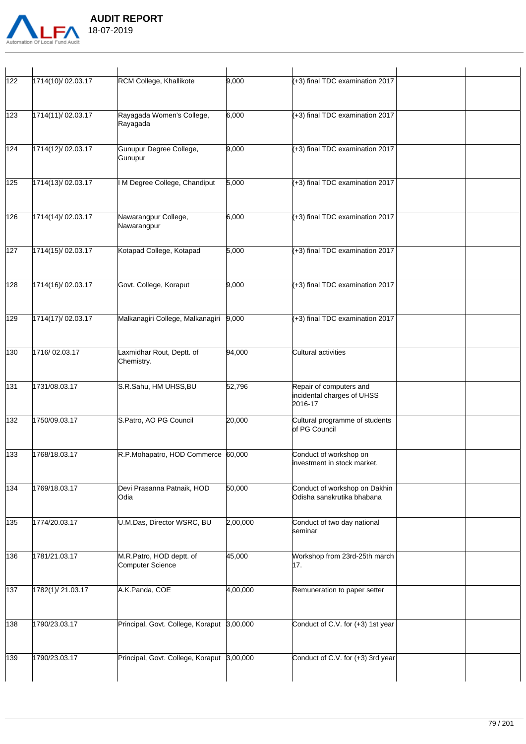| | | | | | | |
|---|---|---|---|---|---|---|
| 122 | 1714(10)/ 02.03.17 | RCM College, Khallikote | 9,000 | (+3) final TDC examination 2017 | | |
| 123 | 1714(11)/ 02.03.17 | Rayagada Women's College, Rayagada | 6,000 | (+3) final TDC examination 2017 | | |
| 124 | 1714(12)/ 02.03.17 | Gunupur Degree College, Gunupur | 9,000 | (+3) final TDC examination 2017 | | |
| 125 | 1714(13)/ 02.03.17 | I M Degree College, Chandiput | 5,000 | (+3) final TDC examination 2017 | | |
| 126 | 1714(14)/ 02.03.17 | Nawarangpur College, Nawarangpur | 6,000 | (+3) final TDC examination 2017 | | |
| 127 | 1714(15)/ 02.03.17 | Kotapad College, Kotapad | 5,000 | (+3) final TDC examination 2017 | | |
| 128 | 1714(16)/ 02.03.17 | Govt. College, Koraput | 9,000 | (+3) final TDC examination 2017 | | |
| 129 | 1714(17)/ 02.03.17 | Malkanagiri College, Malkanagiri | 9,000 | (+3) final TDC examination 2017 | | |
| 130 | 1716/ 02.03.17 | Laxmidhar Rout, Deptt. of Chemistry. | 94,000 | Cultural activities | | |
| 131 | 1731/08.03.17 | S.R.Sahu, HM UHSS,BU | 52,796 | Repair of computers and incidental charges of UHSS 2016-17 | | |
| 132 | 1750/09.03.17 | S.Patro, AO PG Council | 20,000 | Cultural programme of students of PG Council | | |
| 133 | 1768/18.03.17 | R.P.Mohapatro, HOD Commerce | 60,000 | Conduct of workshop on investment in stock market. | | |
| 134 | 1769/18.03.17 | Devi Prasanna Patnaik, HOD Odia | 50,000 | Conduct of workshop on Dakhin Odisha sanskrutika bhabana | | |
| 135 | 1774/20.03.17 | U.M.Das, Director WSRC, BU | 2,00,000 | Conduct of two day national seminar | | |
| 136 | 1781/21.03.17 | M.R.Patro, HOD deptt. of Computer Science | 45,000 | Workshop from 23rd-25th march 17. | | |
| 137 | 1782(1)/ 21.03.17 | A.K.Panda, COE | 4,00,000 | Remuneration to paper setter | | |
| 138 | 1790/23.03.17 | Principal, Govt. College, Koraput | 3,00,000 | Conduct of C.V. for (+3) 1st year | | |
| 139 | 1790/23.03.17 | Principal, Govt. College, Koraput | 3,00,000 | Conduct of C.V. for (+3) 3rd year | | |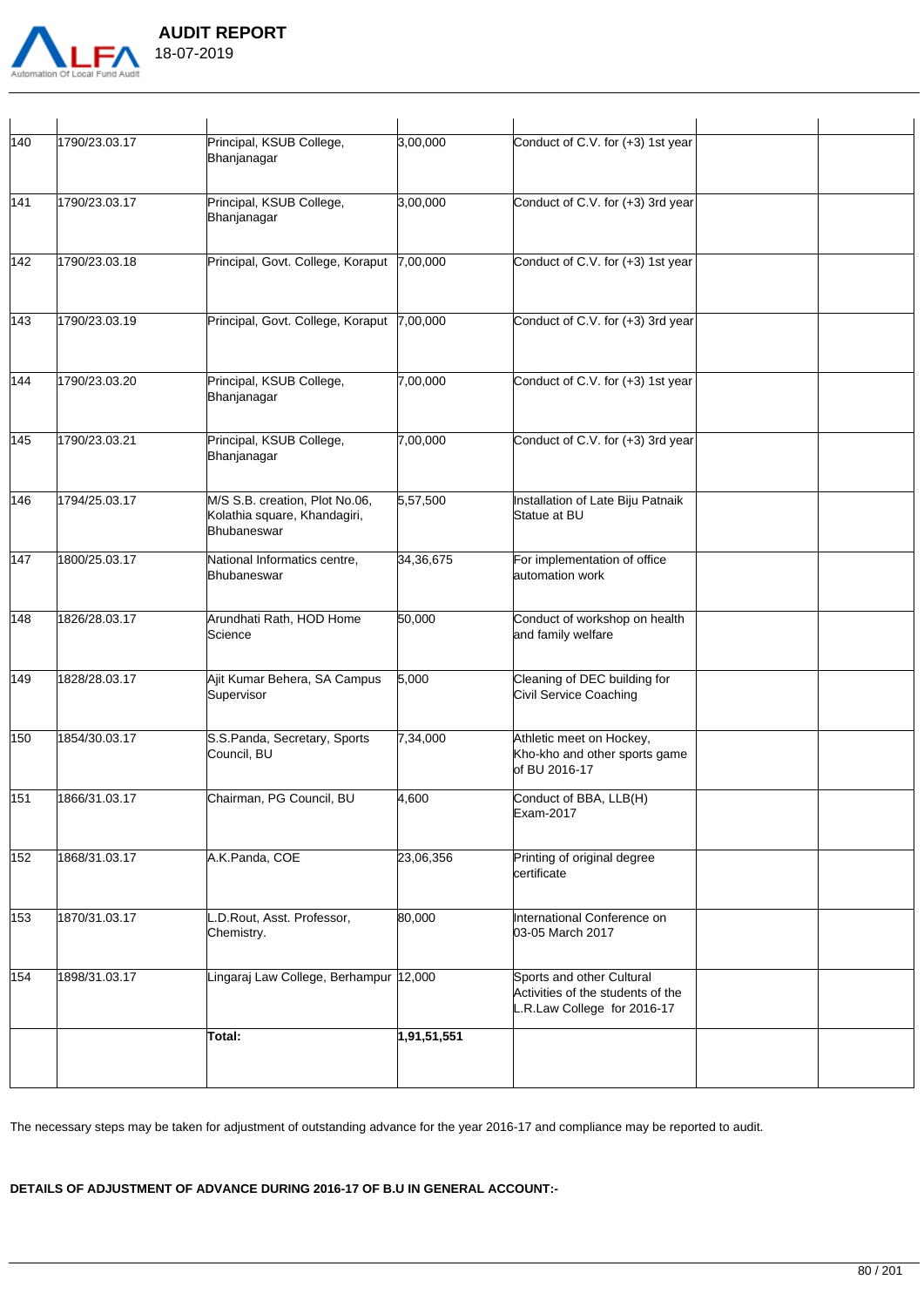| | | | | | | |
|---|---|---|---|---|---|---|
| 140 | 1790/23.03.17 | Principal, KSUB College, Bhanjanagar | 3,00,000 | Conduct of C.V. for (+3) 1st year | | |
| 141 | 1790/23.03.17 | Principal, KSUB College, Bhanjanagar | 3,00,000 | Conduct of C.V. for (+3) 3rd year | | |
| 142 | 1790/23.03.18 | Principal, Govt. College, Koraput | 7,00,000 | Conduct of C.V. for (+3) 1st year | | |
| 143 | 1790/23.03.19 | Principal, Govt. College, Koraput | 7,00,000 | Conduct of C.V. for (+3) 3rd year | | |
| 144 | 1790/23.03.20 | Principal, KSUB College, Bhanjanagar | 7,00,000 | Conduct of C.V. for (+3) 1st year | | |
| 145 | 1790/23.03.21 | Principal, KSUB College, Bhanjanagar | 7,00,000 | Conduct of C.V. for (+3) 3rd year | | |
| 146 | 1794/25.03.17 | M/S S.B. creation, Plot No.06, Kolathia square, Khandagiri, Bhubaneswar | 5,57,500 | Installation of Late Biju Patnaik Statue at BU | | |
| 147 | 1800/25.03.17 | National Informatics centre, Bhubaneswar | 34,36,675 | For implementation of office automation work | | |
| 148 | 1826/28.03.17 | Arundhati Rath, HOD Home Science | 50,000 | Conduct of workshop on health and family welfare | | |
| 149 | 1828/28.03.17 | Ajit Kumar Behera, SA Campus Supervisor | 5,000 | Cleaning of DEC building for Civil Service Coaching | | |
| 150 | 1854/30.03.17 | S.S.Panda, Secretary, Sports Council, BU | 7,34,000 | Athletic meet on Hockey, Kho-kho and other sports game of BU 2016-17 | | |
| 151 | 1866/31.03.17 | Chairman, PG Council, BU | 4,600 | Conduct of BBA, LLB(H) Exam-2017 | | |
| 152 | 1868/31.03.17 | A.K.Panda, COE | 23,06,356 | Printing of original degree certificate | | |
| 153 | 1870/31.03.17 | L.D.Rout, Asst. Professor, Chemistry. | 80,000 | International Conference on 03-05 March 2017 | | |
| 154 | 1898/31.03.17 | Lingaraj Law College, Berhampur | 12,000 | Sports and other Cultural Activities of the students of the L.R.Law College for 2016-17 | | |
| | | **Total:** | **1,91,51,551** | | | |

The necessary steps may be taken for adjustment of outstanding advance for the year 2016-17 and compliance may be reported to audit.

**DETAILS OF ADJUSTMENT OF ADVANCE DURING 2016-17 OF B.U IN GENERAL ACCOUNT:-**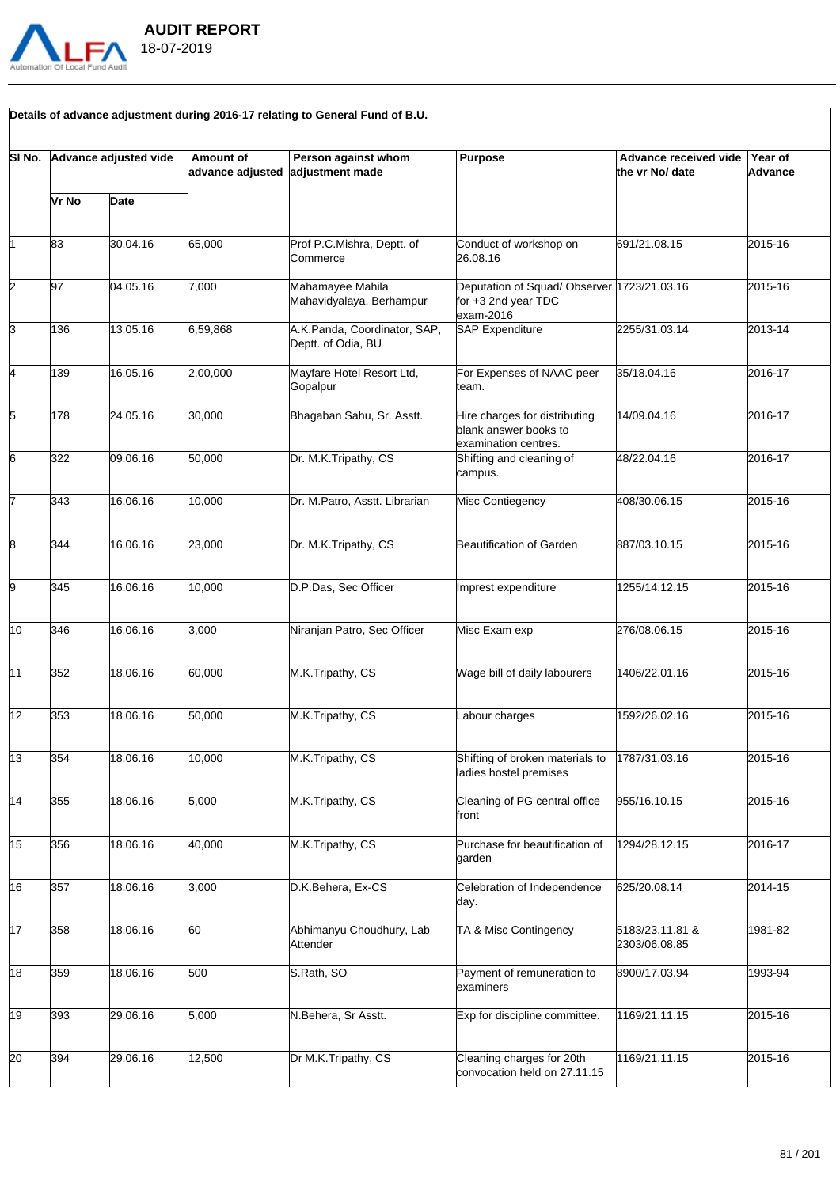**Details of advance adjustment during 2016-17 relating to General Fund of B.U.**

| Sl No. | Advance adjusted vide | | Amount of advance adjusted | Person against whom adjustment made | Purpose | Advance received vide the vr No/ date | Year of Advance |
|---|---|---|---|---|---|---|---|
| | Vr No | Date | | | | | |
| 1 | 83 | 30.04.16 | 65,000 | Prof P.C.Mishra, Deptt. of Commerce | Conduct of workshop on 26.08.16 | 691/21.08.15 | 2015-16 |
| 2 | 97 | 04.05.16 | 7,000 | Mahamayee Mahila Mahavidyalaya, Berhampur | Deputation of Squad/ Observer for +3 2nd year TDC exam-2016 | 1723/21.03.16 | 2015-16 |
| 3 | 136 | 13.05.16 | 6,59,868 | A.K.Panda, Coordinator, SAP, Deptt. of Odia, BU | SAP Expenditure | 2255/31.03.14 | 2013-14 |
| 4 | 139 | 16.05.16 | 2,00,000 | Mayfare Hotel Resort Ltd, Gopalpur | For Expenses of NAAC peer team. | 35/18.04.16 | 2016-17 |
| 5 | 178 | 24.05.16 | 30,000 | Bhagaban Sahu, Sr. Asstt. | Hire charges for distributing blank answer books to examination centres. | 14/09.04.16 | 2016-17 |
| 6 | 322 | 09.06.16 | 50,000 | Dr. M.K.Tripathy, CS | Shifting and cleaning of campus. | 48/22.04.16 | 2016-17 |
| 7 | 343 | 16.06.16 | 10,000 | Dr. M.Patro, Asstt. Librarian | Misc Contiegency | 408/30.06.15 | 2015-16 |
| 8 | 344 | 16.06.16 | 23,000 | Dr. M.K.Tripathy, CS | Beautification of Garden | 887/03.10.15 | 2015-16 |
| 9 | 345 | 16.06.16 | 10,000 | D.P.Das, Sec Officer | Imprest expenditure | 1255/14.12.15 | 2015-16 |
| 10 | 346 | 16.06.16 | 3,000 | Niranjan Patro, Sec Officer | Misc Exam exp | 276/08.06.15 | 2015-16 |
| 11 | 352 | 18.06.16 | 60,000 | M.K.Tripathy, CS | Wage bill of daily labourers | 1406/22.01.16 | 2015-16 |
| 12 | 353 | 18.06.16 | 50,000 | M.K.Tripathy, CS | Labour charges | 1592/26.02.16 | 2015-16 |
| 13 | 354 | 18.06.16 | 10,000 | M.K.Tripathy, CS | Shifting of broken materials to ladies hostel premises | 1787/31.03.16 | 2015-16 |
| 14 | 355 | 18.06.16 | 5,000 | M.K.Tripathy, CS | Cleaning of PG central office front | 955/16.10.15 | 2015-16 |
| 15 | 356 | 18.06.16 | 40,000 | M.K.Tripathy, CS | Purchase for beautification of garden | 1294/28.12.15 | 2016-17 |
| 16 | 357 | 18.06.16 | 3,000 | D.K.Behera, Ex-CS | Celebration of Independence day. | 625/20.08.14 | 2014-15 |
| 17 | 358 | 18.06.16 | 60 | Abhimanyu Choudhury, Lab Attender | TA & Misc Contingency | 5183/23.11.81 & 2303/06.08.85 | 1981-82 |
| 18 | 359 | 18.06.16 | 500 | S.Rath, SO | Payment of remuneration to examiners | 8900/17.03.94 | 1993-94 |
| 19 | 393 | 29.06.16 | 5,000 | N.Behera, Sr Asstt. | Exp for discipline committee. | 1169/21.11.15 | 2015-16 |
| 20 | 394 | 29.06.16 | 12,500 | Dr M.K.Tripathy, CS | Cleaning charges for 20th convocation held on 27.11.15 | 1169/21.11.15 | 2015-16 |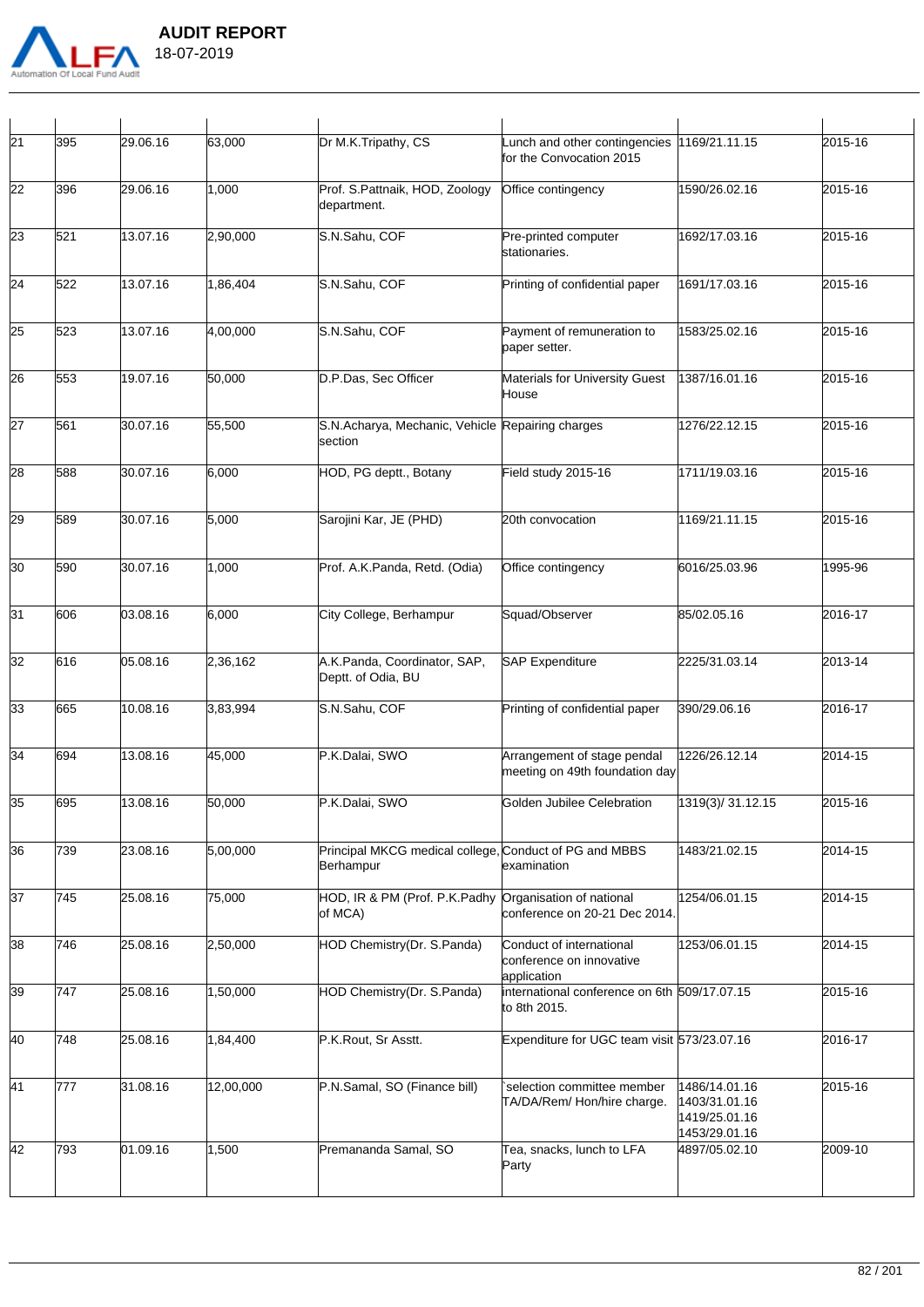| | | | | | | | |
|---|---|---|---|---|---|---|---|
| 21 | 395 | 29.06.16 | 63,000 | Dr M.K.Tripathy, CS | Lunch and other contingencies for the Convocation 2015 | 1169/21.11.15 | 2015-16 |
| 22 | 396 | 29.06.16 | 1,000 | Prof. S.Pattnaik, HOD, Zoology department. | Office contingency | 1590/26.02.16 | 2015-16 |
| 23 | 521 | 13.07.16 | 2,90,000 | S.N.Sahu, COF | Pre-printed computer stationaries. | 1692/17.03.16 | 2015-16 |
| 24 | 522 | 13.07.16 | 1,86,404 | S.N.Sahu, COF | Printing of confidential paper | 1691/17.03.16 | 2015-16 |
| 25 | 523 | 13.07.16 | 4,00,000 | S.N.Sahu, COF | Payment of remuneration to paper setter. | 1583/25.02.16 | 2015-16 |
| 26 | 553 | 19.07.16 | 50,000 | D.P.Das, Sec Officer | Materials for University Guest House | 1387/16.01.16 | 2015-16 |
| 27 | 561 | 30.07.16 | 55,500 | S.N.Acharya, Mechanic, Vehicle section | Repairing charges | 1276/22.12.15 | 2015-16 |
| 28 | 588 | 30.07.16 | 6,000 | HOD, PG deptt., Botany | Field study 2015-16 | 1711/19.03.16 | 2015-16 |
| 29 | 589 | 30.07.16 | 5,000 | Sarojini Kar, JE (PHD) | 20th convocation | 1169/21.11.15 | 2015-16 |
| 30 | 590 | 30.07.16 | 1,000 | Prof. A.K.Panda, Retd. (Odia) | Office contingency | 6016/25.03.96 | 1995-96 |
| 31 | 606 | 03.08.16 | 6,000 | City College, Berhampur | Squad/Observer | 85/02.05.16 | 2016-17 |
| 32 | 616 | 05.08.16 | 2,36,162 | A.K.Panda, Coordinator, SAP, Deptt. of Odia, BU | SAP Expenditure | 2225/31.03.14 | 2013-14 |
| 33 | 665 | 10.08.16 | 3,83,994 | S.N.Sahu, COF | Printing of confidential paper | 390/29.06.16 | 2016-17 |
| 34 | 694 | 13.08.16 | 45,000 | P.K.Dalai, SWO | Arrangement of stage pendal meeting on 49th foundation day | 1226/26.12.14 | 2014-15 |
| 35 | 695 | 13.08.16 | 50,000 | P.K.Dalai, SWO | Golden Jubilee Celebration | 1319(3)/ 31.12.15 | 2015-16 |
| 36 | 739 | 23.08.16 | 5,00,000 | Principal MKCG medical college, Berhampur | Conduct of PG and MBBS examination | 1483/21.02.15 | 2014-15 |
| 37 | 745 | 25.08.16 | 75,000 | HOD, IR & PM (Prof. P.K.Padhy of MCA) | Organisation of national conference on 20-21 Dec 2014. | 1254/06.01.15 | 2014-15 |
| 38 | 746 | 25.08.16 | 2,50,000 | HOD Chemistry(Dr. S.Panda) | Conduct of international conference on innovative application | 1253/06.01.15 | 2014-15 |
| 39 | 747 | 25.08.16 | 1,50,000 | HOD Chemistry(Dr. S.Panda) | international conference on 6th to 8th 2015. | 509/17.07.15 | 2015-16 |
| 40 | 748 | 25.08.16 | 1,84,400 | P.K.Rout, Sr Asstt. | Expenditure for UGC team visit | 573/23.07.16 | 2016-17 |
| 41 | 777 | 31.08.16 | 12,00,000 | P.N.Samal, SO (Finance bill) | `selection committee member TA/DA/Rem/ Hon/hire charge. | 1486/14.01.16 1403/31.01.16 1419/25.01.16 1453/29.01.16 | 2015-16 |
| 42 | 793 | 01.09.16 | 1,500 | Premananda Samal, SO | Tea, snacks, lunch to LFA Party | 4897/05.02.10 | 2009-10 |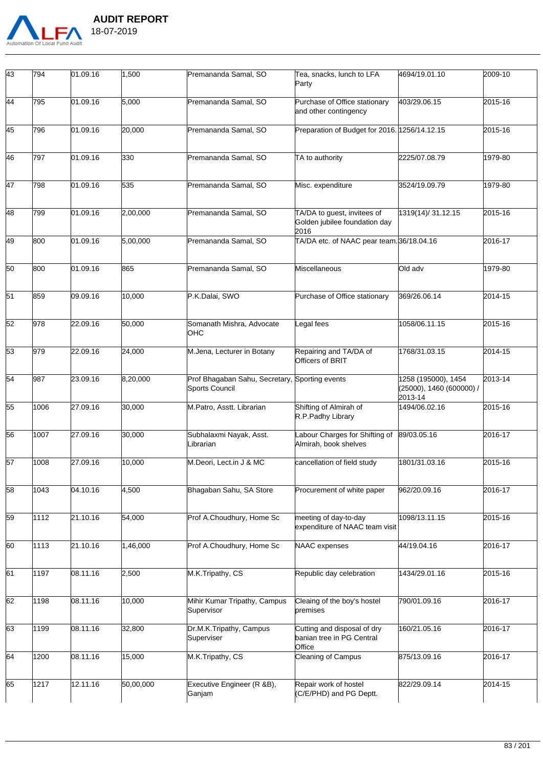| 43 | 794 | 01.09.16 | 1,500 | Premananda Samal, SO | Tea, snacks, lunch to LFA Party | 4694/19.01.10 | 2009-10 |
|---|---|---|---|---|---|---|---|
| 44 | 795 | 01.09.16 | 5,000 | Premananda Samal, SO | Purchase of Office stationary and other contingency | 403/29.06.15 | 2015-16 |
| 45 | 796 | 01.09.16 | 20,000 | Premananda Samal, SO | Preparation of Budget for 2016. | 1256/14.12.15 | 2015-16 |
| 46 | 797 | 01.09.16 | 330 | Premananda Samal, SO | TA to authority | 2225/07.08.79 | 1979-80 |
| 47 | 798 | 01.09.16 | 535 | Premananda Samal, SO | Misc. expenditure | 3524/19.09.79 | 1979-80 |
| 48 | 799 | 01.09.16 | 2,00,000 | Premananda Samal, SO | TA/DA to guest, invitees of Golden jubilee foundation day 2016 | 1319(14)/ 31.12.15 | 2015-16 |
| 49 | 800 | 01.09.16 | 5,00,000 | Premananda Samal, SO | TA/DA etc. of NAAC pear team. | 36/18.04.16 | 2016-17 |
| 50 | 800 | 01.09.16 | 865 | Premananda Samal, SO | Miscellaneous | Old adv | 1979-80 |
| 51 | 859 | 09.09.16 | 10,000 | P.K.Dalai, SWO | Purchase of Office stationary | 369/26.06.14 | 2014-15 |
| 52 | 978 | 22.09.16 | 50,000 | Somanath Mishra, Advocate OHC | Legal fees | 1058/06.11.15 | 2015-16 |
| 53 | 979 | 22.09.16 | 24,000 | M.Jena, Lecturer in Botany | Repairing and TA/DA of Officers of BRIT | 1768/31.03.15 | 2014-15 |
| 54 | 987 | 23.09.16 | 8,20,000 | Prof Bhagaban Sahu, Secretary, Sports Council | Sporting events | 1258 (195000), 1454 (25000), 1460 (600000) / 2013-14 | 2013-14 |
| 55 | 1006 | 27.09.16 | 30,000 | M.Patro, Asstt. Librarian | Shifting of Almirah of R.P.Padhy Library | 1494/06.02.16 | 2015-16 |
| 56 | 1007 | 27.09.16 | 30,000 | Subhalaxmi Nayak, Asst. Librarian | Labour Charges for Shifting of Almirah, book shelves | 89/03.05.16 | 2016-17 |
| 57 | 1008 | 27.09.16 | 10,000 | M.Deori, Lect.in J & MC | cancellation of field study | 1801/31.03.16 | 2015-16 |
| 58 | 1043 | 04.10.16 | 4,500 | Bhagaban Sahu, SA Store | Procurement of white paper | 962/20.09.16 | 2016-17 |
| 59 | 1112 | 21.10.16 | 54,000 | Prof A.Choudhury, Home Sc | meeting of day-to-day expenditure of NAAC team visit | 1098/13.11.15 | 2015-16 |
| 60 | 1113 | 21.10.16 | 1,46,000 | Prof A.Choudhury, Home Sc | NAAC expenses | 44/19.04.16 | 2016-17 |
| 61 | 1197 | 08.11.16 | 2,500 | M.K.Tripathy, CS | Republic day celebration | 1434/29.01.16 | 2015-16 |
| 62 | 1198 | 08.11.16 | 10,000 | Mihir Kumar Tripathy, Campus Supervisor | Cleaing of the boy's hostel premises | 790/01.09.16 | 2016-17 |
| 63 | 1199 | 08.11.16 | 32,800 | Dr.M.K.Tripathy, Campus Superviser | Cutting and disposal of dry banian tree in PG Central Office | 160/21.05.16 | 2016-17 |
| 64 | 1200 | 08.11.16 | 15,000 | M.K.Tripathy, CS | Cleaning of Campus | 875/13.09.16 | 2016-17 |
| 65 | 1217 | 12.11.16 | 50,00,000 | Executive Engineer (R &B), Ganjam | Repair work of hostel (C/E/PHD) and PG Deptt. | 822/29.09.14 | 2014-15 |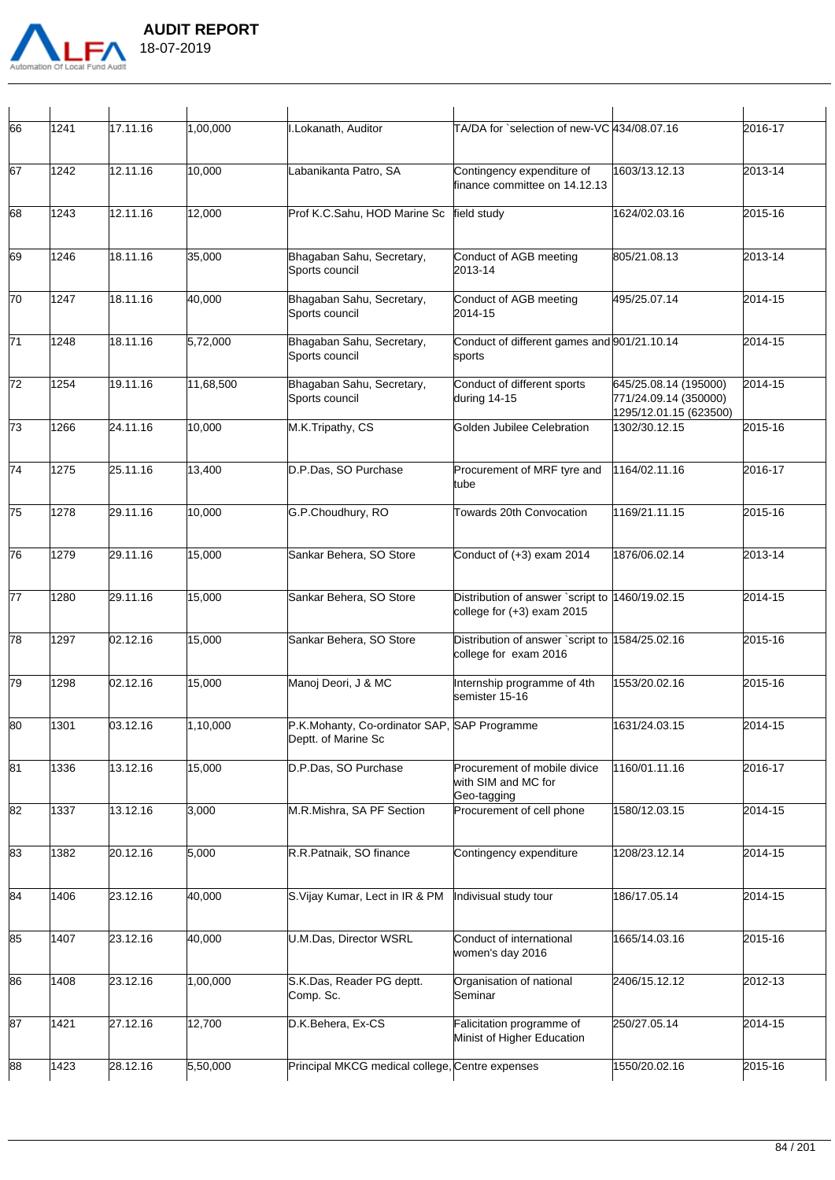| | | | | | | | |
|---|---|---|---|---|---|---|---|
| 66 | 1241 | 17.11.16 | 1,00,000 | I.Lokanath, Auditor | TA/DA for `selection of new-VC | 434/08.07.16 | 2016-17 |
| 67 | 1242 | 12.11.16 | 10,000 | Labanikanta Patro, SA | Contingency expenditure of finance committee on 14.12.13 | 1603/13.12.13 | 2013-14 |
| 68 | 1243 | 12.11.16 | 12,000 | Prof K.C.Sahu, HOD Marine Sc | field study | 1624/02.03.16 | 2015-16 |
| 69 | 1246 | 18.11.16 | 35,000 | Bhagaban Sahu, Secretary, Sports council | Conduct of AGB meeting 2013-14 | 805/21.08.13 | 2013-14 |
| 70 | 1247 | 18.11.16 | 40,000 | Bhagaban Sahu, Secretary, Sports council | Conduct of AGB meeting 2014-15 | 495/25.07.14 | 2014-15 |
| 71 | 1248 | 18.11.16 | 5,72,000 | Bhagaban Sahu, Secretary, Sports council | Conduct of different games and sports | 901/21.10.14 | 2014-15 |
| 72 | 1254 | 19.11.16 | 11,68,500 | Bhagaban Sahu, Secretary, Sports council | Conduct of different sports during 14-15 | 645/25.08.14 (195000) 771/24.09.14 (350000) 1295/12.01.15 (623500) | 2014-15 |
| 73 | 1266 | 24.11.16 | 10,000 | M.K.Tripathy, CS | Golden Jubilee Celebration | 1302/30.12.15 | 2015-16 |
| 74 | 1275 | 25.11.16 | 13,400 | D.P.Das, SO Purchase | Procurement of MRF tyre and tube | 1164/02.11.16 | 2016-17 |
| 75 | 1278 | 29.11.16 | 10,000 | G.P.Choudhury, RO | Towards 20th Convocation | 1169/21.11.15 | 2015-16 |
| 76 | 1279 | 29.11.16 | 15,000 | Sankar Behera, SO Store | Conduct of (+3) exam 2014 | 1876/06.02.14 | 2013-14 |
| 77 | 1280 | 29.11.16 | 15,000 | Sankar Behera, SO Store | Distribution of answer `script to college for (+3) exam 2015 | 1460/19.02.15 | 2014-15 |
| 78 | 1297 | 02.12.16 | 15,000 | Sankar Behera, SO Store | Distribution of answer `script to college for exam 2016 | 1584/25.02.16 | 2015-16 |
| 79 | 1298 | 02.12.16 | 15,000 | Manoj Deori, J & MC | Internship programme of 4th semister 15-16 | 1553/20.02.16 | 2015-16 |
| 80 | 1301 | 03.12.16 | 1,10,000 | P.K.Mohanty, Co-ordinator SAP, Deptt. of Marine Sc | SAP Programme | 1631/24.03.15 | 2014-15 |
| 81 | 1336 | 13.12.16 | 15,000 | D.P.Das, SO Purchase | Procurement of mobile divice with SIM and MC for Geo-tagging | 1160/01.11.16 | 2016-17 |
| 82 | 1337 | 13.12.16 | 3,000 | M.R.Mishra, SA PF Section | Procurement of cell phone | 1580/12.03.15 | 2014-15 |
| 83 | 1382 | 20.12.16 | 5,000 | R.R.Patnaik, SO finance | Contingency expenditure | 1208/23.12.14 | 2014-15 |
| 84 | 1406 | 23.12.16 | 40,000 | S.Vijay Kumar, Lect in IR & PM | Indivisual study tour | 186/17.05.14 | 2014-15 |
| 85 | 1407 | 23.12.16 | 40,000 | U.M.Das, Director WSRL | Conduct of international women's day 2016 | 1665/14.03.16 | 2015-16 |
| 86 | 1408 | 23.12.16 | 1,00,000 | S.K.Das, Reader PG deptt. Comp. Sc. | Organisation of national Seminar | 2406/15.12.12 | 2012-13 |
| 87 | 1421 | 27.12.16 | 12,700 | D.K.Behera, Ex-CS | Falicitation programme of Minist of Higher Education | 250/27.05.14 | 2014-15 |
| 88 | 1423 | 28.12.16 | 5,50,000 | Principal MKCG medical college, | Centre expenses | 1550/20.02.16 | 2015-16 |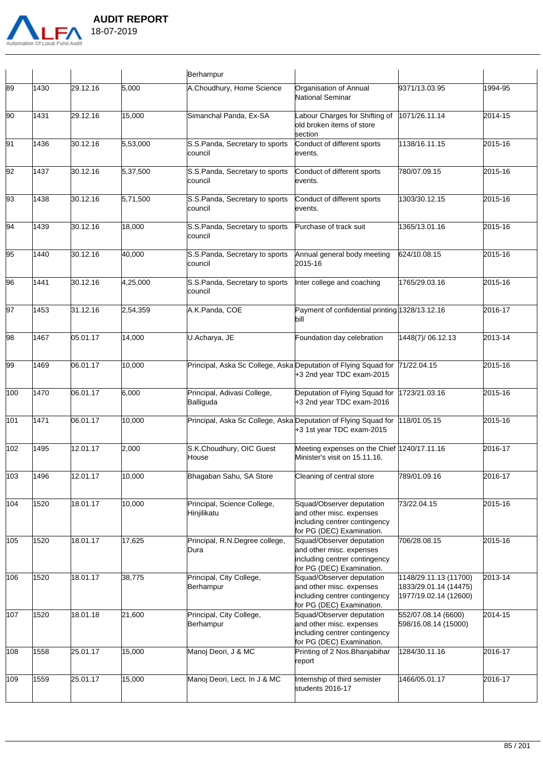| | | | | Berhampur | | | |
|---|---|---|---|---|---|---|---|
| 89 | 1430 | 29.12.16 | 5,000 | A.Choudhury, Home Science | Organisation of Annual National Seminar | 9371/13.03.95 | 1994-95 |
| 90 | 1431 | 29.12.16 | 15,000 | Simanchal Panda, Ex-SA | Labour Charges for Shifting of old broken items of store section | 1071/26.11.14 | 2014-15 |
| 91 | 1436 | 30.12.16 | 5,53,000 | S.S.Panda, Secretary to sports council | Conduct of different sports events. | 1138/16.11.15 | 2015-16 |
| 92 | 1437 | 30.12.16 | 5,37,500 | S.S.Panda, Secretary to sports council | Conduct of different sports events. | 780/07.09.15 | 2015-16 |
| 93 | 1438 | 30.12.16 | 5,71,500 | S.S.Panda, Secretary to sports council | Conduct of different sports events. | 1303/30.12.15 | 2015-16 |
| 94 | 1439 | 30.12.16 | 18,000 | S.S.Panda, Secretary to sports council | Purchase of track suit | 1365/13.01.16 | 2015-16 |
| 95 | 1440 | 30.12.16 | 40,000 | S.S.Panda, Secretary to sports council | Annual general body meeting 2015-16 | 624/10.08.15 | 2015-16 |
| 96 | 1441 | 30.12.16 | 4,25,000 | S.S.Panda, Secretary to sports council | Inter college and coaching | 1765/29.03.16 | 2015-16 |
| 97 | 1453 | 31.12.16 | 2,54,359 | A.K.Panda, COE | Payment of confidential printing bill | 1328/13.12.16 | 2016-17 |
| 98 | 1467 | 05.01.17 | 14,000 | U.Acharya, JE | Foundation day celebration | 1448(7)/ 06.12.13 | 2013-14 |
| 99 | 1469 | 06.01.17 | 10,000 | Principal, Aska Sc College, Aska | Deputation of Flying Squad for +3 2nd year TDC exam-2015 | 71/22.04.15 | 2015-16 |
| 100 | 1470 | 06.01.17 | 6,000 | Principal, Adivasi College, Balliguda | Deputation of Flying Squad for +3 2nd year TDC exam-2016 | 1723/21.03.16 | 2015-16 |
| 101 | 1471 | 06.01.17 | 10,000 | Principal, Aska Sc College, Aska | Deputation of Flying Squad for +3 1st year TDC exam-2015 | 118/01.05.15 | 2015-16 |
| 102 | 1495 | 12.01.17 | 2,000 | S.K.Choudhury, OIC Guest House | Meeting expenses on the Chief Minister's visit on 15.11.16. | 1240/17.11.16 | 2016-17 |
| 103 | 1496 | 12.01.17 | 10,000 | Bhagaban Sahu, SA Store | Cleaning of central store | 789/01.09.16 | 2016-17 |
| 104 | 1520 | 18.01.17 | 10,000 | Principal, Science College, Hinjilikatu | Squad/Observer deputation and other misc. expenses including centrer contingency for PG (DEC) Examination. | 73/22.04.15 | 2015-16 |
| 105 | 1520 | 18.01.17 | 17,625 | Principal, R.N.Degree college, Dura | Squad/Observer deputation and other misc. expenses including centrer contingency for PG (DEC) Examination. | 706/28.08.15 | 2015-16 |
| 106 | 1520 | 18.01.17 | 38,775 | Principal, City College, Berhampur | Squad/Observer deputation and other misc. expenses including centrer contingency for PG (DEC) Examination. | 1148/29.11.13 (11700) 1833/29.01.14 (14475) 1977/19.02.14 (12600) | 2013-14 |
| 107 | 1520 | 18.01.18 | 21,600 | Principal, City College, Berhampur | Squad/Observer deputation and other misc. expenses including centrer contingency for PG (DEC) Examination. | 552/07.08.14 (6600) 598/16.08.14 (15000) | 2014-15 |
| 108 | 1558 | 25.01.17 | 15,000 | Manoj Deori, J & MC | Printing of 2 Nos.Bhanjabihar report | 1284/30.11.16 | 2016-17 |
| 109 | 1559 | 25.01.17 | 15,000 | Manoj Deori, Lect. In J & MC | Internship of third semister students 2016-17 | 1466/05.01.17 | 2016-17 |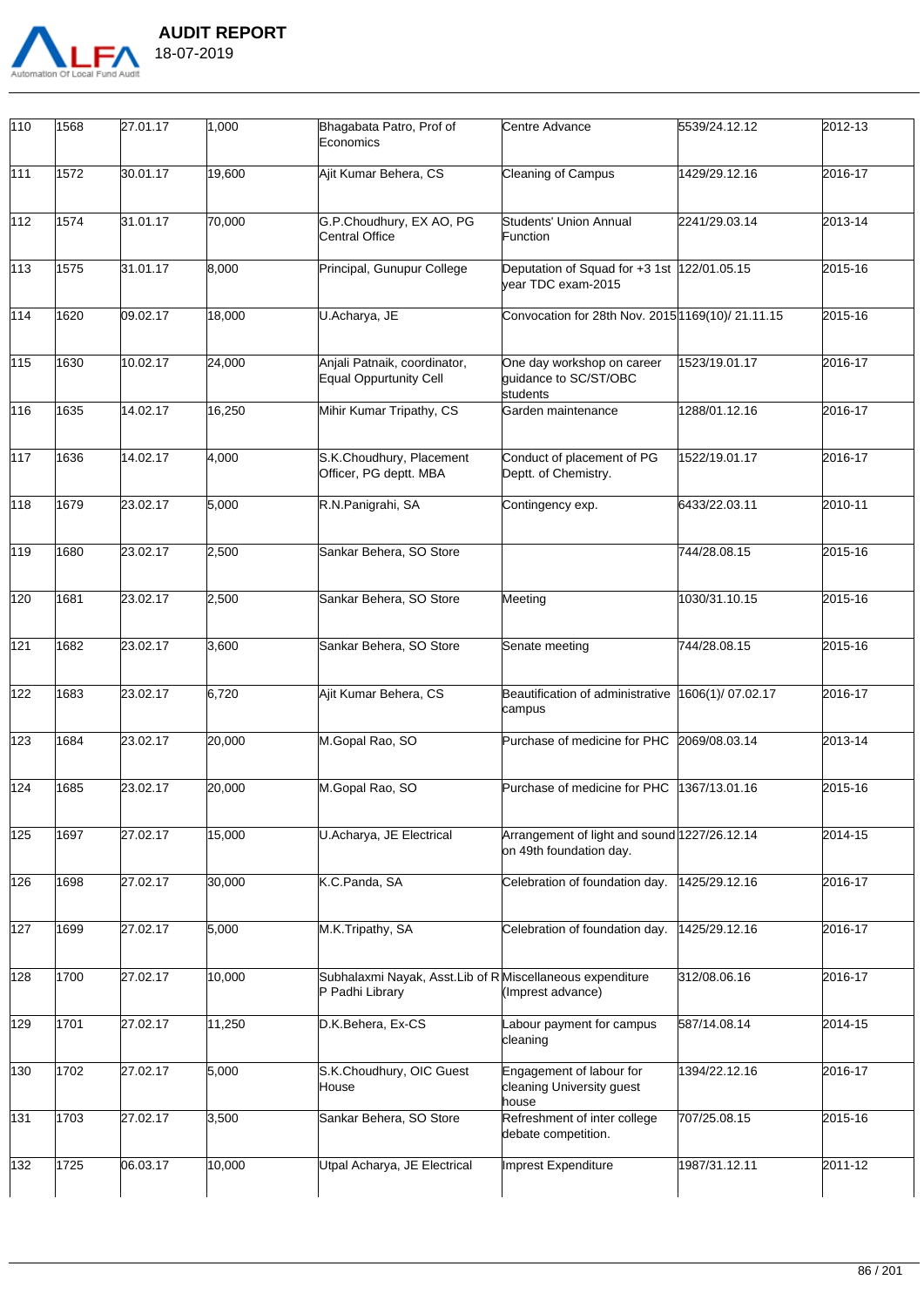| 110 | 1568 | 27.01.17 | 1,000 | Bhagabata Patro, Prof of Economics | Centre Advance | 5539/24.12.12 | 2012-13 |
|---|---|---|---|---|---|---|---|
| 111 | 1572 | 30.01.17 | 19,600 | Ajit Kumar Behera, CS | Cleaning of Campus | 1429/29.12.16 | 2016-17 |
| 112 | 1574 | 31.01.17 | 70,000 | G.P.Choudhury, EX AO, PG Central Office | Students' Union Annual Function | 2241/29.03.14 | 2013-14 |
| 113 | 1575 | 31.01.17 | 8,000 | Principal, Gunupur College | Deputation of Squad for +3 1st year TDC exam-2015 | 122/01.05.15 | 2015-16 |
| 114 | 1620 | 09.02.17 | 18,000 | U.Acharya, JE | Convocation for 28th Nov. 2015 | 1169(10)/ 21.11.15 | 2015-16 |
| 115 | 1630 | 10.02.17 | 24,000 | Anjali Patnaik, coordinator, Equal Oppurtunity Cell | One day workshop on career guidance to SC/ST/OBC students | 1523/19.01.17 | 2016-17 |
| 116 | 1635 | 14.02.17 | 16,250 | Mihir Kumar Tripathy, CS | Garden maintenance | 1288/01.12.16 | 2016-17 |
| 117 | 1636 | 14.02.17 | 4,000 | S.K.Choudhury, Placement Officer, PG deptt. MBA | Conduct of placement of PG Deptt. of Chemistry. | 1522/19.01.17 | 2016-17 |
| 118 | 1679 | 23.02.17 | 5,000 | R.N.Panigrahi, SA | Contingency exp. | 6433/22.03.11 | 2010-11 |
| 119 | 1680 | 23.02.17 | 2,500 | Sankar Behera, SO Store | | 744/28.08.15 | 2015-16 |
| 120 | 1681 | 23.02.17 | 2,500 | Sankar Behera, SO Store | Meeting | 1030/31.10.15 | 2015-16 |
| 121 | 1682 | 23.02.17 | 3,600 | Sankar Behera, SO Store | Senate meeting | 744/28.08.15 | 2015-16 |
| 122 | 1683 | 23.02.17 | 6,720 | Ajit Kumar Behera, CS | Beautification of administrative campus | 1606(1)/ 07.02.17 | 2016-17 |
| 123 | 1684 | 23.02.17 | 20,000 | M.Gopal Rao, SO | Purchase of medicine for PHC | 2069/08.03.14 | 2013-14 |
| 124 | 1685 | 23.02.17 | 20,000 | M.Gopal Rao, SO | Purchase of medicine for PHC | 1367/13.01.16 | 2015-16 |
| 125 | 1697 | 27.02.17 | 15,000 | U.Acharya, JE Electrical | Arrangement of light and sound on 49th foundation day. | 1227/26.12.14 | 2014-15 |
| 126 | 1698 | 27.02.17 | 30,000 | K.C.Panda, SA | Celebration of foundation day. | 1425/29.12.16 | 2016-17 |
| 127 | 1699 | 27.02.17 | 5,000 | M.K.Tripathy, SA | Celebration of foundation day. | 1425/29.12.16 | 2016-17 |
| 128 | 1700 | 27.02.17 | 10,000 | Subhalaxmi Nayak, Asst.Lib of R P Padhi Library | Miscellaneous expenditure (Imprest advance) | 312/08.06.16 | 2016-17 |
| 129 | 1701 | 27.02.17 | 11,250 | D.K.Behera, Ex-CS | Labour payment for campus cleaning | 587/14.08.14 | 2014-15 |
| 130 | 1702 | 27.02.17 | 5,000 | S.K.Choudhury, OIC Guest House | Engagement of labour for cleaning University guest house | 1394/22.12.16 | 2016-17 |
| 131 | 1703 | 27.02.17 | 3,500 | Sankar Behera, SO Store | Refreshment of inter college debate competition. | 707/25.08.15 | 2015-16 |
| 132 | 1725 | 06.03.17 | 10,000 | Utpal Acharya, JE Electrical | Imprest Expenditure | 1987/31.12.11 | 2011-12 |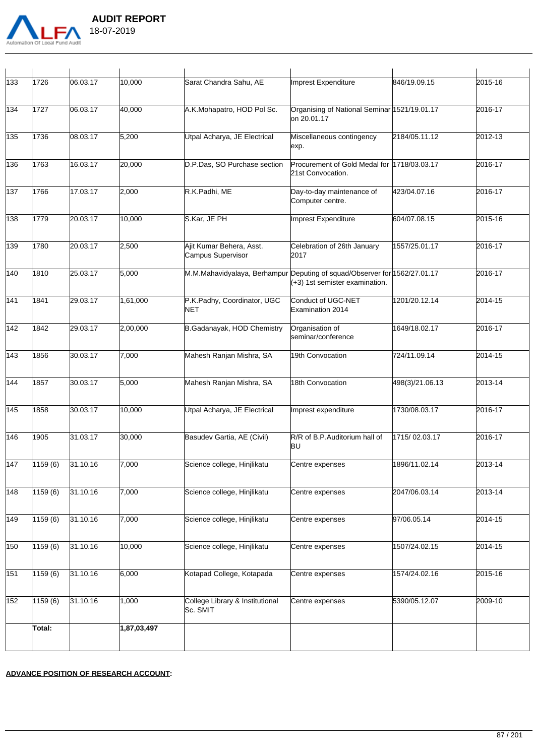| | | | | | | | |
|---|---|---|---|---|---|---|---|
| 133 | 1726 | 06.03.17 | 10,000 | Sarat Chandra Sahu, AE | Imprest Expenditure | 846/19.09.15 | 2015-16 |
| 134 | 1727 | 06.03.17 | 40,000 | A.K.Mohapatro, HOD Pol Sc. | Organising of National Seminar on 20.01.17 | 1521/19.01.17 | 2016-17 |
| 135 | 1736 | 08.03.17 | 5,200 | Utpal Acharya, JE Electrical | Miscellaneous contingency exp. | 2184/05.11.12 | 2012-13 |
| 136 | 1763 | 16.03.17 | 20,000 | D.P.Das, SO Purchase section | Procurement of Gold Medal for 21st Convocation. | 1718/03.03.17 | 2016-17 |
| 137 | 1766 | 17.03.17 | 2,000 | R.K.Padhi, ME | Day-to-day maintenance of Computer centre. | 423/04.07.16 | 2016-17 |
| 138 | 1779 | 20.03.17 | 10,000 | S.Kar, JE PH | Imprest Expenditure | 604/07.08.15 | 2015-16 |
| 139 | 1780 | 20.03.17 | 2,500 | Ajit Kumar Behera, Asst. Campus Supervisor | Celebration of 26th January 2017 | 1557/25.01.17 | 2016-17 |
| 140 | 1810 | 25.03.17 | 5,000 | M.M.Mahavidyalaya, Berhampur | Deputing of squad/Observer for (+3) 1st semister examination. | 1562/27.01.17 | 2016-17 |
| 141 | 1841 | 29.03.17 | 1,61,000 | P.K.Padhy, Coordinator, UGC NET | Conduct of UGC-NET Examination 2014 | 1201/20.12.14 | 2014-15 |
| 142 | 1842 | 29.03.17 | 2,00,000 | B.Gadanayak, HOD Chemistry | Organisation of seminar/conference | 1649/18.02.17 | 2016-17 |
| 143 | 1856 | 30.03.17 | 7,000 | Mahesh Ranjan Mishra, SA | 19th Convocation | 724/11.09.14 | 2014-15 |
| 144 | 1857 | 30.03.17 | 5,000 | Mahesh Ranjan Mishra, SA | 18th Convocation | 498(3)/21.06.13 | 2013-14 |
| 145 | 1858 | 30.03.17 | 10,000 | Utpal Acharya, JE Electrical | Imprest expenditure | 1730/08.03.17 | 2016-17 |
| 146 | 1905 | 31.03.17 | 30,000 | Basudev Gartia, AE (Civil) | R/R of B.P.Auditorium hall of BU | 1715/ 02.03.17 | 2016-17 |
| 147 | 1159 (6) | 31.10.16 | 7,000 | Science college, Hinjlikatu | Centre expenses | 1896/11.02.14 | 2013-14 |
| 148 | 1159 (6) | 31.10.16 | 7,000 | Science college, Hinjlikatu | Centre expenses | 2047/06.03.14 | 2013-14 |
| 149 | 1159 (6) | 31.10.16 | 7,000 | Science college, Hinjlikatu | Centre expenses | 97/06.05.14 | 2014-15 |
| 150 | 1159 (6) | 31.10.16 | 10,000 | Science college, Hinjlikatu | Centre expenses | 1507/24.02.15 | 2014-15 |
| 151 | 1159 (6) | 31.10.16 | 6,000 | Kotapad College, Kotapada | Centre expenses | 1574/24.02.16 | 2015-16 |
| 152 | 1159 (6) | 31.10.16 | 1,000 | College Library & Institutional Sc. SMIT | Centre expenses | 5390/05.12.07 | 2009-10 |
| | **Total:** | | **1,87,03,497** | | | | |

**ADVANCE POSITION OF RESEARCH ACCOUNT:**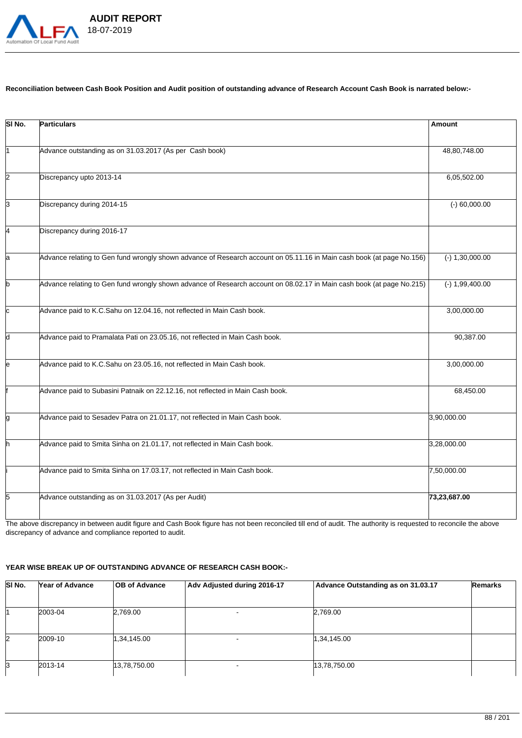**Reconciliation between Cash Book Position and Audit position of outstanding advance of Research Account Cash Book is narrated below:-**

| Sl No. | Particulars | Amount |
|---|---|---|
| 1 | Advance outstanding as on 31.03.2017 (As per Cash book) | 48,80,748.00 |
| 2 | Discrepancy upto 2013-14 | 6,05,502.00 |
| 3 | Discrepancy during 2014-15 | (-) 60,000.00 |
| 4 | Discrepancy during 2016-17 | |
| a | Advance relating to Gen fund wrongly shown advance of Research account on 05.11.16 in Main cash book (at page No.156) | (-) 1,30,000.00 |
| b | Advance relating to Gen fund wrongly shown advance of Research account on 08.02.17 in Main cash book (at page No.215) | (-) 1,99,400.00 |
| c | Advance paid to K.C.Sahu on 12.04.16, not reflected in Main Cash book. | 3,00,000.00 |
| d | Advance paid to Pramalata Pati on 23.05.16, not reflected in Main Cash book. | 90,387.00 |
| e | Advance paid to K.C.Sahu on 23.05.16, not reflected in Main Cash book. | 3,00,000.00 |
| f | Advance paid to Subasini Patnaik on 22.12.16, not reflected in Main Cash book. | 68,450.00 |
| g | Advance paid to Sesadev Patra on 21.01.17, not reflected in Main Cash book. | 3,90,000.00 |
| h | Advance paid to Smita Sinha on 21.01.17, not reflected in Main Cash book. | 3,28,000.00 |
| i | Advance paid to Smita Sinha on 17.03.17, not reflected in Main Cash book. | 7,50,000.00 |
| 5 | Advance outstanding as on 31.03.2017 (As per Audit) | **73,23,687.00** |

The above discrepancy in between audit figure and Cash Book figure has not been reconciled till end of audit. The authority is requested to reconcile the above discrepancy of advance and compliance reported to audit.

**YEAR WISE BREAK UP OF OUTSTANDING ADVANCE OF RESEARCH CASH BOOK:-**

| Sl No. | Year of Advance | OB of Advance | Adv Adjusted during 2016-17 | Advance Outstanding as on 31.03.17 | Remarks |
|---|---|---|---|---|---|
| 1 | 2003-04 | 2,769.00 | - | 2,769.00 | |
| 2 | 2009-10 | 1,34,145.00 | - | 1,34,145.00 | |
| 3 | 2013-14 | 13,78,750.00 | - | 13,78,750.00 | |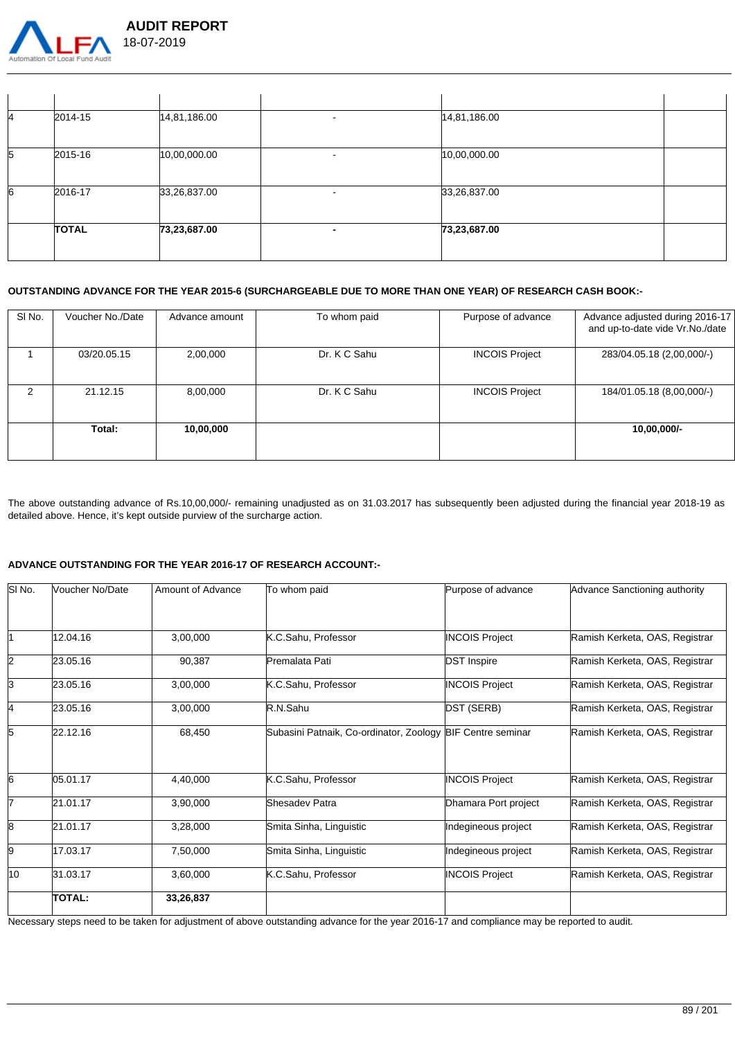| | | | | | |
|---|---|---|---|---|---|
| 4 | 2014-15 | 14,81,186.00 | - | 14,81,186.00 | |
| 5 | 2015-16 | 10,00,000.00 | - | 10,00,000.00 | |
| 6 | 2016-17 | 33,26,837.00 | - | 33,26,837.00 | |
| | **TOTAL** | **73,23,687.00** | **-** | **73,23,687.00** | |

**OUTSTANDING ADVANCE FOR THE YEAR 2015-6 (SURCHARGEABLE DUE TO MORE THAN ONE YEAR) OF RESEARCH CASH BOOK:-**

| Sl No. | Voucher No./Date | Advance amount | To whom paid | Purpose of advance | Advance adjusted during 2016-17 and up-to-date vide Vr.No./date |
|---|---|---|---|---|---|
| 1 | 03/20.05.15 | 2,00,000 | Dr. K C Sahu | INCOIS Project | 283/04.05.18 (2,00,000/-) |
| 2 | 21.12.15 | 8,00,000 | Dr. K C Sahu | INCOIS Project | 184/01.05.18 (8,00,000/-) |
| | **Total:** | **10,00,000** | | | **10,00,000/-** |

The above outstanding advance of Rs.10,00,000/- remaining unadjusted as on 31.03.2017 has subsequently been adjusted during the financial year 2018-19 as detailed above. Hence, it's kept outside purview of the surcharge action.

**ADVANCE OUTSTANDING FOR THE YEAR 2016-17 OF RESEARCH ACCOUNT:-**

| Sl No. | Voucher No/Date | Amount of Advance | To whom paid | Purpose of advance | Advance Sanctioning authority |
|---|---|---|---|---|---|
| 1 | 12.04.16 | 3,00,000 | K.C.Sahu, Professor | INCOIS Project | Ramish Kerketa, OAS, Registrar |
| 2 | 23.05.16 | 90,387 | Premalata Pati | DST Inspire | Ramish Kerketa, OAS, Registrar |
| 3 | 23.05.16 | 3,00,000 | K.C.Sahu, Professor | INCOIS Project | Ramish Kerketa, OAS, Registrar |
| 4 | 23.05.16 | 3,00,000 | R.N.Sahu | DST (SERB) | Ramish Kerketa, OAS, Registrar |
| 5 | 22.12.16 | 68,450 | Subasini Patnaik, Co-ordinator, Zoology | BIF Centre seminar | Ramish Kerketa, OAS, Registrar |
| 6 | 05.01.17 | 4,40,000 | K.C.Sahu, Professor | INCOIS Project | Ramish Kerketa, OAS, Registrar |
| 7 | 21.01.17 | 3,90,000 | Shesadev Patra | Dhamara Port project | Ramish Kerketa, OAS, Registrar |
| 8 | 21.01.17 | 3,28,000 | Smita Sinha, Linguistic | Indegineous project | Ramish Kerketa, OAS, Registrar |
| 9 | 17.03.17 | 7,50,000 | Smita Sinha, Linguistic | Indegineous project | Ramish Kerketa, OAS, Registrar |
| 10 | 31.03.17 | 3,60,000 | K.C.Sahu, Professor | INCOIS Project | Ramish Kerketa, OAS, Registrar |
| | **TOTAL:** | **33,26,837** | | | |

Necessary steps need to be taken for adjustment of above outstanding advance for the year 2016-17 and compliance may be reported to audit.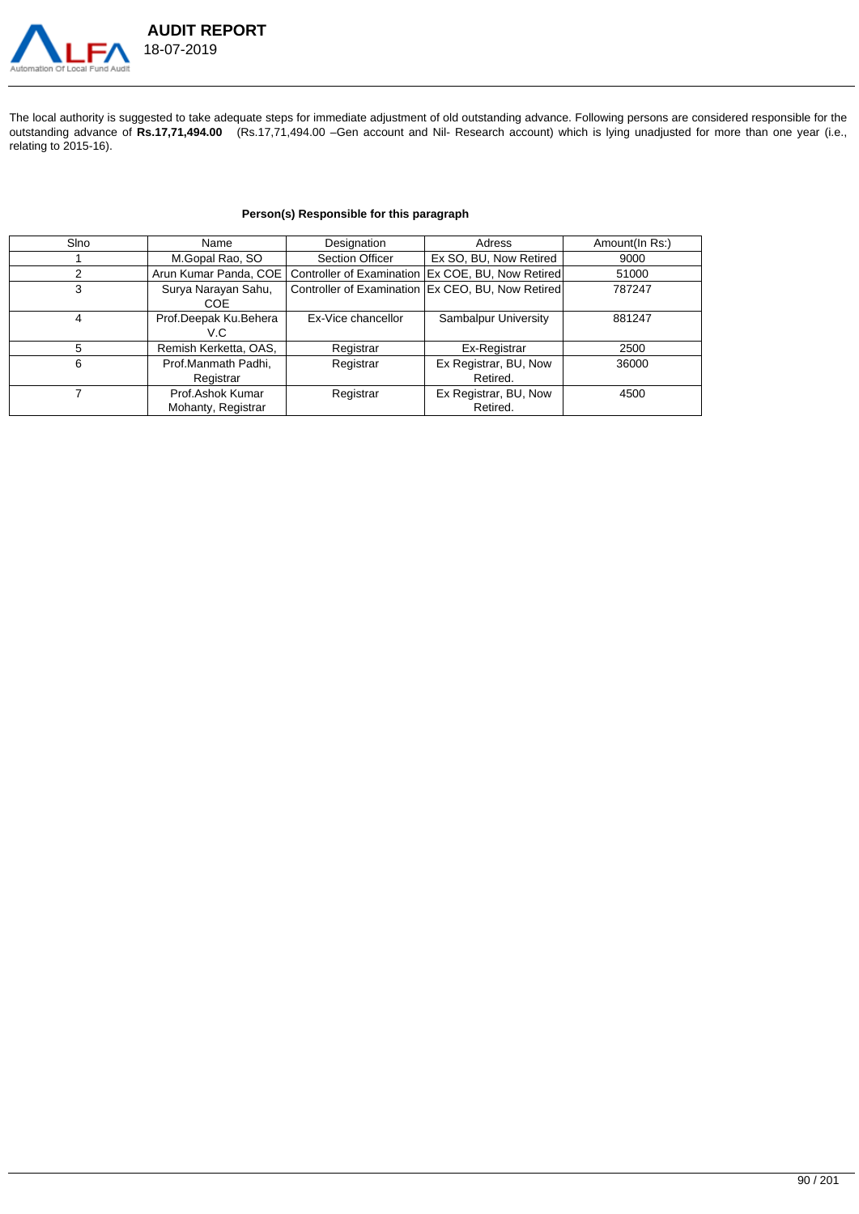The local authority is suggested to take adequate steps for immediate adjustment of old outstanding advance. Following persons are considered responsible for the outstanding advance of **Rs.17,71,494.00** (Rs.17,71,494.00 –Gen account and Nil- Research account) which is lying unadjusted for more than one year (i.e., relating to 2015-16).

**Person(s) Responsible for this paragraph**

| Slno | Name | Designation | Adress | Amount(In Rs:) |
|---|---|---|---|---|
| 1 | M.Gopal Rao, SO | Section Officer | Ex SO, BU, Now Retired | 9000 |
| 2 | Arun Kumar Panda, COE | Controller of Examination | Ex COE, BU, Now Retired | 51000 |
| 3 | Surya Narayan Sahu, COE | Controller of Examination | Ex CEO, BU, Now Retired | 787247 |
| 4 | Prof.Deepak Ku.Behera V.C | Ex-Vice chancellor | Sambalpur University | 881247 |
| 5 | Remish Kerketta, OAS, | Registrar | Ex-Registrar | 2500 |
| 6 | Prof.Manmath Padhi, Registrar | Registrar | Ex Registrar, BU, Now Retired. | 36000 |
| 7 | Prof.Ashok Kumar Mohanty, Registrar | Registrar | Ex Registrar, BU, Now Retired. | 4500 |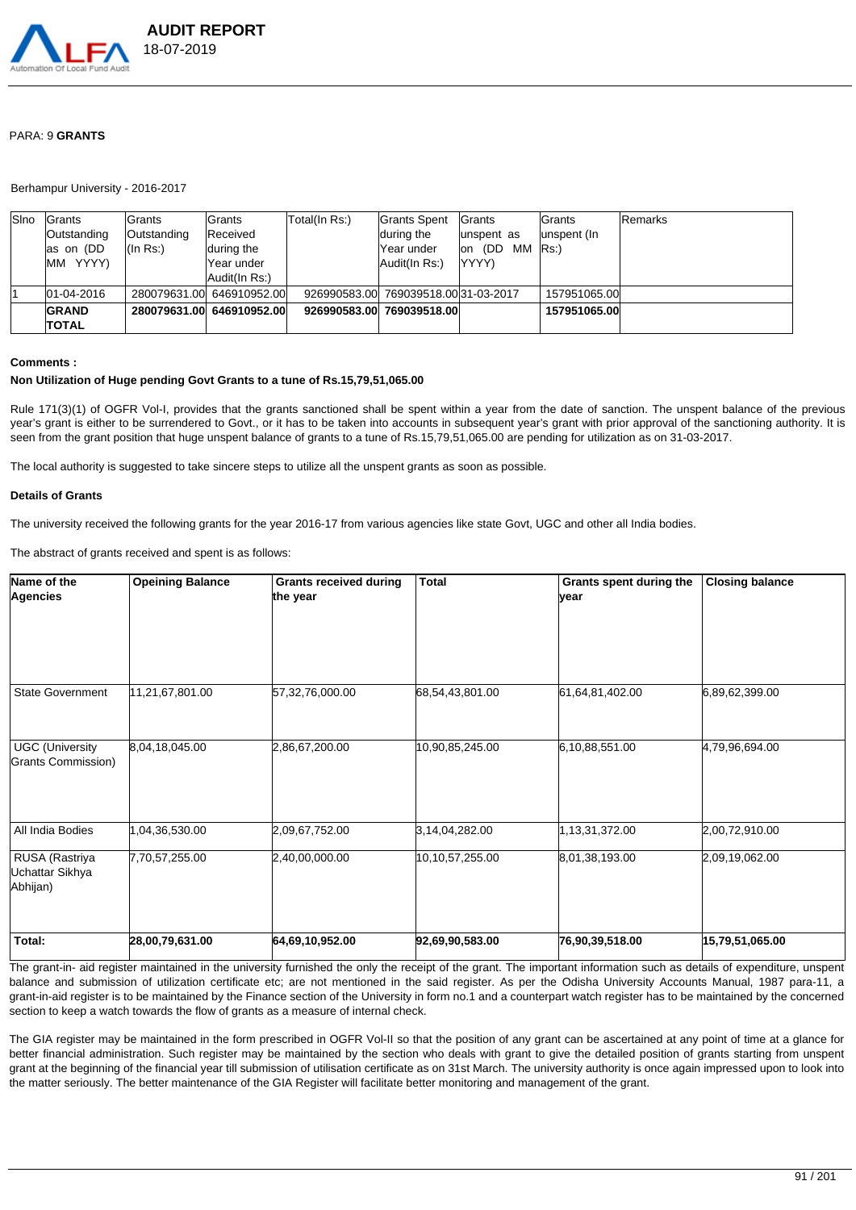PARA: 9 **GRANTS**

Berhampur University - 2016-2017

| Slno | Grants Outstanding as on (DD MM YYYY) | Grants Outstanding (In Rs:) | Grants Received during the Year under Audit(In Rs:) | Total(In Rs:) | Grants Spent during the Year under Audit(In Rs:) | Grants unspent as on (DD MM YYYY) | Grants unspent (In Rs:) | Remarks |
|---|---|---|---|---|---|---|---|---|
| 1 | 01-04-2016 | 280079631.00 | 646910952.00 | 926990583.00 | 769039518.00 | 31-03-2017 | 157951065.00 | |
| | **GRAND TOTAL** | **280079631.00** | **646910952.00** | **926990583.00** | **769039518.00** | | **157951065.00** | |

**Comments :**

**Non Utilization of Huge pending Govt Grants to a tune of Rs.15,79,51,065.00**

Rule 171(3)(1) of OGFR Vol-I, provides that the grants sanctioned shall be spent within a year from the date of sanction. The unspent balance of the previous year's grant is either to be surrendered to Govt., or it has to be taken into accounts in subsequent year's grant with prior approval of the sanctioning authority. It is seen from the grant position that huge unspent balance of grants to a tune of Rs.15,79,51,065.00 are pending for utilization as on 31-03-2017.

The local authority is suggested to take sincere steps to utilize all the unspent grants as soon as possible.

**Details of Grants**

The university received the following grants for the year 2016-17 from various agencies like state Govt, UGC and other all India bodies.

The abstract of grants received and spent is as follows:

| Name of the Agencies | Opeining Balance | Grants received during the year | Total | Grants spent during the year | Closing balance |
|---|---|---|---|---|---|
| State Government | 11,21,67,801.00 | 57,32,76,000.00 | 68,54,43,801.00 | 61,64,81,402.00 | 6,89,62,399.00 |
| UGC (University Grants Commission) | 8,04,18,045.00 | 2,86,67,200.00 | 10,90,85,245.00 | 6,10,88,551.00 | 4,79,96,694.00 |
| All India Bodies | 1,04,36,530.00 | 2,09,67,752.00 | 3,14,04,282.00 | 1,13,31,372.00 | 2,00,72,910.00 |
| RUSA (Rastriya Uchattar Sikhya Abhijan) | 7,70,57,255.00 | 2,40,00,000.00 | 10,10,57,255.00 | 8,01,38,193.00 | 2,09,19,062.00 |
| **Total:** | **28,00,79,631.00** | **64,69,10,952.00** | **92,69,90,583.00** | **76,90,39,518.00** | **15,79,51,065.00** |

The grant-in- aid register maintained in the university furnished the only the receipt of the grant. The important information such as details of expenditure, unspent balance and submission of utilization certificate etc; are not mentioned in the said register. As per the Odisha University Accounts Manual, 1987 para-11, a grant-in-aid register is to be maintained by the Finance section of the University in form no.1 and a counterpart watch register has to be maintained by the concerned section to keep a watch towards the flow of grants as a measure of internal check.

The GIA register may be maintained in the form prescribed in OGFR Vol-II so that the position of any grant can be ascertained at any point of time at a glance for better financial administration. Such register may be maintained by the section who deals with grant to give the detailed position of grants starting from unspent grant at the beginning of the financial year till submission of utilisation certificate as on 31st March. The university authority is once again impressed upon to look into the matter seriously. The better maintenance of the GIA Register will facilitate better monitoring and management of the grant.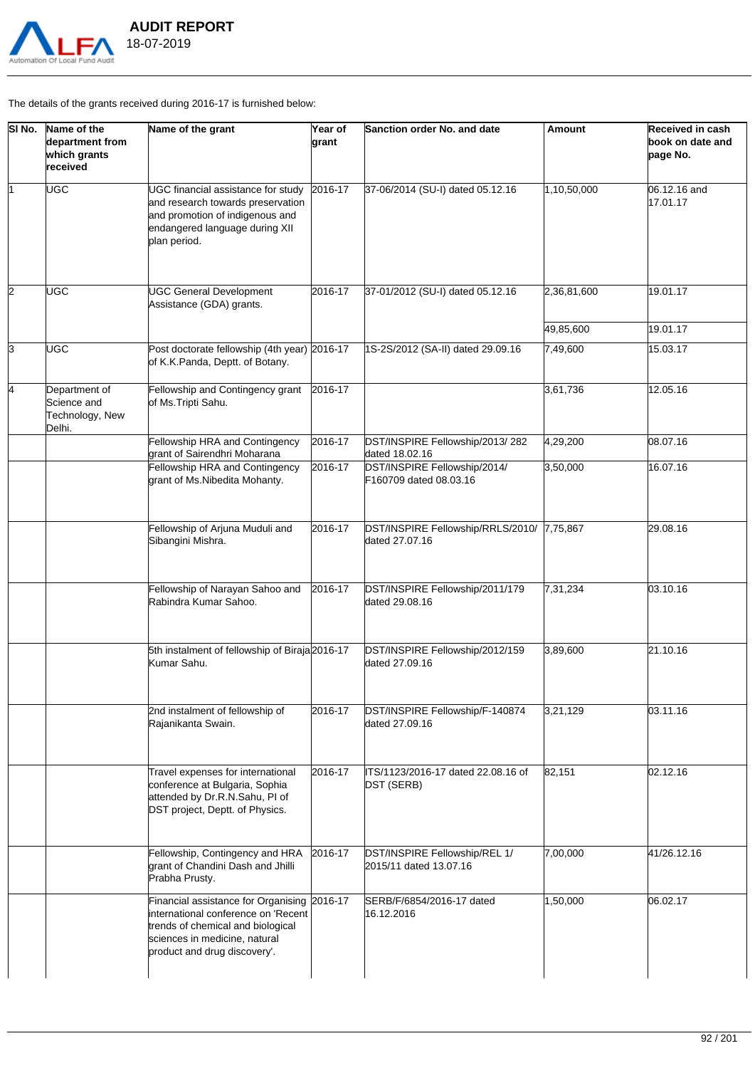The details of the grants received during 2016-17 is furnished below:

| Sl No. | Name of the department from which grants received | Name of the grant | Year of grant | Sanction order No. and date | Amount | Received in cash book on date and page No. |
|---|---|---|---|---|---|---|
| 1 | UGC | UGC financial assistance for study and research towards preservation and promotion of indigenous and endangered language during XII plan period. | 2016-17 | 37-06/2014 (SU-I) dated 05.12.16 | 1,10,50,000 | 06.12.16 and 17.01.17 |
| 2 | UGC | UGC General Development Assistance (GDA) grants. | 2016-17 | 37-01/2012 (SU-I) dated 05.12.16 | 2,36,81,600 | 19.01.17 |
| | | | | | 49,85,600 | 19.01.17 |
| 3 | UGC | Post doctorate fellowship (4th year) of K.K.Panda, Deptt. of Botany. | 2016-17 | 1S-2S/2012 (SA-II) dated 29.09.16 | 7,49,600 | 15.03.17 |
| 4 | Department of Science and Technology, New Delhi. | Fellowship and Contingency grant of Ms.Tripti Sahu. | 2016-17 | | 3,61,736 | 12.05.16 |
| | | Fellowship HRA and Contingency grant of Sairendhri Moharana | 2016-17 | DST/INSPIRE Fellowship/2013/ 282 dated 18.02.16 | 4,29,200 | 08.07.16 |
| | | Fellowship HRA and Contingency grant of Ms.Nibedita Mohanty. | 2016-17 | DST/INSPIRE Fellowship/2014/ F160709 dated 08.03.16 | 3,50,000 | 16.07.16 |
| | | Fellowship of Arjuna Muduli and Sibangini Mishra. | 2016-17 | DST/INSPIRE Fellowship/RRLS/2010/ dated 27.07.16 | 7,75,867 | 29.08.16 |
| | | Fellowship of Narayan Sahoo and Rabindra Kumar Sahoo. | 2016-17 | DST/INSPIRE Fellowship/2011/179 dated 29.08.16 | 7,31,234 | 03.10.16 |
| | | 5th instalment of fellowship of Biraja Kumar Sahu. | 2016-17 | DST/INSPIRE Fellowship/2012/159 dated 27.09.16 | 3,89,600 | 21.10.16 |
| | | 2nd instalment of fellowship of Rajanikanta Swain. | 2016-17 | DST/INSPIRE Fellowship/F-140874 dated 27.09.16 | 3,21,129 | 03.11.16 |
| | | Travel expenses for international conference at Bulgaria, Sophia attended by Dr.R.N.Sahu, PI of DST project, Deptt. of Physics. | 2016-17 | ITS/1123/2016-17 dated 22.08.16 of DST (SERB) | 82,151 | 02.12.16 |
| | | Fellowship, Contingency and HRA grant of Chandini Dash and Jhilli Prabha Prusty. | 2016-17 | DST/INSPIRE Fellowship/REL 1/ 2015/11 dated 13.07.16 | 7,00,000 | 41/26.12.16 |
| | | Financial assistance for Organising international conference on 'Recent trends of chemical and biological sciences in medicine, natural product and drug discovery'. | 2016-17 | SERB/F/6854/2016-17 dated 16.12.2016 | 1,50,000 | 06.02.17 |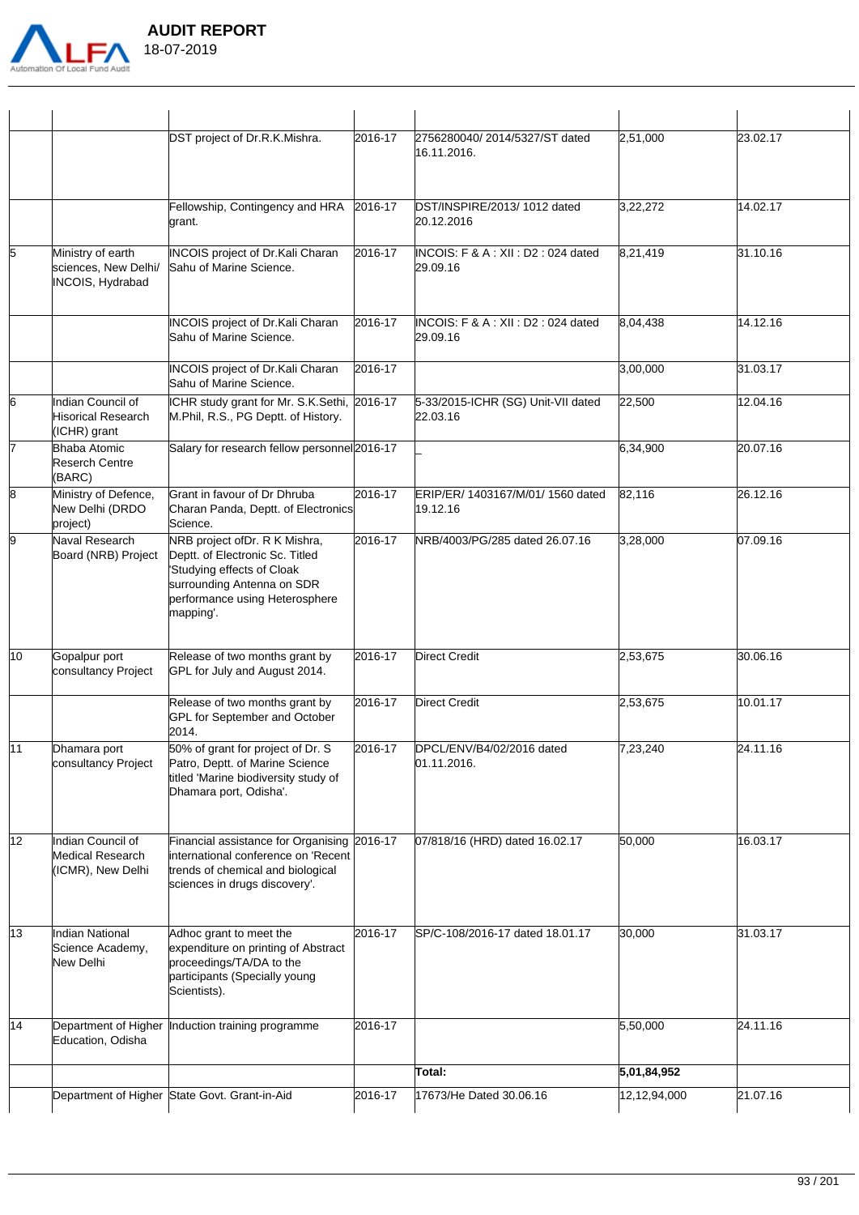|  |  |  |  |  |  |  |
|---|---|---|---|---|---|---|
|  |  | DST project of Dr.R.K.Mishra. | 2016-17 | 2756280040/ 2014/5327/ST dated 16.11.2016. | 2,51,000 | 23.02.17 |
|  |  | Fellowship, Contingency and HRA grant. | 2016-17 | DST/INSPIRE/2013/ 1012 dated 20.12.2016 | 3,22,272 | 14.02.17 |
| 5 | Ministry of earth sciences, New Delhi/ INCOIS, Hydrabad | INCOIS project of Dr.Kali Charan Sahu of Marine Science. | 2016-17 | INCOIS: F & A : XII : D2 : 024 dated 29.09.16 | 8,21,419 | 31.10.16 |
|  |  | INCOIS project of Dr.Kali Charan Sahu of Marine Science. | 2016-17 | INCOIS: F & A : XII : D2 : 024 dated 29.09.16 | 8,04,438 | 14.12.16 |
|  |  | INCOIS project of Dr.Kali Charan Sahu of Marine Science. | 2016-17 |  | 3,00,000 | 31.03.17 |
| 6 | Indian Council of Hisorical Research (ICHR) grant | ICHR study grant for Mr. S.K.Sethi, M.Phil, R.S., PG Deptt. of History. | 2016-17 | 5-33/2015-ICHR (SG) Unit-VII dated 22.03.16 | 22,500 | 12.04.16 |
| 7 | Bhaba Atomic Reserch Centre (BARC) | Salary for research fellow personnel | 2016-17 | _ | 6,34,900 | 20.07.16 |
| 8 | Ministry of Defence, New Delhi (DRDO project) | Grant in favour of Dr Dhruba Charan Panda, Deptt. of Electronics Science. | 2016-17 | ERIP/ER/ 1403167/M/01/ 1560 dated 19.12.16 | 82,116 | 26.12.16 |
| 9 | Naval Research Board (NRB) Project | NRB project ofDr. R K Mishra, Deptt. of Electronic Sc. Titled 'Studying effects of Cloak surrounding Antenna on SDR performance using Heterosphere mapping'. | 2016-17 | NRB/4003/PG/285 dated 26.07.16 | 3,28,000 | 07.09.16 |
| 10 | Gopalpur port consultancy Project | Release of two months grant by GPL for July and August 2014. | 2016-17 | Direct Credit | 2,53,675 | 30.06.16 |
|  |  | Release of two months grant by GPL for September and October 2014. | 2016-17 | Direct Credit | 2,53,675 | 10.01.17 |
| 11 | Dhamara port consultancy Project | 50% of grant for project of Dr. S Patro, Deptt. of Marine Science titled 'Marine biodiversity study of Dhamara port, Odisha'. | 2016-17 | DPCL/ENV/B4/02/2016 dated 01.11.2016. | 7,23,240 | 24.11.16 |
| 12 | Indian Council of Medical Research (ICMR), New Delhi | Financial assistance for Organising international conference on 'Recent trends of chemical and biological sciences in drugs discovery'. | 2016-17 | 07/818/16 (HRD) dated 16.02.17 | 50,000 | 16.03.17 |
| 13 | Indian National Science Academy, New Delhi | Adhoc grant to meet the expenditure on printing of Abstract proceedings/TA/DA to the participants (Specially young Scientists). | 2016-17 | SP/C-108/2016-17 dated 18.01.17 | 30,000 | 31.03.17 |
| 14 | Department of Higher Education, Odisha | Induction training programme | 2016-17 |  | 5,50,000 | 24.11.16 |
|  |  |  |  | **Total:** | **5,01,84,952** |  |
|  | Department of Higher | State Govt. Grant-in-Aid | 2016-17 | 17673/He Dated 30.06.16 | 12,12,94,000 | 21.07.16 |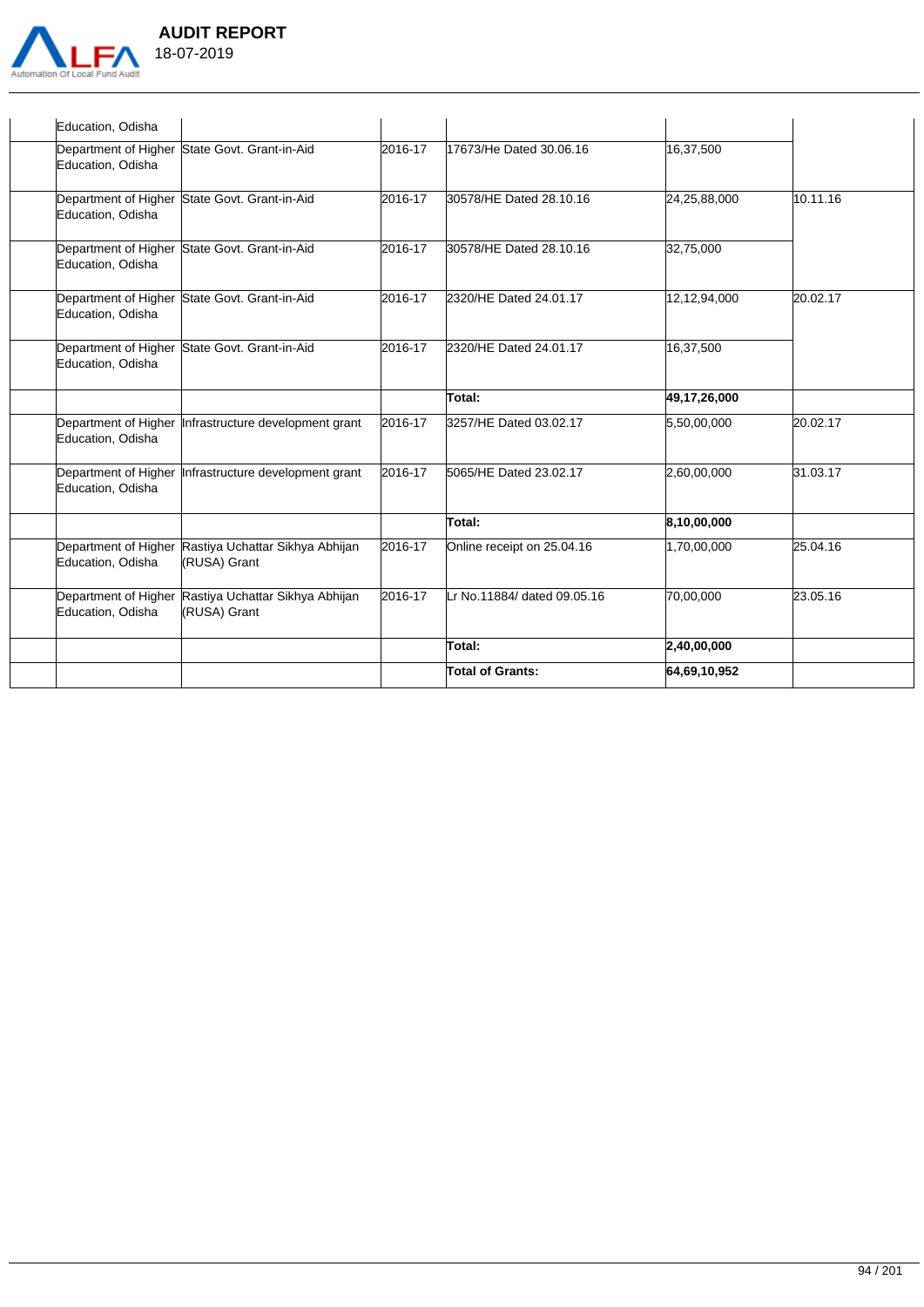|  |  |  |  |  |  |
|---|---|---|---|---|---|
|  | Education, Odisha |  |  |  |  |
|  | Department of Higher Education, Odisha | State Govt. Grant-in-Aid | 2016-17 | 17673/He Dated 30.06.16 | 16,37,500 |  |
|  | Department of Higher Education, Odisha | State Govt. Grant-in-Aid | 2016-17 | 30578/HE Dated 28.10.16 | 24,25,88,000 | 10.11.16 |
|  | Department of Higher Education, Odisha | State Govt. Grant-in-Aid | 2016-17 | 30578/HE Dated 28.10.16 | 32,75,000 |  |
|  | Department of Higher Education, Odisha | State Govt. Grant-in-Aid | 2016-17 | 2320/HE Dated 24.01.17 | 12,12,94,000 | 20.02.17 |
|  | Department of Higher Education, Odisha | State Govt. Grant-in-Aid | 2016-17 | 2320/HE Dated 24.01.17 | 16,37,500 |  |
|  |  |  |  | **Total:** | **49,17,26,000** |  |
|  | Department of Higher Education, Odisha | Infrastructure development grant | 2016-17 | 3257/HE Dated 03.02.17 | 5,50,00,000 | 20.02.17 |
|  | Department of Higher Education, Odisha | Infrastructure development grant | 2016-17 | 5065/HE Dated 23.02.17 | 2,60,00,000 | 31.03.17 |
|  |  |  |  | **Total:** | **8,10,00,000** |  |
|  | Department of Higher Education, Odisha | Rastiya Uchattar Sikhya Abhijan (RUSA) Grant | 2016-17 | Online receipt on 25.04.16 | 1,70,00,000 | 25.04.16 |
|  | Department of Higher Education, Odisha | Rastiya Uchattar Sikhya Abhijan (RUSA) Grant | 2016-17 | Lr No.11884/ dated 09.05.16 | 70,00,000 | 23.05.16 |
|  |  |  |  | **Total:** | **2,40,00,000** |  |
|  |  |  |  | **Total of Grants:** | **64,69,10,952** |  |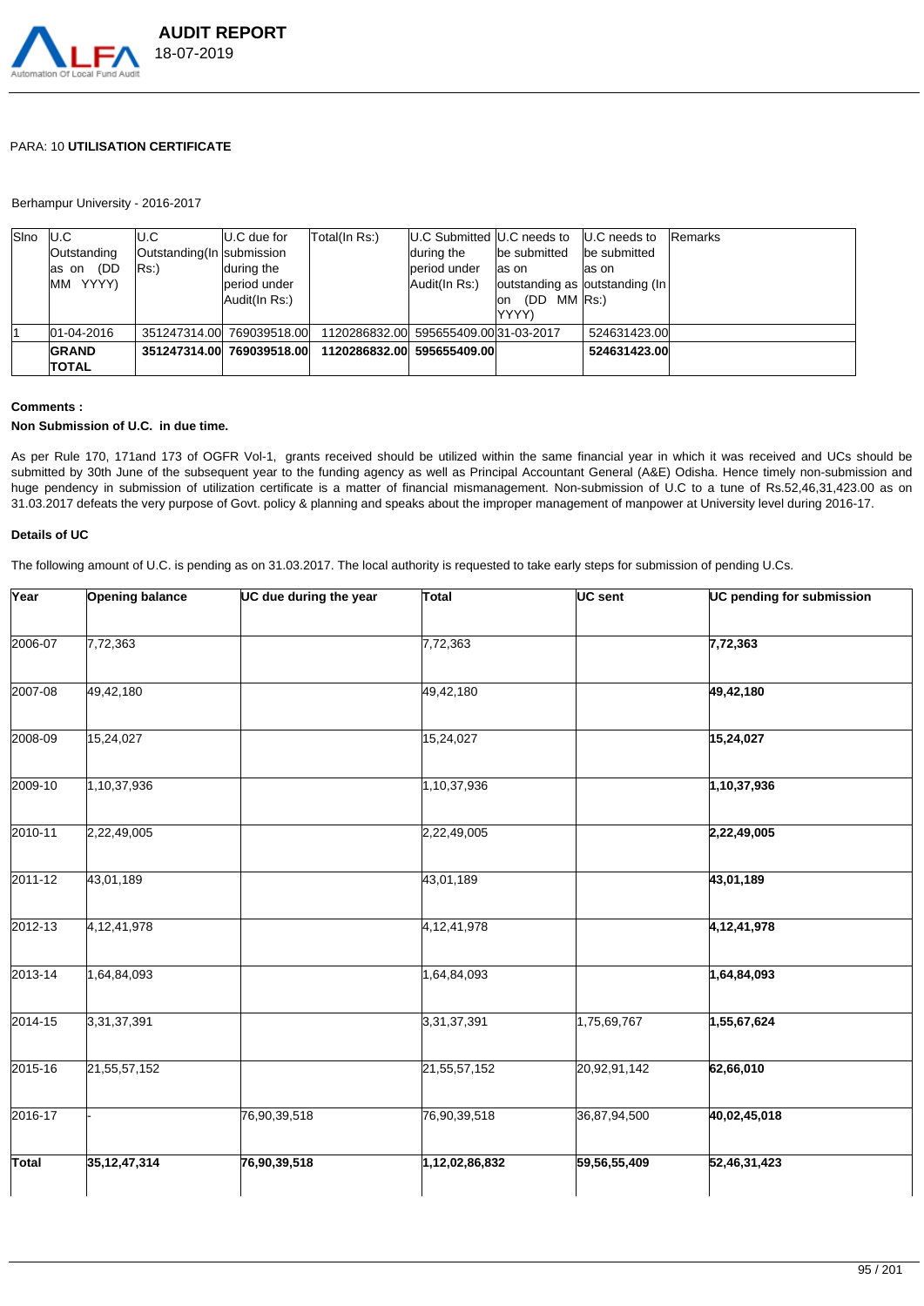PARA: 10 **UTILISATION CERTIFICATE**

Berhampur University - 2016-2017

| Slno | U.C Outstanding as on (DD MM YYYY) | U.C Outstanding(In Rs:) | U.C due for submission during the period under Audit(In Rs:) | Total(In Rs:) | U.C Submitted during the period under Audit(In Rs:) | U.C needs to be submitted as on outstanding as on (DD MM YYYY) | U.C needs to be submitted as on outstanding (In Rs:) | Remarks |
|---|---|---|---|---|---|---|---|---|
| 1 | 01-04-2016 | 351247314.00 | 769039518.00 | 1120286832.00 | 595655409.00 | 31-03-2017 | 524631423.00 | |
| **GRAND TOTAL** | | **351247314.00** | **769039518.00** | **1120286832.00** | **595655409.00** | | **524631423.00** | |

**Comments :**

**Non Submission of U.C. in due time.**

As per Rule 170, 171and 173 of OGFR Vol-1, grants received should be utilized within the same financial year in which it was received and UCs should be submitted by 30th June of the subsequent year to the funding agency as well as Principal Accountant General (A&E) Odisha. Hence timely non-submission and huge pendency in submission of utilization certificate is a matter of financial mismanagement. Non-submission of U.C to a tune of Rs.52,46,31,423.00 as on 31.03.2017 defeats the very purpose of Govt. policy & planning and speaks about the improper management of manpower at University level during 2016-17.

**Details of UC**

The following amount of U.C. is pending as on 31.03.2017. The local authority is requested to take early steps for submission of pending U.Cs.

| Year | Opening balance | UC due during the year | Total | UC sent | UC pending for submission |
|---|---|---|---|---|---|
| 2006-07 | 7,72,363 | | 7,72,363 | | **7,72,363** |
| 2007-08 | 49,42,180 | | 49,42,180 | | **49,42,180** |
| 2008-09 | 15,24,027 | | 15,24,027 | | **15,24,027** |
| 2009-10 | 1,10,37,936 | | 1,10,37,936 | | **1,10,37,936** |
| 2010-11 | 2,22,49,005 | | 2,22,49,005 | | **2,22,49,005** |
| 2011-12 | 43,01,189 | | 43,01,189 | | **43,01,189** |
| 2012-13 | 4,12,41,978 | | 4,12,41,978 | | **4,12,41,978** |
| 2013-14 | 1,64,84,093 | | 1,64,84,093 | | **1,64,84,093** |
| 2014-15 | 3,31,37,391 | | 3,31,37,391 | 1,75,69,767 | **1,55,67,624** |
| 2015-16 | 21,55,57,152 | | 21,55,57,152 | 20,92,91,142 | **62,66,010** |
| 2016-17 | - | 76,90,39,518 | 76,90,39,518 | 36,87,94,500 | **40,02,45,018** |
| **Total** | **35,12,47,314** | **76,90,39,518** | **1,12,02,86,832** | **59,56,55,409** | **52,46,31,423** |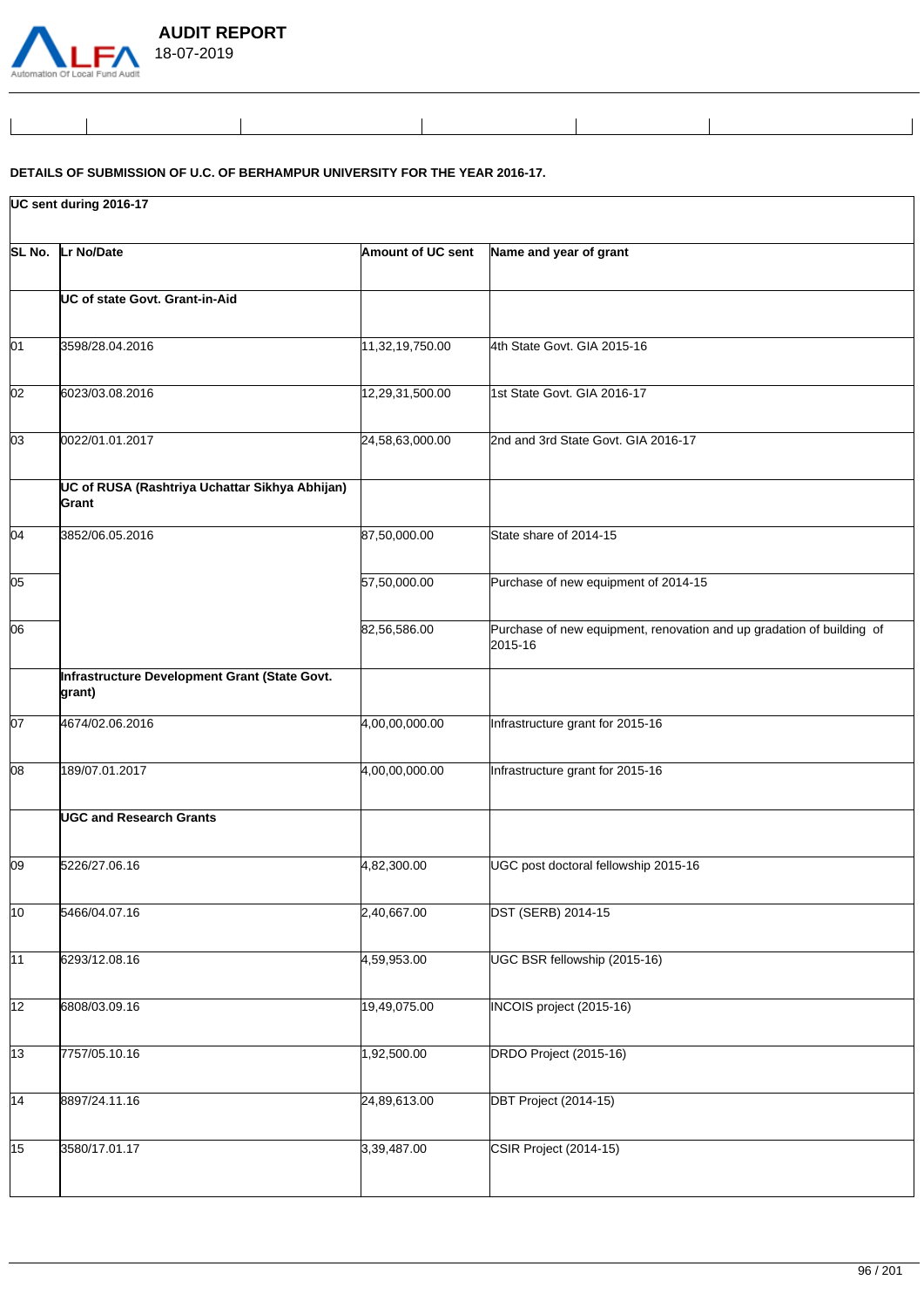**DETAILS OF SUBMISSION OF U.C. OF BERHAMPUR UNIVERSITY FOR THE YEAR 2016-17.**

| **UC sent during 2016-17** | | | |
|---|---|---|---|
| **SL No.** | **Lr No/Date** | **Amount of UC sent** | **Name and year of grant** |
| | **UC of state Govt. Grant-in-Aid** | | |
| 01 | 3598/28.04.2016 | 11,32,19,750.00 | 4th State Govt. GIA 2015-16 |
| 02 | 6023/03.08.2016 | 12,29,31,500.00 | 1st State Govt. GIA 2016-17 |
| 03 | 0022/01.01.2017 | 24,58,63,000.00 | 2nd and 3rd State Govt. GIA 2016-17 |
| | **UC of RUSA (Rashtriya Uchattar Sikhya Abhijan) Grant** | | |
| 04 | 3852/06.05.2016 | 87,50,000.00 | State share of 2014-15 |
| 05 | | 57,50,000.00 | Purchase of new equipment of 2014-15 |
| 06 | | 82,56,586.00 | Purchase of new equipment, renovation and up gradation of building of 2015-16 |
| | **Infrastructure Development Grant (State Govt. grant)** | | |
| 07 | 4674/02.06.2016 | 4,00,00,000.00 | Infrastructure grant for 2015-16 |
| 08 | 189/07.01.2017 | 4,00,00,000.00 | Infrastructure grant for 2015-16 |
| | **UGC and Research Grants** | | |
| 09 | 5226/27.06.16 | 4,82,300.00 | UGC post doctoral fellowship 2015-16 |
| 10 | 5466/04.07.16 | 2,40,667.00 | DST (SERB) 2014-15 |
| 11 | 6293/12.08.16 | 4,59,953.00 | UGC BSR fellowship (2015-16) |
| 12 | 6808/03.09.16 | 19,49,075.00 | INCOIS project (2015-16) |
| 13 | 7757/05.10.16 | 1,92,500.00 | DRDO Project (2015-16) |
| 14 | 8897/24.11.16 | 24,89,613.00 | DBT Project (2014-15) |
| 15 | 3580/17.01.17 | 3,39,487.00 | CSIR Project (2014-15) |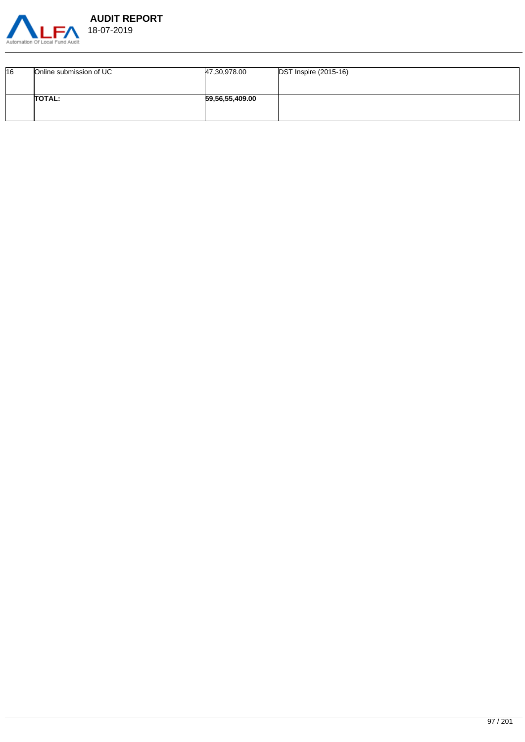| | | | |
|---|---|---|---|
| 16 | Online submission of UC | 47,30,978.00 | DST Inspire (2015-16) |
| | **TOTAL:** | **59,56,55,409.00** | |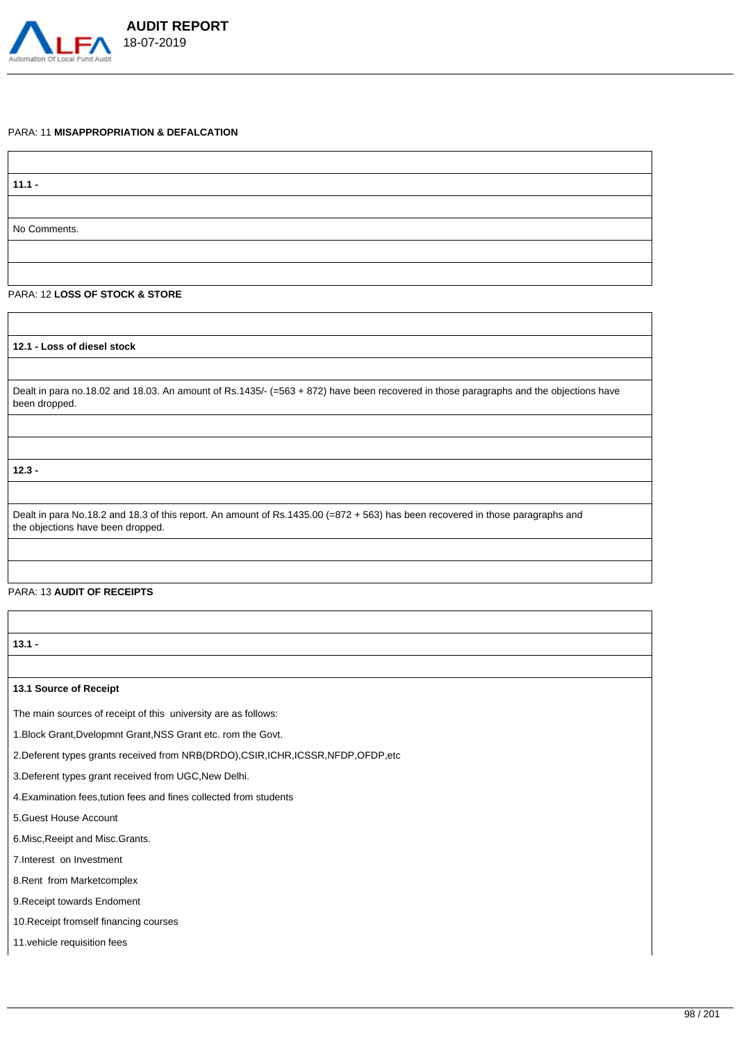PARA: 11 **MISAPPROPRIATION & DEFALCATION**

**11.1 -**

No Comments.

PARA: 12 **LOSS OF STOCK & STORE**

**12.1 - Loss of diesel stock**

Dealt in para no.18.02 and 18.03. An amount of Rs.1435/- (=563 + 872) have been recovered in those paragraphs and the objections have been dropped.

**12.3 -**

Dealt in para No.18.2 and 18.3 of this report. An amount of Rs.1435.00 (=872 + 563) has been recovered in those paragraphs and the objections have been dropped.

PARA: 13 **AUDIT OF RECEIPTS**

**13.1 -**

**13.1 Source of Receipt**

The main sources of receipt of this university are as follows:

1.Block Grant,Dvelopmnt Grant,NSS Grant etc. rom the Govt.

2.Deferent types grants received from NRB(DRDO),CSIR,ICHR,ICSSR,NFDP,OFDP,etc

3.Deferent types grant received from UGC,New Delhi.

4.Examination fees,tution fees and fines collected from students

5.Guest House Account

6.Misc,Reeipt and Misc.Grants.

7.Interest on Investment

8.Rent from Marketcomplex

9.Receipt towards Endoment

10.Receipt fromself financing courses

11.vehicle requisition fees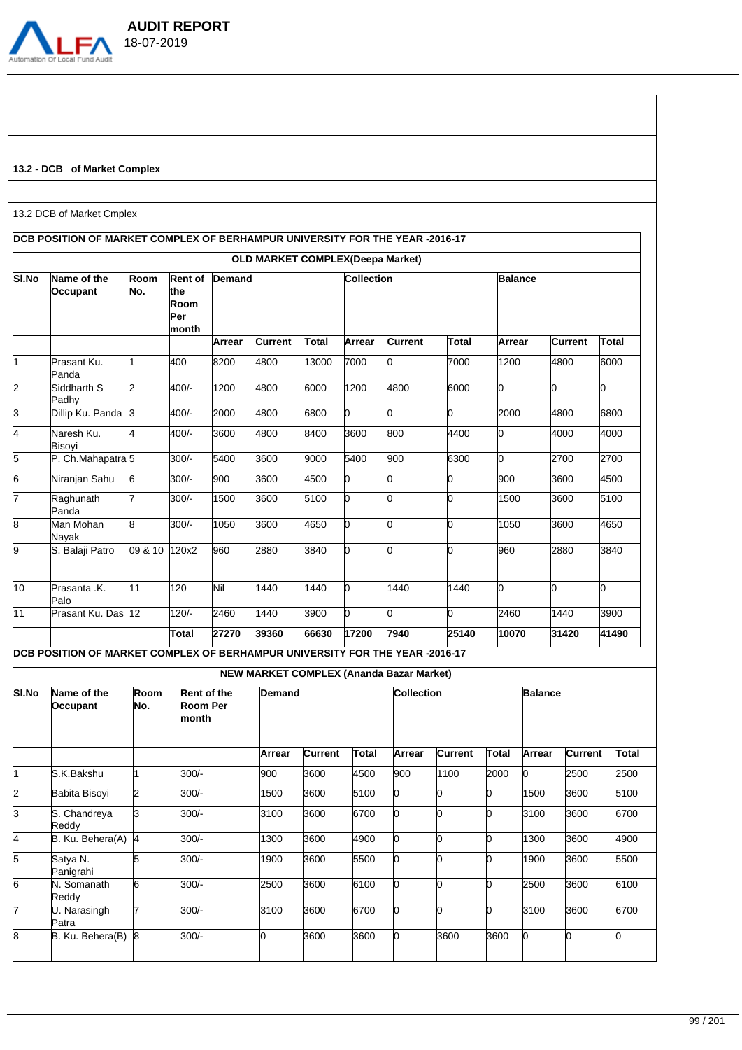### 13.2 - DCB of Market Complex

13.2 DCB of Market Cmplex

**DCB POSITION OF MARKET COMPLEX OF BERHAMPUR UNIVERSITY FOR THE YEAR -2016-17**

**OLD MARKET COMPLEX(Deepa Market)**

| Sl.No | Name of the Occupant | Room No. | Rent of the Room Per month | Demand | | | Collection | | | Balance | | |
|---|---|---|---|---|---|---|---|---|---|---|---|---|
| | | | | Arrear | Current | Total | Arrear | Current | Total | Arrear | Current | Total |
| 1 | Prasant Ku. Panda | 1 | 400 | 8200 | 4800 | 13000 | 7000 | 0 | 7000 | 1200 | 4800 | 6000 |
| 2 | Siddharth S Padhy | 2 | 400/- | 1200 | 4800 | 6000 | 1200 | 4800 | 6000 | 0 | 0 | 0 |
| 3 | Dillip Ku. Panda | 3 | 400/- | 2000 | 4800 | 6800 | 0 | 0 | 0 | 2000 | 4800 | 6800 |
| 4 | Naresh Ku. Bisoyi | 4 | 400/- | 3600 | 4800 | 8400 | 3600 | 800 | 4400 | 0 | 4000 | 4000 |
| 5 | P. Ch.Mahapatra | 5 | 300/- | 5400 | 3600 | 9000 | 5400 | 900 | 6300 | 0 | 2700 | 2700 |
| 6 | Niranjan Sahu | 6 | 300/- | 900 | 3600 | 4500 | 0 | 0 | 0 | 900 | 3600 | 4500 |
| 7 | Raghunath Panda | 7 | 300/- | 1500 | 3600 | 5100 | 0 | 0 | 0 | 1500 | 3600 | 5100 |
| 8 | Man Mohan Nayak | 8 | 300/- | 1050 | 3600 | 4650 | 0 | 0 | 0 | 1050 | 3600 | 4650 |
| 9 | S. Balaji Patro | 09 & 10 | 120x2 | 960 | 2880 | 3840 | 0 | 0 | 0 | 960 | 2880 | 3840 |
| 10 | Prasanta .K. Palo | 11 | 120 | Nil | 1440 | 1440 | 0 | 1440 | 1440 | 0 | 0 | 0 |
| 11 | Prasant Ku. Das | 12 | 120/- | 2460 | 1440 | 3900 | 0 | 0 | 0 | 2460 | 1440 | 3900 |
| | | | **Total** | **27270** | **39360** | **66630** | **17200** | **7940** | **25140** | **10070** | **31420** | **41490** |

**DCB POSITION OF MARKET COMPLEX OF BERHAMPUR UNIVERSITY FOR THE YEAR -2016-17**

**NEW MARKET COMPLEX (Ananda Bazar Market)**

| Sl.No | Name of the Occupant | Room No. | Rent of the Room Per month | Demand | | | Collection | | | Balance | | |
|---|---|---|---|---|---|---|---|---|---|---|---|---|
| | | | | Arrear | Current | Total | Arrear | Current | Total | Arrear | Current | Total |
| 1 | S.K.Bakshu | 1 | 300/- | 900 | 3600 | 4500 | 900 | 1100 | 2000 | 0 | 2500 | 2500 |
| 2 | Babita Bisoyi | 2 | 300/- | 1500 | 3600 | 5100 | 0 | 0 | 0 | 1500 | 3600 | 5100 |
| 3 | S. Chandreya Reddy | 3 | 300/- | 3100 | 3600 | 6700 | 0 | 0 | 0 | 3100 | 3600 | 6700 |
| 4 | B. Ku. Behera(A) | 4 | 300/- | 1300 | 3600 | 4900 | 0 | 0 | 0 | 1300 | 3600 | 4900 |
| 5 | Satya N. Panigrahi | 5 | 300/- | 1900 | 3600 | 5500 | 0 | 0 | 0 | 1900 | 3600 | 5500 |
| 6 | N. Somanath Reddy | 6 | 300/- | 2500 | 3600 | 6100 | 0 | 0 | 0 | 2500 | 3600 | 6100 |
| 7 | U. Narasingh Patra | 7 | 300/- | 3100 | 3600 | 6700 | 0 | 0 | 0 | 3100 | 3600 | 6700 |
| 8 | B. Ku. Behera(B) | 8 | 300/- | 0 | 3600 | 3600 | 0 | 3600 | 3600 | 0 | 0 | 0 |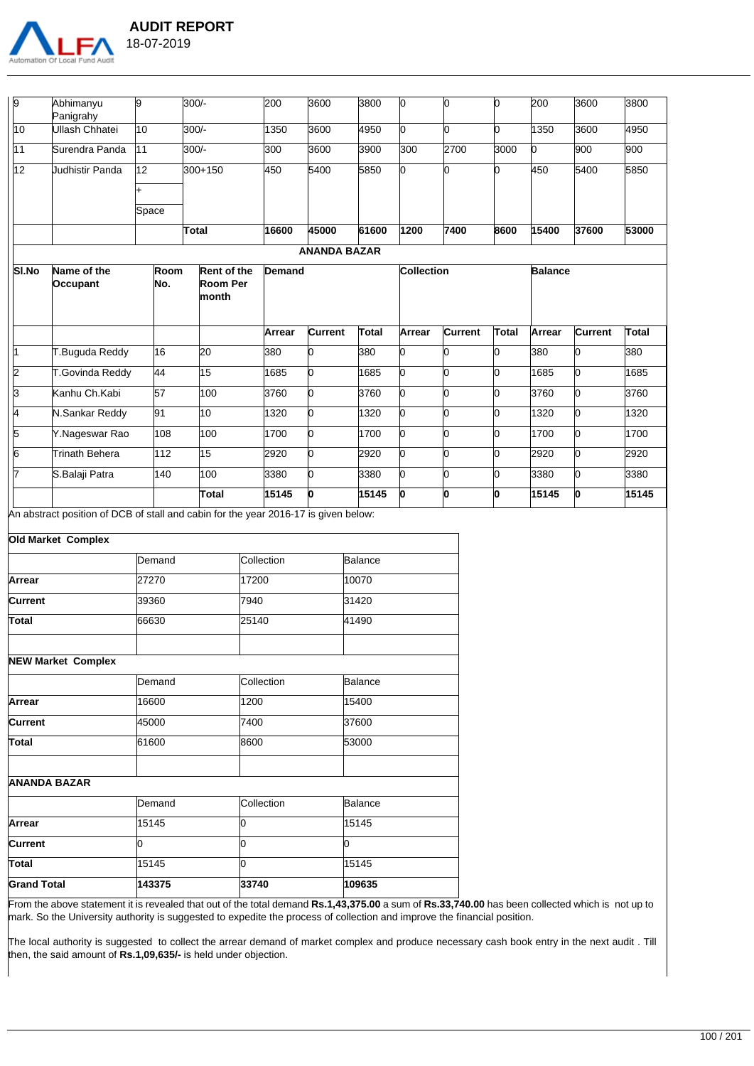| 9 | Abhimanyu Panigrahy | 9 | 300/- | 200 | 3600 | 3800 | 0 | 0 | 0 | 200 | 3600 | 3800 |
|---|---|---|---|---|---|---|---|---|---|---|---|---|
| 10 | Ullash Chhatei | 10 | 300/- | 1350 | 3600 | 4950 | 0 | 0 | 0 | 1350 | 3600 | 4950 |
| 11 | Surendra Panda | 11 | 300/- | 300 | 3600 | 3900 | 300 | 2700 | 3000 | 0 | 900 | 900 |
| 12 | Judhistir Panda | 12 + Space | 300+150 | 450 | 5400 | 5850 | 0 | 0 | 0 | 450 | 5400 | 5850 |
| | | | **Total** | **16600** | **45000** | **61600** | **1200** | **7400** | **8600** | **15400** | **37600** | **53000** |

**ANANDA BAZAR**

| Sl.No | Name of the Occupant | Room No. | Rent of the Room Per month | Demand | | | Collection | | | Balance | | |
|---|---|---|---|---|---|---|---|---|---|---|---|---|
| | | | | Arrear | Current | Total | Arrear | Current | Total | Arrear | Current | Total |
| 1 | T.Buguda Reddy | 16 | 20 | 380 | 0 | 380 | 0 | 0 | 0 | 380 | 0 | 380 |
| 2 | T.Govinda Reddy | 44 | 15 | 1685 | 0 | 1685 | 0 | 0 | 0 | 1685 | 0 | 1685 |
| 3 | Kanhu Ch.Kabi | 57 | 100 | 3760 | 0 | 3760 | 0 | 0 | 0 | 3760 | 0 | 3760 |
| 4 | N.Sankar Reddy | 91 | 10 | 1320 | 0 | 1320 | 0 | 0 | 0 | 1320 | 0 | 1320 |
| 5 | Y.Nageswar Rao | 108 | 100 | 1700 | 0 | 1700 | 0 | 0 | 0 | 1700 | 0 | 1700 |
| 6 | Trinath Behera | 112 | 15 | 2920 | 0 | 2920 | 0 | 0 | 0 | 2920 | 0 | 2920 |
| 7 | S.Balaji Patra | 140 | 100 | 3380 | 0 | 3380 | 0 | 0 | 0 | 3380 | 0 | 3380 |
| | | | **Total** | **15145** | **0** | **15145** | **0** | **0** | **0** | **15145** | **0** | **15145** |

An abstract position of DCB of stall and cabin for the year 2016-17 is given below:

| **Old Market Complex** | | | |
|---|---|---|---|
| | Demand | Collection | Balance |
| **Arrear** | 27270 | 17200 | 10070 |
| **Current** | 39360 | 7940 | 31420 |
| **Total** | 66630 | 25140 | 41490 |
| | | | |
| **NEW Market Complex** | | | |
| | Demand | Collection | Balance |
| **Arrear** | 16600 | 1200 | 15400 |
| **Current** | 45000 | 7400 | 37600 |
| **Total** | 61600 | 8600 | 53000 |
| | | | |
| **ANANDA BAZAR** | | | |
| | Demand | Collection | Balance |
| **Arrear** | 15145 | 0 | 15145 |
| **Current** | 0 | 0 | 0 |
| **Total** | 15145 | 0 | 15145 |
| **Grand Total** | **143375** | **33740** | **109635** |

From the above statement it is revealed that out of the total demand **Rs.1,43,375.00** a sum of **Rs.33,740.00** has been collected which is not up to mark. So the University authority is suggested to expedite the process of collection and improve the financial position.

The local authority is suggested to collect the arrear demand of market complex and produce necessary cash book entry in the next audit . Till then, the said amount of **Rs.1,09,635/-** is held under objection.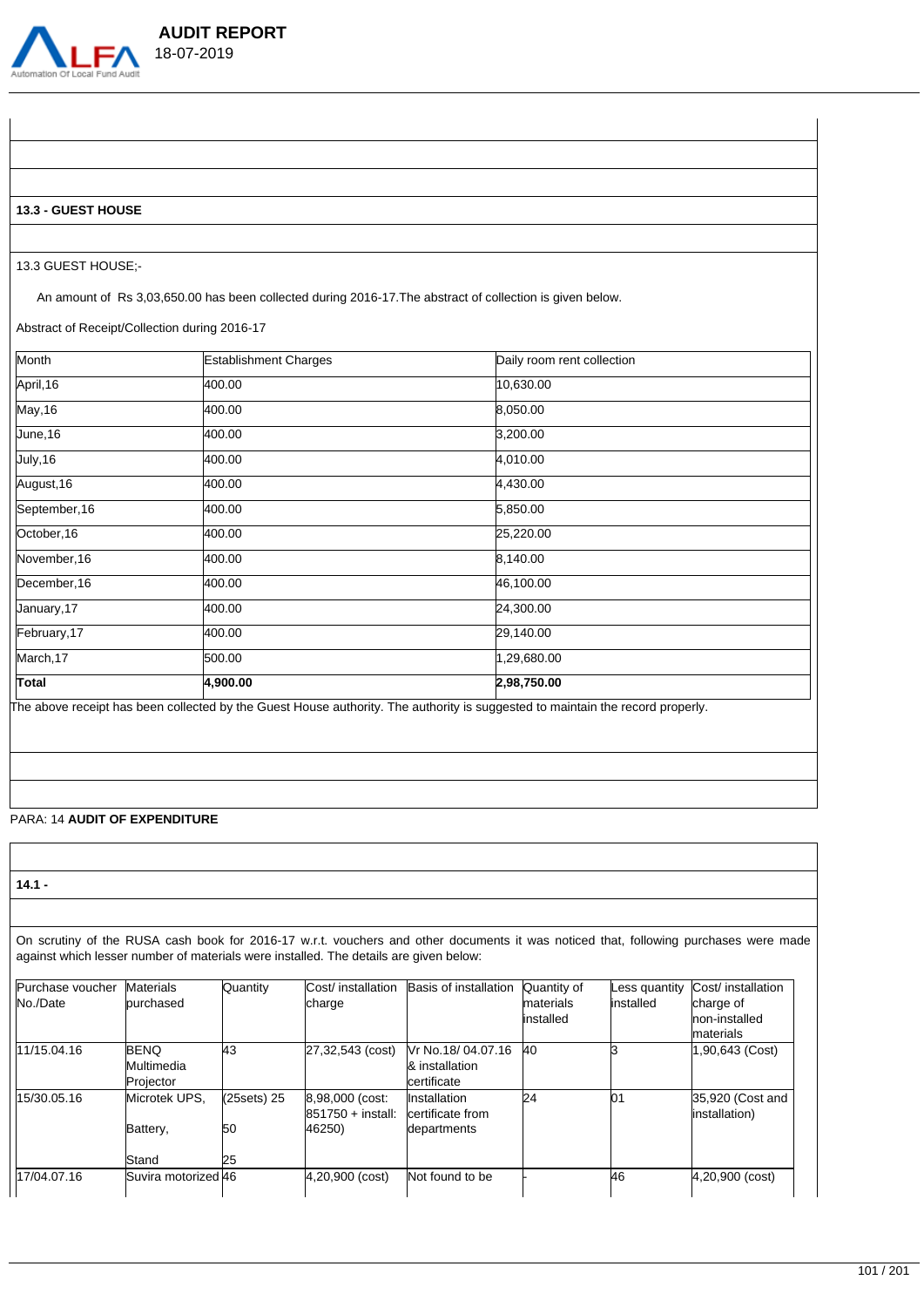### 13.3 - GUEST HOUSE

13.3 GUEST HOUSE;-

An amount of Rs 3,03,650.00 has been collected during 2016-17.The abstract of collection is given below.

Abstract of Receipt/Collection during 2016-17

| Month | Establishment Charges | Daily room rent collection |
|---|---|---|
| April,16 | 400.00 | 10,630.00 |
| May,16 | 400.00 | 8,050.00 |
| June,16 | 400.00 | 3,200.00 |
| July,16 | 400.00 | 4,010.00 |
| August,16 | 400.00 | 4,430.00 |
| September,16 | 400.00 | 5,850.00 |
| October,16 | 400.00 | 25,220.00 |
| November,16 | 400.00 | 8,140.00 |
| December,16 | 400.00 | 46,100.00 |
| January,17 | 400.00 | 24,300.00 |
| February,17 | 400.00 | 29,140.00 |
| March,17 | 500.00 | 1,29,680.00 |
| **Total** | **4,900.00** | **2,98,750.00** |

The above receipt has been collected by the Guest House authority. The authority is suggested to maintain the record properly.

PARA: 14 **AUDIT OF EXPENDITURE**

### 14.1 -

On scrutiny of the RUSA cash book for 2016-17 w.r.t. vouchers and other documents it was noticed that, following purchases were made against which lesser number of materials were installed. The details are given below:

| Purchase voucher No./Date | Materials purchased | Quantity | Cost/ installation charge | Basis of installation | Quantity of materials installed | Less quantity installed | Cost/ installation charge of non-installed materials |
|---|---|---|---|---|---|---|---|
| 11/15.04.16 | BENQ Multimedia Projector | 43 | 27,32,543 (cost) | Vr No.18/ 04.07.16 & installation certificate | 40 | 3 | 1,90,643 (Cost) |
| 15/30.05.16 | Microtek UPS, Battery, Stand | (25sets) 25 50 25 | 8,98,000 (cost: 851750 + install: 46250) | Installation certificate from departments | 24 | 01 | 35,920 (Cost and installation) |
| 17/04.07.16 | Suvira motorized | 46 | 4,20,900 (cost) | Not found to be | - | 46 | 4,20,900 (cost) |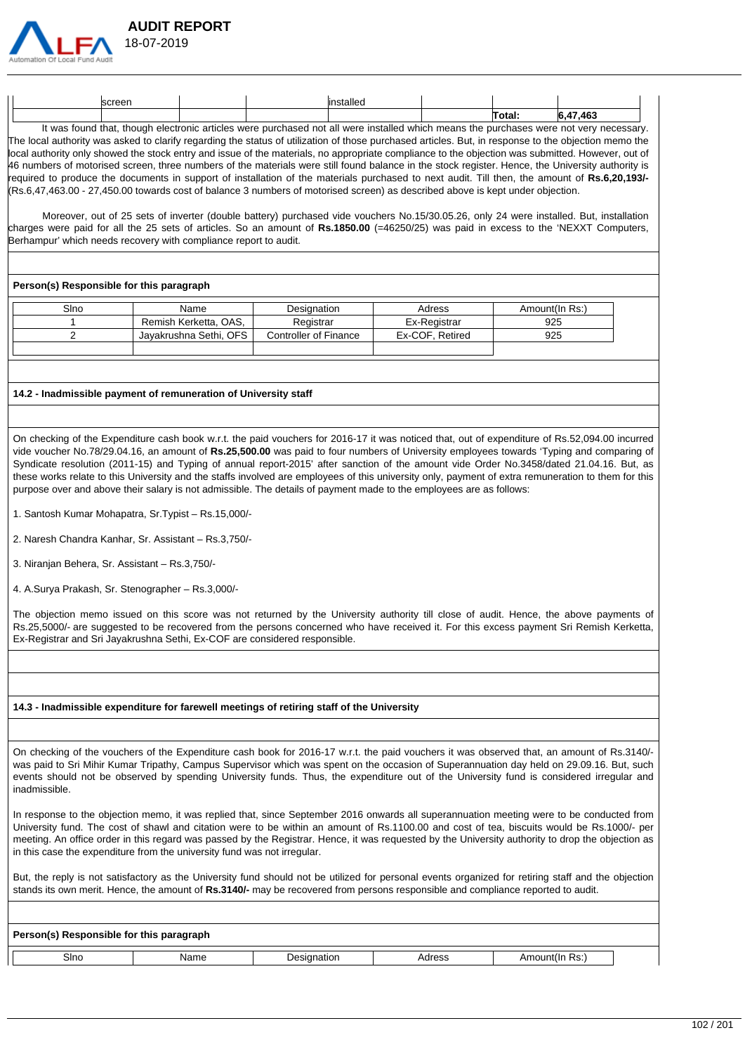| | screen | | | installed | | | |
|---|---|---|---|---|---|---|---|
| | | | | | | **Total:** | **6,47,463** |

It was found that, though electronic articles were purchased not all were installed which means the purchases were not very necessary. The local authority was asked to clarify regarding the status of utilization of those purchased articles. But, in response to the objection memo the local authority only showed the stock entry and issue of the materials, no appropriate compliance to the objection was submitted. However, out of 46 numbers of motorised screen, three numbers of the materials were still found balance in the stock register. Hence, the University authority is required to produce the documents in support of installation of the materials purchased to next audit. Till then, the amount of **Rs.6,20,193/-** (Rs.6,47,463.00 - 27,450.00 towards cost of balance 3 numbers of motorised screen) as described above is kept under objection.

Moreover, out of 25 sets of inverter (double battery) purchased vide vouchers No.15/30.05.26, only 24 were installed. But, installation charges were paid for all the 25 sets of articles. So an amount of **Rs.1850.00** (=46250/25) was paid in excess to the 'NEXXT Computers, Berhampur' which needs recovery with compliance report to audit.

**Person(s) Responsible for this paragraph**

| Slno | Name | Designation | Adress | Amount(In Rs:) |
|---|---|---|---|---|
| 1 | Remish Kerketta, OAS, | Registrar | Ex-Registrar | 925 |
| 2 | Jayakrushna Sethi, OFS | Controller of Finance | Ex-COF, Retired | 925 |
| | | | | |

**14.2 - Inadmissible payment of remuneration of University staff**

On checking of the Expenditure cash book w.r.t. the paid vouchers for 2016-17 it was noticed that, out of expenditure of Rs.52,094.00 incurred vide voucher No.78/29.04.16, an amount of **Rs.25,500.00** was paid to four numbers of University employees towards 'Typing and comparing of Syndicate resolution (2011-15) and Typing of annual report-2015' after sanction of the amount vide Order No.3458/dated 21.04.16. But, as these works relate to this University and the staffs involved are employees of this university only, payment of extra remuneration to them for this purpose over and above their salary is not admissible. The details of payment made to the employees are as follows:

1. Santosh Kumar Mohapatra, Sr.Typist – Rs.15,000/-

2. Naresh Chandra Kanhar, Sr. Assistant – Rs.3,750/-

3. Niranjan Behera, Sr. Assistant – Rs.3,750/-

4. A.Surya Prakash, Sr. Stenographer – Rs.3,000/-

The objection memo issued on this score was not returned by the University authority till close of audit. Hence, the above payments of Rs.25,5000/- are suggested to be recovered from the persons concerned who have received it. For this excess payment Sri Remish Kerketta, Ex-Registrar and Sri Jayakrushna Sethi, Ex-COF are considered responsible.

**14.3 - Inadmissible expenditure for farewell meetings of retiring staff of the University**

On checking of the vouchers of the Expenditure cash book for 2016-17 w.r.t. the paid vouchers it was observed that, an amount of Rs.3140/- was paid to Sri Mihir Kumar Tripathy, Campus Supervisor which was spent on the occasion of Superannuation day held on 29.09.16. But, such events should not be observed by spending University funds. Thus, the expenditure out of the University fund is considered irregular and inadmissible.

In response to the objection memo, it was replied that, since September 2016 onwards all superannuation meeting were to be conducted from University fund. The cost of shawl and citation were to be within an amount of Rs.1100.00 and cost of tea, biscuits would be Rs.1000/- per meeting. An office order in this regard was passed by the Registrar. Hence, it was requested by the University authority to drop the objection as in this case the expenditure from the university fund was not irregular.

But, the reply is not satisfactory as the University fund should not be utilized for personal events organized for retiring staff and the objection stands its own merit. Hence, the amount of **Rs.3140/-** may be recovered from persons responsible and compliance reported to audit.

**Person(s) Responsible for this paragraph**

| Slno | Name | Designation | Adress | Amount(In Rs:) |
|---|---|---|---|---|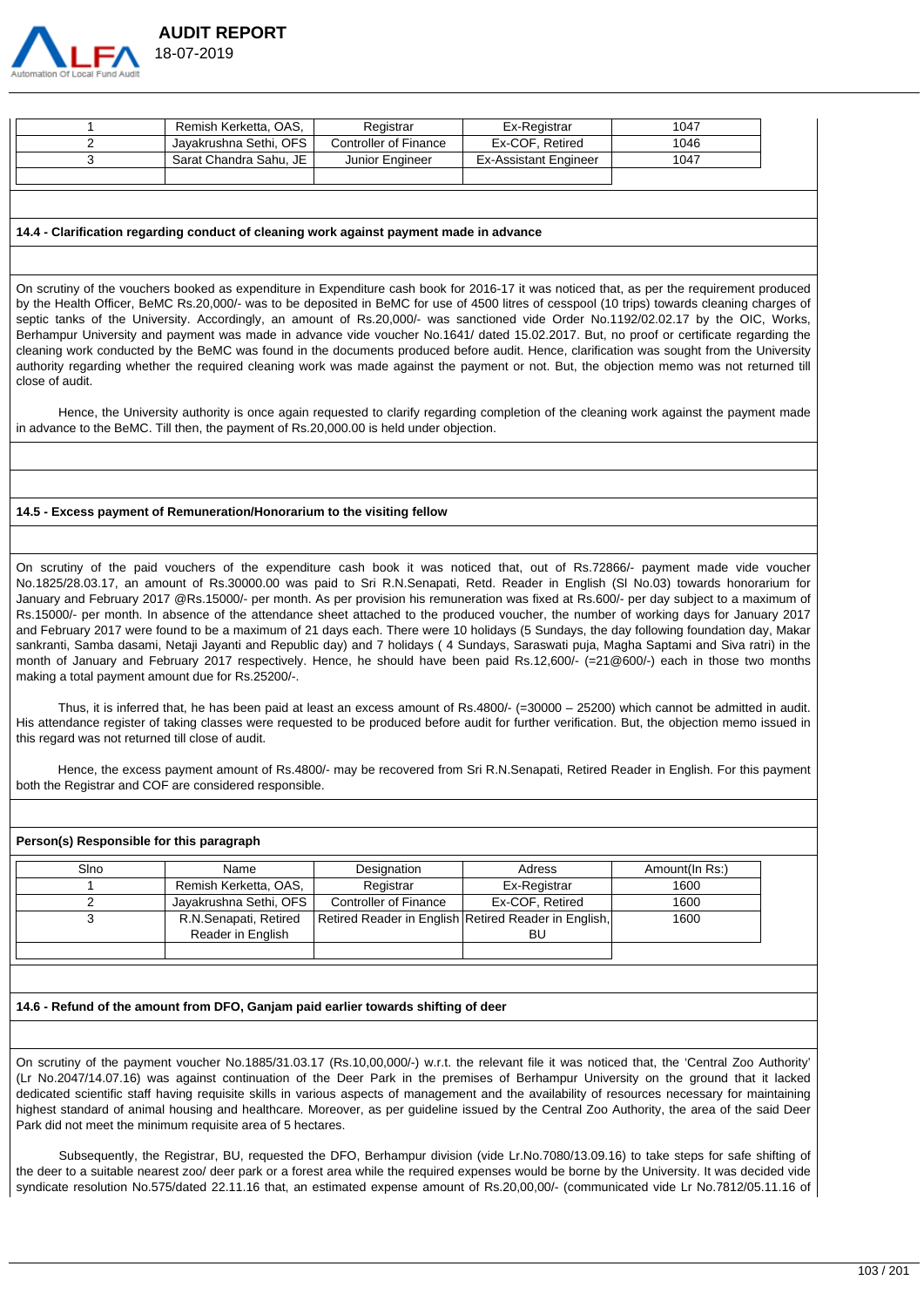| 1 | Remish Kerketta, OAS, | Registrar | Ex-Registrar | 1047 |
|---|---|---|---|---|
| 2 | Jayakrushna Sethi, OFS | Controller of Finance | Ex-COF, Retired | 1046 |
| 3 | Sarat Chandra Sahu, JE | Junior Engineer | Ex-Assistant Engineer | 1047 |
| | | | | |

**14.4 - Clarification regarding conduct of cleaning work against payment made in advance**

On scrutiny of the vouchers booked as expenditure in Expenditure cash book for 2016-17 it was noticed that, as per the requirement produced by the Health Officer, BeMC Rs.20,000/- was to be deposited in BeMC for use of 4500 litres of cesspool (10 trips) towards cleaning charges of septic tanks of the University. Accordingly, an amount of Rs.20,000/- was sanctioned vide Order No.1192/02.02.17 by the OIC, Works, Berhampur University and payment was made in advance vide voucher No.1641/ dated 15.02.2017. But, no proof or certificate regarding the cleaning work conducted by the BeMC was found in the documents produced before audit. Hence, clarification was sought from the University authority regarding whether the required cleaning work was made against the payment or not. But, the objection memo was not returned till close of audit.

Hence, the University authority is once again requested to clarify regarding completion of the cleaning work against the payment made in advance to the BeMC. Till then, the payment of Rs.20,000.00 is held under objection.

**14.5 - Excess payment of Remuneration/Honorarium to the visiting fellow**

On scrutiny of the paid vouchers of the expenditure cash book it was noticed that, out of Rs.72866/- payment made vide voucher No.1825/28.03.17, an amount of Rs.30000.00 was paid to Sri R.N.Senapati, Retd. Reader in English (Sl No.03) towards honorarium for January and February 2017 @Rs.15000/- per month. As per provision his remuneration was fixed at Rs.600/- per day subject to a maximum of Rs.15000/- per month. In absence of the attendance sheet attached to the produced voucher, the number of working days for January 2017 and February 2017 were found to be a maximum of 21 days each. There were 10 holidays (5 Sundays, the day following foundation day, Makar sankranti, Samba dasami, Netaji Jayanti and Republic day) and 7 holidays ( 4 Sundays, Saraswati puja, Magha Saptami and Siva ratri) in the month of January and February 2017 respectively. Hence, he should have been paid Rs.12,600/- (=21@600/-) each in those two months making a total payment amount due for Rs.25200/-.

Thus, it is inferred that, he has been paid at least an excess amount of Rs.4800/- (=30000 – 25200) which cannot be admitted in audit. His attendance register of taking classes were requested to be produced before audit for further verification. But, the objection memo issued in this regard was not returned till close of audit.

Hence, the excess payment amount of Rs.4800/- may be recovered from Sri R.N.Senapati, Retired Reader in English. For this payment both the Registrar and COF are considered responsible.

**Person(s) Responsible for this paragraph**

| Slno | Name | Designation | Adress | Amount(In Rs:) |
|---|---|---|---|---|
| 1 | Remish Kerketta, OAS, | Registrar | Ex-Registrar | 1600 |
| 2 | Jayakrushna Sethi, OFS | Controller of Finance | Ex-COF, Retired | 1600 |
| 3 | R.N.Senapati, Retired Reader in English | Retired Reader in English | Retired Reader in English, BU | 1600 |
| | | | | |

**14.6 - Refund of the amount from DFO, Ganjam paid earlier towards shifting of deer**

On scrutiny of the payment voucher No.1885/31.03.17 (Rs.10,00,000/-) w.r.t. the relevant file it was noticed that, the 'Central Zoo Authority' (Lr No.2047/14.07.16) was against continuation of the Deer Park in the premises of Berhampur University on the ground that it lacked dedicated scientific staff having requisite skills in various aspects of management and the availability of resources necessary for maintaining highest standard of animal housing and healthcare. Moreover, as per guideline issued by the Central Zoo Authority, the area of the said Deer Park did not meet the minimum requisite area of 5 hectares.

Subsequently, the Registrar, BU, requested the DFO, Berhampur division (vide Lr.No.7080/13.09.16) to take steps for safe shifting of the deer to a suitable nearest zoo/ deer park or a forest area while the required expenses would be borne by the University. It was decided vide syndicate resolution No.575/dated 22.11.16 that, an estimated expense amount of Rs.20,00,00/- (communicated vide Lr No.7812/05.11.16 of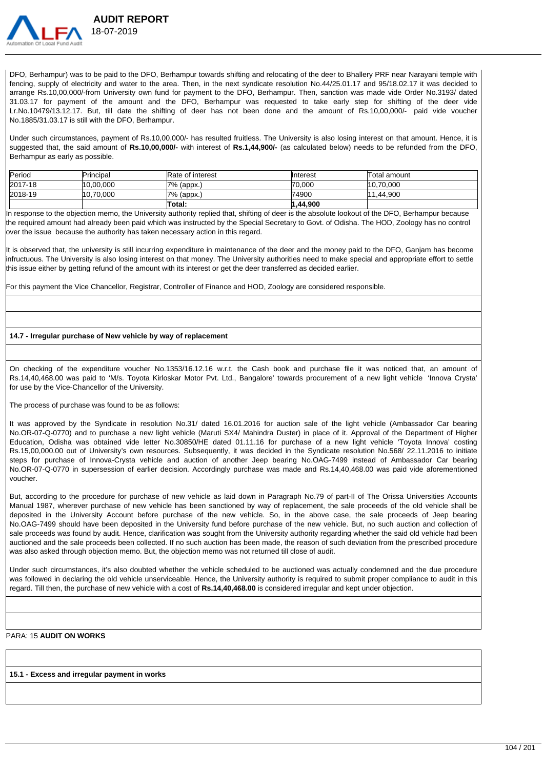DFO, Berhampur) was to be paid to the DFO, Berhampur towards shifting and relocating of the deer to Bhallery PRF near Narayani temple with fencing, supply of electricity and water to the area. Then, in the next syndicate resolution No.44/25.01.17 and 95/18.02.17 it was decided to arrange Rs.10,00,000/-from University own fund for payment to the DFO, Berhampur. Then, sanction was made vide Order No.3193/ dated 31.03.17 for payment of the amount and the DFO, Berhampur was requested to take early step for shifting of the deer vide Lr.No.10479/13.12.17. But, till date the shifting of deer has not been done and the amount of Rs.10,00,000/- paid vide voucher No.1885/31.03.17 is still with the DFO, Berhampur.

Under such circumstances, payment of Rs.10,00,000/- has resulted fruitless. The University is also losing interest on that amount. Hence, it is suggested that, the said amount of **Rs.10,00,000/-** with interest of **Rs.1,44,900/-** (as calculated below) needs to be refunded from the DFO, Berhampur as early as possible.

| Period | Principal | Rate of interest | Interest | Total amount |
|---|---|---|---|---|
| 2017-18 | 10,00,000 | 7% (appx.) | 70,000 | 10,70,000 |
| 2018-19 | 10,70,000 | 7% (appx.) | 74900 | 11,44,900 |
| | | **Total:** | **1,44,900** | |

In response to the objection memo, the University authority replied that, shifting of deer is the absolute lookout of the DFO, Berhampur because the required amount had already been paid which was instructed by the Special Secretary to Govt. of Odisha. The HOD, Zoology has no control over the issue because the authority has taken necessary action in this regard.

It is observed that, the university is still incurring expenditure in maintenance of the deer and the money paid to the DFO, Ganjam has become infructuous. The University is also losing interest on that money. The University authorities need to make special and appropriate effort to settle this issue either by getting refund of the amount with its interest or get the deer transferred as decided earlier.

For this payment the Vice Chancellor, Registrar, Controller of Finance and HOD, Zoology are considered responsible.

**14.7 - Irregular purchase of New vehicle by way of replacement**

On checking of the expenditure voucher No.1353/16.12.16 w.r.t. the Cash book and purchase file it was noticed that, an amount of Rs.14,40,468.00 was paid to 'M/s. Toyota Kirloskar Motor Pvt. Ltd., Bangalore' towards procurement of a new light vehicle 'Innova Crysta' for use by the Vice-Chancellor of the University.

The process of purchase was found to be as follows:

It was approved by the Syndicate in resolution No.31/ dated 16.01.2016 for auction sale of the light vehicle (Ambassador Car bearing No.OR-07-Q-0770) and to purchase a new light vehicle (Maruti SX4/ Mahindra Duster) in place of it. Approval of the Department of Higher Education, Odisha was obtained vide letter No.30850/HE dated 01.11.16 for purchase of a new light vehicle 'Toyota Innova' costing Rs.15,00,000.00 out of University's own resources. Subsequently, it was decided in the Syndicate resolution No.568/ 22.11.2016 to initiate steps for purchase of Innova-Crysta vehicle and auction of another Jeep bearing No.OAG-7499 instead of Ambassador Car bearing No.OR-07-Q-0770 in supersession of earlier decision. Accordingly purchase was made and Rs.14,40,468.00 was paid vide aforementioned voucher.

But, according to the procedure for purchase of new vehicle as laid down in Paragraph No.79 of part-II of The Orissa Universities Accounts Manual 1987, wherever purchase of new vehicle has been sanctioned by way of replacement, the sale proceeds of the old vehicle shall be deposited in the University Account before purchase of the new vehicle. So, in the above case, the sale proceeds of Jeep bearing No.OAG-7499 should have been deposited in the University fund before purchase of the new vehicle. But, no such auction and collection of sale proceeds was found by audit. Hence, clarification was sought from the University authority regarding whether the said old vehicle had been auctioned and the sale proceeds been collected. If no such auction has been made, the reason of such deviation from the prescribed procedure was also asked through objection memo. But, the objection memo was not returned till close of audit.

Under such circumstances, it's also doubted whether the vehicle scheduled to be auctioned was actually condemned and the due procedure was followed in declaring the old vehicle unserviceable. Hence, the University authority is required to submit proper compliance to audit in this regard. Till then, the purchase of new vehicle with a cost of **Rs.14,40,468.00** is considered irregular and kept under objection.

PARA: 15 **AUDIT ON WORKS**

**15.1 - Excess and irregular payment in works**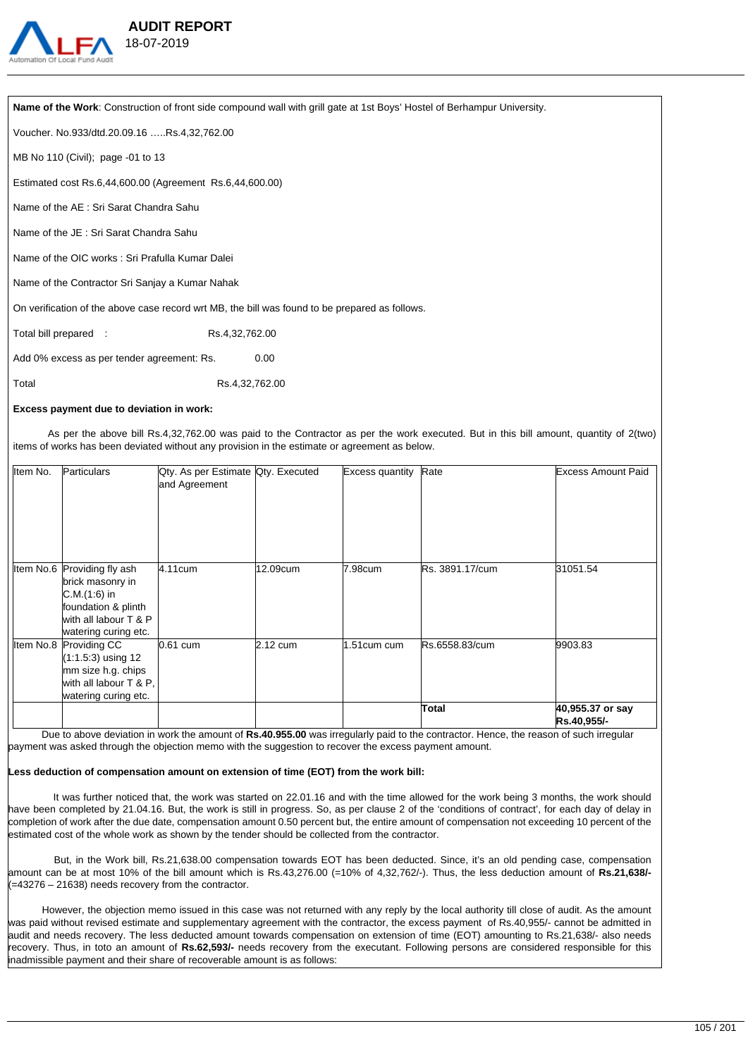**Name of the Work**: Construction of front side compound wall with grill gate at 1st Boys' Hostel of Berhampur University.

Voucher. No.933/dtd.20.09.16 …..Rs.4,32,762.00

MB No 110 (Civil); page -01 to 13

Estimated cost Rs.6,44,600.00 (Agreement Rs.6,44,600.00)

Name of the AE : Sri Sarat Chandra Sahu

Name of the JE : Sri Sarat Chandra Sahu

Name of the OIC works : Sri Prafulla Kumar Dalei

Name of the Contractor Sri Sanjay a Kumar Nahak

On verification of the above case record wrt MB, the bill was found to be prepared as follows.

Total bill prepared : Rs.4,32,762.00

Add 0% excess as per tender agreement: Rs. 0.00

Total Rs.4,32,762.00

**Excess payment due to deviation in work:**

As per the above bill Rs.4,32,762.00 was paid to the Contractor as per the work executed. But in this bill amount, quantity of 2(two) items of works has been deviated without any provision in the estimate or agreement as below.

| Item No. | Particulars | Qty. As per Estimate and Agreement | Qty. Executed | Excess quantity | Rate | Excess Amount Paid |
|---|---|---|---|---|---|---|
| Item No.6 | Providing fly ash brick masonry in C.M.(1:6) in foundation & plinth with all labour T & P watering curing etc. | 4.11cum | 12.09cum | 7.98cum | Rs. 3891.17/cum | 31051.54 |
| Item No.8 | Providing CC (1:1.5:3) using 12 mm size h.g. chips with all labour T & P, watering curing etc. | 0.61 cum | 2.12 cum | 1.51cum cum | Rs.6558.83/cum | 9903.83 |
| | | | | | **Total** | **40,955.37 or say Rs.40,955/-** |

Due to above deviation in work the amount of **Rs.40.955.00** was irregularly paid to the contractor. Hence, the reason of such irregular payment was asked through the objection memo with the suggestion to recover the excess payment amount.

**Less deduction of compensation amount on extension of time (EOT) from the work bill:**

It was further noticed that, the work was started on 22.01.16 and with the time allowed for the work being 3 months, the work should have been completed by 21.04.16. But, the work is still in progress. So, as per clause 2 of the 'conditions of contract', for each day of delay in completion of work after the due date, compensation amount 0.50 percent but, the entire amount of compensation not exceeding 10 percent of the estimated cost of the whole work as shown by the tender should be collected from the contractor.

But, in the Work bill, Rs.21,638.00 compensation towards EOT has been deducted. Since, it's an old pending case, compensation amount can be at most 10% of the bill amount which is Rs.43,276.00 (=10% of 4,32,762/-). Thus, the less deduction amount of **Rs.21,638/-** (=43276 – 21638) needs recovery from the contractor.

However, the objection memo issued in this case was not returned with any reply by the local authority till close of audit. As the amount was paid without revised estimate and supplementary agreement with the contractor, the excess payment of Rs.40,955/- cannot be admitted in audit and needs recovery. The less deducted amount towards compensation on extension of time (EOT) amounting to Rs.21,638/- also needs recovery. Thus, in toto an amount of **Rs.62,593/-** needs recovery from the executant. Following persons are considered responsible for this inadmissible payment and their share of recoverable amount is as follows: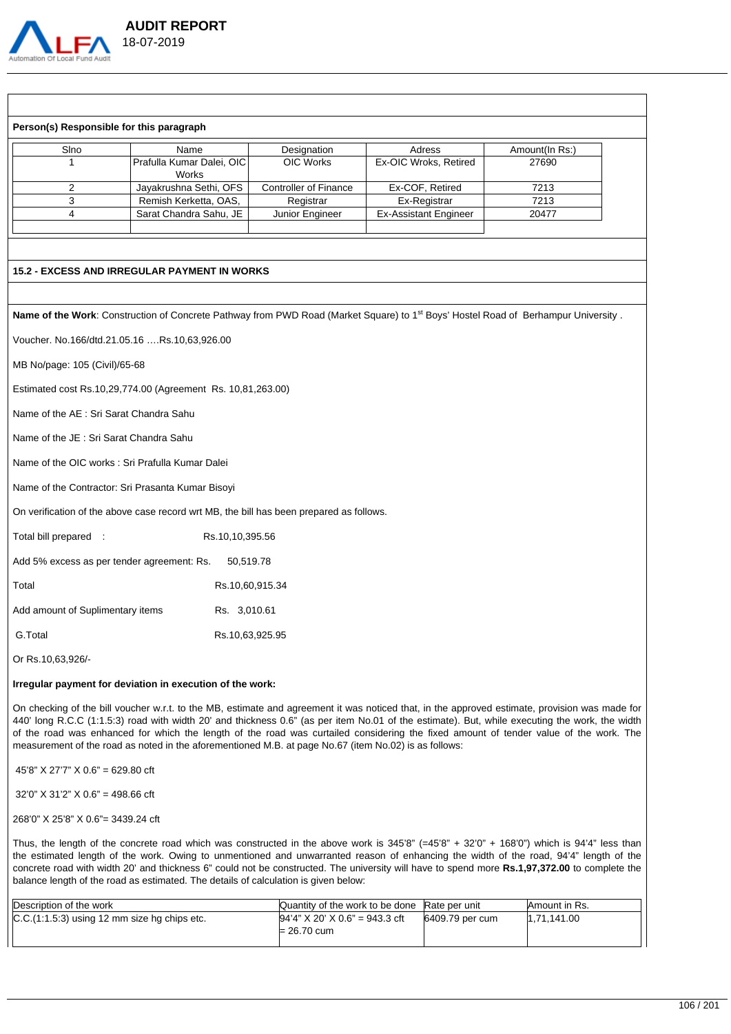**Person(s) Responsible for this paragraph**

| Slno | Name | Designation | Adress | Amount(In Rs:) |
|---|---|---|---|---|
| 1 | Prafulla Kumar Dalei, OIC Works | OIC Works | Ex-OIC Wroks, Retired | 27690 |
| 2 | Jayakrushna Sethi, OFS | Controller of Finance | Ex-COF, Retired | 7213 |
| 3 | Remish Kerketta, OAS, | Registrar | Ex-Registrar | 7213 |
| 4 | Sarat Chandra Sahu, JE | Junior Engineer | Ex-Assistant Engineer | 20477 |
| | | | | |

**15.2 - EXCESS AND IRREGULAR PAYMENT IN WORKS**

**Name of the Work**: Construction of Concrete Pathway from PWD Road (Market Square) to 1st Boys' Hostel Road of Berhampur University .

Voucher. No.166/dtd.21.05.16 ….Rs.10,63,926.00

MB No/page: 105 (Civil)/65-68

Estimated cost Rs.10,29,774.00 (Agreement Rs. 10,81,263.00)

Name of the AE : Sri Sarat Chandra Sahu

Name of the JE : Sri Sarat Chandra Sahu

Name of the OIC works : Sri Prafulla Kumar Dalei

Name of the Contractor: Sri Prasanta Kumar Bisoyi

On verification of the above case record wrt MB, the bill has been prepared as follows.

Total bill prepared : Rs.10,10,395.56

Add 5% excess as per tender agreement: Rs. 50,519.78

Total Rs.10,60,915.34

Add amount of Suplimentary items Rs. 3,010.61

G.Total Rs.10,63,925.95

Or Rs.10,63,926/-

**Irregular payment for deviation in execution of the work:**

On checking of the bill voucher w.r.t. to the MB, estimate and agreement it was noticed that, in the approved estimate, provision was made for 440' long R.C.C (1:1.5:3) road with width 20' and thickness 0.6" (as per item No.01 of the estimate). But, while executing the work, the width of the road was enhanced for which the length of the road was curtailed considering the fixed amount of tender value of the work. The measurement of the road as noted in the aforementioned M.B. at page No.67 (item No.02) is as follows:

45'8" X 27'7" X 0.6" = 629.80 cft

32'0" X 31'2" X 0.6" = 498.66 cft

268'0" X 25'8" X 0.6"= 3439.24 cft

Thus, the length of the concrete road which was constructed in the above work is 345'8" (=45'8" + 32'0" + 168'0") which is 94'4" less than the estimated length of the work. Owing to unmentioned and unwarranted reason of enhancing the width of the road, 94'4" length of the concrete road with width 20' and thickness 6" could not be constructed. The university will have to spend more **Rs.1,97,372.00** to complete the balance length of the road as estimated. The details of calculation is given below:

| Description of the work | Quantity of the work to be done | Rate per unit | Amount in Rs. |
|---|---|---|---|
| C.C.(1:1.5:3) using 12 mm size hg chips etc. | 94'4" X 20' X 0.6" = 943.3 cft = 26.70 cum | 6409.79 per cum | 1,71,141.00 |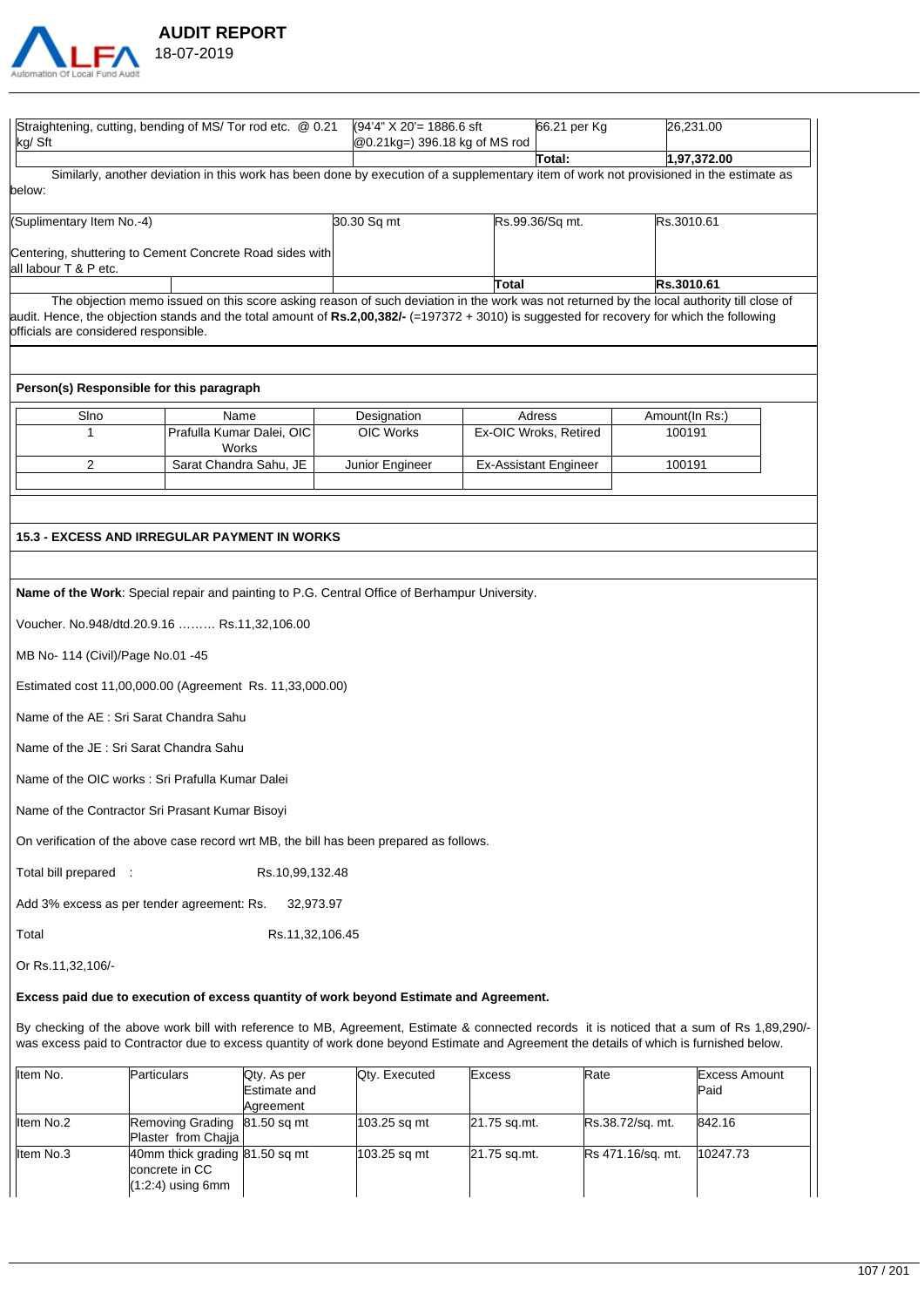| Straightening, cutting, bending of MS/ Tor rod etc. @ 0.21 kg/ Sft | (94'4" X 20'= 1886.6 sft @0.21kg=) 396.18 kg of MS rod | 66.21 per Kg | 26,231.00 |
|---|---|---|---|
| | | Total: | 1,97,372.00 |

Similarly, another deviation in this work has been done by execution of a supplementary item of work not provisioned in the estimate as below:

| (Suplimentary Item No.-4) Centering, shuttering to Cement Concrete Road sides with all labour T & P etc. | | 30.30 Sq mt | Rs.99.36/Sq mt. | Rs.3010.61 |
|---|---|---|---|---|
| | | | Total | Rs.3010.61 |

The objection memo issued on this score asking reason of such deviation in the work was not returned by the local authority till close of audit. Hence, the objection stands and the total amount of **Rs.2,00,382/-** (=197372 + 3010) is suggested for recovery for which the following officials are considered responsible.

**Person(s) Responsible for this paragraph**

| Slno | Name | Designation | Adress | Amount(In Rs:) |
|---|---|---|---|---|
| 1 | Prafulla Kumar Dalei, OIC Works | OIC Works | Ex-OIC Wroks, Retired | 100191 |
| 2 | Sarat Chandra Sahu, JE | Junior Engineer | Ex-Assistant Engineer | 100191 |

**15.3 - EXCESS AND IRREGULAR PAYMENT IN WORKS**

**Name of the Work**: Special repair and painting to P.G. Central Office of Berhampur University.

Voucher. No.948/dtd.20.9.16 ……… Rs.11,32,106.00

MB No- 114 (Civil)/Page No.01 -45

Estimated cost 11,00,000.00 (Agreement Rs. 11,33,000.00)

Name of the AE : Sri Sarat Chandra Sahu

Name of the JE : Sri Sarat Chandra Sahu

Name of the OIC works : Sri Prafulla Kumar Dalei

Name of the Contractor Sri Prasant Kumar Bisoyi

On verification of the above case record wrt MB, the bill has been prepared as follows.

Total bill prepared : Rs.10,99,132.48

Add 3% excess as per tender agreement: Rs. 32,973.97

Total Rs.11,32,106.45

Or Rs.11,32,106/-

**Excess paid due to execution of excess quantity of work beyond Estimate and Agreement.**

By checking of the above work bill with reference to MB, Agreement, Estimate & connected records it is noticed that a sum of Rs 1,89,290/- was excess paid to Contractor due to excess quantity of work done beyond Estimate and Agreement the details of which is furnished below.

| Item No. | Particulars | Qty. As per Estimate and Agreement | Qty. Executed | Excess | Rate | Excess Amount Paid |
|---|---|---|---|---|---|---|
| Item No.2 | Removing Grading Plaster from Chajja | 81.50 sq mt | 103.25 sq mt | 21.75 sq.mt. | Rs.38.72/sq. mt. | 842.16 |
| Item No.3 | 40mm thick grading concrete in CC (1:2:4) using 6mm | 81.50 sq mt | 103.25 sq mt | 21.75 sq.mt. | Rs 471.16/sq. mt. | 10247.73 |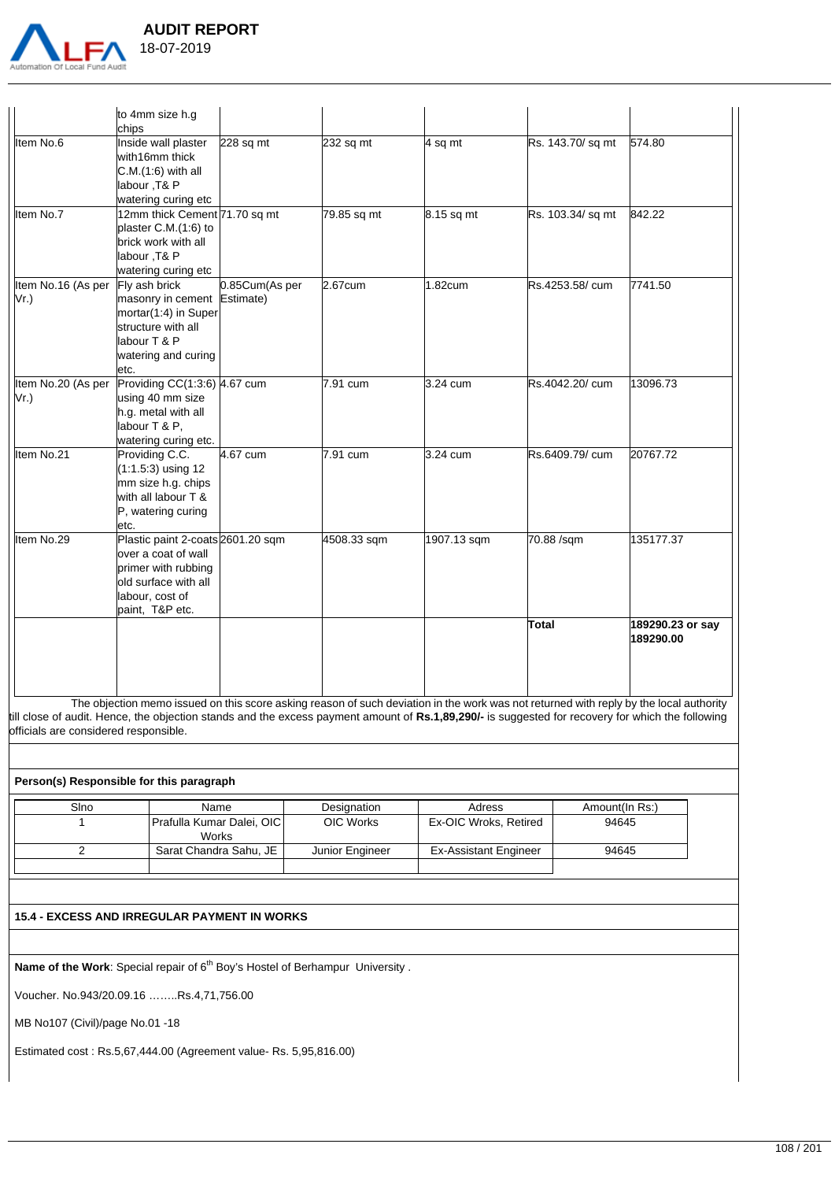| | | | | | | |
|---|---|---|---|---|---|---|
| | to 4mm size h.g chips | | | | | |
| Item No.6 | Inside wall plaster with16mm thick C.M.(1:6) with all labour ,T& P watering curing etc | 228 sq mt | 232 sq mt | 4 sq mt | Rs. 143.70/ sq mt | 574.80 |
| Item No.7 | 12mm thick Cement plaster C.M.(1:6) to brick work with all labour ,T& P watering curing etc | 71.70 sq mt | 79.85 sq mt | 8.15 sq mt | Rs. 103.34/ sq mt | 842.22 |
| Item No.16 (As per Vr.) | Fly ash brick masonry in cement mortar(1:4) in Super structure with all labour T & P watering and curing etc. | 0.85Cum(As per Estimate) | 2.67cum | 1.82cum | Rs.4253.58/ cum | 7741.50 |
| Item No.20 (As per Vr.) | Providing CC(1:3:6) using 40 mm size h.g. metal with all labour T & P, watering curing etc. | 4.67 cum | 7.91 cum | 3.24 cum | Rs.4042.20/ cum | 13096.73 |
| Item No.21 | Providing C.C. (1:1.5:3) using 12 mm size h.g. chips with all labour T & P, watering curing etc. | 4.67 cum | 7.91 cum | 3.24 cum | Rs.6409.79/ cum | 20767.72 |
| Item No.29 | Plastic paint 2-coats over a coat of wall primer with rubbing old surface with all labour, cost of paint, T&P etc. | 2601.20 sqm | 4508.33 sqm | 1907.13 sqm | 70.88 /sqm | 135177.37 |
| | | | | | **Total** | **189290.23 or say 189290.00** |

The objection memo issued on this score asking reason of such deviation in the work was not returned with reply by the local authority till close of audit. Hence, the objection stands and the excess payment amount of **Rs.1,89,290/-** is suggested for recovery for which the following officials are considered responsible.

**Person(s) Responsible for this paragraph**

| Slno | Name | Designation | Adress | Amount(In Rs:) |
|---|---|---|---|---|
| 1 | Prafulla Kumar Dalei, OIC Works | OIC Works | Ex-OIC Wroks, Retired | 94645 |
| 2 | Sarat Chandra Sahu, JE | Junior Engineer | Ex-Assistant Engineer | 94645 |

**15.4 - EXCESS AND IRREGULAR PAYMENT IN WORKS**

**Name of the Work**: Special repair of 6th Boy's Hostel of Berhampur University .

Voucher. No.943/20.09.16 ……..Rs.4,71,756.00

MB No107 (Civil)/page No.01 -18

Estimated cost : Rs.5,67,444.00 (Agreement value- Rs. 5,95,816.00)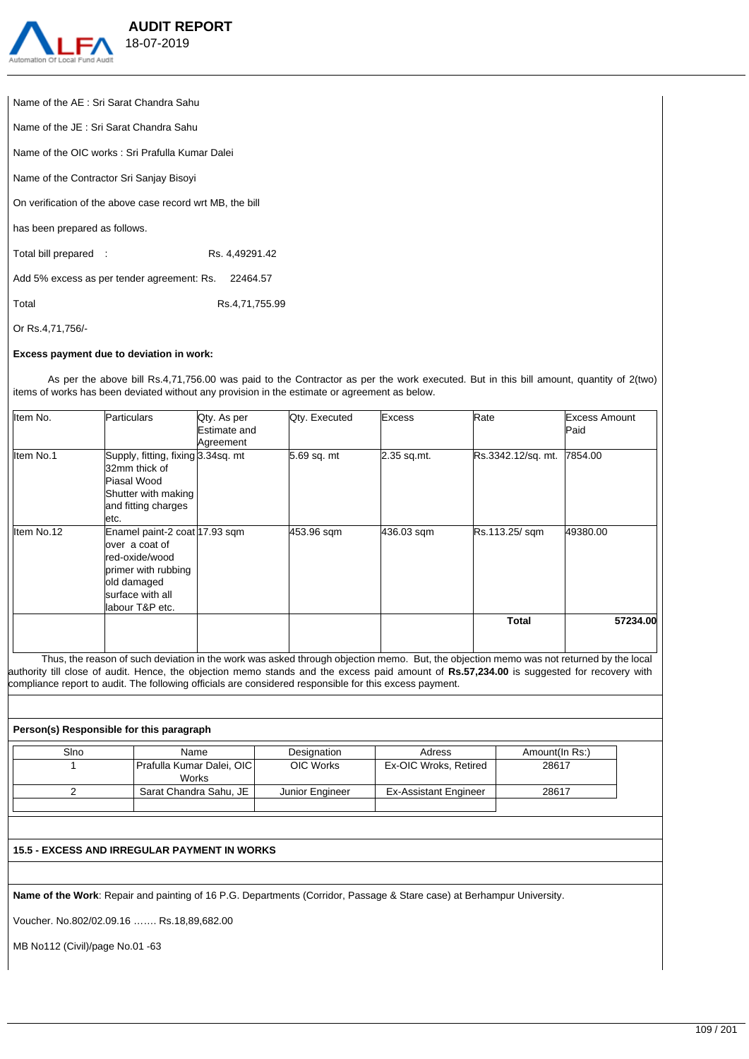Name of the AE : Sri Sarat Chandra Sahu

Name of the JE : Sri Sarat Chandra Sahu

Name of the OIC works : Sri Prafulla Kumar Dalei

Name of the Contractor Sri Sanjay Bisoyi

On verification of the above case record wrt MB, the bill

has been prepared as follows.

Total bill prepared : Rs. 4,49291.42

Add 5% excess as per tender agreement: Rs. 22464.57

Total Rs.4,71,755.99

Or Rs.4,71,756/-

**Excess payment due to deviation in work:**

As per the above bill Rs.4,71,756.00 was paid to the Contractor as per the work executed. But in this bill amount, quantity of 2(two) items of works has been deviated without any provision in the estimate or agreement as below.

| Item No. | Particulars | Qty. As per Estimate and Agreement | Qty. Executed | Excess | Rate | Excess Amount Paid |
|---|---|---|---|---|---|---|
| Item No.1 | Supply, fitting, fixing 32mm thick of Piasal Wood Shutter with making and fitting charges etc. | 3.34sq. mt | 5.69 sq. mt | 2.35 sq.mt. | Rs.3342.12/sq. mt. | 7854.00 |
| Item No.12 | Enamel paint-2 coat over a coat of red-oxide/wood primer with rubbing old damaged surface with all labour T&P etc. | 17.93 sqm | 453.96 sqm | 436.03 sqm | Rs.113.25/ sqm | 49380.00 |
| | | | | | **Total** | **57234.00** |

Thus, the reason of such deviation in the work was asked through objection memo. But, the objection memo was not returned by the local authority till close of audit. Hence, the objection memo stands and the excess paid amount of **Rs.57,234.00** is suggested for recovery with compliance report to audit. The following officials are considered responsible for this excess payment.

**Person(s) Responsible for this paragraph**

| Slno | Name | Designation | Adress | Amount(In Rs:) |
|---|---|---|---|---|
| 1 | Prafulla Kumar Dalei, OIC Works | OIC Works | Ex-OIC Wroks, Retired | 28617 |
| 2 | Sarat Chandra Sahu, JE | Junior Engineer | Ex-Assistant Engineer | 28617 |

**15.5 - EXCESS AND IRREGULAR PAYMENT IN WORKS**

**Name of the Work**: Repair and painting of 16 P.G. Departments (Corridor, Passage & Stare case) at Berhampur University.

Voucher. No.802/02.09.16 ……. Rs.18,89,682.00

MB No112 (Civil)/page No.01 -63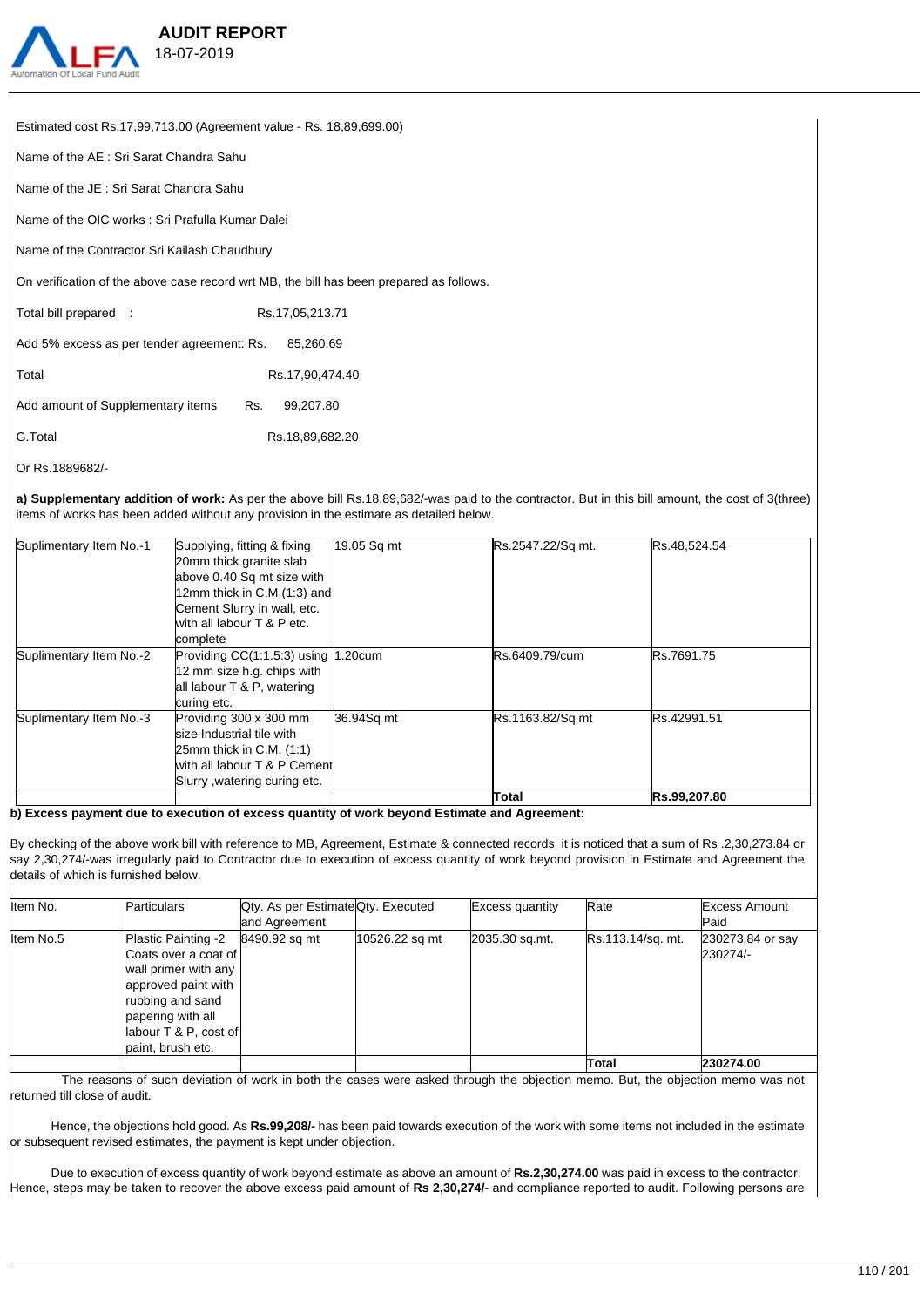Estimated cost Rs.17,99,713.00 (Agreement value - Rs. 18,89,699.00)

Name of the AE : Sri Sarat Chandra Sahu

Name of the JE : Sri Sarat Chandra Sahu

Name of the OIC works : Sri Prafulla Kumar Dalei

Name of the Contractor Sri Kailash Chaudhury

On verification of the above case record wrt MB, the bill has been prepared as follows.

Total bill prepared : Rs.17,05,213.71

Add 5% excess as per tender agreement: Rs. 85,260.69

Total Rs.17,90,474.40

Add amount of Supplementary items Rs. 99,207.80

G.Total Rs.18,89,682.20

Or Rs.1889682/-

**a) Supplementary addition of work:** As per the above bill Rs.18,89,682/-was paid to the contractor. But in this bill amount, the cost of 3(three) items of works has been added without any provision in the estimate as detailed below.

| | | | | |
|---|---|---|---|---|
| Suplimentary Item No.-1 | Supplying, fitting & fixing 20mm thick granite slab above 0.40 Sq mt size with 12mm thick in C.M.(1:3) and Cement Slurry in wall, etc. with all labour T & P etc. complete | 19.05 Sq mt | Rs.2547.22/Sq mt. | Rs.48,524.54 |
| Suplimentary Item No.-2 | Providing CC(1:1.5:3) using 12 mm size h.g. chips with all labour T & P, watering curing etc. | 1.20cum | Rs.6409.79/cum | Rs.7691.75 |
| Suplimentary Item No.-3 | Providing 300 x 300 mm size Industrial tile with 25mm thick in C.M. (1:1) with all labour T & P Cement Slurry ,watering curing etc. | 36.94Sq mt | Rs.1163.82/Sq mt | Rs.42991.51 |
| | | | **Total** | **Rs.99,207.80** |

**b) Excess payment due to execution of excess quantity of work beyond Estimate and Agreement:**

By checking of the above work bill with reference to MB, Agreement, Estimate & connected records it is noticed that a sum of Rs .2,30,273.84 or say 2,30,274/-was irregularly paid to Contractor due to execution of excess quantity of work beyond provision in Estimate and Agreement the details of which is furnished below.

| Item No. | Particulars | Qty. As per Estimate and Agreement | Qty. Executed | Excess quantity | Rate | Excess Amount Paid |
|---|---|---|---|---|---|---|
| Item No.5 | Plastic Painting -2 Coats over a coat of wall primer with any approved paint with rubbing and sand papering with all labour T & P, cost of paint, brush etc. | 8490.92 sq mt | 10526.22 sq mt | 2035.30 sq.mt. | Rs.113.14/sq. mt. | 230273.84 or say 230274/- |
| | | | | | **Total** | **230274.00** |

The reasons of such deviation of work in both the cases were asked through the objection memo. But, the objection memo was not returned till close of audit.

Hence, the objections hold good. As **Rs.99,208/-** has been paid towards execution of the work with some items not included in the estimate or subsequent revised estimates, the payment is kept under objection.

Due to execution of excess quantity of work beyond estimate as above an amount of **Rs.2,30,274.00** was paid in excess to the contractor. Hence, steps may be taken to recover the above excess paid amount of **Rs 2,30,274/-** and compliance reported to audit. Following persons are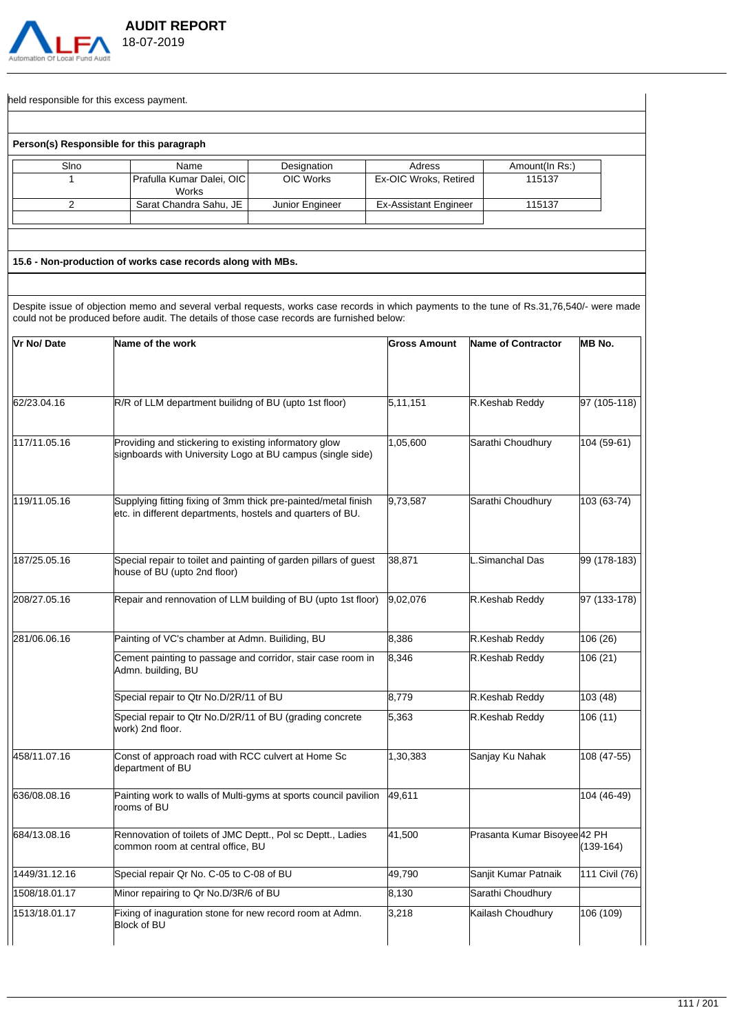held responsible for this excess payment.

**Person(s) Responsible for this paragraph**

| Slno | Name | Designation | Adress | Amount(In Rs:) |
|---|---|---|---|---|
| 1 | Prafulla Kumar Dalei, OIC Works | OIC Works | Ex-OIC Wroks, Retired | 115137 |
| 2 | Sarat Chandra Sahu, JE | Junior Engineer | Ex-Assistant Engineer | 115137 |
| | | | | |

**15.6 - Non-production of works case records along with MBs.**

Despite issue of objection memo and several verbal requests, works case records in which payments to the tune of Rs.31,76,540/- were made could not be produced before audit. The details of those case records are furnished below:

| Vr No/ Date | Name of the work | Gross Amount | Name of Contractor | MB No. |
|---|---|---|---|---|
| 62/23.04.16 | R/R of LLM department builidng of BU (upto 1st floor) | 5,11,151 | R.Keshab Reddy | 97 (105-118) |
| 117/11.05.16 | Providing and stickering to existing informatory glow signboards with University Logo at BU campus (single side) | 1,05,600 | Sarathi Choudhury | 104 (59-61) |
| 119/11.05.16 | Supplying fitting fixing of 3mm thick pre-painted/metal finish etc. in different departments, hostels and quarters of BU. | 9,73,587 | Sarathi Choudhury | 103 (63-74) |
| 187/25.05.16 | Special repair to toilet and painting of garden pillars of guest house of BU (upto 2nd floor) | 38,871 | L.Simanchal Das | 99 (178-183) |
| 208/27.05.16 | Repair and rennovation of LLM building of BU (upto 1st floor) | 9,02,076 | R.Keshab Reddy | 97 (133-178) |
| 281/06.06.16 | Painting of VC's chamber at Admn. Builiding, BU | 8,386 | R.Keshab Reddy | 106 (26) |
| | Cement painting to passage and corridor, stair case room in Admn. building, BU | 8,346 | R.Keshab Reddy | 106 (21) |
| | Special repair to Qtr No.D/2R/11 of BU | 8,779 | R.Keshab Reddy | 103 (48) |
| | Special repair to Qtr No.D/2R/11 of BU (grading concrete work) 2nd floor. | 5,363 | R.Keshab Reddy | 106 (11) |
| 458/11.07.16 | Const of approach road with RCC culvert at Home Sc department of BU | 1,30,383 | Sanjay Ku Nahak | 108 (47-55) |
| 636/08.08.16 | Painting work to walls of Multi-gyms at sports council pavilion rooms of BU | 49,611 | | 104 (46-49) |
| 684/13.08.16 | Rennovation of toilets of JMC Deptt., Pol sc Deptt., Ladies common room at central office, BU | 41,500 | Prasanta Kumar Bisoyee | 42 PH (139-164) |
| 1449/31.12.16 | Special repair Qr No. C-05 to C-08 of BU | 49,790 | Sanjit Kumar Patnaik | 111 Civil (76) |
| 1508/18.01.17 | Minor repairing to Qr No.D/3R/6 of BU | 8,130 | Sarathi Choudhury | |
| 1513/18.01.17 | Fixing of inaguration stone for new record room at Admn. Block of BU | 3,218 | Kailash Choudhury | 106 (109) |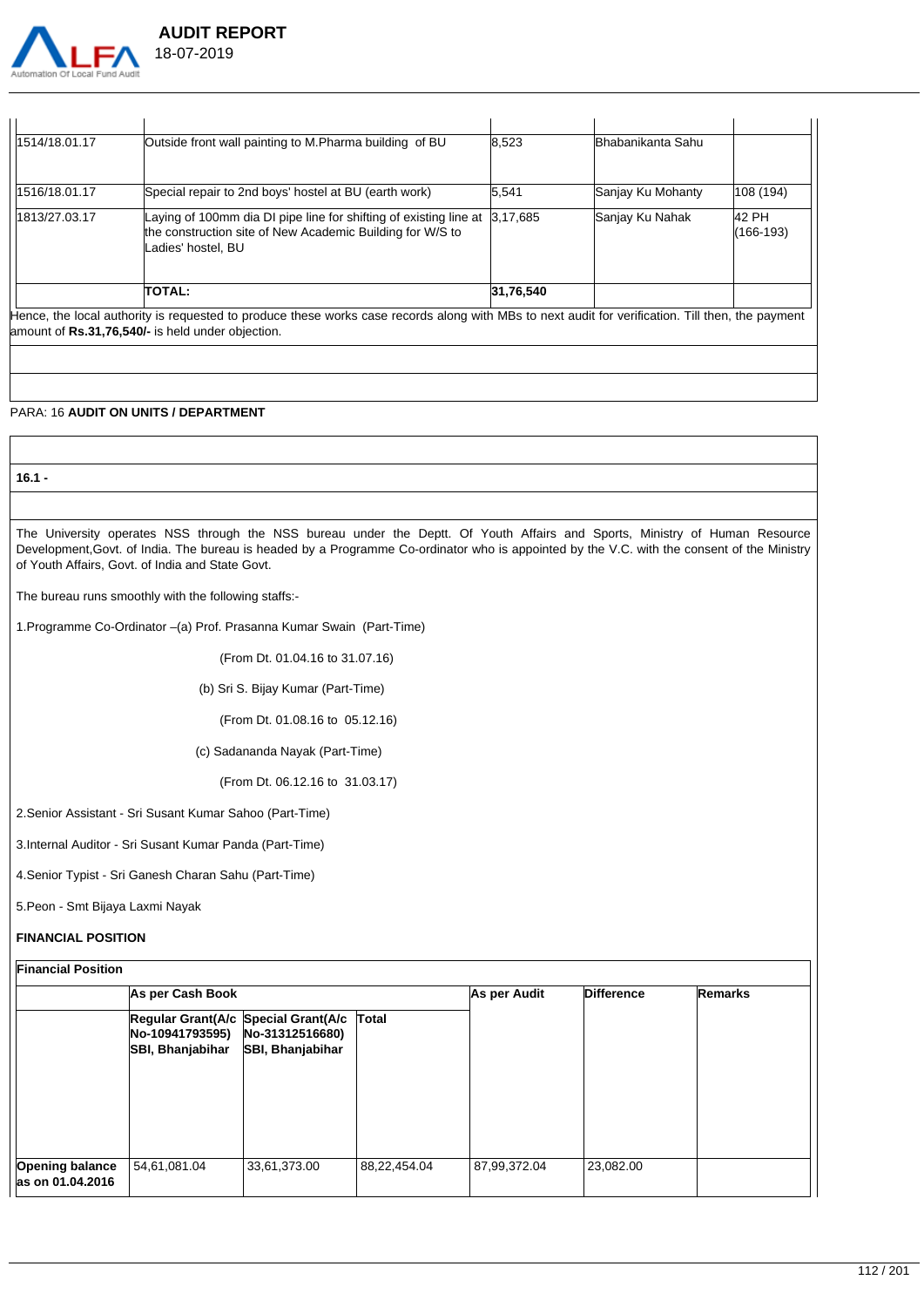| | | | | |
|---|---|---|---|---|
| 1514/18.01.17 | Outside front wall painting to M.Pharma building of BU | 8,523 | Bhabanikanta Sahu | |
| 1516/18.01.17 | Special repair to 2nd boys' hostel at BU (earth work) | 5,541 | Sanjay Ku Mohanty | 108 (194) |
| 1813/27.03.17 | Laying of 100mm dia DI pipe line for shifting of existing line at the construction site of New Academic Building for W/S to Ladies' hostel, BU | 3,17,685 | Sanjay Ku Nahak | 42 PH (166-193) |
| | **TOTAL:** | **31,76,540** | | |

Hence, the local authority is requested to produce these works case records along with MBs to next audit for verification. Till then, the payment amount of **Rs.31,76,540/-** is held under objection.

PARA: 16 **AUDIT ON UNITS / DEPARTMENT**

**16.1 -**

The University operates NSS through the NSS bureau under the Deptt. Of Youth Affairs and Sports, Ministry of Human Resource Development,Govt. of India. The bureau is headed by a Programme Co-ordinator who is appointed by the V.C. with the consent of the Ministry of Youth Affairs, Govt. of India and State Govt.

The bureau runs smoothly with the following staffs:-

1.Programme Co-Ordinator –(a) Prof. Prasanna Kumar Swain (Part-Time)

(From Dt. 01.04.16 to 31.07.16)

(b) Sri S. Bijay Kumar (Part-Time)

(From Dt. 01.08.16 to 05.12.16)

(c) Sadananda Nayak (Part-Time)

(From Dt. 06.12.16 to 31.03.17)

2.Senior Assistant - Sri Susant Kumar Sahoo (Part-Time)

3.Internal Auditor - Sri Susant Kumar Panda (Part-Time)

4.Senior Typist - Sri Ganesh Charan Sahu (Part-Time)

5.Peon - Smt Bijaya Laxmi Nayak

**FINANCIAL POSITION**

**Financial Position**

| | **As per Cash Book** | | | **As per Audit** | **Difference** | **Remarks** |
|---|---|---|---|---|---|---|
| | **Regular Grant(A/c No-10941793595) SBI, Bhanjabihar** | **Special Grant(A/c No-31312516680) SBI, Bhanjabihar** | **Total** | | | |
| **Opening balance as on 01.04.2016** | 54,61,081.04 | 33,61,373.00 | 88,22,454.04 | 87,99,372.04 | 23,082.00 | |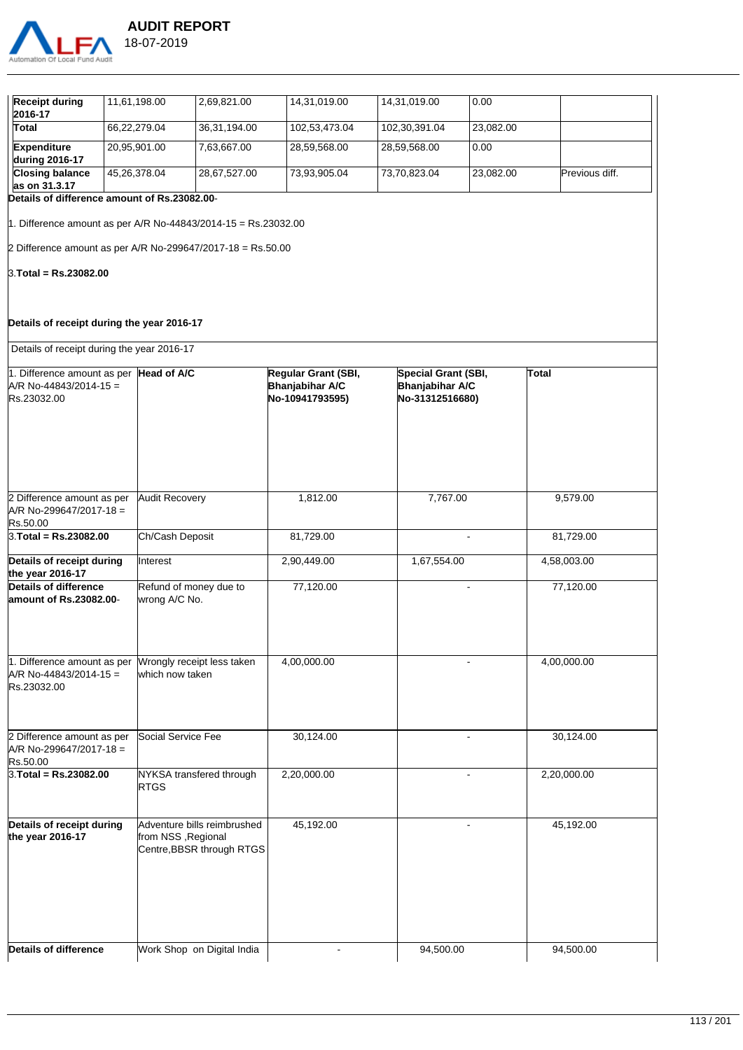| | | | | | | |
|---|---|---|---|---|---|---|
| **Receipt during 2016-17** | 11,61,198.00 | 2,69,821.00 | 14,31,019.00 | 14,31,019.00 | 0.00 | |
| **Total** | 66,22,279.04 | 36,31,194.00 | 102,53,473.04 | 102,30,391.04 | 23,082.00 | |
| **Expenditure during 2016-17** | 20,95,901.00 | 7,63,667.00 | 28,59,568.00 | 28,59,568.00 | 0.00 | |
| **Closing balance as on 31.3.17** | 45,26,378.04 | 28,67,527.00 | 73,93,905.04 | 73,70,823.04 | 23,082.00 | Previous diff. |

**Details of difference amount of Rs.23082.00**-

1. Difference amount as per A/R No-44843/2014-15 = Rs.23032.00

2 Difference amount as per A/R No-299647/2017-18 = Rs.50.00

3.**Total = Rs.23082.00**

**Details of receipt during the year 2016-17**

Details of receipt during the year 2016-17

| 1. Difference amount as per A/R No-44843/2014-15 = Rs.23032.00 | **Head of A/C** | **Regular Grant (SBI, Bhanjabihar A/C No-10941793595)** | **Special Grant (SBI, Bhanjabihar A/C No-31312516680)** | **Total** |
|---|---|---|---|---|
| 2 Difference amount as per A/R No-299647/2017-18 = Rs.50.00 | Audit Recovery | 1,812.00 | 7,767.00 | 9,579.00 |
| 3.**Total = Rs.23082.00** | Ch/Cash Deposit | 81,729.00 | - | 81,729.00 |
| **Details of receipt during the year 2016-17** | Interest | 2,90,449.00 | 1,67,554.00 | 4,58,003.00 |
| **Details of difference amount of Rs.23082.00**- | Refund of money due to wrong A/C No. | 77,120.00 | - | 77,120.00 |
| 1. Difference amount as per A/R No-44843/2014-15 = Rs.23032.00 | Wrongly receipt less taken which now taken | 4,00,000.00 | - | 4,00,000.00 |
| 2 Difference amount as per A/R No-299647/2017-18 = Rs.50.00 | Social Service Fee | 30,124.00 | - | 30,124.00 |
| 3.**Total = Rs.23082.00** | NYKSA transfered through RTGS | 2,20,000.00 | - | 2,20,000.00 |
| **Details of receipt during the year 2016-17** | Adventure bills reimbrushed from NSS ,Regional Centre,BBSR through RTGS | 45,192.00 | - | 45,192.00 |
| **Details of difference** | Work Shop on Digital India | - | 94,500.00 | 94,500.00 |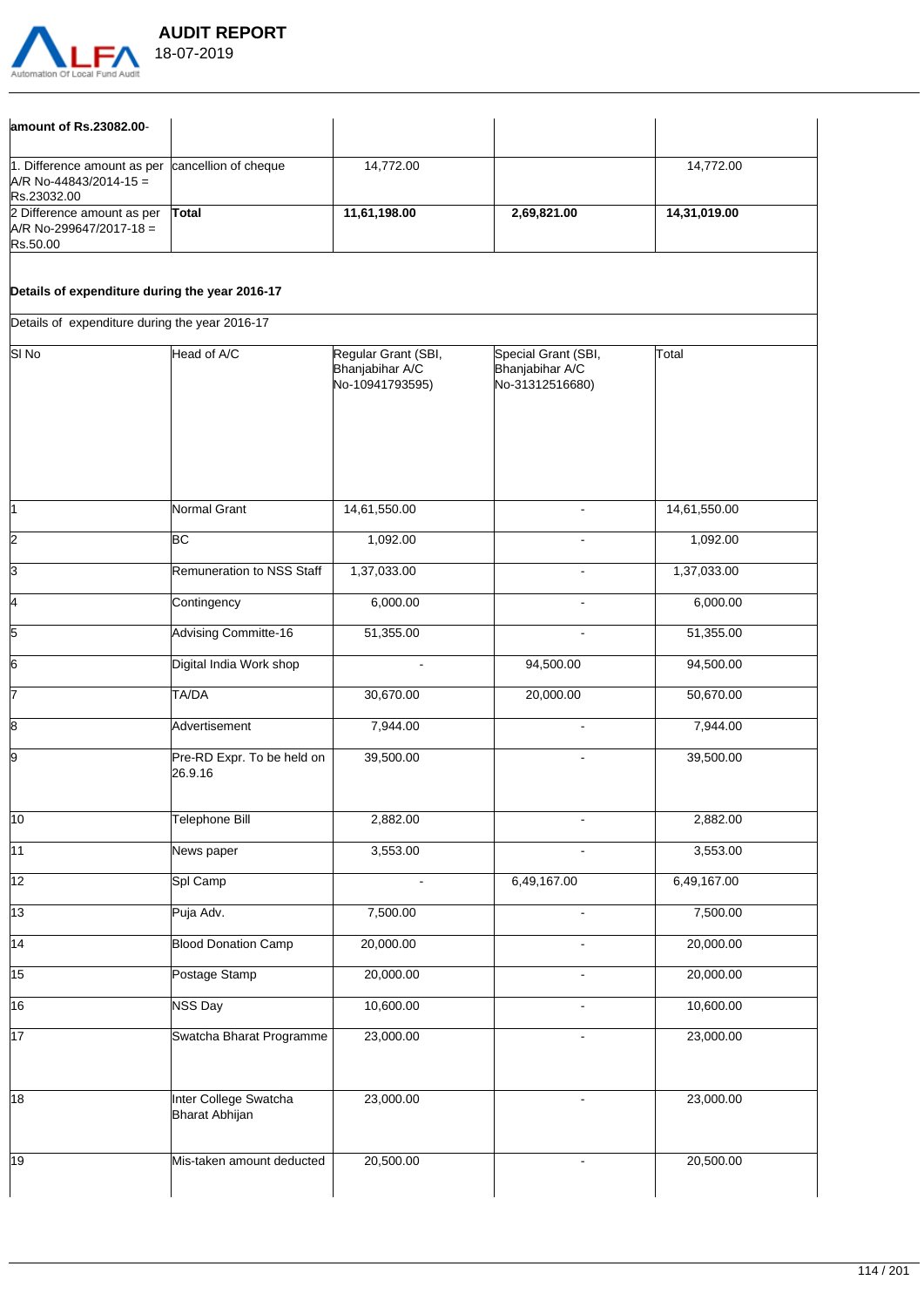| amount of Rs.23082.00- | | | | |
|---|---|---|---|---|
| 1. Difference amount as per A/R No-44843/2014-15 = Rs.23032.00 | cancellion of cheque | 14,772.00 | | 14,772.00 |
| 2 Difference amount as per A/R No-299647/2017-18 = Rs.50.00 | **Total** | **11,61,198.00** | **2,69,821.00** | **14,31,019.00** |

**Details of expenditure during the year 2016-17**

Details of expenditure during the year 2016-17

| Sl No | Head of A/C | Regular Grant (SBI, Bhanjabihar A/C No-10941793595) | Special Grant (SBI, Bhanjabihar A/C No-31312516680) | Total |
|---|---|---|---|---|
| 1 | Normal Grant | 14,61,550.00 | - | 14,61,550.00 |
| 2 | BC | 1,092.00 | - | 1,092.00 |
| 3 | Remuneration to NSS Staff | 1,37,033.00 | - | 1,37,033.00 |
| 4 | Contingency | 6,000.00 | - | 6,000.00 |
| 5 | Advising Committe-16 | 51,355.00 | - | 51,355.00 |
| 6 | Digital India Work shop | - | 94,500.00 | 94,500.00 |
| 7 | TA/DA | 30,670.00 | 20,000.00 | 50,670.00 |
| 8 | Advertisement | 7,944.00 | - | 7,944.00 |
| 9 | Pre-RD Expr. To be held on 26.9.16 | 39,500.00 | - | 39,500.00 |
| 10 | Telephone Bill | 2,882.00 | - | 2,882.00 |
| 11 | News paper | 3,553.00 | - | 3,553.00 |
| 12 | Spl Camp | - | 6,49,167.00 | 6,49,167.00 |
| 13 | Puja Adv. | 7,500.00 | - | 7,500.00 |
| 14 | Blood Donation Camp | 20,000.00 | - | 20,000.00 |
| 15 | Postage Stamp | 20,000.00 | - | 20,000.00 |
| 16 | NSS Day | 10,600.00 | - | 10,600.00 |
| 17 | Swatcha Bharat Programme | 23,000.00 | - | 23,000.00 |
| 18 | Inter College Swatcha Bharat Abhijan | 23,000.00 | - | 23,000.00 |
| 19 | Mis-taken amount deducted | 20,500.00 | - | 20,500.00 |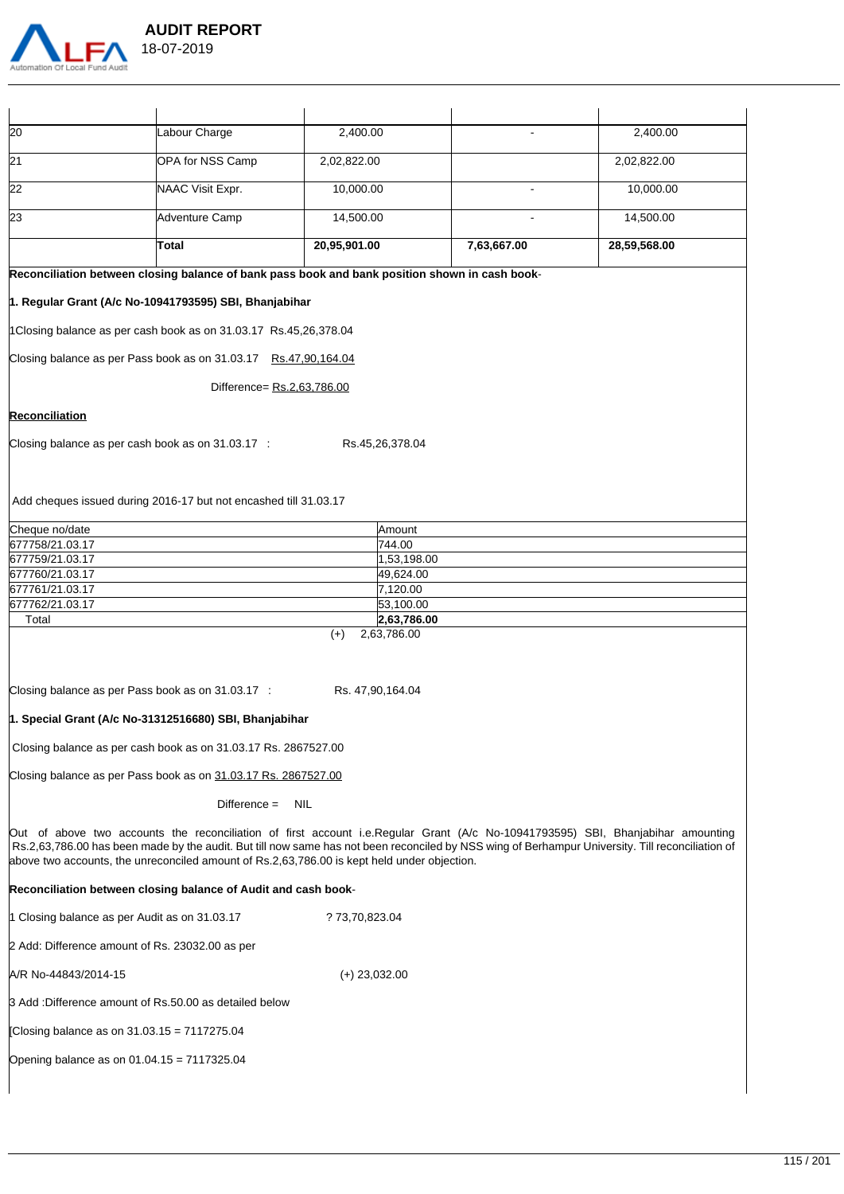| | | | | |
|---|---|---|---|---|
| 20 | Labour Charge | 2,400.00 | - | 2,400.00 |
| 21 | OPA for NSS Camp | 2,02,822.00 | | 2,02,822.00 |
| 22 | NAAC Visit Expr. | 10,000.00 | - | 10,000.00 |
| 23 | Adventure Camp | 14,500.00 | - | 14,500.00 |
| | **Total** | **20,95,901.00** | **7,63,667.00** | **28,59,568.00** |

**Reconciliation between closing balance of bank pass book and bank position shown in cash book**-

**1. Regular Grant (A/c No-10941793595) SBI, Bhanjabihar**

1Closing balance as per cash book as on 31.03.17 Rs.45,26,378.04

Closing balance as per Pass book as on 31.03.17 Rs.47,90,164.04

Difference= Rs.2,63,786.00

**Reconciliation**

Closing balance as per cash book as on 31.03.17 : Rs.45,26,378.04

Add cheques issued during 2016-17 but not encashed till 31.03.17

| Cheque no/date | Amount |
|---|---|
| 677758/21.03.17 | 744.00 |
| 677759/21.03.17 | 1,53,198.00 |
| 677760/21.03.17 | 49,624.00 |
| 677761/21.03.17 | 7,120.00 |
| 677762/21.03.17 | 53,100.00 |
| Total | **2,63,786.00** |

(+) 2,63,786.00

Closing balance as per Pass book as on 31.03.17 : Rs. 47,90,164.04

**1. Special Grant (A/c No-31312516680) SBI, Bhanjabihar**

Closing balance as per cash book as on 31.03.17 Rs. 2867527.00

Closing balance as per Pass book as on 31.03.17 Rs. 2867527.00

Difference = NIL

Out of above two accounts the reconciliation of first account i.e.Regular Grant (A/c No-10941793595) SBI, Bhanjabihar amounting Rs.2,63,786.00 has been made by the audit. But till now same has not been reconciled by NSS wing of Berhampur University. Till reconciliation of above two accounts, the unreconciled amount of Rs.2,63,786.00 is kept held under objection.

**Reconciliation between closing balance of Audit and cash book**-

1 Closing balance as per Audit as on 31.03.17 ? 73,70,823.04

2 Add: Difference amount of Rs. 23032.00 as per

A/R No-44843/2014-15 (+) 23,032.00

3 Add :Difference amount of Rs.50.00 as detailed below

[Closing balance as on 31.03.15 = 7117275.04

Opening balance as on 01.04.15 = 7117325.04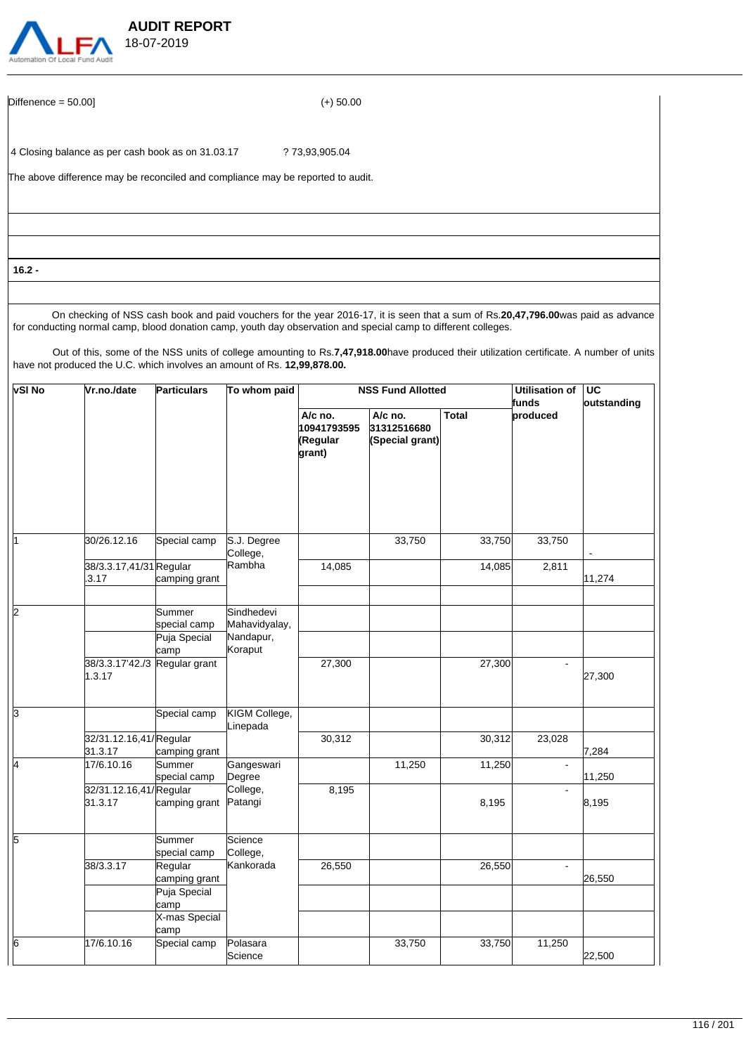Diffenence = 50.00] (+) 50.00

4 Closing balance as per cash book as on 31.03.17 ? 73,93,905.04

The above difference may be reconciled and compliance may be reported to audit.

**16.2 -**

On checking of NSS cash book and paid vouchers for the year 2016-17, it is seen that a sum of Rs.**20,47,796.00**was paid as advance for conducting normal camp, blood donation camp, youth day observation and special camp to different colleges.

Out of this, some of the NSS units of college amounting to Rs.**7,47,918.00**have produced their utilization certificate. A number of units have not produced the U.C. which involves an amount of Rs. **12,99,878.00.**

| \SI No | Vr.no./date | Particulars | To whom paid | NSS Fund Allotted | | | Utilisation of funds produced | UC outstanding |
|---|---|---|---|---|---|---|---|---|
| | | | | A/c no. 10941793595 (Regular grant) | A/c no. 31312516680 (Special grant) | Total | | |
| 1 | 30/26.12.16 | Special camp | S.J. Degree College, Rambha | | 33,750 | 33,750 | 33,750 | - |
| | 38/3.3.17,41/31.3.17 | Regular camping grant | | 14,085 | | 14,085 | 2,811 | 11,274 |
| | | | | | | | | |
| 2 | | Summer special camp | Sindhedevi Mahavidyalay, Nandapur, Koraput | | | | | |
| | | Puja Special camp | | | | | | |
| | 38/3.3.17'42./31.3.17 | Regular grant | | 27,300 | | 27,300 | - | 27,300 |
| 3 | | Special camp | KIGM College, Linepada | | | | | |
| | 32/31.12.16,41/31.3.17 | Regular camping grant | | 30,312 | | 30,312 | 23,028 | 7,284 |
| 4 | 17/6.10.16 | Summer special camp | Gangeswari Degree College, Patangi | | 11,250 | 11,250 | - | 11,250 |
| | 32/31.12.16,41/31.3.17 | Regular camping grant | | 8,195 | | 8,195 | - | 8,195 |
| 5 | | Summer special camp | Science College, Kankorada | | | | | |
| | 38/3.3.17 | Regular camping grant | | 26,550 | | 26,550 | - | 26,550 |
| | | Puja Special camp | | | | | | |
| | | X-mas Special camp | | | | | | |
| 6 | 17/6.10.16 | Special camp | Polasara Science | | 33,750 | 33,750 | 11,250 | 22,500 |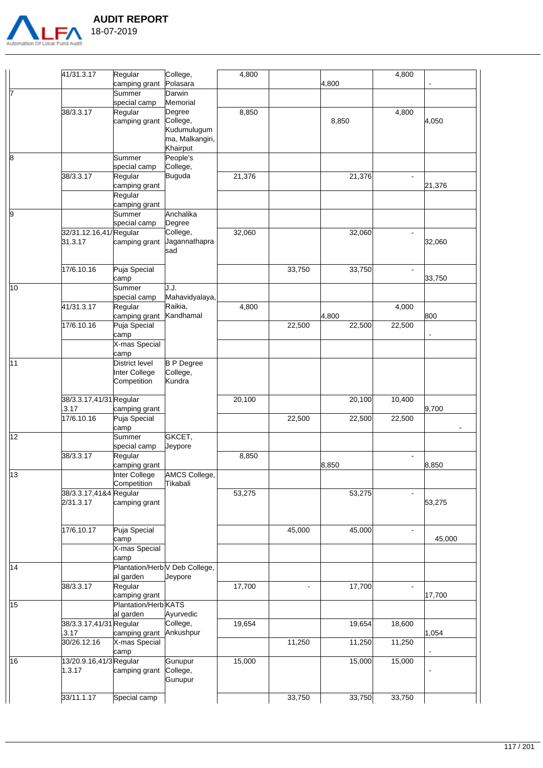| | | | | | | | | |
|---|---|---|---|---|---|---|---|---|
| | 41/31.3.17 | Regular camping grant | College, Polasara | 4,800 | | 4,800 | 4,800 | - |
| 7 | | Summer special camp | Darwin Memorial Degree College, Kudumulugumma, Malkangiri, Khairput | | | | | |
| | 38/3.3.17 | Regular camping grant | | 8,850 | | 8,850 | 4,800 | 4,050 |
| 8 | | Summer special camp | People's College, Buguda | | | | | |
| | 38/3.3.17 | Regular camping grant | | 21,376 | | 21,376 | - | 21,376 |
| | | Regular camping grant | | | | | | |
| 9 | | Summer special camp | Anchalika Degree College, Jagannathaprasad | | | | | |
| | 32/31.12.16,41/31.3.17 | Regular camping grant | | 32,060 | | 32,060 | - | 32,060 |
| | 17/6.10.16 | Puja Special camp | | | 33,750 | 33,750 | - | 33,750 |
| 10 | | Summer special camp | J.J. Mahavidyalaya, Raikia, Kandhamal | | | | | |
| | 41/31.3.17 | Regular camping grant | | 4,800 | | 4,800 | 4,000 | 800 |
| | 17/6.10.16 | Puja Special camp | | | 22,500 | 22,500 | 22,500 | - |
| | | X-mas Special camp | | | | | | |
| 11 | | District level Inter College Competition | B P Degree College, Kundra | | | | | |
| | 38/3.3.17,41/31.3.17 | Regular camping grant | | 20,100 | | 20,100 | 10,400 | 9,700 |
| | 17/6.10.16 | Puja Special camp | | | 22,500 | 22,500 | 22,500 | - |
| 12 | | Summer special camp | GKCET, Jeypore | | | | | |
| | 38/3.3.17 | Regular camping grant | | 8,850 | | 8,850 | - | 8,850 |
| 13 | | Inter College Competition | AMCS College, Tikabali | | | | | |
| | 38/3.3.17,41&42/31.3.17 | Regular camping grant | | 53,275 | | 53,275 | - | 53,275 |
| | 17/6.10.17 | Puja Special camp | | | 45,000 | 45,000 | - | 45,000 |
| | | X-mas Special camp | | | | | | |
| 14 | | Plantation/Herbal garden | V Deb College, Jeypore | | | | | |
| | 38/3.3.17 | Regular camping grant | | 17,700 | - | 17,700 | - | 17,700 |
| 15 | | Plantation/Herbal garden | KATS Ayurvedic College, Ankushpur | | | | | |
| | 38/3.3.17,41/31.3.17 | Regular camping grant | | 19,654 | | 19,654 | 18,600 | 1,054 |
| | 30/26.12.16 | X-mas Special camp | | | 11,250 | 11,250 | 11,250 | - |
| 16 | 13/20.9.16,41/31.3.17 | Regular camping grant | Gunupur College, Gunupur | 15,000 | | 15,000 | 15,000 | - |
| | 33/11.1.17 | Special camp | | | 33,750 | 33,750 | 33,750 | |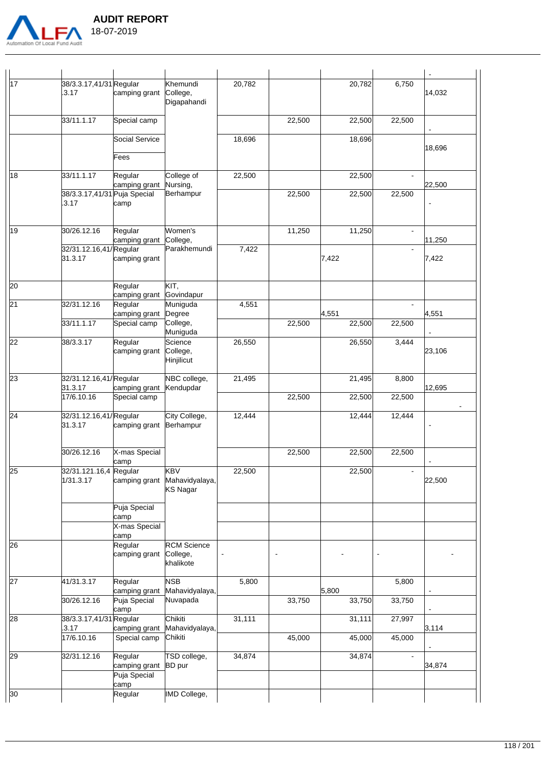| | | | | | | | | |
|---|---|---|---|---|---|---|---|---|
| | | | | | | | | - |
| 17 | 38/3.3.17,41/31.3.17 | Regular camping grant | Khemundi College, Digapahandi | 20,782 | | 20,782 | 6,750 | 14,032 |
| | 33/11.1.17 | Special camp | | | 22,500 | 22,500 | 22,500 | - |
| | | Social Service Fees | | 18,696 | | 18,696 | | 18,696 |
| 18 | 33/11.1.17 | Regular camping grant | College of Nursing, Berhampur | 22,500 | | 22,500 | - | 22,500 |
| | 38/3.3.17,41/31.3.17 | Puja Special camp | | | 22,500 | 22,500 | 22,500 | - |
| 19 | 30/26.12.16 | Regular camping grant | Women's College, Parakhemundi | | 11,250 | 11,250 | - | 11,250 |
| | 32/31.12.16,41/31.3.17 | Regular camping grant | | 7,422 | | 7,422 | - | 7,422 |
| 20 | | Regular camping grant | KIT, Govindapur | | | | | |
| 21 | 32/31.12.16 | Regular camping grant | Muniguda Degree College, Muniguda | 4,551 | | 4,551 | - | 4,551 |
| | 33/11.1.17 | Special camp | | | 22,500 | 22,500 | 22,500 | - |
| 22 | 38/3.3.17 | Regular camping grant | Science College, Hinjilicut | 26,550 | | 26,550 | 3,444 | 23,106 |
| 23 | 32/31.12.16,41/31.3.17 | Regular camping grant | NBC college, Kendupdar | 21,495 | | 21,495 | 8,800 | 12,695 |
| | 17/6.10.16 | Special camp | | | 22,500 | 22,500 | 22,500 | - |
| 24 | 32/31.12.16,41/31.3.17 | Regular camping grant | City College, Berhampur | 12,444 | | 12,444 | 12,444 | - |
| | 30/26.12.16 | X-mas Special camp | | | 22,500 | 22,500 | 22,500 | - |
| 25 | 32/31.121.16,41/31.3.17 | Regular camping grant | KBV Mahavidyalaya, KS Nagar | 22,500 | | 22,500 | - | 22,500 |
| | | Puja Special camp | | | | | | |
| | | X-mas Special camp | | | | | | |
| 26 | | Regular camping grant | RCM Science College, khalikote | - | - | - | - | - |
| 27 | 41/31.3.17 | Regular camping grant | NSB Mahavidyalaya, Nuvapada | 5,800 | | 5,800 | 5,800 | - |
| | 30/26.12.16 | Puja Special camp | | | 33,750 | 33,750 | 33,750 | - |
| 28 | 38/3.3.17,41/31.3.17 | Regular camping grant | Chikiti Mahavidyalaya, Chikiti | 31,111 | | 31,111 | 27,997 | 3,114 |
| | 17/6.10.16 | Special camp | | | 45,000 | 45,000 | 45,000 | - |
| 29 | 32/31.12.16 | Regular camping grant | TSD college, BD pur | 34,874 | | 34,874 | - | 34,874 |
| | | Puja Special camp | | | | | | |
| 30 | | Regular | IMD College, | | | | | |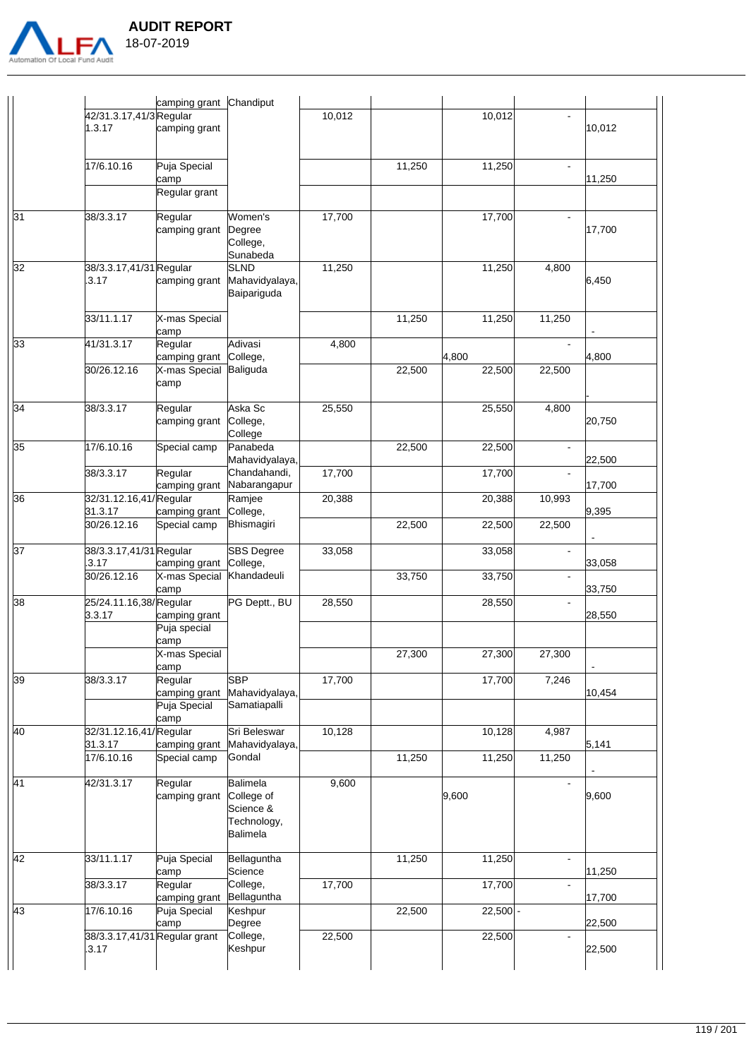| | | camping grant | Chandiput | | | | | |
|---|---|---|---|---|---|---|---|---|
| | 42/31.3.17,41/31.3.17 | Regular camping grant | | 10,012 | | 10,012 | - | 10,012 |
| | 17/6.10.16 | Puja Special camp | | | 11,250 | 11,250 | - | 11,250 |
| | | Regular grant | | | | | | |
| 31 | 38/3.3.17 | Regular camping grant | Women's Degree College, Sunabeda | 17,700 | | 17,700 | - | 17,700 |
| 32 | 38/3.3.17,41/31.3.17 | Regular camping grant | SLND Mahavidyalaya, Baipariguda | 11,250 | | 11,250 | 4,800 | 6,450 |
| | 33/11.1.17 | X-mas Special camp | | | 11,250 | 11,250 | 11,250 | - |
| 33 | 41/31.3.17 | Regular camping grant | Adivasi College, Baliguda | 4,800 | | 4,800 | - | 4,800 |
| | 30/26.12.16 | X-mas Special camp | | | 22,500 | 22,500 | 22,500 | - |
| 34 | 38/3.3.17 | Regular camping grant | Aska Sc College, College | 25,550 | | 25,550 | 4,800 | 20,750 |
| 35 | 17/6.10.16 | Special camp | Panabeda Mahavidyalaya, Chandahandi, Nabarangapur | | 22,500 | 22,500 | - | 22,500 |
| | 38/3.3.17 | Regular camping grant | | 17,700 | | 17,700 | - | 17,700 |
| 36 | 32/31.12.16,41/31.3.17 | Regular camping grant | Ramjee College, Bhismagiri | 20,388 | | 20,388 | 10,993 | 9,395 |
| | 30/26.12.16 | Special camp | | | 22,500 | 22,500 | 22,500 | - |
| 37 | 38/3.3.17,41/31.3.17 | Regular camping grant | SBS Degree College, Khandadeuli | 33,058 | | 33,058 | - | 33,058 |
| | 30/26.12.16 | X-mas Special camp | | | 33,750 | 33,750 | - | 33,750 |
| 38 | 25/24.11.16,38/3.3.17 | Regular camping grant | PG Deptt., BU | 28,550 | | 28,550 | - | 28,550 |
| | | Puja special camp | | | | | | |
| | | X-mas Special camp | | | 27,300 | 27,300 | 27,300 | - |
| 39 | 38/3.3.17 | Regular camping grant | SBP Mahavidyalaya, Samatiapalli | 17,700 | | 17,700 | 7,246 | 10,454 |
| | | Puja Special camp | | | | | | |
| 40 | 32/31.12.16,41/31.3.17 | Regular camping grant | Sri Beleswar Mahavidyalaya, Gondal | 10,128 | | 10,128 | 4,987 | 5,141 |
| | 17/6.10.16 | Special camp | | | 11,250 | 11,250 | 11,250 | - |
| 41 | 42/31.3.17 | Regular camping grant | Balimela College of Science & Technology, Balimela | 9,600 | | 9,600 | - | 9,600 |
| 42 | 33/11.1.17 | Puja Special camp | Bellaguntha Science College, Bellaguntha | | 11,250 | 11,250 | - | 11,250 |
| | 38/3.3.17 | Regular camping grant | | 17,700 | | 17,700 | - | 17,700 |
| 43 | 17/6.10.16 | Puja Special camp | Keshpur Degree College, Keshpur | | 22,500 | 22,500 | - | 22,500 |
| | 38/3.3.17,41/31.3.17 | Regular grant | | 22,500 | | 22,500 | - | 22,500 |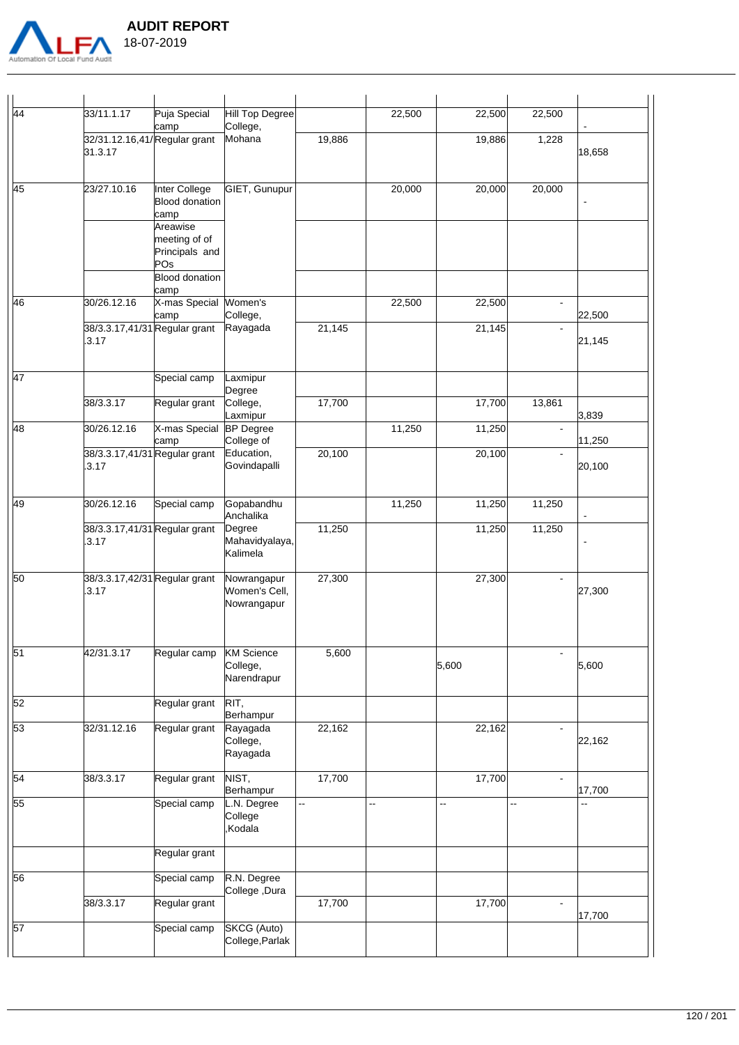| | | | | | | | | |
|---|---|---|---|---|---|---|---|---|
| 44 | 33/11.1.17 | Puja Special camp | Hill Top Degree College, Mohana | | 22,500 | 22,500 | 22,500 | - |
| | 32/31.12.16,41/31.3.17 | Regular grant | | 19,886 | | 19,886 | 1,228 | 18,658 |
| 45 | 23/27.10.16 | Inter College Blood donation camp | GIET, Gunupur | | 20,000 | 20,000 | 20,000 | - |
| | | Areawise meeting of of Principals and POs | | | | | | |
| | | Blood donation camp | | | | | | |
| 46 | 30/26.12.16 | X-mas Special camp | Women's College, Rayagada | | 22,500 | 22,500 | - | 22,500 |
| | 38/3.3.17,41/31.3.17 | Regular grant | | 21,145 | | 21,145 | - | 21,145 |
| 47 | | Special camp | Laxmipur Degree College, Laxmipur | | | | | |
| | 38/3.3.17 | Regular grant | | 17,700 | | 17,700 | 13,861 | 3,839 |
| 48 | 30/26.12.16 | X-mas Special camp | BP Degree College of Education, Govindapalli | | 11,250 | 11,250 | - | 11,250 |
| | 38/3.3.17,41/31.3.17 | Regular grant | | 20,100 | | 20,100 | - | 20,100 |
| 49 | 30/26.12.16 | Special camp | Gopabandhu Anchalika Degree Mahavidyalaya, Kalimela | | 11,250 | 11,250 | 11,250 | - |
| | 38/3.3.17,41/31.3.17 | Regular grant | | 11,250 | | 11,250 | 11,250 | - |
| 50 | 38/3.3.17,42/31.3.17 | Regular grant | Nowrangapur Women's Cell, Nowrangapur | 27,300 | | 27,300 | - | 27,300 |
| 51 | 42/31.3.17 | Regular camp | KM Science College, Narendrapur | 5,600 | | 5,600 | - | 5,600 |
| 52 | | Regular grant | RIT, Berhampur | | | | | |
| 53 | 32/31.12.16 | Regular grant | Rayagada College, Rayagada | 22,162 | | 22,162 | - | 22,162 |
| 54 | 38/3.3.17 | Regular grant | NIST, Berhampur | 17,700 | | 17,700 | - | 17,700 |
| 55 | | Special camp | L.N. Degree College ,Kodala | -- | -- | -- | -- | -- |
| | | Regular grant | | | | | | |
| 56 | | Special camp | R.N. Degree College ,Dura | | | | | |
| | 38/3.3.17 | Regular grant | | 17,700 | | 17,700 | - | 17,700 |
| 57 | | Special camp | SKCG (Auto) College,Parlak | | | | | |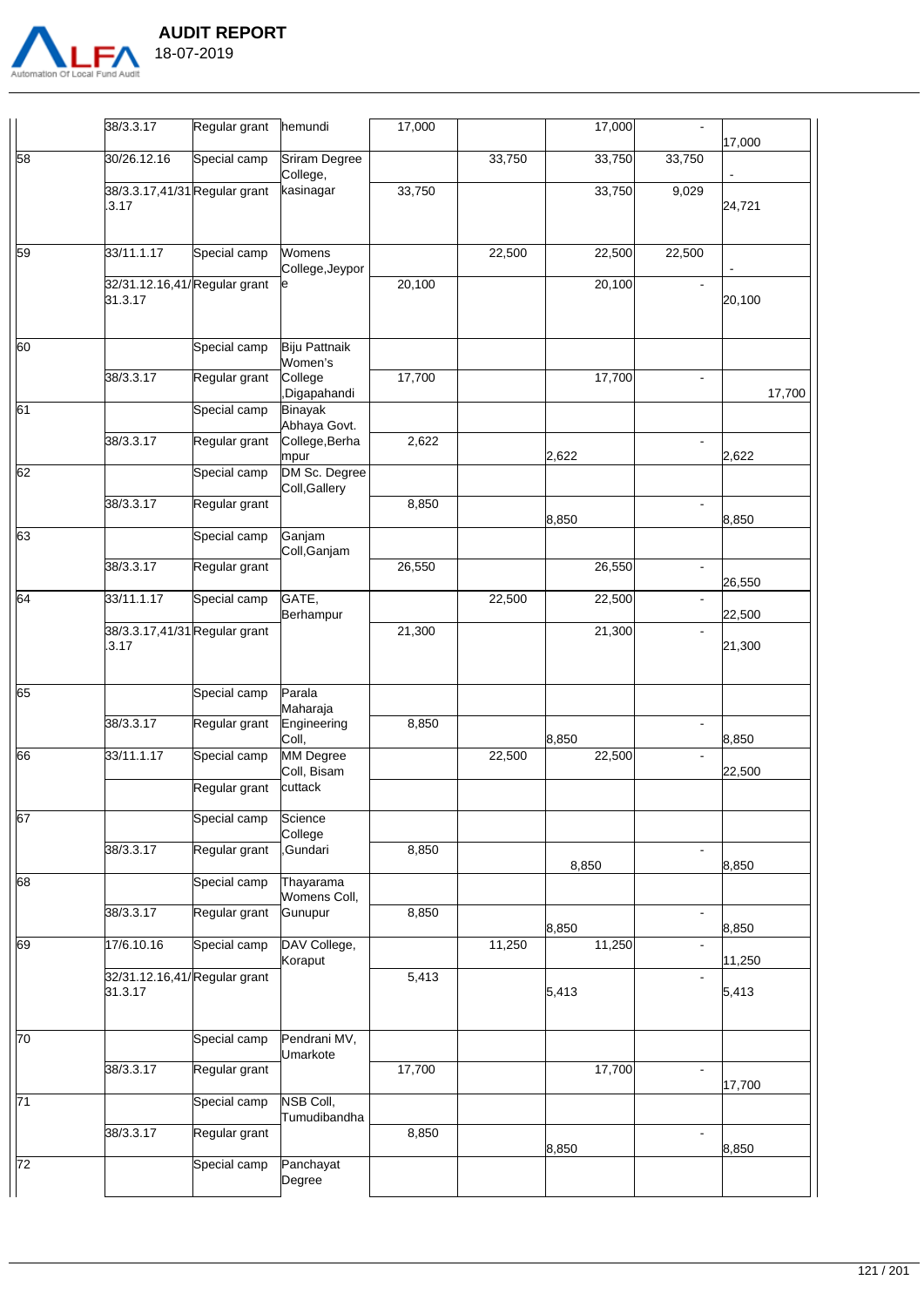| | 38/3.3.17 | Regular grant | hemundi | 17,000 | | 17,000 | - | 17,000 |
|---|---|---|---|---|---|---|---|---|
| 58 | 30/26.12.16 | Special camp | Sriram Degree College, | | 33,750 | 33,750 | 33,750 | - |
| | 38/3.3.17,41/31.3.17 | Regular grant | kasinagar | 33,750 | | 33,750 | 9,029 | 24,721 |
| 59 | 33/11.1.17 | Special camp | Womens College,Jeypore | | 22,500 | 22,500 | 22,500 | - |
| | 32/31.12.16,41/31.3.17 | Regular grant | | 20,100 | | 20,100 | - | 20,100 |
| 60 | | Special camp | Biju Pattnaik Women's | | | | | |
| | 38/3.3.17 | Regular grant | College ,Digapahandi | 17,700 | | 17,700 | - | 17,700 |
| 61 | | Special camp | Binayak Abhaya Govt. | | | | | |
| | 38/3.3.17 | Regular grant | College,Berhampur | 2,622 | | 2,622 | - | 2,622 |
| 62 | | Special camp | DM Sc. Degree Coll,Gallery | | | | | |
| | 38/3.3.17 | Regular grant | | 8,850 | | 8,850 | - | 8,850 |
| 63 | | Special camp | Ganjam Coll,Ganjam | | | | | |
| | 38/3.3.17 | Regular grant | | 26,550 | | 26,550 | - | 26,550 |
| 64 | 33/11.1.17 | Special camp | GATE, Berhampur | | 22,500 | 22,500 | - | 22,500 |
| | 38/3.3.17,41/31.3.17 | Regular grant | | 21,300 | | 21,300 | - | 21,300 |
| 65 | | Special camp | Parala Maharaja | | | | | |
| | 38/3.3.17 | Regular grant | Engineering Coll, | 8,850 | | 8,850 | - | 8,850 |
| 66 | 33/11.1.17 | Special camp | MM Degree Coll, Bisam | | 22,500 | 22,500 | - | 22,500 |
| | | Regular grant | cuttack | | | | | |
| 67 | | Special camp | Science College | | | | | |
| | 38/3.3.17 | Regular grant | ,Gundari | 8,850 | | 8,850 | - | 8,850 |
| 68 | | Special camp | Thayarama Womens Coll, | | | | | |
| | 38/3.3.17 | Regular grant | Gunupur | 8,850 | | 8,850 | - | 8,850 |
| 69 | 17/6.10.16 | Special camp | DAV College, Koraput | | 11,250 | 11,250 | - | 11,250 |
| | 32/31.12.16,41/31.3.17 | Regular grant | | 5,413 | | 5,413 | - | 5,413 |
| 70 | | Special camp | Pendrani MV, Umarkote | | | | | |
| | 38/3.3.17 | Regular grant | | 17,700 | | 17,700 | - | 17,700 |
| 71 | | Special camp | NSB Coll, Tumudibandha | | | | | |
| | 38/3.3.17 | Regular grant | | 8,850 | | 8,850 | - | 8,850 |
| 72 | | Special camp | Panchayat Degree | | | | | |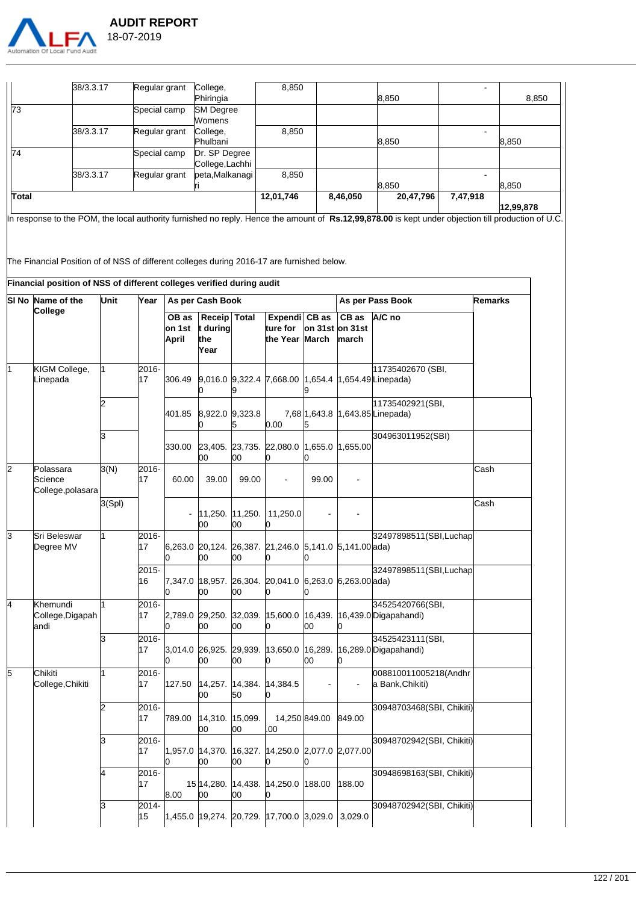| | 38/3.3.17 | Regular grant | College, Phiringia | 8,850 | | 8,850 | - | 8,850 |
|---|---|---|---|---|---|---|---|---|
| 73 | | Special camp | SM Degree Womens | | | | | |
| | 38/3.3.17 | Regular grant | College, Phulbani | 8,850 | | 8,850 | - | 8,850 |
| 74 | | Special camp | Dr. SP Degree College,Lachhi | | | | | |
| | 38/3.3.17 | Regular grant | peta,Malkanagiri | 8,850 | | 8,850 | - | 8,850 |
| **Total** | | | | **12,01,746** | **8,46,050** | **20,47,796** | **7,47,918** | **12,99,878** |

In response to the POM, the local authority furnished no reply. Hence the amount of **Rs.12,99,878.00** is kept under objection till production of U.C.

The Financial Position of of NSS of different colleges during 2016-17 are furnished below.

**Financial position of NSS of different colleges verified during audit**

| Sl No | Name of the College | Unit | Year | As per Cash Book | | | | | As per Pass Book | | Remarks |
|---|---|---|---|---|---|---|---|---|---|---|---|
| | | | | OB as on 1st April | Receipt during the Year | Total | Expenditure for the Year | CB as on 31st March | CB as on 31st march | A/C no | |
| 1 | KIGM College, Linepada | 1 | 2016-17 | 306.49 | 9,016.00 | 9,322.49 | 7,668.00 | 1,654.49 | 1,654.49 | 11735402670 (SBI, Linepada) | |
| | | 2 | | 401.85 | 8,922.00 | 9,323.85 | 7,680.00 | 1,643.85 | 1,643.85 | 11735402921(SBI, Linepada) | |
| | | 3 | | 330.00 | 23,405.00 | 23,735.00 | 22,080.00 | 1,655.00 | 1,655.00 | 304963011952(SBI) | |
| 2 | Polassara Science College,polasara | 3(N) | 2016-17 | 60.00 | 39.00 | 99.00 | - | 99.00 | - | | Cash |
| | | 3(Spl) | | - | 11,250.00 | 11,250.00 | 11,250.00 | - | - | | Cash |
| 3 | Sri Beleswar Degree MV | 1 | 2016-17 | 6,263.00 | 20,124.00 | 26,387.00 | 21,246.00 | 5,141.00 | 5,141.00 | 32497898511(SBI,Luchapada) | |
| | | | 2015-16 | 7,347.00 | 18,957.00 | 26,304.00 | 20,041.00 | 6,263.00 | 6,263.00 | 32497898511(SBI,Luchapada) | |
| 4 | Khemundi College,Digapahandi | 1 | 2016-17 | 2,789.00 | 29,250.00 | 32,039.00 | 15,600.00 | 16,439.00 | 16,439.00 | 34525420766(SBI, Digapahandi) | |
| | | 3 | 2016-17 | 3,014.00 | 26,925.00 | 29,939.00 | 13,650.00 | 16,289.00 | 16,289.00 | 34525423111(SBI, Digapahandi) | |
| 5 | Chikiti College,Chikiti | 1 | 2016-17 | 127.50 | 14,257.00 | 14,384.50 | 14,384.50 | - | - | 008810011005218(Andhra Bank,Chikiti) | |
| | | 2 | 2016-17 | 789.00 | 14,310.00 | 15,099.00 | 14,250.00 | 849.00 | 849.00 | 30948703468(SBI, Chikiti) | |
| | | 3 | 2016-17 | 1,957.00 | 14,370.00 | 16,327.00 | 14,250.00 | 2,077.00 | 2,077.00 | 30948702942(SBI, Chikiti) | |
| | | 4 | 2016-17 | 158.00 | 14,280.00 | 14,438.00 | 14,250.00 | 188.00 | 188.00 | 30948698163(SBI, Chikiti) | |
| | | 3 | 2014-15 | 1,455.00 | 19,274.00 | 20,729.00 | 17,700.00 | 3,029.00 | 3,029.00 | 30948702942(SBI, Chikiti) | |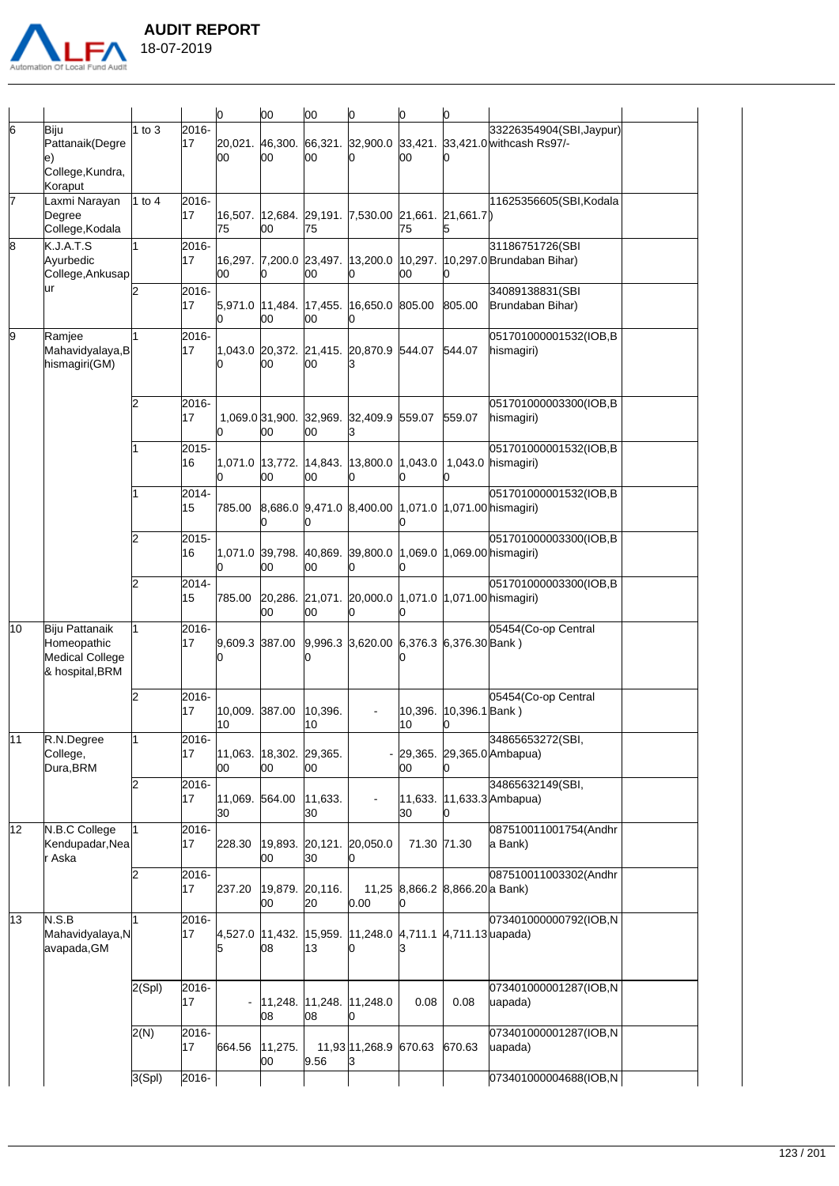| | | | | 0 | 00 | 00 | 0 | 0 | 0 | | |
|---|---|---|---|---|---|---|---|---|---|---|---|
| 6 | Biju Pattanaik(Degree) College,Kundra, Koraput | 1 to 3 | 2016-17 | 20,021.00 | 46,300.00 | 66,321.00 | 32,900.00 | 33,421.00 | 33,421.00 | 33226354904(SBI,Jaypur) withcash Rs97/- | |
| 7 | Laxmi Narayan Degree College,Kodala | 1 to 4 | 2016-17 | 16,507.75 | 12,684.00 | 29,191.75 | 7,530.00 | 21,661.75 | 21,661.75 | 11625356605(SBI,Kodala) | |
| 8 | K.J.A.T.S Ayurbedic College,Ankusapur | 1 | 2016-17 | 16,297.00 | 7,200.00 | 23,497.00 | 13,200.00 | 10,297.00 | 10,297.00 | 31186751726(SBI Brundaban Bihar) | |
| | | 2 | 2016-17 | 5,971.00 | 11,484.00 | 17,455.00 | 16,650.00 | 805.00 | 805.00 | 34089138831(SBI Brundaban Bihar) | |
| 9 | Ramjee Mahavidyalaya,Bhismagiri(GM) | 1 | 2016-17 | 1,043.00 | 20,372.00 | 21,415.00 | 20,870.93 | 544.07 | 544.07 | 051701000001532(IOB,Bhismagiri) | |
| | | 2 | 2016-17 | 1,069.00 | 31,900.00 | 32,969.00 | 32,409.93 | 559.07 | 559.07 | 051701000003300(IOB,Bhismagiri) | |
| | | 1 | 2015-16 | 1,071.00 | 13,772.00 | 14,843.00 | 13,800.00 | 1,043.00 | 1,043.00 | 051701000001532(IOB,Bhismagiri) | |
| | | 1 | 2014-15 | 785.00 | 8,686.00 | 9,471.00 | 8,400.00 | 1,071.00 | 1,071.00 | 051701000001532(IOB,Bhismagiri) | |
| | | 2 | 2015-16 | 1,071.00 | 39,798.00 | 40,869.00 | 39,800.00 | 1,069.00 | 1,069.00 | 051701000003300(IOB,Bhismagiri) | |
| | | 2 | 2014-15 | 785.00 | 20,286.00 | 21,071.00 | 20,000.00 | 1,071.00 | 1,071.00 | 051701000003300(IOB,Bhismagiri) | |
| 10 | Biju Pattanaik Homeopathic Medical College & hospital,BRM | 1 | 2016-17 | 9,609.30 | 387.00 | 9,996.30 | 3,620.00 | 6,376.30 | 6,376.30 | 05454(Co-op Central Bank ) | |
| | | 2 | 2016-17 | 10,009.10 | 387.00 | 10,396.10 | - | 10,396.10 | 10,396.10 | 05454(Co-op Central Bank ) | |
| 11 | R.N.Degree College, Dura,BRM | 1 | 2016-17 | 11,063.00 | 18,302.00 | 29,365.00 | - | 29,365.00 | 29,365.00 | 34865653272(SBI, Ambapua) | |
| | | 2 | 2016-17 | 11,069.30 | 564.00 | 11,633.30 | - | 11,633.30 | 11,633.30 | 34865632149(SBI, Ambapua) | |
| 12 | N.B.C College Kendupadar,Near Aska | 1 | 2016-17 | 228.30 | 19,893.00 | 20,121.30 | 20,050.00 | 71.30 | 71.30 | 087510011001754(Andhra Bank) | |
| | | 2 | 2016-17 | 237.20 | 19,879.00 | 20,116.20 | 11,250.00 | 8,866.20 | 8,866.20 | 087510011003302(Andhra Bank) | |
| 13 | N.S.B Mahavidyalaya,Navapada,GM | 1 | 2016-17 | 4,527.05 | 11,432.08 | 15,959.13 | 11,248.00 | 4,711.13 | 4,711.13 | 073401000000792(IOB,Nuapada) | |
| | | 2(Spl) | 2016-17 | - | 11,248.08 | 11,248.08 | 11,248.00 | 0.08 | 0.08 | 073401000001287(IOB,Nuapada) | |
| | | 2(N) | 2016-17 | 664.56 | 11,275.00 | 11,939.56 | 11,268.93 | 670.63 | 670.63 | 073401000001287(IOB,Nuapada) | |
| | | 3(Spl) | 2016- | | | | | | | 073401000004688(IOB,N | |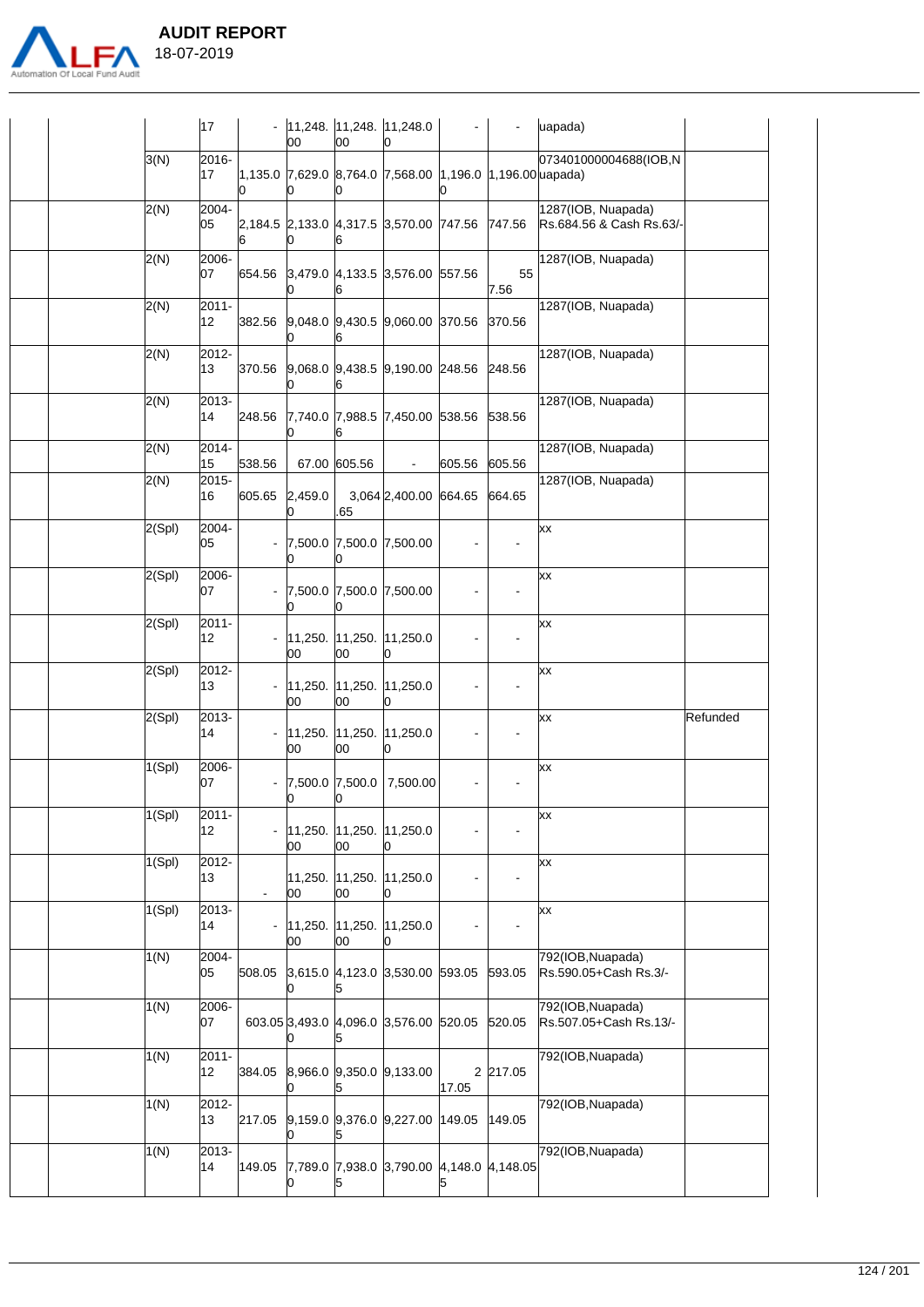| | | | | | | | | | | | |
|---|---|---|---|---|---|---|---|---|---|---|---|
| | | | 17 | - | 11,248.00 | 11,248.00 | 11,248.0 0 | - | - | uapada) | |
| | | 3(N) | 2016-17 | 1,135.0 0 | 7,629.0 0 | 8,764.0 0 | 7,568.00 | 1,196.0 0 | 1,196.00 | 073401000004688(IOB,N uapada) | |
| | | 2(N) | 2004-05 | 2,184.5 6 | 2,133.0 0 | 4,317.5 6 | 3,570.00 | 747.56 | 747.56 | 1287(IOB, Nuapada) Rs.684.56 & Cash Rs.63/- | |
| | | 2(N) | 2006-07 | 654.56 | 3,479.0 0 | 4,133.5 6 | 3,576.00 | 557.56 | 55 7.56 | 1287(IOB, Nuapada) | |
| | | 2(N) | 2011-12 | 382.56 | 9,048.0 0 | 9,430.5 6 | 9,060.00 | 370.56 | 370.56 | 1287(IOB, Nuapada) | |
| | | 2(N) | 2012-13 | 370.56 | 9,068.0 0 | 9,438.5 6 | 9,190.00 | 248.56 | 248.56 | 1287(IOB, Nuapada) | |
| | | 2(N) | 2013-14 | 248.56 | 7,740.0 0 | 7,988.5 6 | 7,450.00 | 538.56 | 538.56 | 1287(IOB, Nuapada) | |
| | | 2(N) | 2014-15 | 538.56 | 67.00 | 605.56 | - | 605.56 | 605.56 | 1287(IOB, Nuapada) | |
| | | 2(N) | 2015-16 | 605.65 | 2,459.0 0 | 3,064 .65 | 2,400.00 | 664.65 | 664.65 | 1287(IOB, Nuapada) | |
| | | 2(Spl) | 2004-05 | - | 7,500.0 0 | 7,500.0 0 | 7,500.00 | - | - | xx | |
| | | 2(Spl) | 2006-07 | - | 7,500.0 0 | 7,500.0 0 | 7,500.00 | - | - | xx | |
| | | 2(Spl) | 2011-12 | - | 11,250.00 | 11,250.00 | 11,250.0 0 | - | - | xx | |
| | | 2(Spl) | 2012-13 | - | 11,250.00 | 11,250.00 | 11,250.0 0 | - | - | xx | |
| | | 2(Spl) | 2013-14 | - | 11,250.00 | 11,250.00 | 11,250.0 0 | - | - | xx | Refunded |
| | | 1(Spl) | 2006-07 | - | 7,500.0 0 | 7,500.0 0 | 7,500.00 | - | - | xx | |
| | | 1(Spl) | 2011-12 | - | 11,250.00 | 11,250.00 | 11,250.0 0 | - | - | xx | |
| | | 1(Spl) | 2012-13 | - | 11,250.00 | 11,250.00 | 11,250.0 0 | - | - | xx | |
| | | 1(Spl) | 2013-14 | - | 11,250.00 | 11,250.00 | 11,250.0 0 | - | - | xx | |
| | | 1(N) | 2004-05 | 508.05 | 3,615.0 0 | 4,123.0 5 | 3,530.00 | 593.05 | 593.05 | 792(IOB,Nuapada) Rs.590.05+Cash Rs.3/- | |
| | | 1(N) | 2006-07 | 603.05 | 3,493.0 0 | 4,096.0 5 | 3,576.00 | 520.05 | 520.05 | 792(IOB,Nuapada) Rs.507.05+Cash Rs.13/- | |
| | | 1(N) | 2011-12 | 384.05 | 8,966.0 0 | 9,350.0 5 | 9,133.00 | 2 17.05 | 217.05 | 792(IOB,Nuapada) | |
| | | 1(N) | 2012-13 | 217.05 | 9,159.0 0 | 9,376.0 5 | 9,227.00 | 149.05 | 149.05 | 792(IOB,Nuapada) | |
| | | 1(N) | 2013-14 | 149.05 | 7,789.0 0 | 7,938.0 5 | 3,790.00 | 4,148.0 5 | 4,148.05 | 792(IOB,Nuapada) | |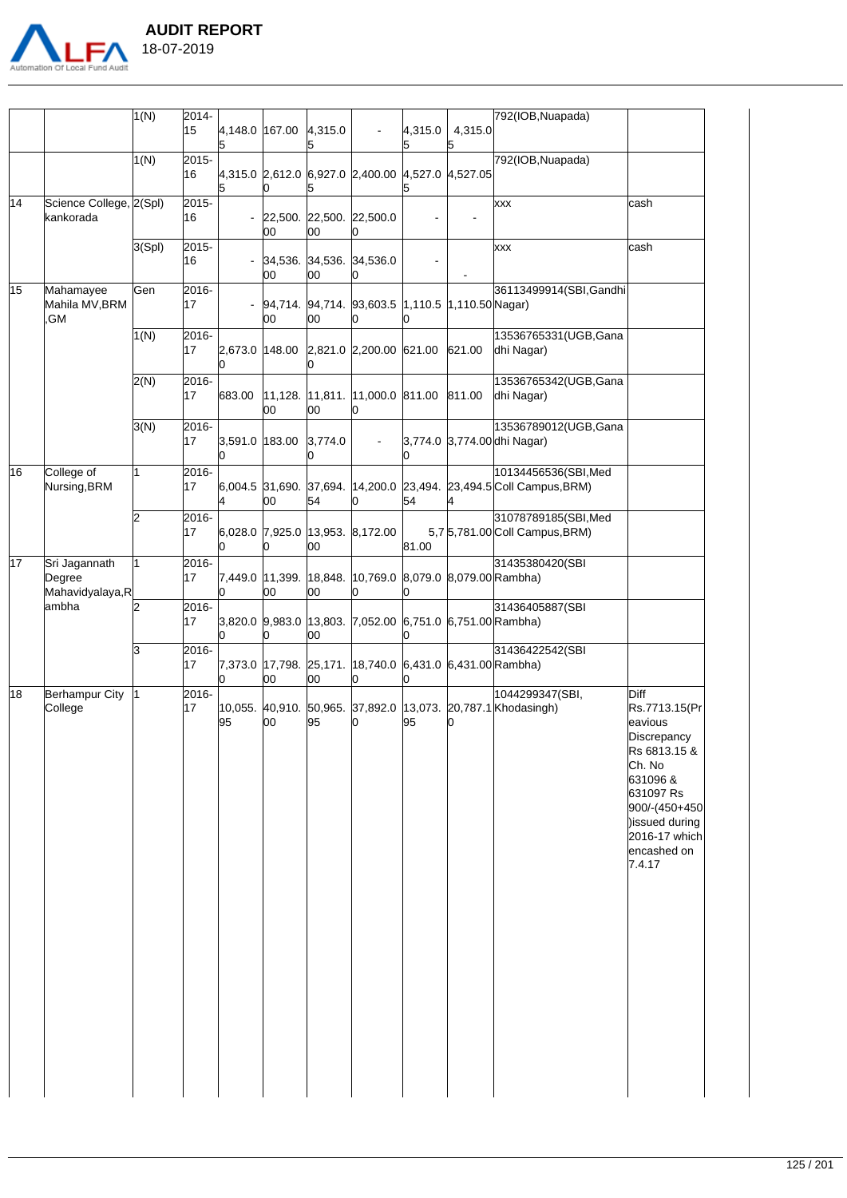| | | 1(N) | 2014-15 | 4,148.05 | 167.00 | 4,315.05 | - | 4,315.05 | 4,315.05 | 792(IOB,Nuapada) | |
|---|---|---|---|---|---|---|---|---|---|---|---|
| | | 1(N) | 2015-16 | 4,315.05 | 2,612.00 | 6,927.05 | 2,400.00 | 4,527.05 | 4,527.05 | 792(IOB,Nuapada) | |
| 14 | Science College, kankorada | 2(Spl) | 2015-16 | - | 22,500.00 | 22,500.00 | 22,500.00 | - | - | xxx | cash |
| | | 3(Spl) | 2015-16 | - | 34,536.00 | 34,536.00 | 34,536.00 | - | - | xxx | cash |
| 15 | Mahamayee Mahila MV,BRM ,GM | Gen | 2016-17 | - | 94,714.00 | 94,714.00 | 93,603.50 | 1,110.50 | 1,110.50 | 36113499914(SBI,Gandhi Nagar) | |
| | | 1(N) | 2016-17 | 2,673.00 | 148.00 | 2,821.00 | 2,200.00 | 621.00 | 621.00 | 13536765331(UGB,Gana dhi Nagar) | |
| | | 2(N) | 2016-17 | 683.00 | 11,128.00 | 11,811.00 | 11,000.00 | 811.00 | 811.00 | 13536765342(UGB,Gana dhi Nagar) | |
| | | 3(N) | 2016-17 | 3,591.00 | 183.00 | 3,774.00 | - | 3,774.00 | 3,774.00 | 13536789012(UGB,Gana dhi Nagar) | |
| 16 | College of Nursing,BRM | 1 | 2016-17 | 6,004.54 | 31,690.00 | 37,694.54 | 14,200.00 | 23,494.54 | 23,494.54 | 10134456536(SBI,Med Coll Campus,BRM) | |
| | | 2 | 2016-17 | 6,028.00 | 7,925.00 | 13,953.00 | 8,172.00 | 5,781.00 | 5,781.00 | 31078789185(SBI,Med Coll Campus,BRM) | |
| 17 | Sri Jagannath Degree Mahavidyalaya,Rambha | 1 | 2016-17 | 7,449.00 | 11,399.00 | 18,848.00 | 10,769.00 | 8,079.00 | 8,079.00 | 31435380420(SBI Rambha) | |
| | | 2 | 2016-17 | 3,820.00 | 9,983.00 | 13,803.00 | 7,052.00 | 6,751.00 | 6,751.00 | 31436405887(SBI Rambha) | |
| | | 3 | 2016-17 | 7,373.00 | 17,798.00 | 25,171.00 | 18,740.00 | 6,431.00 | 6,431.00 | 31436422542(SBI Rambha) | |
| 18 | Berhampur City College | 1 | 2016-17 | 10,055.95 | 40,910.00 | 50,965.95 | 37,892.00 | 13,073.95 | 20,787.10 | 1044299347(SBI, Khodasingh) | Diff Rs.7713.15(Pr eavious Discrepancy Rs 6813.15 & Ch. No 631096 & 631097 Rs 900/-(450+450 )issued during 2016-17 which encashed on 7.4.17 |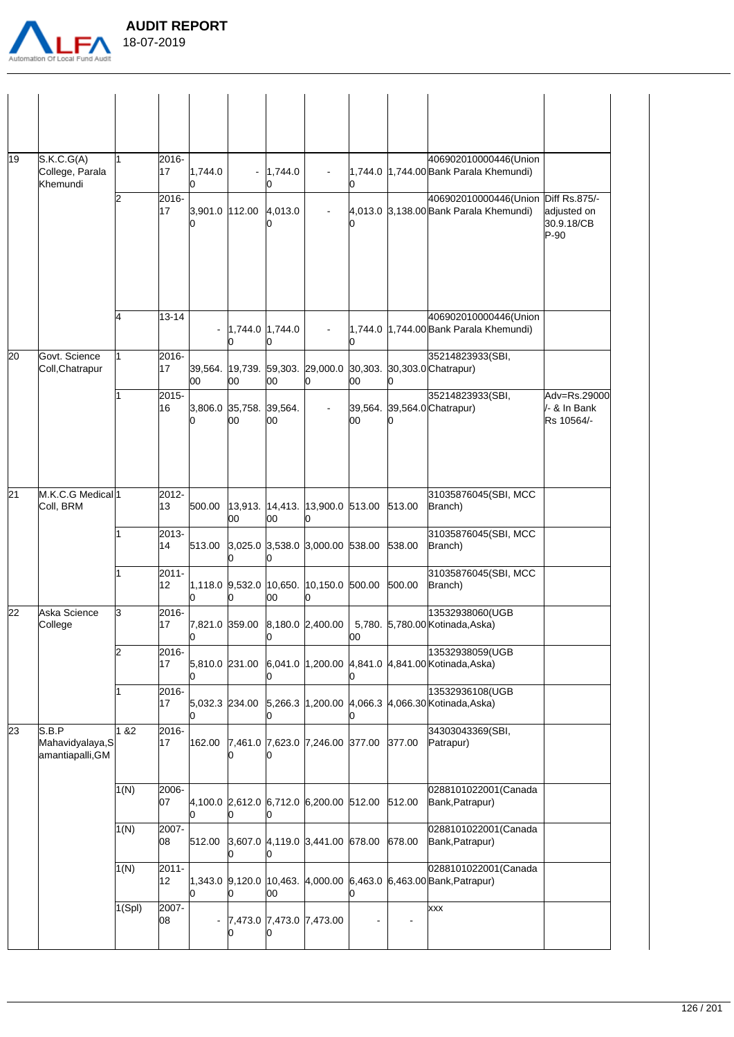**AUDIT REPORT**
18-07-2019

| | | | | | | | | | | | |
|---|---|---|---|---|---|---|---|---|---|---|---|
| 19 | S.K.C.G(A) College, Parala Khemundi | 1 | 2016-17 | 1,744.00 | - | 1,744.00 | - | 1,744.00 | 1,744.00 | 406902010000446(Union Bank Parala Khemundi) | |
| | | 2 | 2016-17 | 3,901.00 | 112.00 | 4,013.00 | - | 4,013.00 | 3,138.00 | 406902010000446(Union Bank Parala Khemundi) | Diff Rs.875/- adjusted on 30.9.18/CB P-90 |
| | | 4 | 13-14 | - | 1,744.00 | 1,744.00 | - | 1,744.00 | 1,744.00 | 406902010000446(Union Bank Parala Khemundi) | |
| 20 | Govt. Science Coll,Chatrapur | 1 | 2016-17 | 39,564.00 | 19,739.00 | 59,303.00 | 29,000.00 | 30,303.00 | 30,303.00 | 35214823933(SBI, Chatrapur) | |
| | | 1 | 2015-16 | 3,806.00 | 35,758.00 | 39,564.00 | - | 39,564.00 | 39,564.00 | 35214823933(SBI, Chatrapur) | Adv=Rs.29000/- & In Bank Rs 10564/- |
| 21 | M.K.C.G Medical Coll, BRM | 1 | 2012-13 | 500.00 | 13,913.00 | 14,413.00 | 13,900.00 | 513.00 | 513.00 | 31035876045(SBI, MCC Branch) | |
| | | 1 | 2013-14 | 513.00 | 3,025.00 | 3,538.00 | 3,000.00 | 538.00 | 538.00 | 31035876045(SBI, MCC Branch) | |
| | | 1 | 2011-12 | 1,118.00 | 9,532.00 | 10,650.00 | 10,150.00 | 500.00 | 500.00 | 31035876045(SBI, MCC Branch) | |
| 22 | Aska Science College | 3 | 2016-17 | 7,821.00 | 359.00 | 8,180.00 | 2,400.00 | 5,780.00 | 5,780.00 | 13532938060(UGB Kotinada,Aska) | |
| | | 2 | 2016-17 | 5,810.00 | 231.00 | 6,041.00 | 1,200.00 | 4,841.00 | 4,841.00 | 13532938059(UGB Kotinada,Aska) | |
| | | 1 | 2016-17 | 5,032.30 | 234.00 | 5,266.30 | 1,200.00 | 4,066.30 | 4,066.30 | 13532936108(UGB Kotinada,Aska) | |
| 23 | S.B.P Mahavidyalaya,Samantiapalli,GM | 1 &2 | 2016-17 | 162.00 | 7,461.00 | 7,623.00 | 7,246.00 | 377.00 | 377.00 | 34303043369(SBI, Patrapur) | |
| | | 1(N) | 2006-07 | 4,100.00 | 2,612.00 | 6,712.00 | 6,200.00 | 512.00 | 512.00 | 0288101022001(Canada Bank,Patrapur) | |
| | | 1(N) | 2007-08 | 512.00 | 3,607.00 | 4,119.00 | 3,441.00 | 678.00 | 678.00 | 0288101022001(Canada Bank,Patrapur) | |
| | | 1(N) | 2011-12 | 1,343.00 | 9,120.00 | 10,463.00 | 4,000.00 | 6,463.00 | 6,463.00 | 0288101022001(Canada Bank,Patrapur) | |
| | | 1(Spl) | 2007-08 | - | 7,473.00 | 7,473.00 | 7,473.00 | - | - | xxx | |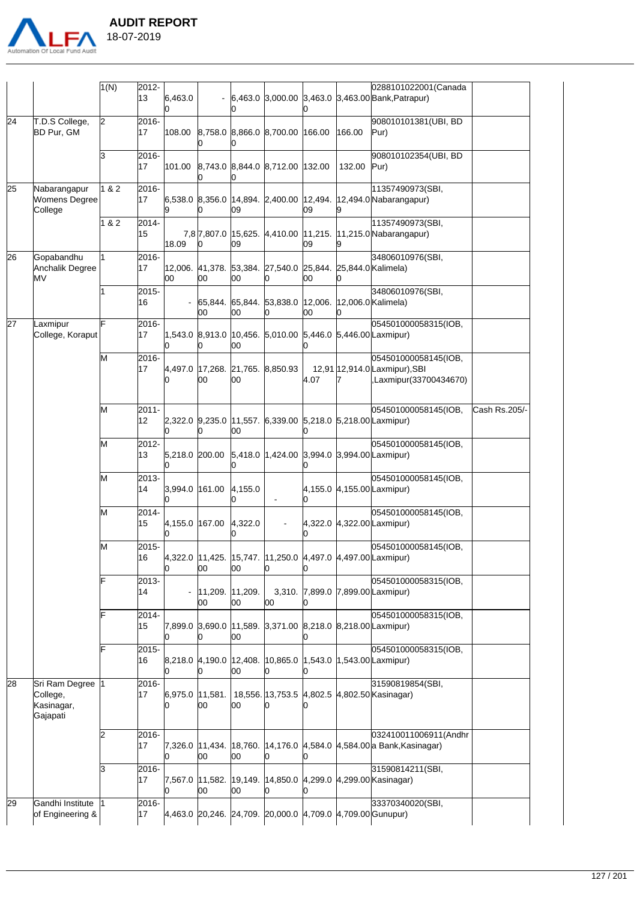| | | 1(N) | 2012-13 | 6,463.00 | - | 6,463.00 | 3,000.00 | 3,463.00 | 3,463.00 | 0288101022001(Canada Bank,Patrapur) | |
|---|---|---|---|---|---|---|---|---|---|---|---|
| 24 | T.D.S College, BD Pur, GM | 2 | 2016-17 | 108.00 | 8,758.00 | 8,866.00 | 8,700.00 | 166.00 | 166.00 | 908010101381(UBI, BD Pur) | |
| | | 3 | 2016-17 | 101.00 | 8,743.00 | 8,844.00 | 8,712.00 | 132.00 | 132.00 | 908010102354(UBI, BD Pur) | |
| 25 | Nabarangapur Womens Degree College | 1 & 2 | 2016-17 | 6,538.09 | 8,356.00 | 14,894.09 | 2,400.00 | 12,494.09 | 12,494.09 | 11357490973(SBI, Nabarangapur) | |
| | | 1 & 2 | 2014-15 | 7,818.09 | 7,807.00 | 15,625.09 | 4,410.00 | 11,215.09 | 11,215.09 | 11357490973(SBI, Nabarangapur) | |
| 26 | Gopabandhu Anchalik Degree MV | 1 | 2016-17 | 12,006.00 | 41,378.00 | 53,384.00 | 27,540.00 | 25,844.00 | 25,844.00 | 34806010976(SBI, Kalimela) | |
| | | 1 | 2015-16 | - | 65,844.00 | 65,844.00 | 53,838.00 | 12,006.00 | 12,006.00 | 34806010976(SBI, Kalimela) | |
| 27 | Laxmipur College, Koraput | F | 2016-17 | 1,543.00 | 8,913.00 | 10,456.00 | 5,010.00 | 5,446.00 | 5,446.00 | 054501000058315(IOB, Laxmipur) | |
| | | M | 2016-17 | 4,497.00 | 17,268.00 | 21,765.00 | 8,850.93 | 12,914.07 | 12,914.07 | 054501000058145(IOB, Laxmipur),SBI ,Laxmipur(33700434670) | |
| | | M | 2011-12 | 2,322.00 | 9,235.00 | 11,557.00 | 6,339.00 | 5,218.00 | 5,218.00 | 054501000058145(IOB, Laxmipur) | Cash Rs.205/- |
| | | M | 2012-13 | 5,218.00 | 200.00 | 5,418.00 | 1,424.00 | 3,994.00 | 3,994.00 | 054501000058145(IOB, Laxmipur) | |
| | | M | 2013-14 | 3,994.00 | 161.00 | 4,155.00 | - | 4,155.00 | 4,155.00 | 054501000058145(IOB, Laxmipur) | |
| | | M | 2014-15 | 4,155.00 | 167.00 | 4,322.00 | - | 4,322.00 | 4,322.00 | 054501000058145(IOB, Laxmipur) | |
| | | M | 2015-16 | 4,322.00 | 11,425.00 | 15,747.00 | 11,250.00 | 4,497.00 | 4,497.00 | 054501000058145(IOB, Laxmipur) | |
| | | F | 2013-14 | - | 11,209.00 | 11,209.00 | 3,310.00 | 7,899.00 | 7,899.00 | 054501000058315(IOB, Laxmipur) | |
| | | F | 2014-15 | 7,899.00 | 3,690.00 | 11,589.00 | 3,371.00 | 8,218.00 | 8,218.00 | 054501000058315(IOB, Laxmipur) | |
| | | F | 2015-16 | 8,218.00 | 4,190.00 | 12,408.00 | 10,865.00 | 1,543.00 | 1,543.00 | 054501000058315(IOB, Laxmipur) | |
| 28 | Sri Ram Degree College, Kasinagar, Gajapati | 1 | 2016-17 | 6,975.00 | 11,581.00 | 18,556.00 | 13,753.50 | 4,802.50 | 4,802.50 | 31590819854(SBI, Kasinagar) | |
| | | 2 | 2016-17 | 7,326.00 | 11,434.00 | 18,760.00 | 14,176.00 | 4,584.00 | 4,584.00 | 032410011006911(Andhra Bank,Kasinagar) | |
| | | 3 | 2016-17 | 7,567.00 | 11,582.00 | 19,149.00 | 14,850.00 | 4,299.00 | 4,299.00 | 31590814211(SBI, Kasinagar) | |
| 29 | Gandhi Institute of Engineering & | 1 | 2016-17 | 4,463.00 | 20,246.00 | 24,709.00 | 20,000.00 | 4,709.00 | 4,709.00 | 33370340020(SBI, Gunupur) | |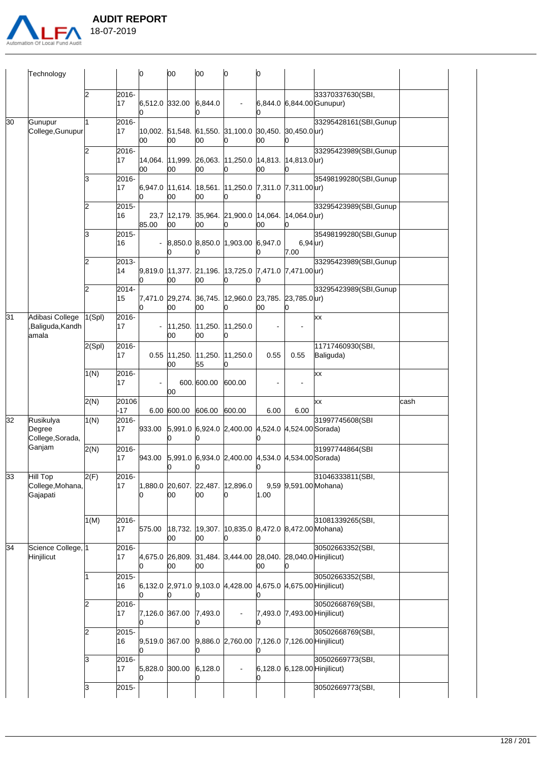**AUDIT REPORT**
18-07-2019

| | | | | | | | | | | | |
|---|---|---|---|---|---|---|---|---|---|---|---|
| | Technology | | | 0 | 00 | 00 | 0 | 0 | | | |
| | | 2 | 2016-17 | 6,512.00 | 332.00 | 6,844.00 | - | 6,844.00 | 6,844.00 | 33370337630(SBI, Gunupur) | |
| 30 | Gunupur College,Gunupur | 1 | 2016-17 | 10,002.00 | 51,548.00 | 61,550.00 | 31,100.00 | 30,450.00 | 30,450.00 | 33295428161(SBI,Gunupur) | |
| | | 2 | 2016-17 | 14,064.00 | 11,999.00 | 26,063.00 | 11,250.00 | 14,813.00 | 14,813.00 | 33295423989(SBI,Gunupur) | |
| | | 3 | 2016-17 | 6,947.00 | 11,614.00 | 18,561.00 | 11,250.00 | 7,311.00 | 7,311.00 | 35498199280(SBI,Gunupur) | |
| | | 2 | 2015-16 | 23,785.00 | 12,179.00 | 35,964.00 | 21,900.00 | 14,064.00 | 14,064.00 | 33295423989(SBI,Gunupur) | |
| | | 3 | 2015-16 | - | 8,850.00 | 8,850.00 | 1,903.00 | 6,947.00 | 6,947.00 | 35498199280(SBI,Gunupur) | |
| | | 2 | 2013-14 | 9,819.00 | 11,377.00 | 21,196.00 | 13,725.00 | 7,471.00 | 7,471.00 | 33295423989(SBI,Gunupur) | |
| | | 2 | 2014-15 | 7,471.00 | 29,274.00 | 36,745.00 | 12,960.00 | 23,785.00 | 23,785.00 | 33295423989(SBI,Gunupur) | |
| 31 | Adibasi College ,Baliguda,Kandhamala | 1(Spl) | 2016-17 | - | 11,250.00 | 11,250.00 | 11,250.00 | - | - | xx | |
| | | 2(Spl) | 2016-17 | 0.55 | 11,250.00 | 11,250.55 | 11,250.00 | 0.55 | 0.55 | 11717460930(SBI, Baliguda) | |
| | | 1(N) | 2016-17 | - | 600.00 | 600.00 | 600.00 | - | - | xx | |
| | | 2(N) | 20106-17 | 6.00 | 600.00 | 606.00 | 600.00 | 6.00 | 6.00 | xx | cash |
| 32 | Rusikulya Degree College,Sorada, Ganjam | 1(N) | 2016-17 | 933.00 | 5,991.00 | 6,924.00 | 2,400.00 | 4,524.00 | 4,524.00 | 31997745608(SBI Sorada) | |
| | | 2(N) | 2016-17 | 943.00 | 5,991.00 | 6,934.00 | 2,400.00 | 4,534.00 | 4,534.00 | 31997744864(SBI Sorada) | |
| 33 | Hill Top College,Mohana, Gajapati | 2(F) | 2016-17 | 1,880.00 | 20,607.00 | 22,487.00 | 12,896.00 | 9,591.00 | 9,591.00 | 31046333811(SBI, Mohana) | |
| | | 1(M) | 2016-17 | 575.00 | 18,732.00 | 19,307.00 | 10,835.00 | 8,472.00 | 8,472.00 | 31081339265(SBI, Mohana) | |
| 34 | Science College, Hinjilicut | 1 | 2016-17 | 4,675.00 | 26,809.00 | 31,484.00 | 3,444.00 | 28,040.00 | 28,040.00 | 30502663352(SBI, Hinjilicut) | |
| | | 1 | 2015-16 | 6,132.00 | 2,971.00 | 9,103.00 | 4,428.00 | 4,675.00 | 4,675.00 | 30502663352(SBI, Hinjilicut) | |
| | | 2 | 2016-17 | 7,126.00 | 367.00 | 7,493.00 | - | 7,493.00 | 7,493.00 | 30502668769(SBI, Hinjilicut) | |
| | | 2 | 2015-16 | 9,519.00 | 367.00 | 9,886.00 | 2,760.00 | 7,126.00 | 7,126.00 | 30502668769(SBI, Hinjilicut) | |
| | | 3 | 2016-17 | 5,828.00 | 300.00 | 6,128.00 | - | 6,128.00 | 6,128.00 | 30502669773(SBI, Hinjilicut) | |
| | | 3 | 2015- | | | | | | | 30502669773(SBI, | |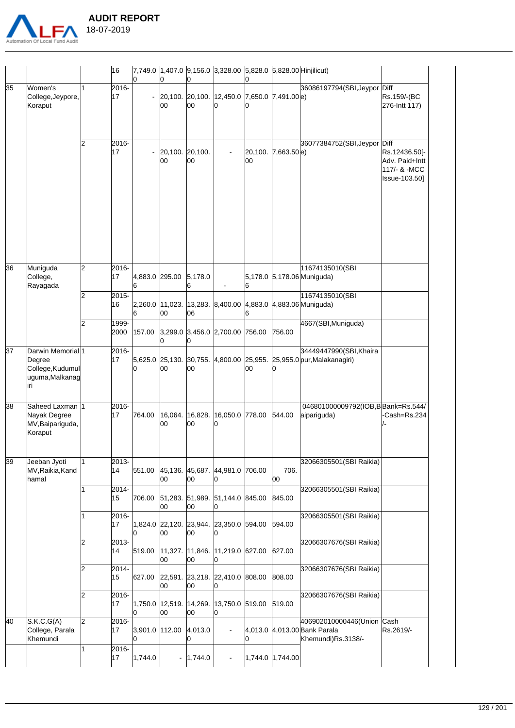| | | | | | | | | | | | |
|---|---|---|---|---|---|---|---|---|---|---|---|
| | | | 16 | 7,749.00 | 1,407.00 | 9,156.00 | 3,328.00 | 5,828.00 | 5,828.00 | Hinjilicut) | |
| 35 | Women's College,Jeypore, Koraput | 1 | 2016-17 | - | 20,100.00 | 20,100.00 | 12,450.00 | 7,650.00 | 7,491.00 | 36086197794(SBI,Jeypore) | Diff Rs.159/-(BC 276-Intt 117) |
| | | 2 | 2016-17 | - | 20,100.00 | 20,100.00 | - | 20,100.00 | 7,663.50 | 36077384752(SBI,Jeypore) | Diff Rs.12436.50[-Adv. Paid+Intt 117/- & -MCC Issue-103.50] |
| 36 | Muniguda College, Rayagada | 2 | 2016-17 | 4,883.06 | 295.00 | 5,178.06 | - | 5,178.06 | 5,178.06 | 11674135010(SBI Muniguda) | |
| | | 2 | 2015-16 | 2,260.06 | 11,023.00 | 13,283.06 | 8,400.00 | 4,883.06 | 4,883.06 | 11674135010(SBI Muniguda) | |
| | | 2 | 1999-2000 | 157.00 | 3,299.00 | 3,456.00 | 2,700.00 | 756.00 | 756.00 | 4667(SBI,Muniguda) | |
| 37 | Darwin Memorial Degree College,Kudumuluguma,Malkanagiri | 1 | 2016-17 | 5,625.00 | 25,130.00 | 30,755.00 | 4,800.00 | 25,955.00 | 25,955.00 | 34449447990(SBI,Khairapur,Malakanagiri) | |
| 38 | Saheed Laxman Nayak Degree MV,Baipariguda, Koraput | 1 | 2016-17 | 764.00 | 16,064.00 | 16,828.00 | 16,050.00 | 778.00 | 544.00 | 046801000009792(IOB,Baipariguda) | Bank=Rs.544/-Cash=Rs.234/- |
| 39 | Jeeban Jyoti MV,Raikia,Kandhamal | 1 | 2013-14 | 551.00 | 45,136.00 | 45,687.00 | 44,981.00 | 706.00 | 706.00 | 32066305501(SBI Raikia) | |
| | | 1 | 2014-15 | 706.00 | 51,283.00 | 51,989.00 | 51,144.00 | 845.00 | 845.00 | 32066305501(SBI Raikia) | |
| | | 1 | 2016-17 | 1,824.00 | 22,120.00 | 23,944.00 | 23,350.00 | 594.00 | 594.00 | 32066305501(SBI Raikia) | |
| | | 2 | 2013-14 | 519.00 | 11,327.00 | 11,846.00 | 11,219.00 | 627.00 | 627.00 | 32066307676(SBI Raikia) | |
| | | 2 | 2014-15 | 627.00 | 22,591.00 | 23,218.00 | 22,410.00 | 808.00 | 808.00 | 32066307676(SBI Raikia) | |
| | | 2 | 2016-17 | 1,750.00 | 12,519.00 | 14,269.00 | 13,750.00 | 519.00 | 519.00 | 32066307676(SBI Raikia) | |
| 40 | S.K.C.G(A) College, Parala Khemundi | 2 | 2016-17 | 3,901.00 | 112.00 | 4,013.00 | - | 4,013.00 | 4,013.00 | 406902010000446(Union Bank Parala Khemundi)Rs.3138/- | Cash Rs.2619/- |
| | | 1 | 2016-17 | 1,744.00 | - | 1,744.00 | - | 1,744.00 | 1,744.00 | | |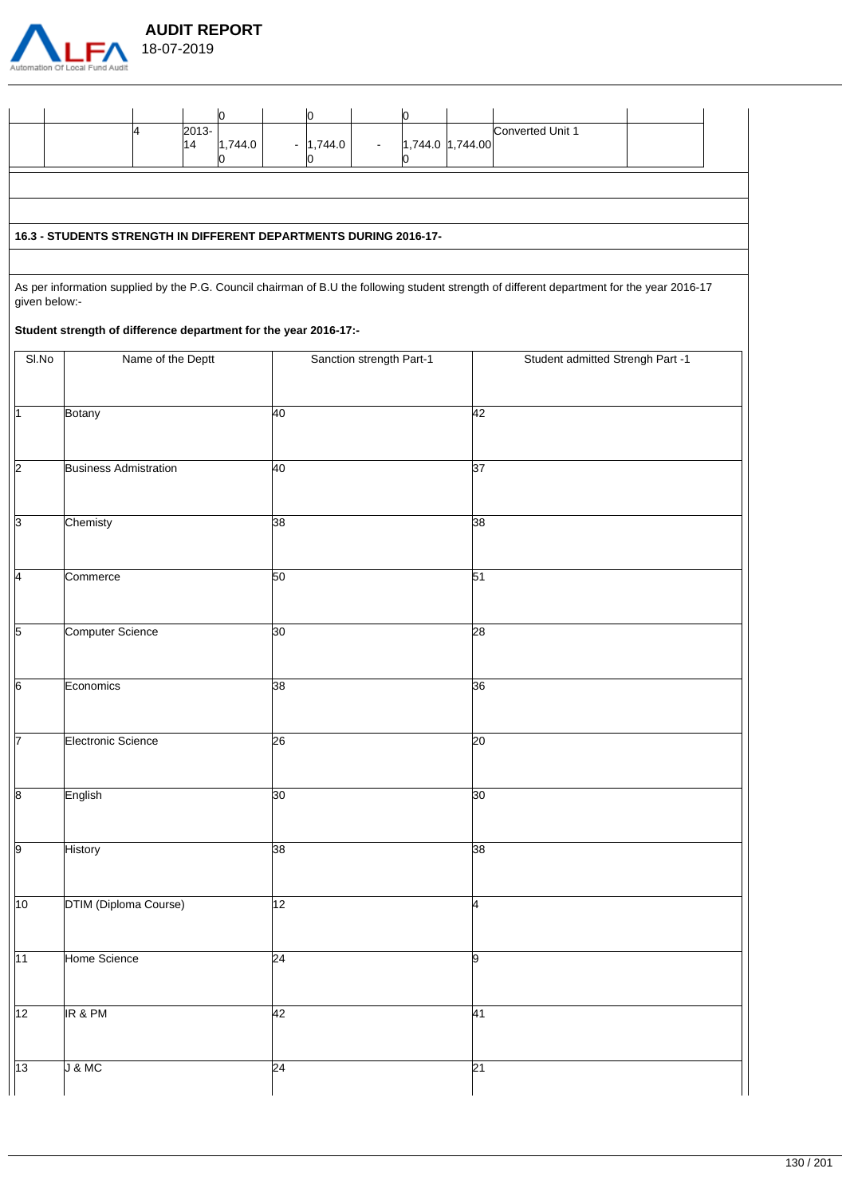| | | | | | | | | | |
|---|---|---|---|---|---|---|---|---|---|
| | | | 0 | | 0 | | 0 | | |
| | 4 | 2013-14 | 1,744.00 | - | 1,744.00 | - | 1,744.00 | 1,744.00 | Converted Unit 1 |

### 16.3 - STUDENTS STRENGTH IN DIFFERENT DEPARTMENTS DURING 2016-17-

As per information supplied by the P.G. Council chairman of B.U the following student strength of different department for the year 2016-17 given below:-

**Student strength of difference department for the year 2016-17:-**

| Sl.No | Name of the Deptt | Sanction strength Part-1 | Student admitted Strengh Part -1 |
|---|---|---|---|
| 1 | Botany | 40 | 42 |
| 2 | Business Admistration | 40 | 37 |
| 3 | Chemisty | 38 | 38 |
| 4 | Commerce | 50 | 51 |
| 5 | Computer Science | 30 | 28 |
| 6 | Economics | 38 | 36 |
| 7 | Electronic Science | 26 | 20 |
| 8 | English | 30 | 30 |
| 9 | History | 38 | 38 |
| 10 | DTIM (Diploma Course) | 12 | 4 |
| 11 | Home Science | 24 | 9 |
| 12 | IR & PM | 42 | 41 |
| 13 | J & MC | 24 | 21 |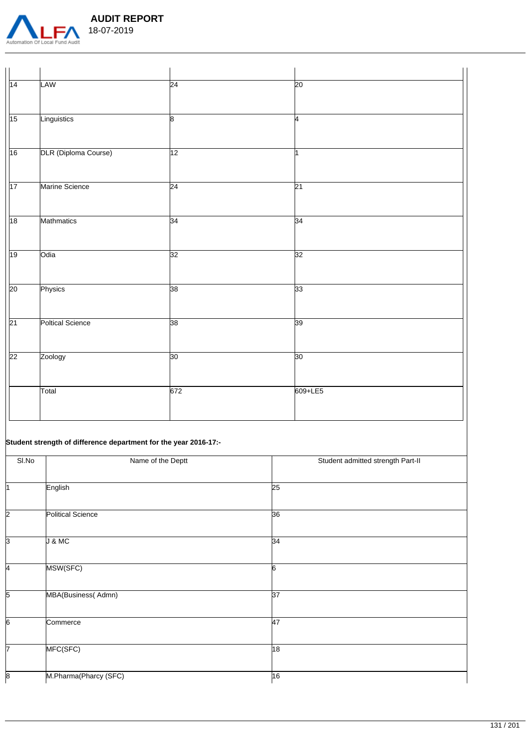| | | | |
|---|---|---|---|
| 14 | LAW | 24 | 20 |
| 15 | Linguistics | 8 | 4 |
| 16 | DLR (Diploma Course) | 12 | 1 |
| 17 | Marine Science | 24 | 21 |
| 18 | Mathmatics | 34 | 34 |
| 19 | Odia | 32 | 32 |
| 20 | Physics | 38 | 33 |
| 21 | Poltical Science | 38 | 39 |
| 22 | Zoology | 30 | 30 |
| | Total | 672 | 609+LE5 |

**Student strength of difference department for the year 2016-17:-**

| Sl.No | Name of the Deptt | Student admitted strength Part-II |
|---|---|---|
| 1 | English | 25 |
| 2 | Political Science | 36 |
| 3 | J & MC | 34 |
| 4 | MSW(SFC) | 6 |
| 5 | MBA(Business( Admn) | 37 |
| 6 | Commerce | 47 |
| 7 | MFC(SFC) | 18 |
| 8 | M.Pharma(Pharcy (SFC) | 16 |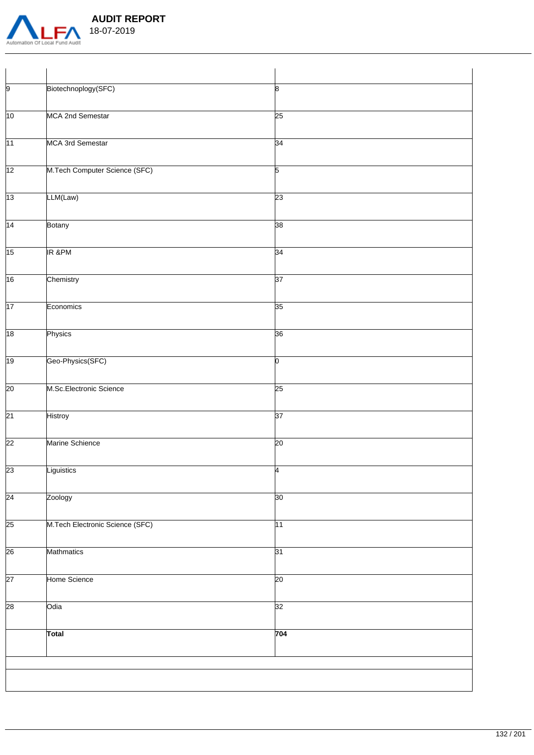| | | |
|---|---|---|
| 9 | Biotechnoplogy(SFC) | 8 |
| 10 | MCA 2nd Semestar | 25 |
| 11 | MCA 3rd Semestar | 34 |
| 12 | M.Tech Computer Science (SFC) | 5 |
| 13 | LLM(Law) | 23 |
| 14 | Botany | 38 |
| 15 | IR &PM | 34 |
| 16 | Chemistry | 37 |
| 17 | Economics | 35 |
| 18 | Physics | 36 |
| 19 | Geo-Physics(SFC) | 0 |
| 20 | M.Sc.Electronic Science | 25 |
| 21 | Histroy | 37 |
| 22 | Marine Schience | 20 |
| 23 | Liguistics | 4 |
| 24 | Zoology | 30 |
| 25 | M.Tech Electronic Science (SFC) | 11 |
| 26 | Mathmatics | 31 |
| 27 | Home Science | 20 |
| 28 | Odia | 32 |
| | **Total** | **704** |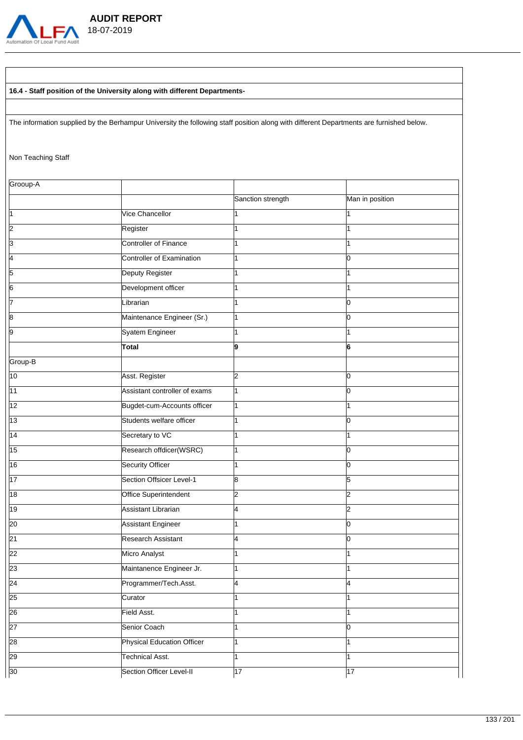**16.4 - Staff position of the University along with different Departments-**

The information supplied by the Berhampur University the following staff position along with different Departments are furnished below.

Non Teaching Staff

| Grooup-A | | | |
|---|---|---|---|
| | | Sanction strength | Man in position |
| 1 | Vice Chancellor | 1 | 1 |
| 2 | Register | 1 | 1 |
| 3 | Controller of Finance | 1 | 1 |
| 4 | Controller of Examination | 1 | 0 |
| 5 | Deputy Register | 1 | 1 |
| 6 | Development officer | 1 | 1 |
| 7 | Librarian | 1 | 0 |
| 8 | Maintenance Engineer (Sr.) | 1 | 0 |
| 9 | Syatem Engineer | 1 | 1 |
| | **Total** | **9** | **6** |
| Group-B | | | |
| 10 | Asst. Register | 2 | 0 |
| 11 | Assistant controller of exams | 1 | 0 |
| 12 | Bugdet-cum-Accounts officer | 1 | 1 |
| 13 | Students welfare officer | 1 | 0 |
| 14 | Secretary to VC | 1 | 1 |
| 15 | Research offdicer(WSRC) | 1 | 0 |
| 16 | Security Officer | 1 | 0 |
| 17 | Section Offsicer Level-1 | 8 | 5 |
| 18 | Office Superintendent | 2 | 2 |
| 19 | Assistant Librarian | 4 | 2 |
| 20 | Assistant Engineer | 1 | 0 |
| 21 | Research Assistant | 4 | 0 |
| 22 | Micro Analyst | 1 | 1 |
| 23 | Maintanence Engineer Jr. | 1 | 1 |
| 24 | Programmer/Tech.Asst. | 4 | 4 |
| 25 | Curator | 1 | 1 |
| 26 | Field Asst. | 1 | 1 |
| 27 | Senior Coach | 1 | 0 |
| 28 | Physical Education Officer | 1 | 1 |
| 29 | Technical Asst. | 1 | 1 |
| 30 | Section Officer Level-II | 17 | 17 |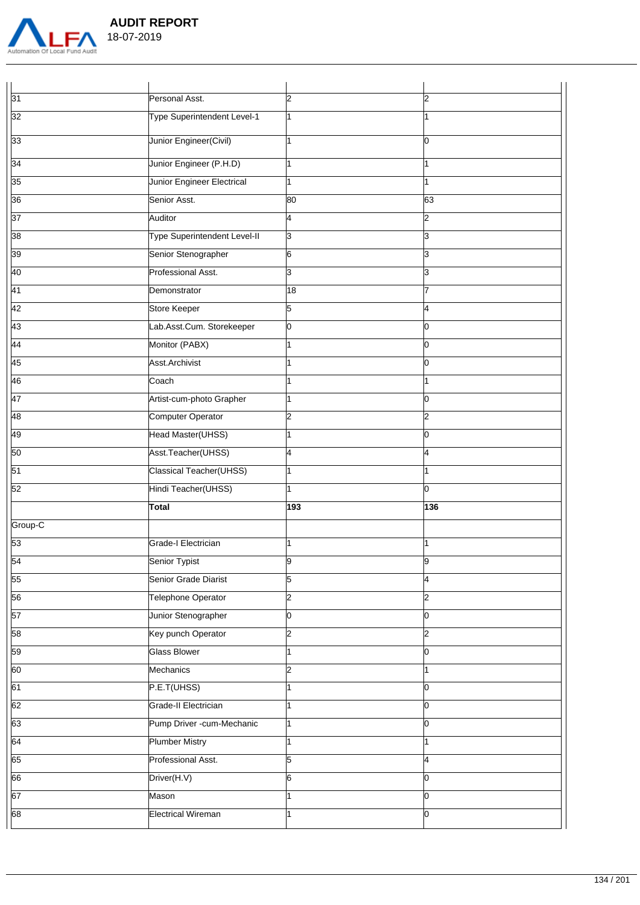| | | | |
|---|---|---|---|
| 31 | Personal Asst. | 2 | 2 |
| 32 | Type Superintendent Level-1 | 1 | 1 |
| 33 | Junior Engineer(Civil) | 1 | 0 |
| 34 | Junior Engineer (P.H.D) | 1 | 1 |
| 35 | Junior Engineer Electrical | 1 | 1 |
| 36 | Senior Asst. | 80 | 63 |
| 37 | Auditor | 4 | 2 |
| 38 | Type Superintendent Level-II | 3 | 3 |
| 39 | Senior Stenographer | 6 | 3 |
| 40 | Professional Asst. | 3 | 3 |
| 41 | Demonstrator | 18 | 7 |
| 42 | Store Keeper | 5 | 4 |
| 43 | Lab.Asst.Cum. Storekeeper | 0 | 0 |
| 44 | Monitor (PABX) | 1 | 0 |
| 45 | Asst.Archivist | 1 | 0 |
| 46 | Coach | 1 | 1 |
| 47 | Artist-cum-photo Grapher | 1 | 0 |
| 48 | Computer Operator | 2 | 2 |
| 49 | Head Master(UHSS) | 1 | 0 |
| 50 | Asst.Teacher(UHSS) | 4 | 4 |
| 51 | Classical Teacher(UHSS) | 1 | 1 |
| 52 | Hindi Teacher(UHSS) | 1 | 0 |
| | **Total** | **193** | **136** |
| Group-C | | | |
| 53 | Grade-I Electrician | 1 | 1 |
| 54 | Senior Typist | 9 | 9 |
| 55 | Senior Grade Diarist | 5 | 4 |
| 56 | Telephone Operator | 2 | 2 |
| 57 | Junior Stenographer | 0 | 0 |
| 58 | Key punch Operator | 2 | 2 |
| 59 | Glass Blower | 1 | 0 |
| 60 | Mechanics | 2 | 1 |
| 61 | P.E.T(UHSS) | 1 | 0 |
| 62 | Grade-II Electrician | 1 | 0 |
| 63 | Pump Driver -cum-Mechanic | 1 | 0 |
| 64 | Plumber Mistry | 1 | 1 |
| 65 | Professional Asst. | 5 | 4 |
| 66 | Driver(H.V) | 6 | 0 |
| 67 | Mason | 1 | 0 |
| 68 | Electrical Wireman | 1 | 0 |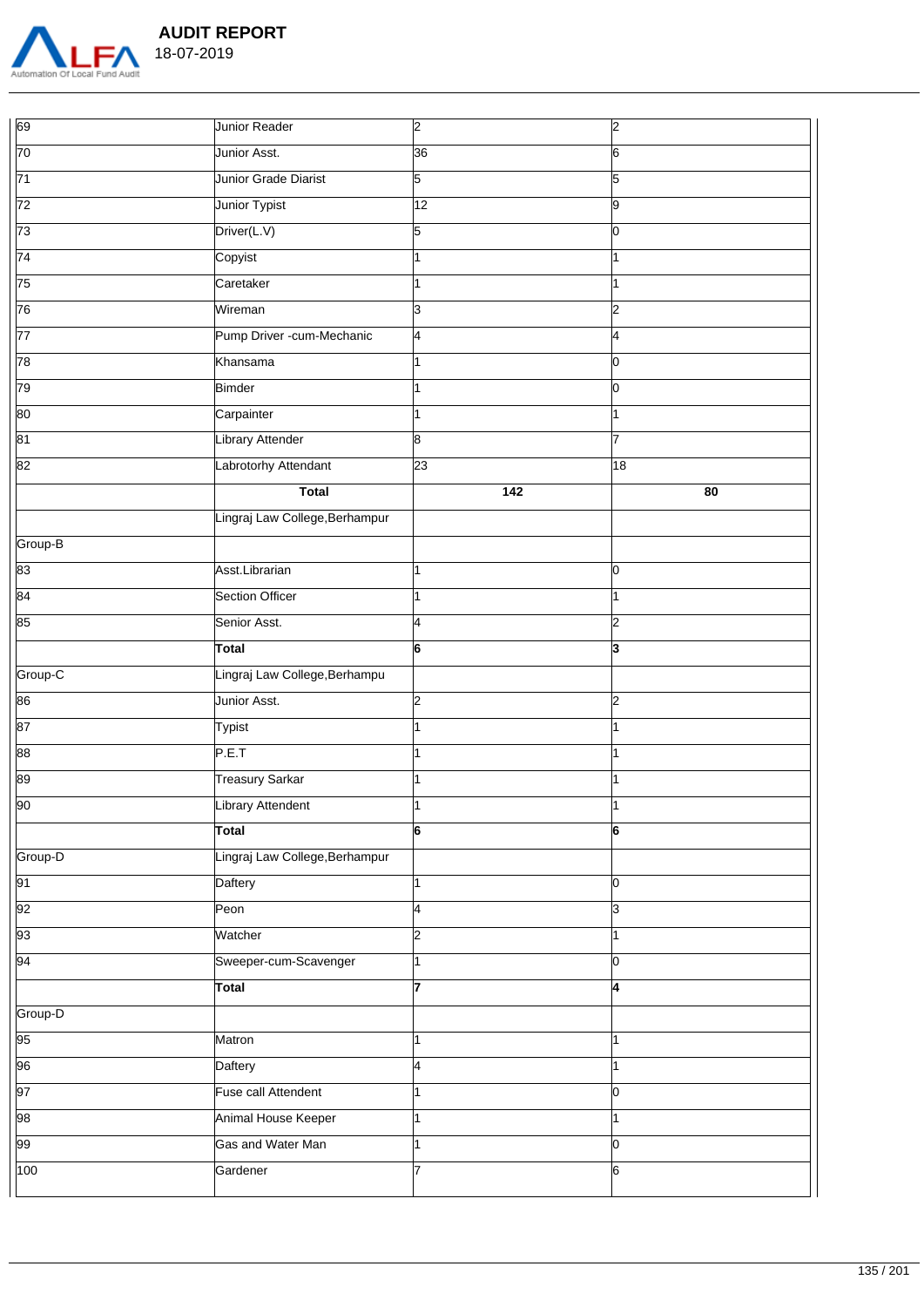| | | | |
|---|---|---|---|
| 69 | Junior Reader | 2 | 2 |
| 70 | Junior Asst. | 36 | 6 |
| 71 | Junior Grade Diarist | 5 | 5 |
| 72 | Junior Typist | 12 | 9 |
| 73 | Driver(L.V) | 5 | 0 |
| 74 | Copyist | 1 | 1 |
| 75 | Caretaker | 1 | 1 |
| 76 | Wireman | 3 | 2 |
| 77 | Pump Driver -cum-Mechanic | 4 | 4 |
| 78 | Khansama | 1 | 0 |
| 79 | Bimder | 1 | 0 |
| 80 | Carpainter | 1 | 1 |
| 81 | Library Attender | 8 | 7 |
| 82 | Labrotorhy Attendant | 23 | 18 |
| | **Total** | **142** | **80** |
| | Lingraj Law College,Berhampur | | |
| Group-B | | | |
| 83 | Asst.Librarian | 1 | 0 |
| 84 | Section Officer | 1 | 1 |
| 85 | Senior Asst. | 4 | 2 |
| | **Total** | **6** | **3** |
| Group-C | Lingraj Law College,Berhampu | | |
| 86 | Junior Asst. | 2 | 2 |
| 87 | Typist | 1 | 1 |
| 88 | P.E.T | 1 | 1 |
| 89 | Treasury Sarkar | 1 | 1 |
| 90 | Library Attendent | 1 | 1 |
| | **Total** | **6** | **6** |
| Group-D | Lingraj Law College,Berhampur | | |
| 91 | Daftery | 1 | 0 |
| 92 | Peon | 4 | 3 |
| 93 | Watcher | 2 | 1 |
| 94 | Sweeper-cum-Scavenger | 1 | 0 |
| | **Total** | **7** | **4** |
| Group-D | | | |
| 95 | Matron | 1 | 1 |
| 96 | Daftery | 4 | 1 |
| 97 | Fuse call Attendent | 1 | 0 |
| 98 | Animal House Keeper | 1 | 1 |
| 99 | Gas and Water Man | 1 | 0 |
| 100 | Gardener | 7 | 6 |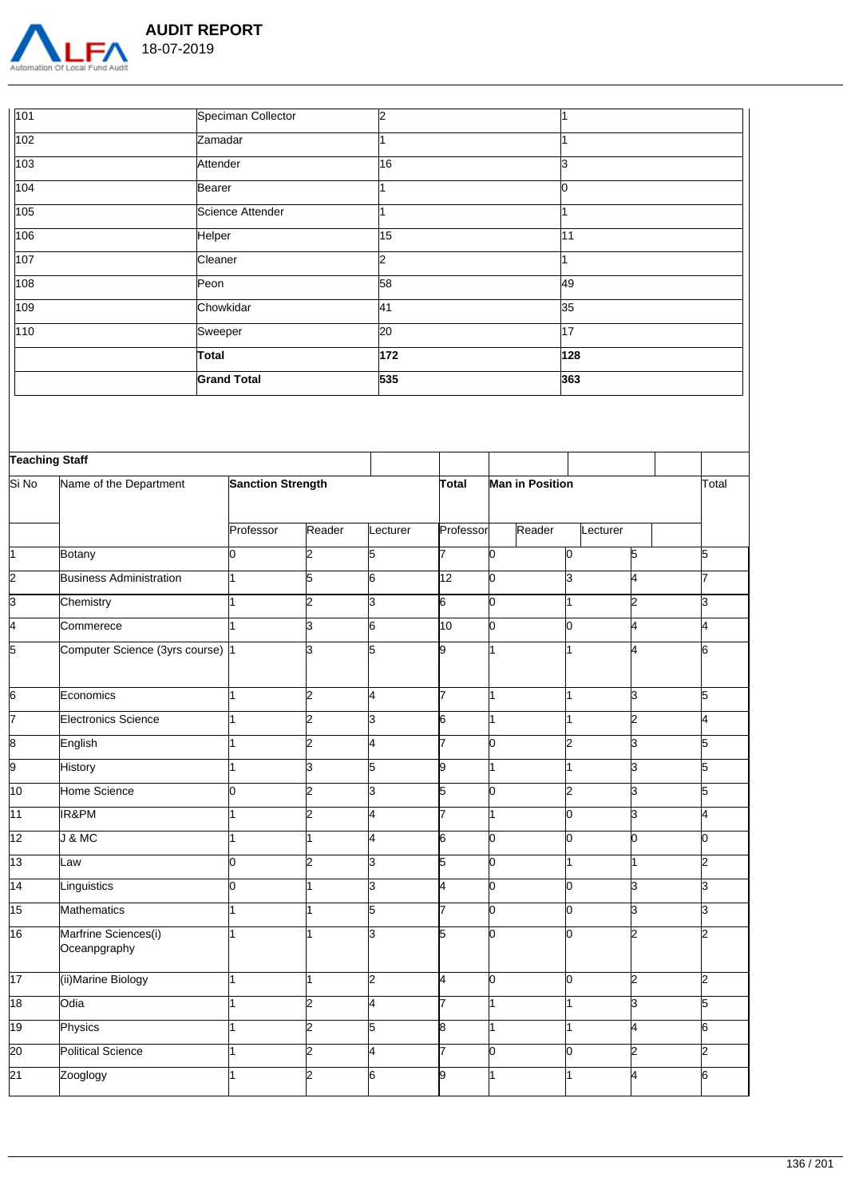| | | | |
|---|---|---|---|
| 101 | Speciman Collector | 2 | 1 |
| 102 | Zamadar | 1 | 1 |
| 103 | Attender | 16 | 3 |
| 104 | Bearer | 1 | 0 |
| 105 | Science Attender | 1 | 1 |
| 106 | Helper | 15 | 11 |
| 107 | Cleaner | 2 | 1 |
| 108 | Peon | 58 | 49 |
| 109 | Chowkidar | 41 | 35 |
| 110 | Sweeper | 20 | 17 |
| | **Total** | **172** | **128** |
| | **Grand Total** | **535** | **363** |

| **Teaching Staff** | | | | | | | | | |
|---|---|---|---|---|---|---|---|---|---|
| Si No | Name of the Department | **Sanction Strength** | | | **Total** | **Man in Position** | | | Total |
| | | Professor | Reader | Lecturer | Professor | Reader | Lecturer | | |
| 1 | Botany | 0 | 2 | 5 | 7 | 0 | 0 | 5 | 5 |
| 2 | Business Administration | 1 | 5 | 6 | 12 | 0 | 3 | 4 | 7 |
| 3 | Chemistry | 1 | 2 | 3 | 6 | 0 | 1 | 2 | 3 |
| 4 | Commerece | 1 | 3 | 6 | 10 | 0 | 0 | 4 | 4 |
| 5 | Computer Science (3yrs course) | 1 | 3 | 5 | 9 | 1 | 1 | 4 | 6 |
| 6 | Economics | 1 | 2 | 4 | 7 | 1 | 1 | 3 | 5 |
| 7 | Electronics Science | 1 | 2 | 3 | 6 | 1 | 1 | 2 | 4 |
| 8 | English | 1 | 2 | 4 | 7 | 0 | 2 | 3 | 5 |
| 9 | History | 1 | 3 | 5 | 9 | 1 | 1 | 3 | 5 |
| 10 | Home Science | 0 | 2 | 3 | 5 | 0 | 2 | 3 | 5 |
| 11 | IR&PM | 1 | 2 | 4 | 7 | 1 | 0 | 3 | 4 |
| 12 | J & MC | 1 | 1 | 4 | 6 | 0 | 0 | 0 | 0 |
| 13 | Law | 0 | 2 | 3 | 5 | 0 | 1 | 1 | 2 |
| 14 | Linguistics | 0 | 1 | 3 | 4 | 0 | 0 | 3 | 3 |
| 15 | Mathematics | 1 | 1 | 5 | 7 | 0 | 0 | 3 | 3 |
| 16 | Marfrine Sciences(i) Oceanpgraphy | 1 | 1 | 3 | 5 | 0 | 0 | 2 | 2 |
| 17 | (ii)Marine Biology | 1 | 1 | 2 | 4 | 0 | 0 | 2 | 2 |
| 18 | Odia | 1 | 2 | 4 | 7 | 1 | 1 | 3 | 5 |
| 19 | Physics | 1 | 2 | 5 | 8 | 1 | 1 | 4 | 6 |
| 20 | Political Science | 1 | 2 | 4 | 7 | 0 | 0 | 2 | 2 |
| 21 | Zooglogy | 1 | 2 | 6 | 9 | 1 | 1 | 4 | 6 |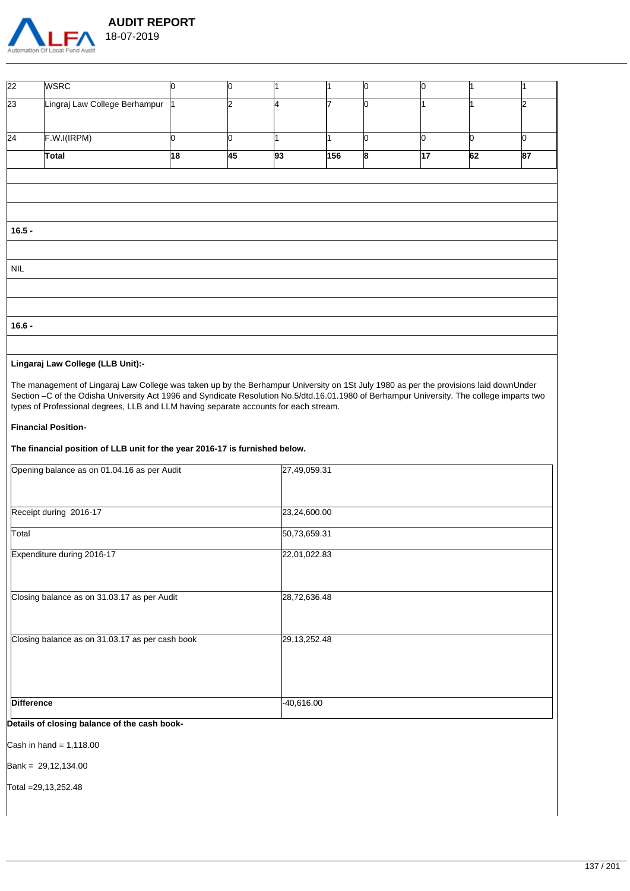| | | | | | | | | | |
|---|---|---|---|---|---|---|---|---|---|
| 22 | WSRC | 0 | 0 | 1 | 1 | 0 | 0 | 1 | 1 |
| 23 | Lingraj Law College Berhampur | 1 | 2 | 4 | 7 | 0 | 1 | 1 | 2 |
| 24 | F.W.I(IRPM) | 0 | 0 | 1 | 1 | 0 | 0 | 0 | 0 |
| | **Total** | **18** | **45** | **93** | **156** | **8** | **17** | **62** | **87** |

**16.5 -**

NIL

**16.6 -**

**Lingaraj Law College (LLB Unit):-**

The management of Lingaraj Law College was taken up by the Berhampur University on 1St July 1980 as per the provisions laid downUnder Section –C of the Odisha University Act 1996 and Syndicate Resolution No.5/dtd.16.01.1980 of Berhampur University. The college imparts two types of Professional degrees, LLB and LLM having separate accounts for each stream.

**Financial Position-**

**The financial position of LLB unit for the year 2016-17 is furnished below.**

| | |
|---|---|
| Opening balance as on 01.04.16 as per Audit | 27,49,059.31 |
| Receipt during 2016-17 | 23,24,600.00 |
| Total | 50,73,659.31 |
| Expenditure during 2016-17 | 22,01,022.83 |
| Closing balance as on 31.03.17 as per Audit | 28,72,636.48 |
| Closing balance as on 31.03.17 as per cash book | 29,13,252.48 |
| **Difference** | -40,616.00 |

**Details of closing balance of the cash book-**

Cash in hand = 1,118.00

Bank = 29,12,134.00

Total =29,13,252.48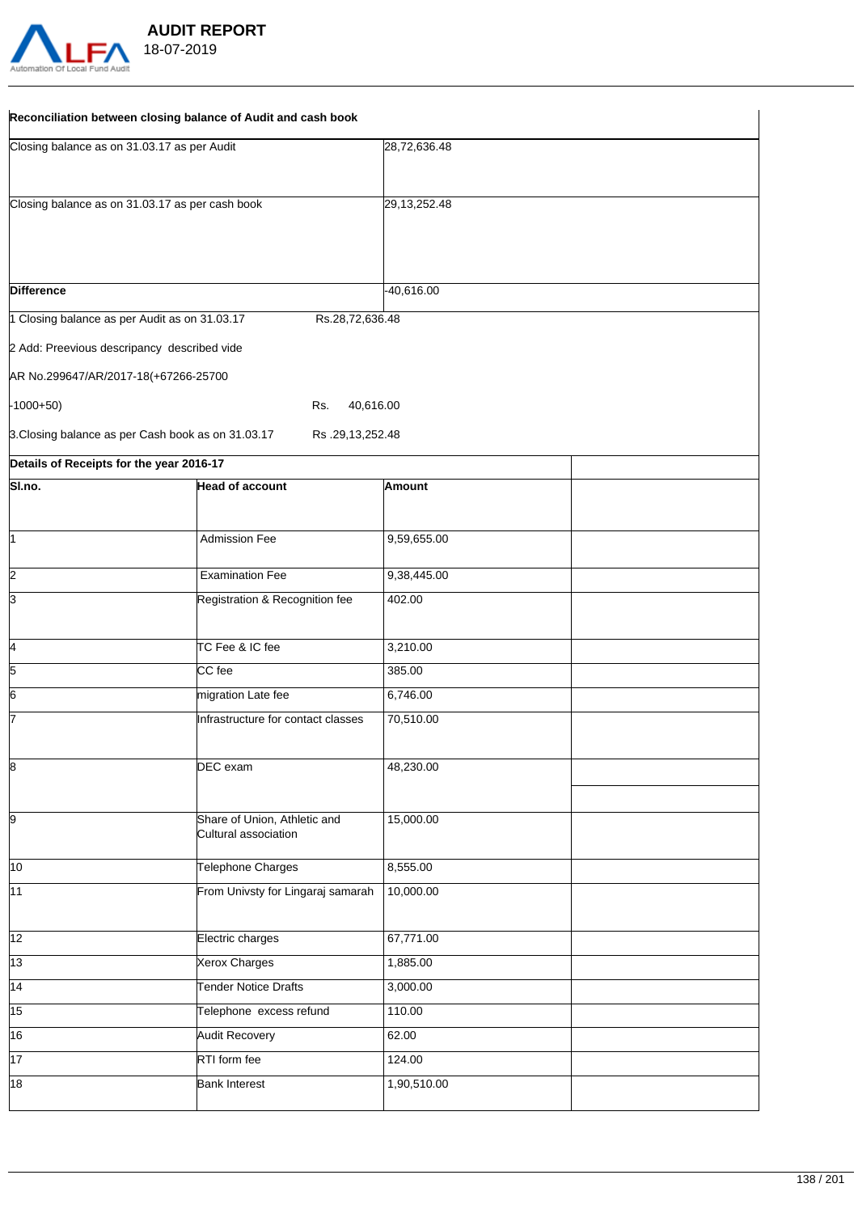**Reconciliation between closing balance of Audit and cash book**

| | |
|---|---|
| Closing balance as on 31.03.17 as per Audit | 28,72,636.48 |
| Closing balance as on 31.03.17 as per cash book | 29,13,252.48 |
| **Difference** | -40,616.00 |

1 Closing balance as per Audit as on 31.03.17 Rs.28,72,636.48

2 Add: Preevious descripancy described vide

AR No.299647/AR/2017-18(+67266-25700

-1000+50) Rs. 40,616.00

3.Closing balance as per Cash book as on 31.03.17 Rs .29,13,252.48

**Details of Receipts for the year 2016-17**

| Sl.no. | Head of account | Amount | |
|---|---|---|---|
| 1 | Admission Fee | 9,59,655.00 | |
| 2 | Examination Fee | 9,38,445.00 | |
| 3 | Registration & Recognition fee | 402.00 | |
| 4 | TC Fee & IC fee | 3,210.00 | |
| 5 | CC fee | 385.00 | |
| 6 | migration Late fee | 6,746.00 | |
| 7 | Infrastructure for contact classes | 70,510.00 | |
| 8 | DEC exam | 48,230.00 | |
| 9 | Share of Union, Athletic and Cultural association | 15,000.00 | |
| 10 | Telephone Charges | 8,555.00 | |
| 11 | From Univsty for Lingaraj samarah | 10,000.00 | |
| 12 | Electric charges | 67,771.00 | |
| 13 | Xerox Charges | 1,885.00 | |
| 14 | Tender Notice Drafts | 3,000.00 | |
| 15 | Telephone excess refund | 110.00 | |
| 16 | Audit Recovery | 62.00 | |
| 17 | RTI form fee | 124.00 | |
| 18 | Bank Interest | 1,90,510.00 | |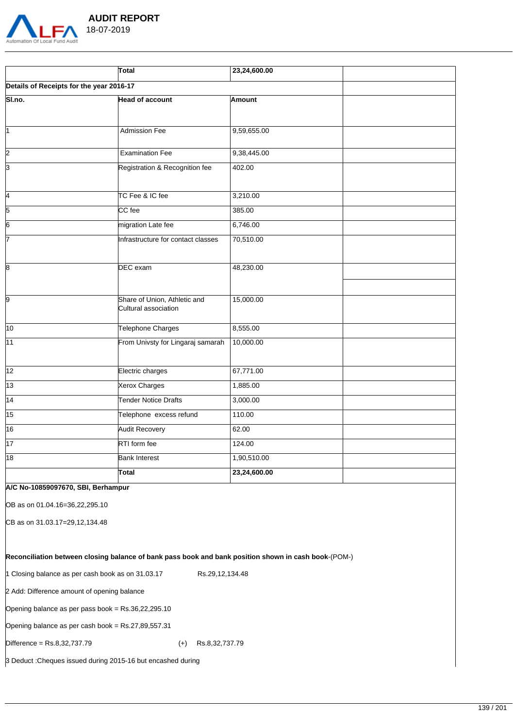| | Total | 23,24,600.00 | |
|---|---|---|---|
| **Details of Receipts for the year 2016-17** | | | |
| **Sl.no.** | **Head of account** | **Amount** | |
| 1 | Admission Fee | 9,59,655.00 | |
| 2 | Examination Fee | 9,38,445.00 | |
| 3 | Registration & Recognition fee | 402.00 | |
| 4 | TC Fee & IC fee | 3,210.00 | |
| 5 | CC fee | 385.00 | |
| 6 | migration Late fee | 6,746.00 | |
| 7 | Infrastructure for contact classes | 70,510.00 | |
| 8 | DEC exam | 48,230.00 | |
| 9 | Share of Union, Athletic and Cultural association | 15,000.00 | |
| 10 | Telephone Charges | 8,555.00 | |
| 11 | From Univsty for Lingaraj samarah | 10,000.00 | |
| 12 | Electric charges | 67,771.00 | |
| 13 | Xerox Charges | 1,885.00 | |
| 14 | Tender Notice Drafts | 3,000.00 | |
| 15 | Telephone excess refund | 110.00 | |
| 16 | Audit Recovery | 62.00 | |
| 17 | RTI form fee | 124.00 | |
| 18 | Bank Interest | 1,90,510.00 | |
| | **Total** | **23,24,600.00** | |

**A/C No-10859097670, SBI, Berhampur**

OB as on 01.04.16=36,22,295.10

CB as on 31.03.17=29,12,134.48

**Reconciliation between closing balance of bank pass book and bank position shown in cash book**-(POM-)

1 Closing balance as per cash book as on 31.03.17 Rs.29,12,134.48

2 Add: Difference amount of opening balance

Opening balance as per pass book = Rs.36,22,295.10

Opening balance as per cash book = Rs.27,89,557.31

Difference = Rs.8,32,737.79 (+) Rs.8,32,737.79

3 Deduct :Cheques issued during 2015-16 but encashed during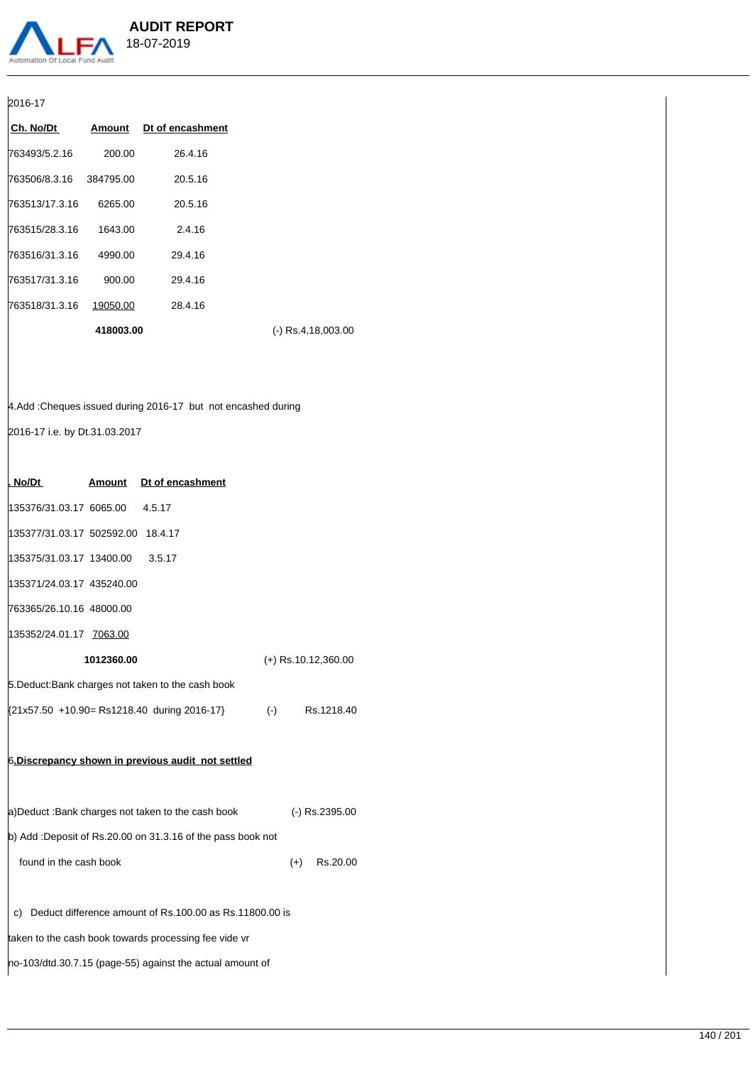2016-17

| Ch. No/Dt | Amount | Dt of encashment |
|---|---|---|
| 763493/5.2.16 | 200.00 | 26.4.16 |
| 763506/8.3.16 | 384795.00 | 20.5.16 |
| 763513/17.3.16 | 6265.00 | 20.5.16 |
| 763515/28.3.16 | 1643.00 | 2.4.16 |
| 763516/31.3.16 | 4990.00 | 29.4.16 |
| 763517/31.3.16 | 900.00 | 29.4.16 |
| 763518/31.3.16 | 19050.00 | 28.4.16 |
| | **418003.00** | |

(-) Rs.4,18,003.00

4.Add :Cheques issued during 2016-17 but not encashed during 2016-17 i.e. by Dt.31.03.2017

| . No/Dt | Amount | Dt of encashment |
|---|---|---|
| 135376/31.03.17 | 6065.00 | 4.5.17 |
| 135377/31.03.17 | 502592.00 | 18.4.17 |
| 135375/31.03.17 | 13400.00 | 3.5.17 |
| 135371/24.03.17 | 435240.00 | |
| 763365/26.10.16 | 48000.00 | |
| 135352/24.01.17 | 7063.00 | |
| | **1012360.00** | |

(+) Rs.10,12,360.00

5.Deduct:Bank charges not taken to the cash book

{21x57.50 +10.90= Rs1218.40 during 2016-17} (-) Rs.1218.40

6.**Discrepancy shown in previous audit not settled**

a)Deduct :Bank charges not taken to the cash book (-) Rs.2395.00

b) Add :Deposit of Rs.20.00 on 31.3.16 of the pass book not found in the cash book (+) Rs.20.00

c) Deduct difference amount of Rs.100.00 as Rs.11800.00 is taken to the cash book towards processing fee vide vr no-103/dtd.30.7.15 (page-55) against the actual amount of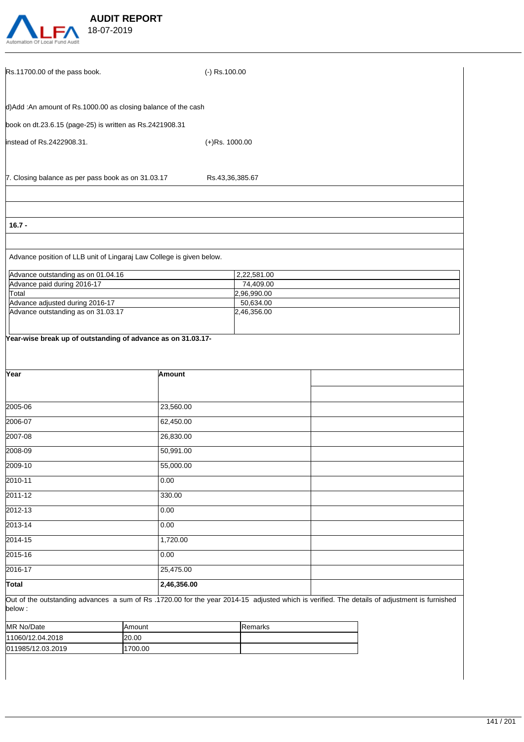Rs.11700.00 of the pass book. (-) Rs.100.00

d)Add :An amount of Rs.1000.00 as closing balance of the cash

book on dt.23.6.15 (page-25) is written as Rs.2421908.31

instead of Rs.2422908.31. (+)Rs. 1000.00

7. Closing balance as per pass book as on 31.03.17 Rs.43,36,385.67

**16.7 -**

Advance position of LLB unit of Lingaraj Law College is given below.

| Advance outstanding as on 01.04.16 | 2,22,581.00 |
|---|---|
| Advance paid during 2016-17 | 74,409.00 |
| Total | 2,96,990.00 |
| Advance adjusted during 2016-17 | 50,634.00 |
| Advance outstanding as on 31.03.17 | 2,46,356.00 |

**Year-wise break up of outstanding of advance as on 31.03.17-**

| Year | Amount | |
|---|---|---|
| 2005-06 | 23,560.00 | |
| 2006-07 | 62,450.00 | |
| 2007-08 | 26,830.00 | |
| 2008-09 | 50,991.00 | |
| 2009-10 | 55,000.00 | |
| 2010-11 | 0.00 | |
| 2011-12 | 330.00 | |
| 2012-13 | 0.00 | |
| 2013-14 | 0.00 | |
| 2014-15 | 1,720.00 | |
| 2015-16 | 0.00 | |
| 2016-17 | 25,475.00 | |
| **Total** | **2,46,356.00** | |

Out of the outstanding advances a sum of Rs .1720.00 for the year 2014-15 adjusted which is verified. The details of adjustment is furnished below :

| MR No/Date | Amount | Remarks |
|---|---|---|
| 11060/12.04.2018 | 20.00 | |
| 011985/12.03.2019 | 1700.00 | |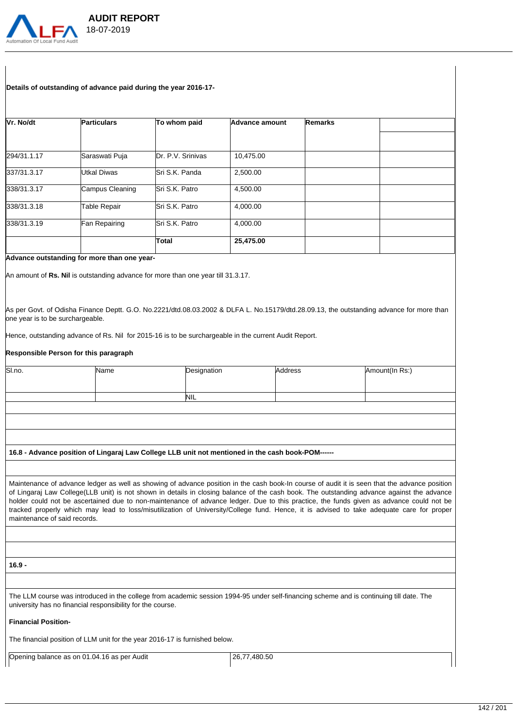**Details of outstanding of advance paid during the year 2016-17-**

| Vr. No/dt | Particulars | To whom paid | Advance amount | Remarks | |
|---|---|---|---|---|---|
| 294/31.1.17 | Saraswati Puja | Dr. P.V. Srinivas | 10,475.00 | | |
| 337/31.3.17 | Utkal Diwas | Sri S.K. Panda | 2,500.00 | | |
| 338/31.3.17 | Campus Cleaning | Sri S.K. Patro | 4,500.00 | | |
| 338/31.3.18 | Table Repair | Sri S.K. Patro | 4,000.00 | | |
| 338/31.3.19 | Fan Repairing | Sri S.K. Patro | 4,000.00 | | |
| | | **Total** | **25,475.00** | | |

**Advance outstanding for more than one year-**

An amount of **Rs. Nil** is outstanding advance for more than one year till 31.3.17.

As per Govt. of Odisha Finance Deptt. G.O. No.2221/dtd.08.03.2002 & DLFA L. No.15179/dtd.28.09.13, the outstanding advance for more than one year is to be surchargeable.

Hence, outstanding advance of Rs. Nil for 2015-16 is to be surchargeable in the current Audit Report.

**Responsible Person for this paragraph**

| Sl.no. | Name | Designation | Address | Amount(In Rs:) |
|---|---|---|---|---|
| | | NIL | | |

**16.8 - Advance position of Lingaraj Law College LLB unit not mentioned in the cash book-POM------**

Maintenance of advance ledger as well as showing of advance position in the cash book-In course of audit it is seen that the advance position of Lingaraj Law College(LLB unit) is not shown in details in closing balance of the cash book. The outstanding advance against the advance holder could not be ascertained due to non-maintenance of advance ledger. Due to this practice, the funds given as advance could not be tracked properly which may lead to loss/misutilization of University/College fund. Hence, it is advised to take adequate care for proper maintenance of said records.

**16.9 -**

The LLM course was introduced in the college from academic session 1994-95 under self-financing scheme and is continuing till date. The university has no financial responsibility for the course.

**Financial Position-**

The financial position of LLM unit for the year 2016-17 is furnished below.

| Opening balance as on 01.04.16 as per Audit | 26,77,480.50 |
|---|---|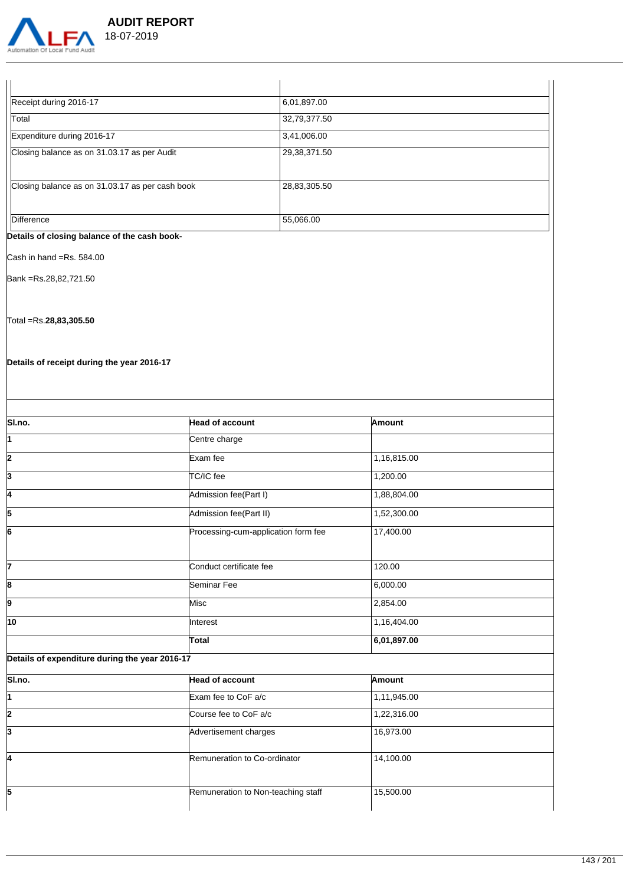| | |
|---|---|
| Receipt during 2016-17 | 6,01,897.00 |
| Total | 32,79,377.50 |
| Expenditure during 2016-17 | 3,41,006.00 |
| Closing balance as on 31.03.17 as per Audit | 29,38,371.50 |
| Closing balance as on 31.03.17 as per cash book | 28,83,305.50 |
| Difference | 55,066.00 |

**Details of closing balance of the cash book-**

Cash in hand =Rs. 584.00

Bank =Rs.28,82,721.50

Total =Rs.**28,83,305.50**

**Details of receipt during the year 2016-17**

| Sl.no. | Head of account | Amount |
|---|---|---|
| 1 | Centre charge | |
| 2 | Exam fee | 1,16,815.00 |
| 3 | TC/IC fee | 1,200.00 |
| 4 | Admission fee(Part I) | 1,88,804.00 |
| 5 | Admission fee(Part II) | 1,52,300.00 |
| 6 | Processing-cum-application form fee | 17,400.00 |
| 7 | Conduct certificate fee | 120.00 |
| 8 | Seminar Fee | 6,000.00 |
| 9 | Misc | 2,854.00 |
| 10 | Interest | 1,16,404.00 |
| | **Total** | **6,01,897.00** |

**Details of expenditure during the year 2016-17**

| Sl.no. | Head of account | Amount |
|---|---|---|
| 1 | Exam fee to CoF a/c | 1,11,945.00 |
| 2 | Course fee to CoF a/c | 1,22,316.00 |
| 3 | Advertisement charges | 16,973.00 |
| 4 | Remuneration to Co-ordinator | 14,100.00 |
| 5 | Remuneration to Non-teaching staff | 15,500.00 |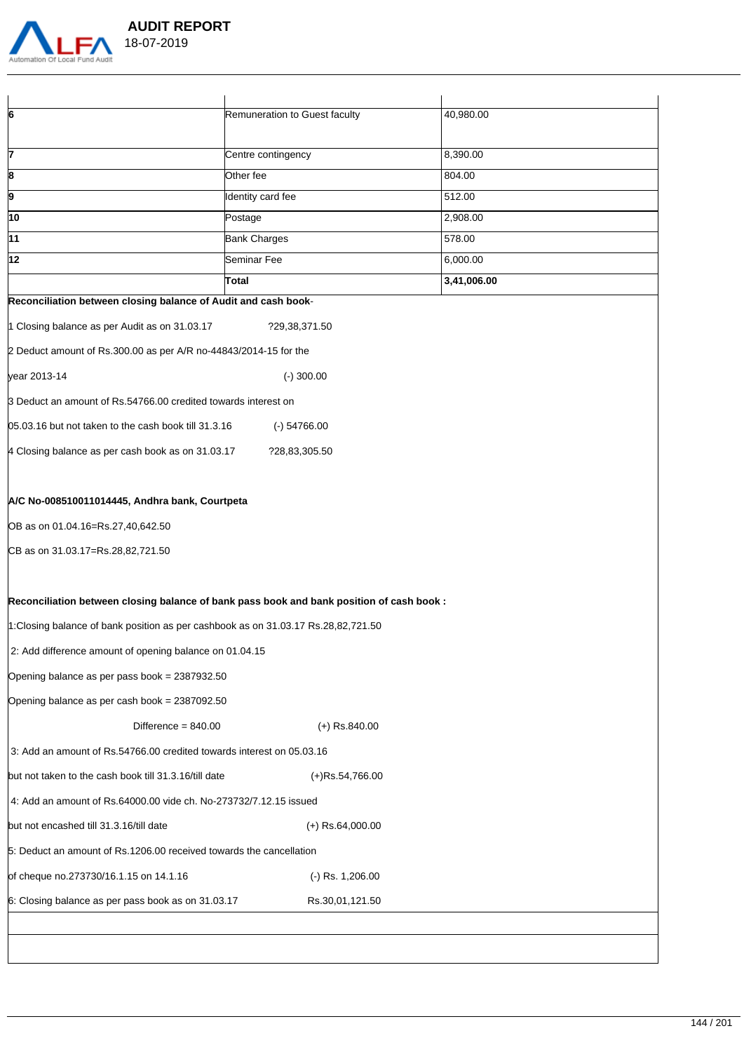|  |  |  |
|---|---|---|
| 6 | Remuneration to Guest faculty | 40,980.00 |
| 7 | Centre contingency | 8,390.00 |
| 8 | Other fee | 804.00 |
| 9 | Identity card fee | 512.00 |
| 10 | Postage | 2,908.00 |
| 11 | Bank Charges | 578.00 |
| 12 | Seminar Fee | 6,000.00 |
|  | **Total** | **3,41,006.00** |

**Reconciliation between closing balance of Audit and cash book-**

1 Closing balance as per Audit as on 31.03.17 ?29,38,371.50

2 Deduct amount of Rs.300.00 as per A/R no-44843/2014-15 for the

year 2013-14 (-) 300.00

3 Deduct an amount of Rs.54766.00 credited towards interest on

05.03.16 but not taken to the cash book till 31.3.16 (-) 54766.00

4 Closing balance as per cash book as on 31.03.17 ?28,83,305.50

**A/C No-008510011014445, Andhra bank, Courtpeta**

OB as on 01.04.16=Rs.27,40,642.50

CB as on 31.03.17=Rs.28,82,721.50

**Reconciliation between closing balance of bank pass book and bank position of cash book :**

1:Closing balance of bank position as per cashbook as on 31.03.17 Rs.28,82,721.50

2: Add difference amount of opening balance on 01.04.15

Opening balance as per pass book = 2387932.50

Opening balance as per cash book = 2387092.50

Difference = 840.00 (+) Rs.840.00

3: Add an amount of Rs.54766.00 credited towards interest on 05.03.16

but not taken to the cash book till 31.3.16/till date (+)Rs.54,766.00

4: Add an amount of Rs.64000.00 vide ch. No-273732/7.12.15 issued

but not encashed till 31.3.16/till date (+) Rs.64,000.00

5: Deduct an amount of Rs.1206.00 received towards the cancellation

of cheque no.273730/16.1.15 on 14.1.16 (-) Rs. 1,206.00

6: Closing balance as per pass book as on 31.03.17 Rs.30,01,121.50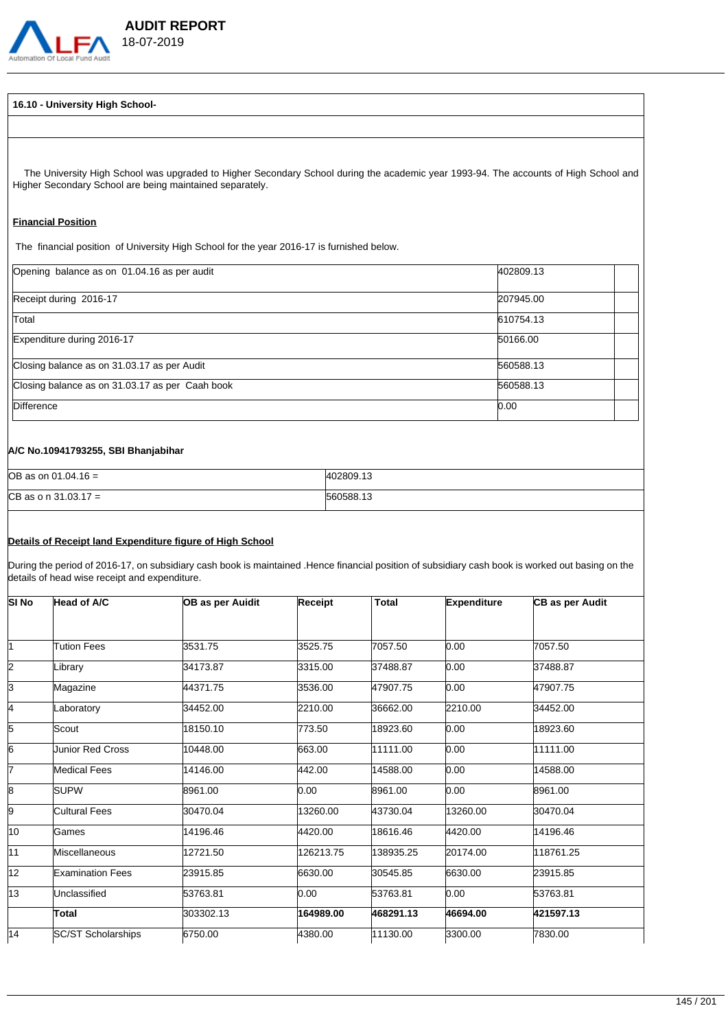**16.10 - University High School-**

The University High School was upgraded to Higher Secondary School during the academic year 1993-94. The accounts of High School and Higher Secondary School are being maintained separately.

**Financial Position**

The financial position of University High School for the year 2016-17 is furnished below.

| | | |
|---|---|---|
| Opening balance as on 01.04.16 as per audit | 402809.13 | |
| Receipt during 2016-17 | 207945.00 | |
| Total | 610754.13 | |
| Expenditure during 2016-17 | 50166.00 | |
| Closing balance as on 31.03.17 as per Audit | 560588.13 | |
| Closing balance as on 31.03.17 as per Caah book | 560588.13 | |
| Difference | 0.00 | |

**A/C No.10941793255, SBI Bhanjabihar**

| | |
|---|---|
| OB as on 01.04.16 = | 402809.13 |
| CB as o n 31.03.17 = | 560588.13 |

**Details of Receipt land Expenditure figure of High School**

During the period of 2016-17, on subsidiary cash book is maintained .Hence financial position of subsidiary cash book is worked out basing on the details of head wise receipt and expenditure.

| SI No | Head of A/C | OB as per Auidit | Receipt | Total | Expenditure | CB as per Audit |
|---|---|---|---|---|---|---|
| 1 | Tution Fees | 3531.75 | 3525.75 | 7057.50 | 0.00 | 7057.50 |
| 2 | Library | 34173.87 | 3315.00 | 37488.87 | 0.00 | 37488.87 |
| 3 | Magazine | 44371.75 | 3536.00 | 47907.75 | 0.00 | 47907.75 |
| 4 | Laboratory | 34452.00 | 2210.00 | 36662.00 | 2210.00 | 34452.00 |
| 5 | Scout | 18150.10 | 773.50 | 18923.60 | 0.00 | 18923.60 |
| 6 | Junior Red Cross | 10448.00 | 663.00 | 11111.00 | 0.00 | 11111.00 |
| 7 | Medical Fees | 14146.00 | 442.00 | 14588.00 | 0.00 | 14588.00 |
| 8 | SUPW | 8961.00 | 0.00 | 8961.00 | 0.00 | 8961.00 |
| 9 | Cultural Fees | 30470.04 | 13260.00 | 43730.04 | 13260.00 | 30470.04 |
| 10 | Games | 14196.46 | 4420.00 | 18616.46 | 4420.00 | 14196.46 |
| 11 | Miscellaneous | 12721.50 | 126213.75 | 138935.25 | 20174.00 | 118761.25 |
| 12 | Examination Fees | 23915.85 | 6630.00 | 30545.85 | 6630.00 | 23915.85 |
| 13 | Unclassified | 53763.81 | 0.00 | 53763.81 | 0.00 | 53763.81 |
| | **Total** | 303302.13 | **164989.00** | **468291.13** | **46694.00** | **421597.13** |
| 14 | SC/ST Scholarships | 6750.00 | 4380.00 | 11130.00 | 3300.00 | 7830.00 |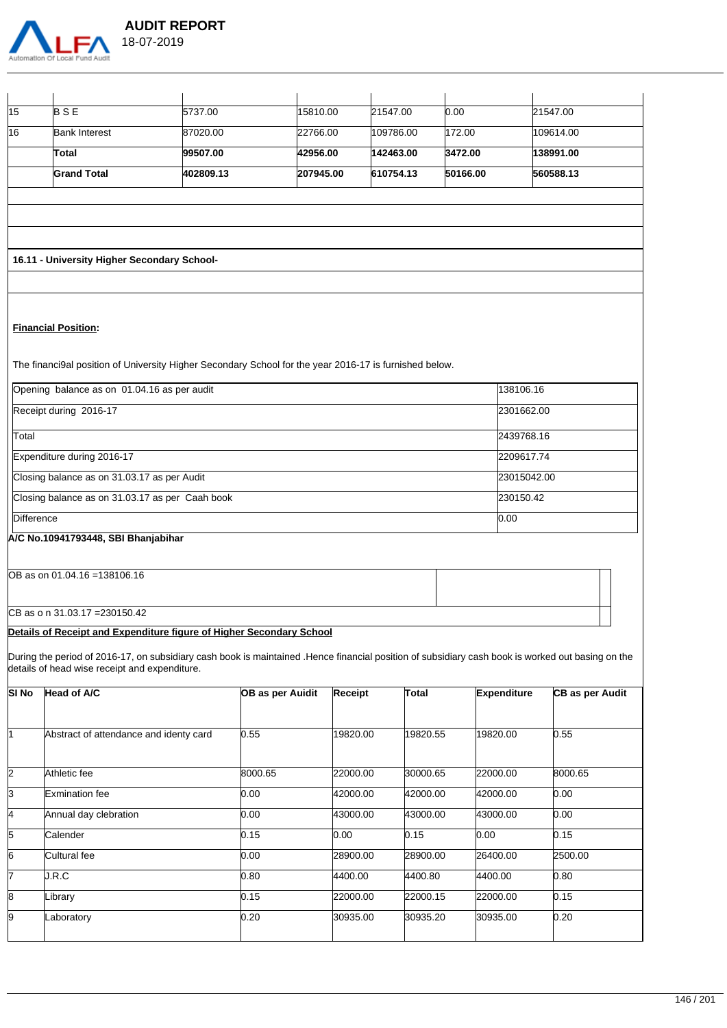| | | | | | | |
|---|---|---|---|---|---|---|
| 15 | B S E | 5737.00 | 15810.00 | 21547.00 | 0.00 | 21547.00 |
| 16 | Bank Interest | 87020.00 | 22766.00 | 109786.00 | 172.00 | 109614.00 |
| | **Total** | **99507.00** | **42956.00** | **142463.00** | **3472.00** | **138991.00** |
| | **Grand Total** | **402809.13** | **207945.00** | **610754.13** | **50166.00** | **560588.13** |

**16.11 - University Higher Secondary School-**

**Financial Position:**

The financi9al position of University Higher Secondary School for the year 2016-17 is furnished below.

| | |
|---|---|
| Opening balance as on 01.04.16 as per audit | 138106.16 |
| Receipt during 2016-17 | 2301662.00 |
| Total | 2439768.16 |
| Expenditure during 2016-17 | 2209617.74 |
| Closing balance as on 31.03.17 as per Audit | 23015042.00 |
| Closing balance as on 31.03.17 as per Caah book | 230150.42 |
| Difference | 0.00 |

**A/C No.10941793448, SBI Bhanjabihar**

OB as on 01.04.16 =138106.16

CB as o n 31.03.17 =230150.42

**Details of Receipt and Expenditure figure of Higher Secondary School**

During the period of 2016-17, on subsidiary cash book is maintained .Hence financial position of subsidiary cash book is worked out basing on the details of head wise receipt and expenditure.

| Sl No | Head of A/C | OB as per Auidit | Receipt | Total | Expenditure | CB as per Audit |
|---|---|---|---|---|---|---|
| 1 | Abstract of attendance and identy card | 0.55 | 19820.00 | 19820.55 | 19820.00 | 0.55 |
| 2 | Athletic fee | 8000.65 | 22000.00 | 30000.65 | 22000.00 | 8000.65 |
| 3 | Exmination fee | 0.00 | 42000.00 | 42000.00 | 42000.00 | 0.00 |
| 4 | Annual day clebration | 0.00 | 43000.00 | 43000.00 | 43000.00 | 0.00 |
| 5 | Calender | 0.15 | 0.00 | 0.15 | 0.00 | 0.15 |
| 6 | Cultural fee | 0.00 | 28900.00 | 28900.00 | 26400.00 | 2500.00 |
| 7 | J.R.C | 0.80 | 4400.00 | 4400.80 | 4400.00 | 0.80 |
| 8 | Library | 0.15 | 22000.00 | 22000.15 | 22000.00 | 0.15 |
| 9 | Laboratory | 0.20 | 30935.00 | 30935.20 | 30935.00 | 0.20 |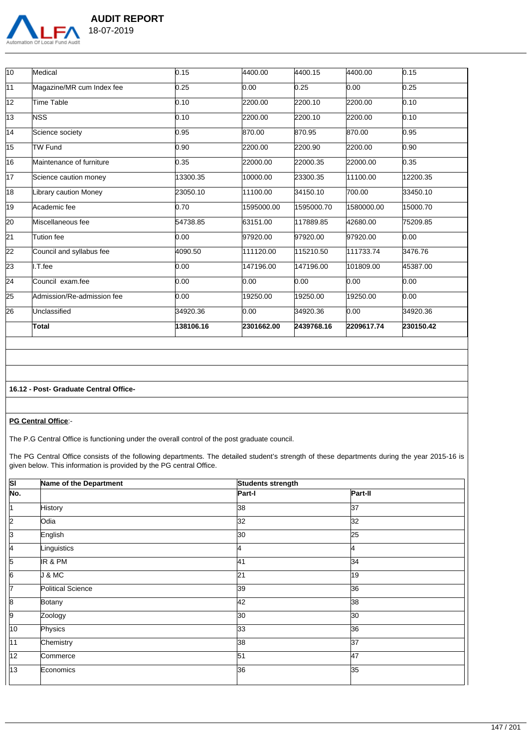| | | | | | | |
|---|---|---|---|---|---|---|
| 10 | Medical | 0.15 | 4400.00 | 4400.15 | 4400.00 | 0.15 |
| 11 | Magazine/MR cum Index fee | 0.25 | 0.00 | 0.25 | 0.00 | 0.25 |
| 12 | Time Table | 0.10 | 2200.00 | 2200.10 | 2200.00 | 0.10 |
| 13 | NSS | 0.10 | 2200.00 | 2200.10 | 2200.00 | 0.10 |
| 14 | Science society | 0.95 | 870.00 | 870.95 | 870.00 | 0.95 |
| 15 | TW Fund | 0.90 | 2200.00 | 2200.90 | 2200.00 | 0.90 |
| 16 | Maintenance of furniture | 0.35 | 22000.00 | 22000.35 | 22000.00 | 0.35 |
| 17 | Science caution money | 13300.35 | 10000.00 | 23300.35 | 11100.00 | 12200.35 |
| 18 | Library caution Money | 23050.10 | 11100.00 | 34150.10 | 700.00 | 33450.10 |
| 19 | Academic fee | 0.70 | 1595000.00 | 1595000.70 | 1580000.00 | 15000.70 |
| 20 | Miscellaneous fee | 54738.85 | 63151.00 | 117889.85 | 42680.00 | 75209.85 |
| 21 | Tution fee | 0.00 | 97920.00 | 97920.00 | 97920.00 | 0.00 |
| 22 | Council and syllabus fee | 4090.50 | 111120.00 | 115210.50 | 111733.74 | 3476.76 |
| 23 | I.T.fee | 0.00 | 147196.00 | 147196.00 | 101809.00 | 45387.00 |
| 24 | Council exam.fee | 0.00 | 0.00 | 0.00 | 0.00 | 0.00 |
| 25 | Admission/Re-admission fee | 0.00 | 19250.00 | 19250.00 | 19250.00 | 0.00 |
| 26 | Unclassified | 34920.36 | 0.00 | 34920.36 | 0.00 | 34920.36 |
| | **Total** | **138106.16** | **2301662.00** | **2439768.16** | **2209617.74** | **230150.42** |

**16.12 - Post- Graduate Central Office-**

**PG Central Office**:-

The P.G Central Office is functioning under the overall control of the post graduate council.

The PG Central Office consists of the following departments. The detailed student's strength of these departments during the year 2015-16 is given below. This information is provided by the PG central Office.

| Sl No. | Name of the Department | Students strength | |
|---|---|---|---|
| | | Part-I | Part-II |
| 1 | History | 38 | 37 |
| 2 | Odia | 32 | 32 |
| 3 | English | 30 | 25 |
| 4 | Linguistics | 4 | 4 |
| 5 | IR & PM | 41 | 34 |
| 6 | J & MC | 21 | 19 |
| 7 | Political Science | 39 | 36 |
| 8 | Botany | 42 | 38 |
| 9 | Zoology | 30 | 30 |
| 10 | Physics | 33 | 36 |
| 11 | Chemistry | 38 | 37 |
| 12 | Commerce | 51 | 47 |
| 13 | Economics | 36 | 35 |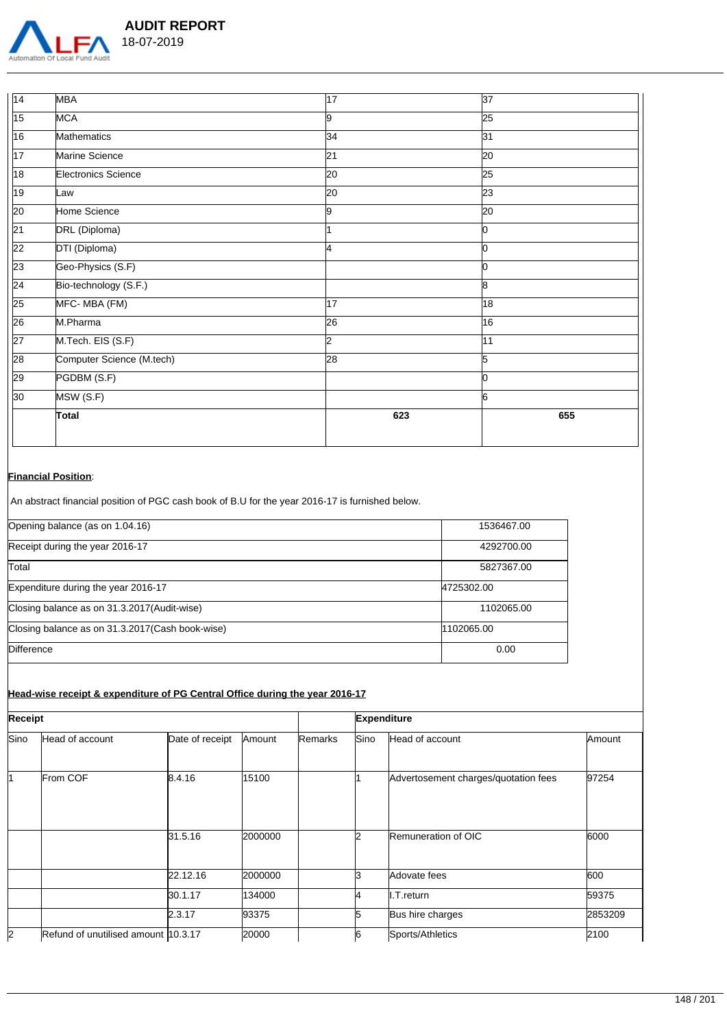| | | | |
|---|---|---|---|
| 14 | MBA | 17 | 37 |
| 15 | MCA | 9 | 25 |
| 16 | Mathematics | 34 | 31 |
| 17 | Marine Science | 21 | 20 |
| 18 | Electronics Science | 20 | 25 |
| 19 | Law | 20 | 23 |
| 20 | Home Science | 9 | 20 |
| 21 | DRL (Diploma) | 1 | 0 |
| 22 | DTI (Diploma) | 4 | 0 |
| 23 | Geo-Physics (S.F) | | 0 |
| 24 | Bio-technology (S.F.) | | 8 |
| 25 | MFC- MBA (FM) | 17 | 18 |
| 26 | M.Pharma | 26 | 16 |
| 27 | M.Tech. EIS (S.F) | 2 | 11 |
| 28 | Computer Science (M.tech) | 28 | 5 |
| 29 | PGDBM (S.F) | | 0 |
| 30 | MSW (S.F) | | 6 |
| | **Total** | **623** | **655** |

**Financial Position**:

An abstract financial position of PGC cash book of B.U for the year 2016-17 is furnished below.

| | |
|---|---|
| Opening balance (as on 1.04.16) | 1536467.00 |
| Receipt during the year 2016-17 | 4292700.00 |
| Total | 5827367.00 |
| Expenditure during the year 2016-17 | 4725302.00 |
| Closing balance as on 31.3.2017(Audit-wise) | 1102065.00 |
| Closing balance as on 31.3.2017(Cash book-wise) | 1102065.00 |
| Difference | 0.00 |

**Head-wise receipt & expenditure of PG Central Office during the year 2016-17**

| **Receipt** | | | | | **Expenditure** | | |
|---|---|---|---|---|---|---|---|
| Sino | Head of account | Date of receipt | Amount | Remarks | Sino | Head of account | Amount |
| 1 | From COF | 8.4.16 | 15100 | | 1 | Advertosement charges/quotation fees | 97254 |
| | | 31.5.16 | 2000000 | | 2 | Remuneration of OIC | 6000 |
| | | 22.12.16 | 2000000 | | 3 | Adovate fees | 600 |
| | | 30.1.17 | 134000 | | 4 | I.T.return | 59375 |
| | | 2.3.17 | 93375 | | 5 | Bus hire charges | 2853209 |
| 2 | Refund of unutilised amount | 10.3.17 | 20000 | | 6 | Sports/Athletics | 2100 |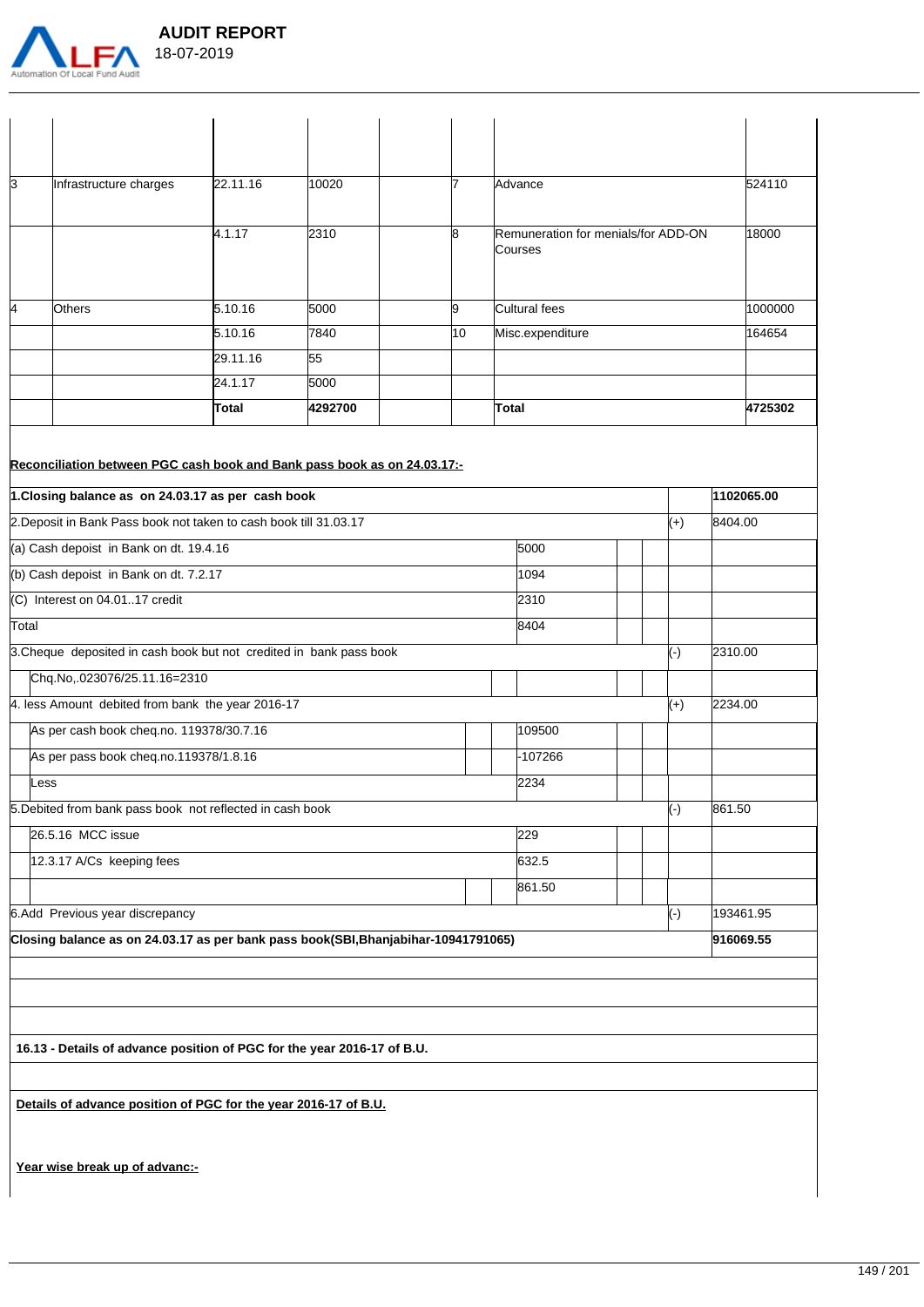| | | | | | | | |
|---|---|---|---|---|---|---|---|
| 3 | Infrastructure charges | 22.11.16 | 10020 | | 7 | Advance | 524110 |
| | | 4.1.17 | 2310 | | 8 | Remuneration for menials/for ADD-ON Courses | 18000 |
| 4 | Others | 5.10.16 | 5000 | | 9 | Cultural fees | 1000000 |
| | | 5.10.16 | 7840 | | 10 | Misc.expenditure | 164654 |
| | | 29.11.16 | 55 | | | | |
| | | 24.1.17 | 5000 | | | | |
| | | **Total** | **4292700** | | | **Total** | **4725302** |

**Reconciliation between PGC cash book and Bank pass book as on 24.03.17:-**

| | | | |
|---|---|---|---|
| **1.Closing balance as on 24.03.17 as per cash book** | | | **1102065.00** |
| 2.Deposit in Bank Pass book not taken to cash book till 31.03.17 | | (+) | 8404.00 |
| (a) Cash depoist in Bank on dt. 19.4.16 | 5000 | | |
| (b) Cash depoist in Bank on dt. 7.2.17 | 1094 | | |
| (C) Interest on 04.01..17 credit | 2310 | | |
| Total | 8404 | | |
| 3.Cheque deposited in cash book but not credited in bank pass book | | (-) | 2310.00 |
| Chq.No,.023076/25.11.16=2310 | | | |
| 4. less Amount debited from bank the year 2016-17 | | (+) | 2234.00 |
| As per cash book cheq.no. 119378/30.7.16 | 109500 | | |
| As per pass book cheq.no.119378/1.8.16 | -107266 | | |
| Less | 2234 | | |
| 5.Debited from bank pass book not reflected in cash book | | (-) | 861.50 |
| 26.5.16 MCC issue | 229 | | |
| 12.3.17 A/Cs keeping fees | 632.5 | | |
| | 861.50 | | |
| 6.Add Previous year discrepancy | | (-) | 193461.95 |
| **Closing balance as on 24.03.17 as per bank pass book(SBI,Bhanjabihar-10941791065)** | | | **916069.55** |

**16.13 - Details of advance position of PGC for the year 2016-17 of B.U.**

**Details of advance position of PGC for the year 2016-17 of B.U.**

**Year wise break up of advanc:-**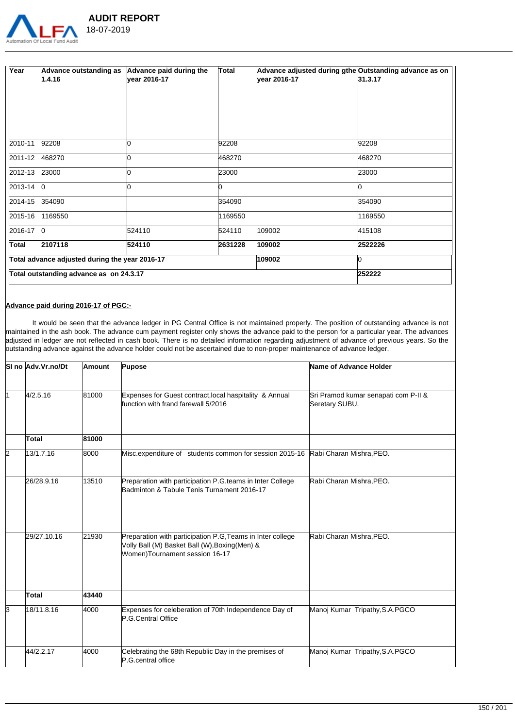| Year | Advance outstanding as 1.4.16 | Advance paid during the year 2016-17 | Total | Advance adjusted during gthe year 2016-17 | Outstanding advance as on 31.3.17 |
|---|---|---|---|---|---|
| 2010-11 | 92208 | 0 | 92208 | | 92208 |
| 2011-12 | 468270 | 0 | 468270 | | 468270 |
| 2012-13 | 23000 | 0 | 23000 | | 23000 |
| 2013-14 | 0 | 0 | 0 | | 0 |
| 2014-15 | 354090 | | 354090 | | 354090 |
| 2015-16 | 1169550 | | 1169550 | | 1169550 |
| 2016-17 | 0 | 524110 | 524110 | 109002 | 415108 |
| **Total** | **2107118** | **524110** | **2631228** | **109002** | **2522226** |
| **Total advance adjusted during the year 2016-17** | | | | **109002** | 0 |
| **Total outstanding advance as on 24.3.17** | | | | | **252222** |

**Advance paid during 2016-17 of PGC:-**

It would be seen that the advance ledger in PG Central Office is not maintained properly. The position of outstanding advance is not maintained in the ash book. The advance cum payment register only shows the advance paid to the person for a particular year. The advances adjusted in ledger are not reflected in cash book. There is no detailed information regarding adjustment of advance of previous years. So the outstanding advance against the advance holder could not be ascertained due to non-proper maintenance of advance ledger.

| Sl no | Adv.Vr.no/Dt | Amount | Pupose | Name of Advance Holder |
|---|---|---|---|---|
| 1 | 4/2.5.16 | 81000 | Expenses for Guest contract,local haspitality & Annual function with frand farewall 5/2016 | Sri Pramod kumar senapati com P-II & Seretary SUBU. |
| | **Total** | **81000** | | |
| 2 | 13/1.7.16 | 8000 | Misc.expenditure of students common for session 2015-16 | Rabi Charan Mishra,PEO. |
| | 26/28.9.16 | 13510 | Preparation with participation P.G.teams in Inter College Badminton & Tabule Tenis Turnament 2016-17 | Rabi Charan Mishra,PEO. |
| | 29/27.10.16 | 21930 | Preparation with participation P.G,Teams in Inter college Volly Ball (M) Basket Ball (W),Boxing(Men) & Women)Tournament session 16-17 | Rabi Charan Mishra,PEO. |
| | **Total** | **43440** | | |
| 3 | 18/11.8.16 | 4000 | Expenses for celeberation of 70th Independence Day of P.G.Central Office | Manoj Kumar Tripathy,S.A.PGCO |
| | 44/2.2.17 | 4000 | Celebrating the 68th Republic Day in the premises of P.G.central office | Manoj Kumar Tripathy,S.A.PGCO |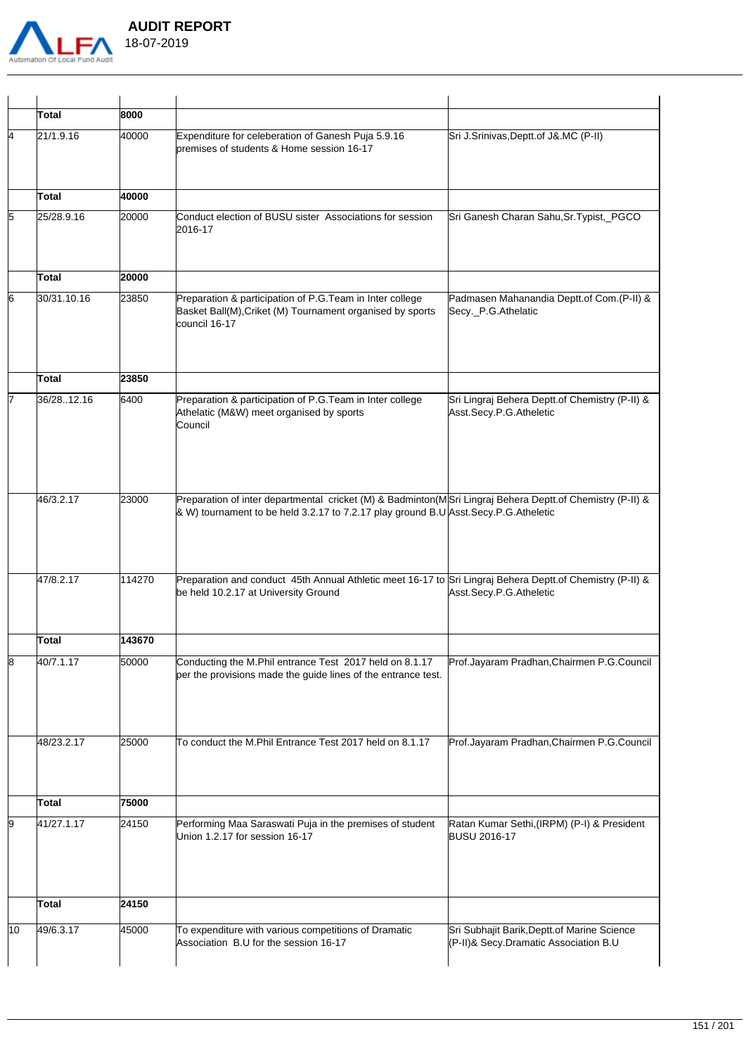| | | | | |
|---|---|---|---|---|
| | **Total** | **8000** | | |
| 4 | 21/1.9.16 | 40000 | Expenditure for celeberation of Ganesh Puja 5.9.16 premises of students & Home session 16-17 | Sri J.Srinivas,Deptt.of J&.MC (P-II) |
| | **Total** | **40000** | | |
| 5 | 25/28.9.16 | 20000 | Conduct election of BUSU sister Associations for session 2016-17 | Sri Ganesh Charan Sahu,Sr.Typist,_PGCO |
| | **Total** | **20000** | | |
| 6 | 30/31.10.16 | 23850 | Preparation & participation of P.G.Team in Inter college Basket Ball(M),Criket (M) Tournament organised by sports council 16-17 | Padmasen Mahanandia Deptt.of Com.(P-II) & Secy._P.G.Athelatic |
| | **Total** | **23850** | | |
| 7 | 36/28..12.16 | 6400 | Preparation & participation of P.G.Team in Inter college Athelatic (M&W) meet organised by sports Council | Sri Lingraj Behera Deptt.of Chemistry (P-II) & Asst.Secy.P.G.Atheletic |
| | 46/3.2.17 | 23000 | Preparation of inter departmental cricket (M) & Badminton(M & W) tournament to be held 3.2.17 to 7.2.17 play ground B.U | Sri Lingraj Behera Deptt.of Chemistry (P-II) & Asst.Secy.P.G.Atheletic |
| | 47/8.2.17 | 114270 | Preparation and conduct 45th Annual Athletic meet 16-17 to be held 10.2.17 at University Ground | Sri Lingraj Behera Deptt.of Chemistry (P-II) & Asst.Secy.P.G.Atheletic |
| | **Total** | **143670** | | |
| 8 | 40/7.1.17 | 50000 | Conducting the M.Phil entrance Test 2017 held on 8.1.17 per the provisions made the guide lines of the entrance test. | Prof.Jayaram Pradhan,Chairmen P.G.Council |
| | 48/23.2.17 | 25000 | To conduct the M.Phil Entrance Test 2017 held on 8.1.17 | Prof.Jayaram Pradhan,Chairmen P.G.Council |
| | **Total** | **75000** | | |
| 9 | 41/27.1.17 | 24150 | Performing Maa Saraswati Puja in the premises of student Union 1.2.17 for session 16-17 | Ratan Kumar Sethi,(IRPM) (P-I) & President BUSU 2016-17 |
| | **Total** | **24150** | | |
| 10 | 49/6.3.17 | 45000 | To expenditure with various competitions of Dramatic Association B.U for the session 16-17 | Sri Subhajit Barik,Deptt.of Marine Science (P-II)& Secy.Dramatic Association B.U |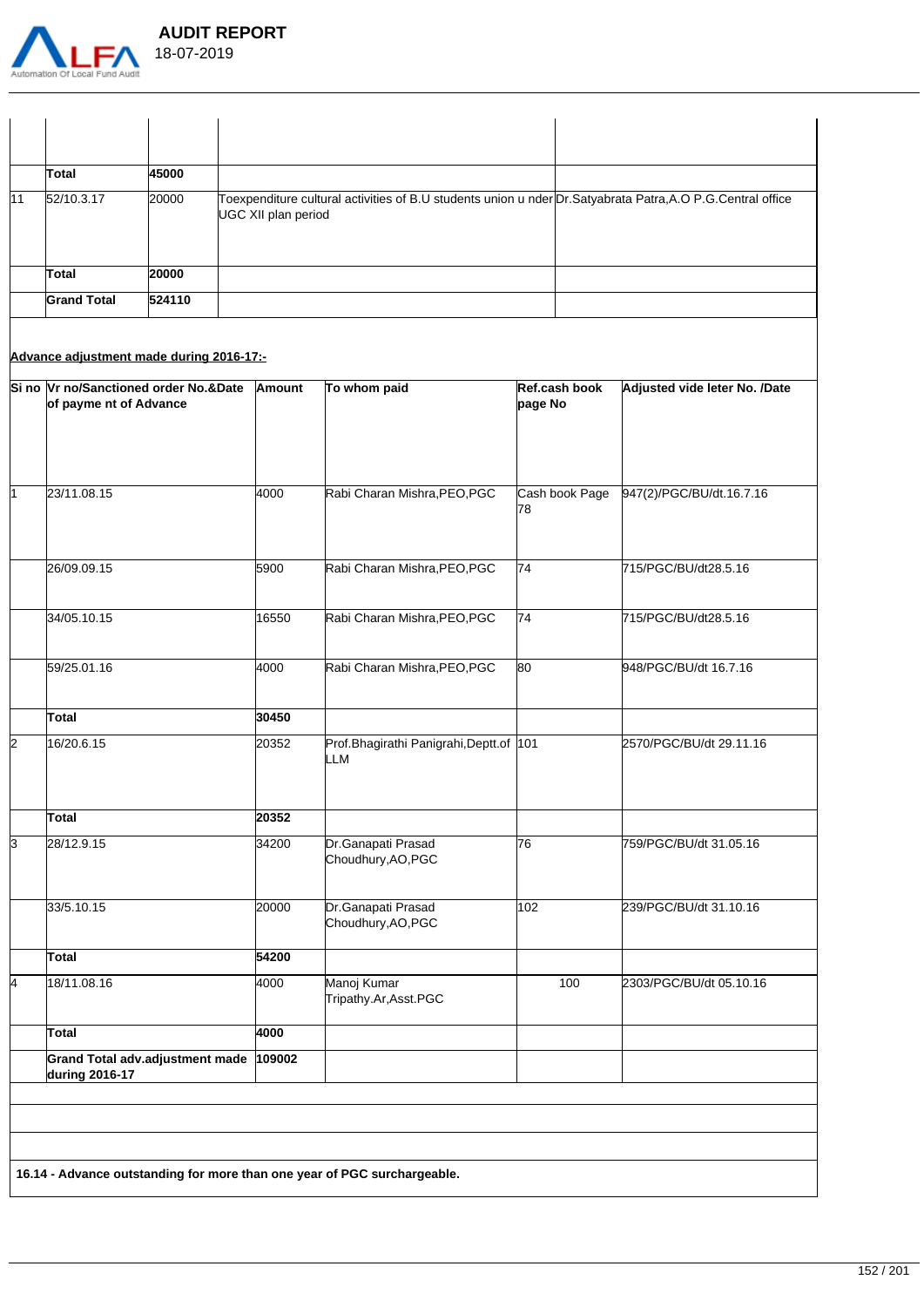|  |  |  |  |  |
|---|---|---|---|---|
|  |  |  |  |  |
|  | **Total** | **45000** |  |  |
| 11 | 52/10.3.17 | 20000 | Toexpenditure cultural activities of B.U students union u nder UGC XII plan period | Dr.Satyabrata Patra,A.O P.G.Central office |
|  | **Total** | **20000** |  |  |
|  | **Grand Total** | **524110** |  |  |

**Advance adjustment made during 2016-17:-**

| **Si no** | **Vr no/Sanctioned order No.&Date of payme nt of Advance** | **Amount** | **To whom paid** | **Ref.cash book page No** | **Adjusted vide leter No. /Date** |
|---|---|---|---|---|---|
| 1 | 23/11.08.15 | 4000 | Rabi Charan Mishra,PEO,PGC | Cash book Page 78 | 947(2)/PGC/BU/dt.16.7.16 |
|  | 26/09.09.15 | 5900 | Rabi Charan Mishra,PEO,PGC | 74 | 715/PGC/BU/dt28.5.16 |
|  | 34/05.10.15 | 16550 | Rabi Charan Mishra,PEO,PGC | 74 | 715/PGC/BU/dt28.5.16 |
|  | 59/25.01.16 | 4000 | Rabi Charan Mishra,PEO,PGC | 80 | 948/PGC/BU/dt 16.7.16 |
|  | **Total** | **30450** |  |  |  |
| 2 | 16/20.6.15 | 20352 | Prof.Bhagirathi Panigrahi,Deptt.of LLM | 101 | 2570/PGC/BU/dt 29.11.16 |
|  | **Total** | **20352** |  |  |  |
| 3 | 28/12.9.15 | 34200 | Dr.Ganapati Prasad Choudhury,AO,PGC | 76 | 759/PGC/BU/dt 31.05.16 |
|  | 33/5.10.15 | 20000 | Dr.Ganapati Prasad Choudhury,AO,PGC | 102 | 239/PGC/BU/dt 31.10.16 |
|  | **Total** | **54200** |  |  |  |
| 4 | 18/11.08.16 | 4000 | Manoj Kumar Tripathy.Ar,Asst.PGC | 100 | 2303/PGC/BU/dt 05.10.16 |
|  | **Total** | **4000** |  |  |  |
|  | **Grand Total adv.adjustment made during 2016-17** | **109002** |  |  |  |

**16.14 - Advance outstanding for more than one year of PGC surchargeable.**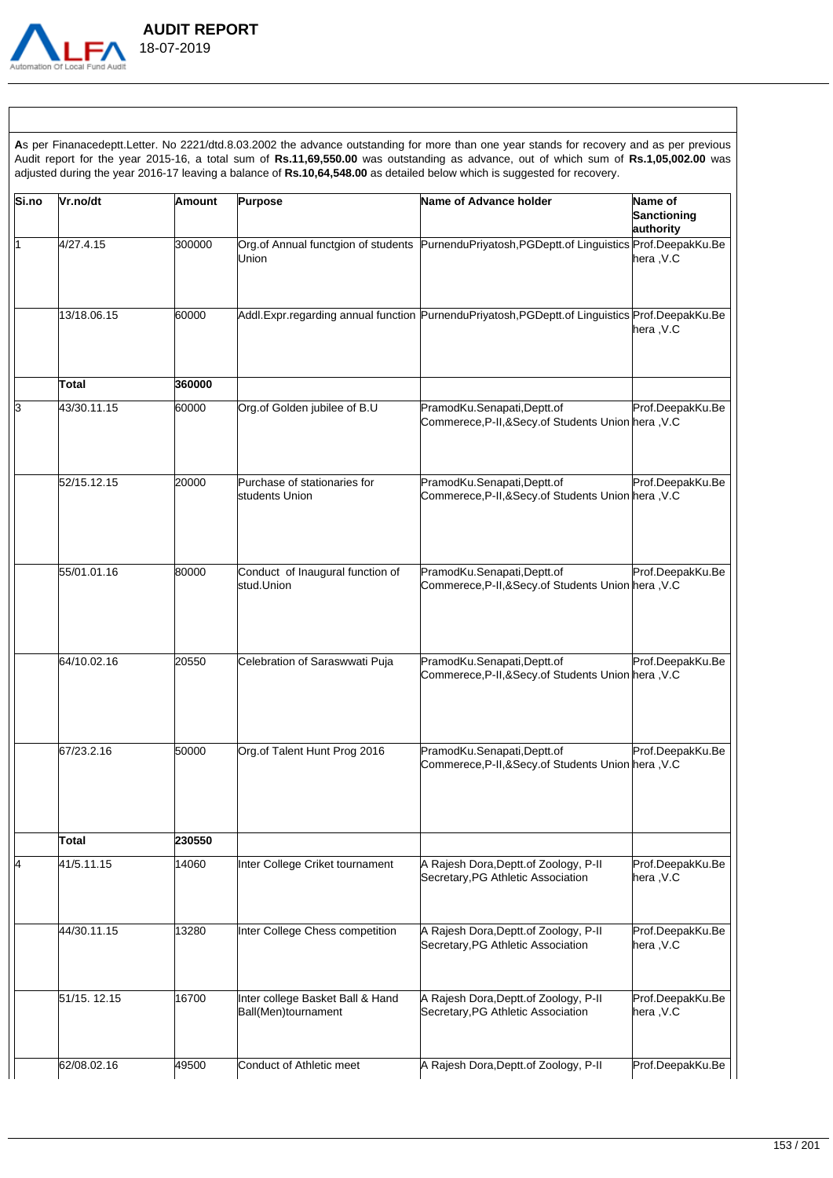**A**s per Finanacedeptt.Letter. No 2221/dtd.8.03.2002 the advance outstanding for more than one year stands for recovery and as per previous Audit report for the year 2015-16, a total sum of **Rs.11,69,550.00** was outstanding as advance, out of which sum of **Rs.1,05,002.00** was adjusted during the year 2016-17 leaving a balance of **Rs.10,64,548.00** as detailed below which is suggested for recovery.

| Si.no | Vr.no/dt | Amount | Purpose | Name of Advance holder | Name of Sanctioning authority |
|---|---|---|---|---|---|
| 1 | 4/27.4.15 | 300000 | Org.of Annual functgion of students Union | PurnenduPriyatosh,PGDeptt.of Linguistics | Prof.DeepakKu.Behera ,V.C |
| | 13/18.06.15 | 60000 | Addl.Expr.regarding annual function | PurnenduPriyatosh,PGDeptt.of Linguistics | Prof.DeepakKu.Behera ,V.C |
| | **Total** | **360000** | | | |
| 3 | 43/30.11.15 | 60000 | Org.of Golden jubilee of B.U | PramodKu.Senapati,Deptt.of Commerece,P-II,&Secy.of Students Union | Prof.DeepakKu.Behera ,V.C |
| | 52/15.12.15 | 20000 | Purchase of stationaries for students Union | PramodKu.Senapati,Deptt.of Commerece,P-II,&Secy.of Students Union | Prof.DeepakKu.Behera ,V.C |
| | 55/01.01.16 | 80000 | Conduct of Inaugural function of stud.Union | PramodKu.Senapati,Deptt.of Commerece,P-II,&Secy.of Students Union | Prof.DeepakKu.Behera ,V.C |
| | 64/10.02.16 | 20550 | Celebration of Saraswwati Puja | PramodKu.Senapati,Deptt.of Commerece,P-II,&Secy.of Students Union | Prof.DeepakKu.Behera ,V.C |
| | 67/23.2.16 | 50000 | Org.of Talent Hunt Prog 2016 | PramodKu.Senapati,Deptt.of Commerece,P-II,&Secy.of Students Union | Prof.DeepakKu.Behera ,V.C |
| | **Total** | **230550** | | | |
| 4 | 41/5.11.15 | 14060 | Inter College Criket tournament | A Rajesh Dora,Deptt.of Zoology, P-II Secretary,PG Athletic Association | Prof.DeepakKu.Behera ,V.C |
| | 44/30.11.15 | 13280 | Inter College Chess competition | A Rajesh Dora,Deptt.of Zoology, P-II Secretary,PG Athletic Association | Prof.DeepakKu.Behera ,V.C |
| | 51/15. 12.15 | 16700 | Inter college Basket Ball & Hand Ball(Men)tournament | A Rajesh Dora,Deptt.of Zoology, P-II Secretary,PG Athletic Association | Prof.DeepakKu.Behera ,V.C |
| | 62/08.02.16 | 49500 | Conduct of Athletic meet | A Rajesh Dora,Deptt.of Zoology, P-II | Prof.DeepakKu.Be |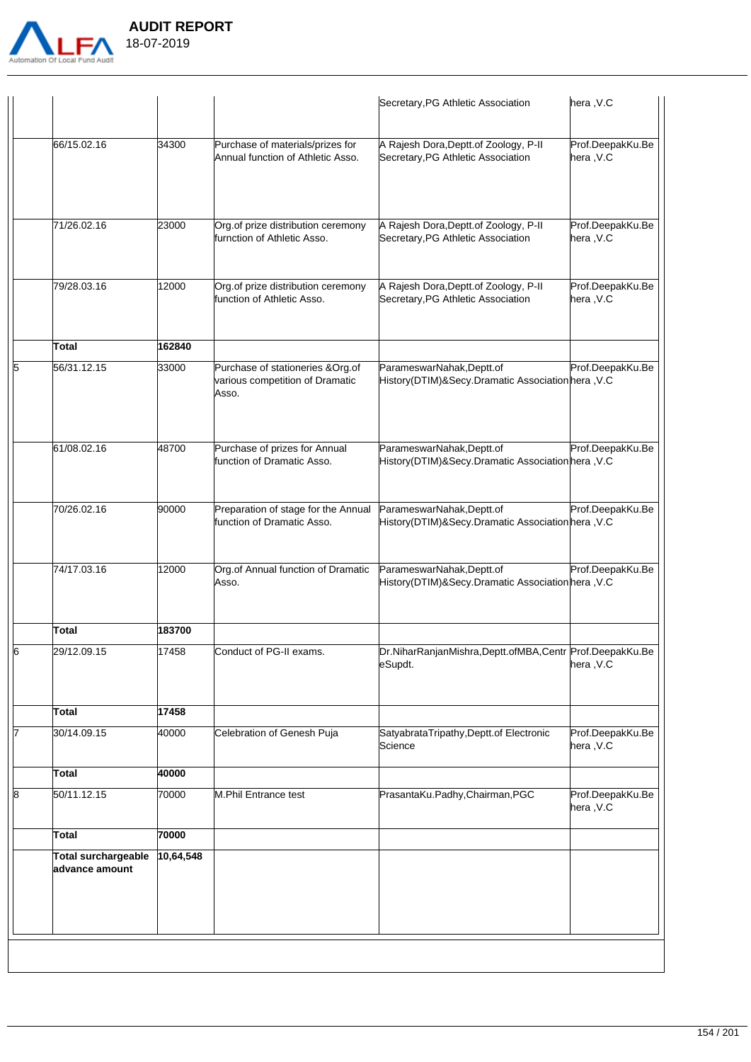| | | | | | |
|---|---|---|---|---|---|
| | | | | Secretary,PG Athletic Association | hera ,V.C |
| | 66/15.02.16 | 34300 | Purchase of materials/prizes for Annual function of Athletic Asso. | A Rajesh Dora,Deptt.of Zoology, P-II Secretary,PG Athletic Association | Prof.DeepakKu.Behera ,V.C |
| | 71/26.02.16 | 23000 | Org.of prize distribution ceremony furnction of Athletic Asso. | A Rajesh Dora,Deptt.of Zoology, P-II Secretary,PG Athletic Association | Prof.DeepakKu.Behera ,V.C |
| | 79/28.03.16 | 12000 | Org.of prize distribution ceremony function of Athletic Asso. | A Rajesh Dora,Deptt.of Zoology, P-II Secretary,PG Athletic Association | Prof.DeepakKu.Behera ,V.C |
| | **Total** | **162840** | | | |
| 5 | 56/31.12.15 | 33000 | Purchase of stationeries &Org.of various competition of Dramatic Asso. | ParameswarNahak,Deptt.of History(DTIM)&Secy.Dramatic Association | Prof.DeepakKu.Behera ,V.C |
| | 61/08.02.16 | 48700 | Purchase of prizes for Annual function of Dramatic Asso. | ParameswarNahak,Deptt.of History(DTIM)&Secy.Dramatic Association | Prof.DeepakKu.Behera ,V.C |
| | 70/26.02.16 | 90000 | Preparation of stage for the Annual function of Dramatic Asso. | ParameswarNahak,Deptt.of History(DTIM)&Secy.Dramatic Association | Prof.DeepakKu.Behera ,V.C |
| | 74/17.03.16 | 12000 | Org.of Annual function of Dramatic Asso. | ParameswarNahak,Deptt.of History(DTIM)&Secy.Dramatic Association | Prof.DeepakKu.Behera ,V.C |
| | **Total** | **183700** | | | |
| 6 | 29/12.09.15 | 17458 | Conduct of PG-II exams. | Dr.NiharRanjanMishra,Deptt.ofMBA,CentreSupdt. | Prof.DeepakKu.Behera ,V.C |
| | **Total** | **17458** | | | |
| 7 | 30/14.09.15 | 40000 | Celebration of Genesh Puja | SatyabrataTripathy,Deptt.of Electronic Science | Prof.DeepakKu.Behera ,V.C |
| | **Total** | **40000** | | | |
| 8 | 50/11.12.15 | 70000 | M.Phil Entrance test | PrasantaKu.Padhy,Chairman,PGC | Prof.DeepakKu.Behera ,V.C |
| | **Total** | **70000** | | | |
| | **Total surchargeable advance amount** | **10,64,548** | | | |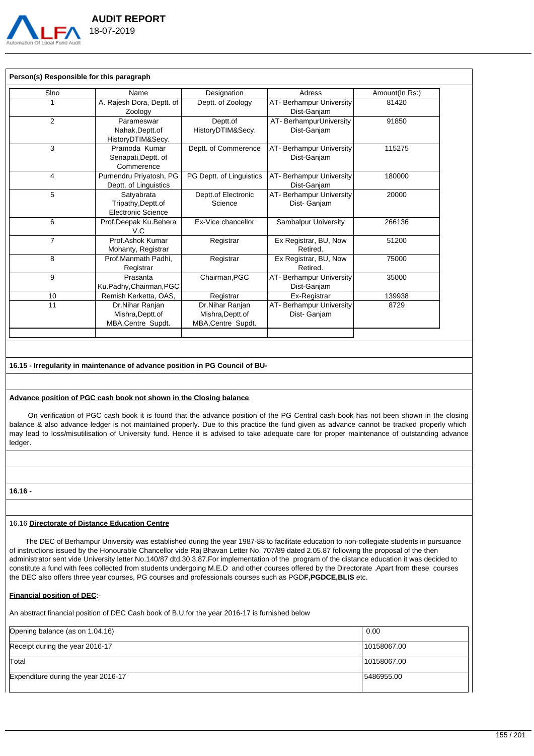**Person(s) Responsible for this paragraph**

| Slno | Name | Designation | Adress | Amount(In Rs:) |
|---|---|---|---|---|
| 1 | A. Rajesh Dora, Deptt. of Zoology | Deptt. of Zoology | AT- Berhampur University Dist-Ganjam | 81420 |
| 2 | Parameswar Nahak,Deptt.of HistoryDTIM&Secy. | Deptt.of HistoryDTIM&Secy. | AT- BerhampurUniversity Dist-Ganjam | 91850 |
| 3 | Pramoda Kumar Senapati,Deptt. of Commerence | Deptt. of Commerence | AT- Berhampur University Dist-Ganjam | 115275 |
| 4 | Purnendru Priyatosh, PG Deptt. of Linguistics | PG Deptt. of Linguistics | AT- Berhampur University Dist-Ganjam | 180000 |
| 5 | Satyabrata Tripathy,Deptt.of Electronic Science | Deptt.of Electronic Science | AT- Berhampur University Dist- Ganjam | 20000 |
| 6 | Prof.Deepak Ku.Behera V.C | Ex-Vice chancellor | Sambalpur University | 266136 |
| 7 | Prof.Ashok Kumar Mohanty, Registrar | Registrar | Ex Registrar, BU, Now Retired. | 51200 |
| 8 | Prof.Manmath Padhi, Registrar | Registrar | Ex Registrar, BU, Now Retired. | 75000 |
| 9 | Prasanta Ku.Padhy,Chairman,PGC | Chairman,PGC | AT- Berhampur University Dist-Ganjam | 35000 |
| 10 | Remish Kerketta, OAS, | Registrar | Ex-Registrar | 139938 |
| 11 | Dr.Nihar Ranjan Mishra,Deptt.of MBA,Centre Supdt. | Dr.Nihar Ranjan Mishra,Deptt.of MBA,Centre Supdt. | AT- Berhampur University Dist- Ganjam | 8729 |

**16.15 - Irregularity in maintenance of advance position in PG Council of BU-**

**Advance position of PGC cash book not shown in the Closing balance**.

On verification of PGC cash book it is found that the advance position of the PG Central cash book has not been shown in the closing balance & also advance ledger is not maintained properly. Due to this practice the fund given as advance cannot be tracked properly which may lead to loss/misutilisation of University fund. Hence it is advised to take adequate care for proper maintenance of outstanding advance ledger.

**16.16 -**

16.16 **Directorate of Distance Education Centre**

The DEC of Berhampur University was established during the year 1987-88 to facilitate education to non-collegiate students in pursuance of instructions issued by the Honourable Chancellor vide Raj Bhavan Letter No. 707/89 dated 2.05.87 following the proposal of the then administrator sent vide University letter No.140/87 dtd.30.3.87.For implementation of the program of the distance education it was decided to constitute a fund with fees collected from students undergoing M.E.D and other courses offered by the Directorate .Apart from these courses the DEC also offers three year courses, PG courses and professionals courses such as PGD**F,PGDCE,BLIS** etc.

**Financial position of DEC**:-

An abstract financial position of DEC Cash book of B.U.for the year 2016-17 is furnished below

| | |
|---|---|
| Opening balance (as on 1.04.16) | 0.00 |
| Receipt during the year 2016-17 | 10158067.00 |
| Total | 10158067.00 |
| Expenditure during the year 2016-17 | 5486955.00 |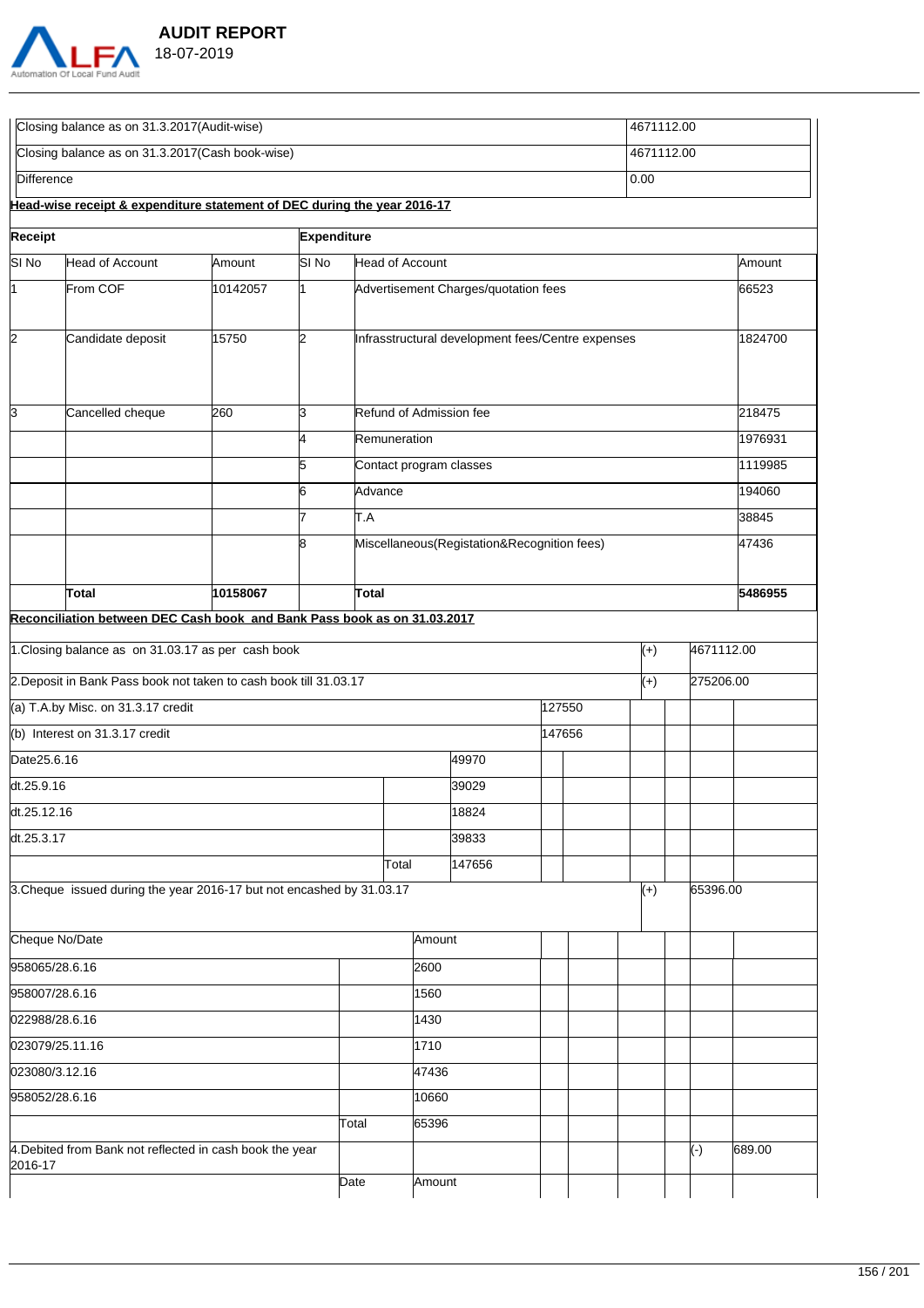| Closing balance as on 31.3.2017(Audit-wise) | 4671112.00 |
|---|---|
| Closing balance as on 31.3.2017(Cash book-wise) | 4671112.00 |
| Difference | 0.00 |

**Head-wise receipt & expenditure statement of DEC during the year 2016-17**

| Receipt | | | Expenditure | | |
|---|---|---|---|---|---|
| SI No | Head of Account | Amount | SI No | Head of Account | Amount |
| 1 | From COF | 10142057 | 1 | Advertisement Charges/quotation fees | 66523 |
| 2 | Candidate deposit | 15750 | 2 | Infrasstructural development fees/Centre expenses | 1824700 |
| 3 | Cancelled cheque | 260 | 3 | Refund of Admission fee | 218475 |
| | | | 4 | Remuneration | 1976931 |
| | | | 5 | Contact program classes | 1119985 |
| | | | 6 | Advance | 194060 |
| | | | 7 | T.A | 38845 |
| | | | 8 | Miscellaneous(Registation&Recognition fees) | 47436 |
| | **Total** | **10158067** | | **Total** | **5486955** |

**Reconciliation between DEC Cash book and Bank Pass book as on 31.03.2017**

| Particulars | | | | Sign | Amount |
|---|---|---|---|---|---|
| 1.Closing balance as on 31.03.17 as per cash book | | | | (+) | 4671112.00 |
| 2.Deposit in Bank Pass book not taken to cash book till 31.03.17 | | | | (+) | 275206.00 |
| (a) T.A.by Misc. on 31.3.17 credit | | | 127550 | | |
| (b) Interest on 31.3.17 credit | | | 147656 | | |
| Date25.6.16 | | 49970 | | | |
| dt.25.9.16 | | 39029 | | | |
| dt.25.12.16 | | 18824 | | | |
| dt.25.3.17 | | 39833 | | | |
| | Total | 147656 | | | |
| 3.Cheque issued during the year 2016-17 but not encashed by 31.03.17 | | | | (+) | 65396.00 |
| Cheque No/Date | | Amount | | | |
| 958065/28.6.16 | | 2600 | | | |
| 958007/28.6.16 | | 1560 | | | |
| 022988/28.6.16 | | 1430 | | | |
| 023079/25.11.16 | | 1710 | | | |
| 023080/3.12.16 | | 47436 | | | |
| 958052/28.6.16 | | 10660 | | | |
| | Total | 65396 | | | |
| 4.Debited from Bank not reflected in cash book the year 2016-17 | | | | (-) | 689.00 |
| | Date | Amount | | | |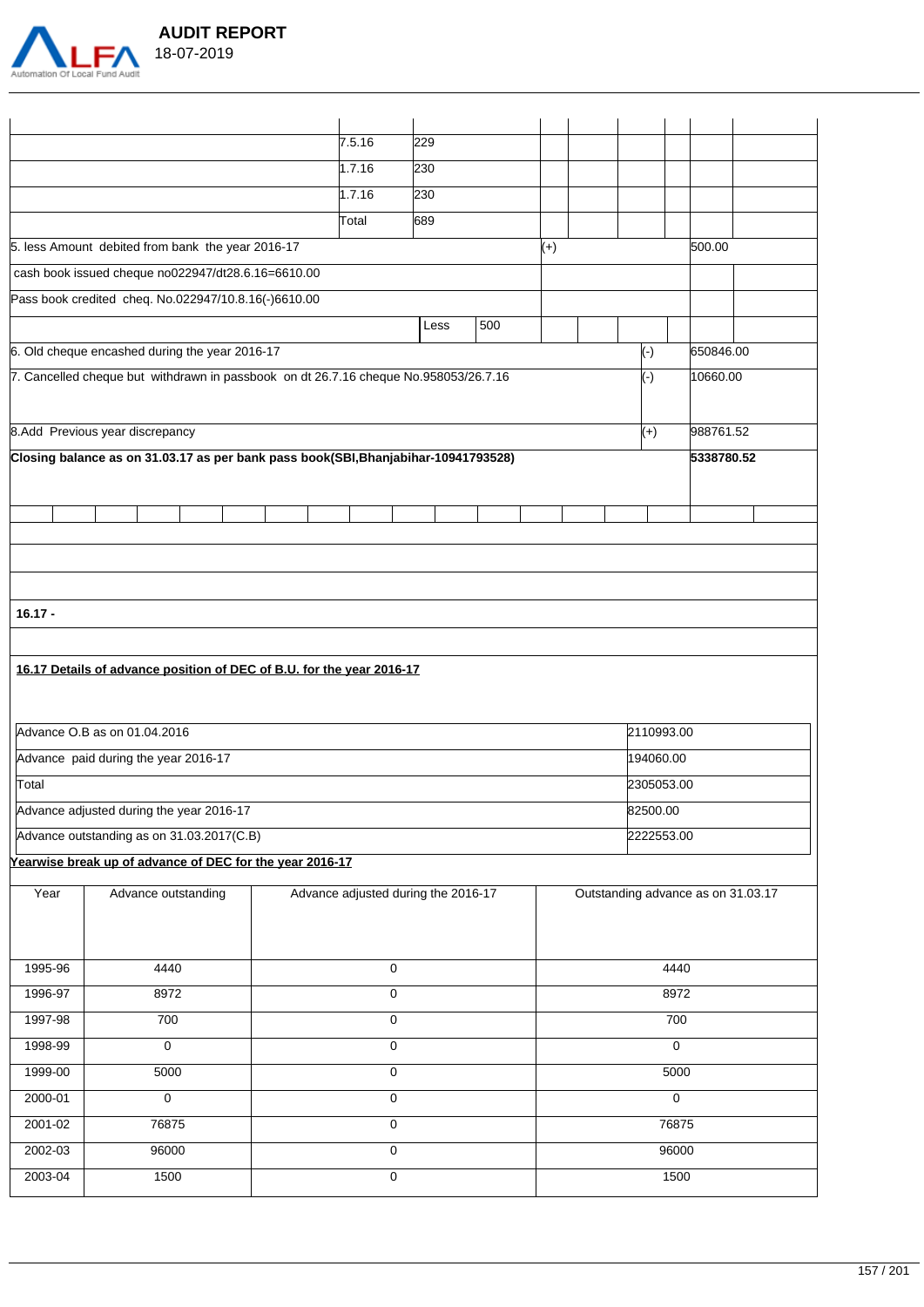| | | | | | |
|---|---|---|---|---|---|
| | 7.5.16 | 229 | | | |
| | 1.7.16 | 230 | | | |
| | 1.7.16 | 230 | | | |
| | Total | 689 | | | |
| 5. less Amount debited from bank the year 2016-17 | | | | (+) | 500.00 |
| cash book issued cheque no022947/dt28.6.16=6610.00 | | | | | |
| Pass book credited cheq. No.022947/10.8.16(-)6610.00 | | | | | |
| | | Less | 500 | | |
| 6. Old cheque encashed during the year 2016-17 | | | | (-) | 650846.00 |
| 7. Cancelled cheque but withdrawn in passbook on dt 26.7.16 cheque No.958053/26.7.16 | | | | (-) | 10660.00 |
| 8.Add Previous year discrepancy | | | | (+) | 988761.52 |
| **Closing balance as on 31.03.17 as per bank pass book(SBI,Bhanjabihar-10941793528)** | | | | | **5338780.52** |

**16.17 -**

**16.17 Details of advance position of DEC of B.U. for the year 2016-17**

| | |
|---|---|
| Advance O.B as on 01.04.2016 | 2110993.00 |
| Advance paid during the year 2016-17 | 194060.00 |
| Total | 2305053.00 |
| Advance adjusted during the year 2016-17 | 82500.00 |
| Advance outstanding as on 31.03.2017(C.B) | 2222553.00 |

**Yearwise break up of advance of DEC for the year 2016-17**

| Year | Advance outstanding | Advance adjusted during the 2016-17 | Outstanding advance as on 31.03.17 |
|---|---|---|---|
| 1995-96 | 4440 | 0 | 4440 |
| 1996-97 | 8972 | 0 | 8972 |
| 1997-98 | 700 | 0 | 700 |
| 1998-99 | 0 | 0 | 0 |
| 1999-00 | 5000 | 0 | 5000 |
| 2000-01 | 0 | 0 | 0 |
| 2001-02 | 76875 | 0 | 76875 |
| 2002-03 | 96000 | 0 | 96000 |
| 2003-04 | 1500 | 0 | 1500 |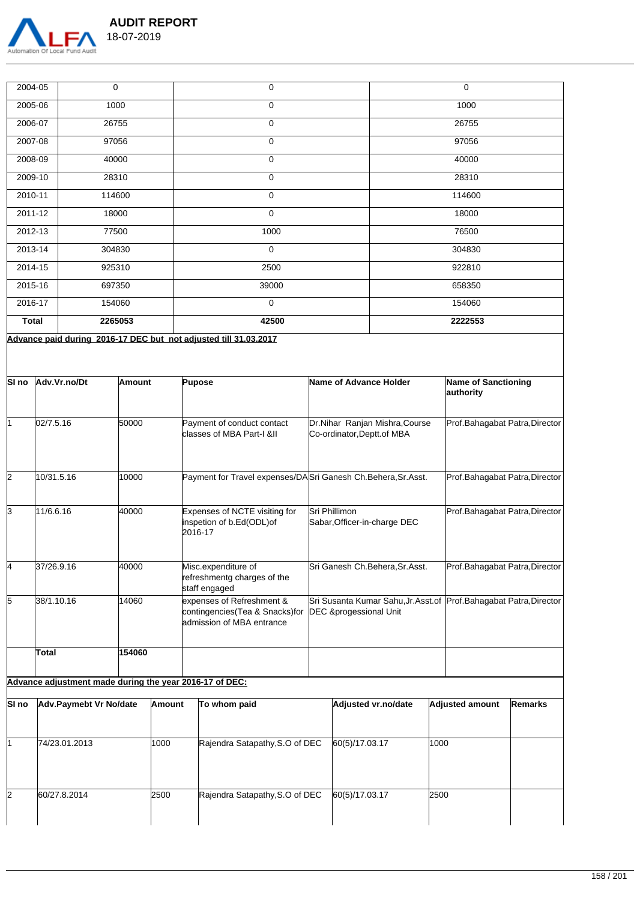| 2004-05 | 0 | 0 | 0 |
|---|---|---|---|
| 2005-06 | 1000 | 0 | 1000 |
| 2006-07 | 26755 | 0 | 26755 |
| 2007-08 | 97056 | 0 | 97056 |
| 2008-09 | 40000 | 0 | 40000 |
| 2009-10 | 28310 | 0 | 28310 |
| 2010-11 | 114600 | 0 | 114600 |
| 2011-12 | 18000 | 0 | 18000 |
| 2012-13 | 77500 | 1000 | 76500 |
| 2013-14 | 304830 | 0 | 304830 |
| 2014-15 | 925310 | 2500 | 922810 |
| 2015-16 | 697350 | 39000 | 658350 |
| 2016-17 | 154060 | 0 | 154060 |
| **Total** | **2265053** | **42500** | **2222553** |

**Advance paid during 2016-17 DEC but not adjusted till 31.03.2017**

| Sl no | Adv.Vr.no/Dt | Amount | Pupose | Name of Advance Holder | Name of Sanctioning authority |
|---|---|---|---|---|---|
| 1 | 02/7.5.16 | 50000 | Payment of conduct contact classes of MBA Part-I &II | Dr.Nihar Ranjan Mishra,Course Co-ordinator,Deptt.of MBA | Prof.Bahagabat Patra,Director |
| 2 | 10/31.5.16 | 10000 | Payment for Travel expenses/DA | Sri Ganesh Ch.Behera,Sr.Asst. | Prof.Bahagabat Patra,Director |
| 3 | 11/6.6.16 | 40000 | Expenses of NCTE visiting for inspetion of b.Ed(ODL)of 2016-17 | Sri Phillimon Sabar,Officer-in-charge DEC | Prof.Bahagabat Patra,Director |
| 4 | 37/26.9.16 | 40000 | Misc.expenditure of refreshmentg charges of the staff engaged | Sri Ganesh Ch.Behera,Sr.Asst. | Prof.Bahagabat Patra,Director |
| 5 | 38/1.10.16 | 14060 | expenses of Refreshment & contingencies(Tea & Snacks)for admission of MBA entrance | Sri Susanta Kumar Sahu,Jr.Asst.of DEC &progessional Unit | Prof.Bahagabat Patra,Director |
| | **Total** | **154060** | | | |

**Advance adjustment made during the year 2016-17 of DEC:**

| Sl no | Adv.Paymebt Vr No/date | Amount | To whom paid | Adjusted vr.no/date | Adjusted amount | Remarks |
|---|---|---|---|---|---|---|
| 1 | 74/23.01.2013 | 1000 | Rajendra Satapathy,S.O of DEC | 60(5)/17.03.17 | 1000 | |
| 2 | 60/27.8.2014 | 2500 | Rajendra Satapathy,S.O of DEC | 60(5)/17.03.17 | 2500 | |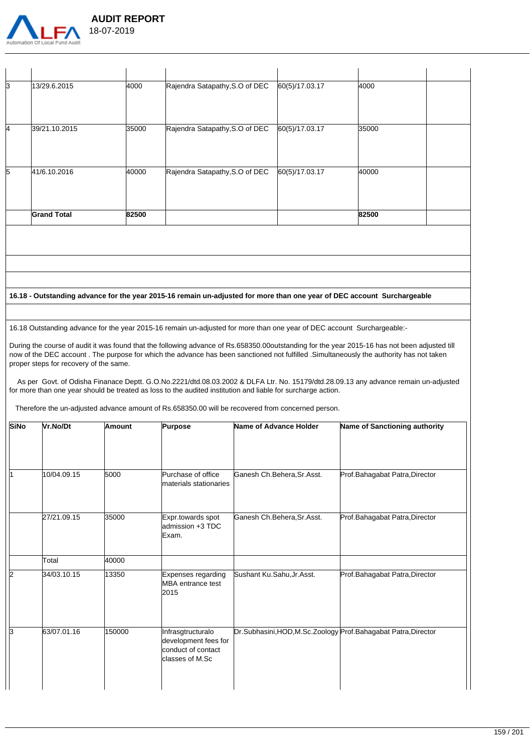| | | | | | | |
|---|---|---|---|---|---|---|
| 3 | 13/29.6.2015 | 4000 | Rajendra Satapathy,S.O of DEC | 60(5)/17.03.17 | 4000 | |
| 4 | 39/21.10.2015 | 35000 | Rajendra Satapathy,S.O of DEC | 60(5)/17.03.17 | 35000 | |
| 5 | 41/6.10.2016 | 40000 | Rajendra Satapathy,S.O of DEC | 60(5)/17.03.17 | 40000 | |
| | **Grand Total** | **82500** | | | **82500** | |

**16.18 - Outstanding advance for the year 2015-16 remain un-adjusted for more than one year of DEC account Surchargeable**

16.18 Outstanding advance for the year 2015-16 remain un-adjusted for more than one year of DEC account Surchargeable:-

During the course of audit it was found that the following advance of Rs.658350.00outstanding for the year 2015-16 has not been adjusted till now of the DEC account . The purpose for which the advance has been sanctioned not fulfilled .Simultaneously the authority has not taken proper steps for recovery of the same.

As per Govt. of Odisha Finanace Deptt. G.O.No.2221/dtd.08.03.2002 & DLFA Ltr. No. 15179/dtd.28.09.13 any advance remain un-adjusted for more than one year should be treated as loss to the audited institution and liable for surcharge action.

Therefore the un-adjusted advance amount of Rs.658350.00 will be recovered from concerned person.

| SiNo | Vr.No/Dt | Amount | Purpose | Name of Advance Holder | Name of Sanctioning authority |
|---|---|---|---|---|---|
| 1 | 10/04.09.15 | 5000 | Purchase of office materials stationaries | Ganesh Ch.Behera,Sr.Asst. | Prof.Bahagabat Patra,Director |
| | 27/21.09.15 | 35000 | Expr.towards spot admission +3 TDC Exam. | Ganesh Ch.Behera,Sr.Asst. | Prof.Bahagabat Patra,Director |
| | Total | 40000 | | | |
| 2 | 34/03.10.15 | 13350 | Expenses regarding MBA entrance test 2015 | Sushant Ku.Sahu,Jr.Asst. | Prof.Bahagabat Patra,Director |
| 3 | 63/07.01.16 | 150000 | Infrasgtructuralo development fees for conduct of contact classes of M.Sc | Dr.Subhasini,HOD,M.Sc.Zoology | Prof.Bahagabat Patra,Director |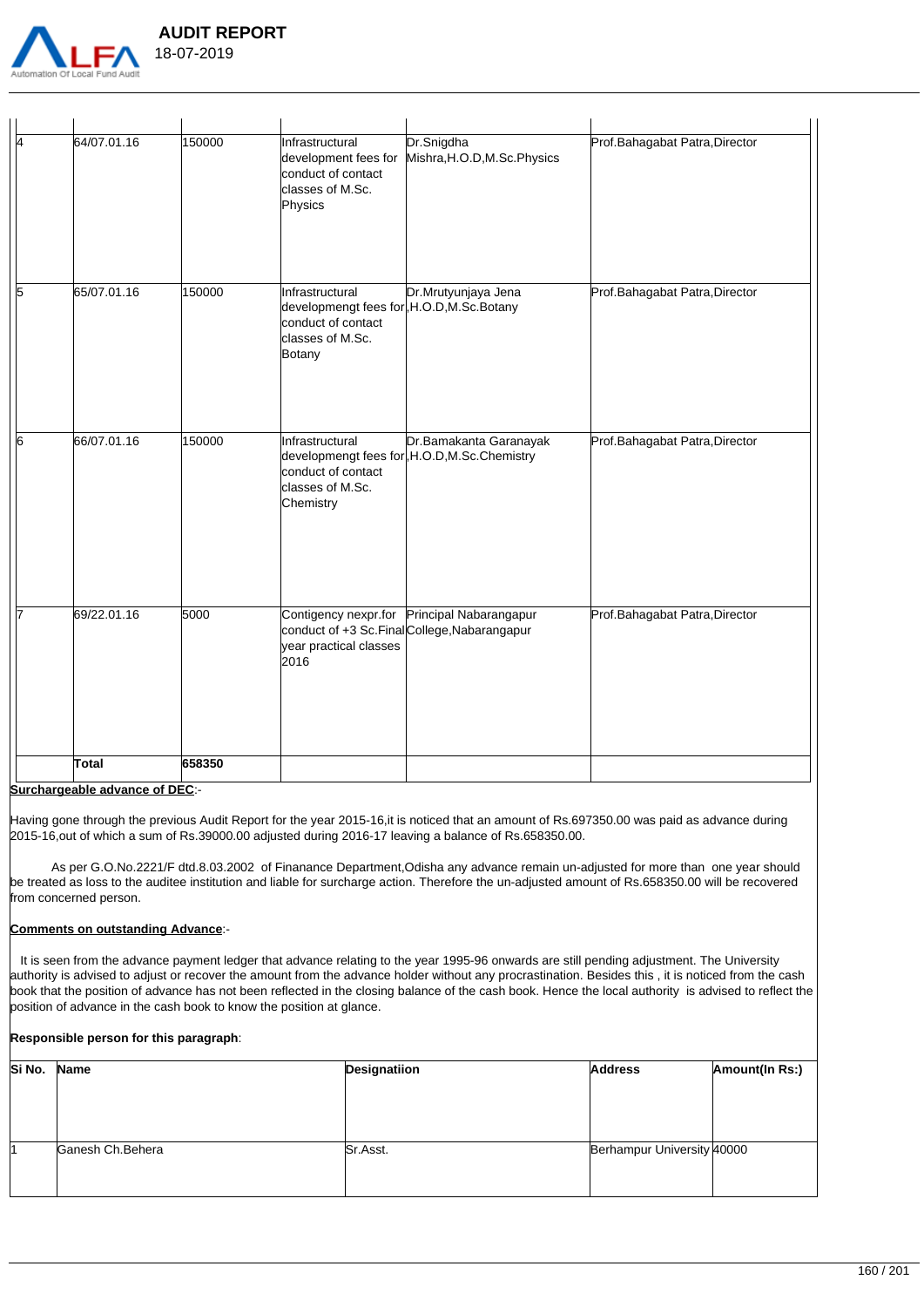| | | | | | |
|---|---|---|---|---|---|
| 4 | 64/07.01.16 | 150000 | Infrastructural development fees for conduct of contact classes of M.Sc. Physics | Dr.Snigdha Mishra,H.O.D,M.Sc.Physics | Prof.Bahagabat Patra,Director |
| 5 | 65/07.01.16 | 150000 | Infrastructural developmengt fees for conduct of contact classes of M.Sc. Botany | Dr.Mrutyunjaya Jena ,H.O.D,M.Sc.Botany | Prof.Bahagabat Patra,Director |
| 6 | 66/07.01.16 | 150000 | Infrastructural developmengt fees for conduct of contact classes of M.Sc. Chemistry | Dr.Bamakanta Garanayak ,H.O.D,M.Sc.Chemistry | Prof.Bahagabat Patra,Director |
| 7 | 69/22.01.16 | 5000 | Contigency nexpr.for conduct of +3 Sc.Final year practical classes 2016 | Principal Nabarangapur College,Nabarangapur | Prof.Bahagabat Patra,Director |
| | **Total** | **658350** | | | |

**Surchargeable advance of DEC**:-

Having gone through the previous Audit Report for the year 2015-16,it is noticed that an amount of Rs.697350.00 was paid as advance during 2015-16,out of which a sum of Rs.39000.00 adjusted during 2016-17 leaving a balance of Rs.658350.00.

As per G.O.No.2221/F dtd.8.03.2002 of Finanance Department,Odisha any advance remain un-adjusted for more than one year should be treated as loss to the auditee institution and liable for surcharge action. Therefore the un-adjusted amount of Rs.658350.00 will be recovered from concerned person.

**Comments on outstanding Advance**:-

It is seen from the advance payment ledger that advance relating to the year 1995-96 onwards are still pending adjustment. The University authority is advised to adjust or recover the amount from the advance holder without any procrastination. Besides this , it is noticed from the cash book that the position of advance has not been reflected in the closing balance of the cash book. Hence the local authority is advised to reflect the position of advance in the cash book to know the position at glance.

**Responsible person for this paragraph**:

| Si No. | Name | Designatiion | Address | Amount(In Rs:) |
|---|---|---|---|---|
| 1 | Ganesh Ch.Behera | Sr.Asst. | Berhampur University | 40000 |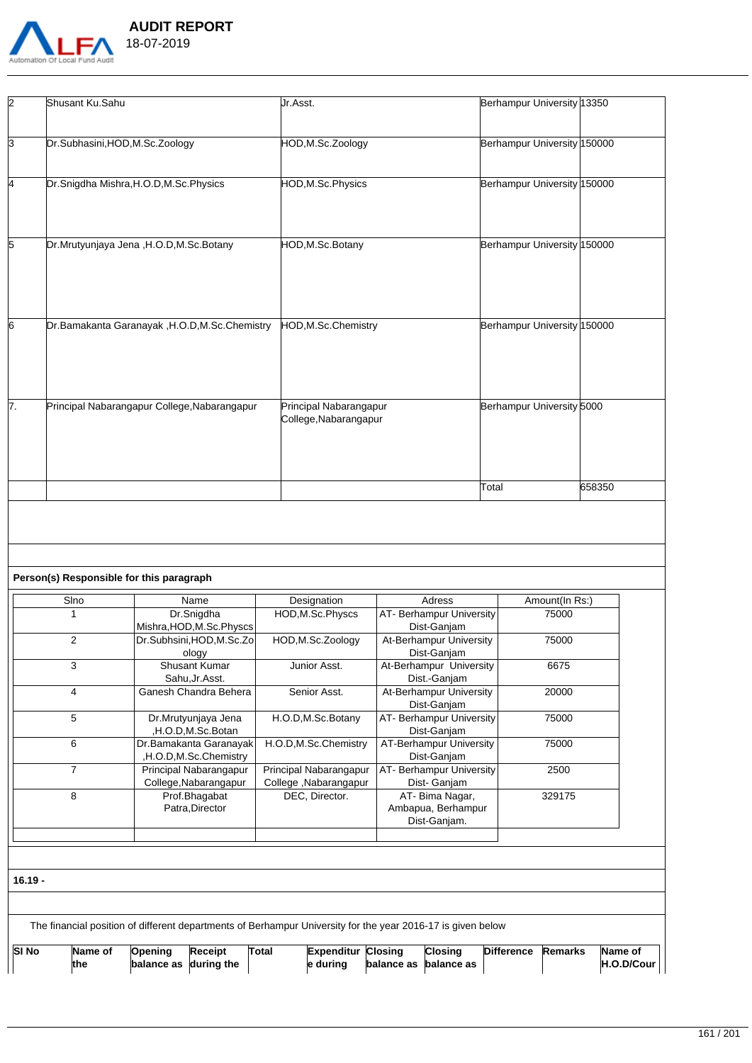| 2 | Shusant Ku.Sahu | Jr.Asst. | Berhampur University | 13350 |
|---|---|---|---|---|
| 3 | Dr.Subhasini,HOD,M.Sc.Zoology | HOD,M.Sc.Zoology | Berhampur University | 150000 |
| 4 | Dr.Snigdha Mishra,H.O.D,M.Sc.Physics | HOD,M.Sc.Physics | Berhampur University | 150000 |
| 5 | Dr.Mrutyunjaya Jena ,H.O.D,M.Sc.Botany | HOD,M.Sc.Botany | Berhampur University | 150000 |
| 6 | Dr.Bamakanta Garanayak ,H.O.D,M.Sc.Chemistry | HOD,M.Sc.Chemistry | Berhampur University | 150000 |
| 7. | Principal Nabarangapur College,Nabarangapur | Principal Nabarangapur College,Nabarangapur | Berhampur University | 5000 |
| | | | Total | 658350 |

**Person(s) Responsible for this paragraph**

| Slno | Name | Designation | Adress | Amount(In Rs:) |
|---|---|---|---|---|
| 1 | Dr.Snigdha Mishra,HOD,M.Sc.Physcs | HOD,M.Sc.Physcs | AT- Berhampur University Dist-Ganjam | 75000 |
| 2 | Dr.Subhsini,HOD,M.Sc.Zoology | HOD,M.Sc.Zoology | At-Berhampur University Dist-Ganjam | 75000 |
| 3 | Shusant Kumar Sahu,Jr.Asst. | Junior Asst. | At-Berhampur University Dist.-Ganjam | 6675 |
| 4 | Ganesh Chandra Behera | Senior Asst. | At-Berhampur University Dist-Ganjam | 20000 |
| 5 | Dr.Mrutyunjaya Jena ,H.O.D,M.Sc.Botan | H.O.D,M.Sc.Botany | AT- Berhampur University Dist-Ganjam | 75000 |
| 6 | Dr.Bamakanta Garanayak ,H.O.D,M.Sc.Chemistry | H.O.D,M.Sc.Chemistry | AT-Berhampur University Dist-Ganjam | 75000 |
| 7 | Principal Nabarangapur College,Nabarangapur | Principal Nabarangapur College ,Nabarangapur | AT- Berhampur University Dist- Ganjam | 2500 |
| 8 | Prof.Bhagabat Patra,Director | DEC, Director. | AT- Bima Nagar, Ambapua, Berhampur Dist-Ganjam. | 329175 |
| | | | | |

**16.19 -**

The financial position of different departments of Berhampur University for the year 2016-17 is given below

| Sl No | Name of the | Opening balance as | Receipt during the | Total | Expenditure during | Closing balance as | Closing balance as | Difference | Remarks | Name of H.O.D/Cour |
|---|---|---|---|---|---|---|---|---|---|---|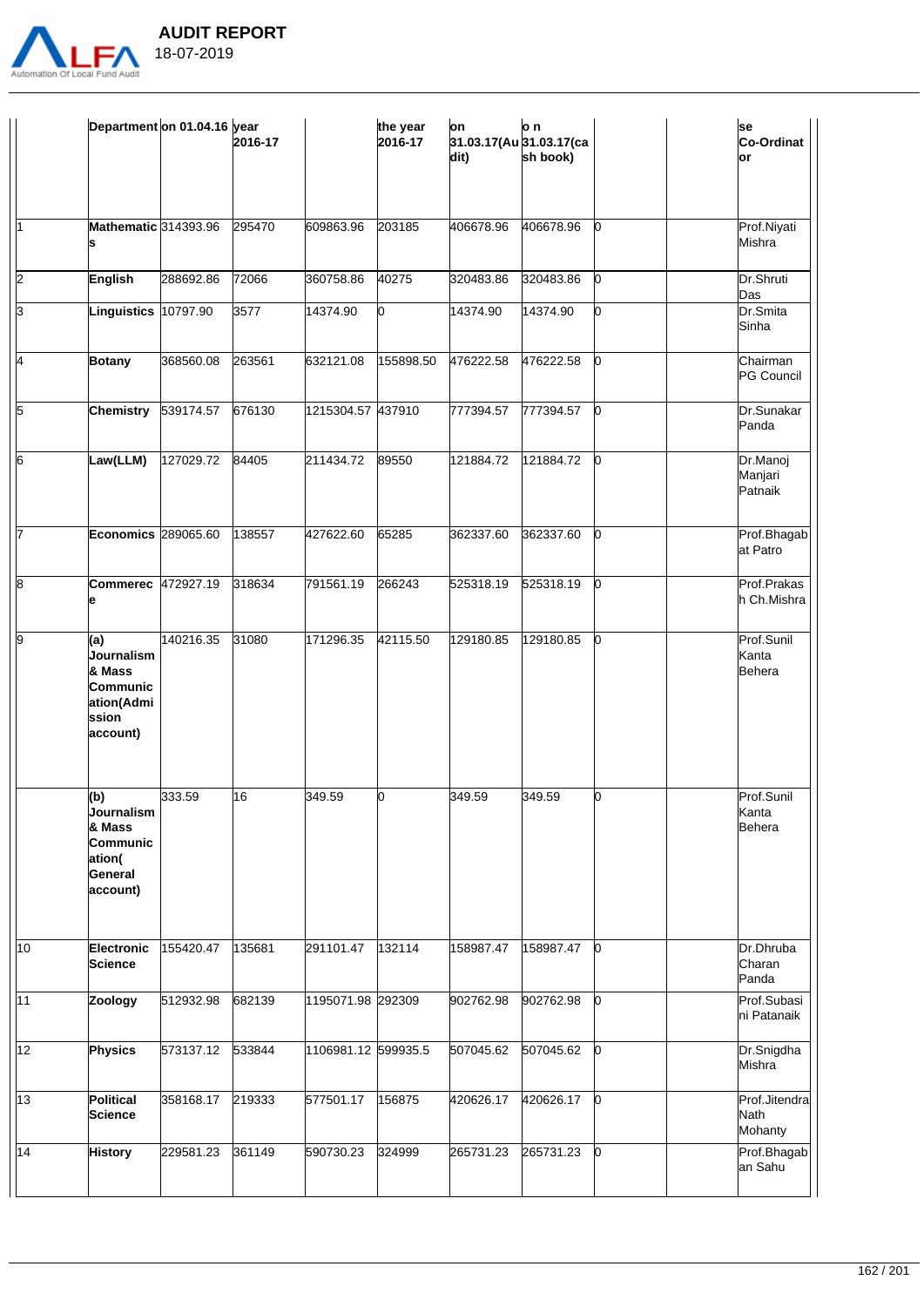| | Department | on 01.04.16 | year 2016-17 | | the year 2016-17 | on 31.03.17(Audit) | on 31.03.17(cash book) | | | se Co-Ordinator |
|---|---|---|---|---|---|---|---|---|---|---|
| 1 | **Mathematics** | 314393.96 | 295470 | 609863.96 | 203185 | 406678.96 | 406678.96 | 0 | | Prof.Niyati Mishra |
| 2 | **English** | 288692.86 | 72066 | 360758.86 | 40275 | 320483.86 | 320483.86 | 0 | | Dr.Shruti Das |
| 3 | **Linguistics** | 10797.90 | 3577 | 14374.90 | 0 | 14374.90 | 14374.90 | 0 | | Dr.Smita Sinha |
| 4 | **Botany** | 368560.08 | 263561 | 632121.08 | 155898.50 | 476222.58 | 476222.58 | 0 | | Chairman PG Council |
| 5 | **Chemistry** | 539174.57 | 676130 | 1215304.57 | 437910 | 777394.57 | 777394.57 | 0 | | Dr.Sunakar Panda |
| 6 | **Law(LLM)** | 127029.72 | 84405 | 211434.72 | 89550 | 121884.72 | 121884.72 | 0 | | Dr.Manoj Manjari Patnaik |
| 7 | **Economics** | 289065.60 | 138557 | 427622.60 | 65285 | 362337.60 | 362337.60 | 0 | | Prof.Bhagabat Patro |
| 8 | **Commerece** | 472927.19 | 318634 | 791561.19 | 266243 | 525318.19 | 525318.19 | 0 | | Prof.Prakash Ch.Mishra |
| 9 | **(a) Journalism & Mass Communication(Admission account)** | 140216.35 | 31080 | 171296.35 | 42115.50 | 129180.85 | 129180.85 | 0 | | Prof.Sunil Kanta Behera |
| | **(b) Journalism & Mass Communication( General account)** | 333.59 | 16 | 349.59 | 0 | 349.59 | 349.59 | 0 | | Prof.Sunil Kanta Behera |
| 10 | **Electronic Science** | 155420.47 | 135681 | 291101.47 | 132114 | 158987.47 | 158987.47 | 0 | | Dr.Dhruba Charan Panda |
| 11 | **Zoology** | 512932.98 | 682139 | 1195071.98 | 292309 | 902762.98 | 902762.98 | 0 | | Prof.Subasini Patanaik |
| 12 | **Physics** | 573137.12 | 533844 | 1106981.12 | 599935.5 | 507045.62 | 507045.62 | 0 | | Dr.Snigdha Mishra |
| 13 | **Political Science** | 358168.17 | 219333 | 577501.17 | 156875 | 420626.17 | 420626.17 | 0 | | Prof.Jitendra Nath Mohanty |
| 14 | **History** | 229581.23 | 361149 | 590730.23 | 324999 | 265731.23 | 265731.23 | 0 | | Prof.Bhagaban Sahu |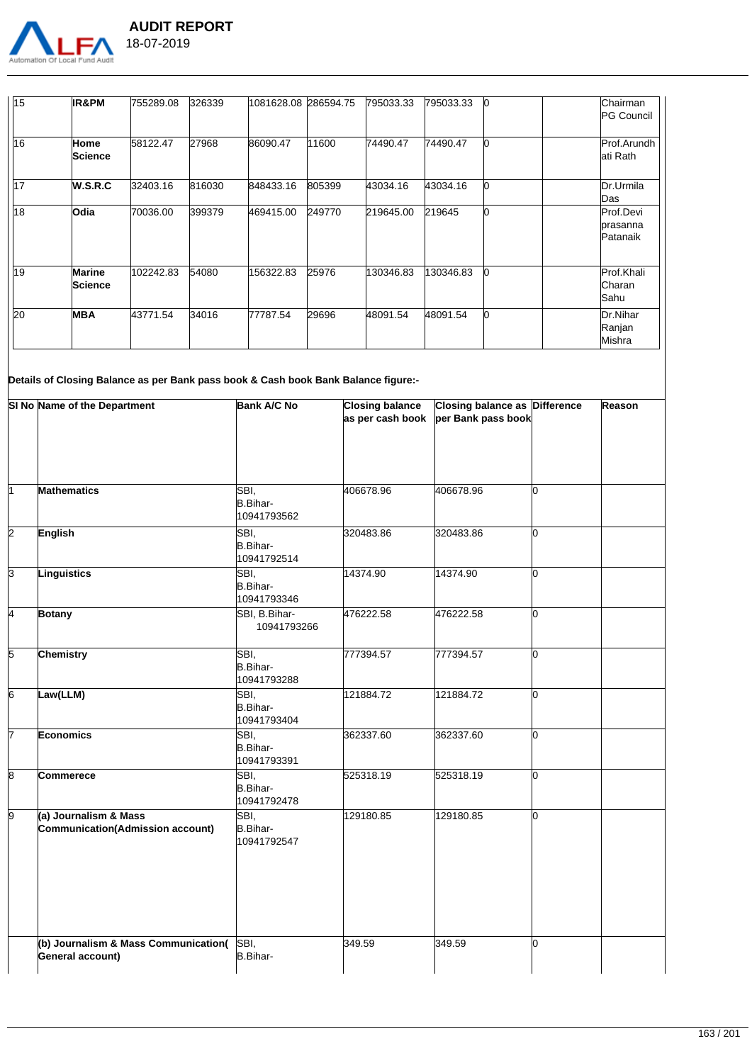| 15 | IR&PM | 755289.08 | 326339 | 1081628.08 | 286594.75 | 795033.33 | 795033.33 | 0 | | Chairman PG Council |
|---|---|---|---|---|---|---|---|---|---|---|
| 16 | Home Science | 58122.47 | 27968 | 86090.47 | 11600 | 74490.47 | 74490.47 | 0 | | Prof.Arundhati Rath |
| 17 | W.S.R.C | 32403.16 | 816030 | 848433.16 | 805399 | 43034.16 | 43034.16 | 0 | | Dr.Urmila Das |
| 18 | Odia | 70036.00 | 399379 | 469415.00 | 249770 | 219645.00 | 219645 | 0 | | Prof.Devi prasanna Patanaik |
| 19 | Marine Science | 102242.83 | 54080 | 156322.83 | 25976 | 130346.83 | 130346.83 | 0 | | Prof.Khali Charan Sahu |
| 20 | MBA | 43771.54 | 34016 | 77787.54 | 29696 | 48091.54 | 48091.54 | 0 | | Dr.Nihar Ranjan Mishra |

**Details of Closing Balance as per Bank pass book & Cash book Bank Balance figure:-**

| Sl No | Name of the Department | Bank A/C No | Closing balance as per cash book | Closing balance as per Bank pass book | Difference | Reason |
|---|---|---|---|---|---|---|
| 1 | **Mathematics** | SBI, B.Bihar-10941793562 | 406678.96 | 406678.96 | 0 | |
| 2 | **English** | SBI, B.Bihar-10941792514 | 320483.86 | 320483.86 | 0 | |
| 3 | **Linguistics** | SBI, B.Bihar-10941793346 | 14374.90 | 14374.90 | 0 | |
| 4 | **Botany** | SBI, B.Bihar-10941793266 | 476222.58 | 476222.58 | 0 | |
| 5 | **Chemistry** | SBI, B.Bihar-10941793288 | 777394.57 | 777394.57 | 0 | |
| 6 | **Law(LLM)** | SBI, B.Bihar-10941793404 | 121884.72 | 121884.72 | 0 | |
| 7 | **Economics** | SBI, B.Bihar-10941793391 | 362337.60 | 362337.60 | 0 | |
| 8 | **Commerece** | SBI, B.Bihar-10941792478 | 525318.19 | 525318.19 | 0 | |
| 9 | **(a) Journalism & Mass Communication(Admission account)** | SBI, B.Bihar-10941792547 | 129180.85 | 129180.85 | 0 | |
| | **(b) Journalism & Mass Communication( General account)** | SBI, B.Bihar- | 349.59 | 349.59 | 0 | |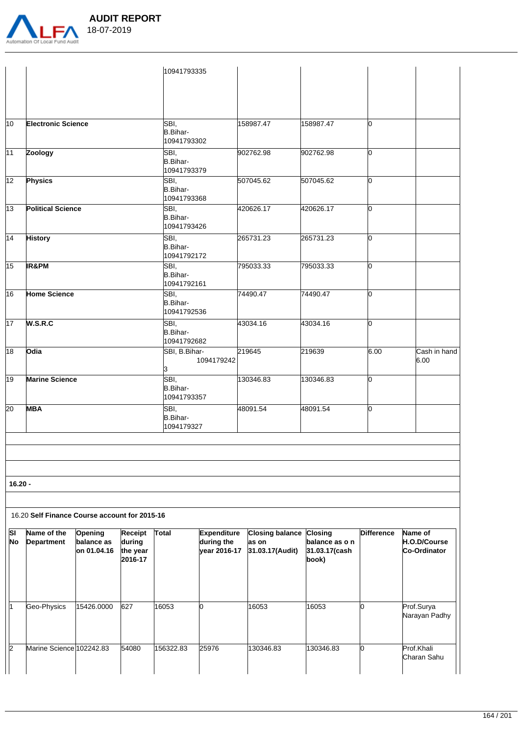| | | | | | | |
|---|---|---|---|---|---|---|
| | | 10941793335 | | | | |
| 10 | **Electronic Science** | SBI, B.Bihar-10941793302 | 158987.47 | 158987.47 | 0 | |
| 11 | **Zoology** | SBI, B.Bihar-10941793379 | 902762.98 | 902762.98 | 0 | |
| 12 | **Physics** | SBI, B.Bihar-10941793368 | 507045.62 | 507045.62 | 0 | |
| 13 | **Political Science** | SBI, B.Bihar-10941793426 | 420626.17 | 420626.17 | 0 | |
| 14 | **History** | SBI, B.Bihar-10941792172 | 265731.23 | 265731.23 | 0 | |
| 15 | **IR&PM** | SBI, B.Bihar-10941792161 | 795033.33 | 795033.33 | 0 | |
| 16 | **Home Science** | SBI, B.Bihar-10941792536 | 74490.47 | 74490.47 | 0 | |
| 17 | **W.S.R.C** | SBI, B.Bihar-10941792682 | 43034.16 | 43034.16 | 0 | |
| 18 | **Odia** | SBI, B.Bihar-10941792423 | 219645 | 219639 | 6.00 | Cash in hand 6.00 |
| 19 | **Marine Science** | SBI, B.Bihar-10941793357 | 130346.83 | 130346.83 | 0 | |
| 20 | **MBA** | SBI, B.Bihar-1094179327 | 48091.54 | 48091.54 | 0 | |

**16.20 -**

16.20 **Self Finance Course account for 2015-16**

| Sl No | Name of the Department | Opening balance as on 01.04.16 | Receipt during the year 2016-17 | Total | Expenditure during the year 2016-17 | Closing balance as on 31.03.17(Audit) | Closing balance as o n 31.03.17(cash book) | Difference | Name of H.O.D/Course Co-Ordinator |
|---|---|---|---|---|---|---|---|---|---|
| 1 | Geo-Physics | 15426.0000 | 627 | 16053 | 0 | 16053 | 16053 | 0 | Prof.Surya Narayan Padhy |
| 2 | Marine Science | 102242.83 | 54080 | 156322.83 | 25976 | 130346.83 | 130346.83 | 0 | Prof.Khali Charan Sahu |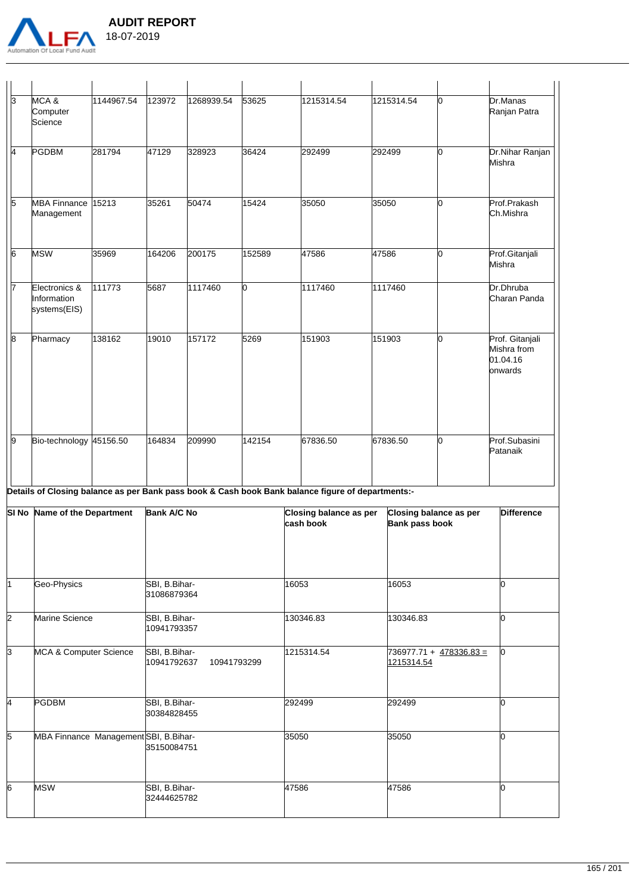| | | | | | | | | | |
|---|---|---|---|---|---|---|---|---|---|
| 3 | MCA & Computer Science | 1144967.54 | 123972 | 1268939.54 | 53625 | 1215314.54 | 1215314.54 | 0 | Dr.Manas Ranjan Patra |
| 4 | PGDBM | 281794 | 47129 | 328923 | 36424 | 292499 | 292499 | 0 | Dr.Nihar Ranjan Mishra |
| 5 | MBA Finnance Management | 15213 | 35261 | 50474 | 15424 | 35050 | 35050 | 0 | Prof.Prakash Ch.Mishra |
| 6 | MSW | 35969 | 164206 | 200175 | 152589 | 47586 | 47586 | 0 | Prof.Gitanjali Mishra |
| 7 | Electronics & Information systems(EIS) | 111773 | 5687 | 1117460 | 0 | 1117460 | 1117460 | | Dr.Dhruba Charan Panda |
| 8 | Pharmacy | 138162 | 19010 | 157172 | 5269 | 151903 | 151903 | 0 | Prof. Gitanjali Mishra from 01.04.16 onwards |
| 9 | Bio-technology | 45156.50 | 164834 | 209990 | 142154 | 67836.50 | 67836.50 | 0 | Prof.Subasini Patanaik |

**Details of Closing balance as per Bank pass book & Cash book Bank balance figure of departments:-**

| Sl No | Name of the Department | Bank A/C No | Closing balance as per cash book | Closing balance as per Bank pass book | Difference |
|---|---|---|---|---|---|
| 1 | Geo-Physics | SBI, B.Bihar-31086879364 | 16053 | 16053 | 0 |
| 2 | Marine Science | SBI, B.Bihar-10941793357 | 130346.83 | 130346.83 | 0 |
| 3 | MCA & Computer Science | SBI, B.Bihar-10941792637 10941793299 | 1215314.54 | 736977.71 + 478336.83 = 1215314.54 | 0 |
| 4 | PGDBM | SBI, B.Bihar-30384828455 | 292499 | 292499 | 0 |
| 5 | MBA Finnance Management | SBI, B.Bihar-35150084751 | 35050 | 35050 | 0 |
| 6 | MSW | SBI, B.Bihar-32444625782 | 47586 | 47586 | 0 |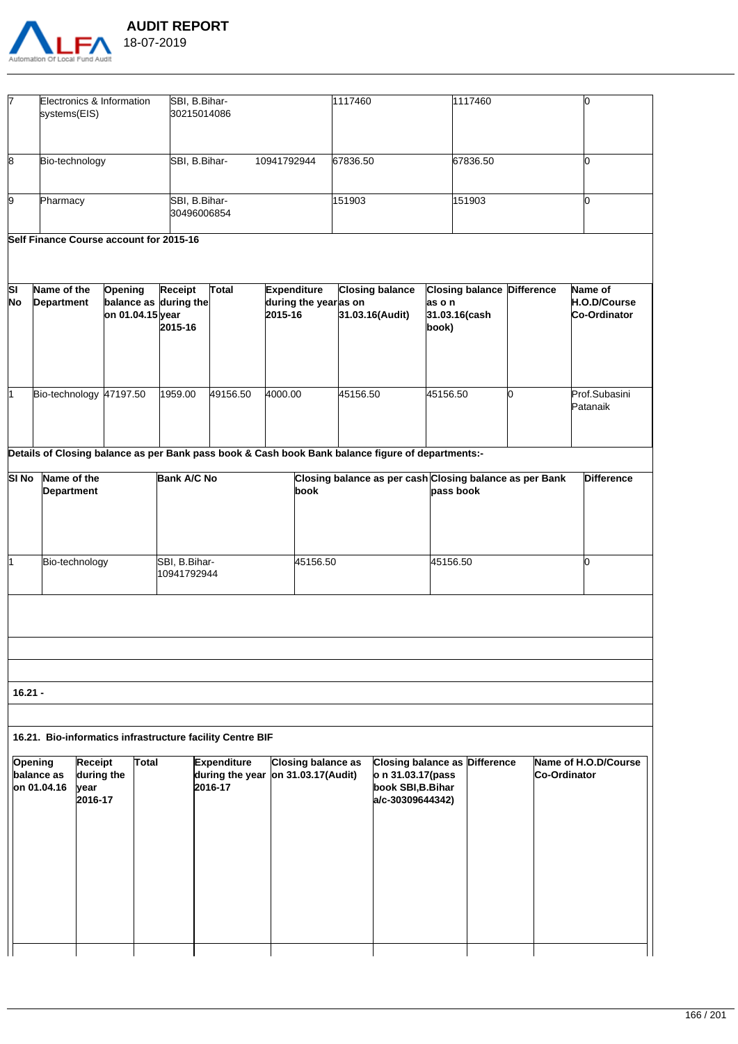| 7 | Electronics & Information systems(EIS) | SBI, B.Bihar-30215014086 | | 1117460 | 1117460 | 0 |
|---|---|---|---|---|---|---|
| 8 | Bio-technology | SBI, B.Bihar- | 10941792944 | 67836.50 | 67836.50 | 0 |
| 9 | Pharmacy | SBI, B.Bihar-30496006854 | | 151903 | 151903 | 0 |

**Self Finance Course account for 2015-16**

| Sl No | Name of the Department | Opening balance as on 01.04.15 | Receipt during the year 2015-16 | Total | Expenditure during the year 2015-16 | Closing balance as on 31.03.16(Audit) | Closing balance as on 31.03.16(cash book) | Difference | Name of H.O.D/Course Co-Ordinator |
|---|---|---|---|---|---|---|---|---|---|
| 1 | Bio-technology | 47197.50 | 1959.00 | 49156.50 | 4000.00 | 45156.50 | 45156.50 | 0 | Prof.Subasini Patanaik |

**Details of Closing balance as per Bank pass book & Cash book Bank balance figure of departments:-**

| Sl No | Name of the Department | Bank A/C No | Closing balance as per cash book | Closing balance as per Bank pass book | Difference |
|---|---|---|---|---|---|
| 1 | Bio-technology | SBI, B.Bihar-10941792944 | 45156.50 | 45156.50 | 0 |

**16.21 -**

**16.21. Bio-informatics infrastructure facility Centre BIF**

| Opening balance as on 01.04.16 | Receipt during the year 2016-17 | Total | Expenditure during the year 2016-17 | Closing balance as on 31.03.17(Audit) | Closing balance as on 31.03.17(pass book SBI,B.Bihar a/c-30309644342) | Difference | Name of H.O.D/Course Co-Ordinator |
|---|---|---|---|---|---|---|---|
| | | | | | | | |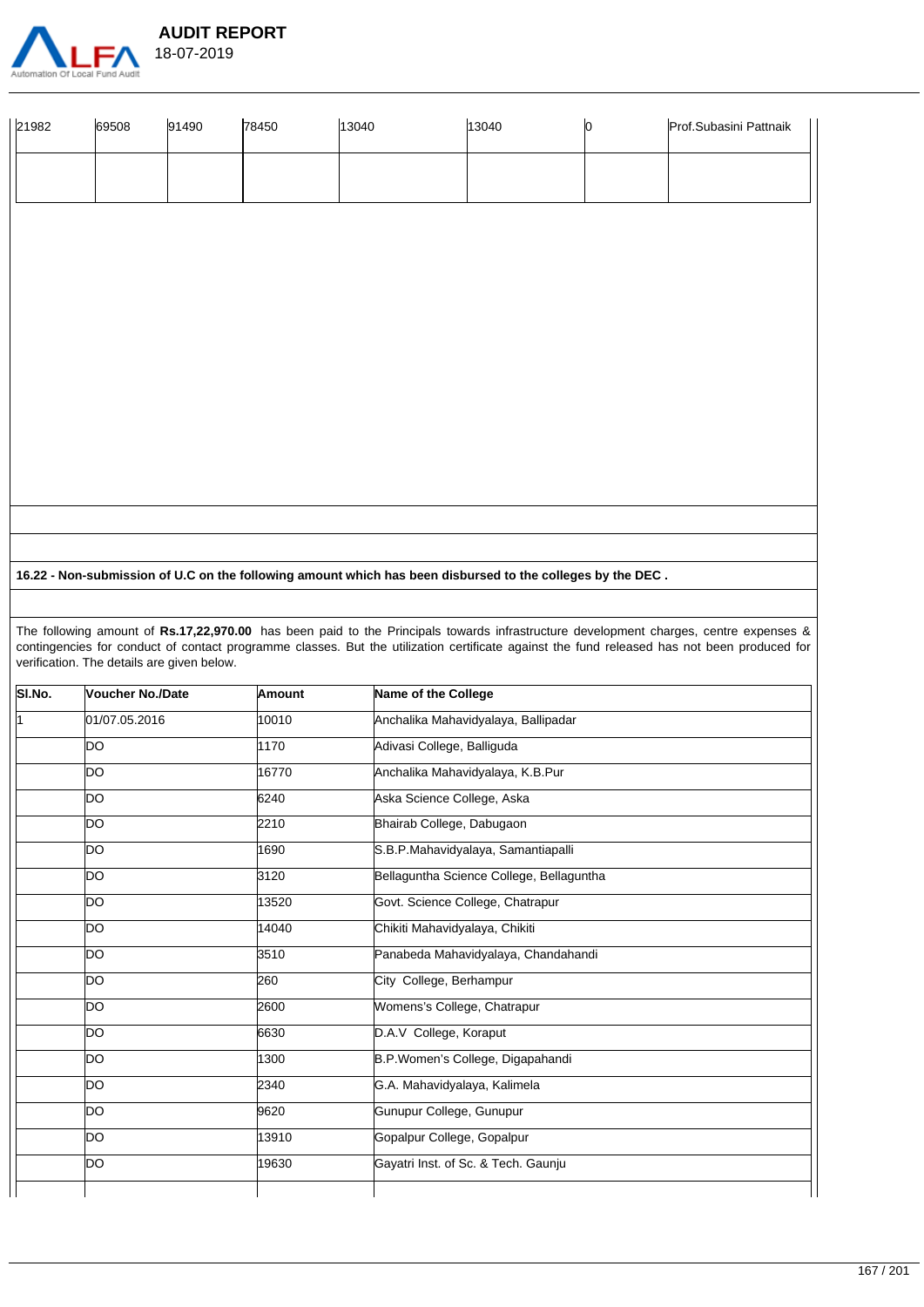| 21982 | 69508 | 91490 | 78450 | 13040 | 13040 | 0 | Prof.Subasini Pattnaik |
|---|---|---|---|---|---|---|---|
| | | | | | | | |

**16.22 - Non-submission of U.C on the following amount which has been disbursed to the colleges by the DEC .**

The following amount of **Rs.17,22,970.00** has been paid to the Principals towards infrastructure development charges, centre expenses & contingencies for conduct of contact programme classes. But the utilization certificate against the fund released has not been produced for verification. The details are given below.

| Sl.No. | Voucher No./Date | Amount | Name of the College |
|---|---|---|---|
| 1 | 01/07.05.2016 | 10010 | Anchalika Mahavidyalaya, Ballipadar |
| | DO | 1170 | Adivasi College, Balliguda |
| | DO | 16770 | Anchalika Mahavidyalaya, K.B.Pur |
| | DO | 6240 | Aska Science College, Aska |
| | DO | 2210 | Bhairab College, Dabugaon |
| | DO | 1690 | S.B.P.Mahavidyalaya, Samantiapalli |
| | DO | 3120 | Bellaguntha Science College, Bellaguntha |
| | DO | 13520 | Govt. Science College, Chatrapur |
| | DO | 14040 | Chikiti Mahavidyalaya, Chikiti |
| | DO | 3510 | Panabeda Mahavidyalaya, Chandahandi |
| | DO | 260 | City College, Berhampur |
| | DO | 2600 | Womens's College, Chatrapur |
| | DO | 6630 | D.A.V College, Koraput |
| | DO | 1300 | B.P.Women's College, Digapahandi |
| | DO | 2340 | G.A. Mahavidyalaya, Kalimela |
| | DO | 9620 | Gunupur College, Gunupur |
| | DO | 13910 | Gopalpur College, Gopalpur |
| | DO | 19630 | Gayatri Inst. of Sc. & Tech. Gaunju |
| | | | |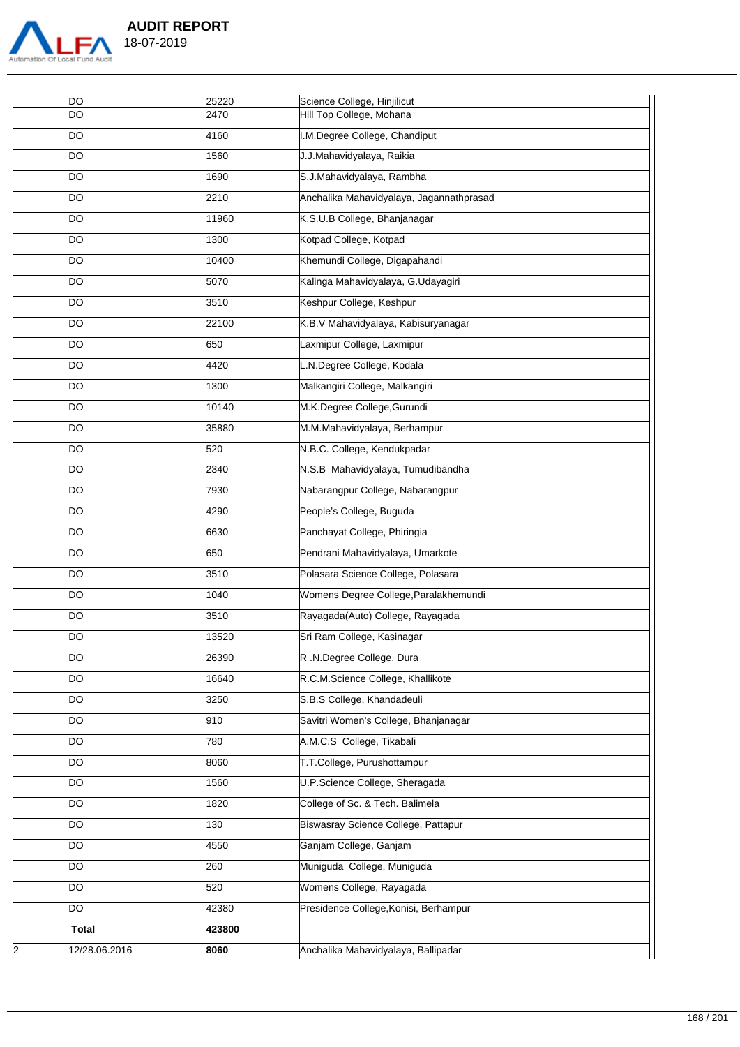|  |  |  |  |
|---|---|---|---|
|  | DO | 25220 | Science College, Hinjilicut |
|  | DO | 2470 | Hill Top College, Mohana |
|  | DO | 4160 | I.M.Degree College, Chandiput |
|  | DO | 1560 | J.J.Mahavidyalaya, Raikia |
|  | DO | 1690 | S.J.Mahavidyalaya, Rambha |
|  | DO | 2210 | Anchalika Mahavidyalaya, Jagannathprasad |
|  | DO | 11960 | K.S.U.B College, Bhanjanagar |
|  | DO | 1300 | Kotpad College, Kotpad |
|  | DO | 10400 | Khemundi College, Digapahandi |
|  | DO | 5070 | Kalinga Mahavidyalaya, G.Udayagiri |
|  | DO | 3510 | Keshpur College, Keshpur |
|  | DO | 22100 | K.B.V Mahavidyalaya, Kabisuryanagar |
|  | DO | 650 | Laxmipur College, Laxmipur |
|  | DO | 4420 | L.N.Degree College, Kodala |
|  | DO | 1300 | Malkangiri College, Malkangiri |
|  | DO | 10140 | M.K.Degree College,Gurundi |
|  | DO | 35880 | M.M.Mahavidyalaya, Berhampur |
|  | DO | 520 | N.B.C. College, Kendukpadar |
|  | DO | 2340 | N.S.B Mahavidyalaya, Tumudibandha |
|  | DO | 7930 | Nabarangpur College, Nabarangpur |
|  | DO | 4290 | People's College, Buguda |
|  | DO | 6630 | Panchayat College, Phiringia |
|  | DO | 650 | Pendrani Mahavidyalaya, Umarkote |
|  | DO | 3510 | Polasara Science College, Polasara |
|  | DO | 1040 | Womens Degree College,Paralakhemundi |
|  | DO | 3510 | Rayagada(Auto) College, Rayagada |
|  | DO | 13520 | Sri Ram College, Kasinagar |
|  | DO | 26390 | R .N.Degree College, Dura |
|  | DO | 16640 | R.C.M.Science College, Khallikote |
|  | DO | 3250 | S.B.S College, Khandadeuli |
|  | DO | 910 | Savitri Women's College, Bhanjanagar |
|  | DO | 780 | A.M.C.S College, Tikabali |
|  | DO | 8060 | T.T.College, Purushottampur |
|  | DO | 1560 | U.P.Science College, Sheragada |
|  | DO | 1820 | College of Sc. & Tech. Balimela |
|  | DO | 130 | Biswasray Science College, Pattapur |
|  | DO | 4550 | Ganjam College, Ganjam |
|  | DO | 260 | Muniguda College, Muniguda |
|  | DO | 520 | Womens College, Rayagada |
|  | DO | 42380 | Presidence College,Konisi, Berhampur |
|  | **Total** | **423800** |  |
| 2 | 12/28.06.2016 | **8060** | Anchalika Mahavidyalaya, Ballipadar |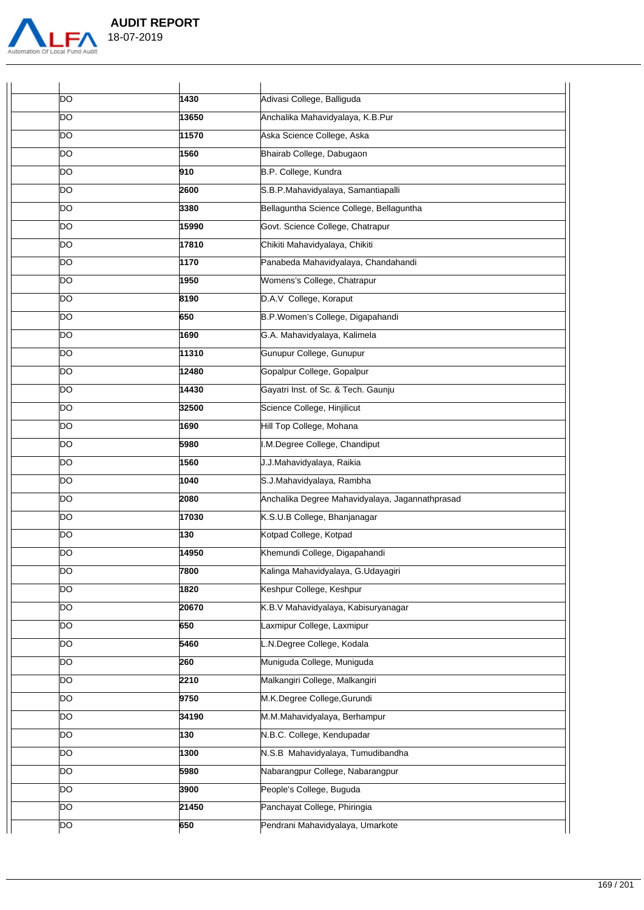| | | | |
|---|---|---|---|
| | DO | 1430 | Adivasi College, Balliguda |
| | DO | 13650 | Anchalika Mahavidyalaya, K.B.Pur |
| | DO | 11570 | Aska Science College, Aska |
| | DO | 1560 | Bhairab College, Dabugaon |
| | DO | 910 | B.P. College, Kundra |
| | DO | 2600 | S.B.P.Mahavidyalaya, Samantiapalli |
| | DO | 3380 | Bellaguntha Science College, Bellaguntha |
| | DO | 15990 | Govt. Science College, Chatrapur |
| | DO | 17810 | Chikiti Mahavidyalaya, Chikiti |
| | DO | 1170 | Panabeda Mahavidyalaya, Chandahandi |
| | DO | 1950 | Womens's College, Chatrapur |
| | DO | 8190 | D.A.V College, Koraput |
| | DO | 650 | B.P.Women's College, Digapahandi |
| | DO | 1690 | G.A. Mahavidyalaya, Kalimela |
| | DO | 11310 | Gunupur College, Gunupur |
| | DO | 12480 | Gopalpur College, Gopalpur |
| | DO | 14430 | Gayatri Inst. of Sc. & Tech. Gaunju |
| | DO | 32500 | Science College, Hinjilicut |
| | DO | 1690 | Hill Top College, Mohana |
| | DO | 5980 | I.M.Degree College, Chandiput |
| | DO | 1560 | J.J.Mahavidyalaya, Raikia |
| | DO | 1040 | S.J.Mahavidyalaya, Rambha |
| | DO | 2080 | Anchalika Degree Mahavidyalaya, Jagannathprasad |
| | DO | 17030 | K.S.U.B College, Bhanjanagar |
| | DO | 130 | Kotpad College, Kotpad |
| | DO | 14950 | Khemundi College, Digapahandi |
| | DO | 7800 | Kalinga Mahavidyalaya, G.Udayagiri |
| | DO | 1820 | Keshpur College, Keshpur |
| | DO | 20670 | K.B.V Mahavidyalaya, Kabisuryanagar |
| | DO | 650 | Laxmipur College, Laxmipur |
| | DO | 5460 | L.N.Degree College, Kodala |
| | DO | 260 | Muniguda College, Muniguda |
| | DO | 2210 | Malkangiri College, Malkangiri |
| | DO | 9750 | M.K.Degree College,Gurundi |
| | DO | 34190 | M.M.Mahavidyalaya, Berhampur |
| | DO | 130 | N.B.C. College, Kendupadar |
| | DO | 1300 | N.S.B Mahavidyalaya, Tumudibandha |
| | DO | 5980 | Nabarangpur College, Nabarangpur |
| | DO | 3900 | People's College, Buguda |
| | DO | 21450 | Panchayat College, Phiringia |
| | DO | 650 | Pendrani Mahavidyalaya, Umarkote |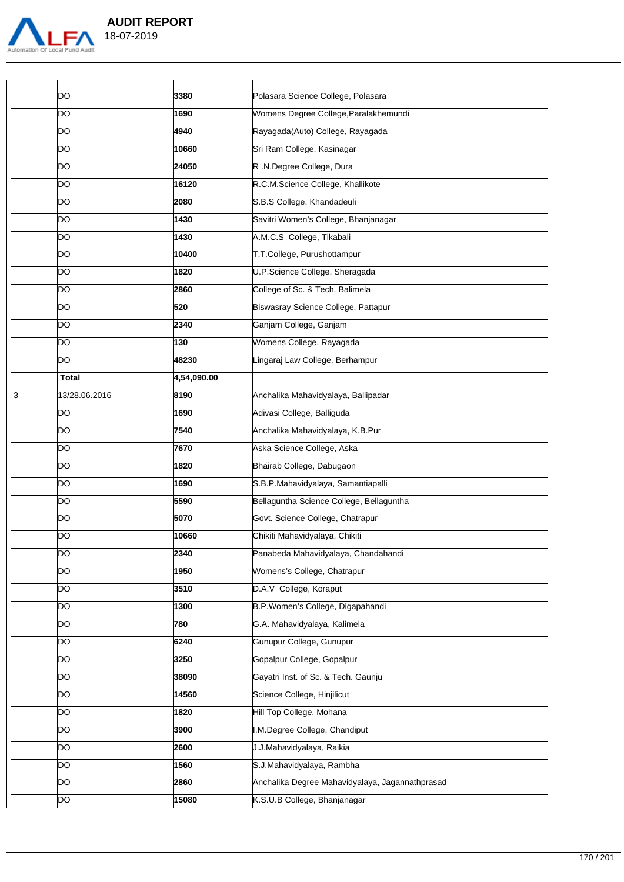| | | | |
|---|---|---|---|
| | DO | 3380 | Polasara Science College, Polasara |
| | DO | 1690 | Womens Degree College,Paralakhemundi |
| | DO | 4940 | Rayagada(Auto) College, Rayagada |
| | DO | 10660 | Sri Ram College, Kasinagar |
| | DO | 24050 | R .N.Degree College, Dura |
| | DO | 16120 | R.C.M.Science College, Khallikote |
| | DO | 2080 | S.B.S College, Khandadeuli |
| | DO | 1430 | Savitri Women's College, Bhanjanagar |
| | DO | 1430 | A.M.C.S College, Tikabali |
| | DO | 10400 | T.T.College, Purushottampur |
| | DO | 1820 | U.P.Science College, Sheragada |
| | DO | 2860 | College of Sc. & Tech. Balimela |
| | DO | 520 | Biswasray Science College, Pattapur |
| | DO | 2340 | Ganjam College, Ganjam |
| | DO | 130 | Womens College, Rayagada |
| | DO | 48230 | Lingaraj Law College, Berhampur |
| | **Total** | **4,54,090.00** | |
| 3 | 13/28.06.2016 | 8190 | Anchalika Mahavidyalaya, Ballipadar |
| | DO | 1690 | Adivasi College, Balliguda |
| | DO | 7540 | Anchalika Mahavidyalaya, K.B.Pur |
| | DO | 7670 | Aska Science College, Aska |
| | DO | 1820 | Bhairab College, Dabugaon |
| | DO | 1690 | S.B.P.Mahavidyalaya, Samantiapalli |
| | DO | 5590 | Bellaguntha Science College, Bellaguntha |
| | DO | 5070 | Govt. Science College, Chatrapur |
| | DO | 10660 | Chikiti Mahavidyalaya, Chikiti |
| | DO | 2340 | Panabeda Mahavidyalaya, Chandahandi |
| | DO | 1950 | Womens's College, Chatrapur |
| | DO | 3510 | D.A.V College, Koraput |
| | DO | 1300 | B.P.Women's College, Digapahandi |
| | DO | 780 | G.A. Mahavidyalaya, Kalimela |
| | DO | 6240 | Gunupur College, Gunupur |
| | DO | 3250 | Gopalpur College, Gopalpur |
| | DO | 38090 | Gayatri Inst. of Sc. & Tech. Gaunju |
| | DO | 14560 | Science College, Hinjilicut |
| | DO | 1820 | Hill Top College, Mohana |
| | DO | 3900 | I.M.Degree College, Chandiput |
| | DO | 2600 | J.J.Mahavidyalaya, Raikia |
| | DO | 1560 | S.J.Mahavidyalaya, Rambha |
| | DO | 2860 | Anchalika Degree Mahavidyalaya, Jagannathprasad |
| | DO | 15080 | K.S.U.B College, Bhanjanagar |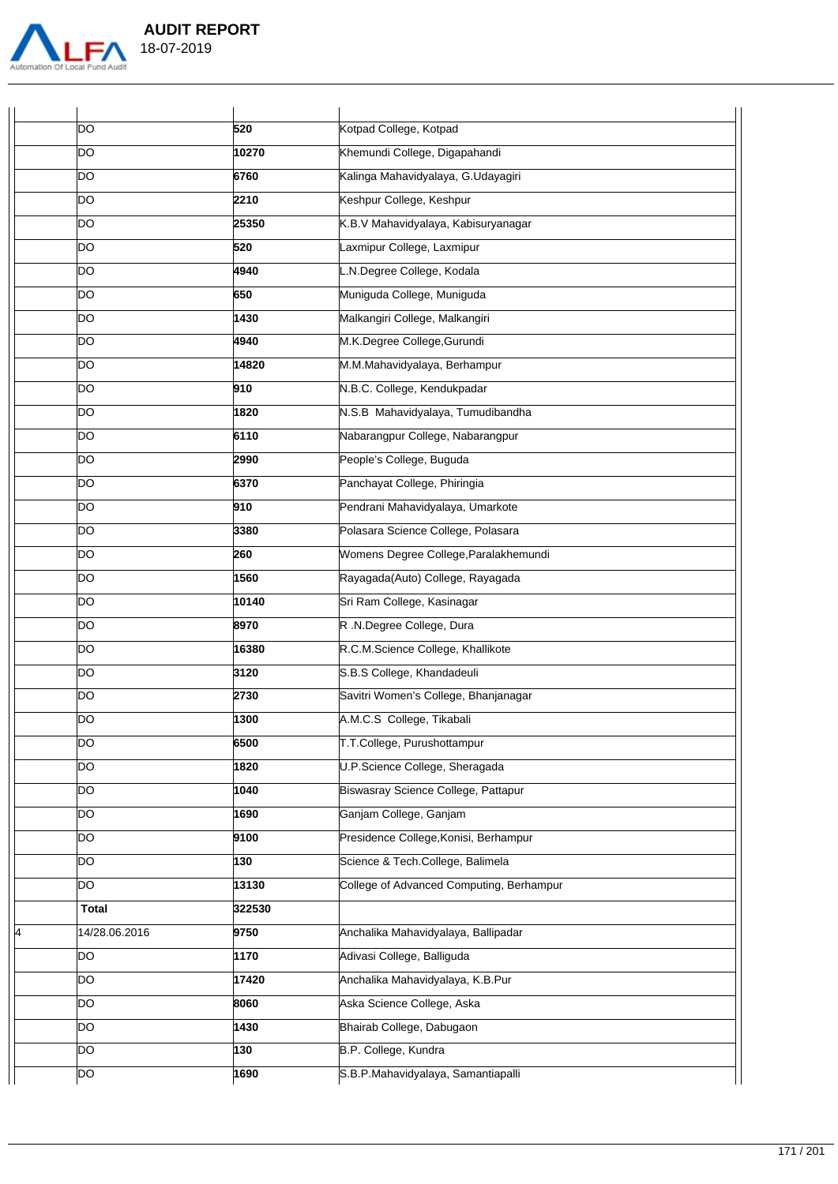| | | | |
|---|---|---|---|
| | DO | 520 | Kotpad College, Kotpad |
| | DO | 10270 | Khemundi College, Digapahandi |
| | DO | 6760 | Kalinga Mahavidyalaya, G.Udayagiri |
| | DO | 2210 | Keshpur College, Keshpur |
| | DO | 25350 | K.B.V Mahavidyalaya, Kabisuryanagar |
| | DO | 520 | Laxmipur College, Laxmipur |
| | DO | 4940 | L.N.Degree College, Kodala |
| | DO | 650 | Muniguda College, Muniguda |
| | DO | 1430 | Malkangiri College, Malkangiri |
| | DO | 4940 | M.K.Degree College,Gurundi |
| | DO | 14820 | M.M.Mahavidyalaya, Berhampur |
| | DO | 910 | N.B.C. College, Kendukpadar |
| | DO | 1820 | N.S.B Mahavidyalaya, Tumudibandha |
| | DO | 6110 | Nabarangpur College, Nabarangpur |
| | DO | 2990 | People's College, Buguda |
| | DO | 6370 | Panchayat College, Phiringia |
| | DO | 910 | Pendrani Mahavidyalaya, Umarkote |
| | DO | 3380 | Polasara Science College, Polasara |
| | DO | 260 | Womens Degree College,Paralakhemundi |
| | DO | 1560 | Rayagada(Auto) College, Rayagada |
| | DO | 10140 | Sri Ram College, Kasinagar |
| | DO | 8970 | R .N.Degree College, Dura |
| | DO | 16380 | R.C.M.Science College, Khallikote |
| | DO | 3120 | S.B.S College, Khandadeuli |
| | DO | 2730 | Savitri Women's College, Bhanjanagar |
| | DO | 1300 | A.M.C.S College, Tikabali |
| | DO | 6500 | T.T.College, Purushottampur |
| | DO | 1820 | U.P.Science College, Sheragada |
| | DO | 1040 | Biswasray Science College, Pattapur |
| | DO | 1690 | Ganjam College, Ganjam |
| | DO | 9100 | Presidence College,Konisi, Berhampur |
| | DO | 130 | Science & Tech.College, Balimela |
| | DO | 13130 | College of Advanced Computing, Berhampur |
| | **Total** | 322530 | |
| 4 | 14/28.06.2016 | 9750 | Anchalika Mahavidyalaya, Ballipadar |
| | DO | 1170 | Adivasi College, Balliguda |
| | DO | 17420 | Anchalika Mahavidyalaya, K.B.Pur |
| | DO | 8060 | Aska Science College, Aska |
| | DO | 1430 | Bhairab College, Dabugaon |
| | DO | 130 | B.P. College, Kundra |
| | DO | 1690 | S.B.P.Mahavidyalaya, Samantiapalli |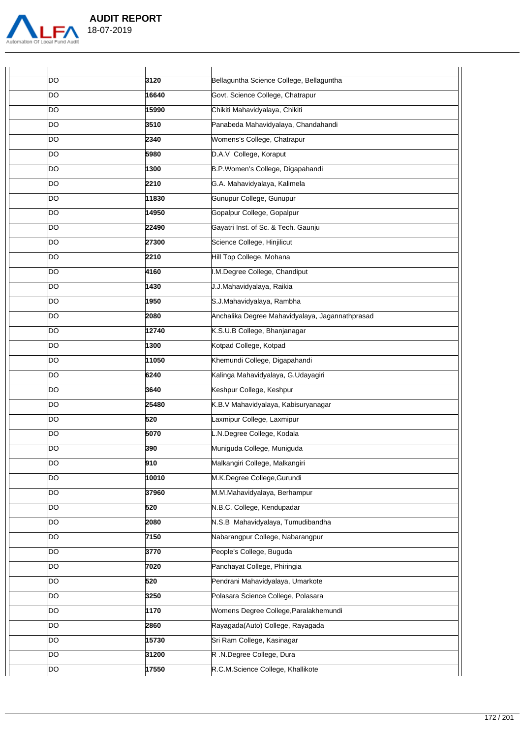| | | | |
|---|---|---|---|
| | DO | 3120 | Bellaguntha Science College, Bellaguntha |
| | DO | 16640 | Govt. Science College, Chatrapur |
| | DO | 15990 | Chikiti Mahavidyalaya, Chikiti |
| | DO | 3510 | Panabeda Mahavidyalaya, Chandahandi |
| | DO | 2340 | Womens's College, Chatrapur |
| | DO | 5980 | D.A.V College, Koraput |
| | DO | 1300 | B.P.Women's College, Digapahandi |
| | DO | 2210 | G.A. Mahavidyalaya, Kalimela |
| | DO | 11830 | Gunupur College, Gunupur |
| | DO | 14950 | Gopalpur College, Gopalpur |
| | DO | 22490 | Gayatri Inst. of Sc. & Tech. Gaunju |
| | DO | 27300 | Science College, Hinjilicut |
| | DO | 2210 | Hill Top College, Mohana |
| | DO | 4160 | I.M.Degree College, Chandiput |
| | DO | 1430 | J.J.Mahavidyalaya, Raikia |
| | DO | 1950 | S.J.Mahavidyalaya, Rambha |
| | DO | 2080 | Anchalika Degree Mahavidyalaya, Jagannathprasad |
| | DO | 12740 | K.S.U.B College, Bhanjanagar |
| | DO | 1300 | Kotpad College, Kotpad |
| | DO | 11050 | Khemundi College, Digapahandi |
| | DO | 6240 | Kalinga Mahavidyalaya, G.Udayagiri |
| | DO | 3640 | Keshpur College, Keshpur |
| | DO | 25480 | K.B.V Mahavidyalaya, Kabisuryanagar |
| | DO | 520 | Laxmipur College, Laxmipur |
| | DO | 5070 | L.N.Degree College, Kodala |
| | DO | 390 | Muniguda College, Muniguda |
| | DO | 910 | Malkangiri College, Malkangiri |
| | DO | 10010 | M.K.Degree College,Gurundi |
| | DO | 37960 | M.M.Mahavidyalaya, Berhampur |
| | DO | 520 | N.B.C. College, Kendupadar |
| | DO | 2080 | N.S.B Mahavidyalaya, Tumudibandha |
| | DO | 7150 | Nabarangpur College, Nabarangpur |
| | DO | 3770 | People's College, Buguda |
| | DO | 7020 | Panchayat College, Phiringia |
| | DO | 520 | Pendrani Mahavidyalaya, Umarkote |
| | DO | 3250 | Polasara Science College, Polasara |
| | DO | 1170 | Womens Degree College,Paralakhemundi |
| | DO | 2860 | Rayagada(Auto) College, Rayagada |
| | DO | 15730 | Sri Ram College, Kasinagar |
| | DO | 31200 | R .N.Degree College, Dura |
| | DO | 17550 | R.C.M.Science College, Khallikote |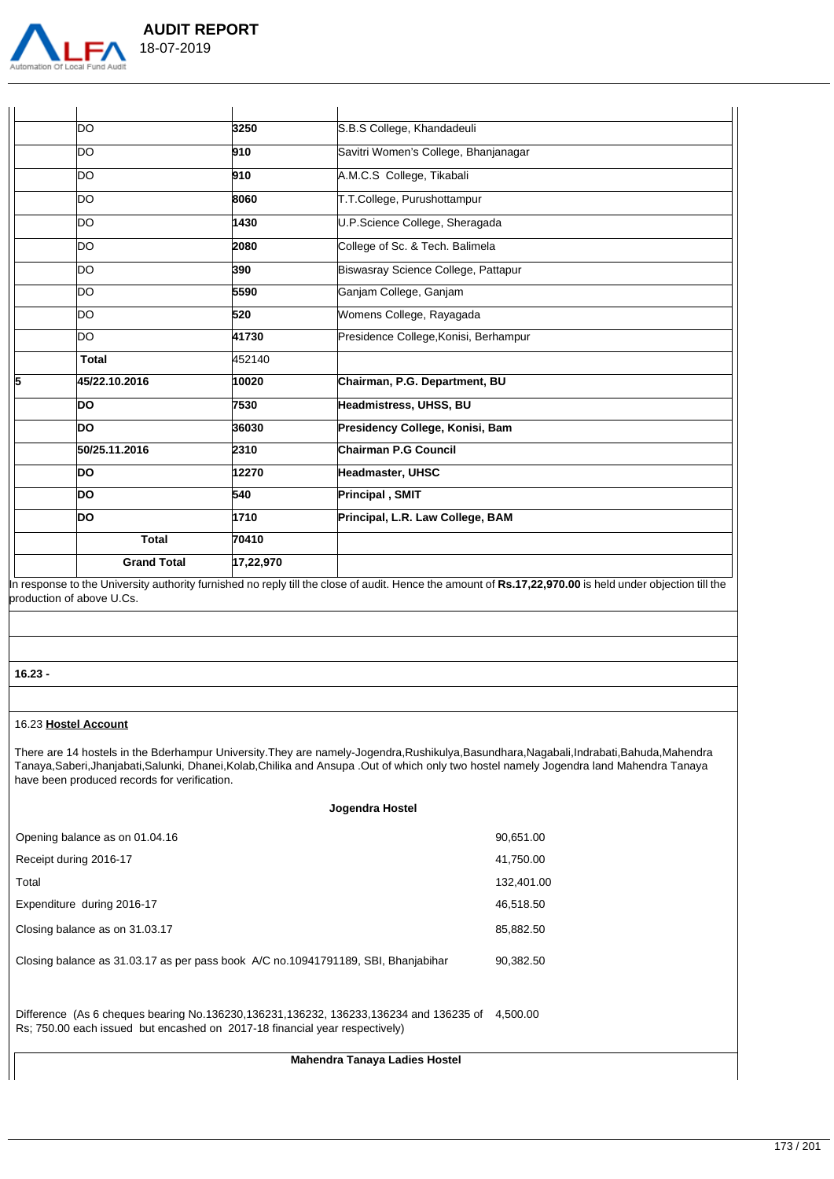|  |  |  |  |
|---|---|---|---|
|  | DO | 3250 | S.B.S College, Khandadeuli |
|  | DO | 910 | Savitri Women's College, Bhanjanagar |
|  | DO | 910 | A.M.C.S College, Tikabali |
|  | DO | 8060 | T.T.College, Purushottampur |
|  | DO | 1430 | U.P.Science College, Sheragada |
|  | DO | 2080 | College of Sc. & Tech. Balimela |
|  | DO | 390 | Biswasray Science College, Pattapur |
|  | DO | 5590 | Ganjam College, Ganjam |
|  | DO | 520 | Womens College, Rayagada |
|  | DO | 41730 | Presidence College,Konisi, Berhampur |
|  | **Total** | 452140 |  |
| **5** | **45/22.10.2016** | **10020** | **Chairman, P.G. Department, BU** |
|  | **DO** | **7530** | **Headmistress, UHSS, BU** |
|  | **DO** | **36030** | **Presidency College, Konisi, Bam** |
|  | **50/25.11.2016** | **2310** | **Chairman P.G Council** |
|  | **DO** | **12270** | **Headmaster, UHSC** |
|  | **DO** | **540** | **Principal , SMIT** |
|  | **DO** | **1710** | **Principal, L.R. Law College, BAM** |
|  | **Total** | **70410** |  |
|  | **Grand Total** | **17,22,970** |  |

In response to the University authority furnished no reply till the close of audit. Hence the amount of **Rs.17,22,970.00** is held under objection till the production of above U.Cs.

**16.23 -**

16.23 **Hostel Account**

There are 14 hostels in the Bderhampur University.They are namely-Jogendra,Rushikulya,Basundhara,Nagabali,Indrabati,Bahuda,Mahendra Tanaya,Saberi,Jhanjabati,Salunki, Dhanei,Kolab,Chilika and Ansupa .Out of which only two hostel namely Jogendra land Mahendra Tanaya have been produced records for verification.

**Jogendra Hostel**

|  |  |
|---|---|
| Opening balance as on 01.04.16 | 90,651.00 |
| Receipt during 2016-17 | 41,750.00 |
| Total | 132,401.00 |
| Expenditure during 2016-17 | 46,518.50 |
| Closing balance as on 31.03.17 | 85,882.50 |
| Closing balance as 31.03.17 as per pass book A/C no.10941791189, SBI, Bhanjabihar | 90,382.50 |
| Difference (As 6 cheques bearing No.136230,136231,136232, 136233,136234 and 136235 of Rs; 750.00 each issued but encashed on 2017-18 financial year respectively) | 4,500.00 |

**Mahendra Tanaya Ladies Hostel**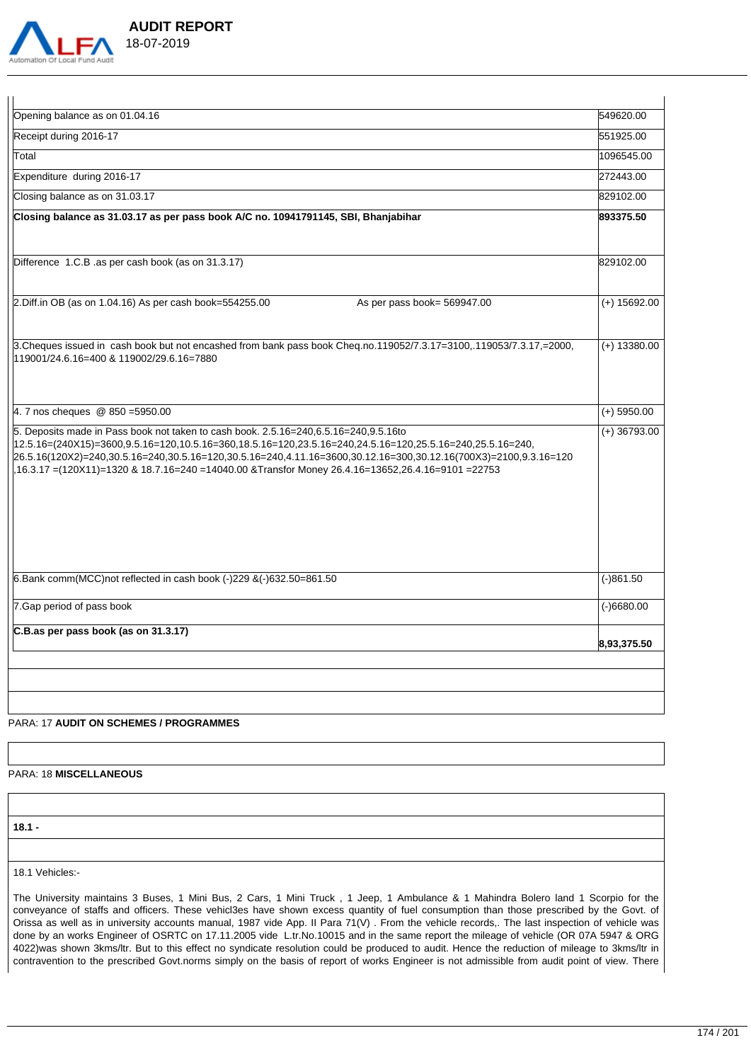| | |
|---|---|
| Opening balance as on 01.04.16 | 549620.00 |
| Receipt during 2016-17 | 551925.00 |
| Total | 1096545.00 |
| Expenditure during 2016-17 | 272443.00 |
| Closing balance as on 31.03.17 | 829102.00 |
| **Closing balance as 31.03.17 as per pass book A/C no. 10941791145, SBI, Bhanjabihar** | **893375.50** |
| Difference 1.C.B .as per cash book (as on 31.3.17) | 829102.00 |
| 2.Diff.in OB (as on 1.04.16) As per cash book=554255.00 As per pass book= 569947.00 | (+) 15692.00 |
| 3.Cheques issued in cash book but not encashed from bank pass book Cheq.no.119052/7.3.17=3100,.119053/7.3.17,=2000, 119001/24.6.16=400 & 119002/29.6.16=7880 | (+) 13380.00 |
| 4. 7 nos cheques @ 850 =5950.00 | (+) 5950.00 |
| 5. Deposits made in Pass book not taken to cash book. 2.5.16=240,6.5.16=240,9.5.16to 12.5.16=(240X15)=3600,9.5.16=120,10.5.16=360,18.5.16=120,23.5.16=240,24.5.16=120,25.5.16=240,25.5.16=240, 26.5.16(120X2)=240,30.5.16=240,30.5.16=120,30.5.16=240,4.11.16=3600,30.12.16=300,30.12.16(700X3)=2100,9.3.16=120 ,16.3.17 =(120X11)=1320 & 18.7.16=240 =14040.00 &Transfor Money 26.4.16=13652,26.4.16=9101 =22753 | (+) 36793.00 |
| 6.Bank comm(MCC)not reflected in cash book (-)229 &(-)632.50=861.50 | (-)861.50 |
| 7.Gap period of pass book | (-)6680.00 |
| **C.B.as per pass book (as on 31.3.17)** | **8,93,375.50** |

PARA: 17 **AUDIT ON SCHEMES / PROGRAMMES**

PARA: 18 **MISCELLANEOUS**

**18.1 -**

18.1 Vehicles:-

The University maintains 3 Buses, 1 Mini Bus, 2 Cars, 1 Mini Truck , 1 Jeep, 1 Ambulance & 1 Mahindra Bolero land 1 Scorpio for the conveyance of staffs and officers. These vehicl3es have shown excess quantity of fuel consumption than those prescribed by the Govt. of Orissa as well as in university accounts manual, 1987 vide App. II Para 71(V) . From the vehicle records,. The last inspection of vehicle was done by an works Engineer of OSRTC on 17.11.2005 vide L.tr.No.10015 and in the same report the mileage of vehicle (OR 07A 5947 & ORG 4022)was shown 3kms/ltr. But to this effect no syndicate resolution could be produced to audit. Hence the reduction of mileage to 3kms/ltr in contravention to the prescribed Govt.norms simply on the basis of report of works Engineer is not admissible from audit point of view. There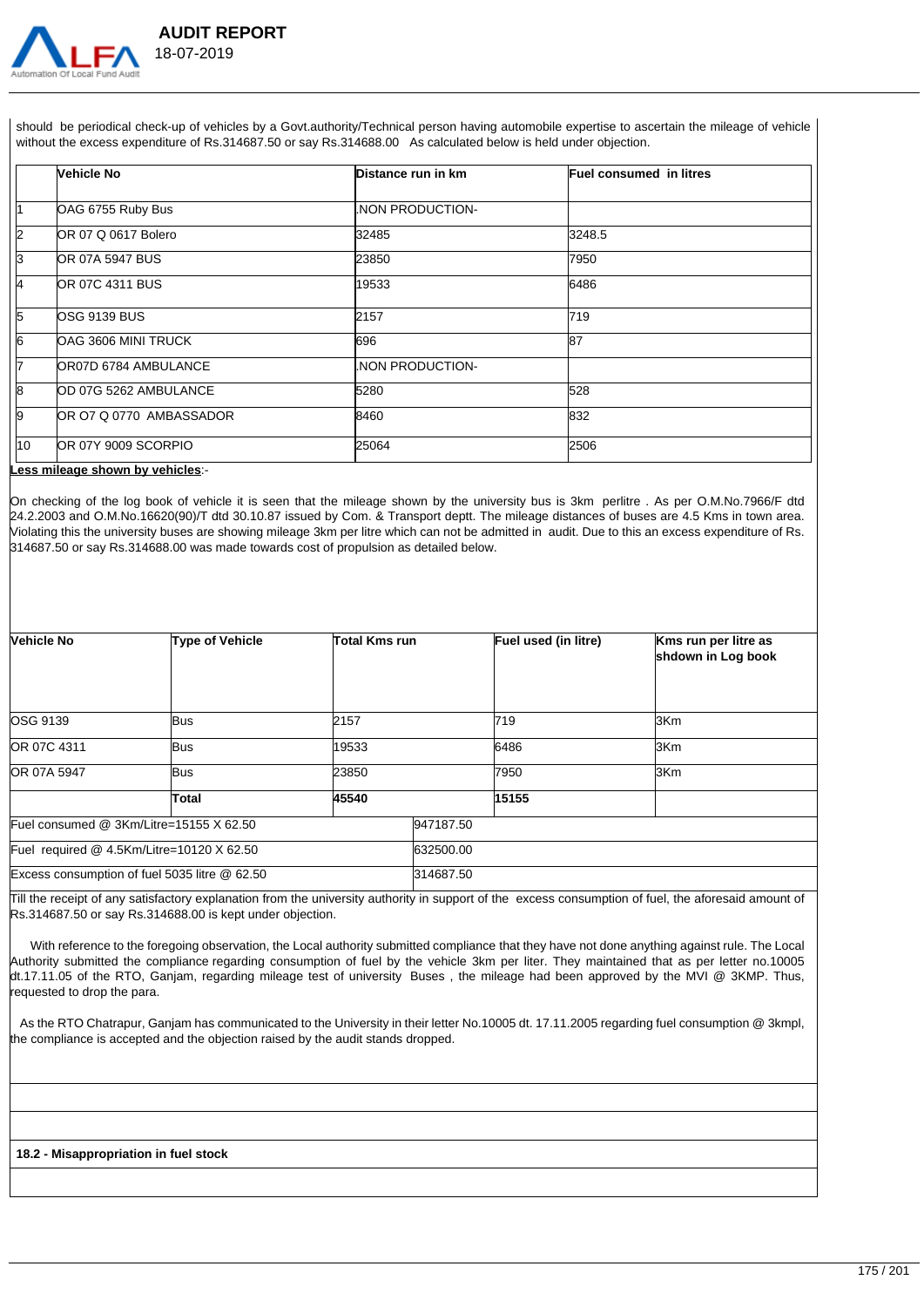should be periodical check-up of vehicles by a Govt.authority/Technical person having automobile expertise to ascertain the mileage of vehicle without the excess expenditure of Rs.314687.50 or say Rs.314688.00 As calculated below is held under objection.

| | Vehicle No | Distance run in km | Fuel consumed in litres |
|---|---|---|---|
| 1 | OAG 6755 Ruby Bus | .NON PRODUCTION- | |
| 2 | OR 07 Q 0617 Bolero | 32485 | 3248.5 |
| 3 | OR 07A 5947 BUS | 23850 | 7950 |
| 4 | OR 07C 4311 BUS | 19533 | 6486 |
| 5 | OSG 9139 BUS | 2157 | 719 |
| 6 | OAG 3606 MINI TRUCK | 696 | 87 |
| 7 | OR07D 6784 AMBULANCE | .NON PRODUCTION- | |
| 8 | OD 07G 5262 AMBULANCE | 5280 | 528 |
| 9 | OR O7 Q 0770 AMBASSADOR | 8460 | 832 |
| 10 | OR 07Y 9009 SCORPIO | 25064 | 2506 |

**Less mileage shown by vehicles**:-

On checking of the log book of vehicle it is seen that the mileage shown by the university bus is 3km perlitre . As per O.M.No.7966/F dtd 24.2.2003 and O.M.No.16620(90)/T dtd 30.10.87 issued by Com. & Transport deptt. The mileage distances of buses are 4.5 Kms in town area. Violating this the university buses are showing mileage 3km per litre which can not be admitted in audit. Due to this an excess expenditure of Rs. 314687.50 or say Rs.314688.00 was made towards cost of propulsion as detailed below.

| Vehicle No | Type of Vehicle | Total Kms run | Fuel used (in litre) | Kms run per litre as shdown in Log book |
|---|---|---|---|---|
| OSG 9139 | Bus | 2157 | 719 | 3Km |
| OR 07C 4311 | Bus | 19533 | 6486 | 3Km |
| OR 07A 5947 | Bus | 23850 | 7950 | 3Km |
| | **Total** | **45540** | **15155** | |
| Fuel consumed @ 3Km/Litre=15155 X 62.50 | | 947187.50 | | |
| Fuel required @ 4.5Km/Litre=10120 X 62.50 | | 632500.00 | | |
| Excess consumption of fuel 5035 litre @ 62.50 | | 314687.50 | | |

Till the receipt of any satisfactory explanation from the university authority in support of the excess consumption of fuel, the aforesaid amount of Rs.314687.50 or say Rs.314688.00 is kept under objection.

With reference to the foregoing observation, the Local authority submitted compliance that they have not done anything against rule. The Local Authority submitted the compliance regarding consumption of fuel by the vehicle 3km per liter. They maintained that as per letter no.10005 dt.17.11.05 of the RTO, Ganjam, regarding mileage test of university Buses , the mileage had been approved by the MVI @ 3KMP. Thus, requested to drop the para.

As the RTO Chatrapur, Ganjam has communicated to the University in their letter No.10005 dt. 17.11.2005 regarding fuel consumption @ 3kmpl, the compliance is accepted and the objection raised by the audit stands dropped.

**18.2 - Misappropriation in fuel stock**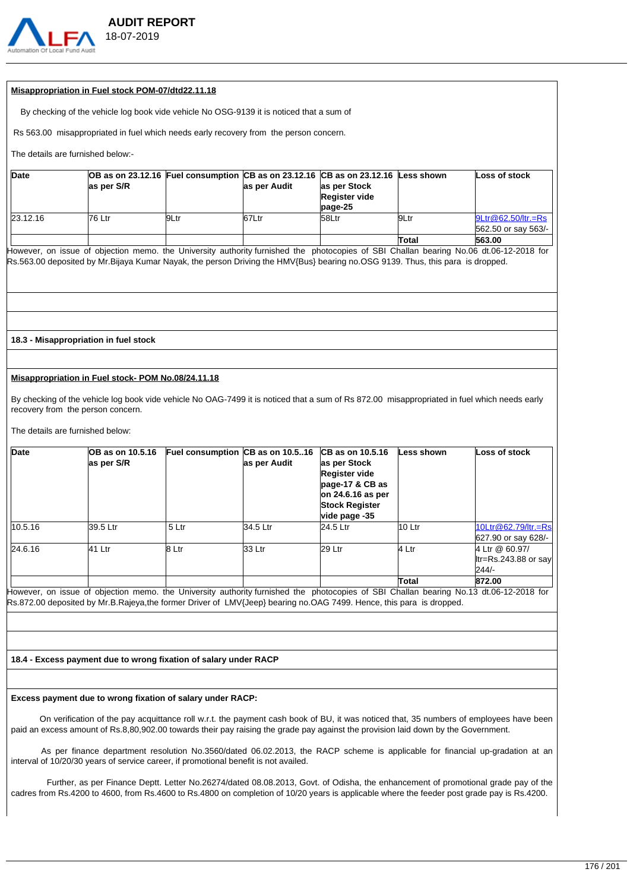**Misappropriation in Fuel stock POM-07/dtd22.11.18**

By checking of the vehicle log book vide vehicle No OSG-9139 it is noticed that a sum of

Rs 563.00 misappropriated in fuel which needs early recovery from the person concern.

The details are furnished below:-

| Date | OB as on 23.12.16 as per S/R | Fuel consumption | CB as on 23.12.16 as per Audit | CB as on 23.12.16 as per Stock Register vide page-25 | Less shown | Loss of stock |
|---|---|---|---|---|---|---|
| 23.12.16 | 76 Ltr | 9Ltr | 67Ltr | 58Ltr | 9Ltr | 9Ltr@62.50/ltr.=Rs 562.50 or say 563/- |
| | | | | | Total | 563.00 |

However, on issue of objection memo. the University authority furnished the photocopies of SBI Challan bearing No.06 dt.06-12-2018 for Rs.563.00 deposited by Mr.Bijaya Kumar Nayak, the person Driving the HMV{Bus} bearing no.OSG 9139. Thus, this para is dropped.

**18.3 - Misappropriation in fuel stock**

**Misappropriation in Fuel stock- POM No.08/24.11.18**

By checking of the vehicle log book vide vehicle No OAG-7499 it is noticed that a sum of Rs 872.00 misappropriated in fuel which needs early recovery from the person concern.

The details are furnished below:

| Date | OB as on 10.5.16 as per S/R | Fuel consumption | CB as on 10.5..16 as per Audit | CB as on 10.5.16 as per Stock Register vide page-17 & CB as on 24.6.16 as per Stock Register vide page -35 | Less shown | Loss of stock |
|---|---|---|---|---|---|---|
| 10.5.16 | 39.5 Ltr | 5 Ltr | 34.5 Ltr | 24.5 Ltr | 10 Ltr | 10Ltr@62.79/ltr.=Rs 627.90 or say 628/- |
| 24.6.16 | 41 Ltr | 8 Ltr | 33 Ltr | 29 Ltr | 4 Ltr | 4 Ltr @ 60.97/ ltr=Rs.243.88 or say 244/- |
| | | | | | Total | 872.00 |

However, on issue of objection memo. the University authority furnished the photocopies of SBI Challan bearing No.13 dt.06-12-2018 for Rs.872.00 deposited by Mr.B.Rajeya,the former Driver of LMV{Jeep} bearing no.OAG 7499. Hence, this para is dropped.

**18.4 - Excess payment due to wrong fixation of salary under RACP**

**Excess payment due to wrong fixation of salary under RACP:**

On verification of the pay acquittance roll w.r.t. the payment cash book of BU, it was noticed that, 35 numbers of employees have been paid an excess amount of Rs.8,80,902.00 towards their pay raising the grade pay against the provision laid down by the Government.

As per finance department resolution No.3560/dated 06.02.2013, the RACP scheme is applicable for financial up-gradation at an interval of 10/20/30 years of service career, if promotional benefit is not availed.

Further, as per Finance Deptt. Letter No.26274/dated 08.08.2013, Govt. of Odisha, the enhancement of promotional grade pay of the cadres from Rs.4200 to 4600, from Rs.4600 to Rs.4800 on completion of 10/20 years is applicable where the feeder post grade pay is Rs.4200.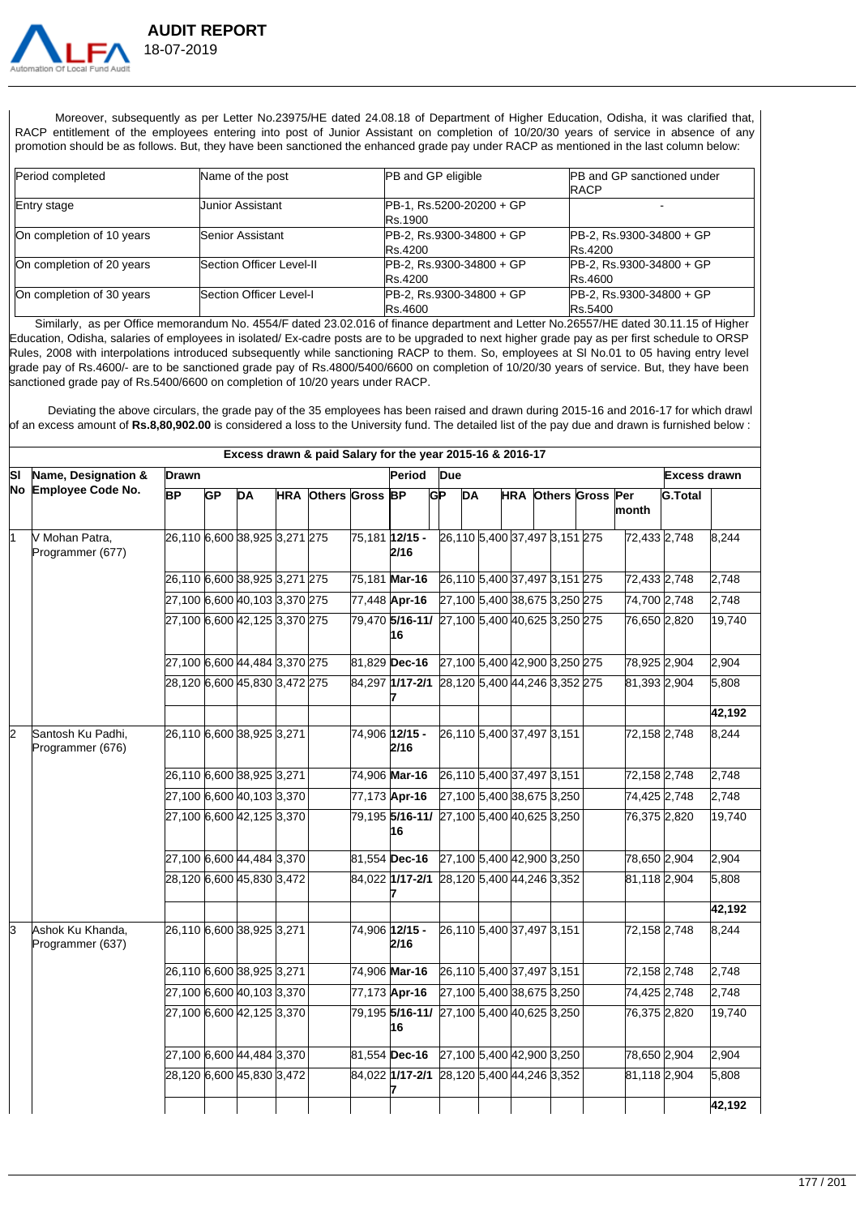Moreover, subsequently as per Letter No.23975/HE dated 24.08.18 of Department of Higher Education, Odisha, it was clarified that, RACP entitlement of the employees entering into post of Junior Assistant on completion of 10/20/30 years of service in absence of any promotion should be as follows. But, they have been sanctioned the enhanced grade pay under RACP as mentioned in the last column below:

| Period completed | Name of the post | PB and GP eligible | PB and GP sanctioned under RACP |
|---|---|---|---|
| Entry stage | Junior Assistant | PB-1, Rs.5200-20200 + GP Rs.1900 | - |
| On completion of 10 years | Senior Assistant | PB-2, Rs.9300-34800 + GP Rs.4200 | PB-2, Rs.9300-34800 + GP Rs.4200 |
| On completion of 20 years | Section Officer Level-II | PB-2, Rs.9300-34800 + GP Rs.4200 | PB-2, Rs.9300-34800 + GP Rs.4600 |
| On completion of 30 years | Section Officer Level-I | PB-2, Rs.9300-34800 + GP Rs.4600 | PB-2, Rs.9300-34800 + GP Rs.5400 |

Similarly, as per Office memorandum No. 4554/F dated 23.02.016 of finance department and Letter No.26557/HE dated 30.11.15 of Higher Education, Odisha, salaries of employees in isolated/ Ex-cadre posts are to be upgraded to next higher grade pay as per first schedule to ORSP Rules, 2008 with interpolations introduced subsequently while sanctioning RACP to them. So, employees at Sl No.01 to 05 having entry level grade pay of Rs.4600/- are to be sanctioned grade pay of Rs.4800/5400/6600 on completion of 10/20/30 years of service. But, they have been sanctioned grade pay of Rs.5400/6600 on completion of 10/20 years under RACP.

Deviating the above circulars, the grade pay of the 35 employees has been raised and drawn during 2015-16 and 2016-17 for which drawl of an excess amount of **Rs.8,80,902.00** is considered a loss to the University fund. The detailed list of the pay due and drawn is furnished below :

**Excess drawn & paid Salary for the year 2015-16 & 2016-17**

| Sl No | Name, Designation & Employee Code No. | Drawn | | | | | | Period | Due | | | | | | Excess drawn | |
|---|---|---|---|---|---|---|---|---|---|---|---|---|---|---|---|---|
| | | BP | GP | DA | HRA | Others | Gross | BP | GP | DA | HRA | Others | Gross | Per month | G.Total | |
| 1 | V Mohan Patra, Programmer (677) | 26,110 | 6,600 | 38,925 | 3,271 | 275 | 75,181 | **12/15 - 2/16** | 26,110 | 5,400 | 37,497 | 3,151 | 275 | 72,433 | 2,748 | 8,244 |
| | | 26,110 | 6,600 | 38,925 | 3,271 | 275 | 75,181 | **Mar-16** | 26,110 | 5,400 | 37,497 | 3,151 | 275 | 72,433 | 2,748 | 2,748 |
| | | 27,100 | 6,600 | 40,103 | 3,370 | 275 | 77,448 | **Apr-16** | 27,100 | 5,400 | 38,675 | 3,250 | 275 | 74,700 | 2,748 | 2,748 |
| | | 27,100 | 6,600 | 42,125 | 3,370 | 275 | 79,470 | **5/16-11/16** | 27,100 | 5,400 | 40,625 | 3,250 | 275 | 76,650 | 2,820 | 19,740 |
| | | 27,100 | 6,600 | 44,484 | 3,370 | 275 | 81,829 | **Dec-16** | 27,100 | 5,400 | 42,900 | 3,250 | 275 | 78,925 | 2,904 | 2,904 |
| | | 28,120 | 6,600 | 45,830 | 3,472 | 275 | 84,297 | **1/17-2/17** | 28,120 | 5,400 | 44,246 | 3,352 | 275 | 81,393 | 2,904 | 5,808 |
| | | | | | | | | | | | | | | | | **42,192** |
| 2 | Santosh Ku Padhi, Programmer (676) | 26,110 | 6,600 | 38,925 | 3,271 | | 74,906 | **12/15 - 2/16** | 26,110 | 5,400 | 37,497 | 3,151 | | 72,158 | 2,748 | 8,244 |
| | | 26,110 | 6,600 | 38,925 | 3,271 | | 74,906 | **Mar-16** | 26,110 | 5,400 | 37,497 | 3,151 | | 72,158 | 2,748 | 2,748 |
| | | 27,100 | 6,600 | 40,103 | 3,370 | | 77,173 | **Apr-16** | 27,100 | 5,400 | 38,675 | 3,250 | | 74,425 | 2,748 | 2,748 |
| | | 27,100 | 6,600 | 42,125 | 3,370 | | 79,195 | **5/16-11/16** | 27,100 | 5,400 | 40,625 | 3,250 | | 76,375 | 2,820 | 19,740 |
| | | 27,100 | 6,600 | 44,484 | 3,370 | | 81,554 | **Dec-16** | 27,100 | 5,400 | 42,900 | 3,250 | | 78,650 | 2,904 | 2,904 |
| | | 28,120 | 6,600 | 45,830 | 3,472 | | 84,022 | **1/17-2/17** | 28,120 | 5,400 | 44,246 | 3,352 | | 81,118 | 2,904 | 5,808 |
| | | | | | | | | | | | | | | | | **42,192** |
| 3 | Ashok Ku Khanda, Programmer (637) | 26,110 | 6,600 | 38,925 | 3,271 | | 74,906 | **12/15 - 2/16** | 26,110 | 5,400 | 37,497 | 3,151 | | 72,158 | 2,748 | 8,244 |
| | | 26,110 | 6,600 | 38,925 | 3,271 | | 74,906 | **Mar-16** | 26,110 | 5,400 | 37,497 | 3,151 | | 72,158 | 2,748 | 2,748 |
| | | 27,100 | 6,600 | 40,103 | 3,370 | | 77,173 | **Apr-16** | 27,100 | 5,400 | 38,675 | 3,250 | | 74,425 | 2,748 | 2,748 |
| | | 27,100 | 6,600 | 42,125 | 3,370 | | 79,195 | **5/16-11/16** | 27,100 | 5,400 | 40,625 | 3,250 | | 76,375 | 2,820 | 19,740 |
| | | 27,100 | 6,600 | 44,484 | 3,370 | | 81,554 | **Dec-16** | 27,100 | 5,400 | 42,900 | 3,250 | | 78,650 | 2,904 | 2,904 |
| | | 28,120 | 6,600 | 45,830 | 3,472 | | 84,022 | **1/17-2/17** | 28,120 | 5,400 | 44,246 | 3,352 | | 81,118 | 2,904 | 5,808 |
| | | | | | | | | | | | | | | | | **42,192** |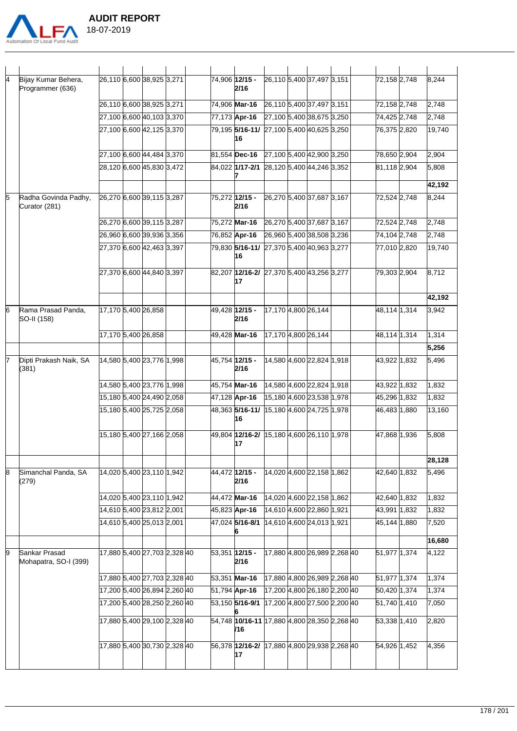| | | | | | | | | | | | | | | | | |
|---|---|---|---|---|---|---|---|---|---|---|---|---|---|---|---|---|
| 4 | Bijay Kumar Behera, Programmer (636) | 26,110 | 6,600 | 38,925 | 3,271 | | 74,906 | **12/15 - 2/16** | 26,110 | 5,400 | 37,497 | 3,151 | | 72,158 | 2,748 | 8,244 |
| | | 26,110 | 6,600 | 38,925 | 3,271 | | 74,906 | **Mar-16** | 26,110 | 5,400 | 37,497 | 3,151 | | 72,158 | 2,748 | 2,748 |
| | | 27,100 | 6,600 | 40,103 | 3,370 | | 77,173 | **Apr-16** | 27,100 | 5,400 | 38,675 | 3,250 | | 74,425 | 2,748 | 2,748 |
| | | 27,100 | 6,600 | 42,125 | 3,370 | | 79,195 | **5/16-11/16** | 27,100 | 5,400 | 40,625 | 3,250 | | 76,375 | 2,820 | 19,740 |
| | | 27,100 | 6,600 | 44,484 | 3,370 | | 81,554 | **Dec-16** | 27,100 | 5,400 | 42,900 | 3,250 | | 78,650 | 2,904 | 2,904 |
| | | 28,120 | 6,600 | 45,830 | 3,472 | | 84,022 | **1/17-2/17** | 28,120 | 5,400 | 44,246 | 3,352 | | 81,118 | 2,904 | 5,808 |
| | | | | | | | | | | | | | | | | **42,192** |
| 5 | Radha Govinda Padhy, Curator (281) | 26,270 | 6,600 | 39,115 | 3,287 | | 75,272 | **12/15 - 2/16** | 26,270 | 5,400 | 37,687 | 3,167 | | 72,524 | 2,748 | 8,244 |
| | | 26,270 | 6,600 | 39,115 | 3,287 | | 75,272 | **Mar-16** | 26,270 | 5,400 | 37,687 | 3,167 | | 72,524 | 2,748 | 2,748 |
| | | 26,960 | 6,600 | 39,936 | 3,356 | | 76,852 | **Apr-16** | 26,960 | 5,400 | 38,508 | 3,236 | | 74,104 | 2,748 | 2,748 |
| | | 27,370 | 6,600 | 42,463 | 3,397 | | 79,830 | **5/16-11/16** | 27,370 | 5,400 | 40,963 | 3,277 | | 77,010 | 2,820 | 19,740 |
| | | 27,370 | 6,600 | 44,840 | 3,397 | | 82,207 | **12/16-2/17** | 27,370 | 5,400 | 43,256 | 3,277 | | 79,303 | 2,904 | 8,712 |
| | | | | | | | | | | | | | | | | **42,192** |
| 6 | Rama Prasad Panda, SO-II (158) | 17,170 | 5,400 | 26,858 | | | 49,428 | **12/15 - 2/16** | 17,170 | 4,800 | 26,144 | | | 48,114 | 1,314 | 3,942 |
| | | 17,170 | 5,400 | 26,858 | | | 49,428 | **Mar-16** | 17,170 | 4,800 | 26,144 | | | 48,114 | 1,314 | 1,314 |
| | | | | | | | | | | | | | | | | **5,256** |
| 7 | Dipti Prakash Naik, SA (381) | 14,580 | 5,400 | 23,776 | 1,998 | | 45,754 | **12/15 - 2/16** | 14,580 | 4,600 | 22,824 | 1,918 | | 43,922 | 1,832 | 5,496 |
| | | 14,580 | 5,400 | 23,776 | 1,998 | | 45,754 | **Mar-16** | 14,580 | 4,600 | 22,824 | 1,918 | | 43,922 | 1,832 | 1,832 |
| | | 15,180 | 5,400 | 24,490 | 2,058 | | 47,128 | **Apr-16** | 15,180 | 4,600 | 23,538 | 1,978 | | 45,296 | 1,832 | 1,832 |
| | | 15,180 | 5,400 | 25,725 | 2,058 | | 48,363 | **5/16-11/16** | 15,180 | 4,600 | 24,725 | 1,978 | | 46,483 | 1,880 | 13,160 |
| | | 15,180 | 5,400 | 27,166 | 2,058 | | 49,804 | **12/16-2/17** | 15,180 | 4,600 | 26,110 | 1,978 | | 47,868 | 1,936 | 5,808 |
| | | | | | | | | | | | | | | | | **28,128** |
| 8 | Simanchal Panda, SA (279) | 14,020 | 5,400 | 23,110 | 1,942 | | 44,472 | **12/15 - 2/16** | 14,020 | 4,600 | 22,158 | 1,862 | | 42,640 | 1,832 | 5,496 |
| | | 14,020 | 5,400 | 23,110 | 1,942 | | 44,472 | **Mar-16** | 14,020 | 4,600 | 22,158 | 1,862 | | 42,640 | 1,832 | 1,832 |
| | | 14,610 | 5,400 | 23,812 | 2,001 | | 45,823 | **Apr-16** | 14,610 | 4,600 | 22,860 | 1,921 | | 43,991 | 1,832 | 1,832 |
| | | 14,610 | 5,400 | 25,013 | 2,001 | | 47,024 | **5/16-8/16** | 14,610 | 4,600 | 24,013 | 1,921 | | 45,144 | 1,880 | 7,520 |
| | | | | | | | | | | | | | | | | **16,680** |
| 9 | Sankar Prasad Mohapatra, SO-I (399) | 17,880 | 5,400 | 27,703 | 2,328 | 40 | 53,351 | **12/15 - 2/16** | 17,880 | 4,800 | 26,989 | 2,268 | 40 | 51,977 | 1,374 | 4,122 |
| | | 17,880 | 5,400 | 27,703 | 2,328 | 40 | 53,351 | **Mar-16** | 17,880 | 4,800 | 26,989 | 2,268 | 40 | 51,977 | 1,374 | 1,374 |
| | | 17,200 | 5,400 | 26,894 | 2,260 | 40 | 51,794 | **Apr-16** | 17,200 | 4,800 | 26,180 | 2,200 | 40 | 50,420 | 1,374 | 1,374 |
| | | 17,200 | 5,400 | 28,250 | 2,260 | 40 | 53,150 | **5/16-9/16** | 17,200 | 4,800 | 27,500 | 2,200 | 40 | 51,740 | 1,410 | 7,050 |
| | | 17,880 | 5,400 | 29,100 | 2,328 | 40 | 54,748 | **10/16-11/16** | 17,880 | 4,800 | 28,350 | 2,268 | 40 | 53,338 | 1,410 | 2,820 |
| | | 17,880 | 5,400 | 30,730 | 2,328 | 40 | 56,378 | **12/16-2/17** | 17,880 | 4,800 | 29,938 | 2,268 | 40 | 54,926 | 1,452 | 4,356 |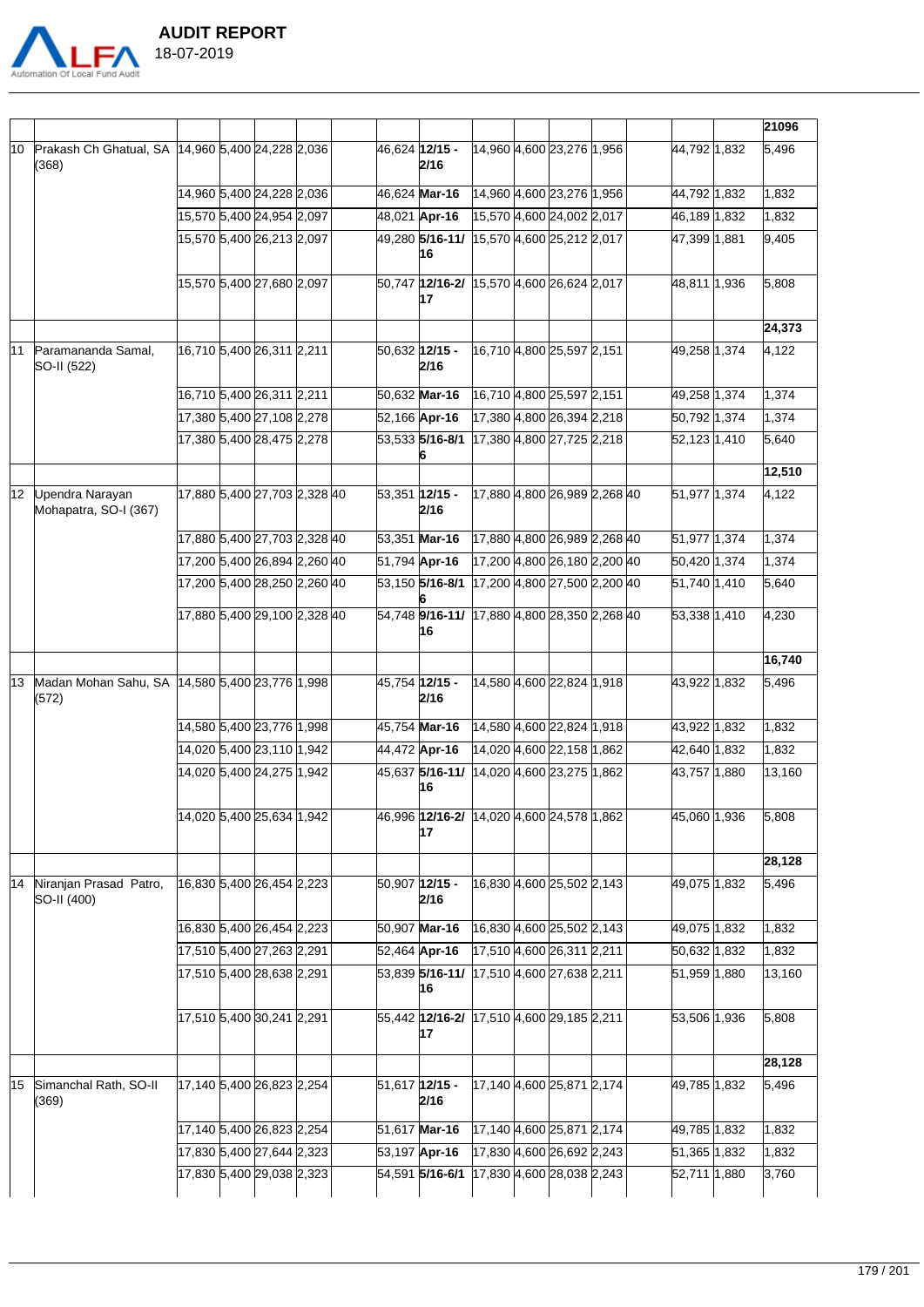| | | | | | | | | | | | | | | | | |
|---|---|---|---|---|---|---|---|---|---|---|---|---|---|---|---|---|
| | | | | | | | | | | | | | | | | 21096 |
| 10 | Prakash Ch Ghatual, SA (368) | 14,960 | 5,400 | 24,228 | 2,036 | | 46,624 | 12/15 - 2/16 | 14,960 | 4,600 | 23,276 | 1,956 | | 44,792 | 1,832 | 5,496 |
| | | 14,960 | 5,400 | 24,228 | 2,036 | | 46,624 | Mar-16 | 14,960 | 4,600 | 23,276 | 1,956 | | 44,792 | 1,832 | 1,832 |
| | | 15,570 | 5,400 | 24,954 | 2,097 | | 48,021 | Apr-16 | 15,570 | 4,600 | 24,002 | 2,017 | | 46,189 | 1,832 | 1,832 |
| | | 15,570 | 5,400 | 26,213 | 2,097 | | 49,280 | 5/16-11/16 | 15,570 | 4,600 | 25,212 | 2,017 | | 47,399 | 1,881 | 9,405 |
| | | 15,570 | 5,400 | 27,680 | 2,097 | | 50,747 | 12/16-2/17 | 15,570 | 4,600 | 26,624 | 2,017 | | 48,811 | 1,936 | 5,808 |
| | | | | | | | | | | | | | | | | 24,373 |
| 11 | Paramananda Samal, SO-II (522) | 16,710 | 5,400 | 26,311 | 2,211 | | 50,632 | 12/15 - 2/16 | 16,710 | 4,800 | 25,597 | 2,151 | | 49,258 | 1,374 | 4,122 |
| | | 16,710 | 5,400 | 26,311 | 2,211 | | 50,632 | Mar-16 | 16,710 | 4,800 | 25,597 | 2,151 | | 49,258 | 1,374 | 1,374 |
| | | 17,380 | 5,400 | 27,108 | 2,278 | | 52,166 | Apr-16 | 17,380 | 4,800 | 26,394 | 2,218 | | 50,792 | 1,374 | 1,374 |
| | | 17,380 | 5,400 | 28,475 | 2,278 | | 53,533 | 5/16-8/16 | 17,380 | 4,800 | 27,725 | 2,218 | | 52,123 | 1,410 | 5,640 |
| | | | | | | | | | | | | | | | | 12,510 |
| 12 | Upendra Narayan Mohapatra, SO-I (367) | 17,880 | 5,400 | 27,703 | 2,328 | 40 | 53,351 | 12/15 - 2/16 | 17,880 | 4,800 | 26,989 | 2,268 | 40 | 51,977 | 1,374 | 4,122 |
| | | 17,880 | 5,400 | 27,703 | 2,328 | 40 | 53,351 | Mar-16 | 17,880 | 4,800 | 26,989 | 2,268 | 40 | 51,977 | 1,374 | 1,374 |
| | | 17,200 | 5,400 | 26,894 | 2,260 | 40 | 51,794 | Apr-16 | 17,200 | 4,800 | 26,180 | 2,200 | 40 | 50,420 | 1,374 | 1,374 |
| | | 17,200 | 5,400 | 28,250 | 2,260 | 40 | 53,150 | 5/16-8/16 | 17,200 | 4,800 | 27,500 | 2,200 | 40 | 51,740 | 1,410 | 5,640 |
| | | 17,880 | 5,400 | 29,100 | 2,328 | 40 | 54,748 | 9/16-11/16 | 17,880 | 4,800 | 28,350 | 2,268 | 40 | 53,338 | 1,410 | 4,230 |
| | | | | | | | | | | | | | | | | 16,740 |
| 13 | Madan Mohan Sahu, SA (572) | 14,580 | 5,400 | 23,776 | 1,998 | | 45,754 | 12/15 - 2/16 | 14,580 | 4,600 | 22,824 | 1,918 | | 43,922 | 1,832 | 5,496 |
| | | 14,580 | 5,400 | 23,776 | 1,998 | | 45,754 | Mar-16 | 14,580 | 4,600 | 22,824 | 1,918 | | 43,922 | 1,832 | 1,832 |
| | | 14,020 | 5,400 | 23,110 | 1,942 | | 44,472 | Apr-16 | 14,020 | 4,600 | 22,158 | 1,862 | | 42,640 | 1,832 | 1,832 |
| | | 14,020 | 5,400 | 24,275 | 1,942 | | 45,637 | 5/16-11/16 | 14,020 | 4,600 | 23,275 | 1,862 | | 43,757 | 1,880 | 13,160 |
| | | 14,020 | 5,400 | 25,634 | 1,942 | | 46,996 | 12/16-2/17 | 14,020 | 4,600 | 24,578 | 1,862 | | 45,060 | 1,936 | 5,808 |
| | | | | | | | | | | | | | | | | 28,128 |
| 14 | Niranjan Prasad Patro, SO-II (400) | 16,830 | 5,400 | 26,454 | 2,223 | | 50,907 | 12/15 - 2/16 | 16,830 | 4,600 | 25,502 | 2,143 | | 49,075 | 1,832 | 5,496 |
| | | 16,830 | 5,400 | 26,454 | 2,223 | | 50,907 | Mar-16 | 16,830 | 4,600 | 25,502 | 2,143 | | 49,075 | 1,832 | 1,832 |
| | | 17,510 | 5,400 | 27,263 | 2,291 | | 52,464 | Apr-16 | 17,510 | 4,600 | 26,311 | 2,211 | | 50,632 | 1,832 | 1,832 |
| | | 17,510 | 5,400 | 28,638 | 2,291 | | 53,839 | 5/16-11/16 | 17,510 | 4,600 | 27,638 | 2,211 | | 51,959 | 1,880 | 13,160 |
| | | 17,510 | 5,400 | 30,241 | 2,291 | | 55,442 | 12/16-2/17 | 17,510 | 4,600 | 29,185 | 2,211 | | 53,506 | 1,936 | 5,808 |
| | | | | | | | | | | | | | | | | 28,128 |
| 15 | Simanchal Rath, SO-II (369) | 17,140 | 5,400 | 26,823 | 2,254 | | 51,617 | 12/15 - 2/16 | 17,140 | 4,600 | 25,871 | 2,174 | | 49,785 | 1,832 | 5,496 |
| | | 17,140 | 5,400 | 26,823 | 2,254 | | 51,617 | Mar-16 | 17,140 | 4,600 | 25,871 | 2,174 | | 49,785 | 1,832 | 1,832 |
| | | 17,830 | 5,400 | 27,644 | 2,323 | | 53,197 | Apr-16 | 17,830 | 4,600 | 26,692 | 2,243 | | 51,365 | 1,832 | 1,832 |
| | | 17,830 | 5,400 | 29,038 | 2,323 | | 54,591 | 5/16-6/1 | 17,830 | 4,600 | 28,038 | 2,243 | | 52,711 | 1,880 | 3,760 |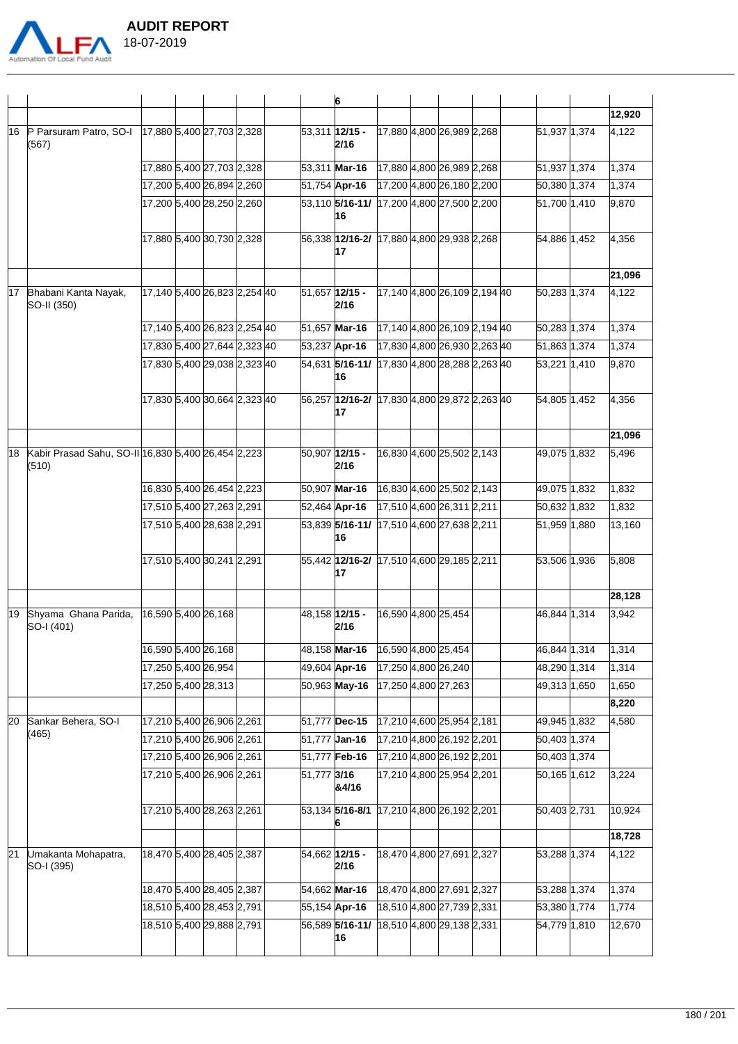| | | | | | | | | | | | | | | | | |
|---|---|---|---|---|---|---|---|---|---|---|---|---|---|---|---|---|
| | | | | | | | | 6 | | | | | | | | |
| | | | | | | | | | | | | | | | | 12,920 |
| 16 | P Parsuram Patro, SO-I (567) | 17,880 | 5,400 | 27,703 | 2,328 | | 53,311 | **12/15 - 2/16** | 17,880 | 4,800 | 26,989 | 2,268 | | 51,937 | 1,374 | 4,122 |
| | | 17,880 | 5,400 | 27,703 | 2,328 | | 53,311 | **Mar-16** | 17,880 | 4,800 | 26,989 | 2,268 | | 51,937 | 1,374 | 1,374 |
| | | 17,200 | 5,400 | 26,894 | 2,260 | | 51,754 | **Apr-16** | 17,200 | 4,800 | 26,180 | 2,200 | | 50,380 | 1,374 | 1,374 |
| | | 17,200 | 5,400 | 28,250 | 2,260 | | 53,110 | **5/16-11/16** | 17,200 | 4,800 | 27,500 | 2,200 | | 51,700 | 1,410 | 9,870 |
| | | 17,880 | 5,400 | 30,730 | 2,328 | | 56,338 | **12/16-2/17** | 17,880 | 4,800 | 29,938 | 2,268 | | 54,886 | 1,452 | 4,356 |
| | | | | | | | | | | | | | | | | **21,096** |
| 17 | Bhabani Kanta Nayak, SO-II (350) | 17,140 | 5,400 | 26,823 | 2,254 | 40 | 51,657 | **12/15 - 2/16** | 17,140 | 4,800 | 26,109 | 2,194 | 40 | 50,283 | 1,374 | 4,122 |
| | | 17,140 | 5,400 | 26,823 | 2,254 | 40 | 51,657 | **Mar-16** | 17,140 | 4,800 | 26,109 | 2,194 | 40 | 50,283 | 1,374 | 1,374 |
| | | 17,830 | 5,400 | 27,644 | 2,323 | 40 | 53,237 | **Apr-16** | 17,830 | 4,800 | 26,930 | 2,263 | 40 | 51,863 | 1,374 | 1,374 |
| | | 17,830 | 5,400 | 29,038 | 2,323 | 40 | 54,631 | **5/16-11/16** | 17,830 | 4,800 | 28,288 | 2,263 | 40 | 53,221 | 1,410 | 9,870 |
| | | 17,830 | 5,400 | 30,664 | 2,323 | 40 | 56,257 | **12/16-2/17** | 17,830 | 4,800 | 29,872 | 2,263 | 40 | 54,805 | 1,452 | 4,356 |
| | | | | | | | | | | | | | | | | **21,096** |
| 18 | Kabir Prasad Sahu, SO-II (510) | 16,830 | 5,400 | 26,454 | 2,223 | | 50,907 | **12/15 - 2/16** | 16,830 | 4,600 | 25,502 | 2,143 | | 49,075 | 1,832 | 5,496 |
| | | 16,830 | 5,400 | 26,454 | 2,223 | | 50,907 | **Mar-16** | 16,830 | 4,600 | 25,502 | 2,143 | | 49,075 | 1,832 | 1,832 |
| | | 17,510 | 5,400 | 27,263 | 2,291 | | 52,464 | **Apr-16** | 17,510 | 4,600 | 26,311 | 2,211 | | 50,632 | 1,832 | 1,832 |
| | | 17,510 | 5,400 | 28,638 | 2,291 | | 53,839 | **5/16-11/16** | 17,510 | 4,600 | 27,638 | 2,211 | | 51,959 | 1,880 | 13,160 |
| | | 17,510 | 5,400 | 30,241 | 2,291 | | 55,442 | **12/16-2/17** | 17,510 | 4,600 | 29,185 | 2,211 | | 53,506 | 1,936 | 5,808 |
| | | | | | | | | | | | | | | | | **28,128** |
| 19 | Shyama Ghana Parida, SO-I (401) | 16,590 | 5,400 | 26,168 | | | 48,158 | **12/15 - 2/16** | 16,590 | 4,800 | 25,454 | | | 46,844 | 1,314 | 3,942 |
| | | 16,590 | 5,400 | 26,168 | | | 48,158 | **Mar-16** | 16,590 | 4,800 | 25,454 | | | 46,844 | 1,314 | 1,314 |
| | | 17,250 | 5,400 | 26,954 | | | 49,604 | **Apr-16** | 17,250 | 4,800 | 26,240 | | | 48,290 | 1,314 | 1,314 |
| | | 17,250 | 5,400 | 28,313 | | | 50,963 | **May-16** | 17,250 | 4,800 | 27,263 | | | 49,313 | 1,650 | 1,650 |
| | | | | | | | | | | | | | | | | **8,220** |
| 20 | Sankar Behera, SO-I (465) | 17,210 | 5,400 | 26,906 | 2,261 | | 51,777 | **Dec-15** | 17,210 | 4,600 | 25,954 | 2,181 | | 49,945 | 1,832 | 4,580 |
| | | 17,210 | 5,400 | 26,906 | 2,261 | | 51,777 | **Jan-16** | 17,210 | 4,800 | 26,192 | 2,201 | | 50,403 | 1,374 | |
| | | 17,210 | 5,400 | 26,906 | 2,261 | | 51,777 | **Feb-16** | 17,210 | 4,800 | 26,192 | 2,201 | | 50,403 | 1,374 | |
| | | 17,210 | 5,400 | 26,906 | 2,261 | | 51,777 | **3/16 &4/16** | 17,210 | 4,800 | 25,954 | 2,201 | | 50,165 | 1,612 | 3,224 |
| | | 17,210 | 5,400 | 28,263 | 2,261 | | 53,134 | **5/16-8/16** | 17,210 | 4,800 | 26,192 | 2,201 | | 50,403 | 2,731 | 10,924 |
| | | | | | | | | | | | | | | | | **18,728** |
| 21 | Umakanta Mohapatra, SO-I (395) | 18,470 | 5,400 | 28,405 | 2,387 | | 54,662 | **12/15 - 2/16** | 18,470 | 4,800 | 27,691 | 2,327 | | 53,288 | 1,374 | 4,122 |
| | | 18,470 | 5,400 | 28,405 | 2,387 | | 54,662 | **Mar-16** | 18,470 | 4,800 | 27,691 | 2,327 | | 53,288 | 1,374 | 1,374 |
| | | 18,510 | 5,400 | 28,453 | 2,791 | | 55,154 | **Apr-16** | 18,510 | 4,800 | 27,739 | 2,331 | | 53,380 | 1,774 | 1,774 |
| | | 18,510 | 5,400 | 29,888 | 2,791 | | 56,589 | **5/16-11/16** | 18,510 | 4,800 | 29,138 | 2,331 | | 54,779 | 1,810 | 12,670 |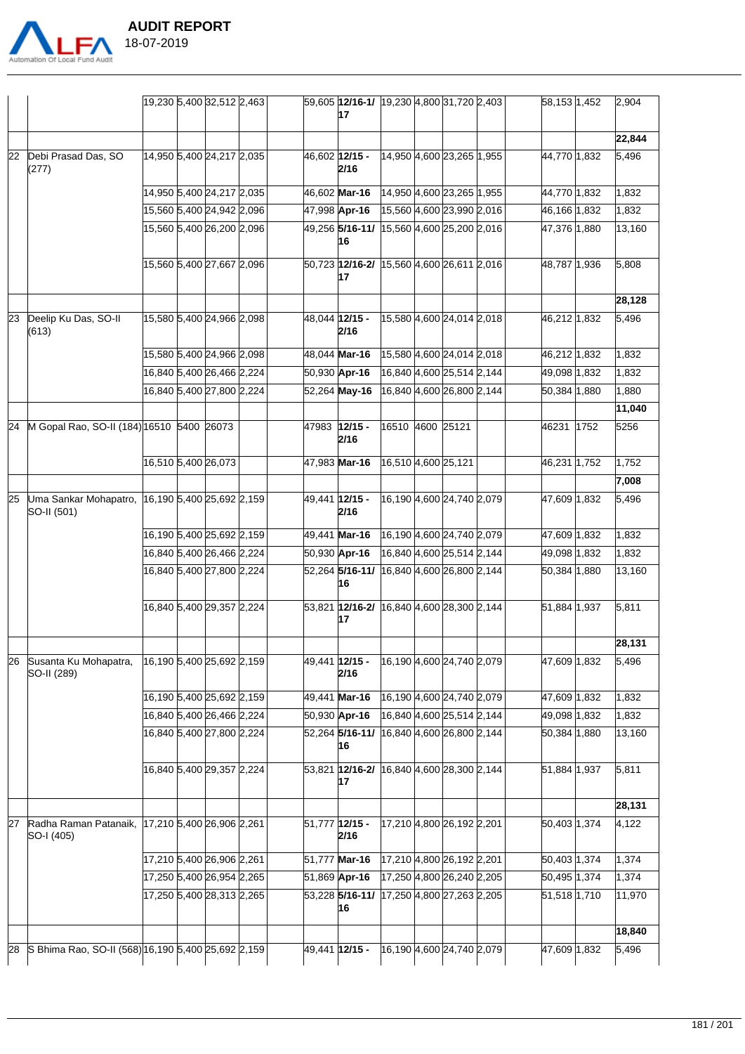| | | | | | | | | | | | | | | | | |
|---|---|---|---|---|---|---|---|---|---|---|---|---|---|---|---|---|
| | | 19,230 | 5,400 | 32,512 | 2,463 | | 59,605 | **12/16-1/17** | 19,230 | 4,800 | 31,720 | 2,403 | | 58,153 | 1,452 | 2,904 |
| | | | | | | | | | | | | | | | | **22,844** |
| 22 | Debi Prasad Das, SO (277) | 14,950 | 5,400 | 24,217 | 2,035 | | 46,602 | **12/15 - 2/16** | 14,950 | 4,600 | 23,265 | 1,955 | | 44,770 | 1,832 | 5,496 |
| | | 14,950 | 5,400 | 24,217 | 2,035 | | 46,602 | **Mar-16** | 14,950 | 4,600 | 23,265 | 1,955 | | 44,770 | 1,832 | 1,832 |
| | | 15,560 | 5,400 | 24,942 | 2,096 | | 47,998 | **Apr-16** | 15,560 | 4,600 | 23,990 | 2,016 | | 46,166 | 1,832 | 1,832 |
| | | 15,560 | 5,400 | 26,200 | 2,096 | | 49,256 | **5/16-11/16** | 15,560 | 4,600 | 25,200 | 2,016 | | 47,376 | 1,880 | 13,160 |
| | | 15,560 | 5,400 | 27,667 | 2,096 | | 50,723 | **12/16-2/17** | 15,560 | 4,600 | 26,611 | 2,016 | | 48,787 | 1,936 | 5,808 |
| | | | | | | | | | | | | | | | | **28,128** |
| 23 | Deelip Ku Das, SO-II (613) | 15,580 | 5,400 | 24,966 | 2,098 | | 48,044 | **12/15 - 2/16** | 15,580 | 4,600 | 24,014 | 2,018 | | 46,212 | 1,832 | 5,496 |
| | | 15,580 | 5,400 | 24,966 | 2,098 | | 48,044 | **Mar-16** | 15,580 | 4,600 | 24,014 | 2,018 | | 46,212 | 1,832 | 1,832 |
| | | 16,840 | 5,400 | 26,466 | 2,224 | | 50,930 | **Apr-16** | 16,840 | 4,600 | 25,514 | 2,144 | | 49,098 | 1,832 | 1,832 |
| | | 16,840 | 5,400 | 27,800 | 2,224 | | 52,264 | **May-16** | 16,840 | 4,600 | 26,800 | 2,144 | | 50,384 | 1,880 | 1,880 |
| | | | | | | | | | | | | | | | | **11,040** |
| 24 | M Gopal Rao, SO-II (184) | 16510 | 5400 | 26073 | | | 47983 | **12/15 - 2/16** | 16510 | 4600 | 25121 | | | 46231 | 1752 | 5256 |
| | | 16,510 | 5,400 | 26,073 | | | 47,983 | **Mar-16** | 16,510 | 4,600 | 25,121 | | | 46,231 | 1,752 | 1,752 |
| | | | | | | | | | | | | | | | | **7,008** |
| 25 | Uma Sankar Mohapatro, SO-II (501) | 16,190 | 5,400 | 25,692 | 2,159 | | 49,441 | **12/15 - 2/16** | 16,190 | 4,600 | 24,740 | 2,079 | | 47,609 | 1,832 | 5,496 |
| | | 16,190 | 5,400 | 25,692 | 2,159 | | 49,441 | **Mar-16** | 16,190 | 4,600 | 24,740 | 2,079 | | 47,609 | 1,832 | 1,832 |
| | | 16,840 | 5,400 | 26,466 | 2,224 | | 50,930 | **Apr-16** | 16,840 | 4,600 | 25,514 | 2,144 | | 49,098 | 1,832 | 1,832 |
| | | 16,840 | 5,400 | 27,800 | 2,224 | | 52,264 | **5/16-11/16** | 16,840 | 4,600 | 26,800 | 2,144 | | 50,384 | 1,880 | 13,160 |
| | | 16,840 | 5,400 | 29,357 | 2,224 | | 53,821 | **12/16-2/17** | 16,840 | 4,600 | 28,300 | 2,144 | | 51,884 | 1,937 | 5,811 |
| | | | | | | | | | | | | | | | | **28,131** |
| 26 | Susanta Ku Mohapatra, SO-II (289) | 16,190 | 5,400 | 25,692 | 2,159 | | 49,441 | **12/15 - 2/16** | 16,190 | 4,600 | 24,740 | 2,079 | | 47,609 | 1,832 | 5,496 |
| | | 16,190 | 5,400 | 25,692 | 2,159 | | 49,441 | **Mar-16** | 16,190 | 4,600 | 24,740 | 2,079 | | 47,609 | 1,832 | 1,832 |
| | | 16,840 | 5,400 | 26,466 | 2,224 | | 50,930 | **Apr-16** | 16,840 | 4,600 | 25,514 | 2,144 | | 49,098 | 1,832 | 1,832 |
| | | 16,840 | 5,400 | 27,800 | 2,224 | | 52,264 | **5/16-11/16** | 16,840 | 4,600 | 26,800 | 2,144 | | 50,384 | 1,880 | 13,160 |
| | | 16,840 | 5,400 | 29,357 | 2,224 | | 53,821 | **12/16-2/17** | 16,840 | 4,600 | 28,300 | 2,144 | | 51,884 | 1,937 | 5,811 |
| | | | | | | | | | | | | | | | | **28,131** |
| 27 | Radha Raman Patanaik, SO-I (405) | 17,210 | 5,400 | 26,906 | 2,261 | | 51,777 | **12/15 - 2/16** | 17,210 | 4,800 | 26,192 | 2,201 | | 50,403 | 1,374 | 4,122 |
| | | 17,210 | 5,400 | 26,906 | 2,261 | | 51,777 | **Mar-16** | 17,210 | 4,800 | 26,192 | 2,201 | | 50,403 | 1,374 | 1,374 |
| | | 17,250 | 5,400 | 26,954 | 2,265 | | 51,869 | **Apr-16** | 17,250 | 4,800 | 26,240 | 2,205 | | 50,495 | 1,374 | 1,374 |
| | | 17,250 | 5,400 | 28,313 | 2,265 | | 53,228 | **5/16-11/16** | 17,250 | 4,800 | 27,263 | 2,205 | | 51,518 | 1,710 | 11,970 |
| | | | | | | | | | | | | | | | | **18,840** |
| 28 | S Bhima Rao, SO-II (568) | 16,190 | 5,400 | 25,692 | 2,159 | | 49,441 | **12/15 -** | 16,190 | 4,600 | 24,740 | 2,079 | | 47,609 | 1,832 | 5,496 |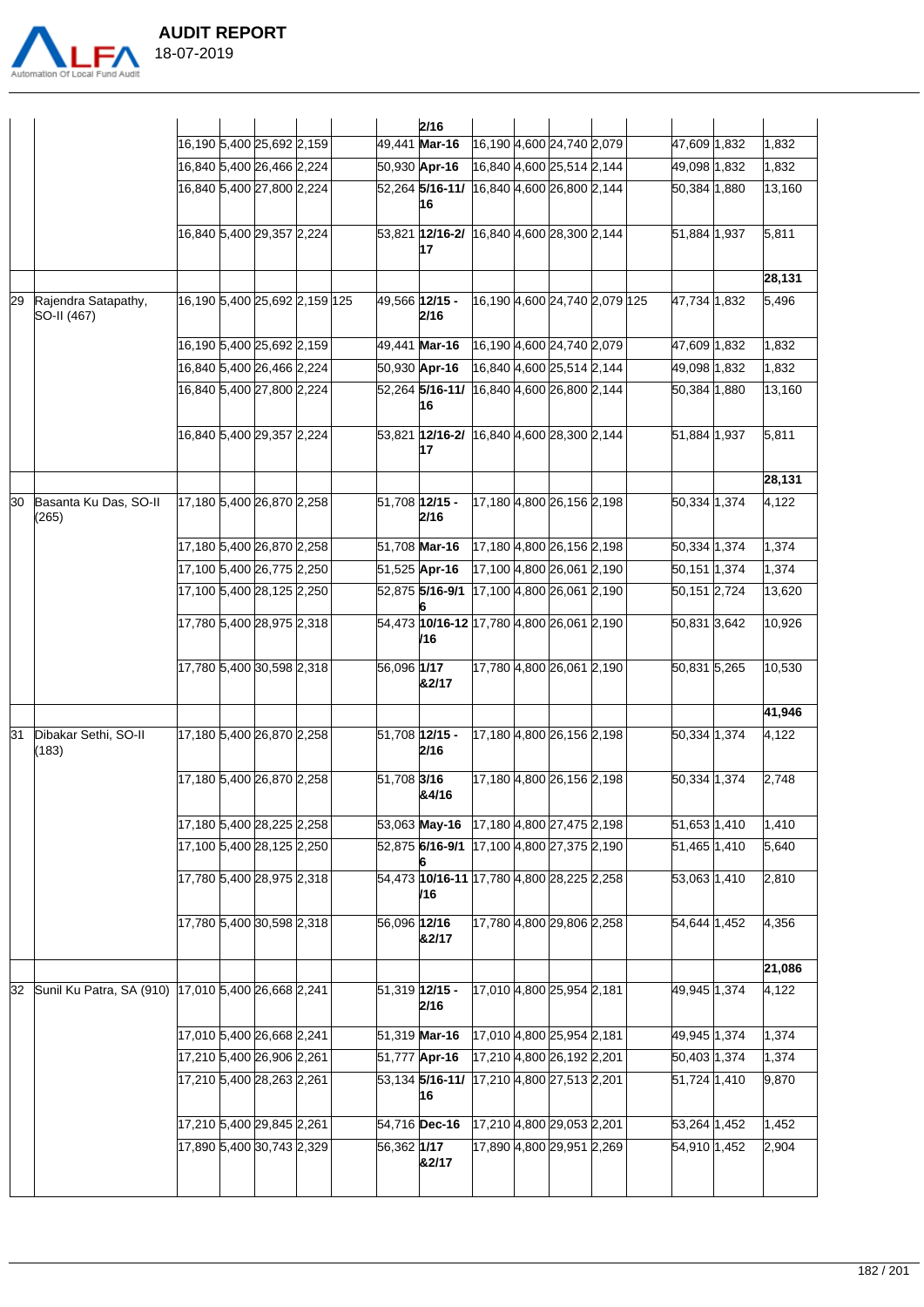| | | | | | | | | | | | | | | | | |
|---|---|---|---|---|---|---|---|---|---|---|---|---|---|---|---|---|
| | | | | | | | | 2/16 | | | | | | | | |
| | | 16,190 | 5,400 | 25,692 | 2,159 | | 49,441 | **Mar-16** | 16,190 | 4,600 | 24,740 | 2,079 | | 47,609 | 1,832 | 1,832 |
| | | 16,840 | 5,400 | 26,466 | 2,224 | | 50,930 | **Apr-16** | 16,840 | 4,600 | 25,514 | 2,144 | | 49,098 | 1,832 | 1,832 |
| | | 16,840 | 5,400 | 27,800 | 2,224 | | 52,264 | **5/16-11/16** | 16,840 | 4,600 | 26,800 | 2,144 | | 50,384 | 1,880 | 13,160 |
| | | 16,840 | 5,400 | 29,357 | 2,224 | | 53,821 | **12/16-2/17** | 16,840 | 4,600 | 28,300 | 2,144 | | 51,884 | 1,937 | 5,811 |
| | | | | | | | | | | | | | | | | **28,131** |
| 29 | Rajendra Satapathy, SO-II (467) | 16,190 | 5,400 | 25,692 | 2,159 | 125 | 49,566 | **12/15 - 2/16** | 16,190 | 4,600 | 24,740 | 2,079 | 125 | 47,734 | 1,832 | 5,496 |
| | | 16,190 | 5,400 | 25,692 | 2,159 | | 49,441 | **Mar-16** | 16,190 | 4,600 | 24,740 | 2,079 | | 47,609 | 1,832 | 1,832 |
| | | 16,840 | 5,400 | 26,466 | 2,224 | | 50,930 | **Apr-16** | 16,840 | 4,600 | 25,514 | 2,144 | | 49,098 | 1,832 | 1,832 |
| | | 16,840 | 5,400 | 27,800 | 2,224 | | 52,264 | **5/16-11/16** | 16,840 | 4,600 | 26,800 | 2,144 | | 50,384 | 1,880 | 13,160 |
| | | 16,840 | 5,400 | 29,357 | 2,224 | | 53,821 | **12/16-2/17** | 16,840 | 4,600 | 28,300 | 2,144 | | 51,884 | 1,937 | 5,811 |
| | | | | | | | | | | | | | | | | **28,131** |
| 30 | Basanta Ku Das, SO-II (265) | 17,180 | 5,400 | 26,870 | 2,258 | | 51,708 | **12/15 - 2/16** | 17,180 | 4,800 | 26,156 | 2,198 | | 50,334 | 1,374 | 4,122 |
| | | 17,180 | 5,400 | 26,870 | 2,258 | | 51,708 | **Mar-16** | 17,180 | 4,800 | 26,156 | 2,198 | | 50,334 | 1,374 | 1,374 |
| | | 17,100 | 5,400 | 26,775 | 2,250 | | 51,525 | **Apr-16** | 17,100 | 4,800 | 26,061 | 2,190 | | 50,151 | 1,374 | 1,374 |
| | | 17,100 | 5,400 | 28,125 | 2,250 | | 52,875 | **5/16-9/16** | 17,100 | 4,800 | 26,061 | 2,190 | | 50,151 | 2,724 | 13,620 |
| | | 17,780 | 5,400 | 28,975 | 2,318 | | 54,473 | **10/16-12/16** | 17,780 | 4,800 | 26,061 | 2,190 | | 50,831 | 3,642 | 10,926 |
| | | 17,780 | 5,400 | 30,598 | 2,318 | | 56,096 | **1/17 &2/17** | 17,780 | 4,800 | 26,061 | 2,190 | | 50,831 | 5,265 | 10,530 |
| | | | | | | | | | | | | | | | | **41,946** |
| 31 | Dibakar Sethi, SO-II (183) | 17,180 | 5,400 | 26,870 | 2,258 | | 51,708 | **12/15 - 2/16** | 17,180 | 4,800 | 26,156 | 2,198 | | 50,334 | 1,374 | 4,122 |
| | | 17,180 | 5,400 | 26,870 | 2,258 | | 51,708 | **3/16 &4/16** | 17,180 | 4,800 | 26,156 | 2,198 | | 50,334 | 1,374 | 2,748 |
| | | 17,180 | 5,400 | 28,225 | 2,258 | | 53,063 | **May-16** | 17,180 | 4,800 | 27,475 | 2,198 | | 51,653 | 1,410 | 1,410 |
| | | 17,100 | 5,400 | 28,125 | 2,250 | | 52,875 | **6/16-9/16** | 17,100 | 4,800 | 27,375 | 2,190 | | 51,465 | 1,410 | 5,640 |
| | | 17,780 | 5,400 | 28,975 | 2,318 | | 54,473 | **10/16-11/16** | 17,780 | 4,800 | 28,225 | 2,258 | | 53,063 | 1,410 | 2,810 |
| | | 17,780 | 5,400 | 30,598 | 2,318 | | 56,096 | **12/16 &2/17** | 17,780 | 4,800 | 29,806 | 2,258 | | 54,644 | 1,452 | 4,356 |
| | | | | | | | | | | | | | | | | **21,086** |
| 32 | Sunil Ku Patra, SA (910) | 17,010 | 5,400 | 26,668 | 2,241 | | 51,319 | **12/15 - 2/16** | 17,010 | 4,800 | 25,954 | 2,181 | | 49,945 | 1,374 | 4,122 |
| | | 17,010 | 5,400 | 26,668 | 2,241 | | 51,319 | **Mar-16** | 17,010 | 4,800 | 25,954 | 2,181 | | 49,945 | 1,374 | 1,374 |
| | | 17,210 | 5,400 | 26,906 | 2,261 | | 51,777 | **Apr-16** | 17,210 | 4,800 | 26,192 | 2,201 | | 50,403 | 1,374 | 1,374 |
| | | 17,210 | 5,400 | 28,263 | 2,261 | | 53,134 | **5/16-11/16** | 17,210 | 4,800 | 27,513 | 2,201 | | 51,724 | 1,410 | 9,870 |
| | | 17,210 | 5,400 | 29,845 | 2,261 | | 54,716 | **Dec-16** | 17,210 | 4,800 | 29,053 | 2,201 | | 53,264 | 1,452 | 1,452 |
| | | 17,890 | 5,400 | 30,743 | 2,329 | | 56,362 | **1/17 &2/17** | 17,890 | 4,800 | 29,951 | 2,269 | | 54,910 | 1,452 | 2,904 |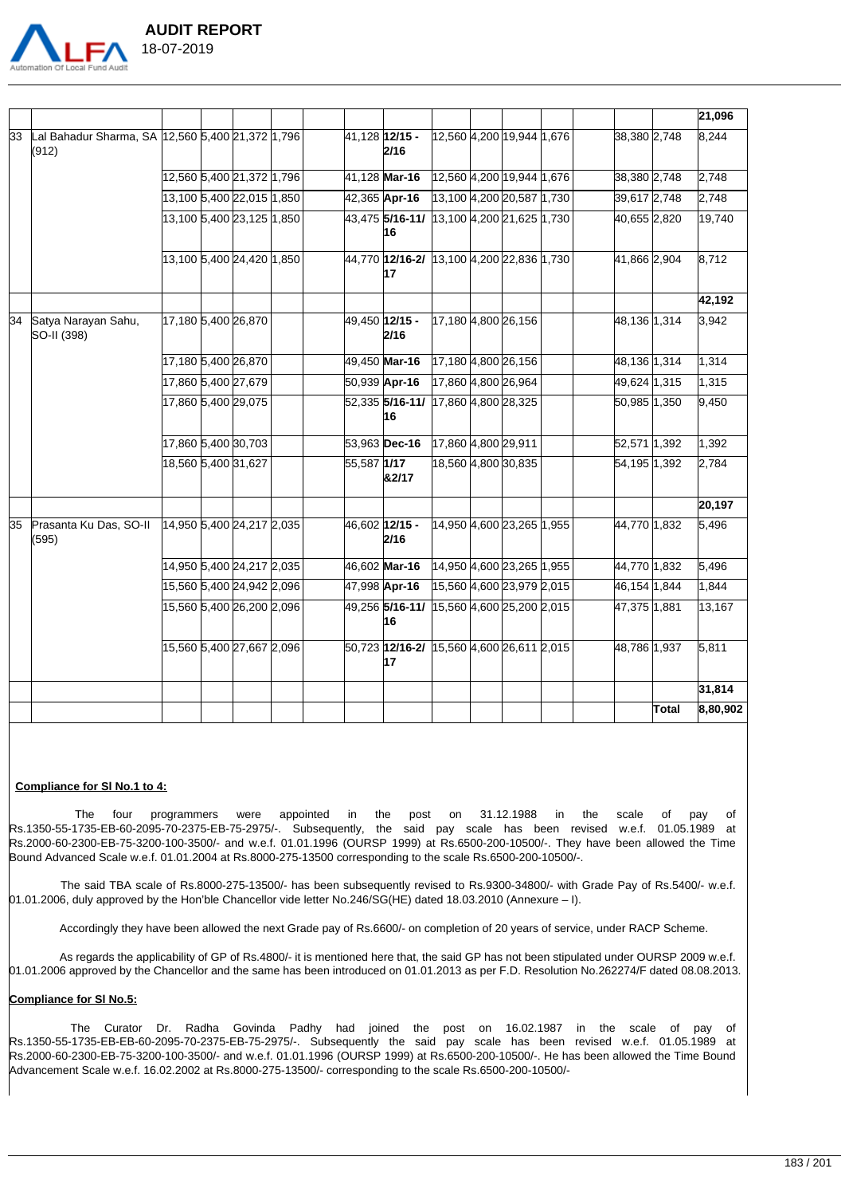| | | | | | | | | | | | | | | | | |
|---|---|---|---|---|---|---|---|---|---|---|---|---|---|---|---|---|
| | | | | | | | | | | | | | | | | **21,096** |
| 33 | Lal Bahadur Sharma, SA (912) | 12,560 | 5,400 | 21,372 | 1,796 | | 41,128 | **12/15 - 2/16** | 12,560 | 4,200 | 19,944 | 1,676 | | 38,380 | 2,748 | 8,244 |
| | | 12,560 | 5,400 | 21,372 | 1,796 | | 41,128 | **Mar-16** | 12,560 | 4,200 | 19,944 | 1,676 | | 38,380 | 2,748 | 2,748 |
| | | 13,100 | 5,400 | 22,015 | 1,850 | | 42,365 | **Apr-16** | 13,100 | 4,200 | 20,587 | 1,730 | | 39,617 | 2,748 | 2,748 |
| | | 13,100 | 5,400 | 23,125 | 1,850 | | 43,475 | **5/16-11/ 16** | 13,100 | 4,200 | 21,625 | 1,730 | | 40,655 | 2,820 | 19,740 |
| | | 13,100 | 5,400 | 24,420 | 1,850 | | 44,770 | **12/16-2/ 17** | 13,100 | 4,200 | 22,836 | 1,730 | | 41,866 | 2,904 | 8,712 |
| | | | | | | | | | | | | | | | | **42,192** |
| 34 | Satya Narayan Sahu, SO-II (398) | 17,180 | 5,400 | 26,870 | | | 49,450 | **12/15 - 2/16** | 17,180 | 4,800 | 26,156 | | | 48,136 | 1,314 | 3,942 |
| | | 17,180 | 5,400 | 26,870 | | | 49,450 | **Mar-16** | 17,180 | 4,800 | 26,156 | | | 48,136 | 1,314 | 1,314 |
| | | 17,860 | 5,400 | 27,679 | | | 50,939 | **Apr-16** | 17,860 | 4,800 | 26,964 | | | 49,624 | 1,315 | 1,315 |
| | | 17,860 | 5,400 | 29,075 | | | 52,335 | **5/16-11/ 16** | 17,860 | 4,800 | 28,325 | | | 50,985 | 1,350 | 9,450 |
| | | 17,860 | 5,400 | 30,703 | | | 53,963 | **Dec-16** | 17,860 | 4,800 | 29,911 | | | 52,571 | 1,392 | 1,392 |
| | | 18,560 | 5,400 | 31,627 | | | 55,587 | **1/17 &2/17** | 18,560 | 4,800 | 30,835 | | | 54,195 | 1,392 | 2,784 |
| | | | | | | | | | | | | | | | | **20,197** |
| 35 | Prasanta Ku Das, SO-II (595) | 14,950 | 5,400 | 24,217 | 2,035 | | 46,602 | **12/15 - 2/16** | 14,950 | 4,600 | 23,265 | 1,955 | | 44,770 | 1,832 | 5,496 |
| | | 14,950 | 5,400 | 24,217 | 2,035 | | 46,602 | **Mar-16** | 14,950 | 4,600 | 23,265 | 1,955 | | 44,770 | 1,832 | 5,496 |
| | | 15,560 | 5,400 | 24,942 | 2,096 | | 47,998 | **Apr-16** | 15,560 | 4,600 | 23,979 | 2,015 | | 46,154 | 1,844 | 1,844 |
| | | 15,560 | 5,400 | 26,200 | 2,096 | | 49,256 | **5/16-11/ 16** | 15,560 | 4,600 | 25,200 | 2,015 | | 47,375 | 1,881 | 13,167 |
| | | 15,560 | 5,400 | 27,667 | 2,096 | | 50,723 | **12/16-2/ 17** | 15,560 | 4,600 | 26,611 | 2,015 | | 48,786 | 1,937 | 5,811 |
| | | | | | | | | | | | | | | | | **31,814** |
| | | | | | | | | | | | | | | | **Total** | **8,80,902** |

**Compliance for Sl No.1 to 4:**

The four programmers were appointed in the post on 31.12.1988 in the scale of pay of Rs.1350-55-1735-EB-60-2095-70-2375-EB-75-2975/-. Subsequently, the said pay scale has been revised w.e.f. 01.05.1989 at Rs.2000-60-2300-EB-75-3200-100-3500/- and w.e.f. 01.01.1996 (OURSP 1999) at Rs.6500-200-10500/-. They have been allowed the Time Bound Advanced Scale w.e.f. 01.01.2004 at Rs.8000-275-13500 corresponding to the scale Rs.6500-200-10500/-.

The said TBA scale of Rs.8000-275-13500/- has been subsequently revised to Rs.9300-34800/- with Grade Pay of Rs.5400/- w.e.f. 01.01.2006, duly approved by the Hon'ble Chancellor vide letter No.246/SG(HE) dated 18.03.2010 (Annexure – I).

Accordingly they have been allowed the next Grade pay of Rs.6600/- on completion of 20 years of service, under RACP Scheme.

As regards the applicability of GP of Rs.4800/- it is mentioned here that, the said GP has not been stipulated under OURSP 2009 w.e.f. 01.01.2006 approved by the Chancellor and the same has been introduced on 01.01.2013 as per F.D. Resolution No.262274/F dated 08.08.2013.

**Compliance for Sl No.5:**

The Curator Dr. Radha Govinda Padhy had joined the post on 16.02.1987 in the scale of pay of Rs.1350-55-1735-EB-EB-60-2095-70-2375-EB-75-2975/-. Subsequently the said pay scale has been revised w.e.f. 01.05.1989 at Rs.2000-60-2300-EB-75-3200-100-3500/- and w.e.f. 01.01.1996 (OURSP 1999) at Rs.6500-200-10500/-. He has been allowed the Time Bound Advancement Scale w.e.f. 16.02.2002 at Rs.8000-275-13500/- corresponding to the scale Rs.6500-200-10500/-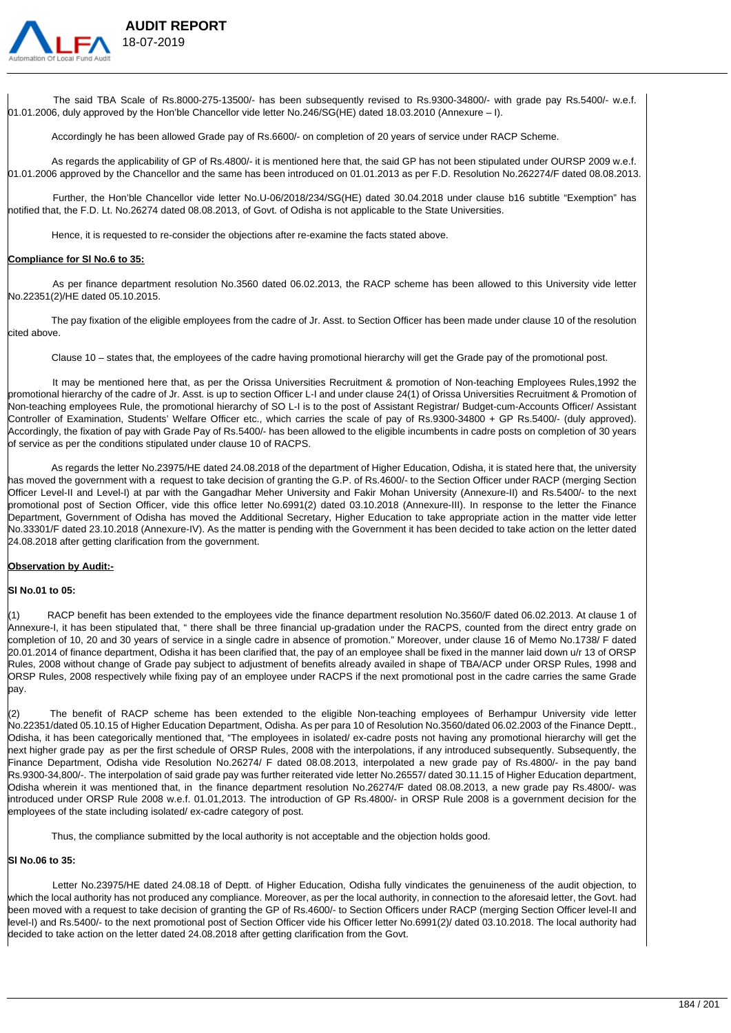The said TBA Scale of Rs.8000-275-13500/- has been subsequently revised to Rs.9300-34800/- with grade pay Rs.5400/- w.e.f. 01.01.2006, duly approved by the Hon'ble Chancellor vide letter No.246/SG(HE) dated 18.03.2010 (Annexure – I).

Accordingly he has been allowed Grade pay of Rs.6600/- on completion of 20 years of service under RACP Scheme.

As regards the applicability of GP of Rs.4800/- it is mentioned here that, the said GP has not been stipulated under OURSP 2009 w.e.f. 01.01.2006 approved by the Chancellor and the same has been introduced on 01.01.2013 as per F.D. Resolution No.262274/F dated 08.08.2013.

Further, the Hon'ble Chancellor vide letter No.U-06/2018/234/SG(HE) dated 30.04.2018 under clause b16 subtitle "Exemption" has notified that, the F.D. Lt. No.26274 dated 08.08.2013, of Govt. of Odisha is not applicable to the State Universities.

Hence, it is requested to re-consider the objections after re-examine the facts stated above.

**Compliance for Sl No.6 to 35:**

As per finance department resolution No.3560 dated 06.02.2013, the RACP scheme has been allowed to this University vide letter No.22351(2)/HE dated 05.10.2015.

The pay fixation of the eligible employees from the cadre of Jr. Asst. to Section Officer has been made under clause 10 of the resolution cited above.

Clause 10 – states that, the employees of the cadre having promotional hierarchy will get the Grade pay of the promotional post.

It may be mentioned here that, as per the Orissa Universities Recruitment & promotion of Non-teaching Employees Rules,1992 the promotional hierarchy of the cadre of Jr. Asst. is up to section Officer L-I and under clause 24(1) of Orissa Universities Recruitment & Promotion of Non-teaching employees Rule, the promotional hierarchy of SO L-I is to the post of Assistant Registrar/ Budget-cum-Accounts Officer/ Assistant Controller of Examination, Students' Welfare Officer etc., which carries the scale of pay of Rs.9300-34800 + GP Rs.5400/- (duly approved). Accordingly, the fixation of pay with Grade Pay of Rs.5400/- has been allowed to the eligible incumbents in cadre posts on completion of 30 years of service as per the conditions stipulated under clause 10 of RACPS.

As regards the letter No.23975/HE dated 24.08.2018 of the department of Higher Education, Odisha, it is stated here that, the university has moved the government with a request to take decision of granting the G.P. of Rs.4600/- to the Section Officer under RACP (merging Section Officer Level-II and Level-I) at par with the Gangadhar Meher University and Fakir Mohan University (Annexure-II) and Rs.5400/- to the next promotional post of Section Officer, vide this office letter No.6991(2) dated 03.10.2018 (Annexure-III). In response to the letter the Finance Department, Government of Odisha has moved the Additional Secretary, Higher Education to take appropriate action in the matter vide letter No.33301/F dated 23.10.2018 (Annexure-IV). As the matter is pending with the Government it has been decided to take action on the letter dated 24.08.2018 after getting clarification from the government.

**Observation by Audit:-**

**Sl No.01 to 05:**

(1) RACP benefit has been extended to the employees vide the finance department resolution No.3560/F dated 06.02.2013. At clause 1 of Annexure-I, it has been stipulated that, " there shall be three financial up-gradation under the RACPS, counted from the direct entry grade on completion of 10, 20 and 30 years of service in a single cadre in absence of promotion." Moreover, under clause 16 of Memo No.1738/ F dated 20.01.2014 of finance department, Odisha it has been clarified that, the pay of an employee shall be fixed in the manner laid down u/r 13 of ORSP Rules, 2008 without change of Grade pay subject to adjustment of benefits already availed in shape of TBA/ACP under ORSP Rules, 1998 and ORSP Rules, 2008 respectively while fixing pay of an employee under RACPS if the next promotional post in the cadre carries the same Grade pay.

(2) The benefit of RACP scheme has been extended to the eligible Non-teaching employees of Berhampur University vide letter No.22351/dated 05.10.15 of Higher Education Department, Odisha. As per para 10 of Resolution No.3560/dated 06.02.2003 of the Finance Deptt., Odisha, it has been categorically mentioned that, "The employees in isolated/ ex-cadre posts not having any promotional hierarchy will get the next higher grade pay as per the first schedule of ORSP Rules, 2008 with the interpolations, if any introduced subsequently. Subsequently, the Finance Department, Odisha vide Resolution No.26274/ F dated 08.08.2013, interpolated a new grade pay of Rs.4800/- in the pay band Rs.9300-34,800/-. The interpolation of said grade pay was further reiterated vide letter No.26557/ dated 30.11.15 of Higher Education department, Odisha wherein it was mentioned that, in the finance department resolution No.26274/F dated 08.08.2013, a new grade pay Rs.4800/- was introduced under ORSP Rule 2008 w.e.f. 01.01,2013. The introduction of GP Rs.4800/- in ORSP Rule 2008 is a government decision for the employees of the state including isolated/ ex-cadre category of post.

Thus, the compliance submitted by the local authority is not acceptable and the objection holds good.

**Sl No.06 to 35:**

Letter No.23975/HE dated 24.08.18 of Deptt. of Higher Education, Odisha fully vindicates the genuineness of the audit objection, to which the local authority has not produced any compliance. Moreover, as per the local authority, in connection to the aforesaid letter, the Govt. had been moved with a request to take decision of granting the GP of Rs.4600/- to Section Officers under RACP (merging Section Officer level-II and level-I) and Rs.5400/- to the next promotional post of Section Officer vide his Officer letter No.6991(2)/ dated 03.10.2018. The local authority had decided to take action on the letter dated 24.08.2018 after getting clarification from the Govt.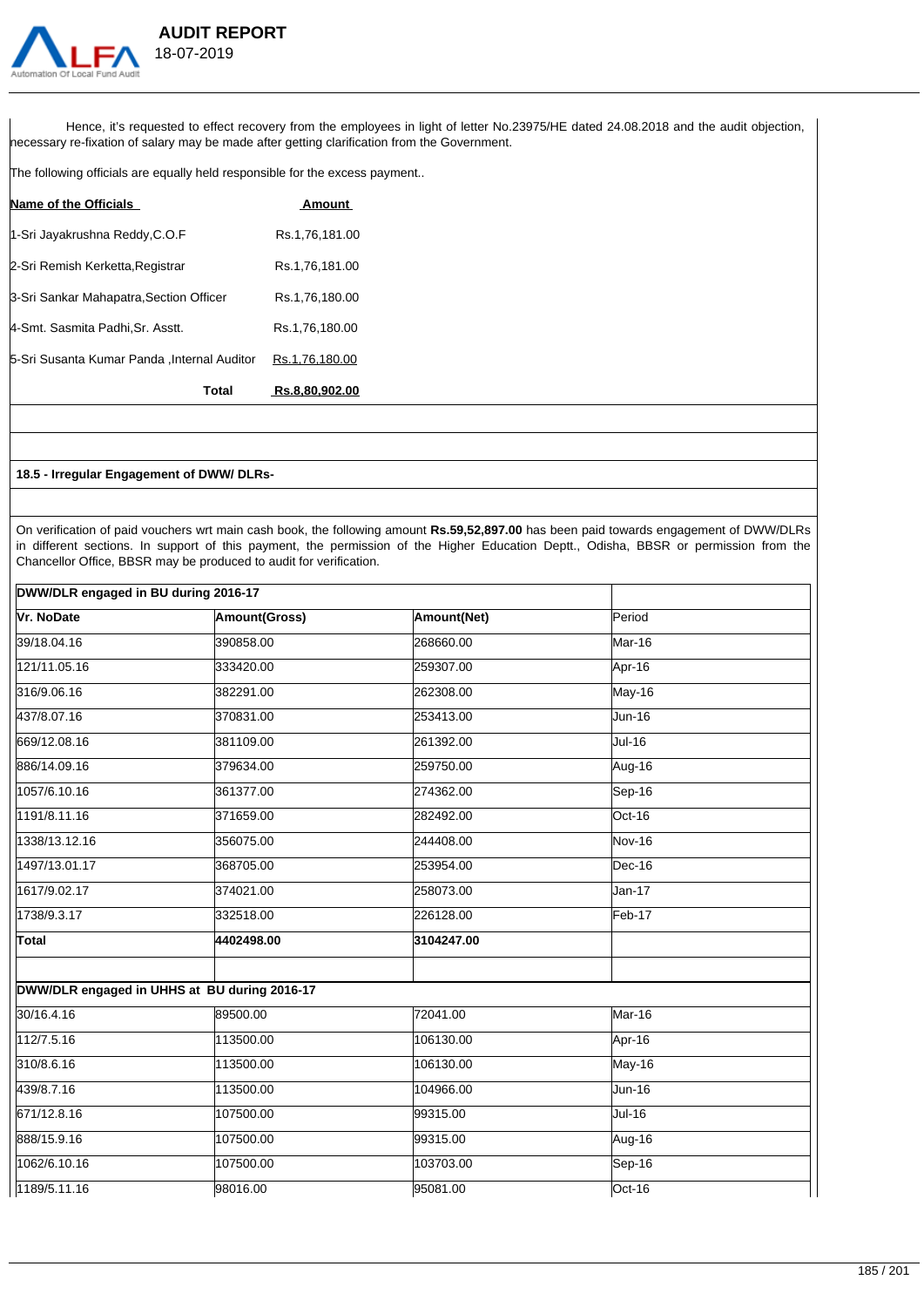Hence, it's requested to effect recovery from the employees in light of letter No.23975/HE dated 24.08.2018 and the audit objection, necessary re-fixation of salary may be made after getting clarification from the Government.

The following officials are equally held responsible for the excess payment..

| Name of the Officials | Amount |
|---|---|
| 1-Sri Jayakrushna Reddy,C.O.F | Rs.1,76,181.00 |
| 2-Sri Remish Kerketta,Registrar | Rs.1,76,181.00 |
| 3-Sri Sankar Mahapatra,Section Officer | Rs.1,76,180.00 |
| 4-Smt. Sasmita Padhi,Sr. Asstt. | Rs.1,76,180.00 |
| 5-Sri Susanta Kumar Panda ,Internal Auditor | Rs.1,76,180.00 |
| **Total** | **Rs.8,80,902.00** |

**18.5 - Irregular Engagement of DWW/ DLRs-**

On verification of paid vouchers wrt main cash book, the following amount **Rs.59,52,897.00** has been paid towards engagement of DWW/DLRs in different sections. In support of this payment, the permission of the Higher Education Deptt., Odisha, BBSR or permission from the Chancellor Office, BBSR may be produced to audit for verification.

| DWW/DLR engaged in BU during 2016-17 | | | |
|---|---|---|---|
| **Vr. NoDate** | **Amount(Gross)** | **Amount(Net)** | Period |
| 39/18.04.16 | 390858.00 | 268660.00 | Mar-16 |
| 121/11.05.16 | 333420.00 | 259307.00 | Apr-16 |
| 316/9.06.16 | 382291.00 | 262308.00 | May-16 |
| 437/8.07.16 | 370831.00 | 253413.00 | Jun-16 |
| 669/12.08.16 | 381109.00 | 261392.00 | Jul-16 |
| 886/14.09.16 | 379634.00 | 259750.00 | Aug-16 |
| 1057/6.10.16 | 361377.00 | 274362.00 | Sep-16 |
| 1191/8.11.16 | 371659.00 | 282492.00 | Oct-16 |
| 1338/13.12.16 | 356075.00 | 244408.00 | Nov-16 |
| 1497/13.01.17 | 368705.00 | 253954.00 | Dec-16 |
| 1617/9.02.17 | 374021.00 | 258073.00 | Jan-17 |
| 1738/9.3.17 | 332518.00 | 226128.00 | Feb-17 |
| **Total** | **4402498.00** | **3104247.00** | |
| | | | |
| **DWW/DLR engaged in UHHS at BU during 2016-17** | | | |
| 30/16.4.16 | 89500.00 | 72041.00 | Mar-16 |
| 112/7.5.16 | 113500.00 | 106130.00 | Apr-16 |
| 310/8.6.16 | 113500.00 | 106130.00 | May-16 |
| 439/8.7.16 | 113500.00 | 104966.00 | Jun-16 |
| 671/12.8.16 | 107500.00 | 99315.00 | Jul-16 |
| 888/15.9.16 | 107500.00 | 99315.00 | Aug-16 |
| 1062/6.10.16 | 107500.00 | 103703.00 | Sep-16 |
| 1189/5.11.16 | 98016.00 | 95081.00 | Oct-16 |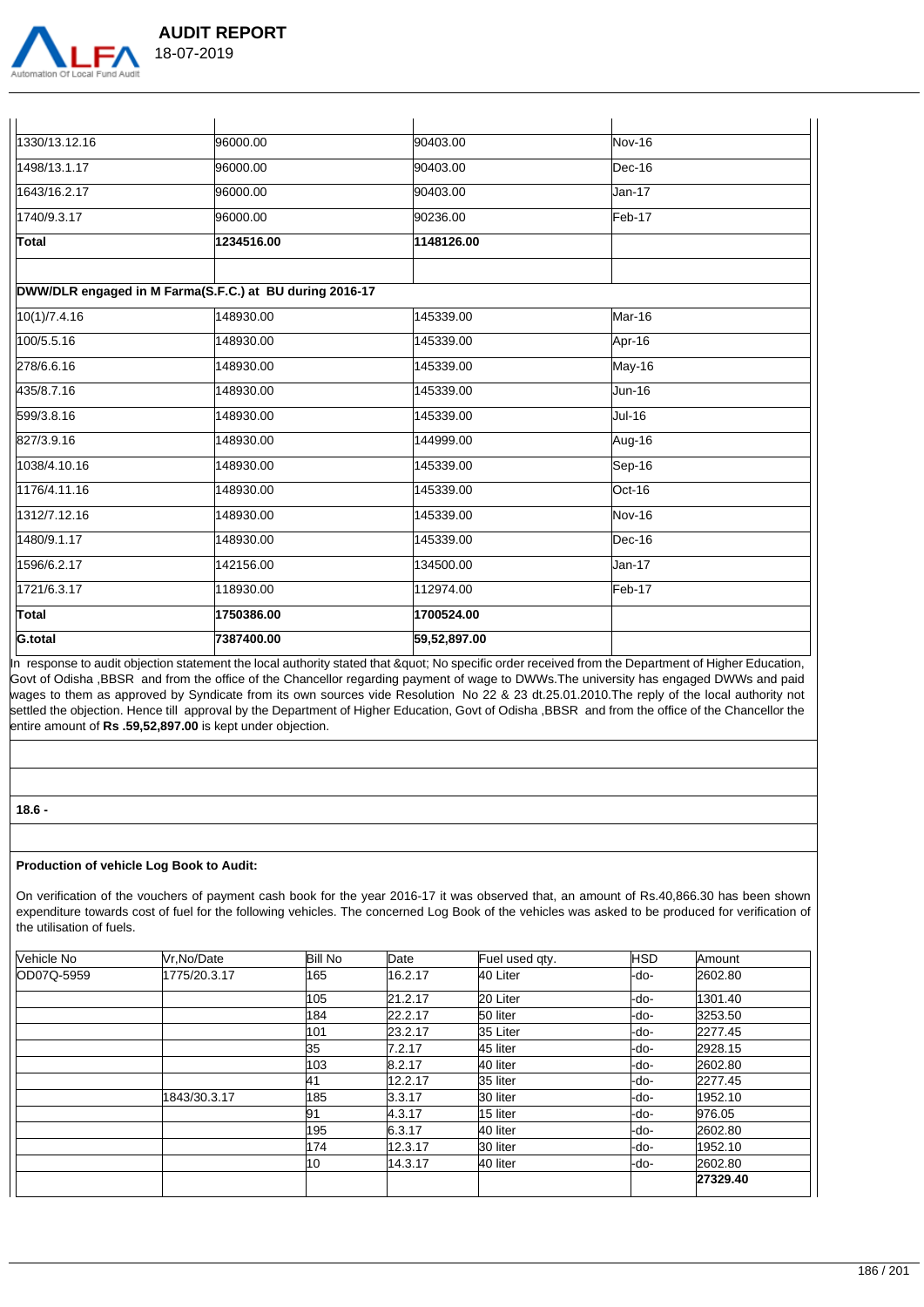| | | | |
|---|---|---|---|
| 1330/13.12.16 | 96000.00 | 90403.00 | Nov-16 |
| 1498/13.1.17 | 96000.00 | 90403.00 | Dec-16 |
| 1643/16.2.17 | 96000.00 | 90403.00 | Jan-17 |
| 1740/9.3.17 | 96000.00 | 90236.00 | Feb-17 |
| **Total** | **1234516.00** | **1148126.00** | |
| | | | |
| **DWW/DLR engaged in M Farma(S.F.C.) at BU during 2016-17** | | | |
| 10(1)/7.4.16 | 148930.00 | 145339.00 | Mar-16 |
| 100/5.5.16 | 148930.00 | 145339.00 | Apr-16 |
| 278/6.6.16 | 148930.00 | 145339.00 | May-16 |
| 435/8.7.16 | 148930.00 | 145339.00 | Jun-16 |
| 599/3.8.16 | 148930.00 | 145339.00 | Jul-16 |
| 827/3.9.16 | 148930.00 | 144999.00 | Aug-16 |
| 1038/4.10.16 | 148930.00 | 145339.00 | Sep-16 |
| 1176/4.11.16 | 148930.00 | 145339.00 | Oct-16 |
| 1312/7.12.16 | 148930.00 | 145339.00 | Nov-16 |
| 1480/9.1.17 | 148930.00 | 145339.00 | Dec-16 |
| 1596/6.2.17 | 142156.00 | 134500.00 | Jan-17 |
| 1721/6.3.17 | 118930.00 | 112974.00 | Feb-17 |
| **Total** | **1750386.00** | **1700524.00** | |
| **G.total** | **7387400.00** | **59,52,897.00** | |

In response to audit objection statement the local authority stated that &quot; No specific order received from the Department of Higher Education, Govt of Odisha ,BBSR and from the office of the Chancellor regarding payment of wage to DWWs.The university has engaged DWWs and paid wages to them as approved by Syndicate from its own sources vide Resolution No 22 & 23 dt.25.01.2010.The reply of the local authority not settled the objection. Hence till approval by the Department of Higher Education, Govt of Odisha ,BBSR and from the office of the Chancellor the entire amount of **Rs .59,52,897.00** is kept under objection.

**18.6 -**

**Production of vehicle Log Book to Audit:**

On verification of the vouchers of payment cash book for the year 2016-17 it was observed that, an amount of Rs.40,866.30 has been shown expenditure towards cost of fuel for the following vehicles. The concerned Log Book of the vehicles was asked to be produced for verification of the utilisation of fuels.

| Vehicle No | Vr,No/Date | Bill No | Date | Fuel used qty. | HSD | Amount |
|---|---|---|---|---|---|---|
| OD07Q-5959 | 1775/20.3.17 | 165 | 16.2.17 | 40 Liter | -do- | 2602.80 |
| | | 105 | 21.2.17 | 20 Liter | -do- | 1301.40 |
| | | 184 | 22.2.17 | 50 liter | -do- | 3253.50 |
| | | 101 | 23.2.17 | 35 Liter | -do- | 2277.45 |
| | | 35 | 7.2.17 | 45 liter | -do- | 2928.15 |
| | | 103 | 8.2.17 | 40 liter | -do- | 2602.80 |
| | | 41 | 12.2.17 | 35 liter | -do- | 2277.45 |
| | 1843/30.3.17 | 185 | 3.3.17 | 30 liter | -do- | 1952.10 |
| | | 91 | 4.3.17 | 15 liter | -do- | 976.05 |
| | | 195 | 6.3.17 | 40 liter | -do- | 2602.80 |
| | | 174 | 12.3.17 | 30 liter | -do- | 1952.10 |
| | | 10 | 14.3.17 | 40 liter | -do- | 2602.80 |
| | | | | | | **27329.40** |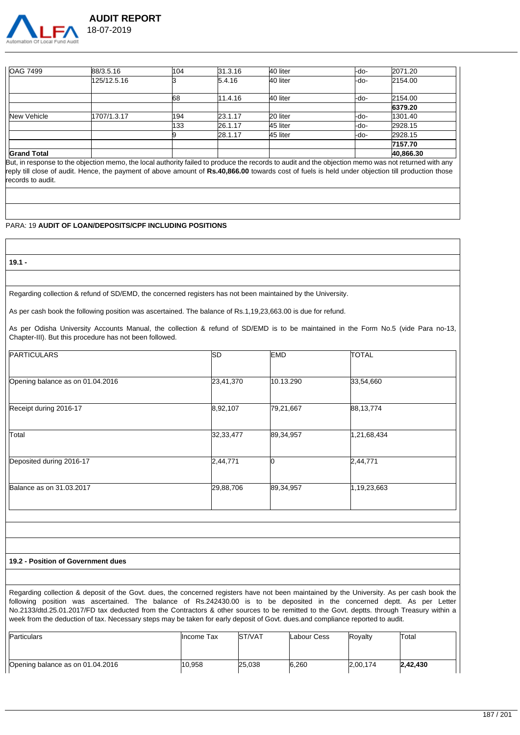| | | | | | | |
|---|---|---|---|---|---|---|
| OAG 7499 | 88/3.5.16 | 104 | 31.3.16 | 40 liter | -do- | 2071.20 |
| | 125/12.5.16 | 3 | 5.4.16 | 40 liter | -do- | 2154.00 |
| | | 68 | 11.4.16 | 40 liter | -do- | 2154.00 |
| | | | | | | **6379.20** |
| New Vehicle | 1707/1.3.17 | 194 | 23.1.17 | 20 liter | -do- | 1301.40 |
| | | 133 | 26.1.17 | 45 liter | -do- | 2928.15 |
| | | 9 | 28.1.17 | 45 liter | -do- | 2928.15 |
| | | | | | | **7157.70** |
| **Grand Total** | | | | | | **40,866.30** |

But, in response to the objection memo, the local authority failed to produce the records to audit and the objection memo was not returned with any reply till close of audit. Hence, the payment of above amount of **Rs.40,866.00** towards cost of fuels is held under objection till production those records to audit.

PARA: 19 **AUDIT OF LOAN/DEPOSITS/CPF INCLUDING POSITIONS**

**19.1 -**

Regarding collection & refund of SD/EMD, the concerned registers has not been maintained by the University.

As per cash book the following position was ascertained. The balance of Rs.1,19,23,663.00 is due for refund.

As per Odisha University Accounts Manual, the collection & refund of SD/EMD is to be maintained in the Form No.5 (vide Para no-13, Chapter-III). But this procedure has not been followed.

| PARTICULARS | SD | EMD | TOTAL |
|---|---|---|---|
| Opening balance as on 01.04.2016 | 23,41,370 | 10.13.290 | 33,54,660 |
| Receipt during 2016-17 | 8,92,107 | 79,21,667 | 88,13,774 |
| Total | 32,33,477 | 89,34,957 | 1,21,68,434 |
| Deposited during 2016-17 | 2,44,771 | 0 | 2,44,771 |
| Balance as on 31.03.2017 | 29,88,706 | 89,34,957 | 1,19,23,663 |

**19.2 - Position of Government dues**

Regarding collection & deposit of the Govt. dues, the concerned registers have not been maintained by the University. As per cash book the following position was ascertained. The balance of Rs.242430.00 is to be deposited in the concerned deptt. As per Letter No.2133/dtd.25.01.2017/FD tax deducted from the Contractors & other sources to be remitted to the Govt. deptts. through Treasury within a week from the deduction of tax. Necessary steps may be taken for early deposit of Govt. dues.and compliance reported to audit.

| Particulars | Income Tax | ST/VAT | Labour Cess | Royalty | Total |
|---|---|---|---|---|---|
| Opening balance as on 01.04.2016 | 10,958 | 25,038 | 6,260 | 2,00,174 | **2,42,430** |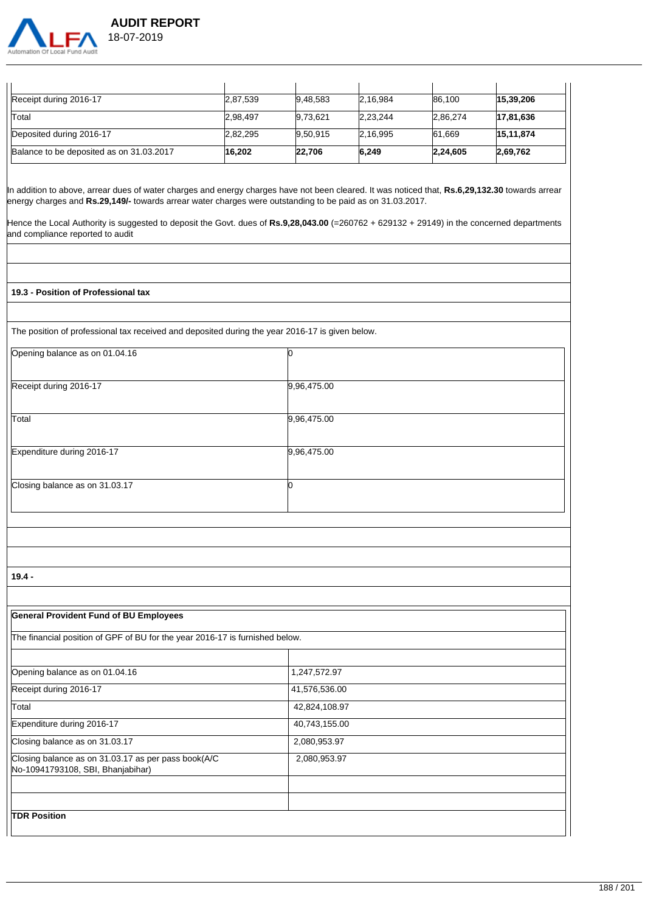| | | | | | |
|---|---|---|---|---|---|
| Receipt during 2016-17 | 2,87,539 | 9,48,583 | 2,16,984 | 86,100 | **15,39,206** |
| Total | 2,98,497 | 9,73,621 | 2,23,244 | 2,86,274 | **17,81,636** |
| Deposited during 2016-17 | 2,82,295 | 9,50,915 | 2,16,995 | 61,669 | **15,11,874** |
| Balance to be deposited as on 31.03.2017 | **16,202** | **22,706** | **6,249** | **2,24,605** | **2,69,762** |

In addition to above, arrear dues of water charges and energy charges have not been cleared. It was noticed that, **Rs.6,29,132.30** towards arrear energy charges and **Rs.29,149/-** towards arrear water charges were outstanding to be paid as on 31.03.2017.

Hence the Local Authority is suggested to deposit the Govt. dues of **Rs.9,28,043.00** (=260762 + 629132 + 29149) in the concerned departments and compliance reported to audit

**19.3 - Position of Professional tax**

The position of professional tax received and deposited during the year 2016-17 is given below.

| | |
|---|---|
| Opening balance as on 01.04.16 | 0 |
| Receipt during 2016-17 | 9,96,475.00 |
| Total | 9,96,475.00 |
| Expenditure during 2016-17 | 9,96,475.00 |
| Closing balance as on 31.03.17 | 0 |

**19.4 -**

**General Provident Fund of BU Employees**

The financial position of GPF of BU for the year 2016-17 is furnished below.

| | |
|---|---|
| Opening balance as on 01.04.16 | 1,247,572.97 |
| Receipt during 2016-17 | 41,576,536.00 |
| Total | 42,824,108.97 |
| Expenditure during 2016-17 | 40,743,155.00 |
| Closing balance as on 31.03.17 | 2,080,953.97 |
| Closing balance as on 31.03.17 as per pass book(A/C No-10941793108, SBI, Bhanjabihar) | 2,080,953.97 |

**TDR Position**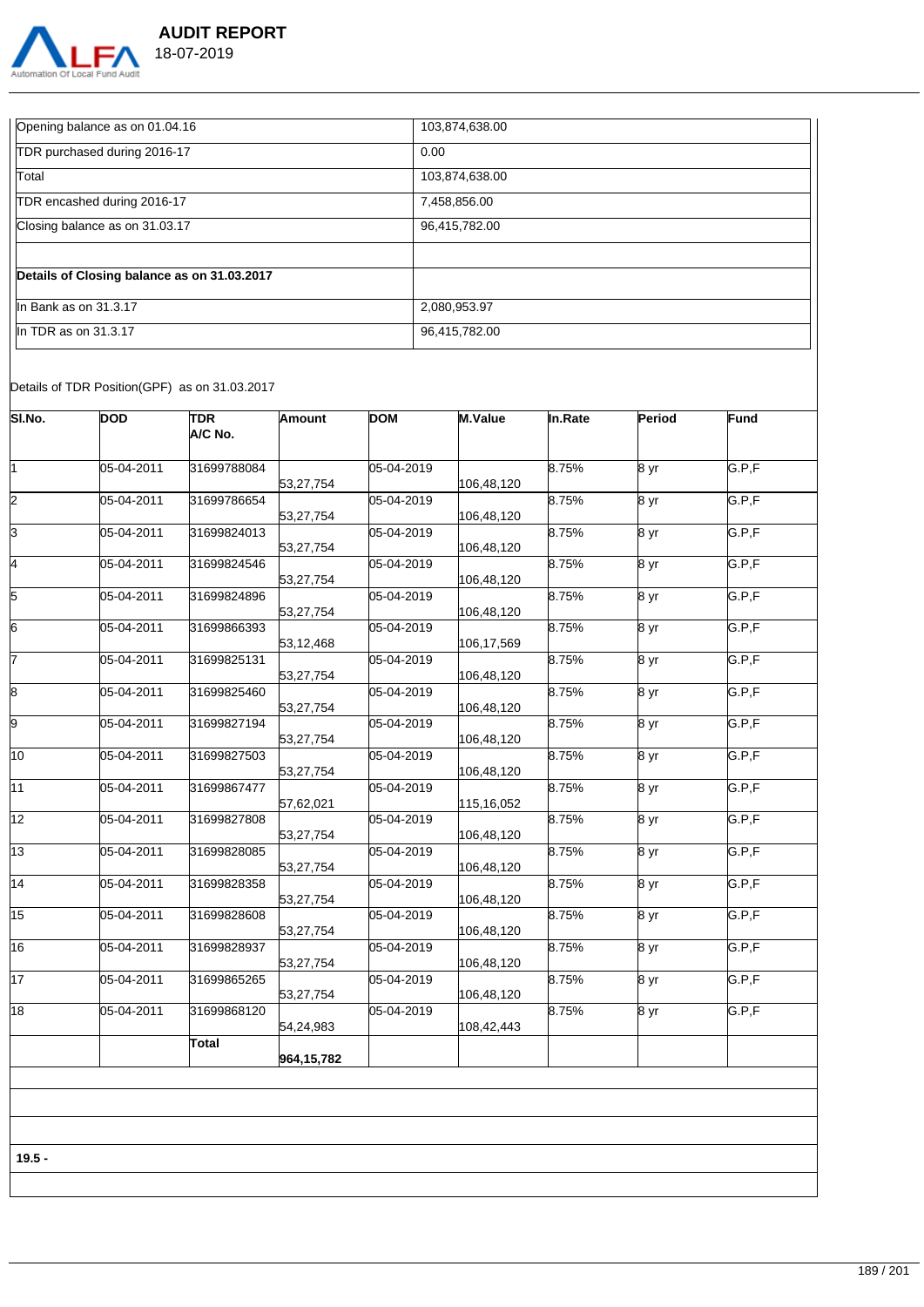| Opening balance as on 01.04.16 | 103,874,638.00 |
|---|---|
| TDR purchased during 2016-17 | 0.00 |
| Total | 103,874,638.00 |
| TDR encashed during 2016-17 | 7,458,856.00 |
| Closing balance as on 31.03.17 | 96,415,782.00 |
| | |
| **Details of Closing balance as on 31.03.2017** | |
| In Bank as on 31.3.17 | 2,080,953.97 |
| In TDR as on 31.3.17 | 96,415,782.00 |

Details of TDR Position(GPF) as on 31.03.2017

| Sl.No. | DOD | TDR A/C No. | Amount | DOM | M.Value | In.Rate | Period | Fund |
|---|---|---|---|---|---|---|---|---|
| 1 | 05-04-2011 | 31699788084 | 53,27,754 | 05-04-2019 | 106,48,120 | 8.75% | 8 yr | G.P,F |
| 2 | 05-04-2011 | 31699786654 | 53,27,754 | 05-04-2019 | 106,48,120 | 8.75% | 8 yr | G.P,F |
| 3 | 05-04-2011 | 31699824013 | 53,27,754 | 05-04-2019 | 106,48,120 | 8.75% | 8 yr | G.P,F |
| 4 | 05-04-2011 | 31699824546 | 53,27,754 | 05-04-2019 | 106,48,120 | 8.75% | 8 yr | G.P,F |
| 5 | 05-04-2011 | 31699824896 | 53,27,754 | 05-04-2019 | 106,48,120 | 8.75% | 8 yr | G.P,F |
| 6 | 05-04-2011 | 31699866393 | 53,12,468 | 05-04-2019 | 106,17,569 | 8.75% | 8 yr | G.P,F |
| 7 | 05-04-2011 | 31699825131 | 53,27,754 | 05-04-2019 | 106,48,120 | 8.75% | 8 yr | G.P,F |
| 8 | 05-04-2011 | 31699825460 | 53,27,754 | 05-04-2019 | 106,48,120 | 8.75% | 8 yr | G.P,F |
| 9 | 05-04-2011 | 31699827194 | 53,27,754 | 05-04-2019 | 106,48,120 | 8.75% | 8 yr | G.P,F |
| 10 | 05-04-2011 | 31699827503 | 53,27,754 | 05-04-2019 | 106,48,120 | 8.75% | 8 yr | G.P,F |
| 11 | 05-04-2011 | 31699867477 | 57,62,021 | 05-04-2019 | 115,16,052 | 8.75% | 8 yr | G.P,F |
| 12 | 05-04-2011 | 31699827808 | 53,27,754 | 05-04-2019 | 106,48,120 | 8.75% | 8 yr | G.P,F |
| 13 | 05-04-2011 | 31699828085 | 53,27,754 | 05-04-2019 | 106,48,120 | 8.75% | 8 yr | G.P,F |
| 14 | 05-04-2011 | 31699828358 | 53,27,754 | 05-04-2019 | 106,48,120 | 8.75% | 8 yr | G.P,F |
| 15 | 05-04-2011 | 31699828608 | 53,27,754 | 05-04-2019 | 106,48,120 | 8.75% | 8 yr | G.P,F |
| 16 | 05-04-2011 | 31699828937 | 53,27,754 | 05-04-2019 | 106,48,120 | 8.75% | 8 yr | G.P,F |
| 17 | 05-04-2011 | 31699865265 | 53,27,754 | 05-04-2019 | 106,48,120 | 8.75% | 8 yr | G.P,F |
| 18 | 05-04-2011 | 31699868120 | 54,24,983 | 05-04-2019 | 108,42,443 | 8.75% | 8 yr | G.P,F |
| | | **Total** | **964,15,782** | | | | | |

**19.5 -**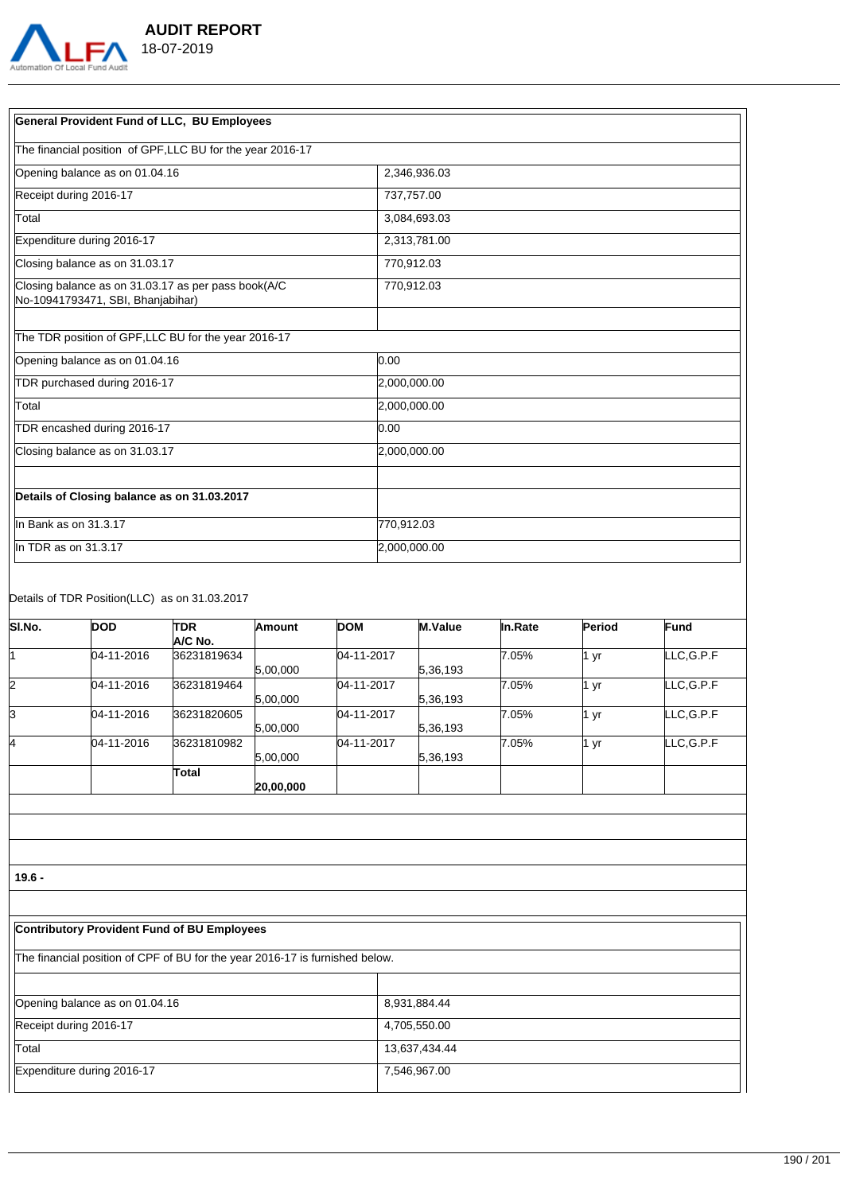| General Provident Fund of LLC, BU Employees | |
|---|---|
| The financial position of GPF,LLC BU for the year 2016-17 | |
| Opening balance as on 01.04.16 | 2,346,936.03 |
| Receipt during 2016-17 | 737,757.00 |
| Total | 3,084,693.03 |
| Expenditure during 2016-17 | 2,313,781.00 |
| Closing balance as on 31.03.17 | 770,912.03 |
| Closing balance as on 31.03.17 as per pass book(A/C No-10941793471, SBI, Bhanjabihar) | 770,912.03 |
| | |
| The TDR position of GPF,LLC BU for the year 2016-17 | |
| Opening balance as on 01.04.16 | 0.00 |
| TDR purchased during 2016-17 | 2,000,000.00 |
| Total | 2,000,000.00 |
| TDR encashed during 2016-17 | 0.00 |
| Closing balance as on 31.03.17 | 2,000,000.00 |
| | |
| **Details of Closing balance as on 31.03.2017** | |
| In Bank as on 31.3.17 | 770,912.03 |
| In TDR as on 31.3.17 | 2,000,000.00 |

Details of TDR Position(LLC) as on 31.03.2017

| Sl.No. | DOD | TDR A/C No. | Amount | DOM | M.Value | In.Rate | Period | Fund |
|---|---|---|---|---|---|---|---|---|
| 1 | 04-11-2016 | 36231819634 | 5,00,000 | 04-11-2017 | 5,36,193 | 7.05% | 1 yr | LLC,G.P.F |
| 2 | 04-11-2016 | 36231819464 | 5,00,000 | 04-11-2017 | 5,36,193 | 7.05% | 1 yr | LLC,G.P.F |
| 3 | 04-11-2016 | 36231820605 | 5,00,000 | 04-11-2017 | 5,36,193 | 7.05% | 1 yr | LLC,G.P.F |
| 4 | 04-11-2016 | 36231810982 | 5,00,000 | 04-11-2017 | 5,36,193 | 7.05% | 1 yr | LLC,G.P.F |
| | | **Total** | **20,00,000** | | | | | |

**19.6 -**

| Contributory Provident Fund of BU Employees | |
|---|---|
| The financial position of CPF of BU for the year 2016-17 is furnished below. | |
| | |
| Opening balance as on 01.04.16 | 8,931,884.44 |
| Receipt during 2016-17 | 4,705,550.00 |
| Total | 13,637,434.44 |
| Expenditure during 2016-17 | 7,546,967.00 |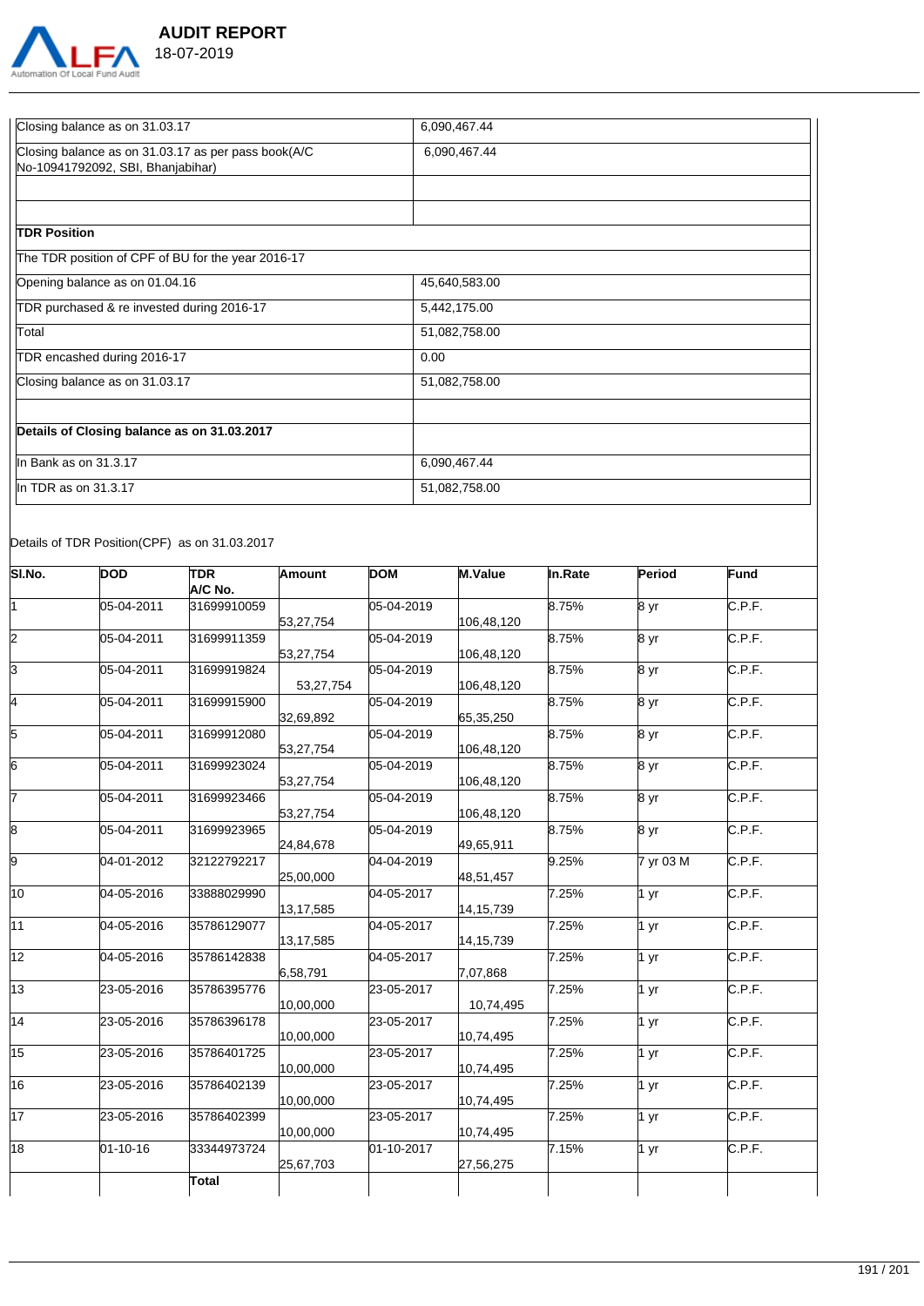| Closing balance as on 31.03.17 | 6,090,467.44 |
|---|---|
| Closing balance as on 31.03.17 as per pass book(A/C No-10941792092, SBI, Bhanjabihar) | 6,090,467.44 |
| | |
| | |
| **TDR Position** | |
| The TDR position of CPF of BU for the year 2016-17 | |
| Opening balance as on 01.04.16 | 45,640,583.00 |
| TDR purchased & re invested during 2016-17 | 5,442,175.00 |
| Total | 51,082,758.00 |
| TDR encashed during 2016-17 | 0.00 |
| Closing balance as on 31.03.17 | 51,082,758.00 |
| | |
| **Details of Closing balance as on 31.03.2017** | |
| In Bank as on 31.3.17 | 6,090,467.44 |
| In TDR as on 31.3.17 | 51,082,758.00 |

Details of TDR Position(CPF) as on 31.03.2017

| Sl.No. | DOD | TDR A/C No. | Amount | DOM | M.Value | In.Rate | Period | Fund |
|---|---|---|---|---|---|---|---|---|
| 1 | 05-04-2011 | 31699910059 | 53,27,754 | 05-04-2019 | 106,48,120 | 8.75% | 8 yr | C.P.F. |
| 2 | 05-04-2011 | 31699911359 | 53,27,754 | 05-04-2019 | 106,48,120 | 8.75% | 8 yr | C.P.F. |
| 3 | 05-04-2011 | 31699919824 | 53,27,754 | 05-04-2019 | 106,48,120 | 8.75% | 8 yr | C.P.F. |
| 4 | 05-04-2011 | 31699915900 | 32,69,892 | 05-04-2019 | 65,35,250 | 8.75% | 8 yr | C.P.F. |
| 5 | 05-04-2011 | 31699912080 | 53,27,754 | 05-04-2019 | 106,48,120 | 8.75% | 8 yr | C.P.F. |
| 6 | 05-04-2011 | 31699923024 | 53,27,754 | 05-04-2019 | 106,48,120 | 8.75% | 8 yr | C.P.F. |
| 7 | 05-04-2011 | 31699923466 | 53,27,754 | 05-04-2019 | 106,48,120 | 8.75% | 8 yr | C.P.F. |
| 8 | 05-04-2011 | 31699923965 | 24,84,678 | 05-04-2019 | 49,65,911 | 8.75% | 8 yr | C.P.F. |
| 9 | 04-01-2012 | 32122792217 | 25,00,000 | 04-04-2019 | 48,51,457 | 9.25% | 7 yr 03 M | C.P.F. |
| 10 | 04-05-2016 | 33888029990 | 13,17,585 | 04-05-2017 | 14,15,739 | 7.25% | 1 yr | C.P.F. |
| 11 | 04-05-2016 | 35786129077 | 13,17,585 | 04-05-2017 | 14,15,739 | 7.25% | 1 yr | C.P.F. |
| 12 | 04-05-2016 | 35786142838 | 6,58,791 | 04-05-2017 | 7,07,868 | 7.25% | 1 yr | C.P.F. |
| 13 | 23-05-2016 | 35786395776 | 10,00,000 | 23-05-2017 | 10,74,495 | 7.25% | 1 yr | C.P.F. |
| 14 | 23-05-2016 | 35786396178 | 10,00,000 | 23-05-2017 | 10,74,495 | 7.25% | 1 yr | C.P.F. |
| 15 | 23-05-2016 | 35786401725 | 10,00,000 | 23-05-2017 | 10,74,495 | 7.25% | 1 yr | C.P.F. |
| 16 | 23-05-2016 | 35786402139 | 10,00,000 | 23-05-2017 | 10,74,495 | 7.25% | 1 yr | C.P.F. |
| 17 | 23-05-2016 | 35786402399 | 10,00,000 | 23-05-2017 | 10,74,495 | 7.25% | 1 yr | C.P.F. |
| 18 | 01-10-16 | 33344973724 | 25,67,703 | 01-10-2017 | 27,56,275 | 7.15% | 1 yr | C.P.F. |
| | | **Total** | | | | | | |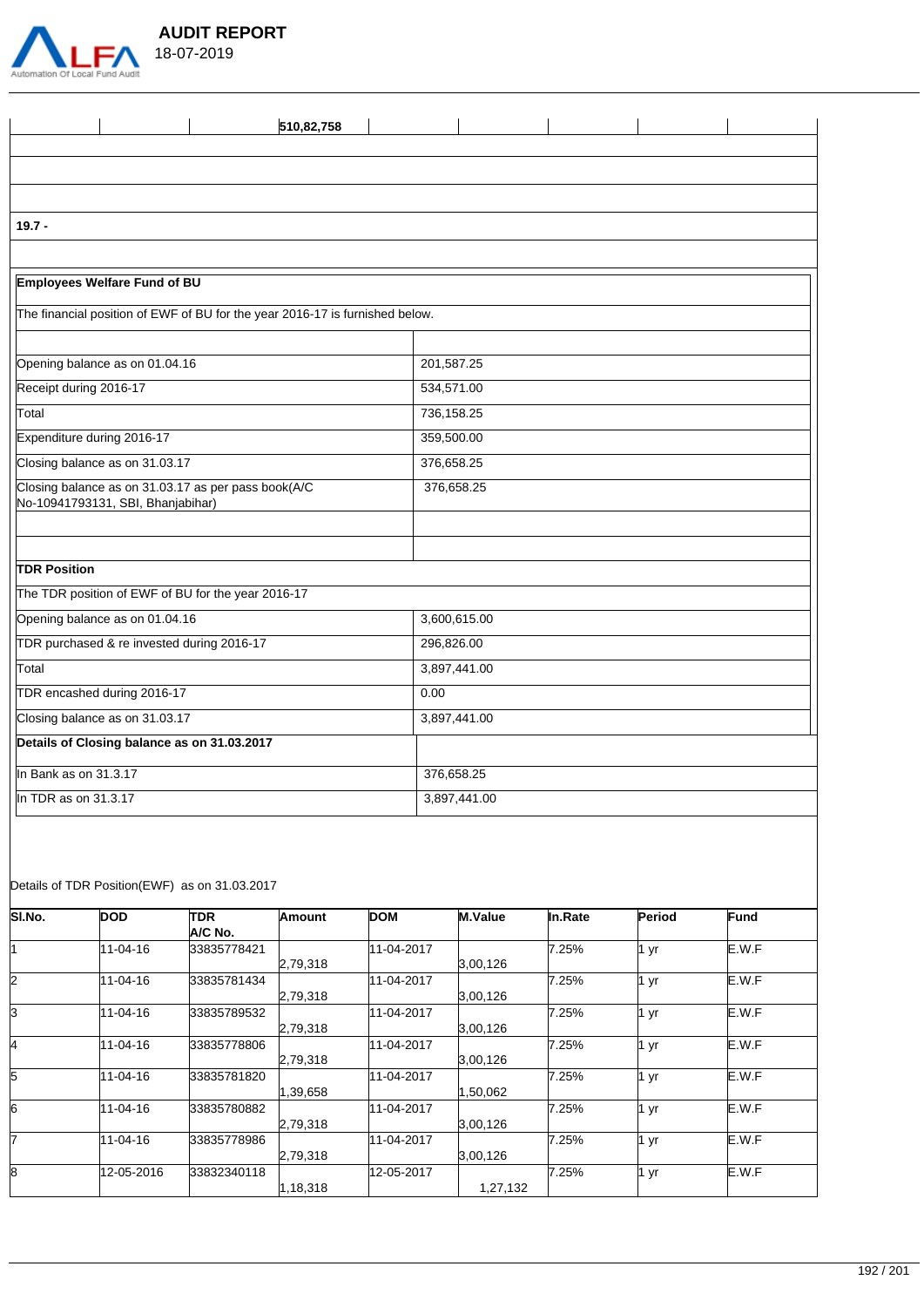| | | | 510,82,758 | | | | | |
|---|---|---|---|---|---|---|---|---|

**19.7 -**

**Employees Welfare Fund of BU**

The financial position of EWF of BU for the year 2016-17 is furnished below.

| | |
|---|---|
| Opening balance as on 01.04.16 | 201,587.25 |
| Receipt during 2016-17 | 534,571.00 |
| Total | 736,158.25 |
| Expenditure during 2016-17 | 359,500.00 |
| Closing balance as on 31.03.17 | 376,658.25 |
| Closing balance as on 31.03.17 as per pass book(A/C No-10941793131, SBI, Bhanjabihar) | 376,658.25 |

**TDR Position**

The TDR position of EWF of BU for the year 2016-17

| | |
|---|---|
| Opening balance as on 01.04.16 | 3,600,615.00 |
| TDR purchased & re invested during 2016-17 | 296,826.00 |
| Total | 3,897,441.00 |
| TDR encashed during 2016-17 | 0.00 |
| Closing balance as on 31.03.17 | 3,897,441.00 |
| **Details of Closing balance as on 31.03.2017** | |
| In Bank as on 31.3.17 | 376,658.25 |
| In TDR as on 31.3.17 | 3,897,441.00 |

Details of TDR Position(EWF) as on 31.03.2017

| Sl.No. | DOD | TDR A/C No. | Amount | DOM | M.Value | In.Rate | Period | Fund |
|---|---|---|---|---|---|---|---|---|
| 1 | 11-04-16 | 33835778421 | 2,79,318 | 11-04-2017 | 3,00,126 | 7.25% | 1 yr | E.W.F |
| 2 | 11-04-16 | 33835781434 | 2,79,318 | 11-04-2017 | 3,00,126 | 7.25% | 1 yr | E.W.F |
| 3 | 11-04-16 | 33835789532 | 2,79,318 | 11-04-2017 | 3,00,126 | 7.25% | 1 yr | E.W.F |
| 4 | 11-04-16 | 33835778806 | 2,79,318 | 11-04-2017 | 3,00,126 | 7.25% | 1 yr | E.W.F |
| 5 | 11-04-16 | 33835781820 | 1,39,658 | 11-04-2017 | 1,50,062 | 7.25% | 1 yr | E.W.F |
| 6 | 11-04-16 | 33835780882 | 2,79,318 | 11-04-2017 | 3,00,126 | 7.25% | 1 yr | E.W.F |
| 7 | 11-04-16 | 33835778986 | 2,79,318 | 11-04-2017 | 3,00,126 | 7.25% | 1 yr | E.W.F |
| 8 | 12-05-2016 | 33832340118 | 1,18,318 | 12-05-2017 | 1,27,132 | 7.25% | 1 yr | E.W.F |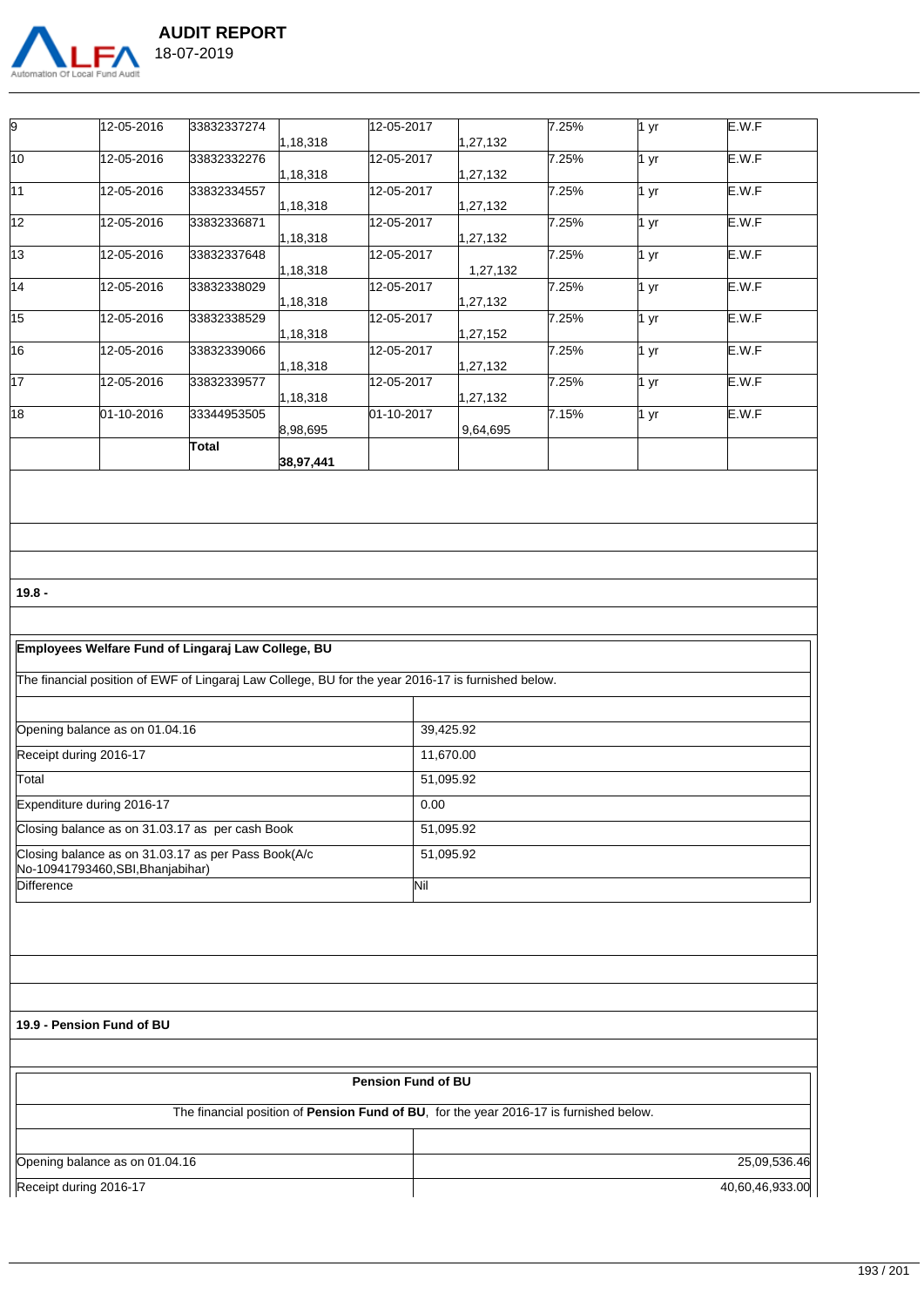| | | | | | | | | |
|---|---|---|---|---|---|---|---|---|
| 9 | 12-05-2016 | 33832337274 | 1,18,318 | 12-05-2017 | 1,27,132 | 7.25% | 1 yr | E.W.F |
| 10 | 12-05-2016 | 33832332276 | 1,18,318 | 12-05-2017 | 1,27,132 | 7.25% | 1 yr | E.W.F |
| 11 | 12-05-2016 | 33832334557 | 1,18,318 | 12-05-2017 | 1,27,132 | 7.25% | 1 yr | E.W.F |
| 12 | 12-05-2016 | 33832336871 | 1,18,318 | 12-05-2017 | 1,27,132 | 7.25% | 1 yr | E.W.F |
| 13 | 12-05-2016 | 33832337648 | 1,18,318 | 12-05-2017 | 1,27,132 | 7.25% | 1 yr | E.W.F |
| 14 | 12-05-2016 | 33832338029 | 1,18,318 | 12-05-2017 | 1,27,132 | 7.25% | 1 yr | E.W.F |
| 15 | 12-05-2016 | 33832338529 | 1,18,318 | 12-05-2017 | 1,27,152 | 7.25% | 1 yr | E.W.F |
| 16 | 12-05-2016 | 33832339066 | 1,18,318 | 12-05-2017 | 1,27,132 | 7.25% | 1 yr | E.W.F |
| 17 | 12-05-2016 | 33832339577 | 1,18,318 | 12-05-2017 | 1,27,132 | 7.25% | 1 yr | E.W.F |
| 18 | 01-10-2016 | 33344953505 | 8,98,695 | 01-10-2017 | 9,64,695 | 7.15% | 1 yr | E.W.F |
| | | **Total** | **38,97,441** | | | | | |

**19.8 -**

**Employees Welfare Fund of Lingaraj Law College, BU**

The financial position of EWF of Lingaraj Law College, BU for the year 2016-17 is furnished below.

| | |
|---|---|
| Opening balance as on 01.04.16 | 39,425.92 |
| Receipt during 2016-17 | 11,670.00 |
| Total | 51,095.92 |
| Expenditure during 2016-17 | 0.00 |
| Closing balance as on 31.03.17 as per cash Book | 51,095.92 |
| Closing balance as on 31.03.17 as per Pass Book(A/c No-10941793460,SBI,Bhanjabihar) | 51,095.92 |
| Difference | Nil |

**19.9 - Pension Fund of BU**

**Pension Fund of BU**

The financial position of **Pension Fund of BU**, for the year 2016-17 is furnished below.

| | |
|---|---:|
| Opening balance as on 01.04.16 | 25,09,536.46 |
| Receipt during 2016-17 | 40,60,46,933.00 |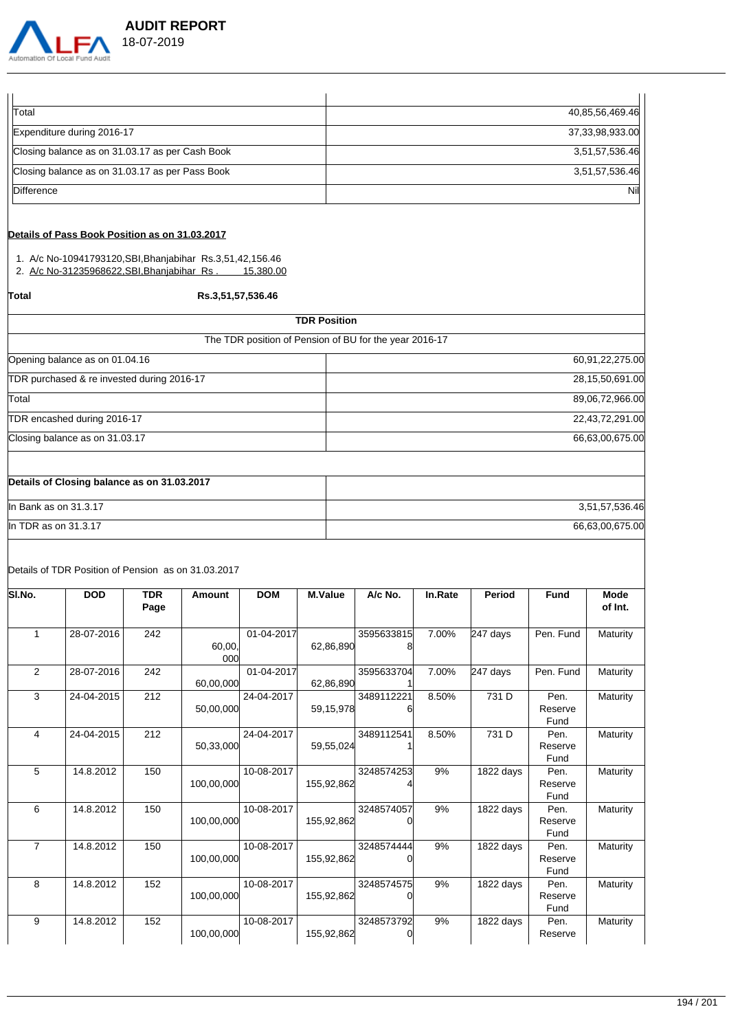| | |
|---|---|
| Total | 40,85,56,469.46 |
| Expenditure during 2016-17 | 37,33,98,933.00 |
| Closing balance as on 31.03.17 as per Cash Book | 3,51,57,536.46 |
| Closing balance as on 31.03.17 as per Pass Book | 3,51,57,536.46 |
| Difference | Nil |

**Details of Pass Book Position as on 31.03.2017**

1. A/c No-10941793120,SBI,Bhanjabihar Rs.3,51,42,156.46
2. A/c No-31235968622,SBI,Bhanjabihar Rs . 15,380.00

**Total** **Rs.3,51,57,536.46**

**TDR Position**

The TDR position of Pension of BU for the year 2016-17

| | |
|---|---|
| Opening balance as on 01.04.16 | 60,91,22,275.00 |
| TDR purchased & re invested during 2016-17 | 28,15,50,691.00 |
| Total | 89,06,72,966.00 |
| TDR encashed during 2016-17 | 22,43,72,291.00 |
| Closing balance as on 31.03.17 | 66,63,00,675.00 |

| **Details of Closing balance as on 31.03.2017** | |
|---|---|
| In Bank as on 31.3.17 | 3,51,57,536.46 |
| In TDR as on 31.3.17 | 66,63,00,675.00 |

Details of TDR Position of Pension as on 31.03.2017

| Sl.No. | DOD | TDR Page | Amount | DOM | M.Value | A/c No. | In.Rate | Period | Fund | Mode of Int. |
|---|---|---|---|---|---|---|---|---|---|---|
| 1 | 28-07-2016 | 242 | 60,00,000 | 01-04-2017 | 62,86,890 | 35956338158 | 7.00% | 247 days | Pen. Fund | Maturity |
| 2 | 28-07-2016 | 242 | 60,00,000 | 01-04-2017 | 62,86,890 | 35956337041 | 7.00% | 247 days | Pen. Fund | Maturity |
| 3 | 24-04-2015 | 212 | 50,00,000 | 24-04-2017 | 59,15,978 | 34891122216 | 8.50% | 731 D | Pen. Reserve Fund | Maturity |
| 4 | 24-04-2015 | 212 | 50,33,000 | 24-04-2017 | 59,55,024 | 34891125411 | 8.50% | 731 D | Pen. Reserve Fund | Maturity |
| 5 | 14.8.2012 | 150 | 100,00,000 | 10-08-2017 | 155,92,862 | 32485742534 | 9% | 1822 days | Pen. Reserve Fund | Maturity |
| 6 | 14.8.2012 | 150 | 100,00,000 | 10-08-2017 | 155,92,862 | 32485740570 | 9% | 1822 days | Pen. Reserve Fund | Maturity |
| 7 | 14.8.2012 | 150 | 100,00,000 | 10-08-2017 | 155,92,862 | 32485744440 | 9% | 1822 days | Pen. Reserve Fund | Maturity |
| 8 | 14.8.2012 | 152 | 100,00,000 | 10-08-2017 | 155,92,862 | 32485745750 | 9% | 1822 days | Pen. Reserve Fund | Maturity |
| 9 | 14.8.2012 | 152 | 100,00,000 | 10-08-2017 | 155,92,862 | 32485737920 | 9% | 1822 days | Pen. Reserve | Maturity |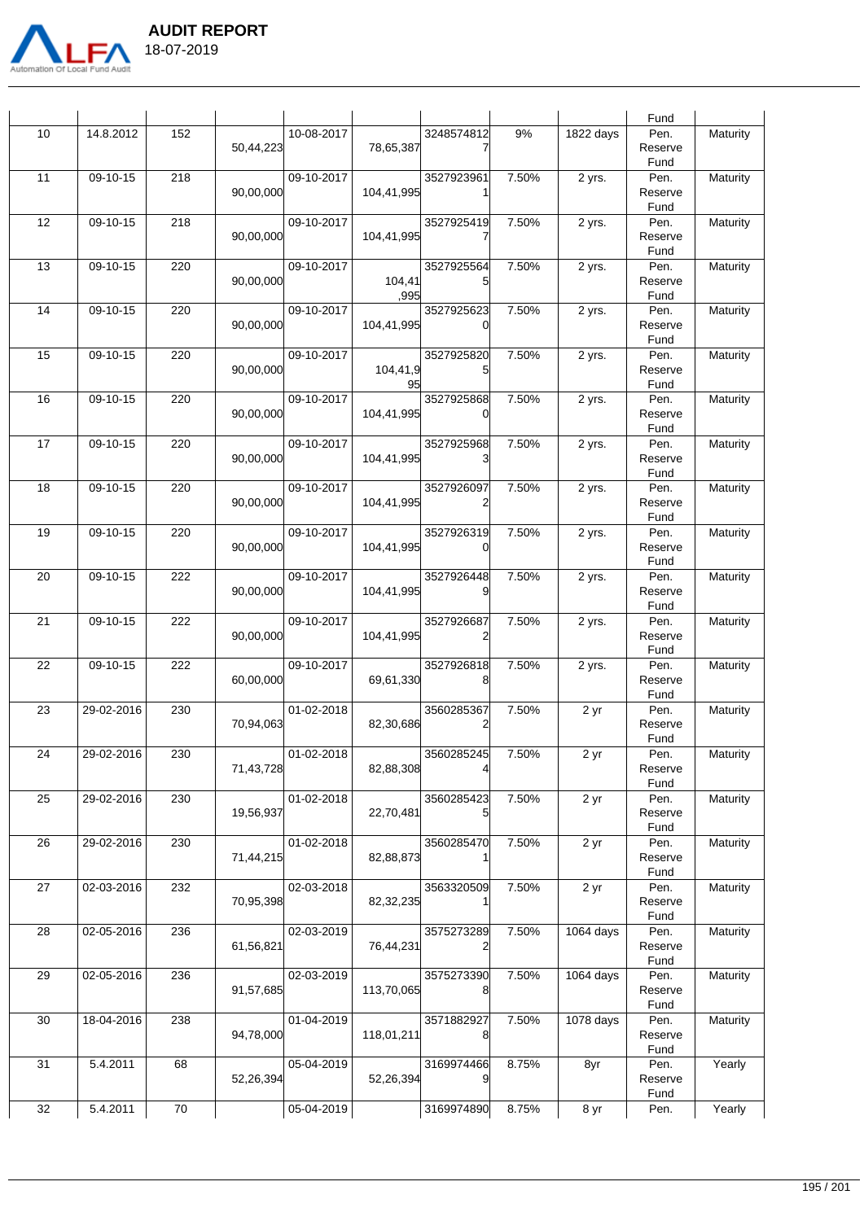| | | | | | | | | | Fund | |
|---|---|---|---|---|---|---|---|---|---|---|
| 10 | 14.8.2012 | 152 | 50,44,223 | 10-08-2017 | 78,65,387 | 32485748127 | 9% | 1822 days | Pen. Reserve Fund | Maturity |
| 11 | 09-10-15 | 218 | 90,00,000 | 09-10-2017 | 104,41,995 | 35279239611 | 7.50% | 2 yrs. | Pen. Reserve Fund | Maturity |
| 12 | 09-10-15 | 218 | 90,00,000 | 09-10-2017 | 104,41,995 | 35279254197 | 7.50% | 2 yrs. | Pen. Reserve Fund | Maturity |
| 13 | 09-10-15 | 220 | 90,00,000 | 09-10-2017 | 104,41,995 | 35279255645 | 7.50% | 2 yrs. | Pen. Reserve Fund | Maturity |
| 14 | 09-10-15 | 220 | 90,00,000 | 09-10-2017 | 104,41,995 | 35279256230 | 7.50% | 2 yrs. | Pen. Reserve Fund | Maturity |
| 15 | 09-10-15 | 220 | 90,00,000 | 09-10-2017 | 104,41,995 | 35279258205 | 7.50% | 2 yrs. | Pen. Reserve Fund | Maturity |
| 16 | 09-10-15 | 220 | 90,00,000 | 09-10-2017 | 104,41,995 | 35279258680 | 7.50% | 2 yrs. | Pen. Reserve Fund | Maturity |
| 17 | 09-10-15 | 220 | 90,00,000 | 09-10-2017 | 104,41,995 | 35279259683 | 7.50% | 2 yrs. | Pen. Reserve Fund | Maturity |
| 18 | 09-10-15 | 220 | 90,00,000 | 09-10-2017 | 104,41,995 | 35279260972 | 7.50% | 2 yrs. | Pen. Reserve Fund | Maturity |
| 19 | 09-10-15 | 220 | 90,00,000 | 09-10-2017 | 104,41,995 | 35279263190 | 7.50% | 2 yrs. | Pen. Reserve Fund | Maturity |
| 20 | 09-10-15 | 222 | 90,00,000 | 09-10-2017 | 104,41,995 | 35279264489 | 7.50% | 2 yrs. | Pen. Reserve Fund | Maturity |
| 21 | 09-10-15 | 222 | 90,00,000 | 09-10-2017 | 104,41,995 | 35279266872 | 7.50% | 2 yrs. | Pen. Reserve Fund | Maturity |
| 22 | 09-10-15 | 222 | 60,00,000 | 09-10-2017 | 69,61,330 | 35279268188 | 7.50% | 2 yrs. | Pen. Reserve Fund | Maturity |
| 23 | 29-02-2016 | 230 | 70,94,063 | 01-02-2018 | 82,30,686 | 35602853672 | 7.50% | 2 yr | Pen. Reserve Fund | Maturity |
| 24 | 29-02-2016 | 230 | 71,43,728 | 01-02-2018 | 82,88,308 | 35602852454 | 7.50% | 2 yr | Pen. Reserve Fund | Maturity |
| 25 | 29-02-2016 | 230 | 19,56,937 | 01-02-2018 | 22,70,481 | 35602854235 | 7.50% | 2 yr | Pen. Reserve Fund | Maturity |
| 26 | 29-02-2016 | 230 | 71,44,215 | 01-02-2018 | 82,88,873 | 35602854701 | 7.50% | 2 yr | Pen. Reserve Fund | Maturity |
| 27 | 02-03-2016 | 232 | 70,95,398 | 02-03-2018 | 82,32,235 | 35633205091 | 7.50% | 2 yr | Pen. Reserve Fund | Maturity |
| 28 | 02-05-2016 | 236 | 61,56,821 | 02-03-2019 | 76,44,231 | 35752732892 | 7.50% | 1064 days | Pen. Reserve Fund | Maturity |
| 29 | 02-05-2016 | 236 | 91,57,685 | 02-03-2019 | 113,70,065 | 35752733908 | 7.50% | 1064 days | Pen. Reserve Fund | Maturity |
| 30 | 18-04-2016 | 238 | 94,78,000 | 01-04-2019 | 118,01,211 | 35718829278 | 7.50% | 1078 days | Pen. Reserve Fund | Maturity |
| 31 | 5.4.2011 | 68 | 52,26,394 | 05-04-2019 | 52,26,394 | 31699744669 | 8.75% | 8yr | Pen. Reserve Fund | Yearly |
| 32 | 5.4.2011 | 70 | | 05-04-2019 | | 3169974890 | 8.75% | 8 yr | Pen. | Yearly |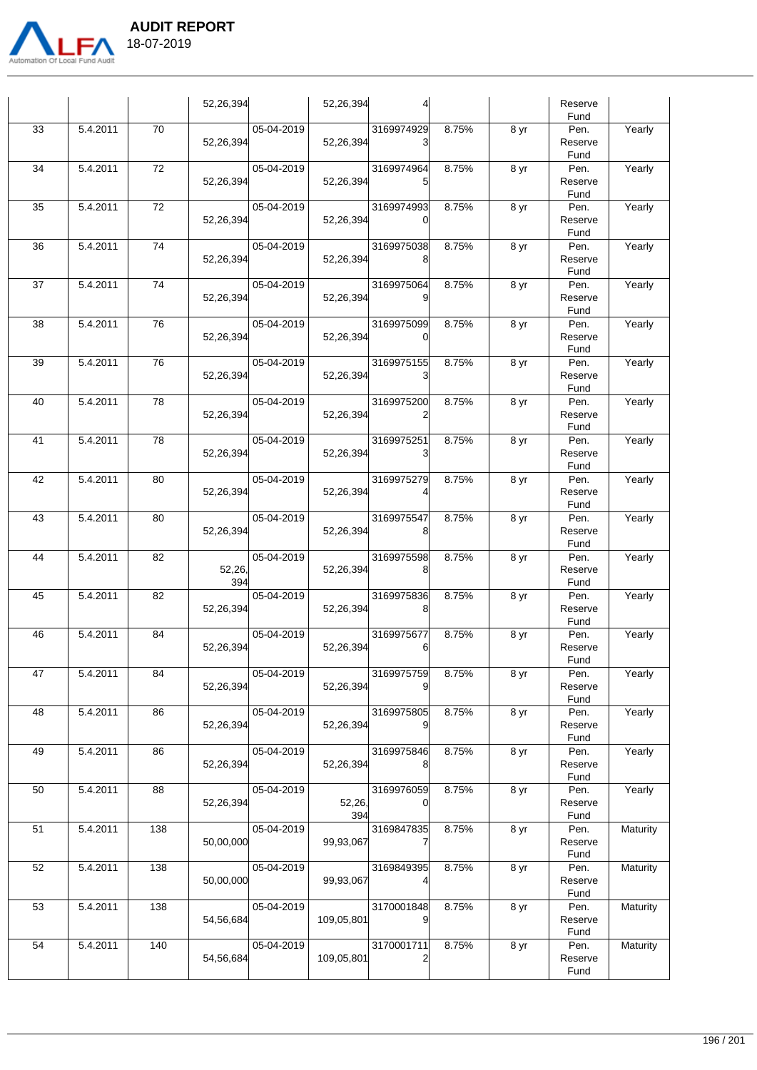| | | | | | | | | | |
|---|---|---|---|---|---|---|---|---|---|
| | | | 52,26,394 | | 52,26,394 | 4 | | | Reserve Fund | |
| 33 | 5.4.2011 | 70 | 52,26,394 | 05-04-2019 | 52,26,394 | 31699749293 | 8.75% | 8 yr | Pen. Reserve Fund | Yearly |
| 34 | 5.4.2011 | 72 | 52,26,394 | 05-04-2019 | 52,26,394 | 31699749645 | 8.75% | 8 yr | Pen. Reserve Fund | Yearly |
| 35 | 5.4.2011 | 72 | 52,26,394 | 05-04-2019 | 52,26,394 | 31699749930 | 8.75% | 8 yr | Pen. Reserve Fund | Yearly |
| 36 | 5.4.2011 | 74 | 52,26,394 | 05-04-2019 | 52,26,394 | 31699750388 | 8.75% | 8 yr | Pen. Reserve Fund | Yearly |
| 37 | 5.4.2011 | 74 | 52,26,394 | 05-04-2019 | 52,26,394 | 31699750649 | 8.75% | 8 yr | Pen. Reserve Fund | Yearly |
| 38 | 5.4.2011 | 76 | 52,26,394 | 05-04-2019 | 52,26,394 | 31699750990 | 8.75% | 8 yr | Pen. Reserve Fund | Yearly |
| 39 | 5.4.2011 | 76 | 52,26,394 | 05-04-2019 | 52,26,394 | 31699751553 | 8.75% | 8 yr | Pen. Reserve Fund | Yearly |
| 40 | 5.4.2011 | 78 | 52,26,394 | 05-04-2019 | 52,26,394 | 31699752002 | 8.75% | 8 yr | Pen. Reserve Fund | Yearly |
| 41 | 5.4.2011 | 78 | 52,26,394 | 05-04-2019 | 52,26,394 | 31699752513 | 8.75% | 8 yr | Pen. Reserve Fund | Yearly |
| 42 | 5.4.2011 | 80 | 52,26,394 | 05-04-2019 | 52,26,394 | 31699752794 | 8.75% | 8 yr | Pen. Reserve Fund | Yearly |
| 43 | 5.4.2011 | 80 | 52,26,394 | 05-04-2019 | 52,26,394 | 31699755478 | 8.75% | 8 yr | Pen. Reserve Fund | Yearly |
| 44 | 5.4.2011 | 82 | 52,26,394 | 05-04-2019 | 52,26,394 | 31699755988 | 8.75% | 8 yr | Pen. Reserve Fund | Yearly |
| 45 | 5.4.2011 | 82 | 52,26,394 | 05-04-2019 | 52,26,394 | 31699758368 | 8.75% | 8 yr | Pen. Reserve Fund | Yearly |
| 46 | 5.4.2011 | 84 | 52,26,394 | 05-04-2019 | 52,26,394 | 31699756776 | 8.75% | 8 yr | Pen. Reserve Fund | Yearly |
| 47 | 5.4.2011 | 84 | 52,26,394 | 05-04-2019 | 52,26,394 | 31699757599 | 8.75% | 8 yr | Pen. Reserve Fund | Yearly |
| 48 | 5.4.2011 | 86 | 52,26,394 | 05-04-2019 | 52,26,394 | 31699758059 | 8.75% | 8 yr | Pen. Reserve Fund | Yearly |
| 49 | 5.4.2011 | 86 | 52,26,394 | 05-04-2019 | 52,26,394 | 31699758468 | 8.75% | 8 yr | Pen. Reserve Fund | Yearly |
| 50 | 5.4.2011 | 88 | 52,26,394 | 05-04-2019 | 52,26,394 | 31699760590 | 8.75% | 8 yr | Pen. Reserve Fund | Yearly |
| 51 | 5.4.2011 | 138 | 50,00,000 | 05-04-2019 | 99,93,067 | 31698478357 | 8.75% | 8 yr | Pen. Reserve Fund | Maturity |
| 52 | 5.4.2011 | 138 | 50,00,000 | 05-04-2019 | 99,93,067 | 31698493954 | 8.75% | 8 yr | Pen. Reserve Fund | Maturity |
| 53 | 5.4.2011 | 138 | 54,56,684 | 05-04-2019 | 109,05,801 | 31700018489 | 8.75% | 8 yr | Pen. Reserve Fund | Maturity |
| 54 | 5.4.2011 | 140 | 54,56,684 | 05-04-2019 | 109,05,801 | 31700017112 | 8.75% | 8 yr | Pen. Reserve Fund | Maturity |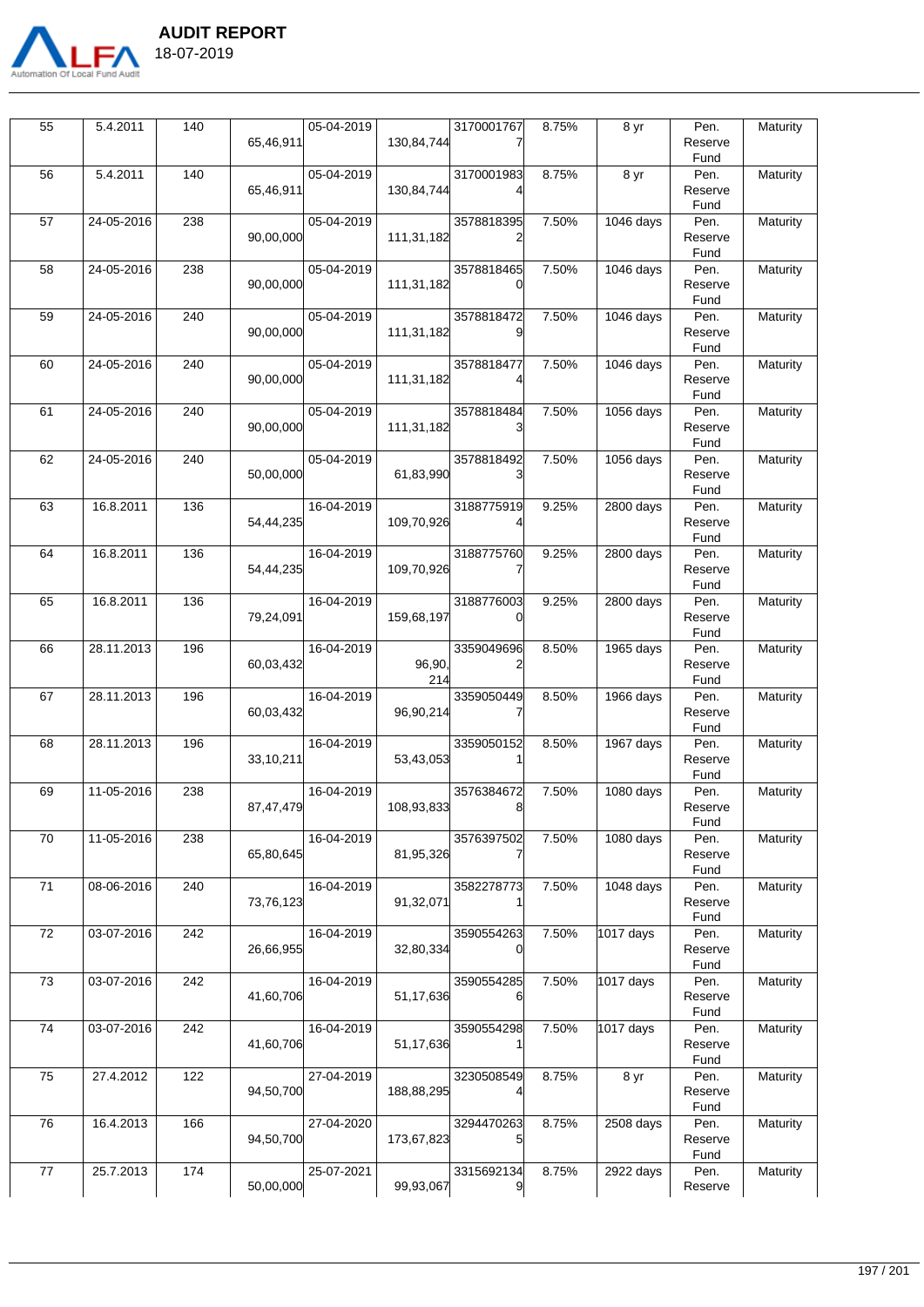| 55 | 5.4.2011 | 140 | 65,46,911 | 05-04-2019 | 130,84,744 | 31700017677 | 8.75% | 8 yr | Pen. Reserve Fund | Maturity |
|---|---|---|---|---|---|---|---|---|---|---|
| 56 | 5.4.2011 | 140 | 65,46,911 | 05-04-2019 | 130,84,744 | 31700019834 | 8.75% | 8 yr | Pen. Reserve Fund | Maturity |
| 57 | 24-05-2016 | 238 | 90,00,000 | 05-04-2019 | 111,31,182 | 35788183952 | 7.50% | 1046 days | Pen. Reserve Fund | Maturity |
| 58 | 24-05-2016 | 238 | 90,00,000 | 05-04-2019 | 111,31,182 | 35788184650 | 7.50% | 1046 days | Pen. Reserve Fund | Maturity |
| 59 | 24-05-2016 | 240 | 90,00,000 | 05-04-2019 | 111,31,182 | 35788184729 | 7.50% | 1046 days | Pen. Reserve Fund | Maturity |
| 60 | 24-05-2016 | 240 | 90,00,000 | 05-04-2019 | 111,31,182 | 35788184774 | 7.50% | 1046 days | Pen. Reserve Fund | Maturity |
| 61 | 24-05-2016 | 240 | 90,00,000 | 05-04-2019 | 111,31,182 | 35788184843 | 7.50% | 1056 days | Pen. Reserve Fund | Maturity |
| 62 | 24-05-2016 | 240 | 50,00,000 | 05-04-2019 | 61,83,990 | 35788184923 | 7.50% | 1056 days | Pen. Reserve Fund | Maturity |
| 63 | 16.8.2011 | 136 | 54,44,235 | 16-04-2019 | 109,70,926 | 31887759194 | 9.25% | 2800 days | Pen. Reserve Fund | Maturity |
| 64 | 16.8.2011 | 136 | 54,44,235 | 16-04-2019 | 109,70,926 | 31887757607 | 9.25% | 2800 days | Pen. Reserve Fund | Maturity |
| 65 | 16.8.2011 | 136 | 79,24,091 | 16-04-2019 | 159,68,197 | 31887760030 | 9.25% | 2800 days | Pen. Reserve Fund | Maturity |
| 66 | 28.11.2013 | 196 | 60,03,432 | 16-04-2019 | 96,90,214 | 33590496962 | 8.50% | 1965 days | Pen. Reserve Fund | Maturity |
| 67 | 28.11.2013 | 196 | 60,03,432 | 16-04-2019 | 96,90,214 | 33590504497 | 8.50% | 1966 days | Pen. Reserve Fund | Maturity |
| 68 | 28.11.2013 | 196 | 33,10,211 | 16-04-2019 | 53,43,053 | 33590501521 | 8.50% | 1967 days | Pen. Reserve Fund | Maturity |
| 69 | 11-05-2016 | 238 | 87,47,479 | 16-04-2019 | 108,93,833 | 35763846728 | 7.50% | 1080 days | Pen. Reserve Fund | Maturity |
| 70 | 11-05-2016 | 238 | 65,80,645 | 16-04-2019 | 81,95,326 | 35763975027 | 7.50% | 1080 days | Pen. Reserve Fund | Maturity |
| 71 | 08-06-2016 | 240 | 73,76,123 | 16-04-2019 | 91,32,071 | 35822787731 | 7.50% | 1048 days | Pen. Reserve Fund | Maturity |
| 72 | 03-07-2016 | 242 | 26,66,955 | 16-04-2019 | 32,80,334 | 35905542630 | 7.50% | 1017 days | Pen. Reserve Fund | Maturity |
| 73 | 03-07-2016 | 242 | 41,60,706 | 16-04-2019 | 51,17,636 | 35905542856 | 7.50% | 1017 days | Pen. Reserve Fund | Maturity |
| 74 | 03-07-2016 | 242 | 41,60,706 | 16-04-2019 | 51,17,636 | 35905542981 | 7.50% | 1017 days | Pen. Reserve Fund | Maturity |
| 75 | 27.4.2012 | 122 | 94,50,700 | 27-04-2019 | 188,88,295 | 32305085494 | 8.75% | 8 yr | Pen. Reserve Fund | Maturity |
| 76 | 16.4.2013 | 166 | 94,50,700 | 27-04-2020 | 173,67,823 | 32944702635 | 8.75% | 2508 days | Pen. Reserve Fund | Maturity |
| 77 | 25.7.2013 | 174 | 50,00,000 | 25-07-2021 | 99,93,067 | 33156921349 | 8.75% | 2922 days | Pen. Reserve | Maturity |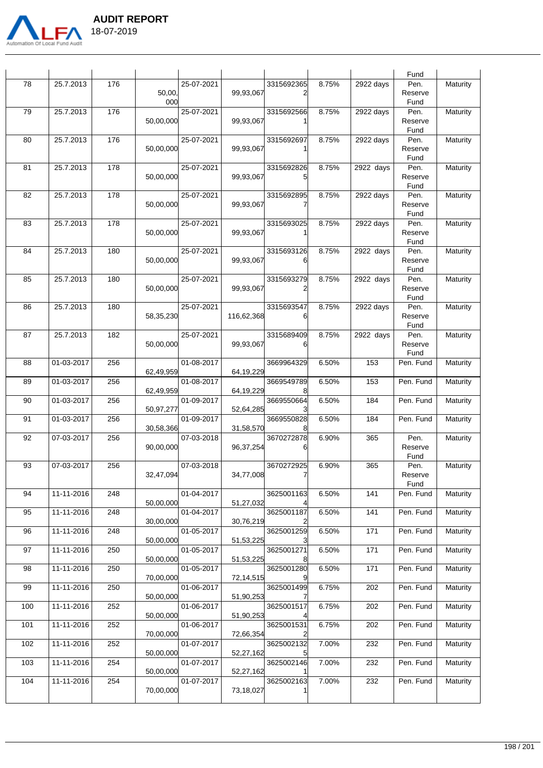| | | | | | | | | | Fund | |
|---|---|---|---|---|---|---|---|---|---|---|
| 78 | 25.7.2013 | 176 | 50,00,000 | 25-07-2021 | 99,93,067 | 33156923652 | 8.75% | 2922 days | Pen. Reserve Fund | Maturity |
| 79 | 25.7.2013 | 176 | 50,00,000 | 25-07-2021 | 99,93,067 | 33156925661 | 8.75% | 2922 days | Pen. Reserve Fund | Maturity |
| 80 | 25.7.2013 | 176 | 50,00,000 | 25-07-2021 | 99,93,067 | 33156926971 | 8.75% | 2922 days | Pen. Reserve Fund | Maturity |
| 81 | 25.7.2013 | 178 | 50,00,000 | 25-07-2021 | 99,93,067 | 33156928265 | 8.75% | 2922 days | Pen. Reserve Fund | Maturity |
| 82 | 25.7.2013 | 178 | 50,00,000 | 25-07-2021 | 99,93,067 | 33156928957 | 8.75% | 2922 days | Pen. Reserve Fund | Maturity |
| 83 | 25.7.2013 | 178 | 50,00,000 | 25-07-2021 | 99,93,067 | 33156930251 | 8.75% | 2922 days | Pen. Reserve Fund | Maturity |
| 84 | 25.7.2013 | 180 | 50,00,000 | 25-07-2021 | 99,93,067 | 33156931266 | 8.75% | 2922 days | Pen. Reserve Fund | Maturity |
| 85 | 25.7.2013 | 180 | 50,00,000 | 25-07-2021 | 99,93,067 | 33156932792 | 8.75% | 2922 days | Pen. Reserve Fund | Maturity |
| 86 | 25.7.2013 | 180 | 58,35,230 | 25-07-2021 | 116,62,368 | 33156935476 | 8.75% | 2922 days | Pen. Reserve Fund | Maturity |
| 87 | 25.7.2013 | 182 | 50,00,000 | 25-07-2021 | 99,93,067 | 33156894096 | 8.75% | 2922 days | Pen. Reserve Fund | Maturity |
| 88 | 01-03-2017 | 256 | 62,49,959 | 01-08-2017 | 64,19,229 | 3669964329 | 6.50% | 153 | Pen. Fund | Maturity |
| 89 | 01-03-2017 | 256 | 62,49,959 | 01-08-2017 | 64,19,229 | 36695497898 | 6.50% | 153 | Pen. Fund | Maturity |
| 90 | 01-03-2017 | 256 | 50,97,277 | 01-09-2017 | 52,64,285 | 36695506643 | 6.50% | 184 | Pen. Fund | Maturity |
| 91 | 01-03-2017 | 256 | 30,58,366 | 01-09-2017 | 31,58,570 | 36695508288 | 6.50% | 184 | Pen. Fund | Maturity |
| 92 | 07-03-2017 | 256 | 90,00,000 | 07-03-2018 | 96,37,254 | 36702728786 | 6.90% | 365 | Pen. Reserve Fund | Maturity |
| 93 | 07-03-2017 | 256 | 32,47,094 | 07-03-2018 | 34,77,008 | 36702729257 | 6.90% | 365 | Pen. Reserve Fund | Maturity |
| 94 | 11-11-2016 | 248 | 50,00,000 | 01-04-2017 | 51,27,032 | 36250011634 | 6.50% | 141 | Pen. Fund | Maturity |
| 95 | 11-11-2016 | 248 | 30,00,000 | 01-04-2017 | 30,76,219 | 36250011872 | 6.50% | 141 | Pen. Fund | Maturity |
| 96 | 11-11-2016 | 248 | 50,00,000 | 01-05-2017 | 51,53,225 | 36250012593 | 6.50% | 171 | Pen. Fund | Maturity |
| 97 | 11-11-2016 | 250 | 50,00,000 | 01-05-2017 | 51,53,225 | 36250012718 | 6.50% | 171 | Pen. Fund | Maturity |
| 98 | 11-11-2016 | 250 | 70,00,000 | 01-05-2017 | 72,14,515 | 36250012809 | 6.50% | 171 | Pen. Fund | Maturity |
| 99 | 11-11-2016 | 250 | 50,00,000 | 01-06-2017 | 51,90,253 | 36250014997 | 6.75% | 202 | Pen. Fund | Maturity |
| 100 | 11-11-2016 | 252 | 50,00,000 | 01-06-2017 | 51,90,253 | 36250015174 | 6.75% | 202 | Pen. Fund | Maturity |
| 101 | 11-11-2016 | 252 | 70,00,000 | 01-06-2017 | 72,66,354 | 36250015312 | 6.75% | 202 | Pen. Fund | Maturity |
| 102 | 11-11-2016 | 252 | 50,00,000 | 01-07-2017 | 52,27,162 | 36250021325 | 7.00% | 232 | Pen. Fund | Maturity |
| 103 | 11-11-2016 | 254 | 50,00,000 | 01-07-2017 | 52,27,162 | 36250021461 | 7.00% | 232 | Pen. Fund | Maturity |
| 104 | 11-11-2016 | 254 | 70,00,000 | 01-07-2017 | 73,18,027 | 36250021631 | 7.00% | 232 | Pen. Fund | Maturity |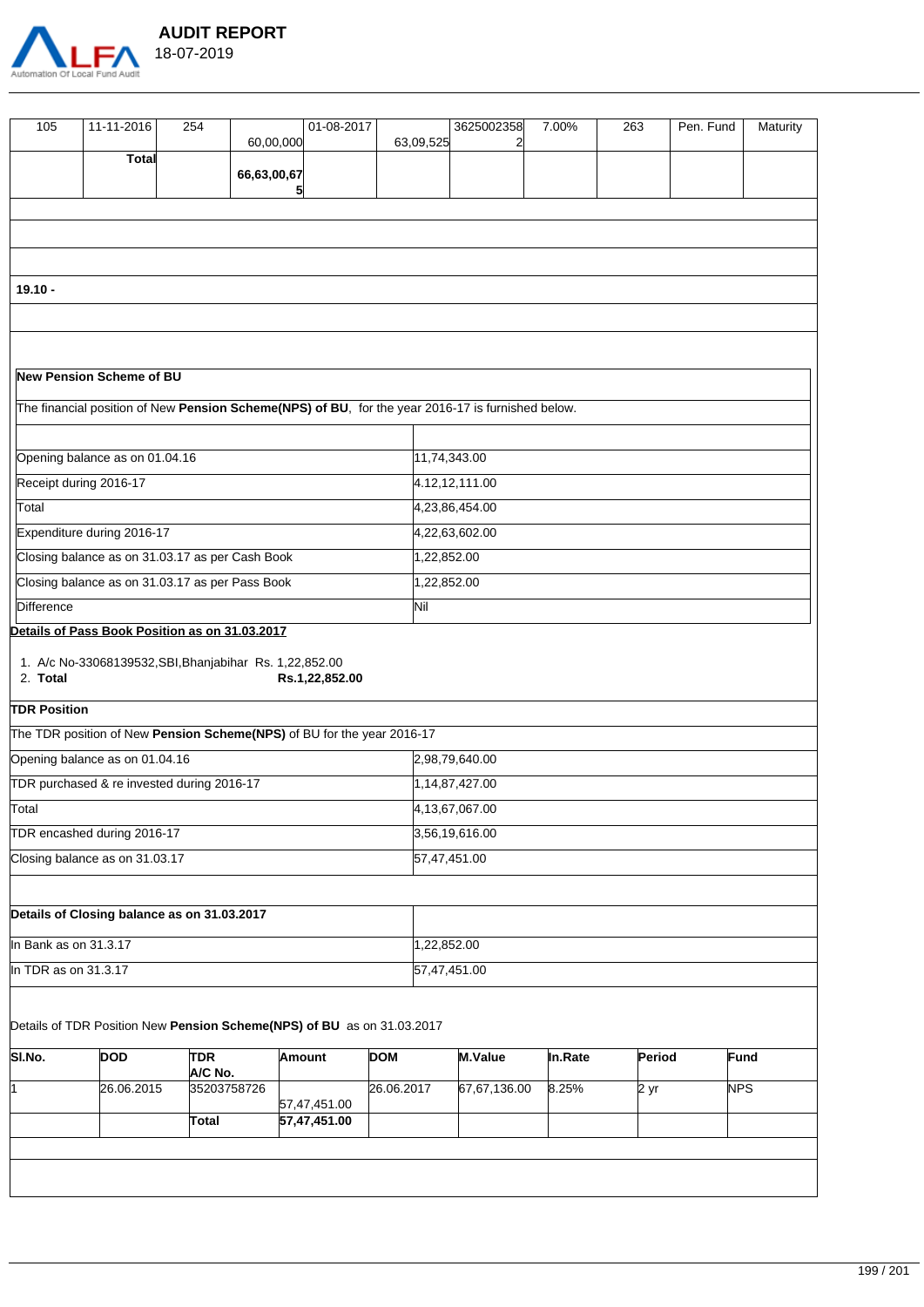| 105 | 11-11-2016 | 254 | 60,00,000 | 01-08-2017 | 63,09,525 | 36250023582 | 7.00% | 263 | Pen. Fund | Maturity |
|---|---|---|---|---|---|---|---|---|---|---|
| | **Total** | | **66,63,00,675** | | | | | | | |

**19.10 -**

**New Pension Scheme of BU**

The financial position of New **Pension Scheme(NPS) of BU**, for the year 2016-17 is furnished below.

| | |
|---|---|
| Opening balance as on 01.04.16 | 11,74,343.00 |
| Receipt during 2016-17 | 4.12,12,111.00 |
| Total | 4,23,86,454.00 |
| Expenditure during 2016-17 | 4,22,63,602.00 |
| Closing balance as on 31.03.17 as per Cash Book | 1,22,852.00 |
| Closing balance as on 31.03.17 as per Pass Book | 1,22,852.00 |
| Difference | Nil |

**Details of Pass Book Position as on 31.03.2017**

1. A/c No-33068139532,SBI,Bhanjabihar Rs. 1,22,852.00
2. **Total** **Rs.1,22,852.00**

**TDR Position**

The TDR position of New **Pension Scheme(NPS)** of BU for the year 2016-17

| | |
|---|---|
| Opening balance as on 01.04.16 | 2,98,79,640.00 |
| TDR purchased & re invested during 2016-17 | 1,14,87,427.00 |
| Total | 4,13,67,067.00 |
| TDR encashed during 2016-17 | 3,56,19,616.00 |
| Closing balance as on 31.03.17 | 57,47,451.00 |

| **Details of Closing balance as on 31.03.2017** | |
|---|---|
| In Bank as on 31.3.17 | 1,22,852.00 |
| In TDR as on 31.3.17 | 57,47,451.00 |

Details of TDR Position New **Pension Scheme(NPS) of BU** as on 31.03.2017

| Sl.No. | DOD | TDR A/C No. | Amount | DOM | M.Value | In.Rate | Period | Fund |
|---|---|---|---|---|---|---|---|---|
| 1 | 26.06.2015 | 35203758726 | 57,47,451.00 | 26.06.2017 | 67,67,136.00 | 8.25% | 2 yr | NPS |
| | | **Total** | **57,47,451.00** | | | | | |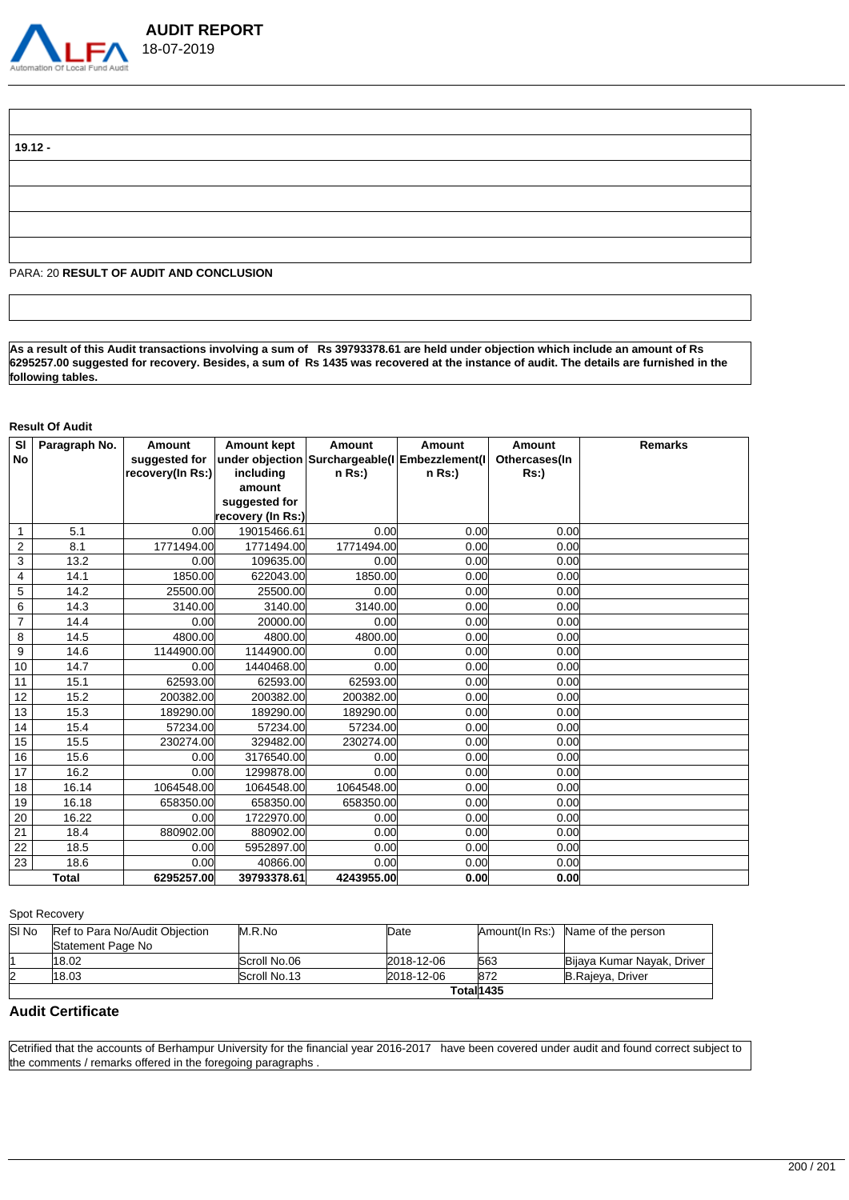**19.12 -**

PARA: 20 **RESULT OF AUDIT AND CONCLUSION**

**As a result of this Audit transactions involving a sum of Rs 39793378.61 are held under objection which include an amount of Rs 6295257.00 suggested for recovery. Besides, a sum of Rs 1435 was recovered at the instance of audit. The details are furnished in the following tables.**

**Result Of Audit**

| Sl No | Paragraph No. | Amount suggested for recovery(In Rs:) | Amount kept under objection including amount suggested for recovery (In Rs:) | Amount Surchargeable(In Rs:) | Amount Embezzlement(In Rs:) | Amount Othercases(In Rs:) | Remarks |
|---|---|---|---|---|---|---|---|
| 1 | 5.1 | 0.00 | 19015466.61 | 0.00 | 0.00 | 0.00 | |
| 2 | 8.1 | 1771494.00 | 1771494.00 | 1771494.00 | 0.00 | 0.00 | |
| 3 | 13.2 | 0.00 | 109635.00 | 0.00 | 0.00 | 0.00 | |
| 4 | 14.1 | 1850.00 | 622043.00 | 1850.00 | 0.00 | 0.00 | |
| 5 | 14.2 | 25500.00 | 25500.00 | 0.00 | 0.00 | 0.00 | |
| 6 | 14.3 | 3140.00 | 3140.00 | 3140.00 | 0.00 | 0.00 | |
| 7 | 14.4 | 0.00 | 20000.00 | 0.00 | 0.00 | 0.00 | |
| 8 | 14.5 | 4800.00 | 4800.00 | 4800.00 | 0.00 | 0.00 | |
| 9 | 14.6 | 1144900.00 | 1144900.00 | 0.00 | 0.00 | 0.00 | |
| 10 | 14.7 | 0.00 | 1440468.00 | 0.00 | 0.00 | 0.00 | |
| 11 | 15.1 | 62593.00 | 62593.00 | 62593.00 | 0.00 | 0.00 | |
| 12 | 15.2 | 200382.00 | 200382.00 | 200382.00 | 0.00 | 0.00 | |
| 13 | 15.3 | 189290.00 | 189290.00 | 189290.00 | 0.00 | 0.00 | |
| 14 | 15.4 | 57234.00 | 57234.00 | 57234.00 | 0.00 | 0.00 | |
| 15 | 15.5 | 230274.00 | 329482.00 | 230274.00 | 0.00 | 0.00 | |
| 16 | 15.6 | 0.00 | 3176540.00 | 0.00 | 0.00 | 0.00 | |
| 17 | 16.2 | 0.00 | 1299878.00 | 0.00 | 0.00 | 0.00 | |
| 18 | 16.14 | 1064548.00 | 1064548.00 | 1064548.00 | 0.00 | 0.00 | |
| 19 | 16.18 | 658350.00 | 658350.00 | 658350.00 | 0.00 | 0.00 | |
| 20 | 16.22 | 0.00 | 1722970.00 | 0.00 | 0.00 | 0.00 | |
| 21 | 18.4 | 880902.00 | 880902.00 | 0.00 | 0.00 | 0.00 | |
| 22 | 18.5 | 0.00 | 5952897.00 | 0.00 | 0.00 | 0.00 | |
| 23 | 18.6 | 0.00 | 40866.00 | 0.00 | 0.00 | 0.00 | |
| | **Total** | **6295257.00** | **39793378.61** | **4243955.00** | **0.00** | **0.00** | |

Spot Recovery

| Sl No | Ref to Para No/Audit Objection Statement Page No | M.R.No | Date | Amount(In Rs:) | Name of the person |
|---|---|---|---|---|---|
| 1 | 18.02 | Scroll No.06 | 2018-12-06 | 563 | Bijaya Kumar Nayak, Driver |
| 2 | 18.03 | Scroll No.13 | 2018-12-06 | 872 | B.Rajeya, Driver |
| | | | **Total** | **1435** | |

## Audit Certificate

Cetrified that the accounts of Berhampur University for the financial year 2016-2017 have been covered under audit and found correct subject to the comments / remarks offered in the foregoing paragraphs .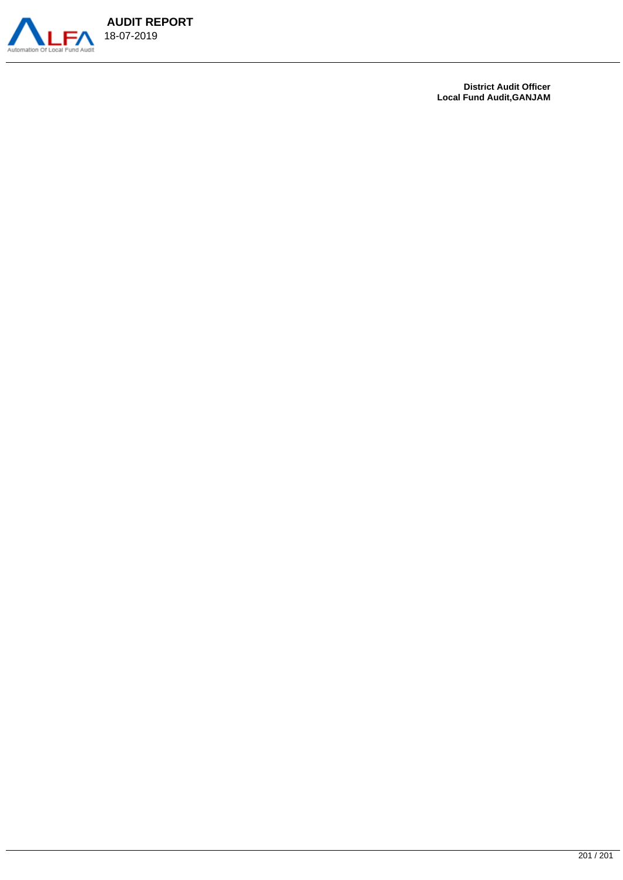**District Audit Officer**
**Local Fund Audit,GANJAM**